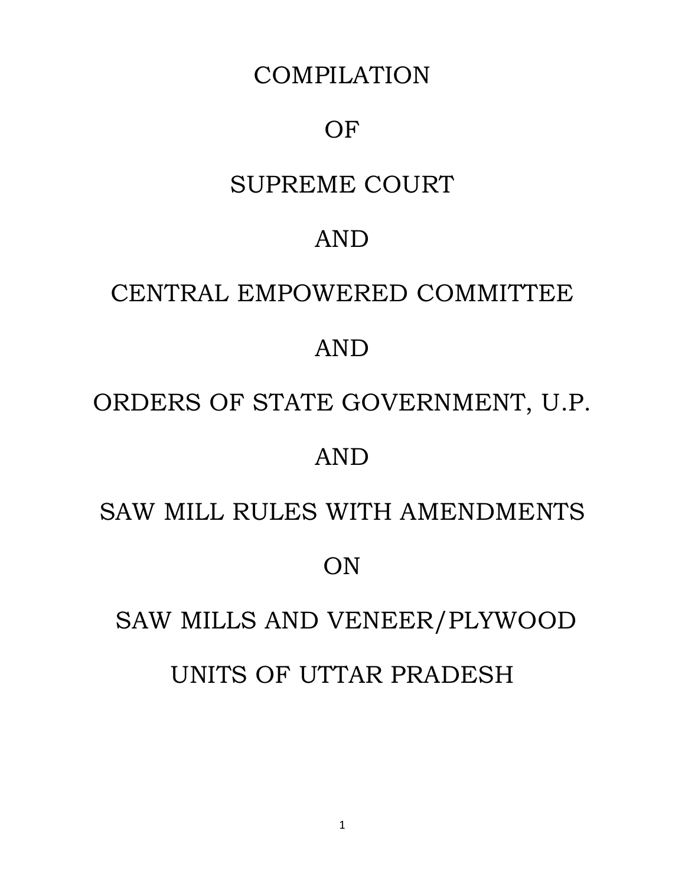# COMPILATION

# OF

# SUPREME COURT

# AND

# CENTRAL EMPOWERED COMMITTEE

# AND

# ORDERS OF STATE GOVERNMENT, U.P.

# AND

# SAW MILL RULES WITH AMENDMENTS

# ON

# SAW MILLS AND VENEER/PLYWOOD

# UNITS OF UTTAR PRADESH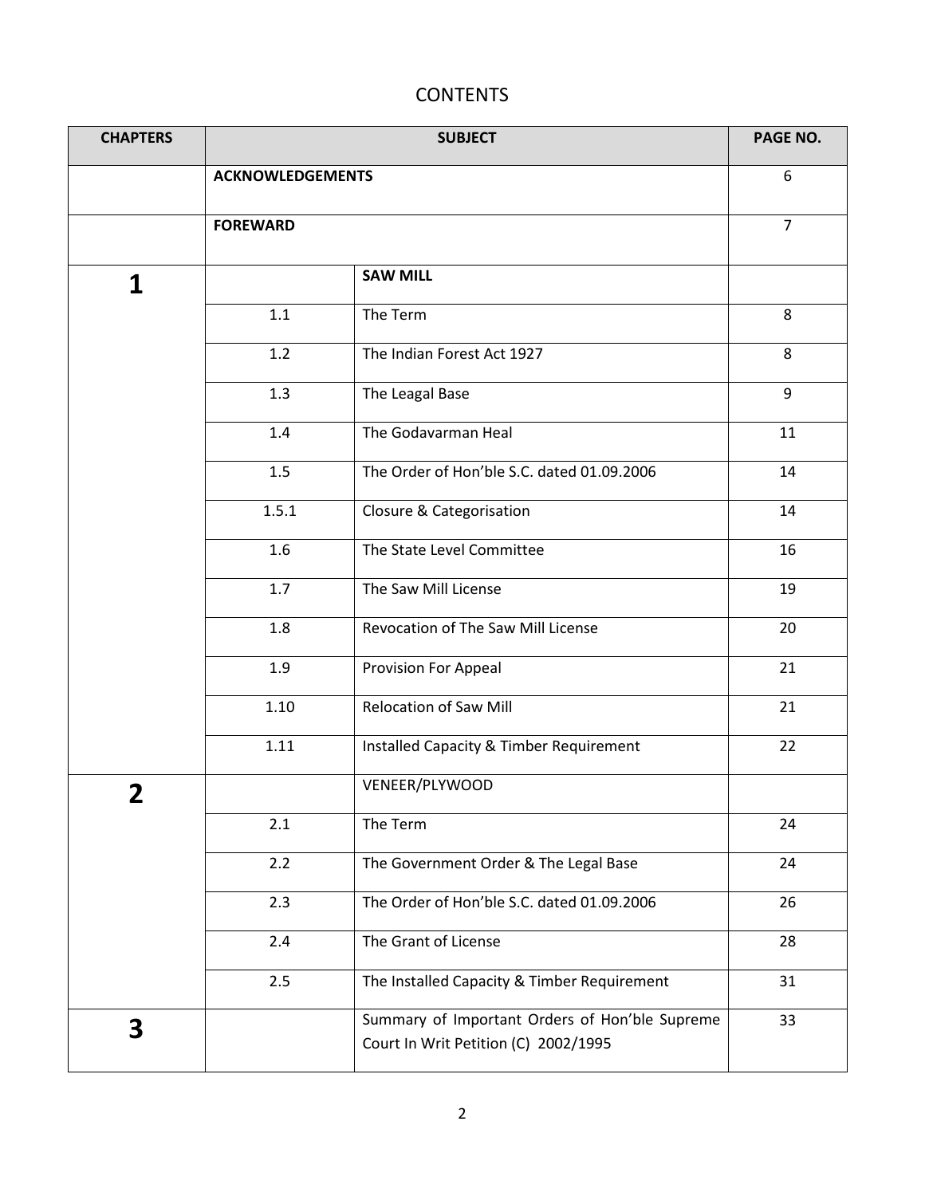# CONTENTS

| CHAPTERS | SUBJECT | | PAGE NO. |
|---|---|---|---|
| | **ACKNOWLEDGEMENTS** | | 6 |
| | **FOREWARD** | | 7 |
| **1** | | **SAW MILL** | |
| | 1.1 | The Term | 8 |
| | 1.2 | The Indian Forest Act 1927 | 8 |
| | 1.3 | The Leagal Base | 9 |
| | 1.4 | The Godavarman Heal | 11 |
| | 1.5 | The Order of Hon'ble S.C. dated 01.09.2006 | 14 |
| | 1.5.1 | Closure & Categorisation | 14 |
| | 1.6 | The State Level Committee | 16 |
| | 1.7 | The Saw Mill License | 19 |
| | 1.8 | Revocation of The Saw Mill License | 20 |
| | 1.9 | Provision For Appeal | 21 |
| | 1.10 | Relocation of Saw Mill | 21 |
| | 1.11 | Installed Capacity & Timber Requirement | 22 |
| **2** | | VENEER/PLYWOOD | |
| | 2.1 | The Term | 24 |
| | 2.2 | The Government Order & The Legal Base | 24 |
| | 2.3 | The Order of Hon'ble S.C. dated 01.09.2006 | 26 |
| | 2.4 | The Grant of License | 28 |
| | 2.5 | The Installed Capacity & Timber Requirement | 31 |
| **3** | | Summary of Important Orders of Hon'ble Supreme Court In Writ Petition (C) 2002/1995 | 33 |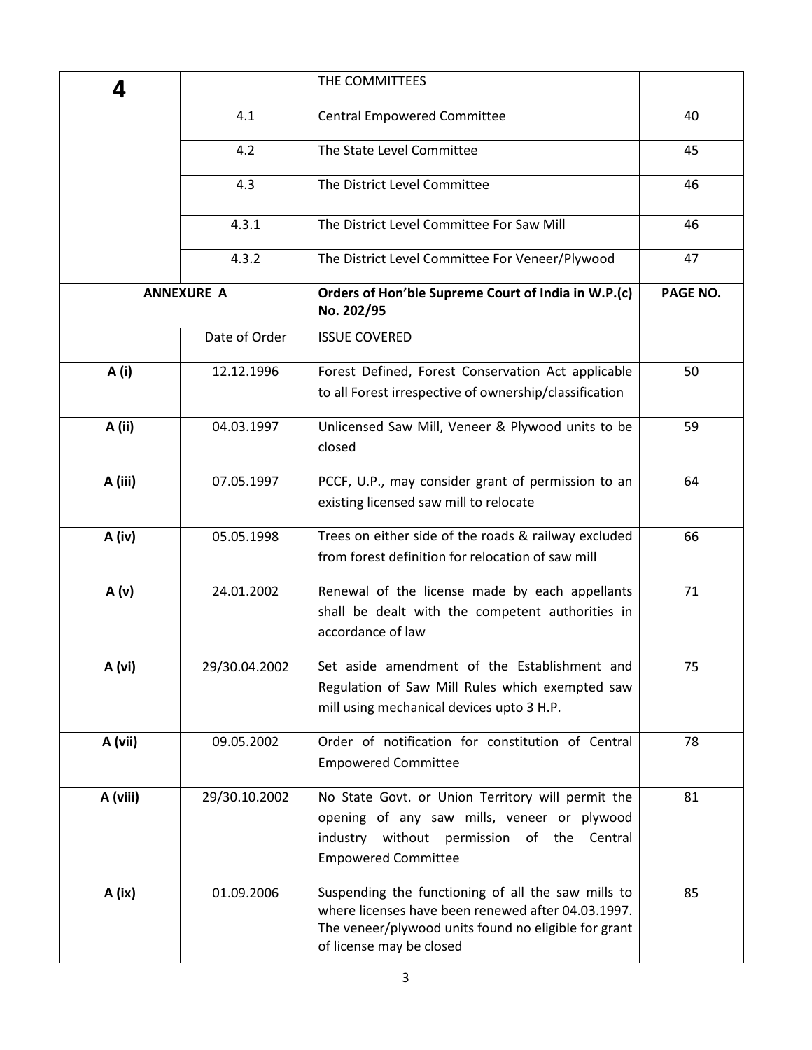| 4 | | THE COMMITTEES | |
|---|---|---|---|
| | 4.1 | Central Empowered Committee | 40 |
| | 4.2 | The State Level Committee | 45 |
| | 4.3 | The District Level Committee | 46 |
| | 4.3.1 | The District Level Committee For Saw Mill | 46 |
| | 4.3.2 | The District Level Committee For Veneer/Plywood | 47 |
| **ANNEXURE A** | | **Orders of Hon'ble Supreme Court of India in W.P.(c) No. 202/95** | **PAGE NO.** |
| | Date of Order | ISSUE COVERED | |
| **A (i)** | 12.12.1996 | Forest Defined, Forest Conservation Act applicable to all Forest irrespective of ownership/classification | 50 |
| **A (ii)** | 04.03.1997 | Unlicensed Saw Mill, Veneer & Plywood units to be closed | 59 |
| **A (iii)** | 07.05.1997 | PCCF, U.P., may consider grant of permission to an existing licensed saw mill to relocate | 64 |
| **A (iv)** | 05.05.1998 | Trees on either side of the roads & railway excluded from forest definition for relocation of saw mill | 66 |
| **A (v)** | 24.01.2002 | Renewal of the license made by each appellants shall be dealt with the competent authorities in accordance of law | 71 |
| **A (vi)** | 29/30.04.2002 | Set aside amendment of the Establishment and Regulation of Saw Mill Rules which exempted saw mill using mechanical devices upto 3 H.P. | 75 |
| **A (vii)** | 09.05.2002 | Order of notification for constitution of Central Empowered Committee | 78 |
| **A (viii)** | 29/30.10.2002 | No State Govt. or Union Territory will permit the opening of any saw mills, veneer or plywood industry without permission of the Central Empowered Committee | 81 |
| **A (ix)** | 01.09.2006 | Suspending the functioning of all the saw mills to where licenses have been renewed after 04.03.1997. The veneer/plywood units found no eligible for grant of license may be closed | 85 |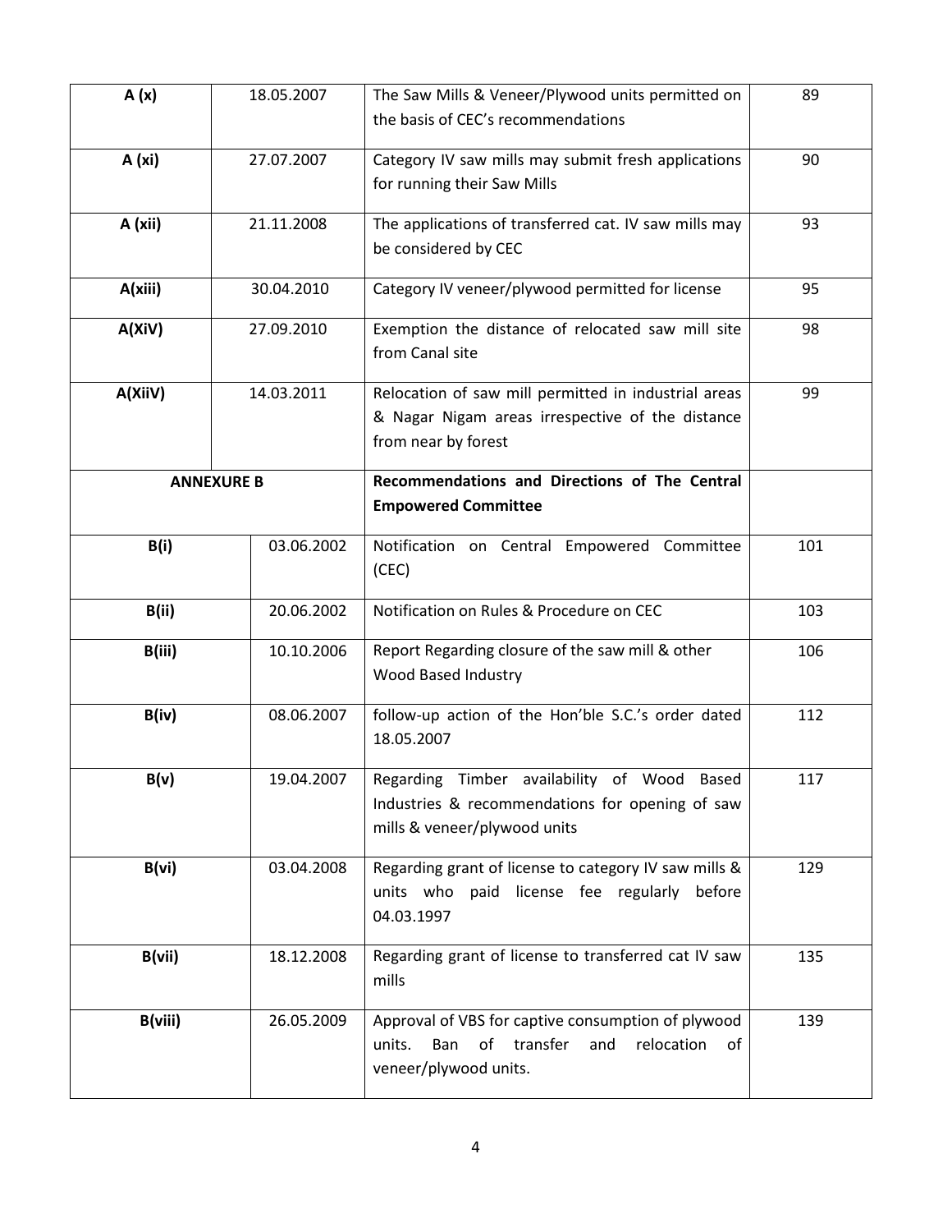| | | | |
|---|---|---|---|
| **A (x)** | 18.05.2007 | The Saw Mills & Veneer/Plywood units permitted on the basis of CEC's recommendations | 89 |
| **A (xi)** | 27.07.2007 | Category IV saw mills may submit fresh applications for running their Saw Mills | 90 |
| **A (xii)** | 21.11.2008 | The applications of transferred cat. IV saw mills may be considered by CEC | 93 |
| **A(xiii)** | 30.04.2010 | Category IV veneer/plywood permitted for license | 95 |
| **A(XiV)** | 27.09.2010 | Exemption the distance of relocated saw mill site from Canal site | 98 |
| **A(XiiV)** | 14.03.2011 | Relocation of saw mill permitted in industrial areas & Nagar Nigam areas irrespective of the distance from near by forest | 99 |
| **ANNEXURE B** | | **Recommendations and Directions of The Central Empowered Committee** | |
| **B(i)** | 03.06.2002 | Notification on Central Empowered Committee (CEC) | 101 |
| **B(ii)** | 20.06.2002 | Notification on Rules & Procedure on CEC | 103 |
| **B(iii)** | 10.10.2006 | Report Regarding closure of the saw mill & other Wood Based Industry | 106 |
| **B(iv)** | 08.06.2007 | follow-up action of the Hon'ble S.C.'s order dated 18.05.2007 | 112 |
| **B(v)** | 19.04.2007 | Regarding Timber availability of Wood Based Industries & recommendations for opening of saw mills & veneer/plywood units | 117 |
| **B(vi)** | 03.04.2008 | Regarding grant of license to category IV saw mills & units who paid license fee regularly before 04.03.1997 | 129 |
| **B(vii)** | 18.12.2008 | Regarding grant of license to transferred cat IV saw mills | 135 |
| **B(viii)** | 26.05.2009 | Approval of VBS for captive consumption of plywood units. Ban of transfer and relocation of veneer/plywood units. | 139 |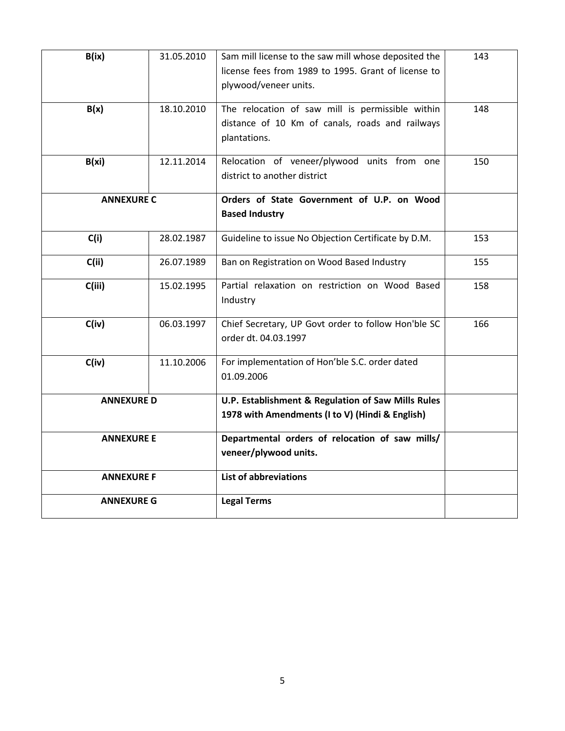| | | | |
|---|---|---|---|
| **B(ix)** | 31.05.2010 | Sam mill license to the saw mill whose deposited the license fees from 1989 to 1995. Grant of license to plywood/veneer units. | 143 |
| **B(x)** | 18.10.2010 | The relocation of saw mill is permissible within distance of 10 Km of canals, roads and railways plantations. | 148 |
| **B(xi)** | 12.11.2014 | Relocation of veneer/plywood units from one district to another district | 150 |
| **ANNEXURE C** | | **Orders of State Government of U.P. on Wood Based Industry** | |
| **C(i)** | 28.02.1987 | Guideline to issue No Objection Certificate by D.M. | 153 |
| **C(ii)** | 26.07.1989 | Ban on Registration on Wood Based Industry | 155 |
| **C(iii)** | 15.02.1995 | Partial relaxation on restriction on Wood Based Industry | 158 |
| **C(iv)** | 06.03.1997 | Chief Secretary, UP Govt order to follow Hon'ble SC order dt. 04.03.1997 | 166 |
| **C(iv)** | 11.10.2006 | For implementation of Hon'ble S.C. order dated 01.09.2006 | |
| **ANNEXURE D** | | **U.P. Establishment & Regulation of Saw Mills Rules 1978 with Amendments (I to V) (Hindi & English)** | |
| **ANNEXURE E** | | **Departmental orders of relocation of saw mills/ veneer/plywood units.** | |
| **ANNEXURE F** | | **List of abbreviations** | |
| **ANNEXURE G** | | **Legal Terms** | |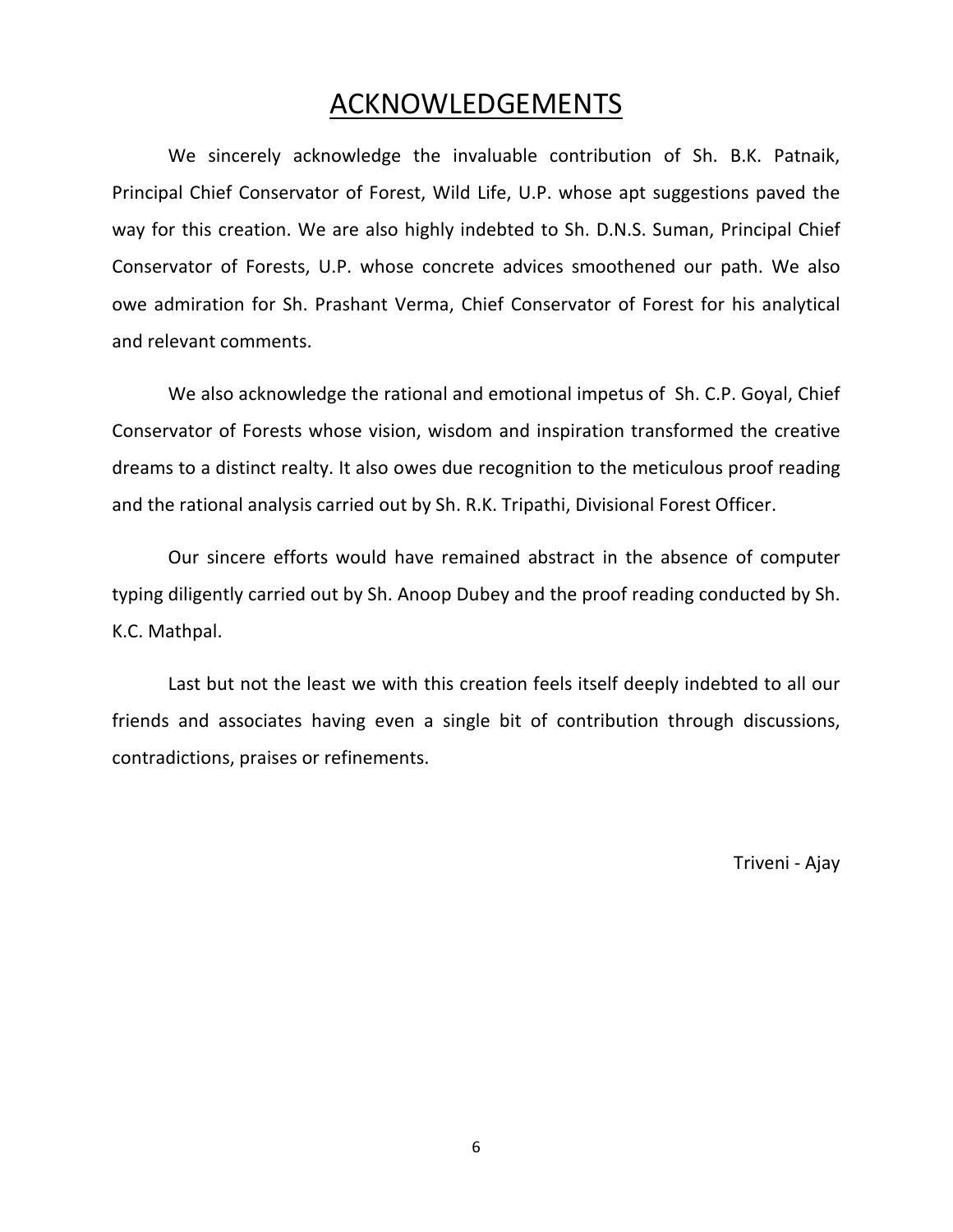# ACKNOWLEDGEMENTS

We sincerely acknowledge the invaluable contribution of Sh. B.K. Patnaik, Principal Chief Conservator of Forest, Wild Life, U.P. whose apt suggestions paved the way for this creation. We are also highly indebted to Sh. D.N.S. Suman, Principal Chief Conservator of Forests, U.P. whose concrete advices smoothened our path. We also owe admiration for Sh. Prashant Verma, Chief Conservator of Forest for his analytical and relevant comments.

We also acknowledge the rational and emotional impetus of Sh. C.P. Goyal, Chief Conservator of Forests whose vision, wisdom and inspiration transformed the creative dreams to a distinct realty. It also owes due recognition to the meticulous proof reading and the rational analysis carried out by Sh. R.K. Tripathi, Divisional Forest Officer.

Our sincere efforts would have remained abstract in the absence of computer typing diligently carried out by Sh. Anoop Dubey and the proof reading conducted by Sh. K.C. Mathpal.

Last but not the least we with this creation feels itself deeply indebted to all our friends and associates having even a single bit of contribution through discussions, contradictions, praises or refinements.

Triveni - Ajay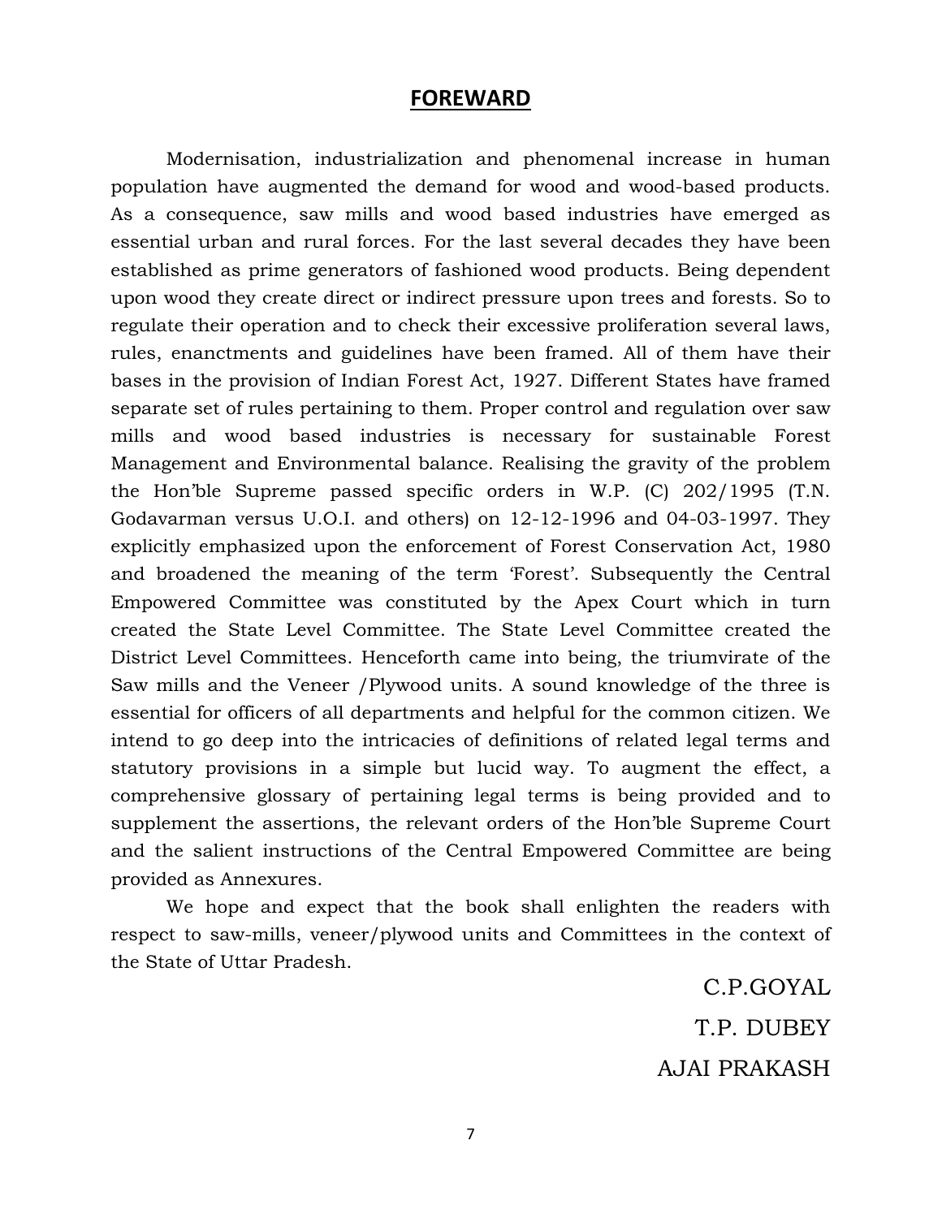# FOREWARD

Modernisation, industrialization and phenomenal increase in human population have augmented the demand for wood and wood-based products. As a consequence, saw mills and wood based industries have emerged as essential urban and rural forces. For the last several decades they have been established as prime generators of fashioned wood products. Being dependent upon wood they create direct or indirect pressure upon trees and forests. So to regulate their operation and to check their excessive proliferation several laws, rules, enanctments and guidelines have been framed. All of them have their bases in the provision of Indian Forest Act, 1927. Different States have framed separate set of rules pertaining to them. Proper control and regulation over saw mills and wood based industries is necessary for sustainable Forest Management and Environmental balance. Realising the gravity of the problem the Hon'ble Supreme passed specific orders in W.P. (C) 202/1995 (T.N. Godavarman versus U.O.I. and others) on 12-12-1996 and 04-03-1997. They explicitly emphasized upon the enforcement of Forest Conservation Act, 1980 and broadened the meaning of the term 'Forest'. Subsequently the Central Empowered Committee was constituted by the Apex Court which in turn created the State Level Committee. The State Level Committee created the District Level Committees. Henceforth came into being, the triumvirate of the Saw mills and the Veneer /Plywood units. A sound knowledge of the three is essential for officers of all departments and helpful for the common citizen. We intend to go deep into the intricacies of definitions of related legal terms and statutory provisions in a simple but lucid way. To augment the effect, a comprehensive glossary of pertaining legal terms is being provided and to supplement the assertions, the relevant orders of the Hon'ble Supreme Court and the salient instructions of the Central Empowered Committee are being provided as Annexures.

We hope and expect that the book shall enlighten the readers with respect to saw-mills, veneer/plywood units and Committees in the context of the State of Uttar Pradesh.

C.P.GOYAL

T.P. DUBEY

AJAI PRAKASH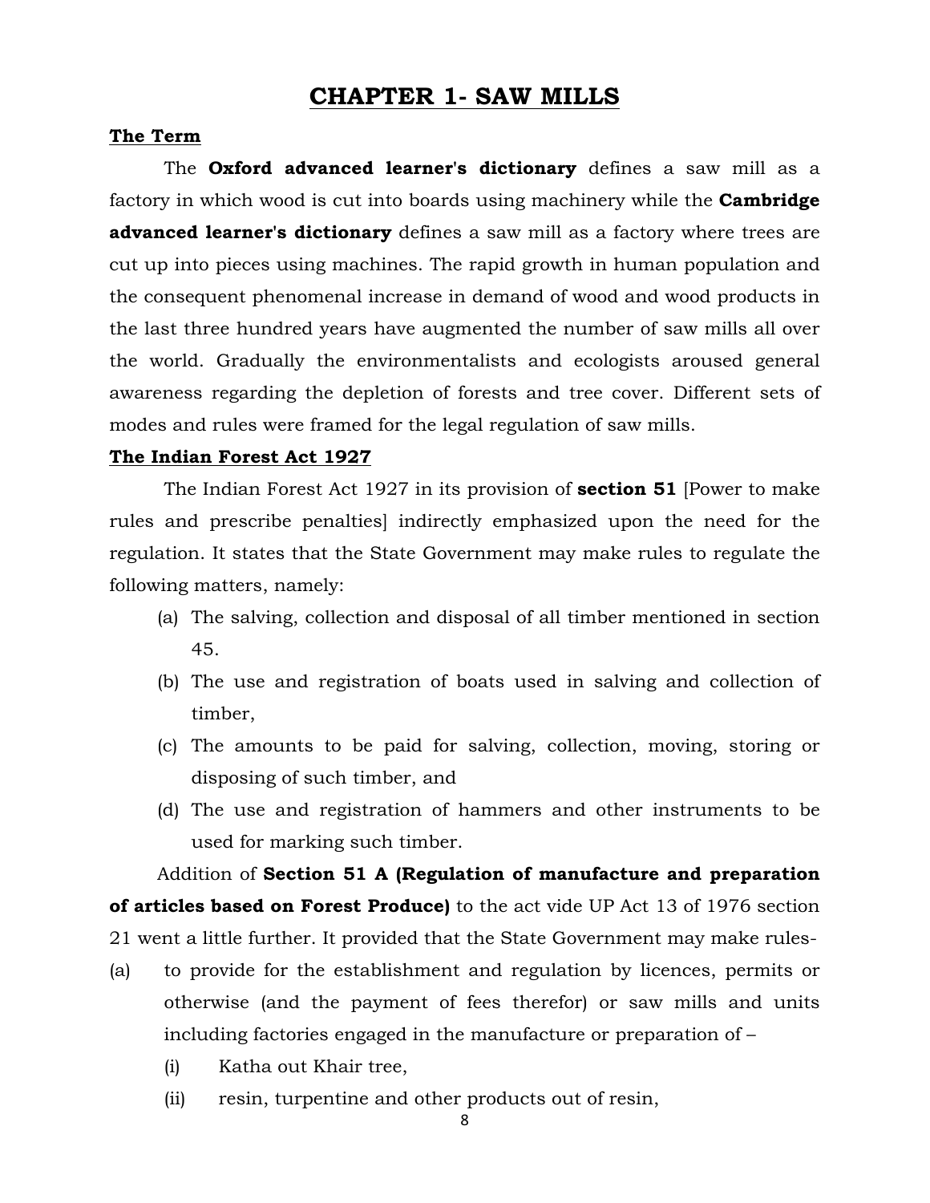# CHAPTER 1- SAW MILLS

**The Term**

The **Oxford advanced learner's dictionary** defines a saw mill as a factory in which wood is cut into boards using machinery while the **Cambridge advanced learner's dictionary** defines a saw mill as a factory where trees are cut up into pieces using machines. The rapid growth in human population and the consequent phenomenal increase in demand of wood and wood products in the last three hundred years have augmented the number of saw mills all over the world. Gradually the environmentalists and ecologists aroused general awareness regarding the depletion of forests and tree cover. Different sets of modes and rules were framed for the legal regulation of saw mills.

**The Indian Forest Act 1927**

The Indian Forest Act 1927 in its provision of **section 51** [Power to make rules and prescribe penalties] indirectly emphasized upon the need for the regulation. It states that the State Government may make rules to regulate the following matters, namely:

(a) The salving, collection and disposal of all timber mentioned in section 45.

(b) The use and registration of boats used in salving and collection of timber,

(c) The amounts to be paid for salving, collection, moving, storing or disposing of such timber, and

(d) The use and registration of hammers and other instruments to be used for marking such timber.

Addition of **Section 51 A (Regulation of manufacture and preparation of articles based on Forest Produce)** to the act vide UP Act 13 of 1976 section 21 went a little further. It provided that the State Government may make rules-

(a) to provide for the establishment and regulation by licences, permits or otherwise (and the payment of fees therefor) or saw mills and units including factories engaged in the manufacture or preparation of –

(i) Katha out Khair tree,

(ii) resin, turpentine and other products out of resin,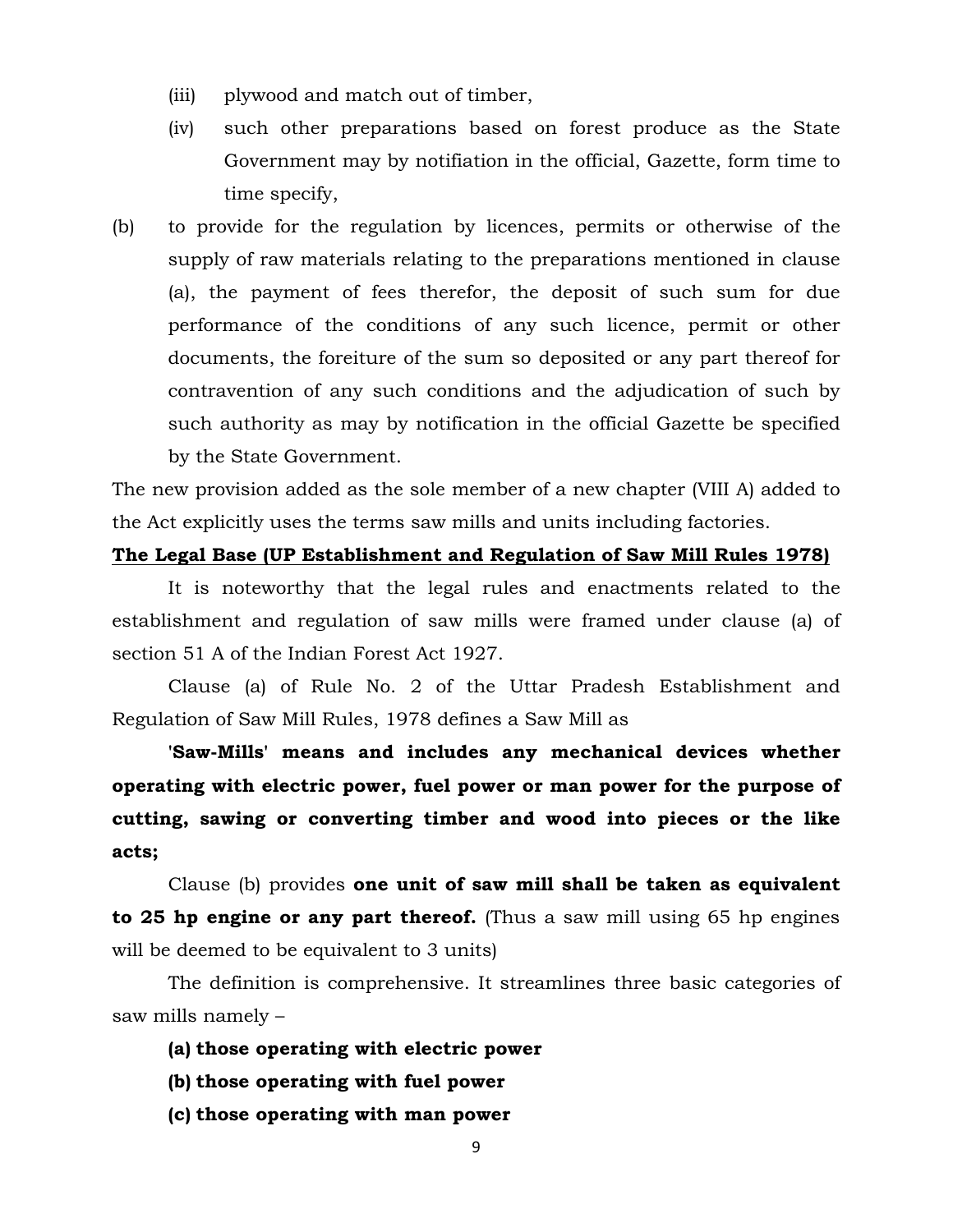(iii) plywood and match out of timber,

(iv) such other preparations based on forest produce as the State Government may by notifiation in the official, Gazette, form time to time specify,

(b) to provide for the regulation by licences, permits or otherwise of the supply of raw materials relating to the preparations mentioned in clause (a), the payment of fees therefor, the deposit of such sum for due performance of the conditions of any such licence, permit or other documents, the foreiture of the sum so deposited or any part thereof for contravention of any such conditions and the adjudication of such by such authority as may by notification in the official Gazette be specified by the State Government.

The new provision added as the sole member of a new chapter (VIII A) added to the Act explicitly uses the terms saw mills and units including factories.

**<u>The Legal Base (UP Establishment and Regulation of Saw Mill Rules 1978)</u>**

It is noteworthy that the legal rules and enactments related to the establishment and regulation of saw mills were framed under clause (a) of section 51 A of the Indian Forest Act 1927.

Clause (a) of Rule No. 2 of the Uttar Pradesh Establishment and Regulation of Saw Mill Rules, 1978 defines a Saw Mill as

**'Saw-Mills' means and includes any mechanical devices whether operating with electric power, fuel power or man power for the purpose of cutting, sawing or converting timber and wood into pieces or the like acts;**

Clause (b) provides **one unit of saw mill shall be taken as equivalent to 25 hp engine or any part thereof.** (Thus a saw mill using 65 hp engines will be deemed to be equivalent to 3 units)

The definition is comprehensive. It streamlines three basic categories of saw mills namely –

**(a) those operating with electric power**

**(b) those operating with fuel power**

**(c) those operating with man power**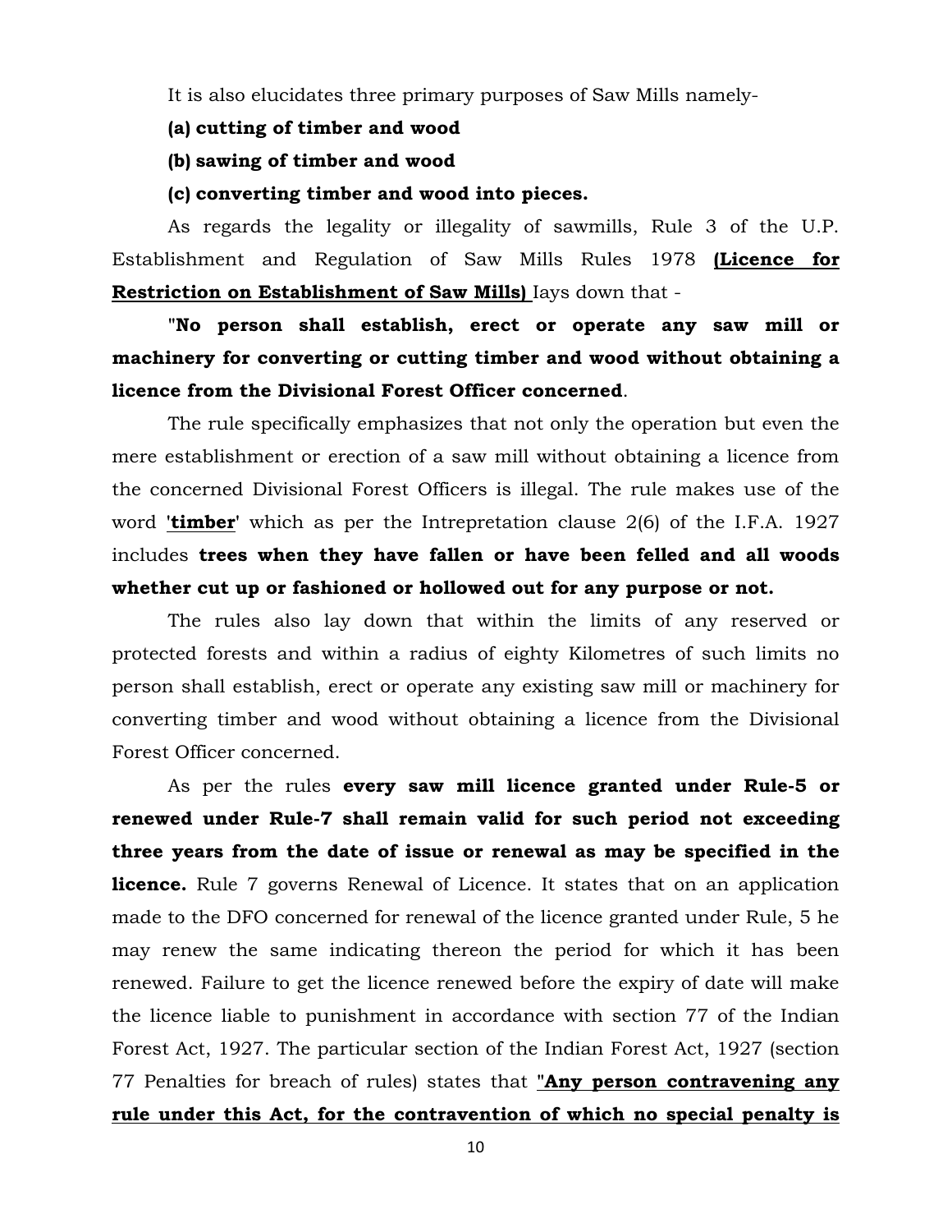It is also elucidates three primary purposes of Saw Mills namely-

**(a) cutting of timber and wood**

**(b) sawing of timber and wood**

**(c) converting timber and wood into pieces.**

As regards the legality or illegality of sawmills, Rule 3 of the U.P. Establishment and Regulation of Saw Mills Rules 1978 **(Licence for Restriction on Establishment of Saw Mills)** Iays down that -

"**No person shall establish, erect or operate any saw mill or machinery for converting or cutting timber and wood without obtaining a licence from the Divisional Forest Officer concerned**.

The rule specifically emphasizes that not only the operation but even the mere establishment or erection of a saw mill without obtaining a licence from the concerned Divisional Forest Officers is illegal. The rule makes use of the word **'timber'** which as per the Intrepretation clause 2(6) of the I.F.A. 1927 includes **trees when they have fallen or have been felled and all woods whether cut up or fashioned or hollowed out for any purpose or not.**

The rules also lay down that within the limits of any reserved or protected forests and within a radius of eighty Kilometres of such limits no person shall establish, erect or operate any existing saw mill or machinery for converting timber and wood without obtaining a licence from the Divisional Forest Officer concerned.

As per the rules **every saw mill licence granted under Rule-5 or renewed under Rule-7 shall remain valid for such period not exceeding three years from the date of issue or renewal as may be specified in the licence.** Rule 7 governs Renewal of Licence. It states that on an application made to the DFO concerned for renewal of the licence granted under Rule, 5 he may renew the same indicating thereon the period for which it has been renewed. Failure to get the licence renewed before the expiry of date will make the licence liable to punishment in accordance with section 77 of the Indian Forest Act, 1927. The particular section of the Indian Forest Act, 1927 (section 77 Penalties for breach of rules) states that **"Any person contravening any rule under this Act, for the contravention of which no special penalty is**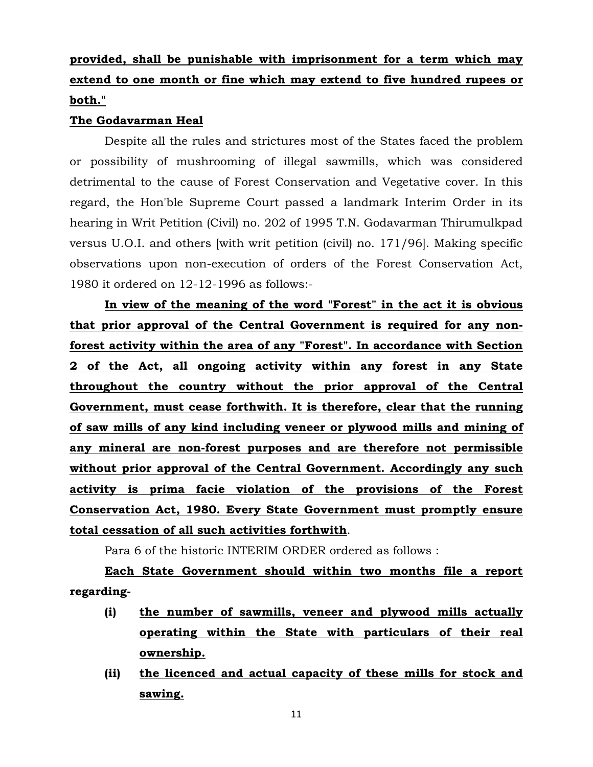**provided, shall be punishable with imprisonment for a term which may extend to one month or fine which may extend to five hundred rupees or both."**

**The Godavarman Heal**

Despite all the rules and strictures most of the States faced the problem or possibility of mushrooming of illegal sawmills, which was considered detrimental to the cause of Forest Conservation and Vegetative cover. In this regard, the Hon'ble Supreme Court passed a landmark Interim Order in its hearing in Writ Petition (Civil) no. 202 of 1995 T.N. Godavarman Thirumulkpad versus U.O.I. and others [with writ petition (civil) no. 171/96]. Making specific observations upon non-execution of orders of the Forest Conservation Act, 1980 it ordered on 12-12-1996 as follows:-

**In view of the meaning of the word "Forest" in the act it is obvious that prior approval of the Central Government is required for any non-forest activity within the area of any "Forest". In accordance with Section 2 of the Act, all ongoing activity within any forest in any State throughout the country without the prior approval of the Central Government, must cease forthwith. It is therefore, clear that the running of saw mills of any kind including veneer or plywood mills and mining of any mineral are non-forest purposes and are therefore not permissible without prior approval of the Central Government. Accordingly any such activity is prima facie violation of the provisions of the Forest Conservation Act, 1980. Every State Government must promptly ensure total cessation of all such activities forthwith**.

Para 6 of the historic INTERIM ORDER ordered as follows :

**Each State Government should within two months file a report regarding-**

- **(i) the number of sawmills, veneer and plywood mills actually operating within the State with particulars of their real ownership.**
- **(ii) the licenced and actual capacity of these mills for stock and sawing.**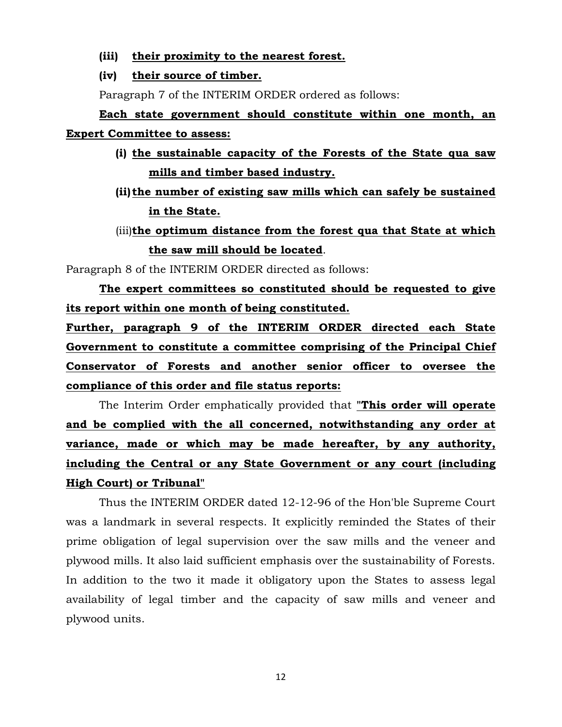**(iii) <u>their proximity to the nearest forest.</u>**

**(iv) <u>their source of timber.</u>**

Paragraph 7 of the INTERIM ORDER ordered as follows:

**<u>Each state government should constitute within one month, an Expert Committee to assess:</u>**

- **(i) <u>the sustainable capacity of the Forests of the State qua saw mills and timber based industry.</u>**
- **(ii) <u>the number of existing saw mills which can safely be sustained in the State.</u>**
- (iii)**<u>the optimum distance from the forest qua that State at which the saw mill should be located</u>**.

Paragraph 8 of the INTERIM ORDER directed as follows:

**<u>The expert committees so constituted should be requested to give its report within one month of being constituted.</u>**

**<u>Further, paragraph 9 of the INTERIM ORDER directed each State Government to constitute a committee comprising of the Principal Chief Conservator of Forests and another senior officer to oversee the compliance of this order and file status reports:</u>**

The Interim Order emphatically provided that **<u>"This order will operate and be complied with the all concerned, notwithstanding any order at variance, made or which may be made hereafter, by any authority, including the Central or any State Government or any court (including High Court) or Tribunal</u>**"

Thus the INTERIM ORDER dated 12-12-96 of the Hon'ble Supreme Court was a landmark in several respects. It explicitly reminded the States of their prime obligation of legal supervision over the saw mills and the veneer and plywood mills. It also laid sufficient emphasis over the sustainability of Forests. In addition to the two it made it obligatory upon the States to assess legal availability of legal timber and the capacity of saw mills and veneer and plywood units.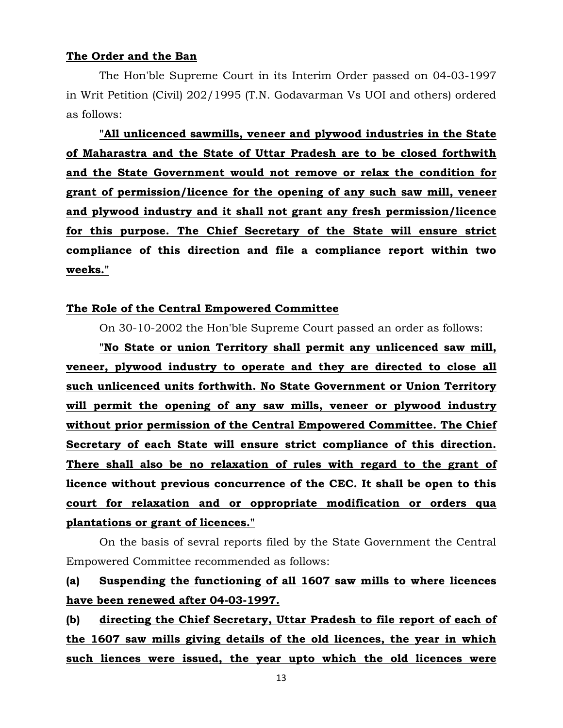**The Order and the Ban**

The Hon'ble Supreme Court in its Interim Order passed on 04-03-1997 in Writ Petition (Civil) 202/1995 (T.N. Godavarman Vs UOI and others) ordered as follows:

**"All unlicenced sawmills, veneer and plywood industries in the State of Maharastra and the State of Uttar Pradesh are to be closed forthwith and the State Government would not remove or relax the condition for grant of permission/licence for the opening of any such saw mill, veneer and plywood industry and it shall not grant any fresh permission/licence for this purpose. The Chief Secretary of the State will ensure strict compliance of this direction and file a compliance report within two weeks."**

**The Role of the Central Empowered Committee**

On 30-10-2002 the Hon'ble Supreme Court passed an order as follows:

**"No State or union Territory shall permit any unlicenced saw mill, veneer, plywood industry to operate and they are directed to close all such unlicenced units forthwith. No State Government or Union Territory will permit the opening of any saw mills, veneer or plywood industry without prior permission of the Central Empowered Committee. The Chief Secretary of each State will ensure strict compliance of this direction. There shall also be no relaxation of rules with regard to the grant of licence without previous concurrence of the CEC. It shall be open to this court for relaxation and or oppropriate modification or orders qua plantations or grant of licences."**

On the basis of sevral reports filed by the State Government the Central Empowered Committee recommended as follows:

**(a) Suspending the functioning of all 1607 saw mills to where licences have been renewed after 04-03-1997.**

**(b) directing the Chief Secretary, Uttar Pradesh to file report of each of the 1607 saw mills giving details of the old licences, the year in which such liences were issued, the year upto which the old licences were**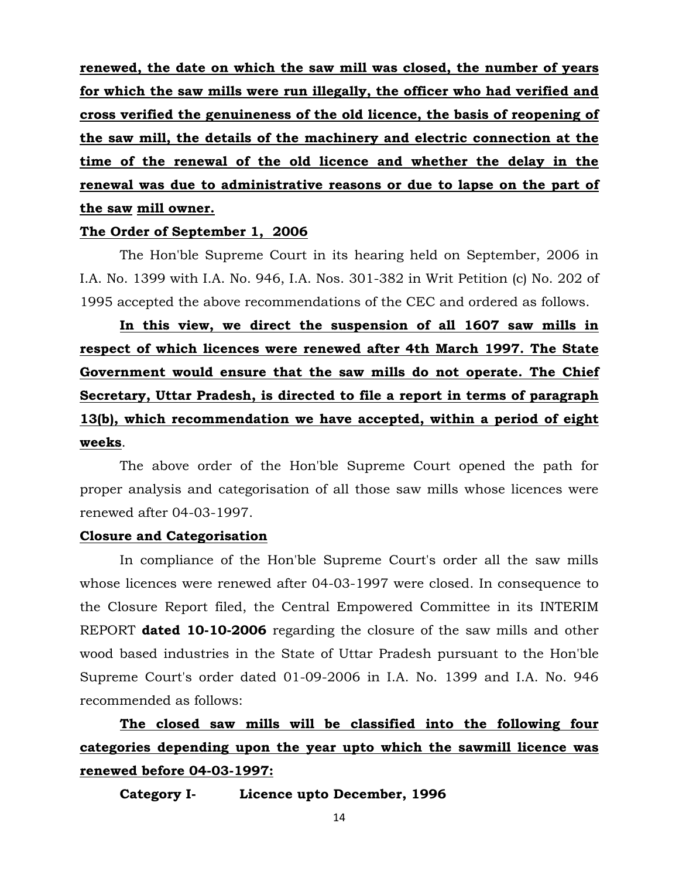**renewed, the date on which the saw mill was closed, the number of years for which the saw mills were run illegally, the officer who had verified and cross verified the genuineness of the old licence, the basis of reopening of the saw mill, the details of the machinery and electric connection at the time of the renewal of the old licence and whether the delay in the renewal was due to administrative reasons or due to lapse on the part of the saw mill owner.**

**The Order of September 1, 2006**

The Hon'ble Supreme Court in its hearing held on September, 2006 in I.A. No. 1399 with I.A. No. 946, I.A. Nos. 301-382 in Writ Petition (c) No. 202 of 1995 accepted the above recommendations of the CEC and ordered as follows.

**In this view, we direct the suspension of all 1607 saw mills in respect of which licences were renewed after 4th March 1997. The State Government would ensure that the saw mills do not operate. The Chief Secretary, Uttar Pradesh, is directed to file a report in terms of paragraph 13(b), which recommendation we have accepted, within a period of eight weeks**.

The above order of the Hon'ble Supreme Court opened the path for proper analysis and categorisation of all those saw mills whose licences were renewed after 04-03-1997.

**Closure and Categorisation**

In compliance of the Hon'ble Supreme Court's order all the saw mills whose licences were renewed after 04-03-1997 were closed. In consequence to the Closure Report filed, the Central Empowered Committee in its INTERIM REPORT **dated 10-10-2006** regarding the closure of the saw mills and other wood based industries in the State of Uttar Pradesh pursuant to the Hon'ble Supreme Court's order dated 01-09-2006 in I.A. No. 1399 and I.A. No. 946 recommended as follows:

**The closed saw mills will be classified into the following four categories depending upon the year upto which the sawmill licence was renewed before 04-03-1997:**

**Category I- Licence upto December, 1996**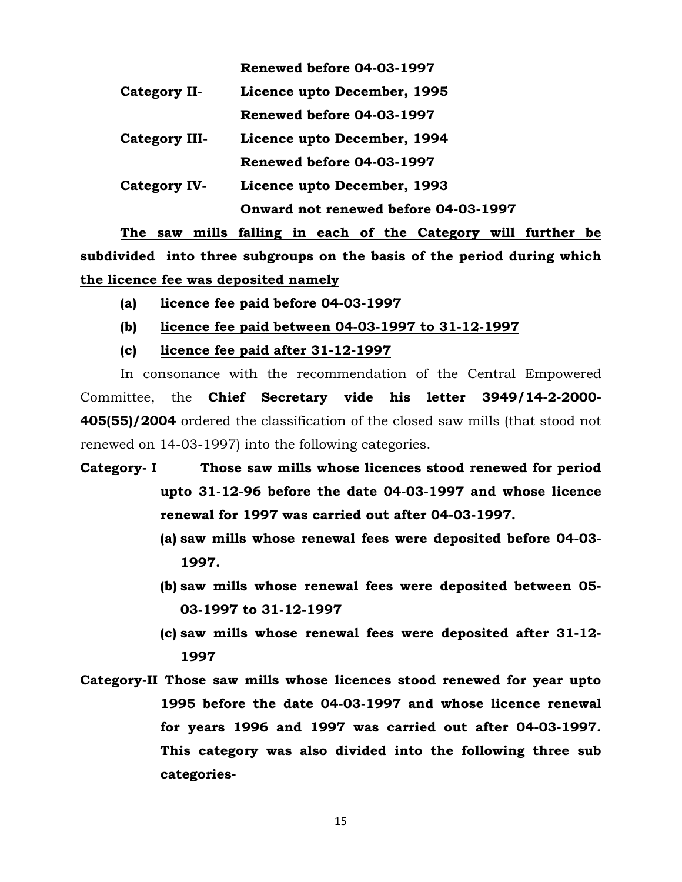**Renewed before 04-03-1997**

**Category II-** **Licence upto December, 1995**

**Renewed before 04-03-1997**

**Category III-** **Licence upto December, 1994**

**Renewed before 04-03-1997**

**Category IV-** **Licence upto December, 1993**

**Onward not renewed before 04-03-1997**

**The saw mills falling in each of the Category will further be subdivided into three subgroups on the basis of the period during which the licence fee was deposited namely**

**(a)** **licence fee paid before 04-03-1997**

**(b)** **licence fee paid between 04-03-1997 to 31-12-1997**

**(c)** **licence fee paid after 31-12-1997**

In consonance with the recommendation of the Central Empowered Committee, the **Chief Secretary vide his letter 3949/14-2-2000-405(55)/2004** ordered the classification of the closed saw mills (that stood not renewed on 14-03-1997) into the following categories.

**Category- I** **Those saw mills whose licences stood renewed for period upto 31-12-96 before the date 04-03-1997 and whose licence renewal for 1997 was carried out after 04-03-1997.**

**(a) saw mills whose renewal fees were deposited before 04-03-1997.**

**(b) saw mills whose renewal fees were deposited between 05-03-1997 to 31-12-1997**

**(c) saw mills whose renewal fees were deposited after 31-12-1997**

**Category-II Those saw mills whose licences stood renewed for year upto 1995 before the date 04-03-1997 and whose licence renewal for years 1996 and 1997 was carried out after 04-03-1997. This category was also divided into the following three sub categories-**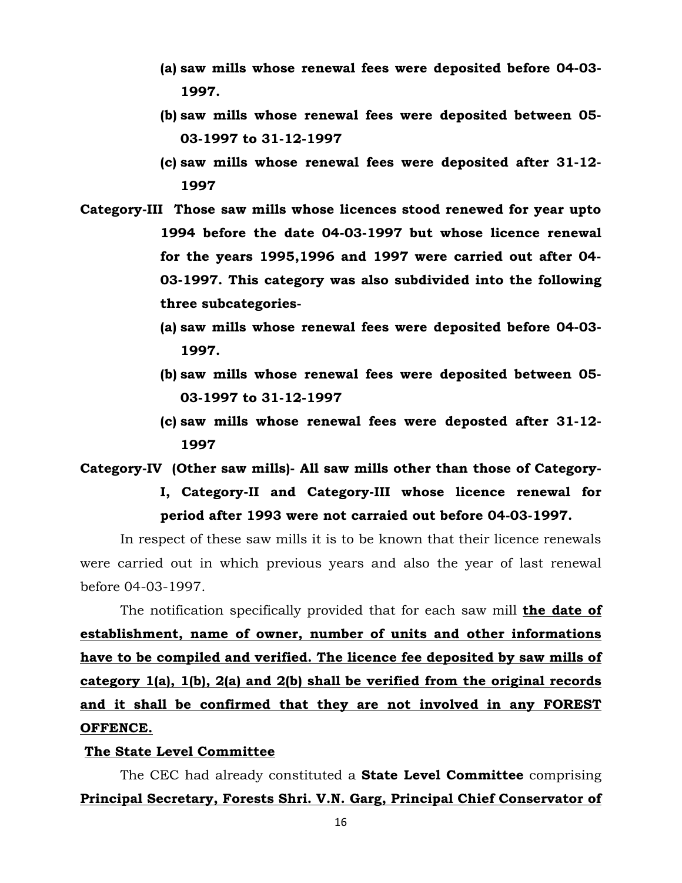**(a) saw mills whose renewal fees were deposited before 04-03-1997.**

**(b) saw mills whose renewal fees were deposited between 05-03-1997 to 31-12-1997**

**(c) saw mills whose renewal fees were deposited after 31-12-1997**

**Category-III Those saw mills whose licences stood renewed for year upto 1994 before the date 04-03-1997 but whose licence renewal for the years 1995,1996 and 1997 were carried out after 04-03-1997. This category was also subdivided into the following three subcategories-**

**(a) saw mills whose renewal fees were deposited before 04-03-1997.**

**(b) saw mills whose renewal fees were deposited between 05-03-1997 to 31-12-1997**

**(c) saw mills whose renewal fees were deposted after 31-12-1997**

**Category-IV (Other saw mills)- All saw mills other than those of Category-I, Category-II and Category-III whose licence renewal for period after 1993 were not carraied out before 04-03-1997.**

In respect of these saw mills it is to be known that their licence renewals were carried out in which previous years and also the year of last renewal before 04-03-1997.

The notification specifically provided that for each saw mill **<u>the date of establishment, name of owner, number of units and other informations have to be compiled and verified. The licence fee deposited by saw mills of category 1(a), 1(b), 2(a) and 2(b) shall be verified from the original records and it shall be confirmed that they are not involved in any FOREST OFFENCE.</u>**

**<u>The State Level Committee</u>**

The CEC had already constituted a **State Level Committee** comprising **<u>Principal Secretary, Forests Shri. V.N. Garg, Principal Chief Conservator of</u>**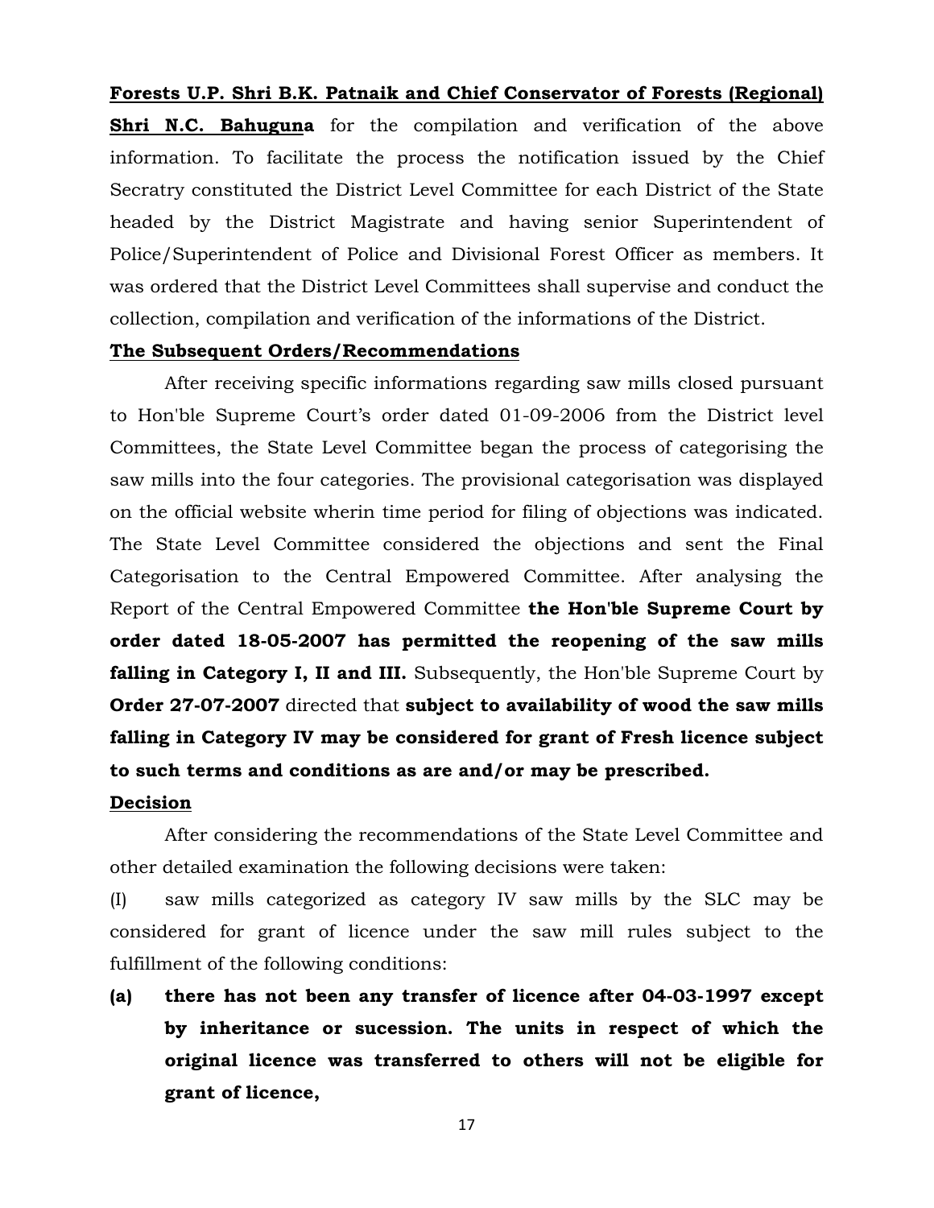**Forests U.P. Shri B.K. Patnaik and Chief Conservator of Forests (Regional) Shri N.C. Bahuguna** for the compilation and verification of the above information. To facilitate the process the notification issued by the Chief Secratry constituted the District Level Committee for each District of the State headed by the District Magistrate and having senior Superintendent of Police/Superintendent of Police and Divisional Forest Officer as members. It was ordered that the District Level Committees shall supervise and conduct the collection, compilation and verification of the informations of the District.

**The Subsequent Orders/Recommendations**

After receiving specific informations regarding saw mills closed pursuant to Hon'ble Supreme Court's order dated 01-09-2006 from the District level Committees, the State Level Committee began the process of categorising the saw mills into the four categories. The provisional categorisation was displayed on the official website wherin time period for filing of objections was indicated. The State Level Committee considered the objections and sent the Final Categorisation to the Central Empowered Committee. After analysing the Report of the Central Empowered Committee **the Hon'ble Supreme Court by order dated 18-05-2007 has permitted the reopening of the saw mills falling in Category I, II and III.** Subsequently, the Hon'ble Supreme Court by **Order 27-07-2007** directed that **subject to availability of wood the saw mills falling in Category IV may be considered for grant of Fresh licence subject to such terms and conditions as are and/or may be prescribed.**

**Decision**

After considering the recommendations of the State Level Committee and other detailed examination the following decisions were taken:

(I) saw mills categorized as category IV saw mills by the SLC may be considered for grant of licence under the saw mill rules subject to the fulfillment of the following conditions:

**(a) there has not been any transfer of licence after 04-03-1997 except by inheritance or sucession. The units in respect of which the original licence was transferred to others will not be eligible for grant of licence,**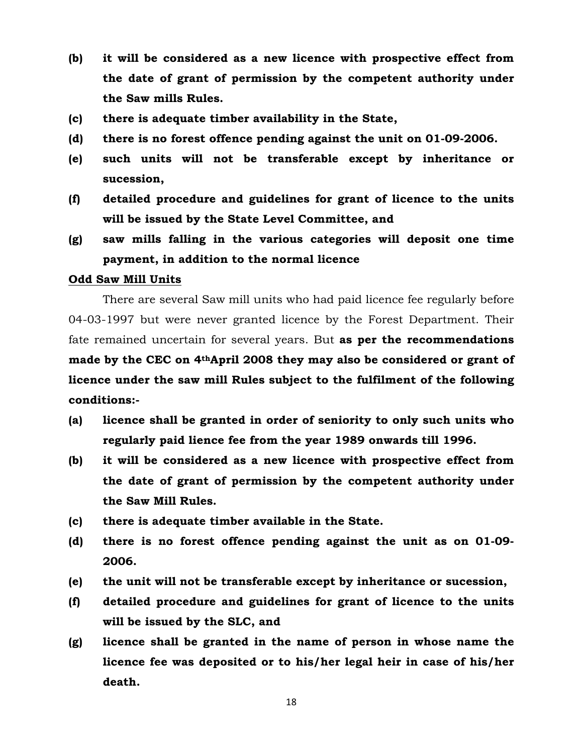**(b) it will be considered as a new licence with prospective effect from the date of grant of permission by the competent authority under the Saw mills Rules.**

**(c) there is adequate timber availability in the State,**

**(d) there is no forest offence pending against the unit on 01-09-2006.**

**(e) such units will not be transferable except by inheritance or sucession,**

**(f) detailed procedure and guidelines for grant of licence to the units will be issued by the State Level Committee, and**

**(g) saw mills falling in the various categories will deposit one time payment, in addition to the normal licence**

**Odd Saw Mill Units**

There are several Saw mill units who had paid licence fee regularly before 04-03-1997 but were never granted licence by the Forest Department. Their fate remained uncertain for several years. But **as per the recommendations made by the CEC on 4th April 2008 they may also be considered or grant of licence under the saw mill Rules subject to the fulfilment of the following conditions:-**

**(a) licence shall be granted in order of seniority to only such units who regularly paid lience fee from the year 1989 onwards till 1996.**

**(b) it will be considered as a new licence with prospective effect from the date of grant of permission by the competent authority under the Saw Mill Rules.**

**(c) there is adequate timber available in the State.**

**(d) there is no forest offence pending against the unit as on 01-09-2006.**

**(e) the unit will not be transferable except by inheritance or sucession,**

**(f) detailed procedure and guidelines for grant of licence to the units will be issued by the SLC, and**

**(g) licence shall be granted in the name of person in whose name the licence fee was deposited or to his/her legal heir in case of his/her death.**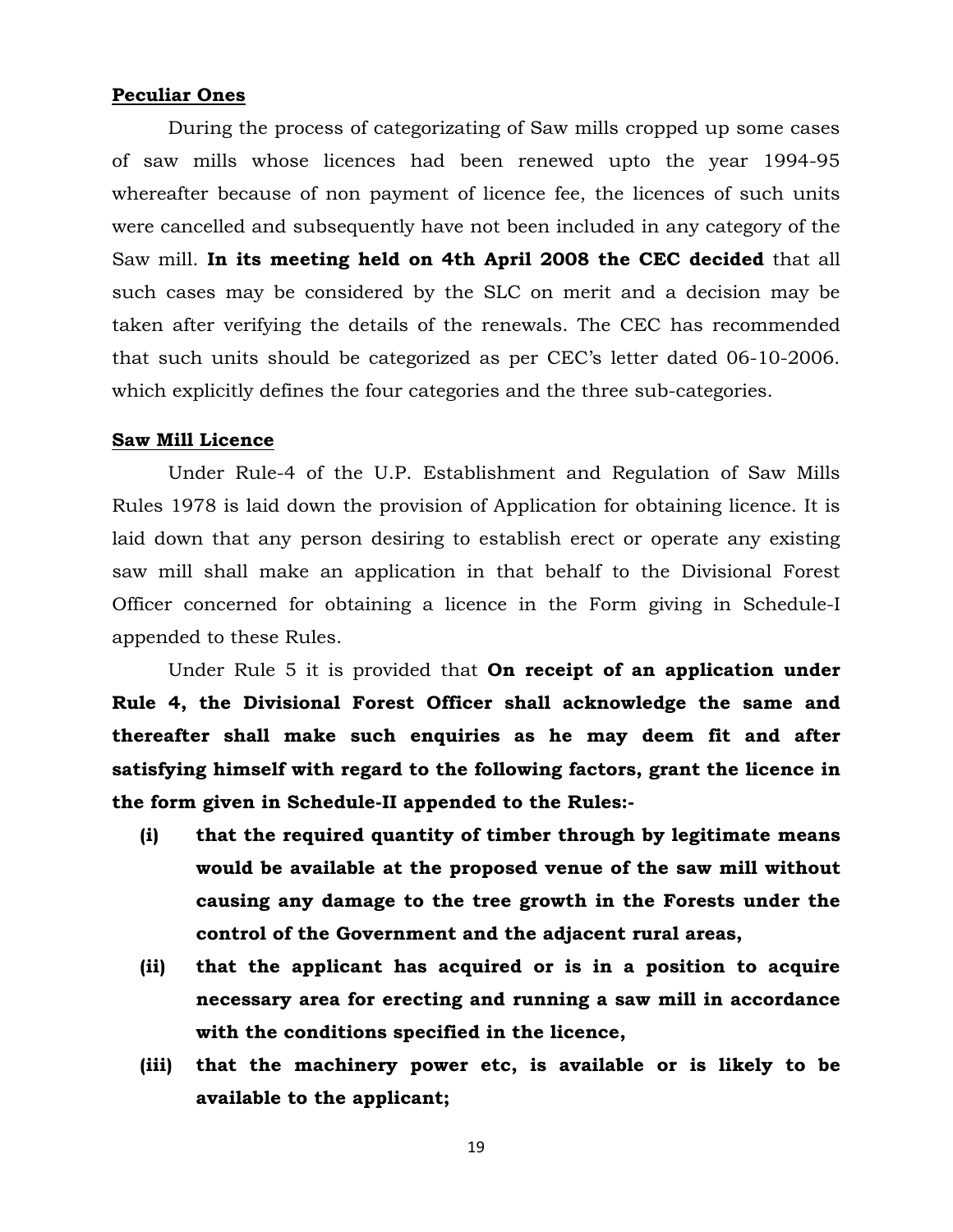**Peculiar Ones**

During the process of categorizating of Saw mills cropped up some cases of saw mills whose licences had been renewed upto the year 1994-95 whereafter because of non payment of licence fee, the licences of such units were cancelled and subsequently have not been included in any category of the Saw mill. **In its meeting held on 4th April 2008 the CEC decided** that all such cases may be considered by the SLC on merit and a decision may be taken after verifying the details of the renewals. The CEC has recommended that such units should be categorized as per CEC's letter dated 06-10-2006. which explicitly defines the four categories and the three sub-categories.

**Saw Mill Licence**

Under Rule-4 of the U.P. Establishment and Regulation of Saw Mills Rules 1978 is laid down the provision of Application for obtaining licence. It is laid down that any person desiring to establish erect or operate any existing saw mill shall make an application in that behalf to the Divisional Forest Officer concerned for obtaining a licence in the Form giving in Schedule-I appended to these Rules.

Under Rule 5 it is provided that **On receipt of an application under Rule 4, the Divisional Forest Officer shall acknowledge the same and thereafter shall make such enquiries as he may deem fit and after satisfying himself with regard to the following factors, grant the licence in the form given in Schedule-II appended to the Rules:-**

- **(i) that the required quantity of timber through by legitimate means would be available at the proposed venue of the saw mill without causing any damage to the tree growth in the Forests under the control of the Government and the adjacent rural areas,**
- **(ii) that the applicant has acquired or is in a position to acquire necessary area for erecting and running a saw mill in accordance with the conditions specified in the licence,**
- **(iii) that the machinery power etc, is available or is likely to be available to the applicant;**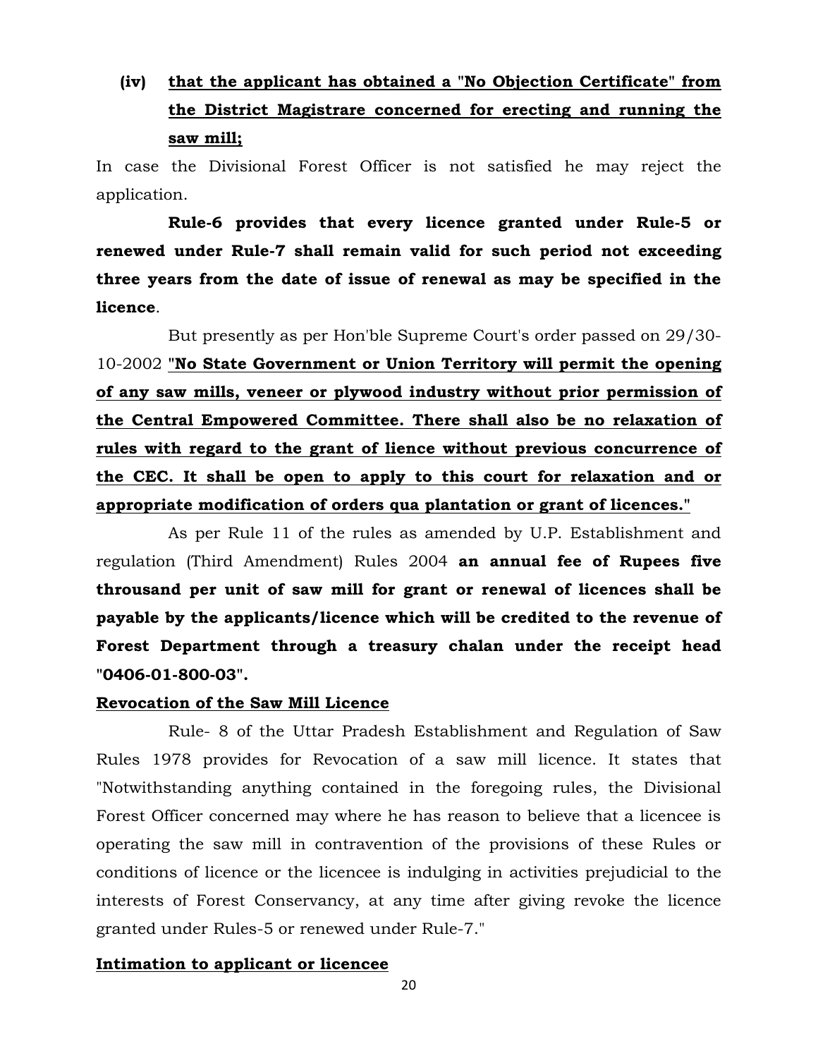**(iv)** **<u>that the applicant has obtained a "No Objection Certificate" from the District Magistrare concerned for erecting and running the saw mill;</u>**

In case the Divisional Forest Officer is not satisfied he may reject the application.

**Rule-6 provides that every licence granted under Rule-5 or renewed under Rule-7 shall remain valid for such period not exceeding three years from the date of issue of renewal as may be specified in the licence**.

But presently as per Hon'ble Supreme Court's order passed on 29/30-10-2002 **<u>"No State Government or Union Territory will permit the opening of any saw mills, veneer or plywood industry without prior permission of the Central Empowered Committee. There shall also be no relaxation of rules with regard to the grant of lience without previous concurrence of the CEC. It shall be open to apply to this court for relaxation and or appropriate modification of orders qua plantation or grant of licences."</u>**

As per Rule 11 of the rules as amended by U.P. Establishment and regulation (Third Amendment) Rules 2004 **an annual fee of Rupees five throusand per unit of saw mill for grant or renewal of licences shall be payable by the applicants/licence which will be credited to the revenue of Forest Department through a treasury chalan under the receipt head "0406-01-800-03".**

**<u>Revocation of the Saw Mill Licence</u>**

Rule- 8 of the Uttar Pradesh Establishment and Regulation of Saw Rules 1978 provides for Revocation of a saw mill licence. It states that "Notwithstanding anything contained in the foregoing rules, the Divisional Forest Officer concerned may where he has reason to believe that a licencee is operating the saw mill in contravention of the provisions of these Rules or conditions of licence or the licencee is indulging in activities prejudicial to the interests of Forest Conservancy, at any time after giving revoke the licence granted under Rules-5 or renewed under Rule-7."

**<u>Intimation to applicant or licencee</u>**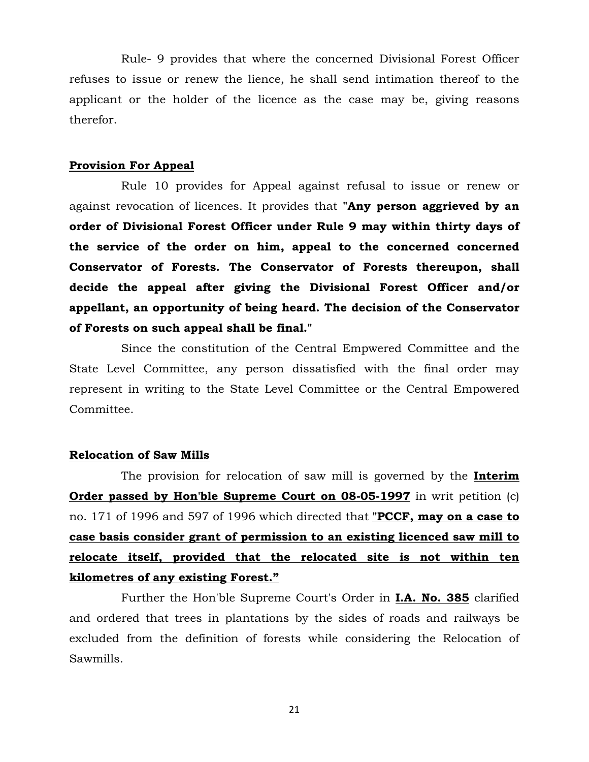Rule- 9 provides that where the concerned Divisional Forest Officer refuses to issue or renew the lience, he shall send intimation thereof to the applicant or the holder of the licence as the case may be, giving reasons therefor.

**Provision For Appeal**

Rule 10 provides for Appeal against refusal to issue or renew or against revocation of licences. It provides that "**Any person aggrieved by an order of Divisional Forest Officer under Rule 9 may within thirty days of the service of the order on him, appeal to the concerned concerned Conservator of Forests. The Conservator of Forests thereupon, shall decide the appeal after giving the Divisional Forest Officer and/or appellant, an opportunity of being heard. The decision of the Conservator of Forests on such appeal shall be final.**"

Since the constitution of the Central Empwered Committee and the State Level Committee, any person dissatisfied with the final order may represent in writing to the State Level Committee or the Central Empowered Committee.

**Relocation of Saw Mills**

The provision for relocation of saw mill is governed by the **Interim Order passed by Hon'ble Supreme Court on 08-05-1997** in writ petition (c) no. 171 of 1996 and 597 of 1996 which directed that **"PCCF, may on a case to case basis consider grant of permission to an existing licenced saw mill to relocate itself, provided that the relocated site is not within ten kilometres of any existing Forest."**

Further the Hon'ble Supreme Court's Order in **I.A. No. 385** clarified and ordered that trees in plantations by the sides of roads and railways be excluded from the definition of forests while considering the Relocation of Sawmills.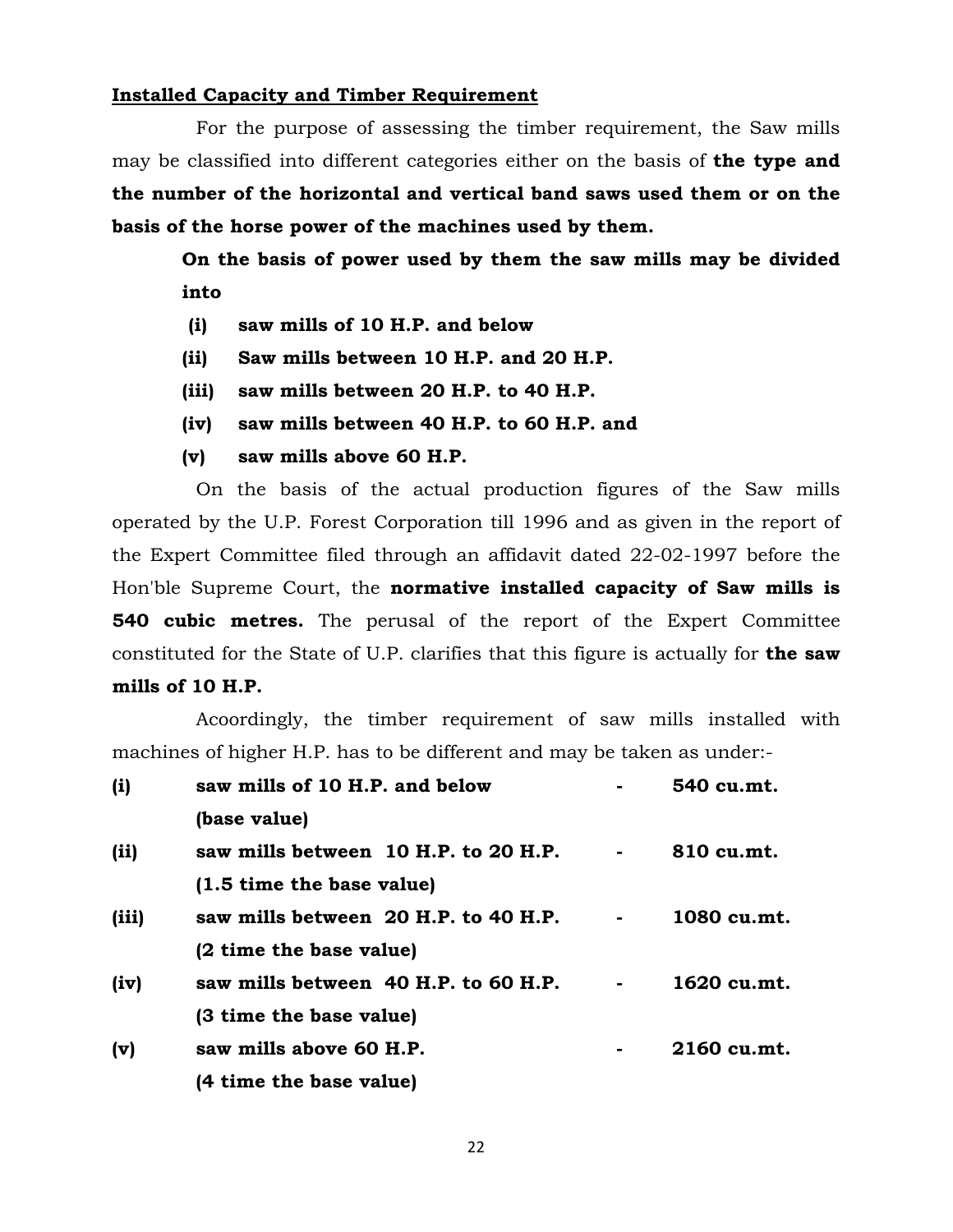**Installed Capacity and Timber Requirement**

For the purpose of assessing the timber requirement, the Saw mills may be classified into different categories either on the basis of **the type and the number of the horizontal and vertical band saws used them or on the basis of the horse power of the machines used by them.**

**On the basis of power used by them the saw mills may be divided into**

**(i) saw mills of 10 H.P. and below**

**(ii) Saw mills between 10 H.P. and 20 H.P.**

**(iii) saw mills between 20 H.P. to 40 H.P.**

**(iv) saw mills between 40 H.P. to 60 H.P. and**

**(v) saw mills above 60 H.P.**

On the basis of the actual production figures of the Saw mills operated by the U.P. Forest Corporation till 1996 and as given in the report of the Expert Committee filed through an affidavit dated 22-02-1997 before the Hon'ble Supreme Court, the **normative installed capacity of Saw mills is 540 cubic metres.** The perusal of the report of the Expert Committee constituted for the State of U.P. clarifies that this figure is actually for **the saw mills of 10 H.P.**

Acoordingly, the timber requirement of saw mills installed with machines of higher H.P. has to be different and may be taken as under:-

| | | | |
|---|---|---|---|
| **(i)** | **saw mills of 10 H.P. and below (base value)** | **-** | **540 cu.mt.** |
| **(ii)** | **saw mills between 10 H.P. to 20 H.P. (1.5 time the base value)** | **-** | **810 cu.mt.** |
| **(iii)** | **saw mills between 20 H.P. to 40 H.P. (2 time the base value)** | **-** | **1080 cu.mt.** |
| **(iv)** | **saw mills between 40 H.P. to 60 H.P. (3 time the base value)** | **-** | **1620 cu.mt.** |
| **(v)** | **saw mills above 60 H.P. (4 time the base value)** | **-** | **2160 cu.mt.** |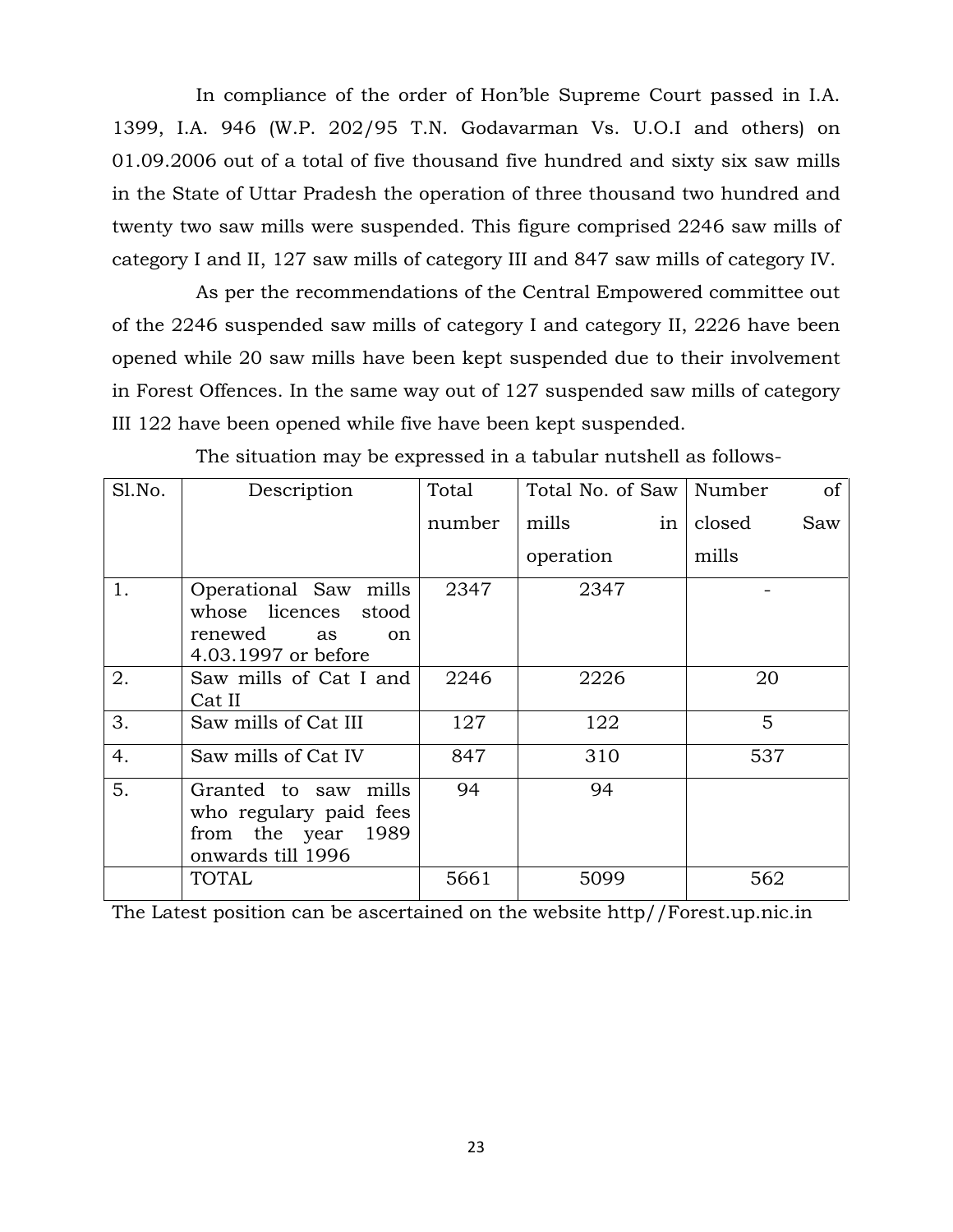In compliance of the order of Hon'ble Supreme Court passed in I.A. 1399, I.A. 946 (W.P. 202/95 T.N. Godavarman Vs. U.O.I and others) on 01.09.2006 out of a total of five thousand five hundred and sixty six saw mills in the State of Uttar Pradesh the operation of three thousand two hundred and twenty two saw mills were suspended. This figure comprised 2246 saw mills of category I and II, 127 saw mills of category III and 847 saw mills of category IV.

As per the recommendations of the Central Empowered committee out of the 2246 suspended saw mills of category I and category II, 2226 have been opened while 20 saw mills have been kept suspended due to their involvement in Forest Offences. In the same way out of 127 suspended saw mills of category III 122 have been opened while five have been kept suspended.

The situation may be expressed in a tabular nutshell as follows-

| Sl.No. | Description | Total number | Total No. of Saw mills in operation | Number of closed Saw mills |
|---|---|---|---|---|
| 1. | Operational Saw mills whose licences stood renewed as on 4.03.1997 or before | 2347 | 2347 | - |
| 2. | Saw mills of Cat I and Cat II | 2246 | 2226 | 20 |
| 3. | Saw mills of Cat III | 127 | 122 | 5 |
| 4. | Saw mills of Cat IV | 847 | 310 | 537 |
| 5. | Granted to saw mills who regulary paid fees from the year 1989 onwards till 1996 | 94 | 94 | |
| | TOTAL | 5661 | 5099 | 562 |

The Latest position can be ascertained on the website http//Forest.up.nic.in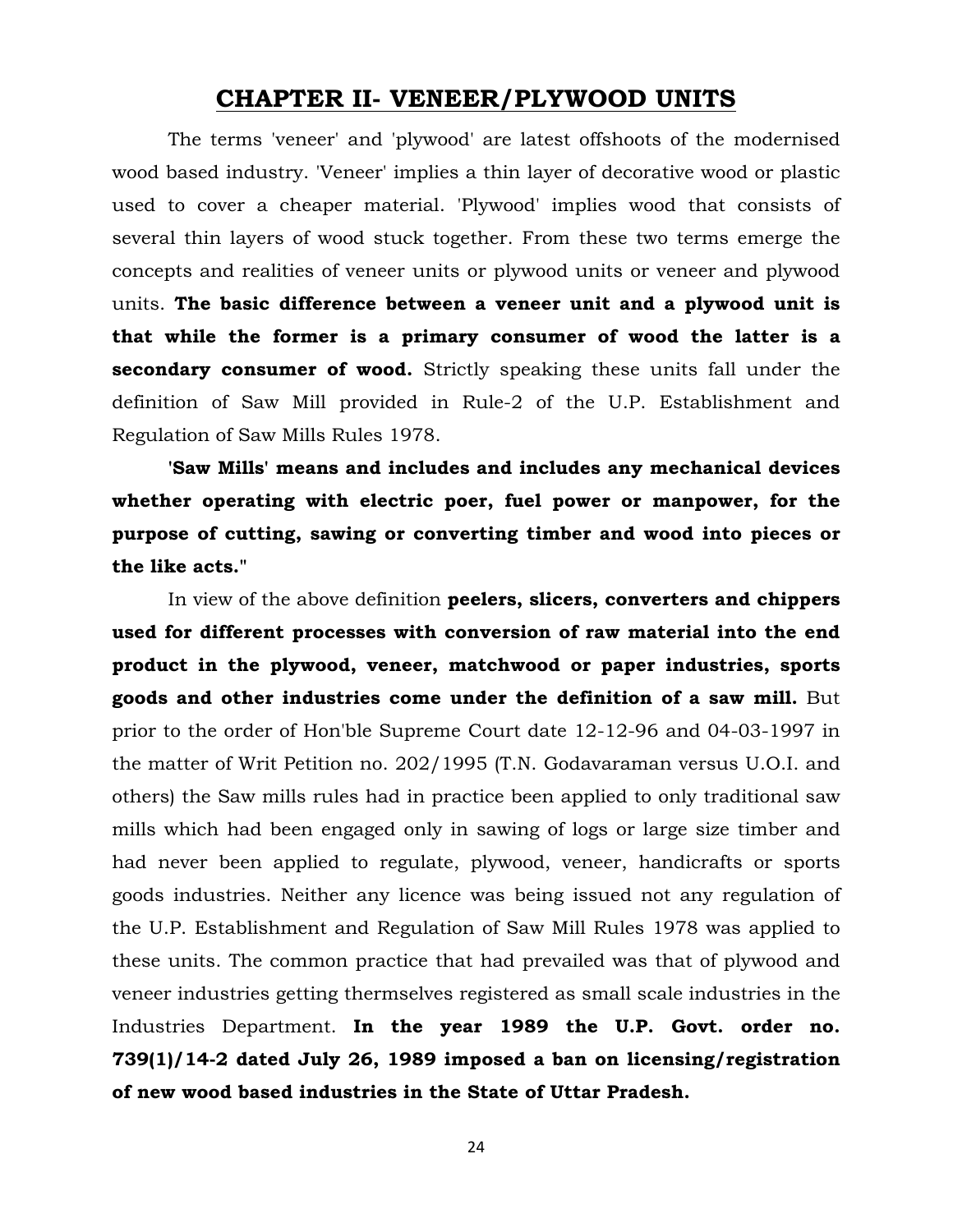# CHAPTER II- VENEER/PLYWOOD UNITS

The terms 'veneer' and 'plywood' are latest offshoots of the modernised wood based industry. 'Veneer' implies a thin layer of decorative wood or plastic used to cover a cheaper material. 'Plywood' implies wood that consists of several thin layers of wood stuck together. From these two terms emerge the concepts and realities of veneer units or plywood units or veneer and plywood units. **The basic difference between a veneer unit and a plywood unit is that while the former is a primary consumer of wood the latter is a secondary consumer of wood.** Strictly speaking these units fall under the definition of Saw Mill provided in Rule-2 of the U.P. Establishment and Regulation of Saw Mills Rules 1978.

**'Saw Mills' means and includes and includes any mechanical devices whether operating with electric poer, fuel power or manpower, for the purpose of cutting, sawing or converting timber and wood into pieces or the like acts."**

In view of the above definition **peelers, slicers, converters and chippers used for different processes with conversion of raw material into the end product in the plywood, veneer, matchwood or paper industries, sports goods and other industries come under the definition of a saw mill.** But prior to the order of Hon'ble Supreme Court date 12-12-96 and 04-03-1997 in the matter of Writ Petition no. 202/1995 (T.N. Godavaraman versus U.O.I. and others) the Saw mills rules had in practice been applied to only traditional saw mills which had been engaged only in sawing of logs or large size timber and had never been applied to regulate, plywood, veneer, handicrafts or sports goods industries. Neither any licence was being issued not any regulation of the U.P. Establishment and Regulation of Saw Mill Rules 1978 was applied to these units. The common practice that had prevailed was that of plywood and veneer industries getting thermselves registered as small scale industries in the Industries Department. **In the year 1989 the U.P. Govt. order no. 739(1)/14-2 dated July 26, 1989 imposed a ban on licensing/registration of new wood based industries in the State of Uttar Pradesh.**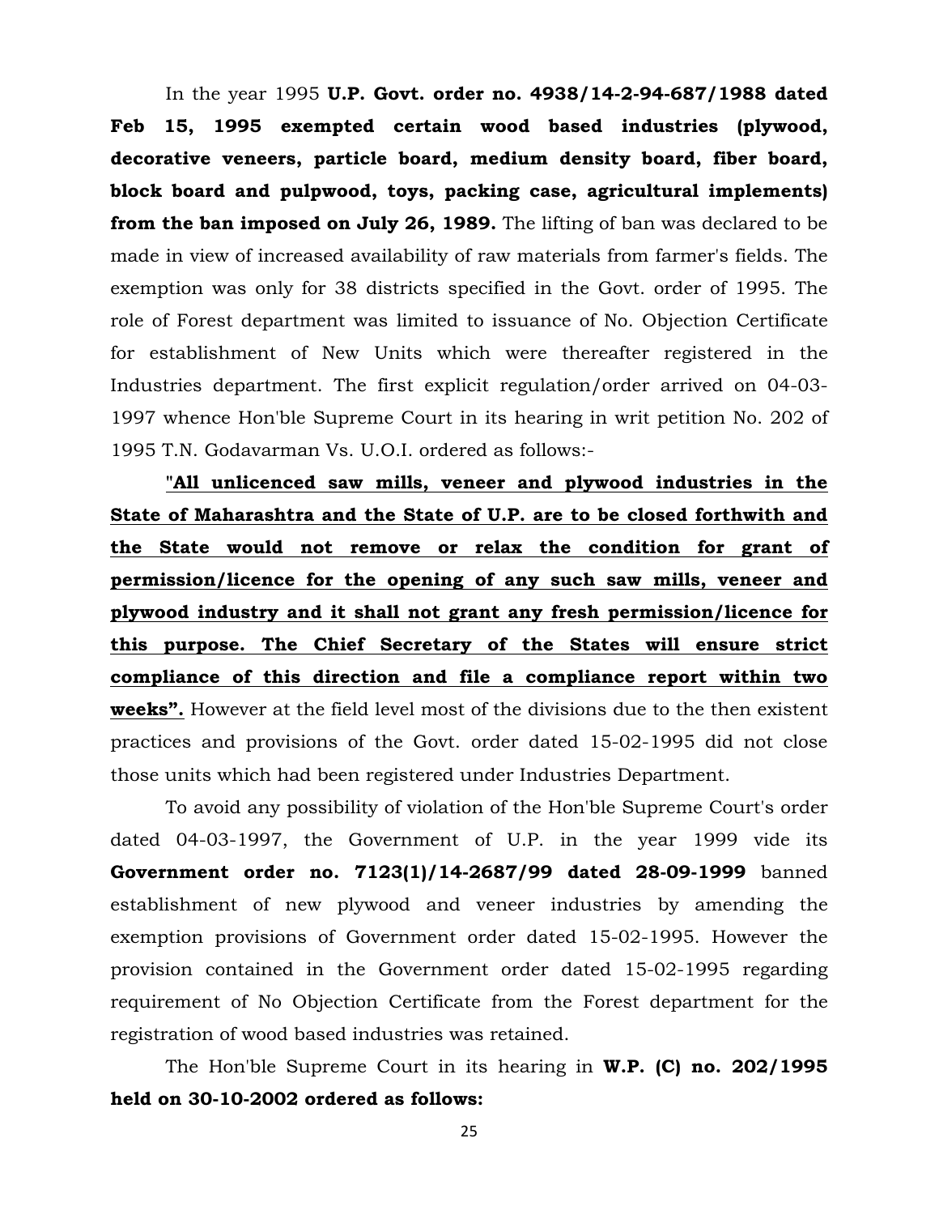In the year 1995 **U.P. Govt. order no. 4938/14-2-94-687/1988 dated Feb 15, 1995 exempted certain wood based industries (plywood, decorative veneers, particle board, medium density board, fiber board, block board and pulpwood, toys, packing case, agricultural implements) from the ban imposed on July 26, 1989.** The lifting of ban was declared to be made in view of increased availability of raw materials from farmer's fields. The exemption was only for 38 districts specified in the Govt. order of 1995. The role of Forest department was limited to issuance of No. Objection Certificate for establishment of New Units which were thereafter registered in the Industries department. The first explicit regulation/order arrived on 04-03-1997 whence Hon'ble Supreme Court in its hearing in writ petition No. 202 of 1995 T.N. Godavarman Vs. U.O.I. ordered as follows:-

**"All unlicenced saw mills, veneer and plywood industries in the State of Maharashtra and the State of U.P. are to be closed forthwith and the State would not remove or relax the condition for grant of permission/licence for the opening of any such saw mills, veneer and plywood industry and it shall not grant any fresh permission/licence for this purpose. The Chief Secretary of the States will ensure strict compliance of this direction and file a compliance report within two weeks".** However at the field level most of the divisions due to the then existent practices and provisions of the Govt. order dated 15-02-1995 did not close those units which had been registered under Industries Department.

To avoid any possibility of violation of the Hon'ble Supreme Court's order dated 04-03-1997, the Government of U.P. in the year 1999 vide its **Government order no. 7123(1)/14-2687/99 dated 28-09-1999** banned establishment of new plywood and veneer industries by amending the exemption provisions of Government order dated 15-02-1995. However the provision contained in the Government order dated 15-02-1995 regarding requirement of No Objection Certificate from the Forest department for the registration of wood based industries was retained.

The Hon'ble Supreme Court in its hearing in **W.P. (C) no. 202/1995 held on 30-10-2002 ordered as follows:**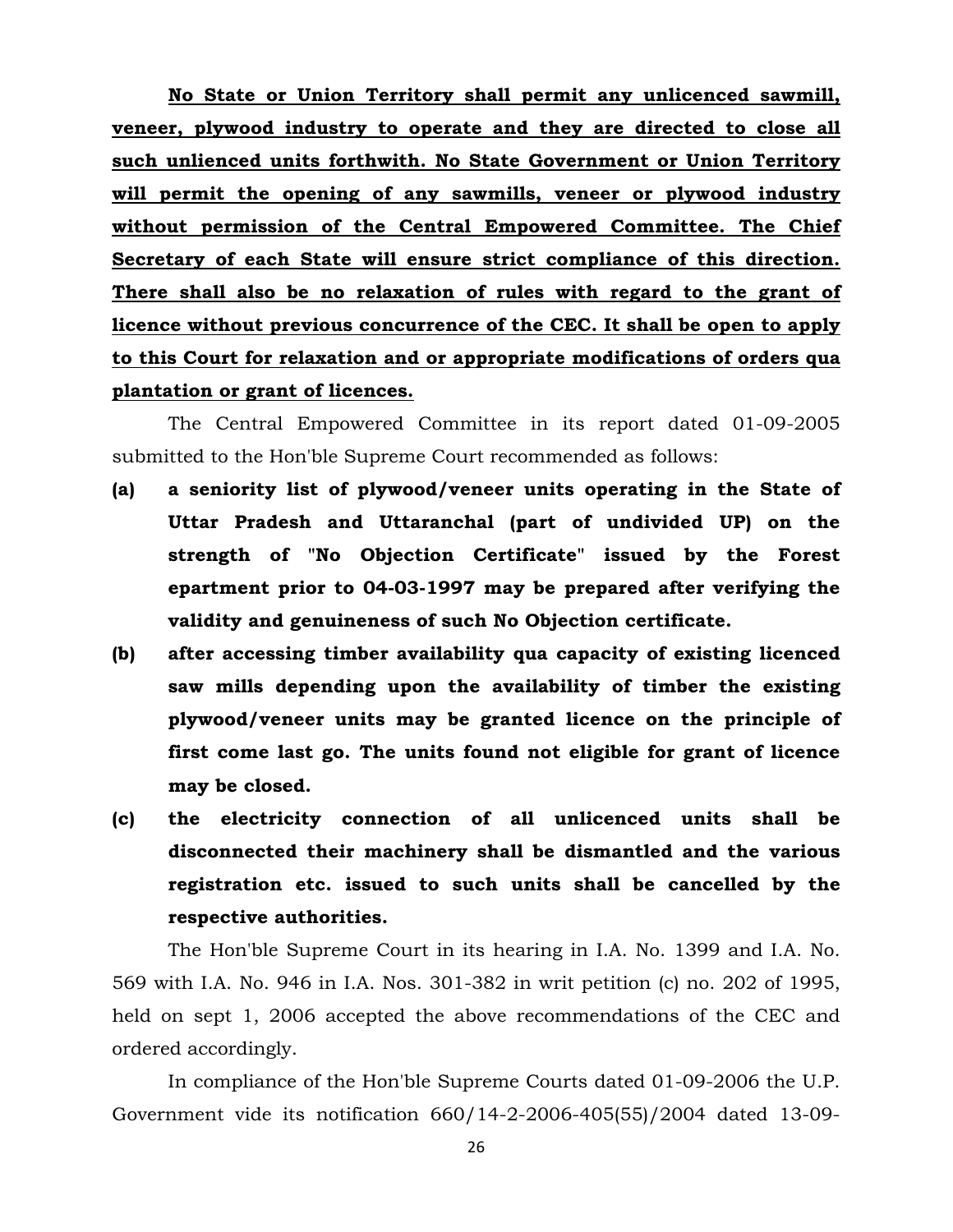**No State or Union Territory shall permit any unlicenced sawmill, veneer, plywood industry to operate and they are directed to close all such unlienced units forthwith. No State Government or Union Territory will permit the opening of any sawmills, veneer or plywood industry without permission of the Central Empowered Committee. The Chief Secretary of each State will ensure strict compliance of this direction. There shall also be no relaxation of rules with regard to the grant of licence without previous concurrence of the CEC. It shall be open to apply to this Court for relaxation and or appropriate modifications of orders qua plantation or grant of licences.**

The Central Empowered Committee in its report dated 01-09-2005 submitted to the Hon'ble Supreme Court recommended as follows:

- **(a) a seniority list of plywood/veneer units operating in the State of Uttar Pradesh and Uttaranchal (part of undivided UP) on the strength of "No Objection Certificate" issued by the Forest epartment prior to 04-03-1997 may be prepared after verifying the validity and genuineness of such No Objection certificate.**
- **(b) after accessing timber availability qua capacity of existing licenced saw mills depending upon the availability of timber the existing plywood/veneer units may be granted licence on the principle of first come last go. The units found not eligible for grant of licence may be closed.**
- **(c) the electricity connection of all unlicenced units shall be disconnected their machinery shall be dismantled and the various registration etc. issued to such units shall be cancelled by the respective authorities.**

The Hon'ble Supreme Court in its hearing in I.A. No. 1399 and I.A. No. 569 with I.A. No. 946 in I.A. Nos. 301-382 in writ petition (c) no. 202 of 1995, held on sept 1, 2006 accepted the above recommendations of the CEC and ordered accordingly.

In compliance of the Hon'ble Supreme Courts dated 01-09-2006 the U.P. Government vide its notification 660/14-2-2006-405(55)/2004 dated 13-09-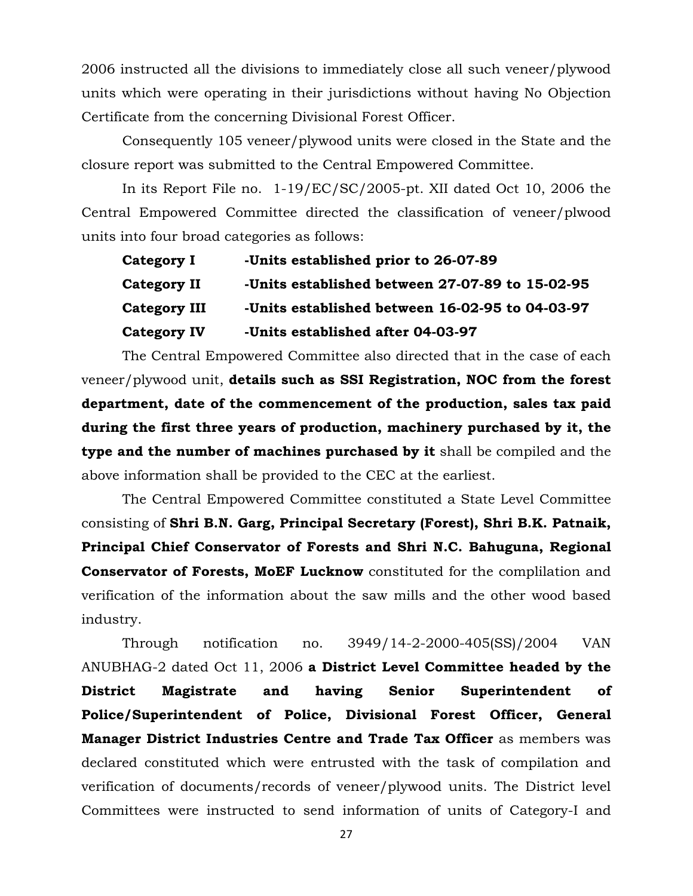2006 instructed all the divisions to immediately close all such veneer/plywood units which were operating in their jurisdictions without having No Objection Certificate from the concerning Divisional Forest Officer.

Consequently 105 veneer/plywood units were closed in the State and the closure report was submitted to the Central Empowered Committee.

In its Report File no. 1-19/EC/SC/2005-pt. XII dated Oct 10, 2006 the Central Empowered Committee directed the classification of veneer/plwood units into four broad categories as follows:

**Category I** **-Units established prior to 26-07-89**

**Category II** **-Units established between 27-07-89 to 15-02-95**

**Category III** **-Units established between 16-02-95 to 04-03-97**

**Category IV** **-Units established after 04-03-97**

The Central Empowered Committee also directed that in the case of each veneer/plywood unit, **details such as SSI Registration, NOC from the forest department, date of the commencement of the production, sales tax paid during the first three years of production, machinery purchased by it, the type and the number of machines purchased by it** shall be compiled and the above information shall be provided to the CEC at the earliest.

The Central Empowered Committee constituted a State Level Committee consisting of **Shri B.N. Garg, Principal Secretary (Forest), Shri B.K. Patnaik, Principal Chief Conservator of Forests and Shri N.C. Bahuguna, Regional Conservator of Forests, MoEF Lucknow** constituted for the complilation and verification of the information about the saw mills and the other wood based industry.

Through notification no. 3949/14-2-2000-405(SS)/2004 VAN ANUBHAG-2 dated Oct 11, 2006 **a District Level Committee headed by the District Magistrate and having Senior Superintendent of Police/Superintendent of Police, Divisional Forest Officer, General Manager District Industries Centre and Trade Tax Officer** as members was declared constituted which were entrusted with the task of compilation and verification of documents/records of veneer/plywood units. The District level Committees were instructed to send information of units of Category-I and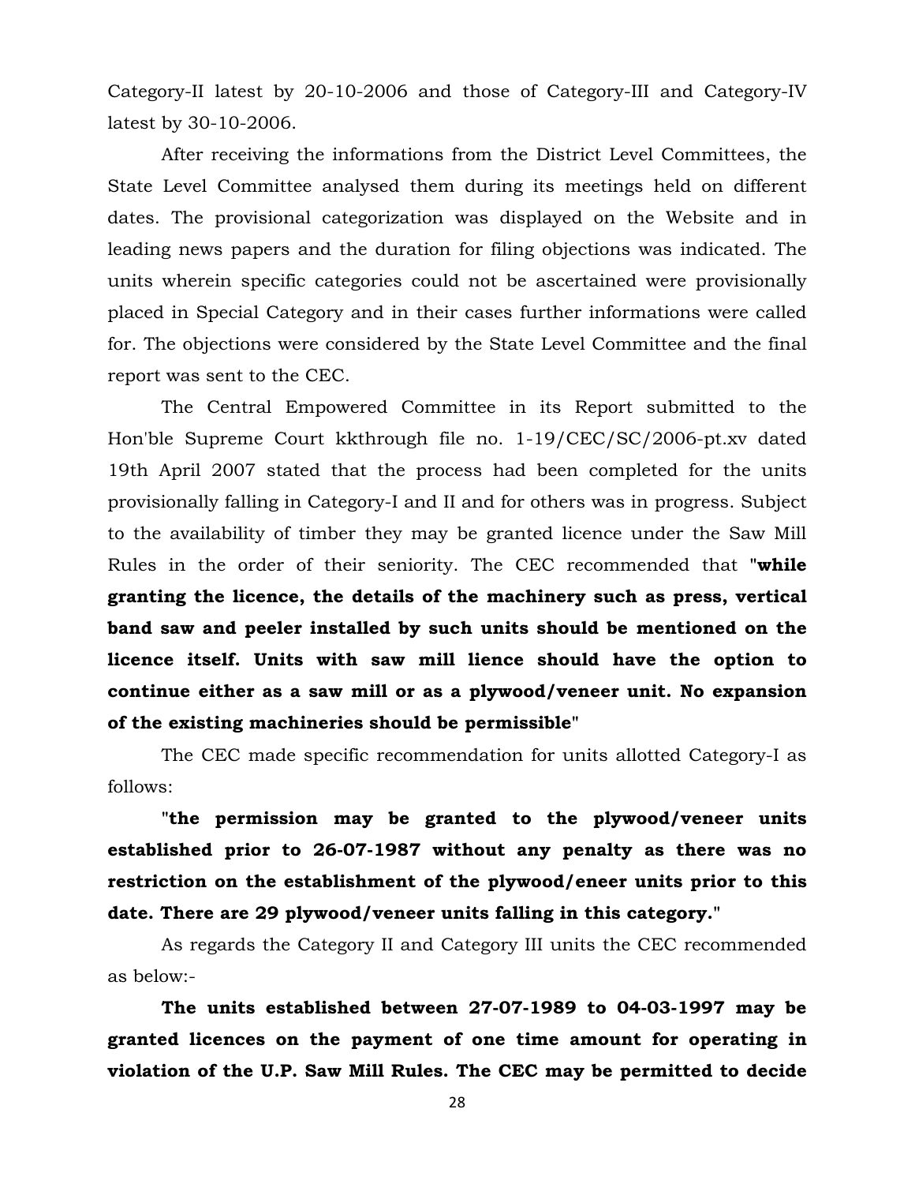Category-II latest by 20-10-2006 and those of Category-III and Category-IV latest by 30-10-2006.

After receiving the informations from the District Level Committees, the State Level Committee analysed them during its meetings held on different dates. The provisional categorization was displayed on the Website and in leading news papers and the duration for filing objections was indicated. The units wherein specific categories could not be ascertained were provisionally placed in Special Category and in their cases further informations were called for. The objections were considered by the State Level Committee and the final report was sent to the CEC.

The Central Empowered Committee in its Report submitted to the Hon'ble Supreme Court kkthrough file no. 1-19/CEC/SC/2006-pt.xv dated 19th April 2007 stated that the process had been completed for the units provisionally falling in Category-I and II and for others was in progress. Subject to the availability of timber they may be granted licence under the Saw Mill Rules in the order of their seniority. The CEC recommended that "**while granting the licence, the details of the machinery such as press, vertical band saw and peeler installed by such units should be mentioned on the licence itself. Units with saw mill lience should have the option to continue either as a saw mill or as a plywood/veneer unit. No expansion of the existing machineries should be permissible**"

The CEC made specific recommendation for units allotted Category-I as follows:

"**the permission may be granted to the plywood/veneer units established prior to 26-07-1987 without any penalty as there was no restriction on the establishment of the plywood/eneer units prior to this date. There are 29 plywood/veneer units falling in this category.**"

As regards the Category II and Category III units the CEC recommended as below:-

**The units established between 27-07-1989 to 04-03-1997 may be granted licences on the payment of one time amount for operating in violation of the U.P. Saw Mill Rules. The CEC may be permitted to decide**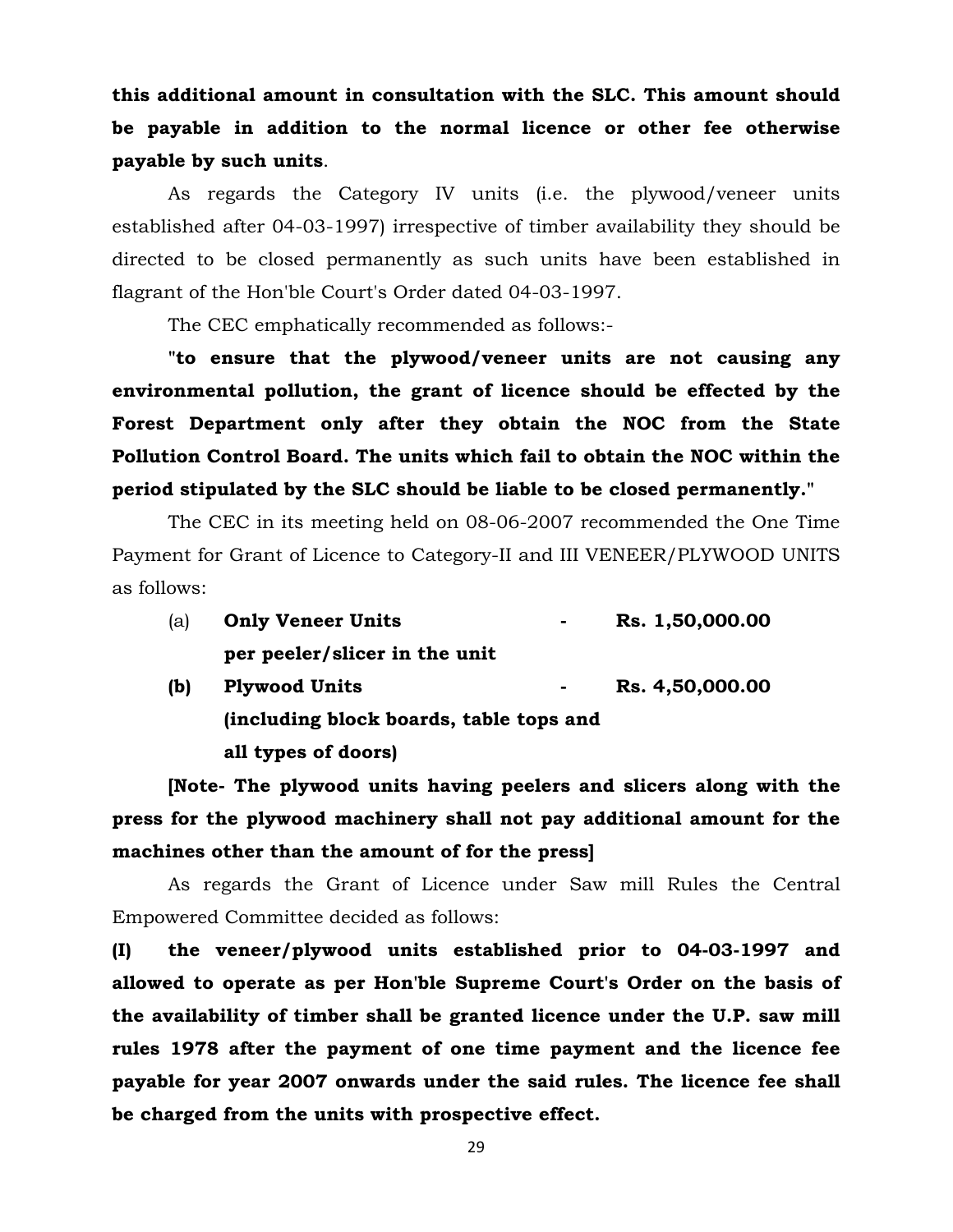**this additional amount in consultation with the SLC. This amount should be payable in addition to the normal licence or other fee otherwise payable by such units**.

As regards the Category IV units (i.e. the plywood/veneer units established after 04-03-1997) irrespective of timber availability they should be directed to be closed permanently as such units have been established in flagrant of the Hon'ble Court's Order dated 04-03-1997.

The CEC emphatically recommended as follows:-

**"to ensure that the plywood/veneer units are not causing any environmental pollution, the grant of licence should be effected by the Forest Department only after they obtain the NOC from the State Pollution Control Board. The units which fail to obtain the NOC within the period stipulated by the SLC should be liable to be closed permanently."**

The CEC in its meeting held on 08-06-2007 recommended the One Time Payment for Grant of Licence to Category-II and III VENEER/PLYWOOD UNITS as follows:

(a) **Only Veneer Units per peeler/slicer in the unit** - **Rs. 1,50,000.00**

**(b) Plywood Units (including block boards, table tops and all types of doors)** - **Rs. 4,50,000.00**

**[Note- The plywood units having peelers and slicers along with the press for the plywood machinery shall not pay additional amount for the machines other than the amount of for the press]**

As regards the Grant of Licence under Saw mill Rules the Central Empowered Committee decided as follows:

**(I) the veneer/plywood units established prior to 04-03-1997 and allowed to operate as per Hon'ble Supreme Court's Order on the basis of the availability of timber shall be granted licence under the U.P. saw mill rules 1978 after the payment of one time payment and the licence fee payable for year 2007 onwards under the said rules. The licence fee shall be charged from the units with prospective effect.**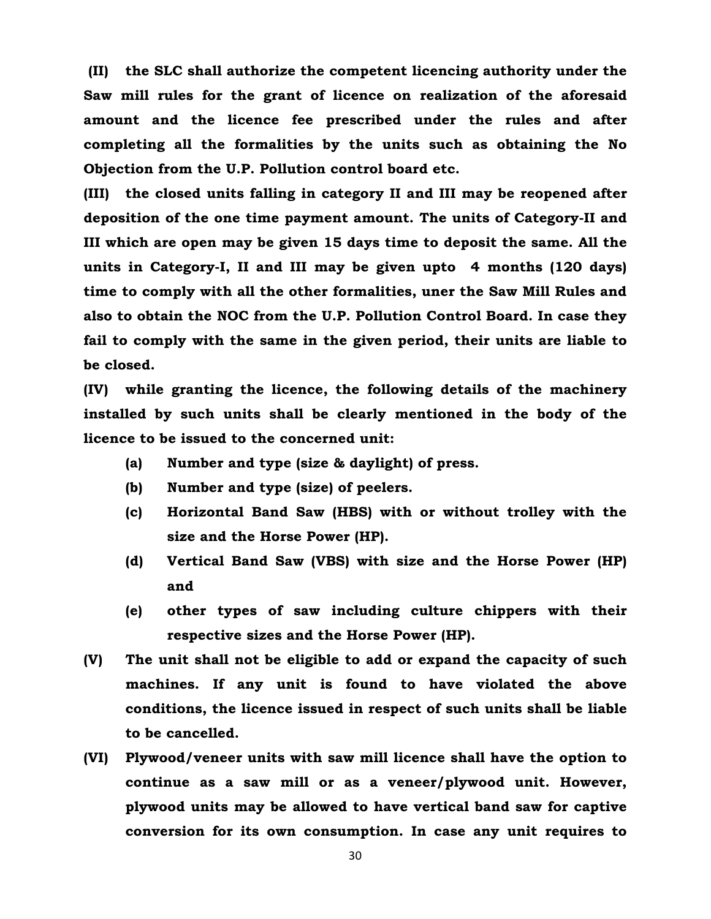**(II) the SLC shall authorize the competent licencing authority under the Saw mill rules for the grant of licence on realization of the aforesaid amount and the licence fee prescribed under the rules and after completing all the formalities by the units such as obtaining the No Objection from the U.P. Pollution control board etc.**

**(III) the closed units falling in category II and III may be reopened after deposition of the one time payment amount. The units of Category-II and III which are open may be given 15 days time to deposit the same. All the units in Category-I, II and III may be given upto 4 months (120 days) time to comply with all the other formalities, uner the Saw Mill Rules and also to obtain the NOC from the U.P. Pollution Control Board. In case they fail to comply with the same in the given period, their units are liable to be closed.**

**(IV) while granting the licence, the following details of the machinery installed by such units shall be clearly mentioned in the body of the licence to be issued to the concerned unit:**

- **(a) Number and type (size & daylight) of press.**
- **(b) Number and type (size) of peelers.**
- **(c) Horizontal Band Saw (HBS) with or without trolley with the size and the Horse Power (HP).**
- **(d) Vertical Band Saw (VBS) with size and the Horse Power (HP) and**
- **(e) other types of saw including culture chippers with their respective sizes and the Horse Power (HP).**

**(V) The unit shall not be eligible to add or expand the capacity of such machines. If any unit is found to have violated the above conditions, the licence issued in respect of such units shall be liable to be cancelled.**

**(VI) Plywood/veneer units with saw mill licence shall have the option to continue as a saw mill or as a veneer/plywood unit. However, plywood units may be allowed to have vertical band saw for captive conversion for its own consumption. In case any unit requires to**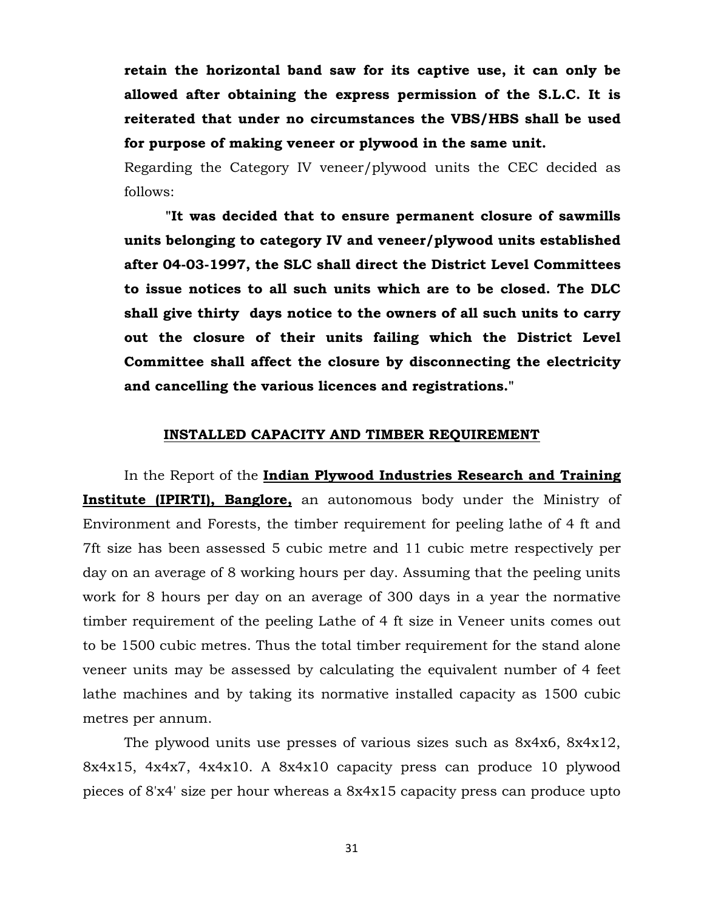**retain the horizontal band saw for its captive use, it can only be allowed after obtaining the express permission of the S.L.C. It is reiterated that under no circumstances the VBS/HBS shall be used for purpose of making veneer or plywood in the same unit.**

Regarding the Category IV veneer/plywood units the CEC decided as follows:

> "**It was decided that to ensure permanent closure of sawmills units belonging to category IV and veneer/plywood units established after 04-03-1997, the SLC shall direct the District Level Committees to issue notices to all such units which are to be closed. The DLC shall give thirty days notice to the owners of all such units to carry out the closure of their units failing which the District Level Committee shall affect the closure by disconnecting the electricity and cancelling the various licences and registrations.**"

## INSTALLED CAPACITY AND TIMBER REQUIREMENT

In the Report of the **Indian Plywood Industries Research and Training Institute (IPIRTI), Banglore,** an autonomous body under the Ministry of Environment and Forests, the timber requirement for peeling lathe of 4 ft and 7ft size has been assessed 5 cubic metre and 11 cubic metre respectively per day on an average of 8 working hours per day. Assuming that the peeling units work for 8 hours per day on an average of 300 days in a year the normative timber requirement of the peeling Lathe of 4 ft size in Veneer units comes out to be 1500 cubic metres. Thus the total timber requirement for the stand alone veneer units may be assessed by calculating the equivalent number of 4 feet lathe machines and by taking its normative installed capacity as 1500 cubic metres per annum.

The plywood units use presses of various sizes such as 8x4x6, 8x4x12, 8x4x15, 4x4x7, 4x4x10. A 8x4x10 capacity press can produce 10 plywood pieces of 8'x4' size per hour whereas a 8x4x15 capacity press can produce upto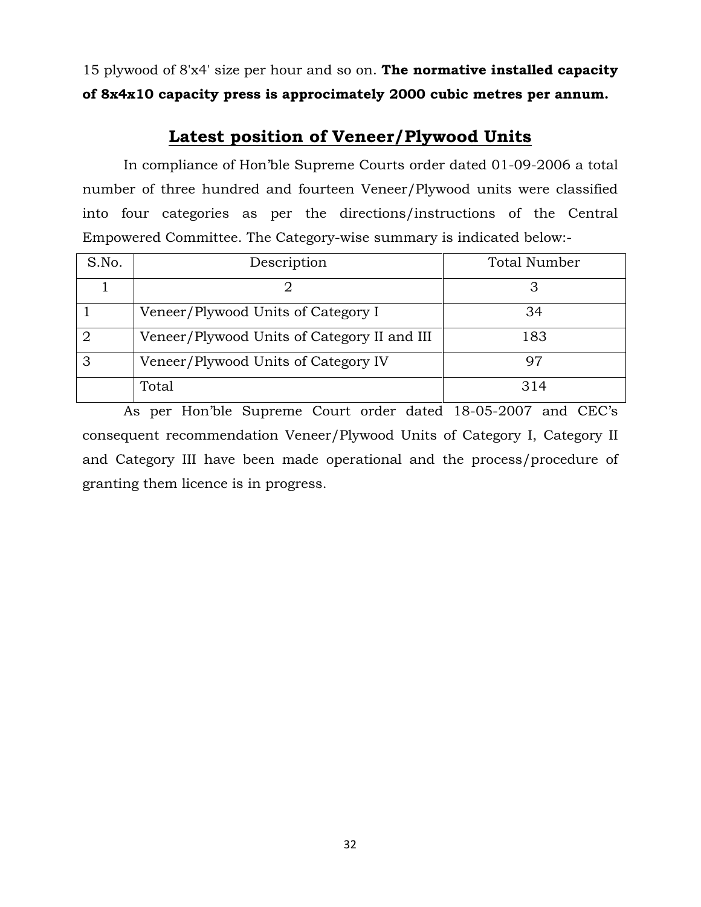15 plywood of 8'x4' size per hour and so on. **The normative installed capacity of 8x4x10 capacity press is approcimately 2000 cubic metres per annum.**

## Latest position of Veneer/Plywood Units

In compliance of Hon'ble Supreme Courts order dated 01-09-2006 a total number of three hundred and fourteen Veneer/Plywood units were classified into four categories as per the directions/instructions of the Central Empowered Committee. The Category-wise summary is indicated below:-

| S.No. | Description | Total Number |
|---|---|---|
| 1 | 2 | 3 |
| 1 | Veneer/Plywood Units of Category I | 34 |
| 2 | Veneer/Plywood Units of Category II and III | 183 |
| 3 | Veneer/Plywood Units of Category IV | 97 |
| | Total | 314 |

As per Hon'ble Supreme Court order dated 18-05-2007 and CEC's consequent recommendation Veneer/Plywood Units of Category I, Category II and Category III have been made operational and the process/procedure of granting them licence is in progress.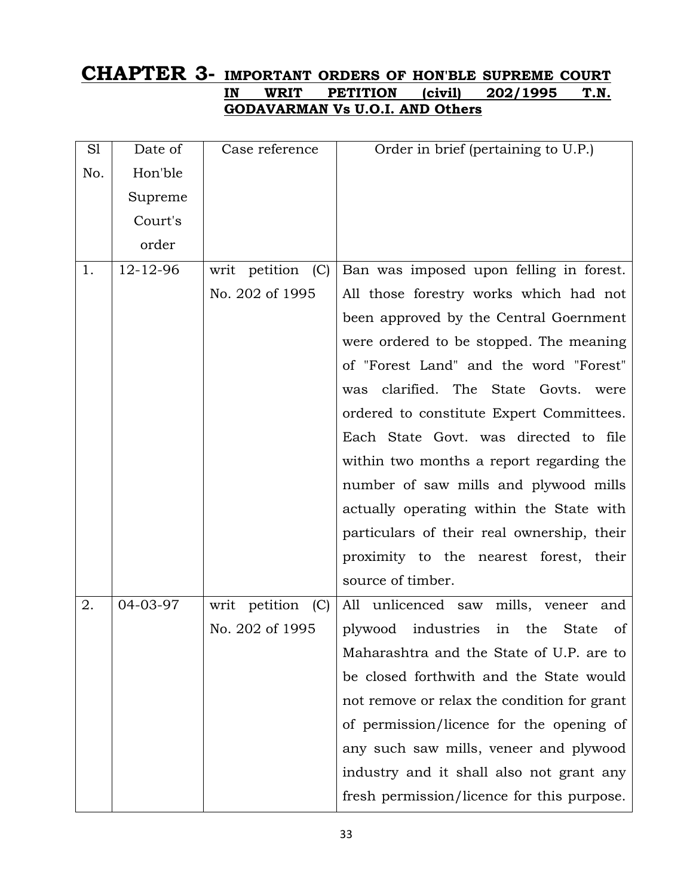# CHAPTER 3- IMPORTANT ORDERS OF HON'BLE SUPREME COURT IN WRIT PETITION (civil) 202/1995 T.N. GODAVARMAN Vs U.O.I. AND Others

| Sl No. | Date of Hon'ble Supreme Court's order | Case reference | Order in brief (pertaining to U.P.) |
|---|---|---|---|
| 1. | 12-12-96 | writ petition (C) No. 202 of 1995 | Ban was imposed upon felling in forest. All those forestry works which had not been approved by the Central Goernment were ordered to be stopped. The meaning of "Forest Land" and the word "Forest" was clarified. The State Govts. were ordered to constitute Expert Committees. Each State Govt. was directed to file within two months a report regarding the number of saw mills and plywood mills actually operating within the State with particulars of their real ownership, their proximity to the nearest forest, their source of timber. |
| 2. | 04-03-97 | writ petition (C) No. 202 of 1995 | All unlicenced saw mills, veneer and plywood industries in the State of Maharashtra and the State of U.P. are to be closed forthwith and the State would not remove or relax the condition for grant of permission/licence for the opening of any such saw mills, veneer and plywood industry and it shall also not grant any fresh permission/licence for this purpose. |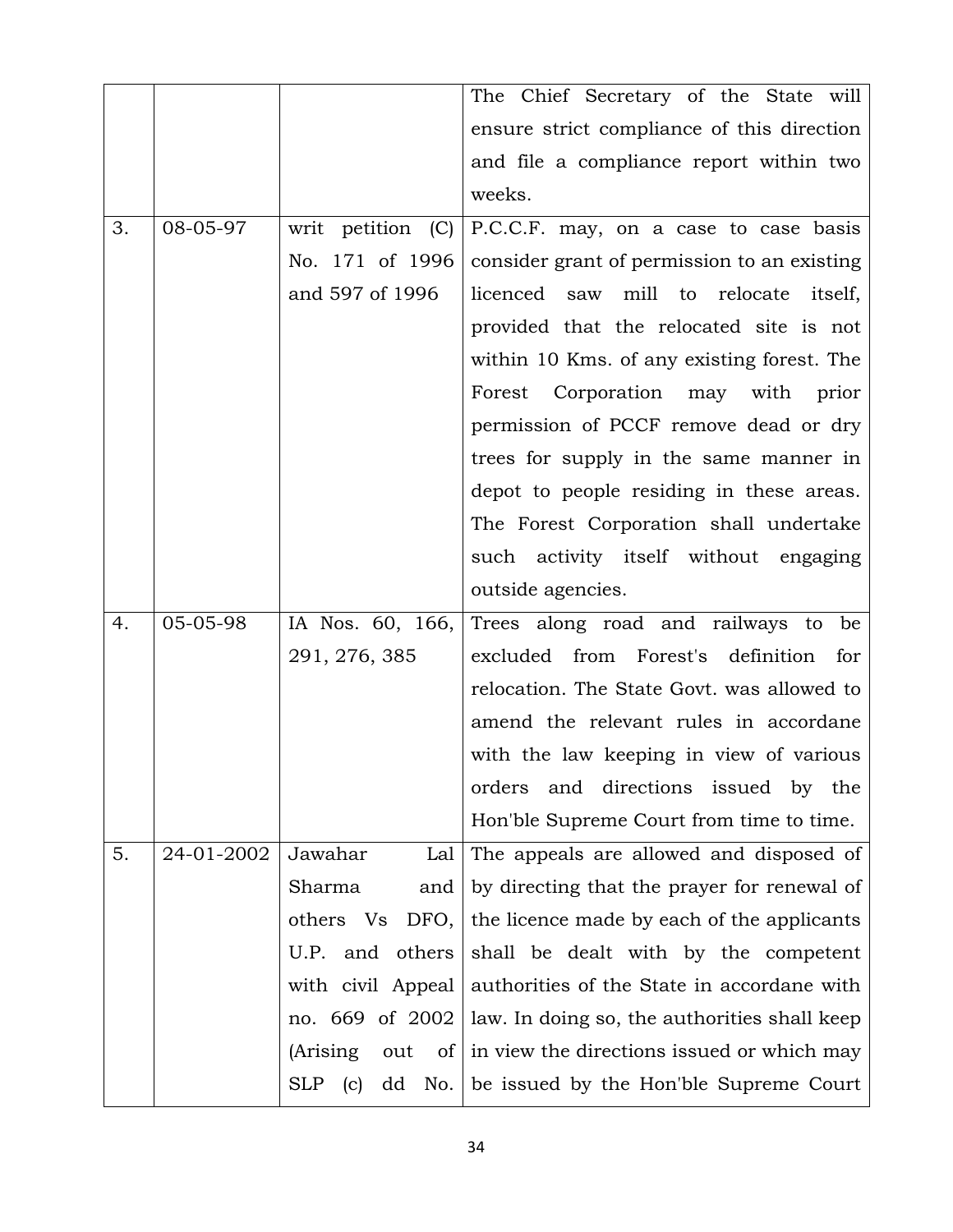| | | | |
|---|---|---|---|
| | | | The Chief Secretary of the State will ensure strict compliance of this direction and file a compliance report within two weeks. |
| 3. | 08-05-97 | writ petition (C) No. 171 of 1996 and 597 of 1996 | P.C.C.F. may, on a case to case basis consider grant of permission to an existing licenced saw mill to relocate itself, provided that the relocated site is not within 10 Kms. of any existing forest. The Forest Corporation may with prior permission of PCCF remove dead or dry trees for supply in the same manner in depot to people residing in these areas. The Forest Corporation shall undertake such activity itself without engaging outside agencies. |
| 4. | 05-05-98 | IA Nos. 60, 166, 291, 276, 385 | Trees along road and railways to be excluded from Forest's definition for relocation. The State Govt. was allowed to amend the relevant rules in accordane with the law keeping in view of various orders and directions issued by the Hon'ble Supreme Court from time to time. |
| 5. | 24-01-2002 | Jawahar Lal Sharma and others Vs DFO, U.P. and others with civil Appeal no. 669 of 2002 (Arising out of SLP (c) dd No. | The appeals are allowed and disposed of by directing that the prayer for renewal of the licence made by each of the applicants shall be dealt with by the competent authorities of the State in accordane with law. In doing so, the authorities shall keep in view the directions issued or which may be issued by the Hon'ble Supreme Court |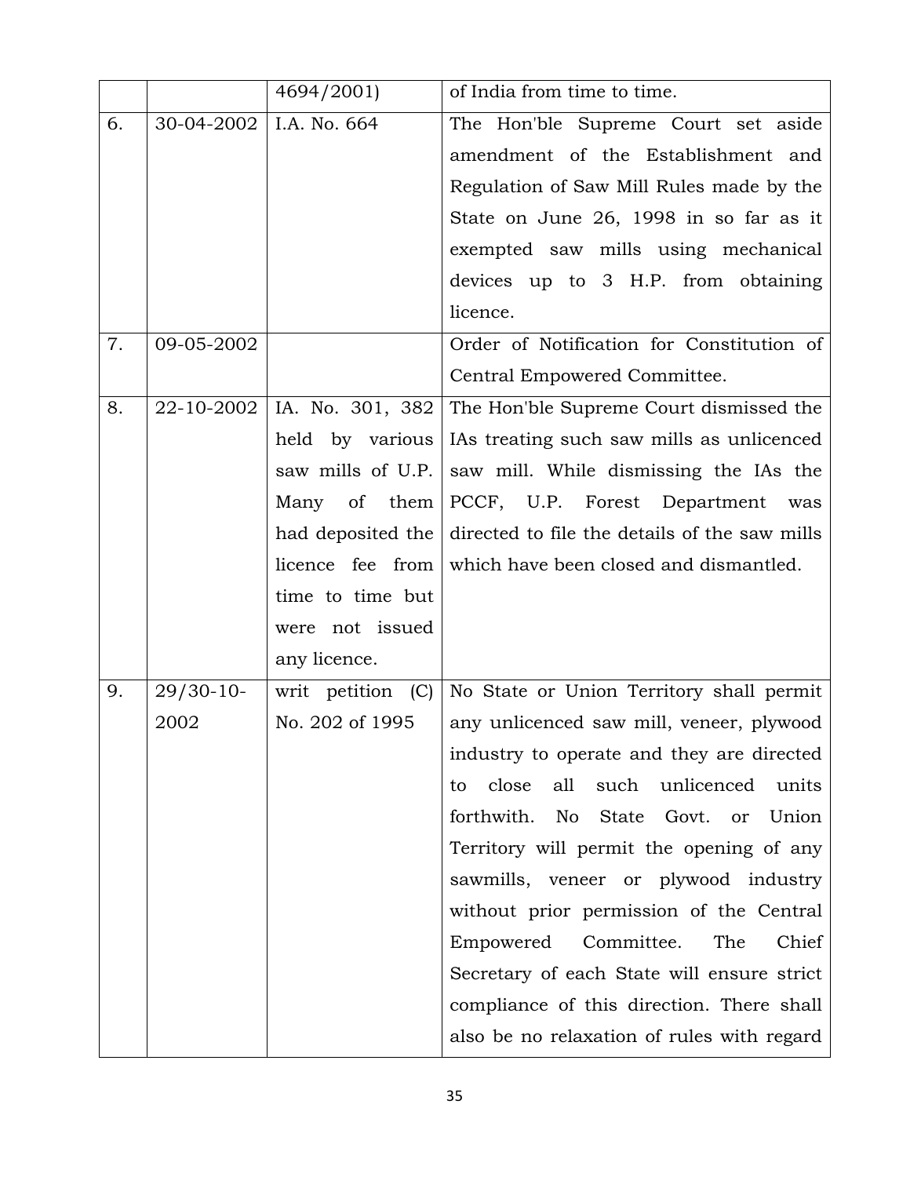| | | | |
|---|---|---|---|
| | | 4694/2001) | of India from time to time. |
| 6. | 30-04-2002 | I.A. No. 664 | The Hon'ble Supreme Court set aside amendment of the Establishment and Regulation of Saw Mill Rules made by the State on June 26, 1998 in so far as it exempted saw mills using mechanical devices up to 3 H.P. from obtaining licence. |
| 7. | 09-05-2002 | | Order of Notification for Constitution of Central Empowered Committee. |
| 8. | 22-10-2002 | IA. No. 301, 382 held by various saw mills of U.P. Many of them had deposited the licence fee from time to time but were not issued any licence. | The Hon'ble Supreme Court dismissed the IAs treating such saw mills as unlicenced saw mill. While dismissing the IAs the PCCF, U.P. Forest Department was directed to file the details of the saw mills which have been closed and dismantled. |
| 9. | 29/30-10-2002 | writ petition (C) No. 202 of 1995 | No State or Union Territory shall permit any unlicenced saw mill, veneer, plywood industry to operate and they are directed to close all such unlicenced units forthwith. No State Govt. or Union Territory will permit the opening of any sawmills, veneer or plywood industry without prior permission of the Central Empowered Committee. The Chief Secretary of each State will ensure strict compliance of this direction. There shall also be no relaxation of rules with regard |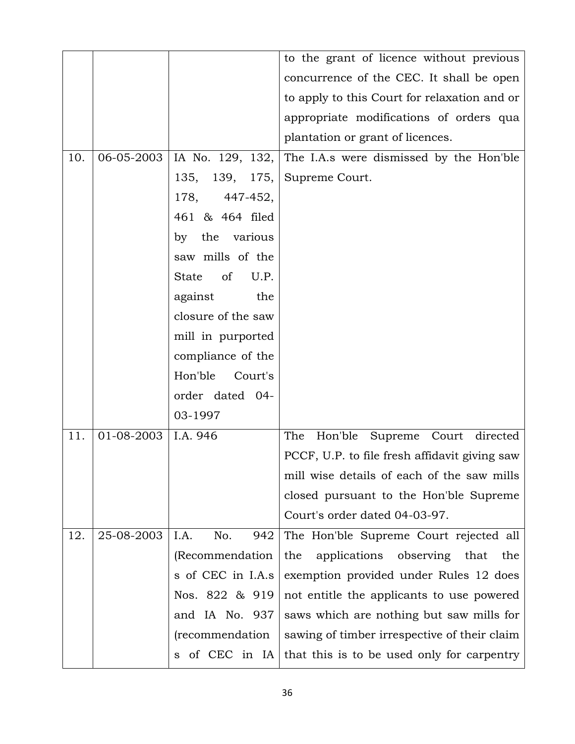| | | | |
|---|---|---|---|
| | | | to the grant of licence without previous concurrence of the CEC. It shall be open to apply to this Court for relaxation and or appropriate modifications of orders qua plantation or grant of licences. |
| 10. | 06-05-2003 | IA No. 129, 132, 135, 139, 175, 178, 447-452, 461 & 464 filed by the various saw mills of the State of U.P. against the closure of the saw mill in purported compliance of the Hon'ble Court's order dated 04-03-1997 | The I.A.s were dismissed by the Hon'ble Supreme Court. |
| 11. | 01-08-2003 | I.A. 946 | The Hon'ble Supreme Court directed PCCF, U.P. to file fresh affidavit giving saw mill wise details of each of the saw mills closed pursuant to the Hon'ble Supreme Court's order dated 04-03-97. |
| 12. | 25-08-2003 | I.A. No. 942 (Recommendations of CEC in I.A.s Nos. 822 & 919 and IA No. 937 (recommendations of CEC in IA | The Hon'ble Supreme Court rejected all the applications observing that the exemption provided under Rules 12 does not entitle the applicants to use powered saws which are nothing but saw mills for sawing of timber irrespective of their claim that this is to be used only for carpentry |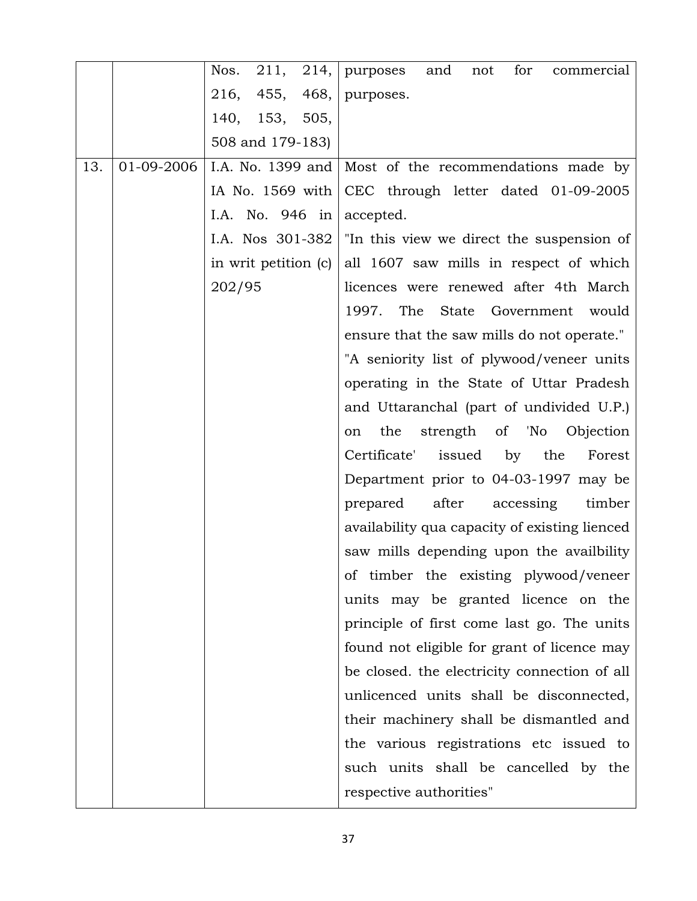| | | | |
|---|---|---|---|
| | | Nos. 211, 214, 216, 455, 468, 140, 153, 505, 508 and 179-183) | purposes and not for commercial purposes. |
| 13. | 01-09-2006 | I.A. No. 1399 and IA No. 1569 with I.A. No. 946 in I.A. Nos 301-382 in writ petition (c) 202/95 | Most of the recommendations made by CEC through letter dated 01-09-2005 accepted. "In this view we direct the suspension of all 1607 saw mills in respect of which licences were renewed after 4th March 1997. The State Government would ensure that the saw mills do not operate." "A seniority list of plywood/veneer units operating in the State of Uttar Pradesh and Uttaranchal (part of undivided U.P.) on the strength of 'No Objection Certificate' issued by the Forest Department prior to 04-03-1997 may be prepared after accessing timber availability qua capacity of existing lienced saw mills depending upon the availbility of timber the existing plywood/veneer units may be granted licence on the principle of first come last go. The units found not eligible for grant of licence may be closed. the electricity connection of all unlicenced units shall be disconnected, their machinery shall be dismantled and the various registrations etc issued to such units shall be cancelled by the respective authorities" |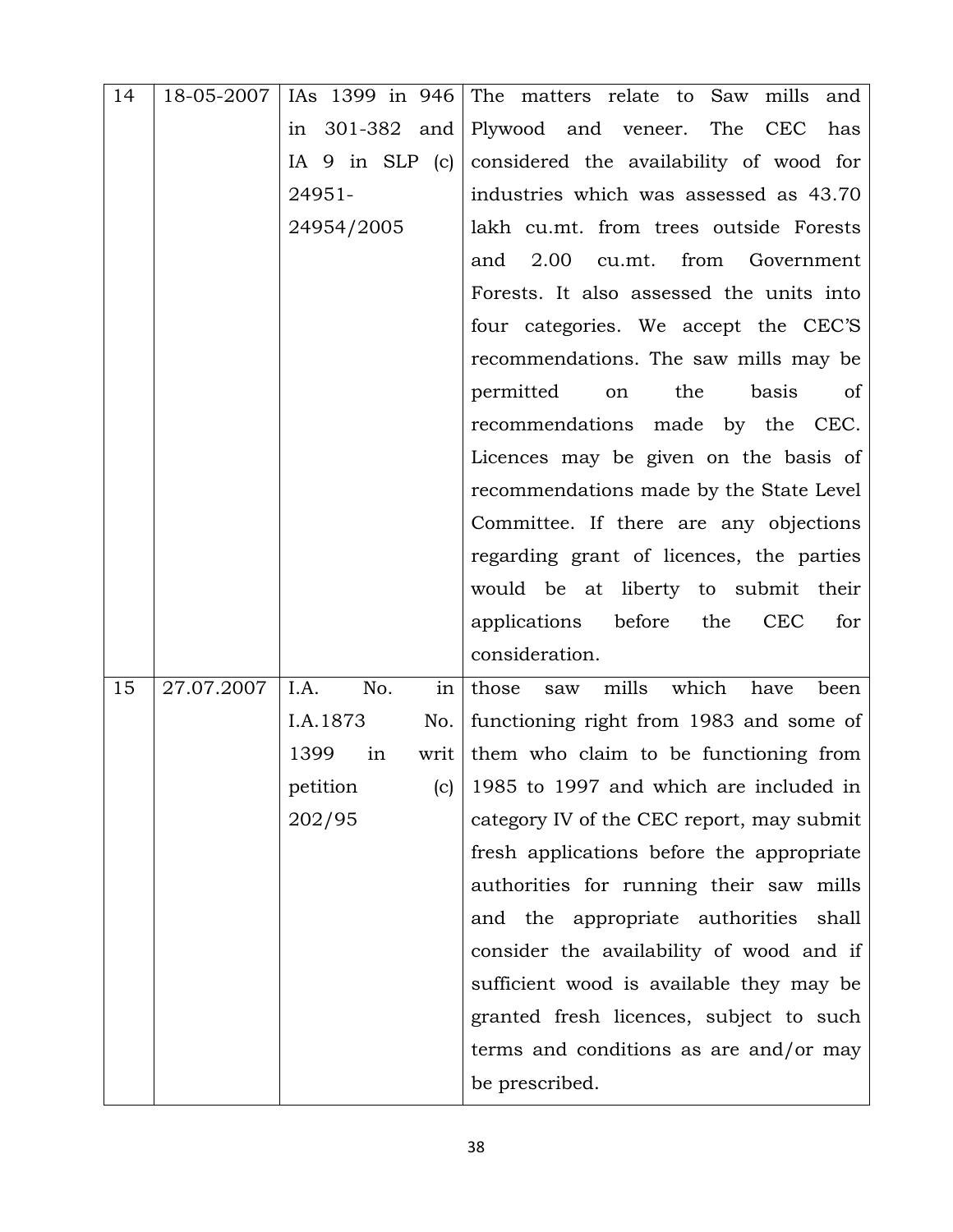| 14 | 18-05-2007 | IAs 1399 in 946 in 301-382 and IA 9 in SLP (c) 24951-24954/2005 | The matters relate to Saw mills and Plywood and veneer. The CEC has considered the availability of wood for industries which was assessed as 43.70 lakh cu.mt. from trees outside Forests and 2.00 cu.mt. from Government Forests. It also assessed the units into four categories. We accept the CEC'S recommendations. The saw mills may be permitted on the basis of recommendations made by the CEC. Licences may be given on the basis of recommendations made by the State Level Committee. If there are any objections regarding grant of licences, the parties would be at liberty to submit their applications before the CEC for consideration. |
|---|---|---|---|
| 15 | 27.07.2007 | I.A. No. in I.A.1873 No. 1399 in writ petition (c) 202/95 | those saw mills which have been functioning right from 1983 and some of them who claim to be functioning from 1985 to 1997 and which are included in category IV of the CEC report, may submit fresh applications before the appropriate authorities for running their saw mills and the appropriate authorities shall consider the availability of wood and if sufficient wood is available they may be granted fresh licences, subject to such terms and conditions as are and/or may be prescribed. |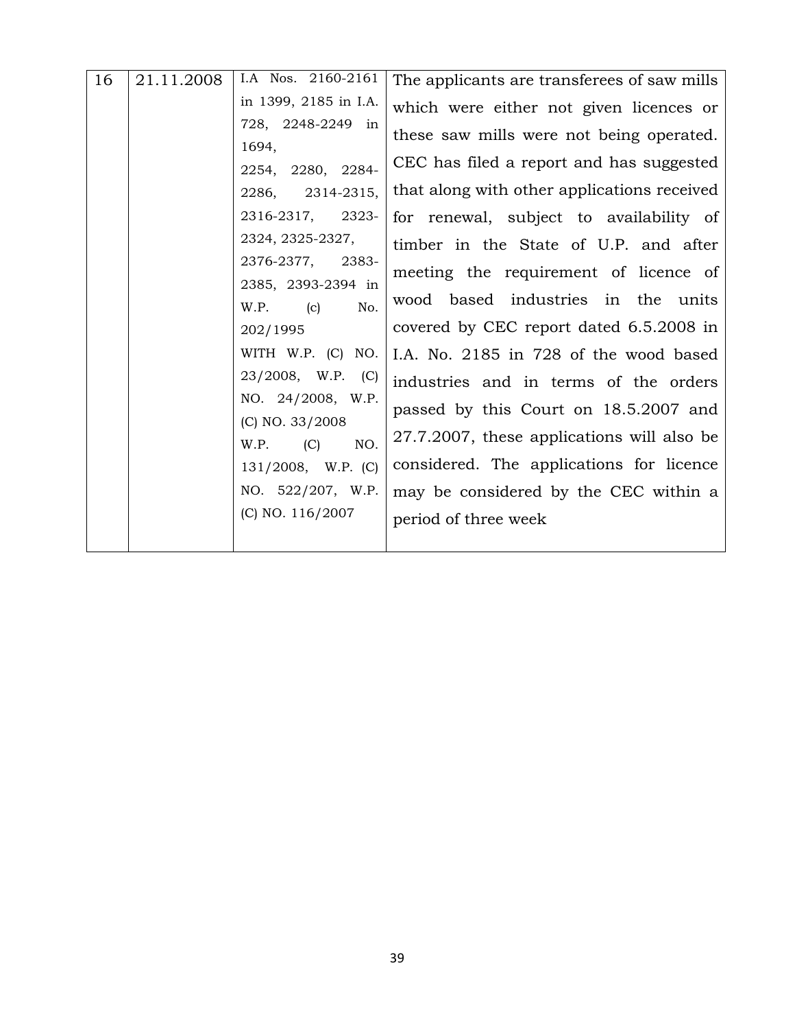| 16 | 21.11.2008 | I.A Nos. 2160-2161 in 1399, 2185 in I.A. 728, 2248-2249 in 1694, 2254, 2280, 2284-2286, 2314-2315, 2316-2317, 2323-2324, 2325-2327, 2376-2377, 2383-2385, 2393-2394 in W.P. (c) No. 202/1995 WITH W.P. (C) NO. 23/2008, W.P. (C) NO. 24/2008, W.P. (C) NO. 33/2008 W.P. (C) NO. 131/2008, W.P. (C) NO. 522/207, W.P. (C) NO. 116/2007 | The applicants are transferees of saw mills which were either not given licences or these saw mills were not being operated. CEC has filed a report and has suggested that along with other applications received for renewal, subject to availability of timber in the State of U.P. and after meeting the requirement of licence of wood based industries in the units covered by CEC report dated 6.5.2008 in I.A. No. 2185 in 728 of the wood based industries and in terms of the orders passed by this Court on 18.5.2007 and 27.7.2007, these applications will also be considered. The applications for licence may be considered by the CEC within a period of three week |
|---|---|---|---|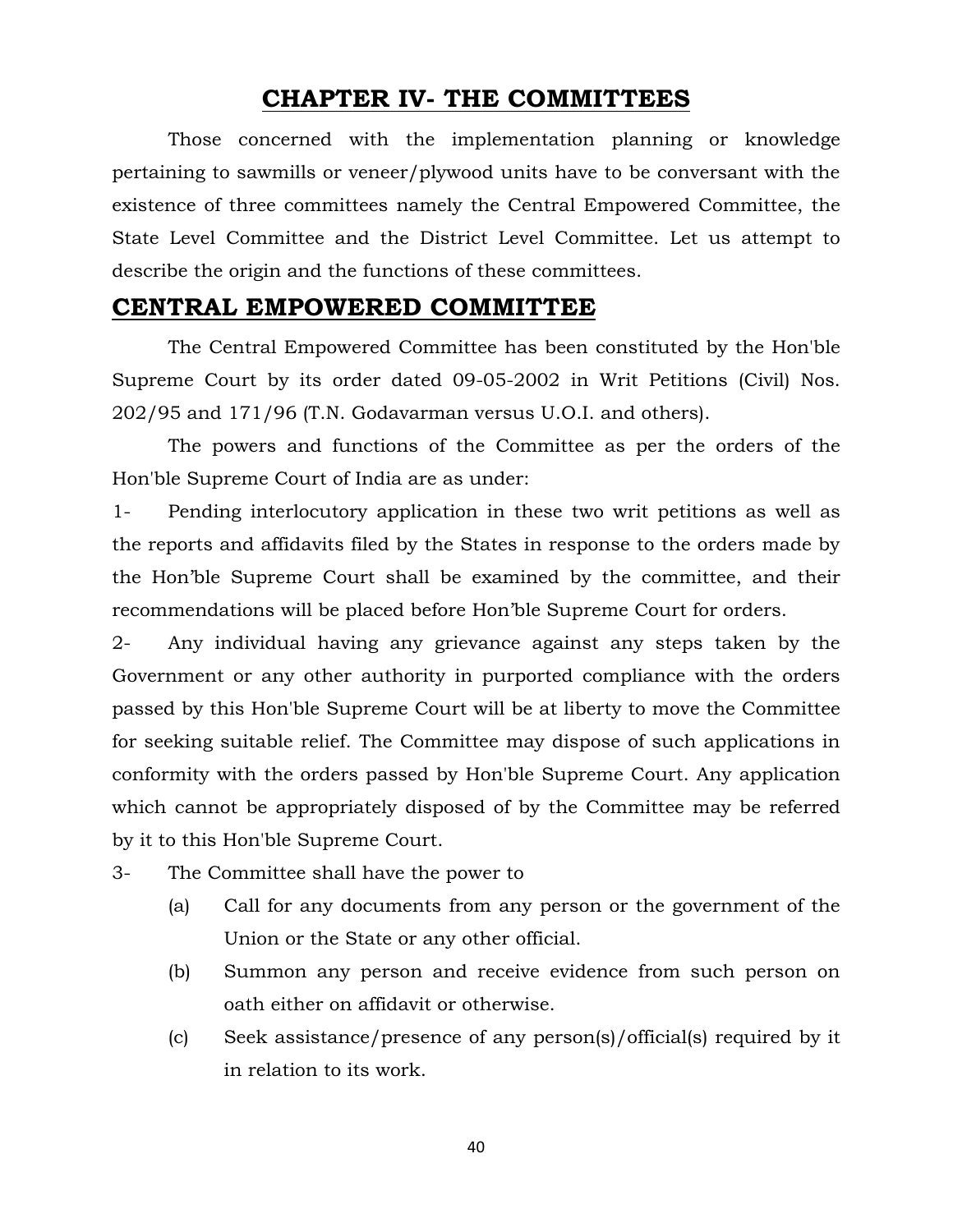# CHAPTER IV- THE COMMITTEES

Those concerned with the implementation planning or knowledge pertaining to sawmills or veneer/plywood units have to be conversant with the existence of three committees namely the Central Empowered Committee, the State Level Committee and the District Level Committee. Let us attempt to describe the origin and the functions of these committees.

## CENTRAL EMPOWERED COMMITTEE

The Central Empowered Committee has been constituted by the Hon'ble Supreme Court by its order dated 09-05-2002 in Writ Petitions (Civil) Nos. 202/95 and 171/96 (T.N. Godavarman versus U.O.I. and others).

The powers and functions of the Committee as per the orders of the Hon'ble Supreme Court of India are as under:

1- Pending interlocutory application in these two writ petitions as well as the reports and affidavits filed by the States in response to the orders made by the Hon'ble Supreme Court shall be examined by the committee, and their recommendations will be placed before Hon'ble Supreme Court for orders.

2- Any individual having any grievance against any steps taken by the Government or any other authority in purported compliance with the orders passed by this Hon'ble Supreme Court will be at liberty to move the Committee for seeking suitable relief. The Committee may dispose of such applications in conformity with the orders passed by Hon'ble Supreme Court. Any application which cannot be appropriately disposed of by the Committee may be referred by it to this Hon'ble Supreme Court.

3- The Committee shall have the power to

(a) Call for any documents from any person or the government of the Union or the State or any other official.

(b) Summon any person and receive evidence from such person on oath either on affidavit or otherwise.

(c) Seek assistance/presence of any person(s)/official(s) required by it in relation to its work.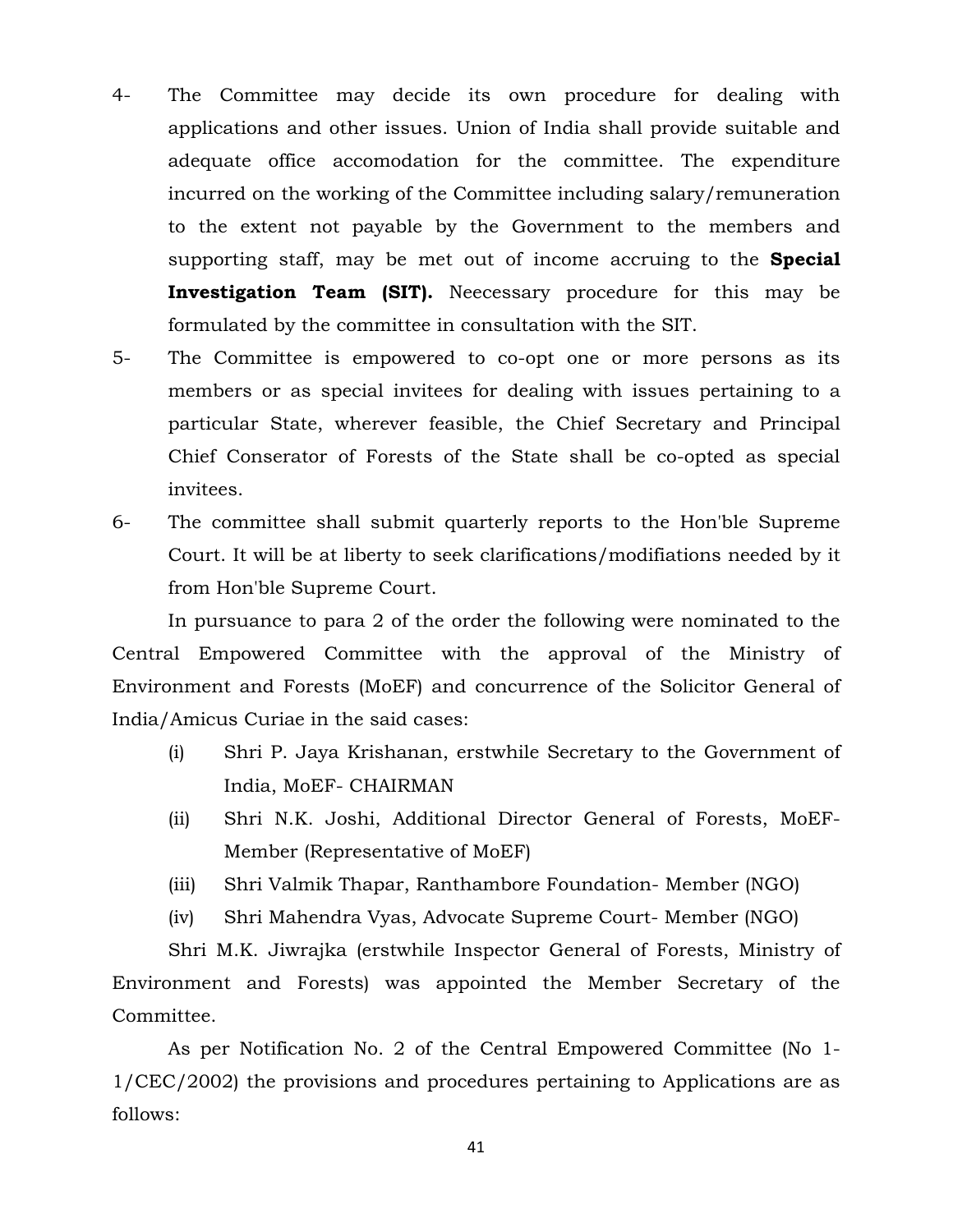4- The Committee may decide its own procedure for dealing with applications and other issues. Union of India shall provide suitable and adequate office accomodation for the committee. The expenditure incurred on the working of the Committee including salary/remuneration to the extent not payable by the Government to the members and supporting staff, may be met out of income accruing to the **Special Investigation Team (SIT).** Neecessary procedure for this may be formulated by the committee in consultation with the SIT.

5- The Committee is empowered to co-opt one or more persons as its members or as special invitees for dealing with issues pertaining to a particular State, wherever feasible, the Chief Secretary and Principal Chief Conserator of Forests of the State shall be co-opted as special invitees.

6- The committee shall submit quarterly reports to the Hon'ble Supreme Court. It will be at liberty to seek clarifications/modifiations needed by it from Hon'ble Supreme Court.

In pursuance to para 2 of the order the following were nominated to the Central Empowered Committee with the approval of the Ministry of Environment and Forests (MoEF) and concurrence of the Solicitor General of India/Amicus Curiae in the said cases:

(i) Shri P. Jaya Krishanan, erstwhile Secretary to the Government of India, MoEF- CHAIRMAN

(ii) Shri N.K. Joshi, Additional Director General of Forests, MoEF- Member (Representative of MoEF)

(iii) Shri Valmik Thapar, Ranthambore Foundation- Member (NGO)

(iv) Shri Mahendra Vyas, Advocate Supreme Court- Member (NGO)

Shri M.K. Jiwrajka (erstwhile Inspector General of Forests, Ministry of Environment and Forests) was appointed the Member Secretary of the Committee.

As per Notification No. 2 of the Central Empowered Committee (No 1-1/CEC/2002) the provisions and procedures pertaining to Applications are as follows: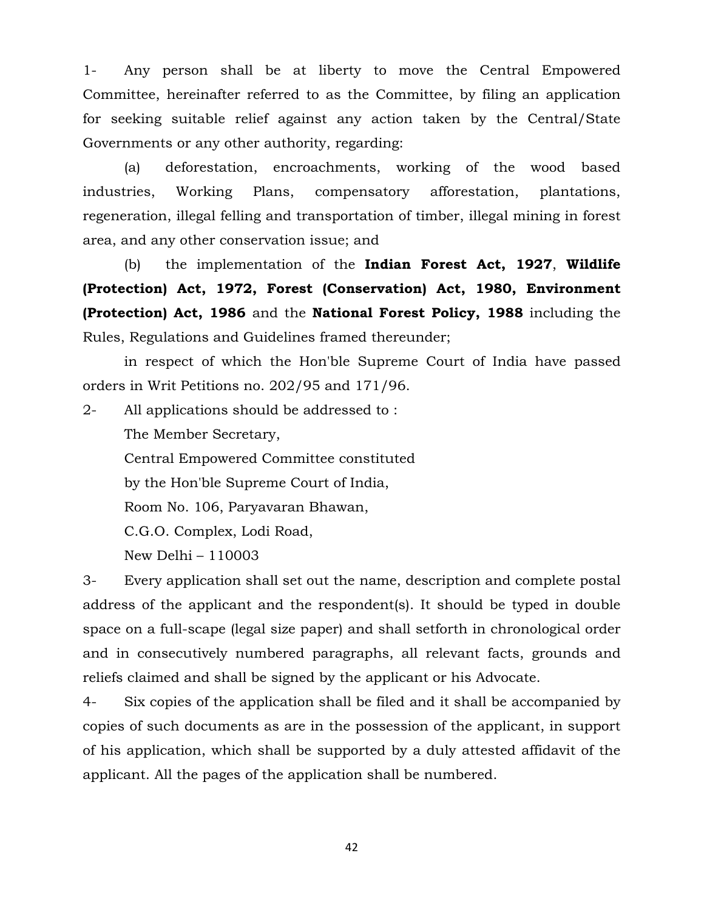1- Any person shall be at liberty to move the Central Empowered Committee, hereinafter referred to as the Committee, by filing an application for seeking suitable relief against any action taken by the Central/State Governments or any other authority, regarding:

(a) deforestation, encroachments, working of the wood based industries, Working Plans, compensatory afforestation, plantations, regeneration, illegal felling and transportation of timber, illegal mining in forest area, and any other conservation issue; and

(b) the implementation of the **Indian Forest Act, 1927**, **Wildlife (Protection) Act, 1972, Forest (Conservation) Act, 1980, Environment (Protection) Act, 1986** and the **National Forest Policy, 1988** including the Rules, Regulations and Guidelines framed thereunder;

in respect of which the Hon'ble Supreme Court of India have passed orders in Writ Petitions no. 202/95 and 171/96.

2- All applications should be addressed to :

The Member Secretary,
Central Empowered Committee constituted
by the Hon'ble Supreme Court of India,
Room No. 106, Paryavaran Bhawan,
C.G.O. Complex, Lodi Road,
New Delhi – 110003

3- Every application shall set out the name, description and complete postal address of the applicant and the respondent(s). It should be typed in double space on a full-scape (legal size paper) and shall setforth in chronological order and in consecutively numbered paragraphs, all relevant facts, grounds and reliefs claimed and shall be signed by the applicant or his Advocate.

4- Six copies of the application shall be filed and it shall be accompanied by copies of such documents as are in the possession of the applicant, in support of his application, which shall be supported by a duly attested affidavit of the applicant. All the pages of the application shall be numbered.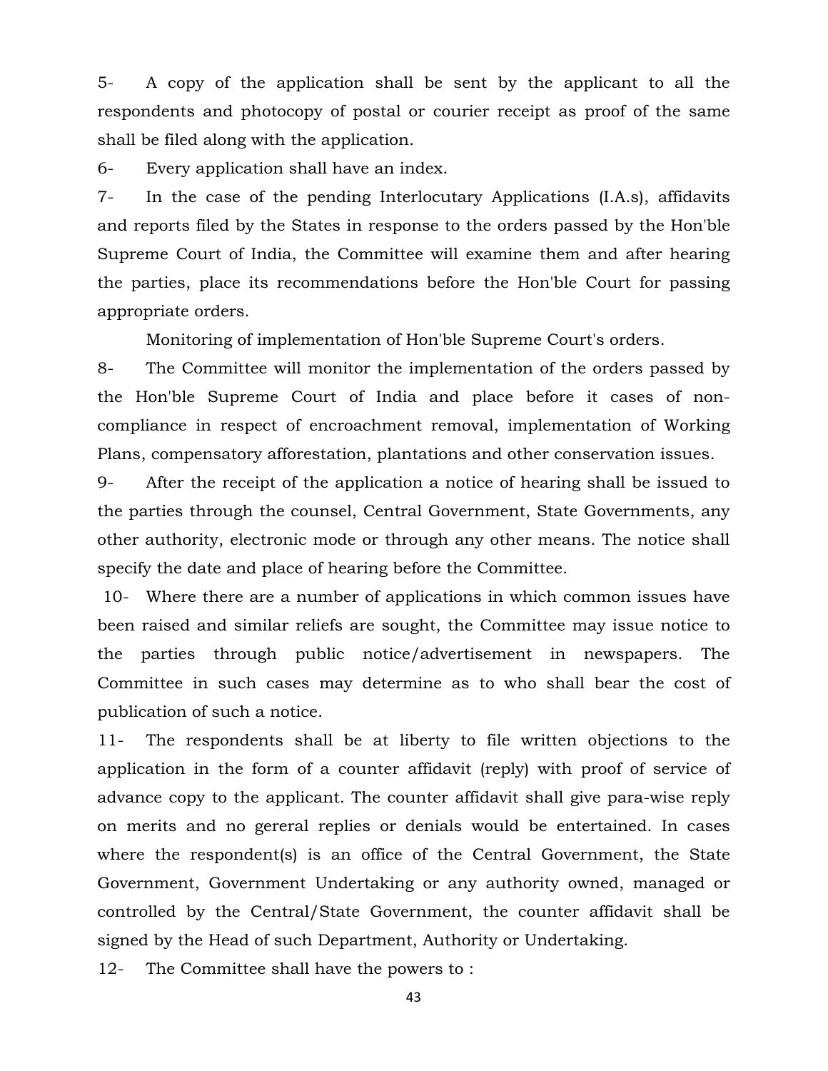5- A copy of the application shall be sent by the applicant to all the respondents and photocopy of postal or courier receipt as proof of the same shall be filed along with the application.

6- Every application shall have an index.

7- In the case of the pending Interlocutary Applications (I.A.s), affidavits and reports filed by the States in response to the orders passed by the Hon'ble Supreme Court of India, the Committee will examine them and after hearing the parties, place its recommendations before the Hon'ble Court for passing appropriate orders.

Monitoring of implementation of Hon'ble Supreme Court's orders.

8- The Committee will monitor the implementation of the orders passed by the Hon'ble Supreme Court of India and place before it cases of non-compliance in respect of encroachment removal, implementation of Working Plans, compensatory afforestation, plantations and other conservation issues.

9- After the receipt of the application a notice of hearing shall be issued to the parties through the counsel, Central Government, State Governments, any other authority, electronic mode or through any other means. The notice shall specify the date and place of hearing before the Committee.

10- Where there are a number of applications in which common issues have been raised and similar reliefs are sought, the Committee may issue notice to the parties through public notice/advertisement in newspapers. The Committee in such cases may determine as to who shall bear the cost of publication of such a notice.

11- The respondents shall be at liberty to file written objections to the application in the form of a counter affidavit (reply) with proof of service of advance copy to the applicant. The counter affidavit shall give para-wise reply on merits and no gereral replies or denials would be entertained. In cases where the respondent(s) is an office of the Central Government, the State Government, Government Undertaking or any authority owned, managed or controlled by the Central/State Government, the counter affidavit shall be signed by the Head of such Department, Authority or Undertaking.

12- The Committee shall have the powers to :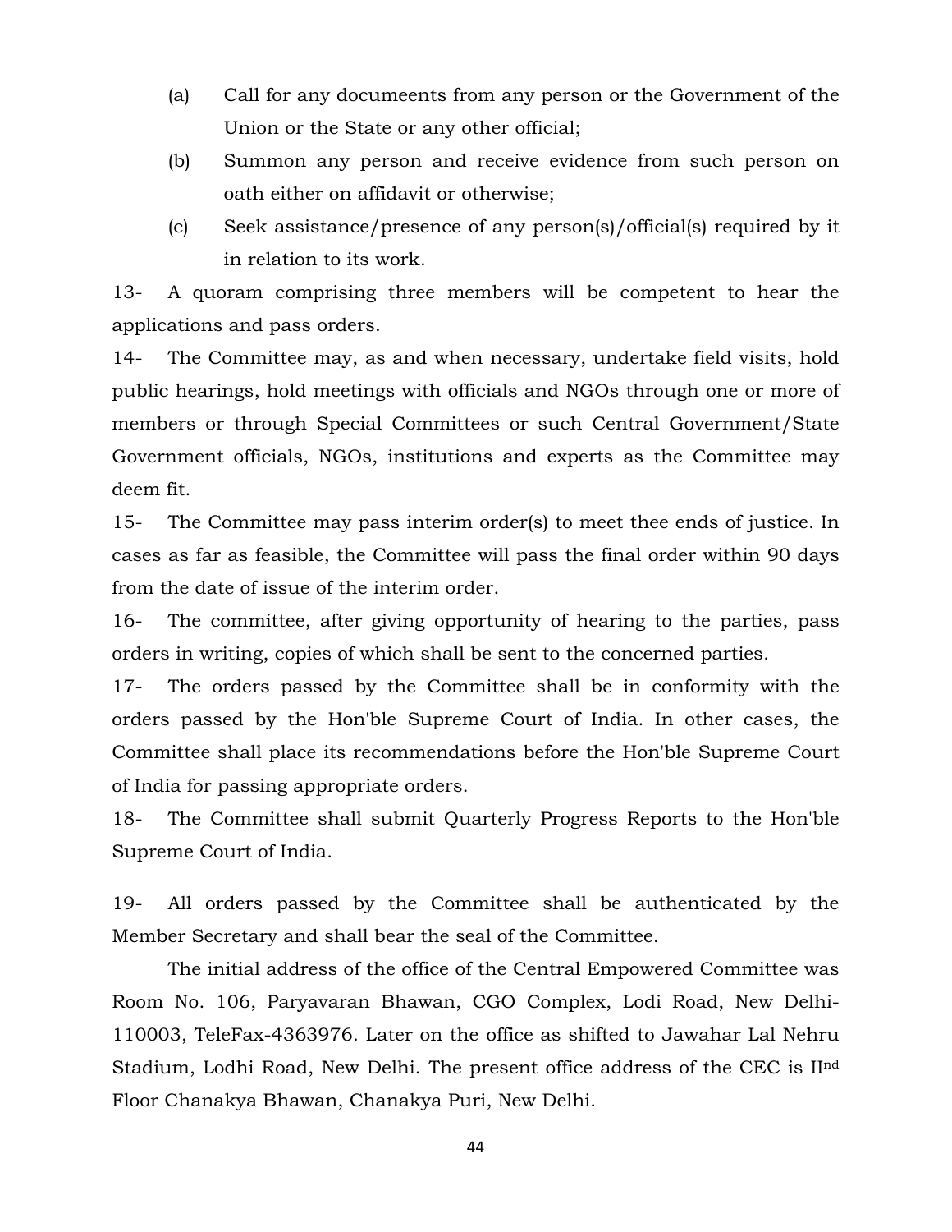(a) Call for any documeents from any person or the Government of the Union or the State or any other official;

(b) Summon any person and receive evidence from such person on oath either on affidavit or otherwise;

(c) Seek assistance/presence of any person(s)/official(s) required by it in relation to its work.

13- A quoram comprising three members will be competent to hear the applications and pass orders.

14- The Committee may, as and when necessary, undertake field visits, hold public hearings, hold meetings with officials and NGOs through one or more of members or through Special Committees or such Central Government/State Government officials, NGOs, institutions and experts as the Committee may deem fit.

15- The Committee may pass interim order(s) to meet thee ends of justice. In cases as far as feasible, the Committee will pass the final order within 90 days from the date of issue of the interim order.

16- The committee, after giving opportunity of hearing to the parties, pass orders in writing, copies of which shall be sent to the concerned parties.

17- The orders passed by the Committee shall be in conformity with the orders passed by the Hon'ble Supreme Court of India. In other cases, the Committee shall place its recommendations before the Hon'ble Supreme Court of India for passing appropriate orders.

18- The Committee shall submit Quarterly Progress Reports to the Hon'ble Supreme Court of India.

19- All orders passed by the Committee shall be authenticated by the Member Secretary and shall bear the seal of the Committee.

The initial address of the office of the Central Empowered Committee was Room No. 106, Paryavaran Bhawan, CGO Complex, Lodi Road, New Delhi-110003, TeleFax-4363976. Later on the office as shifted to Jawahar Lal Nehru Stadium, Lodhi Road, New Delhi. The present office address of the CEC is II[nd] Floor Chanakya Bhawan, Chanakya Puri, New Delhi.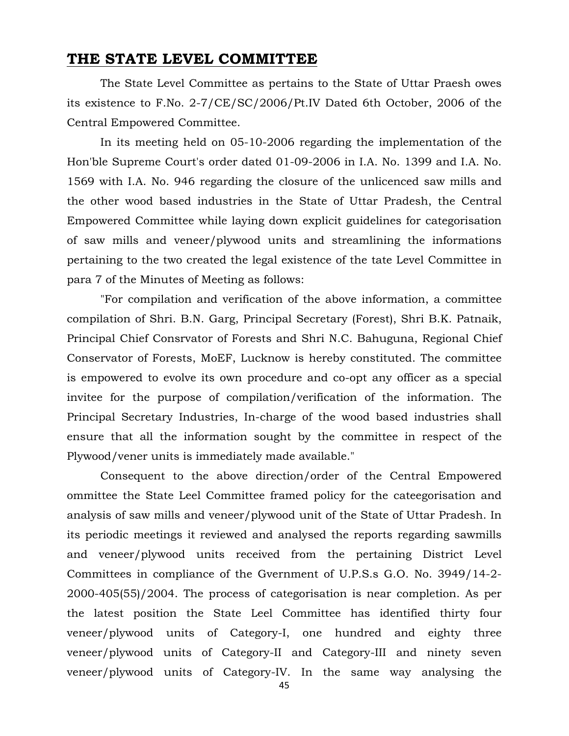## THE STATE LEVEL COMMITTEE

The State Level Committee as pertains to the State of Uttar Praesh owes its existence to F.No. 2-7/CE/SC/2006/Pt.IV Dated 6th October, 2006 of the Central Empowered Committee.

In its meeting held on 05-10-2006 regarding the implementation of the Hon'ble Supreme Court's order dated 01-09-2006 in I.A. No. 1399 and I.A. No. 1569 with I.A. No. 946 regarding the closure of the unlicenced saw mills and the other wood based industries in the State of Uttar Pradesh, the Central Empowered Committee while laying down explicit guidelines for categorisation of saw mills and veneer/plywood units and streamlining the informations pertaining to the two created the legal existence of the tate Level Committee in para 7 of the Minutes of Meeting as follows:

"For compilation and verification of the above information, a committee compilation of Shri. B.N. Garg, Principal Secretary (Forest), Shri B.K. Patnaik, Principal Chief Consrvator of Forests and Shri N.C. Bahuguna, Regional Chief Conservator of Forests, MoEF, Lucknow is hereby constituted. The committee is empowered to evolve its own procedure and co-opt any officer as a special invitee for the purpose of compilation/verification of the information. The Principal Secretary Industries, In-charge of the wood based industries shall ensure that all the information sought by the committee in respect of the Plywood/vener units is immediately made available."

Consequent to the above direction/order of the Central Empowered ommittee the State Leel Committee framed policy for the cateegorisation and analysis of saw mills and veneer/plywood unit of the State of Uttar Pradesh. In its periodic meetings it reviewed and analysed the reports regarding sawmills and veneer/plywood units received from the pertaining District Level Committees in compliance of the Gvernment of U.P.S.s G.O. No. 3949/14-2-2000-405(55)/2004. The process of categorisation is near completion. As per the latest position the State Leel Committee has identified thirty four veneer/plywood units of Category-I, one hundred and eighty three veneer/plywood units of Category-II and Category-III and ninety seven veneer/plywood units of Category-IV. In the same way analysing the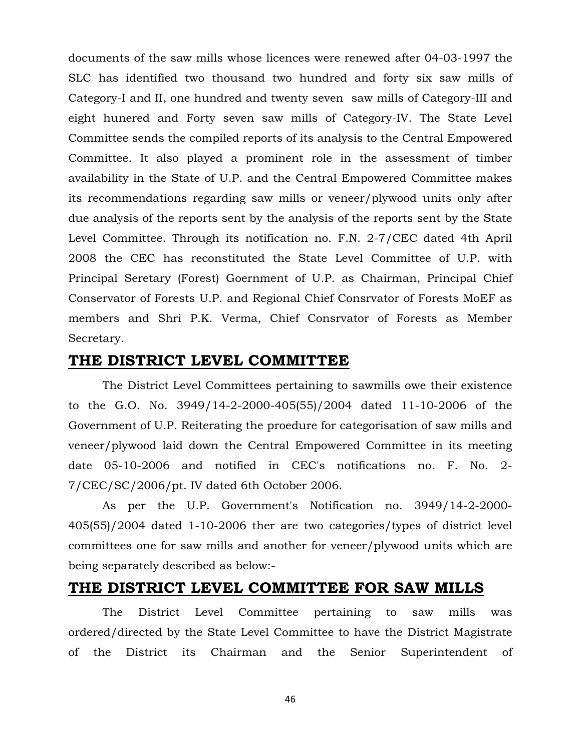documents of the saw mills whose licences were renewed after 04-03-1997 the SLC has identified two thousand two hundred and forty six saw mills of Category-I and II, one hundred and twenty seven saw mills of Category-III and eight hunered and Forty seven saw mills of Category-IV. The State Level Committee sends the compiled reports of its analysis to the Central Empowered Committee. It also played a prominent role in the assessment of timber availability in the State of U.P. and the Central Empowered Committee makes its recommendations regarding saw mills or veneer/plywood units only after due analysis of the reports sent by the analysis of the reports sent by the State Level Committee. Through its notification no. F.N. 2-7/CEC dated 4th April 2008 the CEC has reconstituted the State Level Committee of U.P. with Principal Seretary (Forest) Goernment of U.P. as Chairman, Principal Chief Conservator of Forests U.P. and Regional Chief Consrvator of Forests MoEF as members and Shri P.K. Verma, Chief Consrvator of Forests as Member Secretary.

## THE DISTRICT LEVEL COMMITTEE

The District Level Committees pertaining to sawmills owe their existence to the G.O. No. 3949/14-2-2000-405(55)/2004 dated 11-10-2006 of the Government of U.P. Reiterating the proedure for categorisation of saw mills and veneer/plywood laid down the Central Empowered Committee in its meeting date 05-10-2006 and notified in CEC's notifications no. F. No. 2-7/CEC/SC/2006/pt. IV dated 6th October 2006.

As per the U.P. Government's Notification no. 3949/14-2-2000-405(55)/2004 dated 1-10-2006 ther are two categories/types of district level committees one for saw mills and another for veneer/plywood units which are being separately described as below:-

## THE DISTRICT LEVEL COMMITTEE FOR SAW MILLS

The District Level Committee pertaining to saw mills was ordered/directed by the State Level Committee to have the District Magistrate of the District its Chairman and the Senior Superintendent of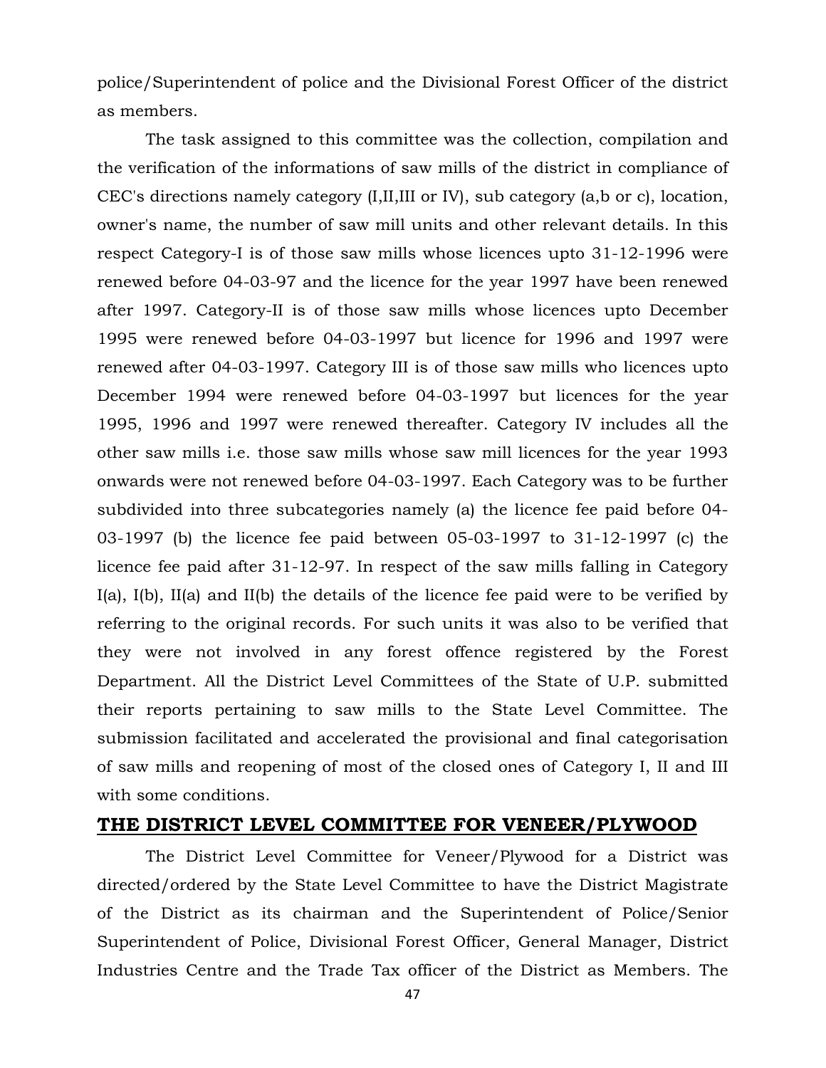police/Superintendent of police and the Divisional Forest Officer of the district as members.

The task assigned to this committee was the collection, compilation and the verification of the informations of saw mills of the district in compliance of CEC's directions namely category (I,II,III or IV), sub category (a,b or c), location, owner's name, the number of saw mill units and other relevant details. In this respect Category-I is of those saw mills whose licences upto 31-12-1996 were renewed before 04-03-97 and the licence for the year 1997 have been renewed after 1997. Category-II is of those saw mills whose licences upto December 1995 were renewed before 04-03-1997 but licence for 1996 and 1997 were renewed after 04-03-1997. Category III is of those saw mills who licences upto December 1994 were renewed before 04-03-1997 but licences for the year 1995, 1996 and 1997 were renewed thereafter. Category IV includes all the other saw mills i.e. those saw mills whose saw mill licences for the year 1993 onwards were not renewed before 04-03-1997. Each Category was to be further subdivided into three subcategories namely (a) the licence fee paid before 04-03-1997 (b) the licence fee paid between 05-03-1997 to 31-12-1997 (c) the licence fee paid after 31-12-97. In respect of the saw mills falling in Category I(a), I(b), II(a) and II(b) the details of the licence fee paid were to be verified by referring to the original records. For such units it was also to be verified that they were not involved in any forest offence registered by the Forest Department. All the District Level Committees of the State of U.P. submitted their reports pertaining to saw mills to the State Level Committee. The submission facilitated and accelerated the provisional and final categorisation of saw mills and reopening of most of the closed ones of Category I, II and III with some conditions.

## THE DISTRICT LEVEL COMMITTEE FOR VENEER/PLYWOOD

The District Level Committee for Veneer/Plywood for a District was directed/ordered by the State Level Committee to have the District Magistrate of the District as its chairman and the Superintendent of Police/Senior Superintendent of Police, Divisional Forest Officer, General Manager, District Industries Centre and the Trade Tax officer of the District as Members. The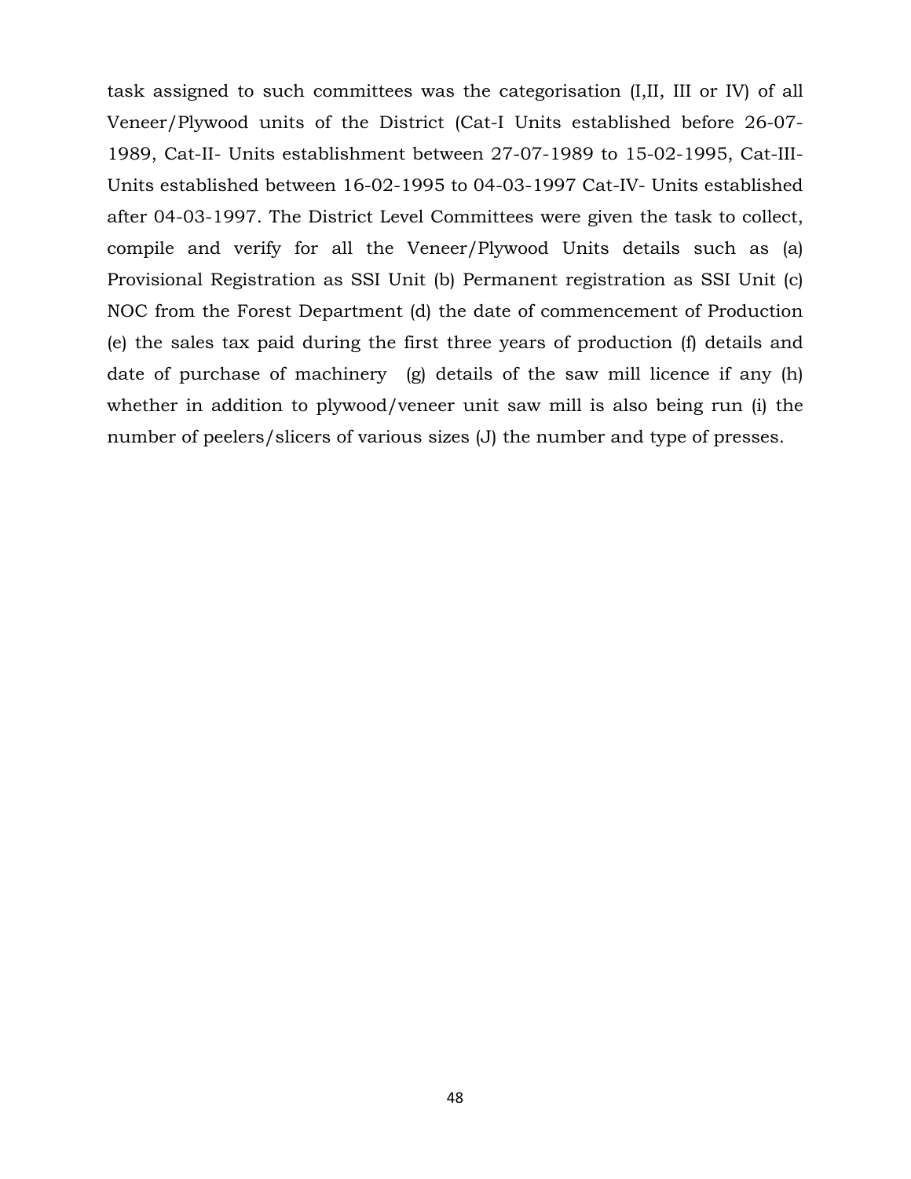task assigned to such committees was the categorisation (I,II, III or IV) of all Veneer/Plywood units of the District (Cat-I Units established before 26-07-1989, Cat-II- Units establishment between 27-07-1989 to 15-02-1995, Cat-III- Units established between 16-02-1995 to 04-03-1997 Cat-IV- Units established after 04-03-1997. The District Level Committees were given the task to collect, compile and verify for all the Veneer/Plywood Units details such as (a) Provisional Registration as SSI Unit (b) Permanent registration as SSI Unit (c) NOC from the Forest Department (d) the date of commencement of Production (e) the sales tax paid during the first three years of production (f) details and date of purchase of machinery (g) details of the saw mill licence if any (h) whether in addition to plywood/veneer unit saw mill is also being run (i) the number of peelers/slicers of various sizes (J) the number and type of presses.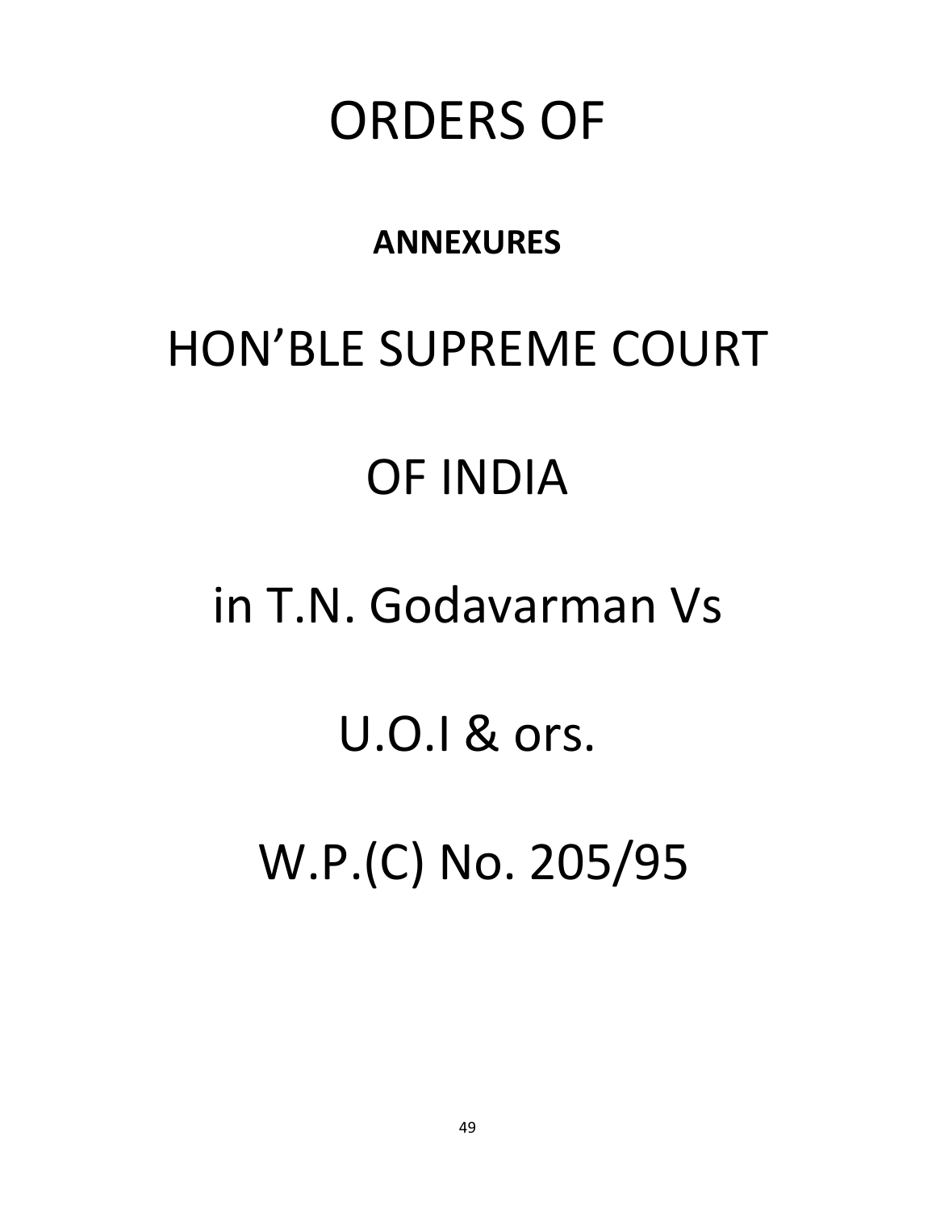# ORDERS OF

**ANNEXURES**

# HON'BLE SUPREME COURT

# OF INDIA

# in T.N. Godavarman Vs

# U.O.I & ors.

# W.P.(C) No. 205/95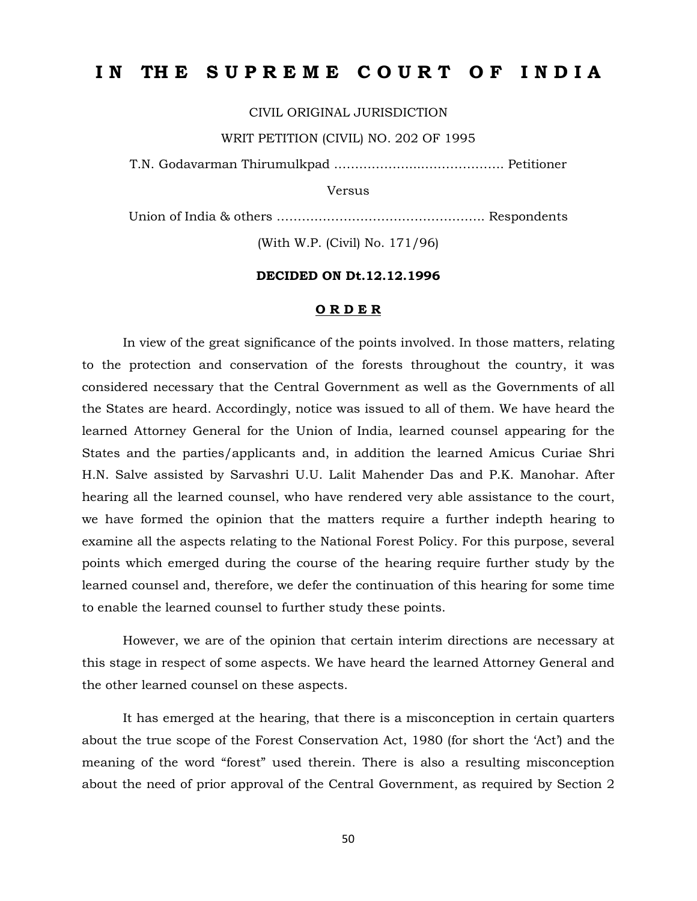# IN THE SUPREME COURT OF INDIA

CIVIL ORIGINAL JURISDICTION

WRIT PETITION (CIVIL) NO. 202 OF 1995

T.N. Godavarman Thirumulkpad …………………………………… Petitioner

Versus

Union of India & others …………………………………………… Respondents

(With W.P. (Civil) No. 171/96)

**DECIDED ON Dt.12.12.1996**

**ORDER**

In view of the great significance of the points involved. In those matters, relating to the protection and conservation of the forests throughout the country, it was considered necessary that the Central Government as well as the Governments of all the States are heard. Accordingly, notice was issued to all of them. We have heard the learned Attorney General for the Union of India, learned counsel appearing for the States and the parties/applicants and, in addition the learned Amicus Curiae Shri H.N. Salve assisted by Sarvashri U.U. Lalit Mahender Das and P.K. Manohar. After hearing all the learned counsel, who have rendered very able assistance to the court, we have formed the opinion that the matters require a further indepth hearing to examine all the aspects relating to the National Forest Policy. For this purpose, several points which emerged during the course of the hearing require further study by the learned counsel and, therefore, we defer the continuation of this hearing for some time to enable the learned counsel to further study these points.

However, we are of the opinion that certain interim directions are necessary at this stage in respect of some aspects. We have heard the learned Attorney General and the other learned counsel on these aspects.

It has emerged at the hearing, that there is a misconception in certain quarters about the true scope of the Forest Conservation Act, 1980 (for short the 'Act') and the meaning of the word "forest" used therein. There is also a resulting misconception about the need of prior approval of the Central Government, as required by Section 2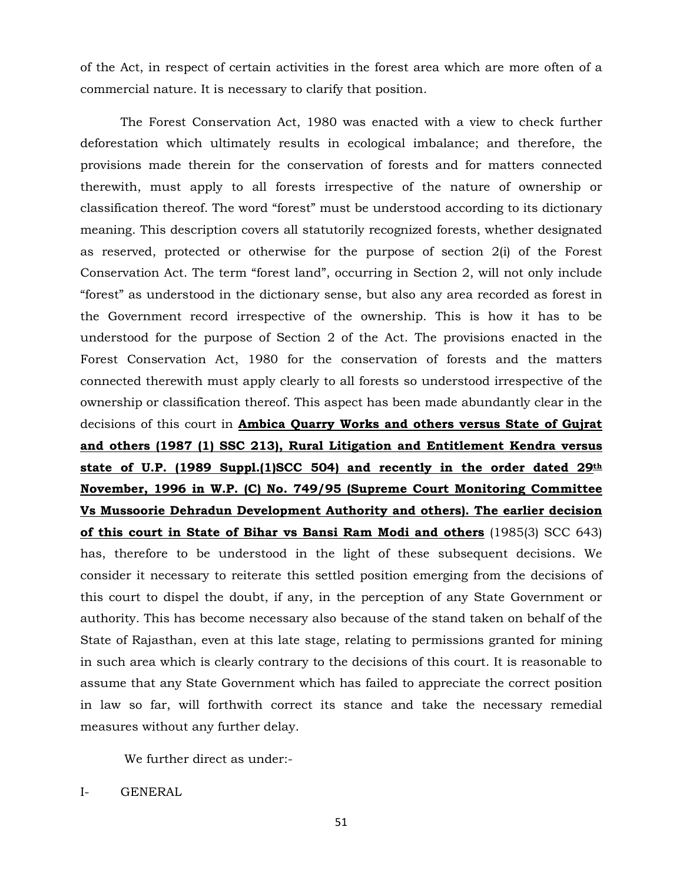of the Act, in respect of certain activities in the forest area which are more often of a commercial nature. It is necessary to clarify that position.

The Forest Conservation Act, 1980 was enacted with a view to check further deforestation which ultimately results in ecological imbalance; and therefore, the provisions made therein for the conservation of forests and for matters connected therewith, must apply to all forests irrespective of the nature of ownership or classification thereof. The word "forest" must be understood according to its dictionary meaning. This description covers all statutorily recognized forests, whether designated as reserved, protected or otherwise for the purpose of section 2(i) of the Forest Conservation Act. The term "forest land", occurring in Section 2, will not only include "forest" as understood in the dictionary sense, but also any area recorded as forest in the Government record irrespective of the ownership. This is how it has to be understood for the purpose of Section 2 of the Act. The provisions enacted in the Forest Conservation Act, 1980 for the conservation of forests and the matters connected therewith must apply clearly to all forests so understood irrespective of the ownership or classification thereof. This aspect has been made abundantly clear in the decisions of this court in **Ambica Quarry Works and others versus State of Gujrat and others (1987 (1) SSC 213), Rural Litigation and Entitlement Kendra versus state of U.P. (1989 Suppl.(1)SCC 504) and recently in the order dated 29th November, 1996 in W.P. (C) No. 749/95 (Supreme Court Monitoring Committee Vs Mussoorie Dehradun Development Authority and others). The earlier decision of this court in State of Bihar vs Bansi Ram Modi and others** (1985(3) SCC 643) has, therefore to be understood in the light of these subsequent decisions. We consider it necessary to reiterate this settled position emerging from the decisions of this court to dispel the doubt, if any, in the perception of any State Government or authority. This has become necessary also because of the stand taken on behalf of the State of Rajasthan, even at this late stage, relating to permissions granted for mining in such area which is clearly contrary to the decisions of this court. It is reasonable to assume that any State Government which has failed to appreciate the correct position in law so far, will forthwith correct its stance and take the necessary remedial measures without any further delay.

We further direct as under:-

I- GENERAL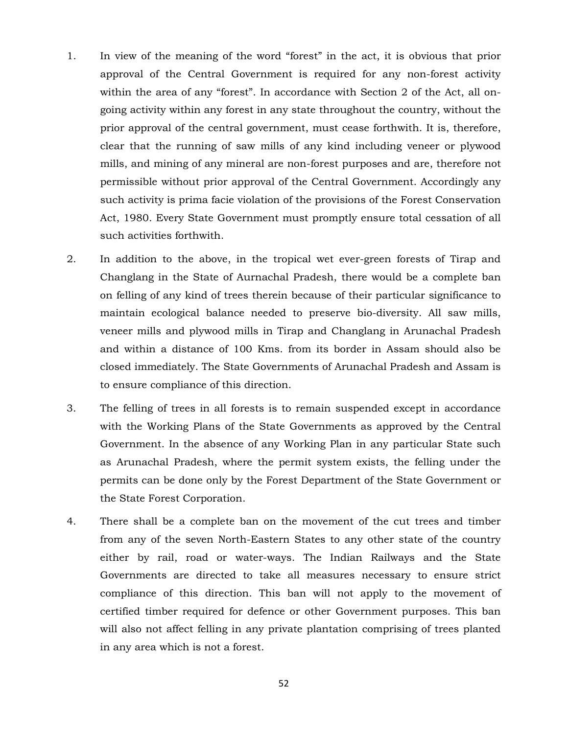1. In view of the meaning of the word "forest" in the act, it is obvious that prior approval of the Central Government is required for any non-forest activity within the area of any "forest". In accordance with Section 2 of the Act, all on-going activity within any forest in any state throughout the country, without the prior approval of the central government, must cease forthwith. It is, therefore, clear that the running of saw mills of any kind including veneer or plywood mills, and mining of any mineral are non-forest purposes and are, therefore not permissible without prior approval of the Central Government. Accordingly any such activity is prima facie violation of the provisions of the Forest Conservation Act, 1980. Every State Government must promptly ensure total cessation of all such activities forthwith.

2. In addition to the above, in the tropical wet ever-green forests of Tirap and Changlang in the State of Aurnachal Pradesh, there would be a complete ban on felling of any kind of trees therein because of their particular significance to maintain ecological balance needed to preserve bio-diversity. All saw mills, veneer mills and plywood mills in Tirap and Changlang in Arunachal Pradesh and within a distance of 100 Kms. from its border in Assam should also be closed immediately. The State Governments of Arunachal Pradesh and Assam is to ensure compliance of this direction.

3. The felling of trees in all forests is to remain suspended except in accordance with the Working Plans of the State Governments as approved by the Central Government. In the absence of any Working Plan in any particular State such as Arunachal Pradesh, where the permit system exists, the felling under the permits can be done only by the Forest Department of the State Government or the State Forest Corporation.

4. There shall be a complete ban on the movement of the cut trees and timber from any of the seven North-Eastern States to any other state of the country either by rail, road or water-ways. The Indian Railways and the State Governments are directed to take all measures necessary to ensure strict compliance of this direction. This ban will not apply to the movement of certified timber required for defence or other Government purposes. This ban will also not affect felling in any private plantation comprising of trees planted in any area which is not a forest.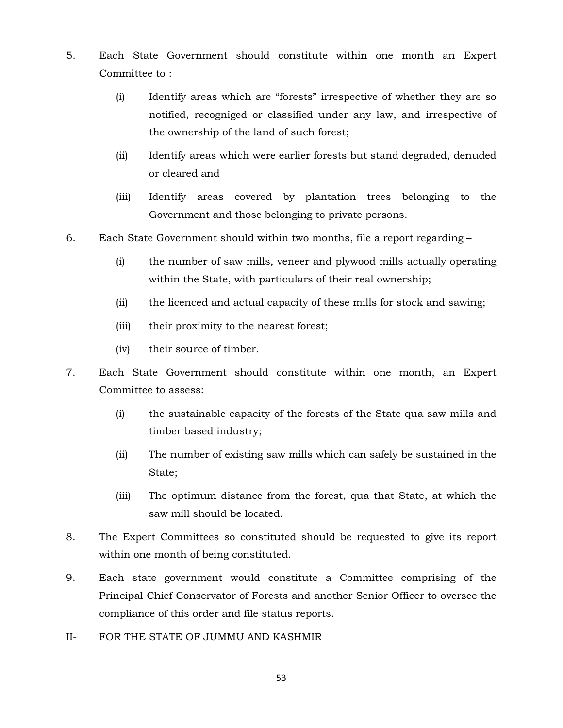5. Each State Government should constitute within one month an Expert Committee to :

   (i) Identify areas which are "forests" irrespective of whether they are so notified, recogniged or classified under any law, and irrespective of the ownership of the land of such forest;

   (ii) Identify areas which were earlier forests but stand degraded, denuded or cleared and

   (iii) Identify areas covered by plantation trees belonging to the Government and those belonging to private persons.

6. Each State Government should within two months, file a report regarding –

   (i) the number of saw mills, veneer and plywood mills actually operating within the State, with particulars of their real ownership;

   (ii) the licenced and actual capacity of these mills for stock and sawing;

   (iii) their proximity to the nearest forest;

   (iv) their source of timber.

7. Each State Government should constitute within one month, an Expert Committee to assess:

   (i) the sustainable capacity of the forests of the State qua saw mills and timber based industry;

   (ii) The number of existing saw mills which can safely be sustained in the State;

   (iii) The optimum distance from the forest, qua that State, at which the saw mill should be located.

8. The Expert Committees so constituted should be requested to give its report within one month of being constituted.

9. Each state government would constitute a Committee comprising of the Principal Chief Conservator of Forests and another Senior Officer to oversee the compliance of this order and file status reports.

II- FOR THE STATE OF JUMMU AND KASHMIR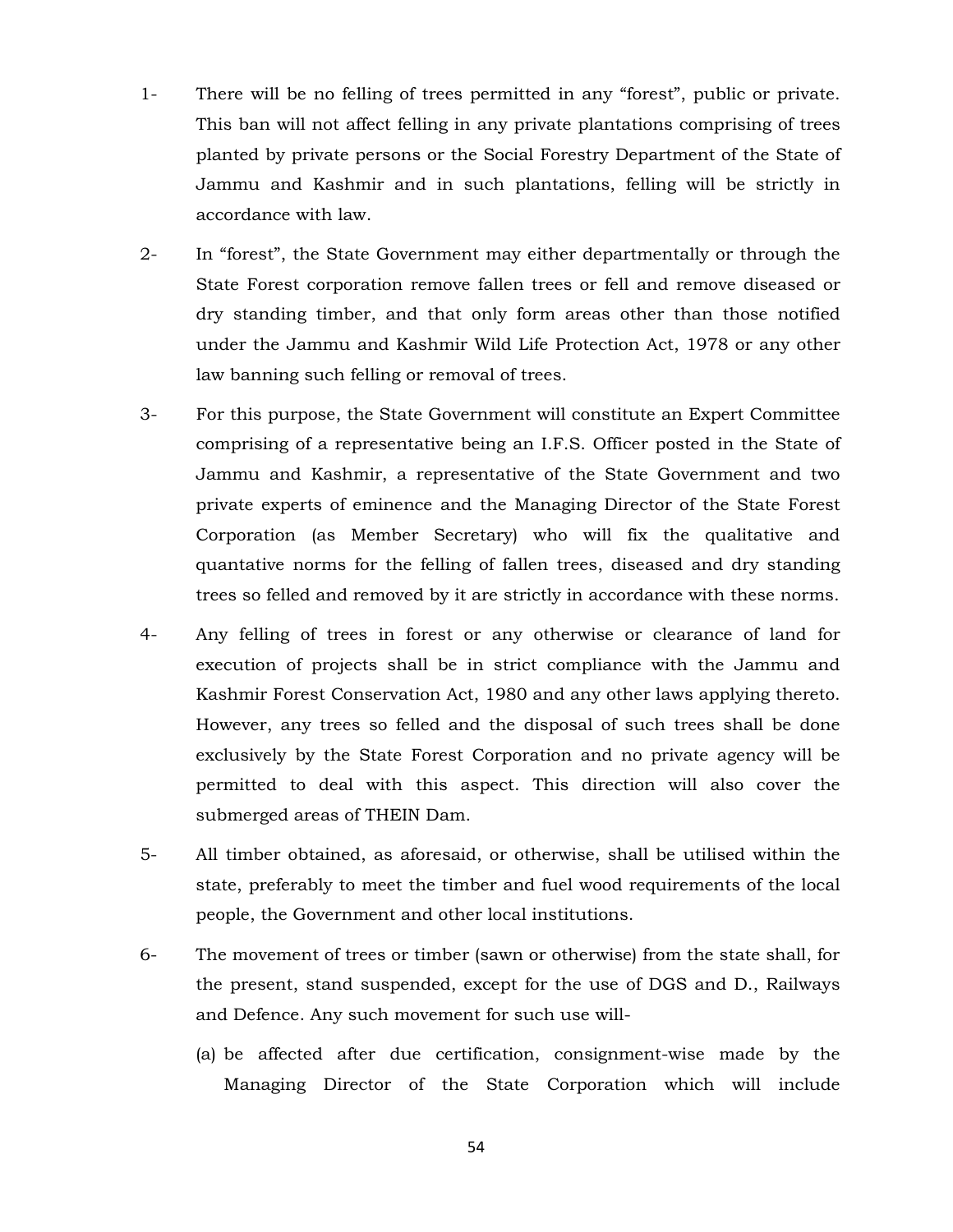1- There will be no felling of trees permitted in any "forest", public or private. This ban will not affect felling in any private plantations comprising of trees planted by private persons or the Social Forestry Department of the State of Jammu and Kashmir and in such plantations, felling will be strictly in accordance with law.

2- In "forest", the State Government may either departmentally or through the State Forest corporation remove fallen trees or fell and remove diseased or dry standing timber, and that only form areas other than those notified under the Jammu and Kashmir Wild Life Protection Act, 1978 or any other law banning such felling or removal of trees.

3- For this purpose, the State Government will constitute an Expert Committee comprising of a representative being an I.F.S. Officer posted in the State of Jammu and Kashmir, a representative of the State Government and two private experts of eminence and the Managing Director of the State Forest Corporation (as Member Secretary) who will fix the qualitative and quantative norms for the felling of fallen trees, diseased and dry standing trees so felled and removed by it are strictly in accordance with these norms.

4- Any felling of trees in forest or any otherwise or clearance of land for execution of projects shall be in strict compliance with the Jammu and Kashmir Forest Conservation Act, 1980 and any other laws applying thereto. However, any trees so felled and the disposal of such trees shall be done exclusively by the State Forest Corporation and no private agency will be permitted to deal with this aspect. This direction will also cover the submerged areas of THEIN Dam.

5- All timber obtained, as aforesaid, or otherwise, shall be utilised within the state, preferably to meet the timber and fuel wood requirements of the local people, the Government and other local institutions.

6- The movement of trees or timber (sawn or otherwise) from the state shall, for the present, stand suspended, except for the use of DGS and D., Railways and Defence. Any such movement for such use will-

(a) be affected after due certification, consignment-wise made by the Managing Director of the State Corporation which will include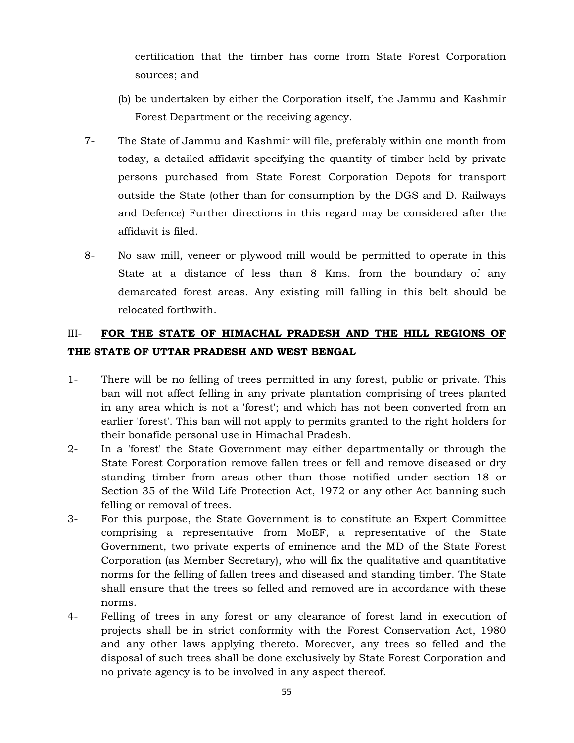certification that the timber has come from State Forest Corporation sources; and

(b) be undertaken by either the Corporation itself, the Jammu and Kashmir Forest Department or the receiving agency.

7- The State of Jammu and Kashmir will file, preferably within one month from today, a detailed affidavit specifying the quantity of timber held by private persons purchased from State Forest Corporation Depots for transport outside the State (other than for consumption by the DGS and D. Railways and Defence) Further directions in this regard may be considered after the affidavit is filed.

8- No saw mill, veneer or plywood mill would be permitted to operate in this State at a distance of less than 8 Kms. from the boundary of any demarcated forest areas. Any existing mill falling in this belt should be relocated forthwith.

III- **FOR THE STATE OF HIMACHAL PRADESH AND THE HILL REGIONS OF THE STATE OF UTTAR PRADESH AND WEST BENGAL**

1- There will be no felling of trees permitted in any forest, public or private. This ban will not affect felling in any private plantation comprising of trees planted in any area which is not a 'forest'; and which has not been converted from an earlier 'forest'. This ban will not apply to permits granted to the right holders for their bonafide personal use in Himachal Pradesh.

2- In a 'forest' the State Government may either departmentally or through the State Forest Corporation remove fallen trees or fell and remove diseased or dry standing timber from areas other than those notified under section 18 or Section 35 of the Wild Life Protection Act, 1972 or any other Act banning such felling or removal of trees.

3- For this purpose, the State Government is to constitute an Expert Committee comprising a representative from MoEF, a representative of the State Government, two private experts of eminence and the MD of the State Forest Corporation (as Member Secretary), who will fix the qualitative and quantitative norms for the felling of fallen trees and diseased and standing timber. The State shall ensure that the trees so felled and removed are in accordance with these norms.

4- Felling of trees in any forest or any clearance of forest land in execution of projects shall be in strict conformity with the Forest Conservation Act, 1980 and any other laws applying thereto. Moreover, any trees so felled and the disposal of such trees shall be done exclusively by State Forest Corporation and no private agency is to be involved in any aspect thereof.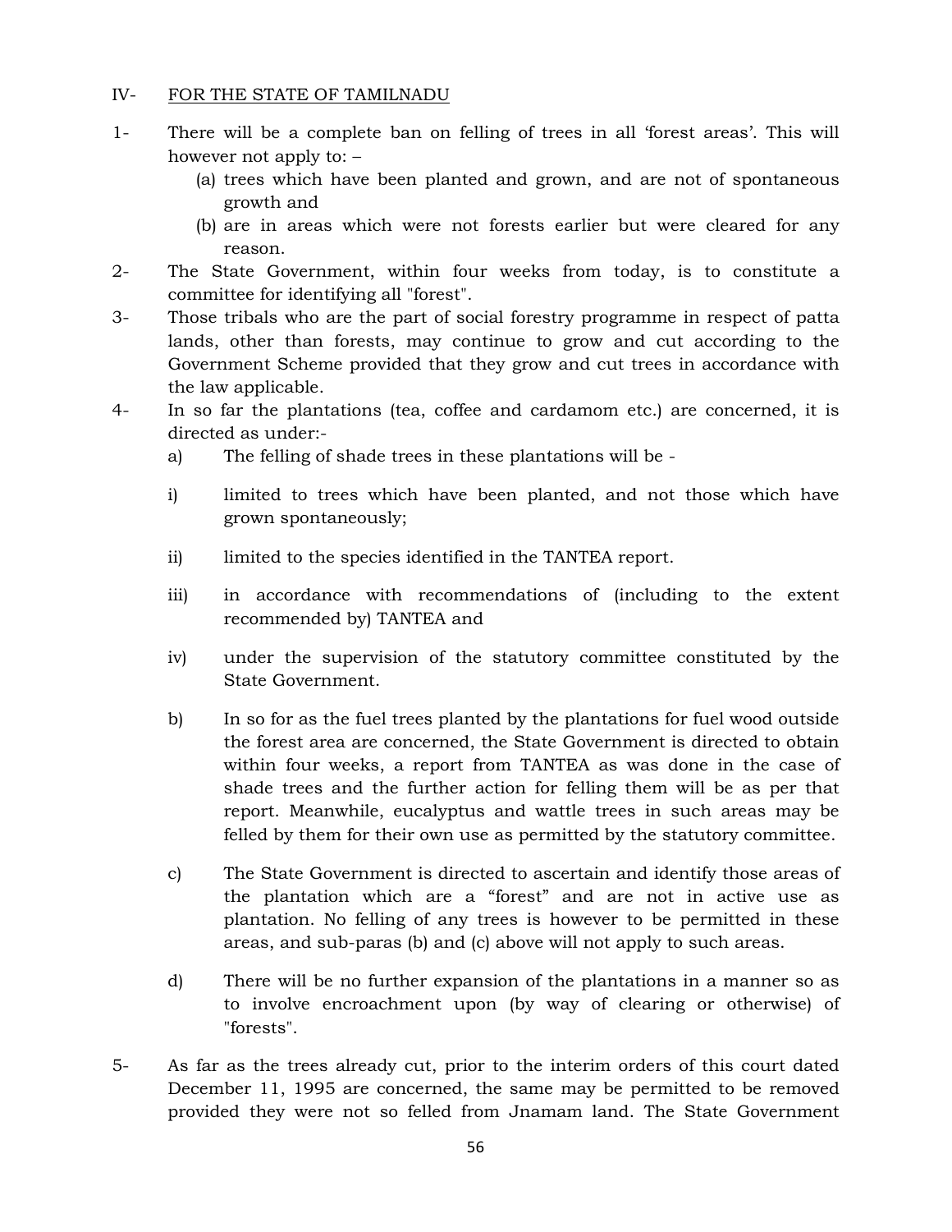IV- <u>FOR THE STATE OF TAMILNADU</u>

1- There will be a complete ban on felling of trees in all 'forest areas'. This will however not apply to: –
   (a) trees which have been planted and grown, and are not of spontaneous growth and
   (b) are in areas which were not forests earlier but were cleared for any reason.

2- The State Government, within four weeks from today, is to constitute a committee for identifying all "forest".

3- Those tribals who are the part of social forestry programme in respect of patta lands, other than forests, may continue to grow and cut according to the Government Scheme provided that they grow and cut trees in accordance with the law applicable.

4- In so far the plantations (tea, coffee and cardamom etc.) are concerned, it is directed as under:-

   a) The felling of shade trees in these plantations will be -

   i) limited to trees which have been planted, and not those which have grown spontaneously;

   ii) limited to the species identified in the TANTEA report.

   iii) in accordance with recommendations of (including to the extent recommended by) TANTEA and

   iv) under the supervision of the statutory committee constituted by the State Government.

   b) In so for as the fuel trees planted by the plantations for fuel wood outside the forest area are concerned, the State Government is directed to obtain within four weeks, a report from TANTEA as was done in the case of shade trees and the further action for felling them will be as per that report. Meanwhile, eucalyptus and wattle trees in such areas may be felled by them for their own use as permitted by the statutory committee.

   c) The State Government is directed to ascertain and identify those areas of the plantation which are a "forest" and are not in active use as plantation. No felling of any trees is however to be permitted in these areas, and sub-paras (b) and (c) above will not apply to such areas.

   d) There will be no further expansion of the plantations in a manner so as to involve encroachment upon (by way of clearing or otherwise) of "forests".

5- As far as the trees already cut, prior to the interim orders of this court dated December 11, 1995 are concerned, the same may be permitted to be removed provided they were not so felled from Jnamam land. The State Government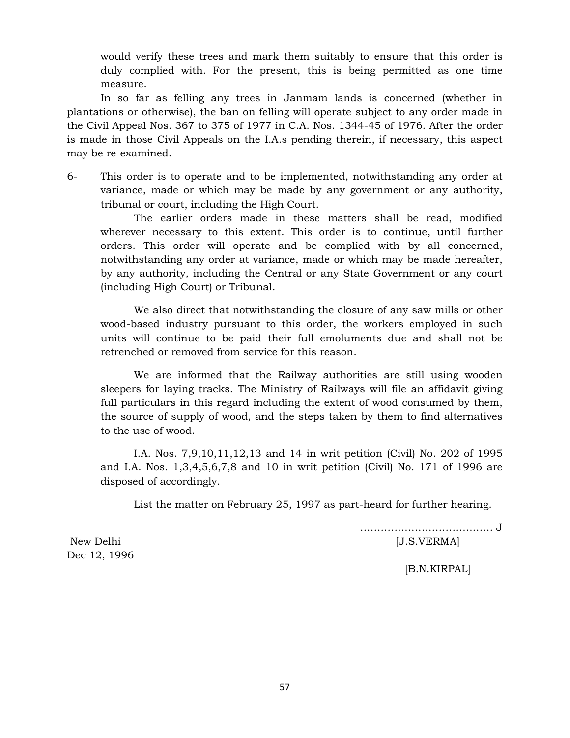would verify these trees and mark them suitably to ensure that this order is duly complied with. For the present, this is being permitted as one time measure.

In so far as felling any trees in Janmam lands is concerned (whether in plantations or otherwise), the ban on felling will operate subject to any order made in the Civil Appeal Nos. 367 to 375 of 1977 in C.A. Nos. 1344-45 of 1976. After the order is made in those Civil Appeals on the I.A.s pending therein, if necessary, this aspect may be re-examined.

6- This order is to operate and to be implemented, notwithstanding any order at variance, made or which may be made by any government or any authority, tribunal or court, including the High Court.

The earlier orders made in these matters shall be read, modified wherever necessary to this extent. This order is to continue, until further orders. This order will operate and be complied with by all concerned, notwithstanding any order at variance, made or which may be made hereafter, by any authority, including the Central or any State Government or any court (including High Court) or Tribunal.

We also direct that notwithstanding the closure of any saw mills or other wood-based industry pursuant to this order, the workers employed in such units will continue to be paid their full emoluments due and shall not be retrenched or removed from service for this reason.

We are informed that the Railway authorities are still using wooden sleepers for laying tracks. The Ministry of Railways will file an affidavit giving full particulars in this regard including the extent of wood consumed by them, the source of supply of wood, and the steps taken by them to find alternatives to the use of wood.

I.A. Nos. 7,9,10,11,12,13 and 14 in writ petition (Civil) No. 202 of 1995 and I.A. Nos. 1,3,4,5,6,7,8 and 10 in writ petition (Civil) No. 171 of 1996 are disposed of accordingly.

List the matter on February 25, 1997 as part-heard for further hearing.

....................................... J

New Delhi [J.S.VERMA]

Dec 12, 1996

[B.N.KIRPAL]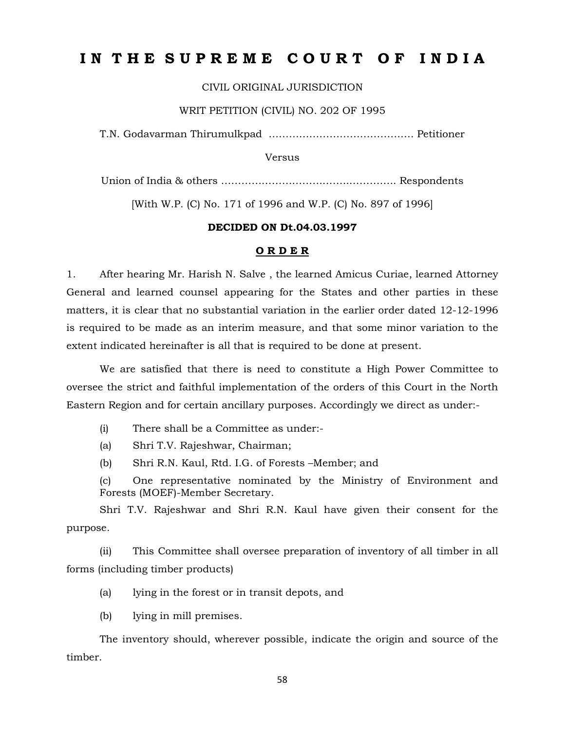# I N T H E S U P R E M E C O U R T O F I N D I A

CIVIL ORIGINAL JURISDICTION

WRIT PETITION (CIVIL) NO. 202 OF 1995

T.N. Godavarman Thirumulkpad ........................................... Petitioner

Versus

Union of India & others ................................................... Respondents

[With W.P. (C) No. 171 of 1996 and W.P. (C) No. 897 of 1996]

**DECIDED ON Dt.04.03.1997**

**O R D E R**

1. After hearing Mr. Harish N. Salve , the learned Amicus Curiae, learned Attorney General and learned counsel appearing for the States and other parties in these matters, it is clear that no substantial variation in the earlier order dated 12-12-1996 is required to be made as an interim measure, and that some minor variation to the extent indicated hereinafter is all that is required to be done at present.

We are satisfied that there is need to constitute a High Power Committee to oversee the strict and faithful implementation of the orders of this Court in the North Eastern Region and for certain ancillary purposes. Accordingly we direct as under:-

(i) There shall be a Committee as under:-

(a) Shri T.V. Rajeshwar, Chairman;

(b) Shri R.N. Kaul, Rtd. I.G. of Forests –Member; and

(c) One representative nominated by the Ministry of Environment and Forests (MOEF)-Member Secretary.

Shri T.V. Rajeshwar and Shri R.N. Kaul have given their consent for the purpose.

(ii) This Committee shall oversee preparation of inventory of all timber in all forms (including timber products)

(a) lying in the forest or in transit depots, and

(b) lying in mill premises.

The inventory should, wherever possible, indicate the origin and source of the timber.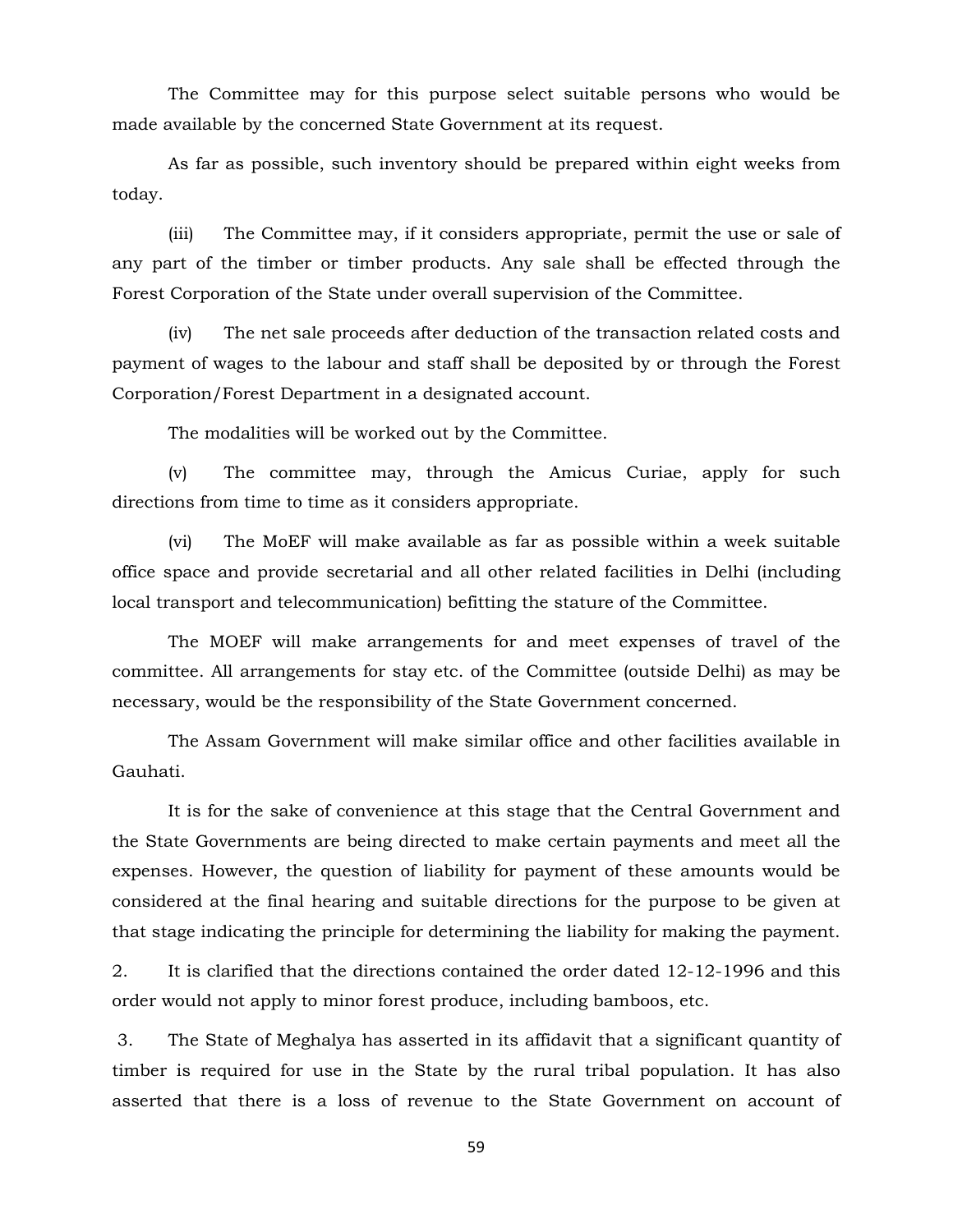The Committee may for this purpose select suitable persons who would be made available by the concerned State Government at its request.

As far as possible, such inventory should be prepared within eight weeks from today.

(iii) The Committee may, if it considers appropriate, permit the use or sale of any part of the timber or timber products. Any sale shall be effected through the Forest Corporation of the State under overall supervision of the Committee.

(iv) The net sale proceeds after deduction of the transaction related costs and payment of wages to the labour and staff shall be deposited by or through the Forest Corporation/Forest Department in a designated account.

The modalities will be worked out by the Committee.

(v) The committee may, through the Amicus Curiae, apply for such directions from time to time as it considers appropriate.

(vi) The MoEF will make available as far as possible within a week suitable office space and provide secretarial and all other related facilities in Delhi (including local transport and telecommunication) befitting the stature of the Committee.

The MOEF will make arrangements for and meet expenses of travel of the committee. All arrangements for stay etc. of the Committee (outside Delhi) as may be necessary, would be the responsibility of the State Government concerned.

The Assam Government will make similar office and other facilities available in Gauhati.

It is for the sake of convenience at this stage that the Central Government and the State Governments are being directed to make certain payments and meet all the expenses. However, the question of liability for payment of these amounts would be considered at the final hearing and suitable directions for the purpose to be given at that stage indicating the principle for determining the liability for making the payment.

2. It is clarified that the directions contained the order dated 12-12-1996 and this order would not apply to minor forest produce, including bamboos, etc.

3. The State of Meghalaya has asserted in its affidavit that a significant quantity of timber is required for use in the State by the rural tribal population. It has also asserted that there is a loss of revenue to the State Government on account of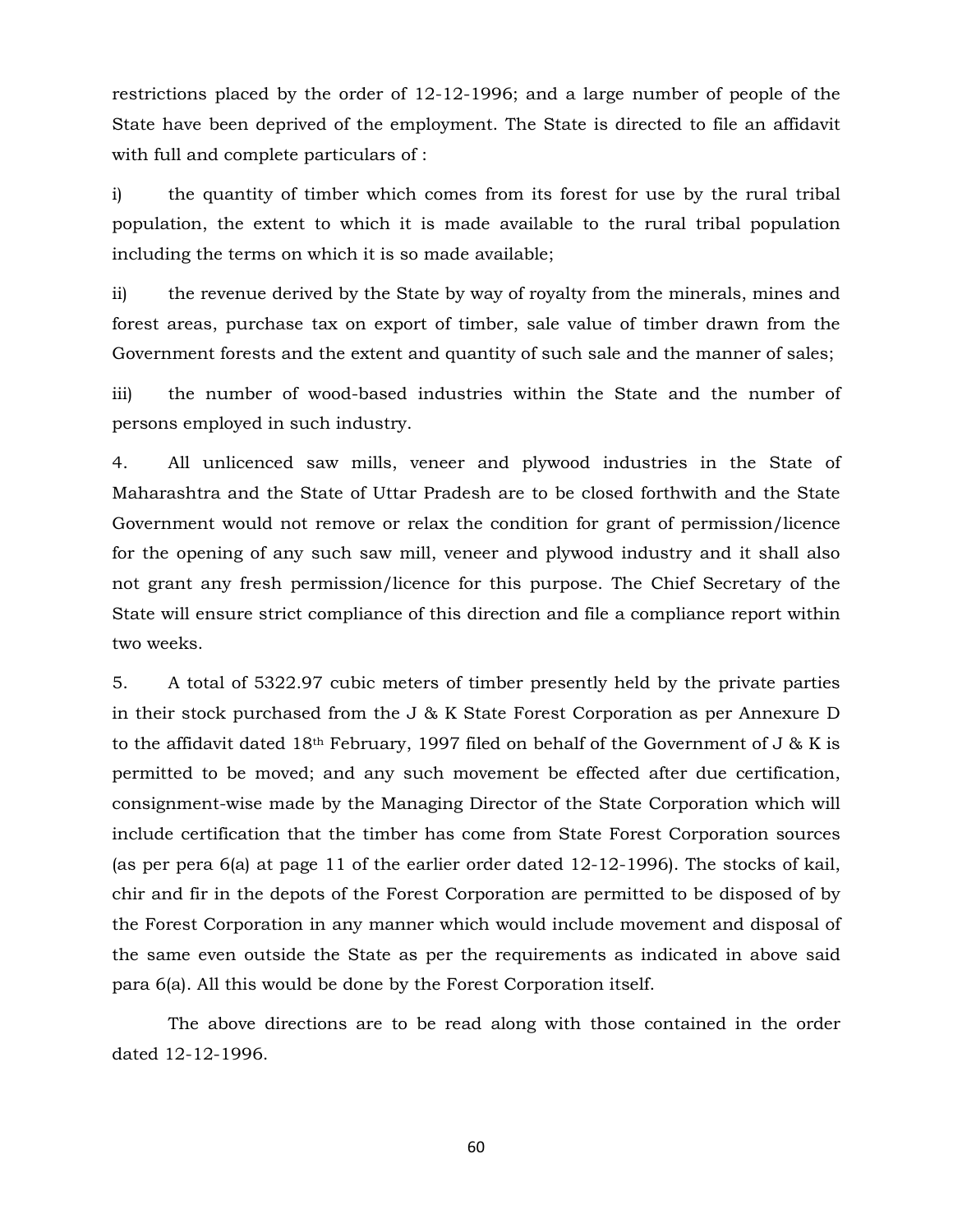restrictions placed by the order of 12-12-1996; and a large number of people of the State have been deprived of the employment. The State is directed to file an affidavit with full and complete particulars of :

i) the quantity of timber which comes from its forest for use by the rural tribal population, the extent to which it is made available to the rural tribal population including the terms on which it is so made available;

ii) the revenue derived by the State by way of royalty from the minerals, mines and forest areas, purchase tax on export of timber, sale value of timber drawn from the Government forests and the extent and quantity of such sale and the manner of sales;

iii) the number of wood-based industries within the State and the number of persons employed in such industry.

4. All unlicenced saw mills, veneer and plywood industries in the State of Maharashtra and the State of Uttar Pradesh are to be closed forthwith and the State Government would not remove or relax the condition for grant of permission/licence for the opening of any such saw mill, veneer and plywood industry and it shall also not grant any fresh permission/licence for this purpose. The Chief Secretary of the State will ensure strict compliance of this direction and file a compliance report within two weeks.

5. A total of 5322.97 cubic meters of timber presently held by the private parties in their stock purchased from the J & K State Forest Corporation as per Annexure D to the affidavit dated 18th February, 1997 filed on behalf of the Government of J & K is permitted to be moved; and any such movement be effected after due certification, consignment-wise made by the Managing Director of the State Corporation which will include certification that the timber has come from State Forest Corporation sources (as per pera 6(a) at page 11 of the earlier order dated 12-12-1996). The stocks of kail, chir and fir in the depots of the Forest Corporation are permitted to be disposed of by the Forest Corporation in any manner which would include movement and disposal of the same even outside the State as per the requirements as indicated in above said para 6(a). All this would be done by the Forest Corporation itself.

The above directions are to be read along with those contained in the order dated 12-12-1996.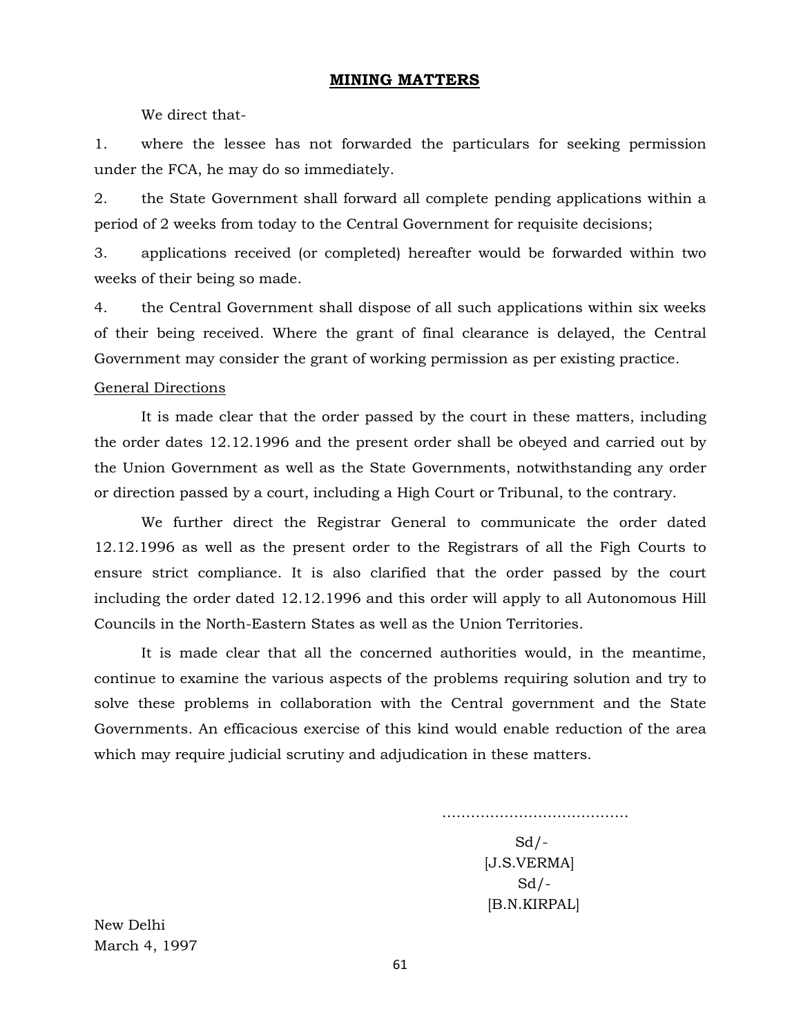## MINING MATTERS

We direct that-

1. where the lessee has not forwarded the particulars for seeking permission under the FCA, he may do so immediately.

2. the State Government shall forward all complete pending applications within a period of 2 weeks from today to the Central Government for requisite decisions;

3. applications received (or completed) hereafter would be forwarded within two weeks of their being so made.

4. the Central Government shall dispose of all such applications within six weeks of their being received. Where the grant of final clearance is delayed, the Central Government may consider the grant of working permission as per existing practice.

General Directions

It is made clear that the order passed by the court in these matters, including the order dates 12.12.1996 and the present order shall be obeyed and carried out by the Union Government as well as the State Governments, notwithstanding any order or direction passed by a court, including a High Court or Tribunal, to the contrary.

We further direct the Registrar General to communicate the order dated 12.12.1996 as well as the present order to the Registrars of all the Figh Courts to ensure strict compliance. It is also clarified that the order passed by the court including the order dated 12.12.1996 and this order will apply to all Autonomous Hill Councils in the North-Eastern States as well as the Union Territories.

It is made clear that all the concerned authorities would, in the meantime, continue to examine the various aspects of the problems requiring solution and try to solve these problems in collaboration with the Central government and the State Governments. An efficacious exercise of this kind would enable reduction of the area which may require judicial scrutiny and adjudication in these matters.

.......................................

Sd/-
[J.S.VERMA]
Sd/-
[B.N.KIRPAL]

New Delhi
March 4, 1997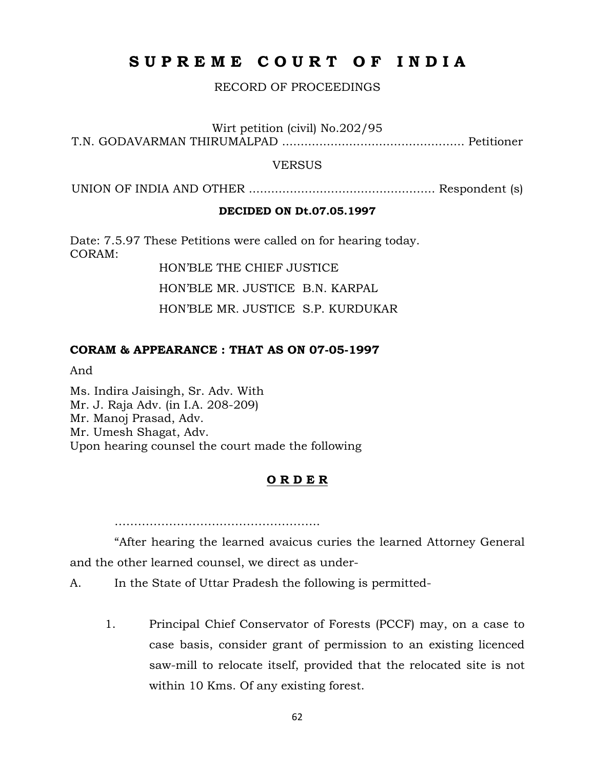# S U P R E M E   C O U R T   O F   I N D I A

RECORD OF PROCEEDINGS

Wirt petition (civil) No.202/95

T.N. GODAVARMAN THIRUMALPAD ................................................ Petitioner

VERSUS

UNION OF INDIA AND OTHER ................................................. Respondent (s)

**DECIDED ON Dt.07.05.1997**

Date: 7.5.97 These Petitions were called on for hearing today.
CORAM:

HON'BLE THE CHIEF JUSTICE

HON'BLE MR. JUSTICE B.N. KARPAL

HON'BLE MR. JUSTICE S.P. KURDUKAR

**CORAM & APPEARANCE : THAT AS ON 07-05-1997**

And

Ms. Indira Jaisingh, Sr. Adv. With
Mr. J. Raja Adv. (in I.A. 208-209)
Mr. Manoj Prasad, Adv.
Mr. Umesh Shagat, Adv.
Upon hearing counsel the court made the following

**O R D E R**

……………………………………………..

"After hearing the learned avaicus curies the learned Attorney General and the other learned counsel, we direct as under-

A. In the State of Uttar Pradesh the following is permitted-

1. Principal Chief Conservator of Forests (PCCF) may, on a case to case basis, consider grant of permission to an existing licenced saw-mill to relocate itself, provided that the relocated site is not within 10 Kms. Of any existing forest.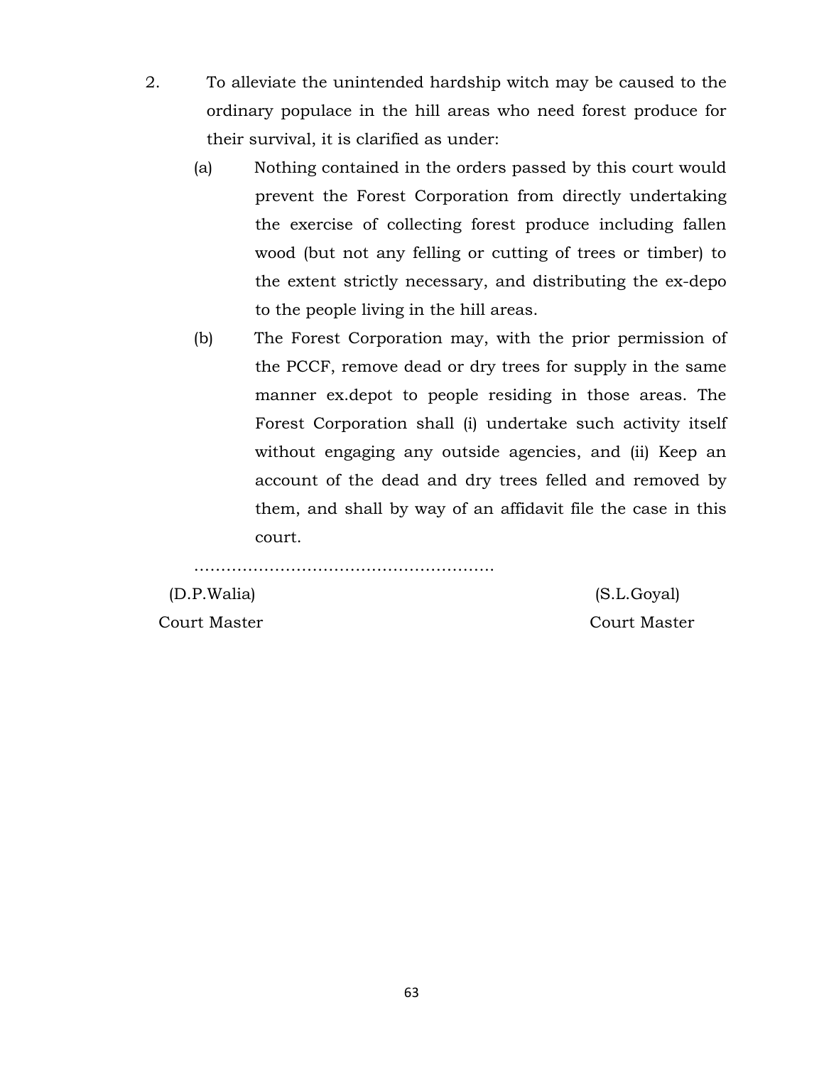2. To alleviate the unintended hardship witch may be caused to the ordinary populace in the hill areas who need forest produce for their survival, it is clarified as under:

   (a) Nothing contained in the orders passed by this court would prevent the Forest Corporation from directly undertaking the exercise of collecting forest produce including fallen wood (but not any felling or cutting of trees or timber) to the extent strictly necessary, and distributing the ex-depo to the people living in the hill areas.

   (b) The Forest Corporation may, with the prior permission of the PCCF, remove dead or dry trees for supply in the same manner ex.depot to people residing in those areas. The Forest Corporation shall (i) undertake such activity itself without engaging any outside agencies, and (ii) Keep an account of the dead and dry trees felled and removed by them, and shall by way of an affidavit file the case in this court.

…………………………………………………

| (D.P.Walia) | (S.L.Goyal) |
|---|---|
| Court Master | Court Master |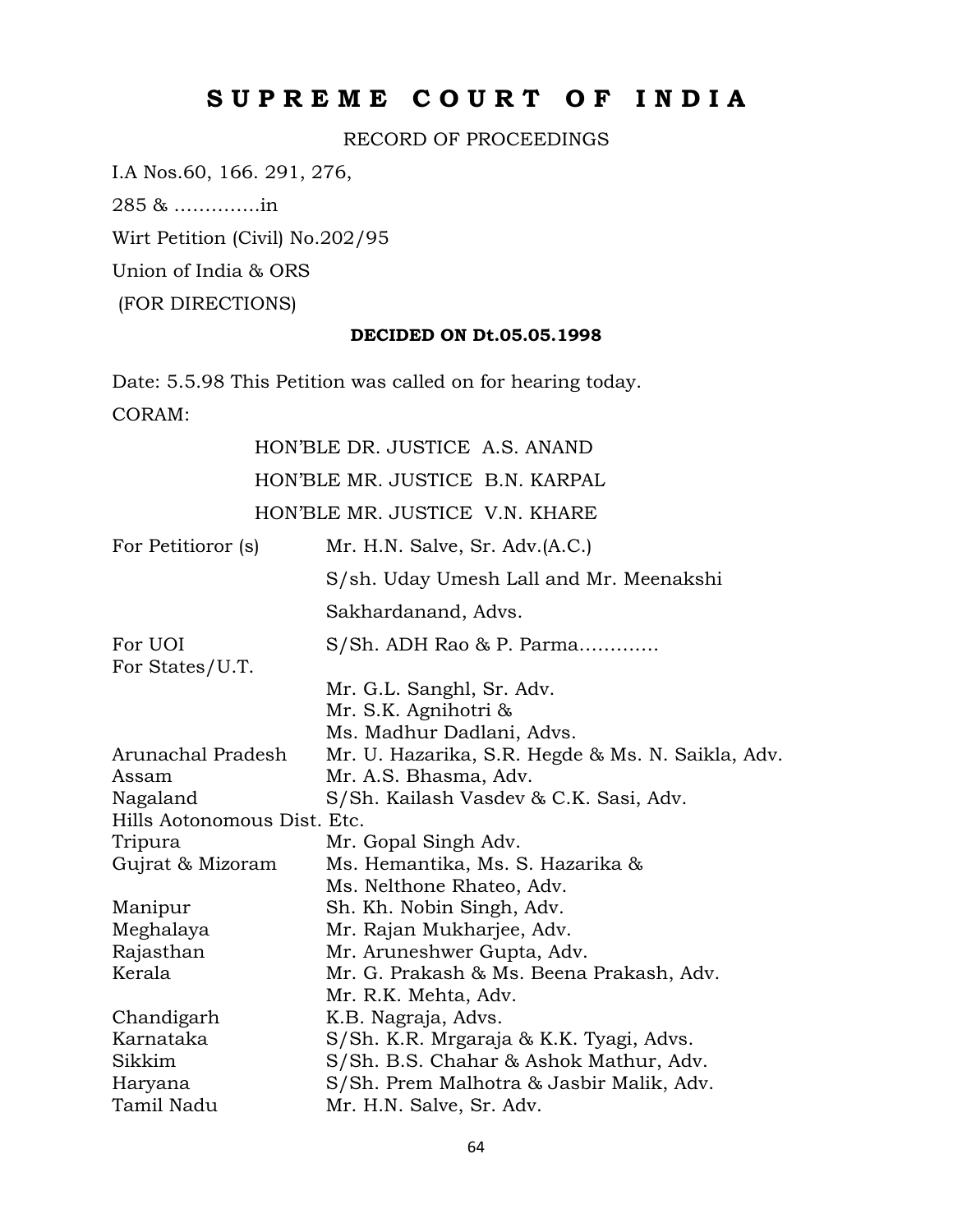# S U P R E M E   C O U R T   O F   I N D I A

RECORD OF PROCEEDINGS

I.A Nos.60, 166. 291, 276,

285 & …………..in

Wirt Petition (Civil) No.202/95

Union of India & ORS

(FOR DIRECTIONS)

**DECIDED ON Dt.05.05.1998**

Date: 5.5.98 This Petition was called on for hearing today.

CORAM:

HON'BLE DR. JUSTICE A.S. ANAND

HON'BLE MR. JUSTICE B.N. KARPAL

HON'BLE MR. JUSTICE V.N. KHARE

| | |
|---|---|
| For Petitioror (s) | Mr. H.N. Salve, Sr. Adv.(A.C.) |
| | S/sh. Uday Umesh Lall and Mr. Meenakshi Sakhardanand, Advs. |
| For UOI | S/Sh. ADH Rao & P. Parma…………. |
| For States/U.T. | |
| | Mr. G.L. Sanghl, Sr. Adv. |
| | Mr. S.K. Agnihotri & |
| | Ms. Madhur Dadlani, Advs. |
| Arunachal Pradesh | Mr. U. Hazarika, S.R. Hegde & Ms. N. Saikla, Adv. |
| Assam | Mr. A.S. Bhasma, Adv. |
| Nagaland | S/Sh. Kailash Vasdev & C.K. Sasi, Adv. |
| Hills Aotonomous Dist. Etc. | |
| Tripura | Mr. Gopal Singh Adv. |
| Gujrat & Mizoram | Ms. Hemantika, Ms. S. Hazarika & |
| | Ms. Nelthone Rhateo, Adv. |
| Manipur | Sh. Kh. Nobin Singh, Adv. |
| Meghalaya | Mr. Rajan Mukharjee, Adv. |
| Rajasthan | Mr. Aruneshwer Gupta, Adv. |
| Kerala | Mr. G. Prakash & Ms. Beena Prakash, Adv. |
| | Mr. R.K. Mehta, Adv. |
| Chandigarh | K.B. Nagraja, Advs. |
| Karnataka | S/Sh. K.R. Mrgaraja & K.K. Tyagi, Advs. |
| Sikkim | S/Sh. B.S. Chahar & Ashok Mathur, Adv. |
| Haryana | S/Sh. Prem Malhotra & Jasbir Malik, Adv. |
| Tamil Nadu | Mr. H.N. Salve, Sr. Adv. |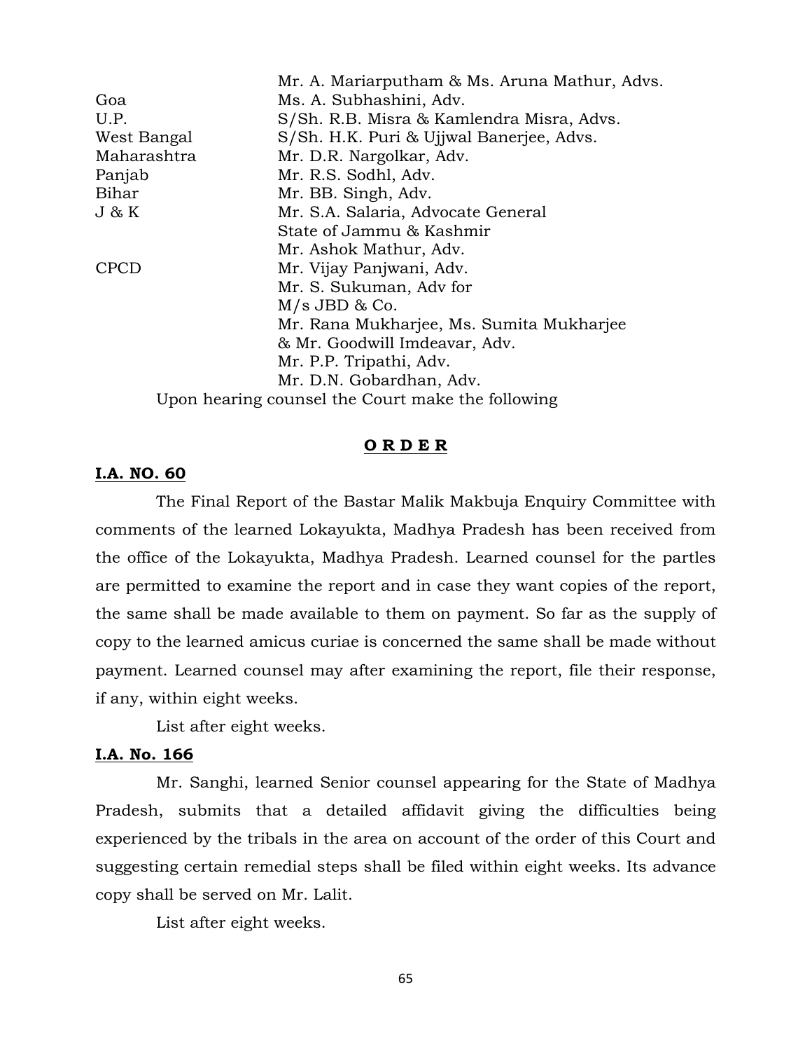| | |
|---|---|
| | Mr. A. Mariarputham & Ms. Aruna Mathur, Advs. |
| Goa | Ms. A. Subhashini, Adv. |
| U.P. | S/Sh. R.B. Misra & Kamlendra Misra, Advs. |
| West Bangal | S/Sh. H.K. Puri & Ujjwal Banerjee, Advs. |
| Maharashtra | Mr. D.R. Nargolkar, Adv. |
| Panjab | Mr. R.S. Sodhl, Adv. |
| Bihar | Mr. BB. Singh, Adv. |
| J & K | Mr. S.A. Salaria, Advocate General State of Jammu & Kashmir Mr. Ashok Mathur, Adv. |
| CPCD | Mr. Vijay Panjwani, Adv. Mr. S. Sukuman, Adv for M/s JBD & Co. Mr. Rana Mukharjee, Ms. Sumita Mukharjee & Mr. Goodwill Imdeavar, Adv. Mr. P.P. Tripathi, Adv. Mr. D.N. Gobardhan, Adv. |

Upon hearing counsel the Court make the following

**O R D E R**

**I.A. NO. 60**

The Final Report of the Bastar Malik Makbuja Enquiry Committee with comments of the learned Lokayukta, Madhya Pradesh has been received from the office of the Lokayukta, Madhya Pradesh. Learned counsel for the partles are permitted to examine the report and in case they want copies of the report, the same shall be made available to them on payment. So far as the supply of copy to the learned amicus curiae is concerned the same shall be made without payment. Learned counsel may after examining the report, file their response, if any, within eight weeks.

List after eight weeks.

**I.A. No. 166**

Mr. Sanghi, learned Senior counsel appearing for the State of Madhya Pradesh, submits that a detailed affidavit giving the difficulties being experienced by the tribals in the area on account of the order of this Court and suggesting certain remedial steps shall be filed within eight weeks. Its advance copy shall be served on Mr. Lalit.

List after eight weeks.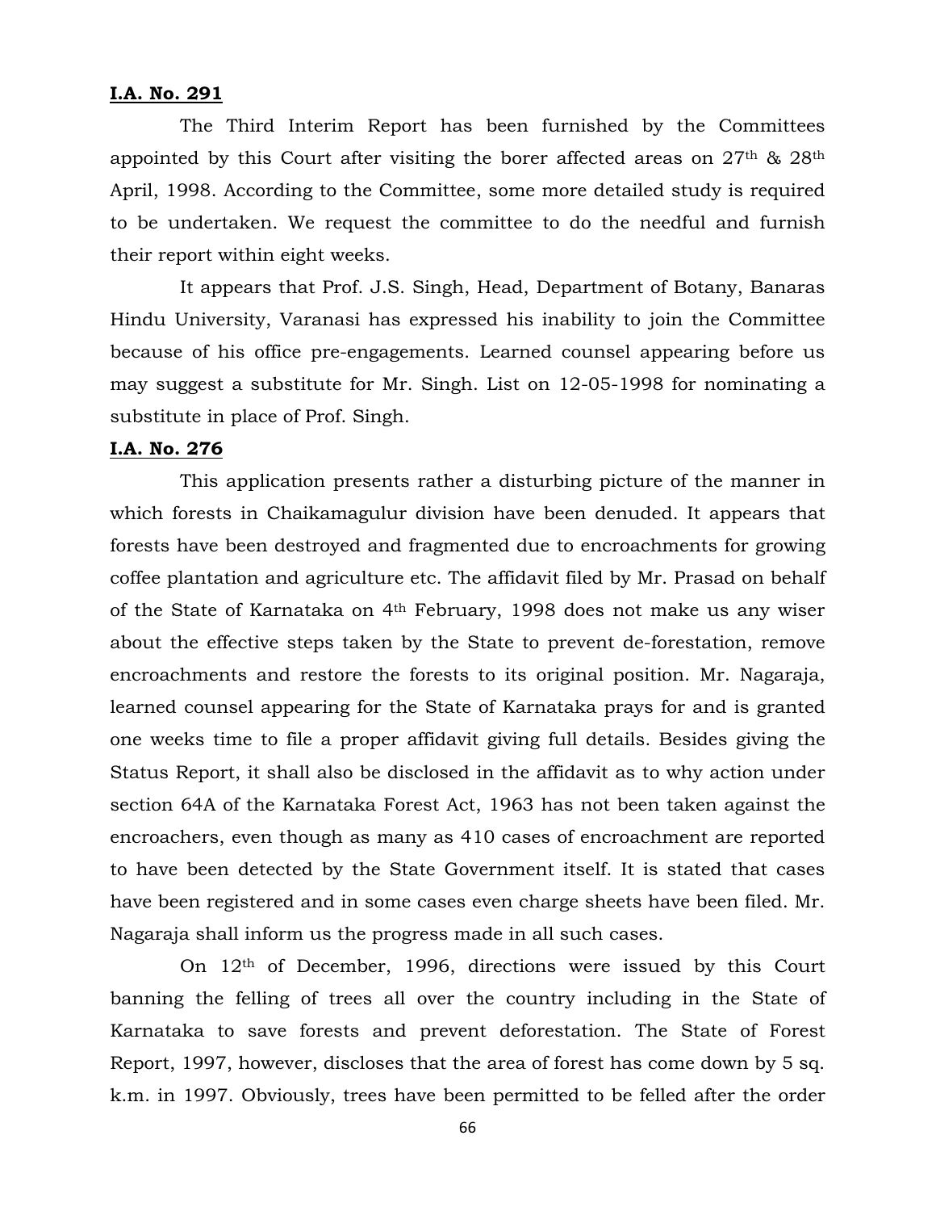**I.A. No. 291**

The Third Interim Report has been furnished by the Committees appointed by this Court after visiting the borer affected areas on 27th & 28th April, 1998. According to the Committee, some more detailed study is required to be undertaken. We request the committee to do the needful and furnish their report within eight weeks.

It appears that Prof. J.S. Singh, Head, Department of Botany, Banaras Hindu University, Varanasi has expressed his inability to join the Committee because of his office pre-engagements. Learned counsel appearing before us may suggest a substitute for Mr. Singh. List on 12-05-1998 for nominating a substitute in place of Prof. Singh.

**I.A. No. 276**

This application presents rather a disturbing picture of the manner in which forests in Chaikamagulur division have been denuded. It appears that forests have been destroyed and fragmented due to encroachments for growing coffee plantation and agriculture etc. The affidavit filed by Mr. Prasad on behalf of the State of Karnataka on 4th February, 1998 does not make us any wiser about the effective steps taken by the State to prevent de-forestation, remove encroachments and restore the forests to its original position. Mr. Nagaraja, learned counsel appearing for the State of Karnataka prays for and is granted one weeks time to file a proper affidavit giving full details. Besides giving the Status Report, it shall also be disclosed in the affidavit as to why action under section 64A of the Karnataka Forest Act, 1963 has not been taken against the encroachers, even though as many as 410 cases of encroachment are reported to have been detected by the State Government itself. It is stated that cases have been registered and in some cases even charge sheets have been filed. Mr. Nagaraja shall inform us the progress made in all such cases.

On 12th of December, 1996, directions were issued by this Court banning the felling of trees all over the country including in the State of Karnataka to save forests and prevent deforestation. The State of Forest Report, 1997, however, discloses that the area of forest has come down by 5 sq. k.m. in 1997. Obviously, trees have been permitted to be felled after the order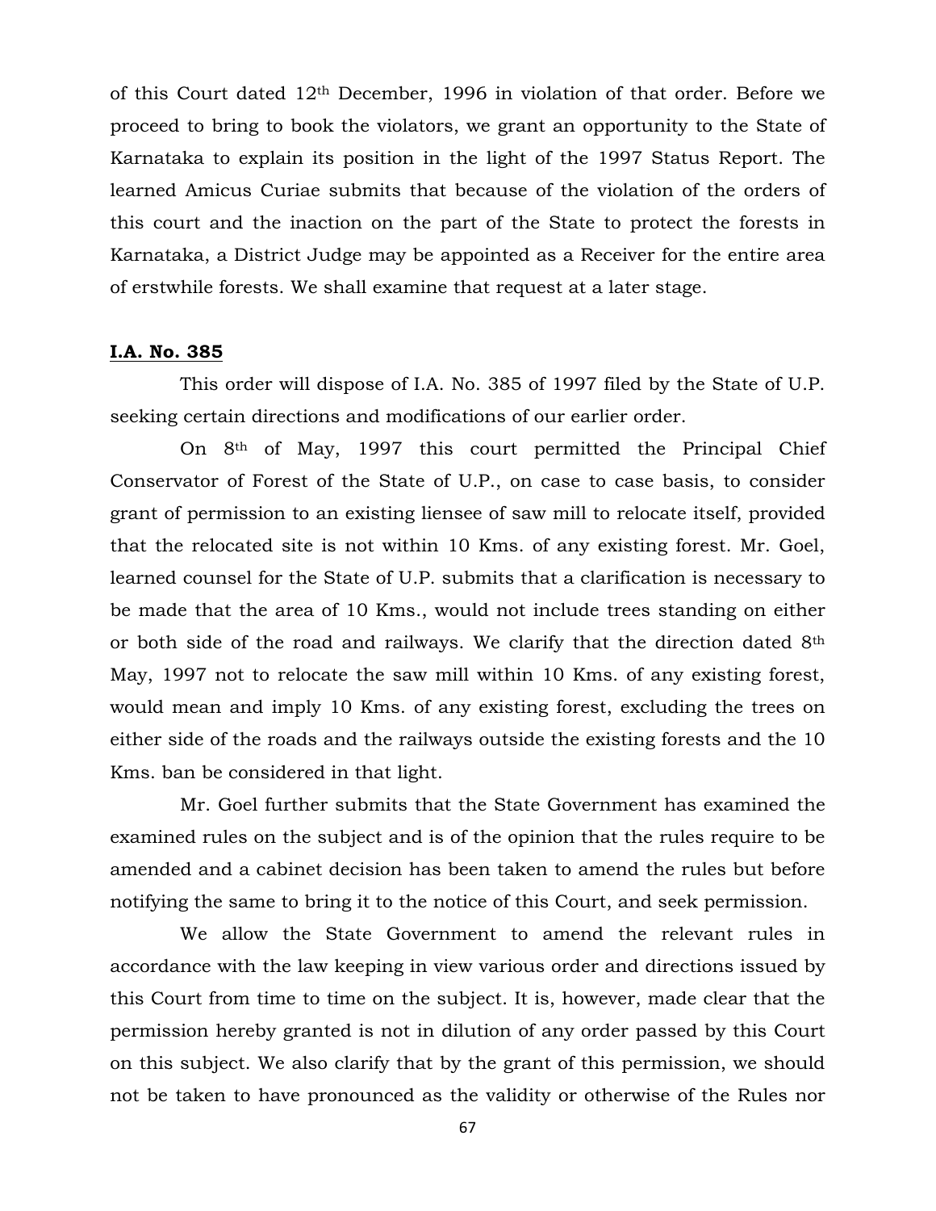of this Court dated 12th December, 1996 in violation of that order. Before we proceed to bring to book the violators, we grant an opportunity to the State of Karnataka to explain its position in the light of the 1997 Status Report. The learned Amicus Curiae submits that because of the violation of the orders of this court and the inaction on the part of the State to protect the forests in Karnataka, a District Judge may be appointed as a Receiver for the entire area of erstwhile forests. We shall examine that request at a later stage.

**I.A. No. 385**

This order will dispose of I.A. No. 385 of 1997 filed by the State of U.P. seeking certain directions and modifications of our earlier order.

On 8th of May, 1997 this court permitted the Principal Chief Conservator of Forest of the State of U.P., on case to case basis, to consider grant of permission to an existing liensee of saw mill to relocate itself, provided that the relocated site is not within 10 Kms. of any existing forest. Mr. Goel, learned counsel for the State of U.P. submits that a clarification is necessary to be made that the area of 10 Kms., would not include trees standing on either or both side of the road and railways. We clarify that the direction dated 8th May, 1997 not to relocate the saw mill within 10 Kms. of any existing forest, would mean and imply 10 Kms. of any existing forest, excluding the trees on either side of the roads and the railways outside the existing forests and the 10 Kms. ban be considered in that light.

Mr. Goel further submits that the State Government has examined the examined rules on the subject and is of the opinion that the rules require to be amended and a cabinet decision has been taken to amend the rules but before notifying the same to bring it to the notice of this Court, and seek permission.

We allow the State Government to amend the relevant rules in accordance with the law keeping in view various order and directions issued by this Court from time to time on the subject. It is, however, made clear that the permission hereby granted is not in dilution of any order passed by this Court on this subject. We also clarify that by the grant of this permission, we should not be taken to have pronounced as the validity or otherwise of the Rules nor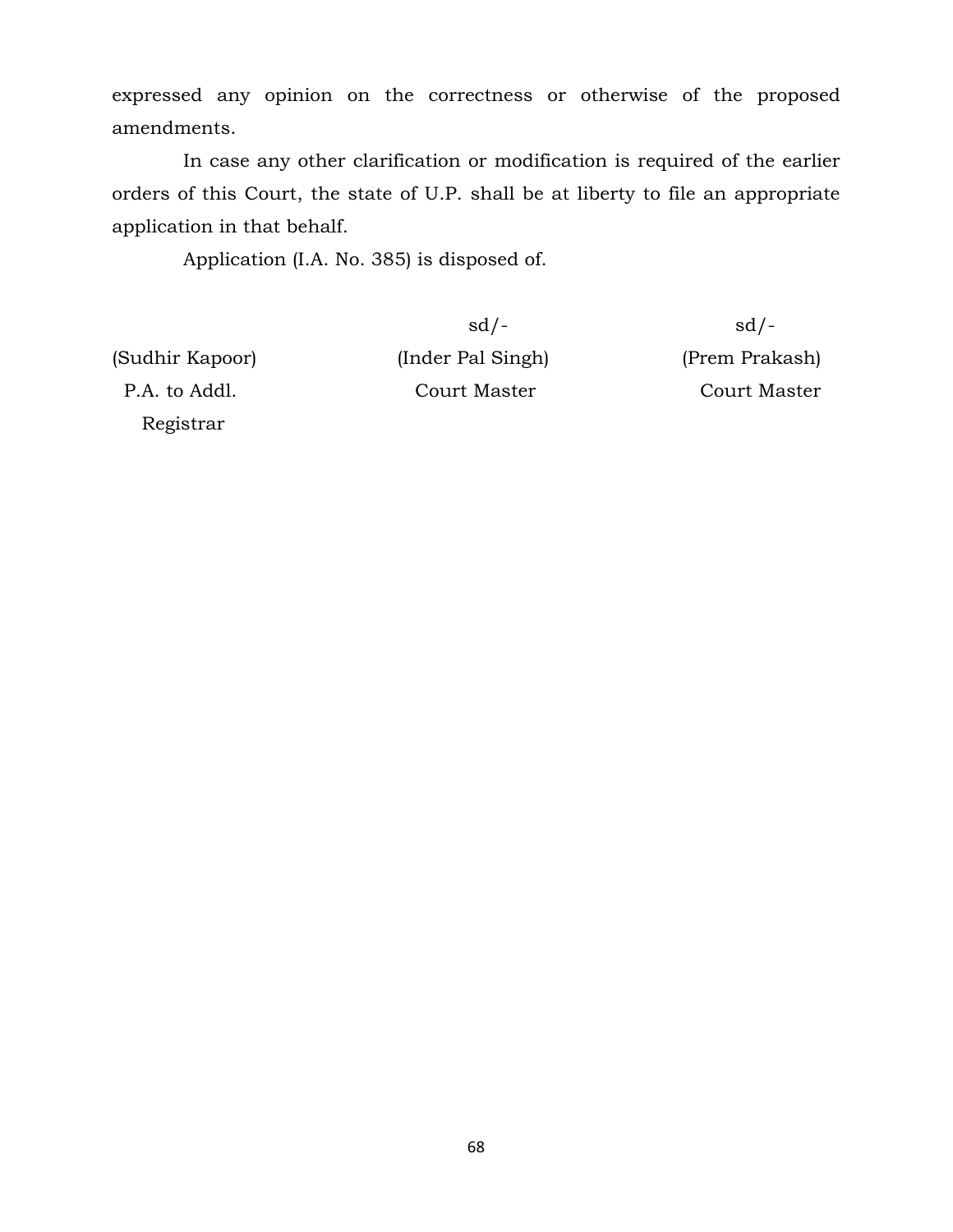expressed any opinion on the correctness or otherwise of the proposed amendments.

In case any other clarification or modification is required of the earlier orders of this Court, the state of U.P. shall be at liberty to file an appropriate application in that behalf.

Application (I.A. No. 385) is disposed of.

| | sd/- | sd/- |
|---|---|---|
| (Sudhir Kapoor) | (Inder Pal Singh) | (Prem Prakash) |
| P.A. to Addl. Registrar | Court Master | Court Master |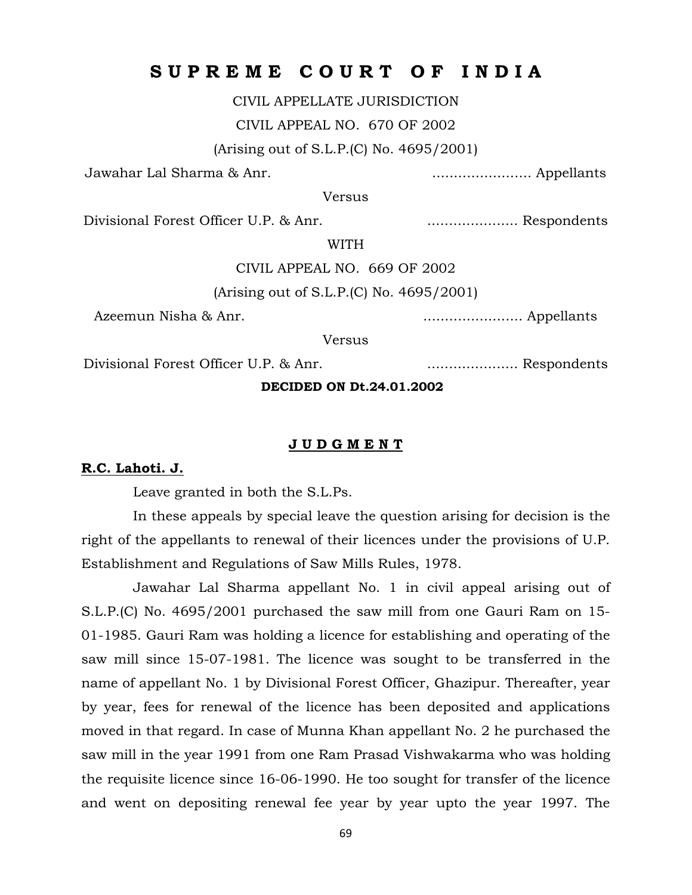# S U P R E M E  C O U R T  O F  I N D I A

CIVIL APPELLATE JURISDICTION

CIVIL APPEAL NO. 670 OF 2002

(Arising out of S.L.P.(C) No. 4695/2001)

Jawahar Lal Sharma & Anr. ....................... Appellants

Versus

Divisional Forest Officer U.P. & Anr. ..................... Respondents

WITH

CIVIL APPEAL NO. 669 OF 2002

(Arising out of S.L.P.(C) No. 4695/2001)

Azeemun Nisha & Anr. ....................... Appellants

Versus

Divisional Forest Officer U.P. & Anr. ..................... Respondents

**DECIDED ON Dt.24.01.2002**

## J U D G M E N T

**R.C. Lahoti. J.**

Leave granted in both the S.L.Ps.

In these appeals by special leave the question arising for decision is the right of the appellants to renewal of their licences under the provisions of U.P. Establishment and Regulations of Saw Mills Rules, 1978.

Jawahar Lal Sharma appellant No. 1 in civil appeal arising out of S.L.P.(C) No. 4695/2001 purchased the saw mill from one Gauri Ram on 15-01-1985. Gauri Ram was holding a licence for establishing and operating of the saw mill since 15-07-1981. The licence was sought to be transferred in the name of appellant No. 1 by Divisional Forest Officer, Ghazipur. Thereafter, year by year, fees for renewal of the licence has been deposited and applications moved in that regard. In case of Munna Khan appellant No. 2 he purchased the saw mill in the year 1991 from one Ram Prasad Vishwakarma who was holding the requisite licence since 16-06-1990. He too sought for transfer of the licence and went on depositing renewal fee year by year upto the year 1997. The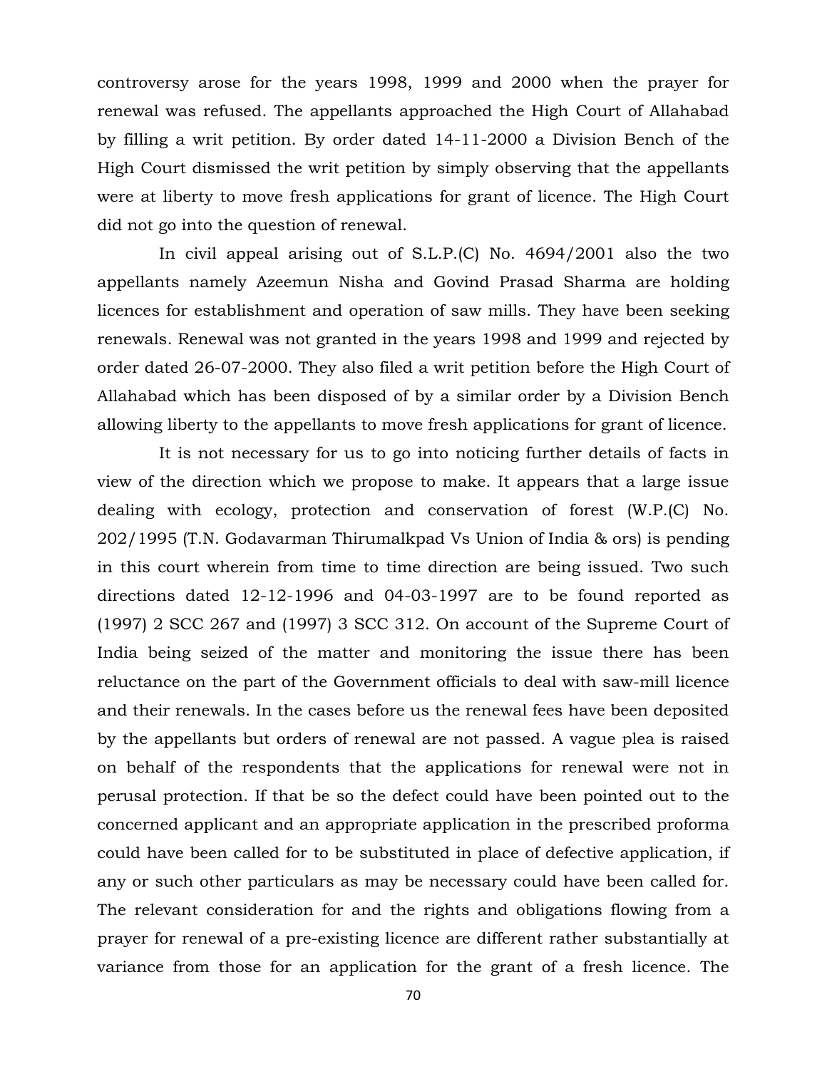controversy arose for the years 1998, 1999 and 2000 when the prayer for renewal was refused. The appellants approached the High Court of Allahabad by filling a writ petition. By order dated 14-11-2000 a Division Bench of the High Court dismissed the writ petition by simply observing that the appellants were at liberty to move fresh applications for grant of licence. The High Court did not go into the question of renewal.

In civil appeal arising out of S.L.P.(C) No. 4694/2001 also the two appellants namely Azeemun Nisha and Govind Prasad Sharma are holding licences for establishment and operation of saw mills. They have been seeking renewals. Renewal was not granted in the years 1998 and 1999 and rejected by order dated 26-07-2000. They also filed a writ petition before the High Court of Allahabad which has been disposed of by a similar order by a Division Bench allowing liberty to the appellants to move fresh applications for grant of licence.

It is not necessary for us to go into noticing further details of facts in view of the direction which we propose to make. It appears that a large issue dealing with ecology, protection and conservation of forest (W.P.(C) No. 202/1995 (T.N. Godavarman Thirumalkpad Vs Union of India & ors) is pending in this court wherein from time to time direction are being issued. Two such directions dated 12-12-1996 and 04-03-1997 are to be found reported as (1997) 2 SCC 267 and (1997) 3 SCC 312. On account of the Supreme Court of India being seized of the matter and monitoring the issue there has been reluctance on the part of the Government officials to deal with saw-mill licence and their renewals. In the cases before us the renewal fees have been deposited by the appellants but orders of renewal are not passed. A vague plea is raised on behalf of the respondents that the applications for renewal were not in perusal protection. If that be so the defect could have been pointed out to the concerned applicant and an appropriate application in the prescribed proforma could have been called for to be substituted in place of defective application, if any or such other particulars as may be necessary could have been called for. The relevant consideration for and the rights and obligations flowing from a prayer for renewal of a pre-existing licence are different rather substantially at variance from those for an application for the grant of a fresh licence. The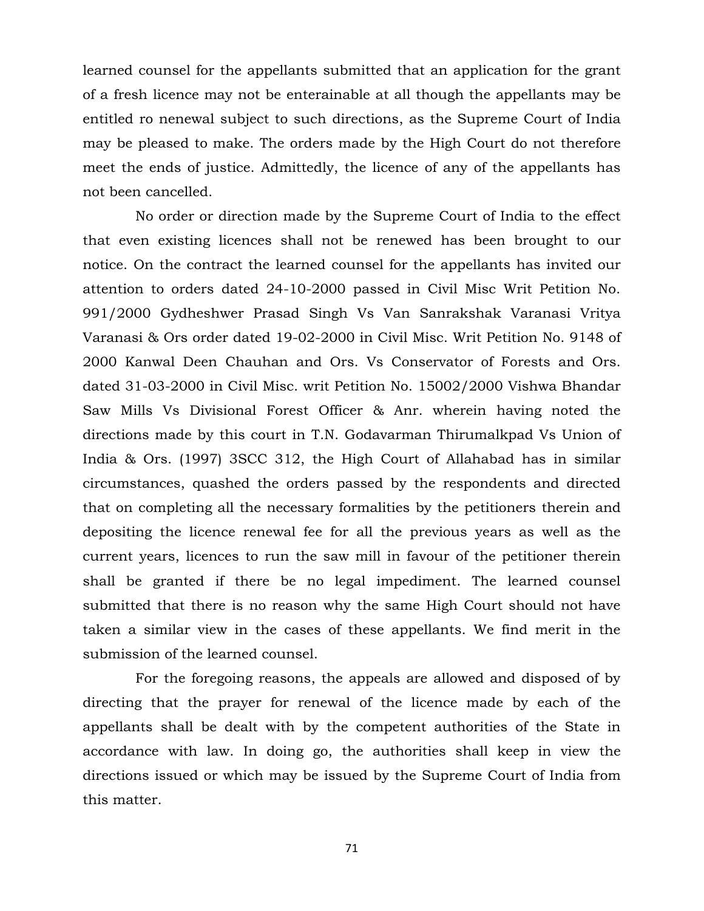learned counsel for the appellants submitted that an application for the grant of a fresh licence may not be enteraintable at all though the appellants may be entitled ro nenewal subject to such directions, as the Supreme Court of India may be pleased to make. The orders made by the High Court do not therefore meet the ends of justice. Admittedly, the licence of any of the appellants has not been cancelled.

No order or direction made by the Supreme Court of India to the effect that even existing licences shall not be renewed has been brought to our notice. On the contract the learned counsel for the appellants has invited our attention to orders dated 24-10-2000 passed in Civil Misc Writ Petition No. 991/2000 Gydheshwer Prasad Singh Vs Van Sanrakshak Varanasi Vritya Varanasi & Ors order dated 19-02-2000 in Civil Misc. Writ Petition No. 9148 of 2000 Kanwal Deen Chauhan and Ors. Vs Conservator of Forests and Ors. dated 31-03-2000 in Civil Misc. writ Petition No. 15002/2000 Vishwa Bhandar Saw Mills Vs Divisional Forest Officer & Anr. wherein having noted the directions made by this court in T.N. Godavarman Thirumalkpad Vs Union of India & Ors. (1997) 3SCC 312, the High Court of Allahabad has in similar circumstances, quashed the orders passed by the respondents and directed that on completing all the necessary formalities by the petitioners therein and depositing the licence renewal fee for all the previous years as well as the current years, licences to run the saw mill in favour of the petitioner therein shall be granted if there be no legal impediment. The learned counsel submitted that there is no reason why the same High Court should not have taken a similar view in the cases of these appellants. We find merit in the submission of the learned counsel.

For the foregoing reasons, the appeals are allowed and disposed of by directing that the prayer for renewal of the licence made by each of the appellants shall be dealt with by the competent authorities of the State in accordance with law. In doing go, the authorities shall keep in view the directions issued or which may be issued by the Supreme Court of India from this matter.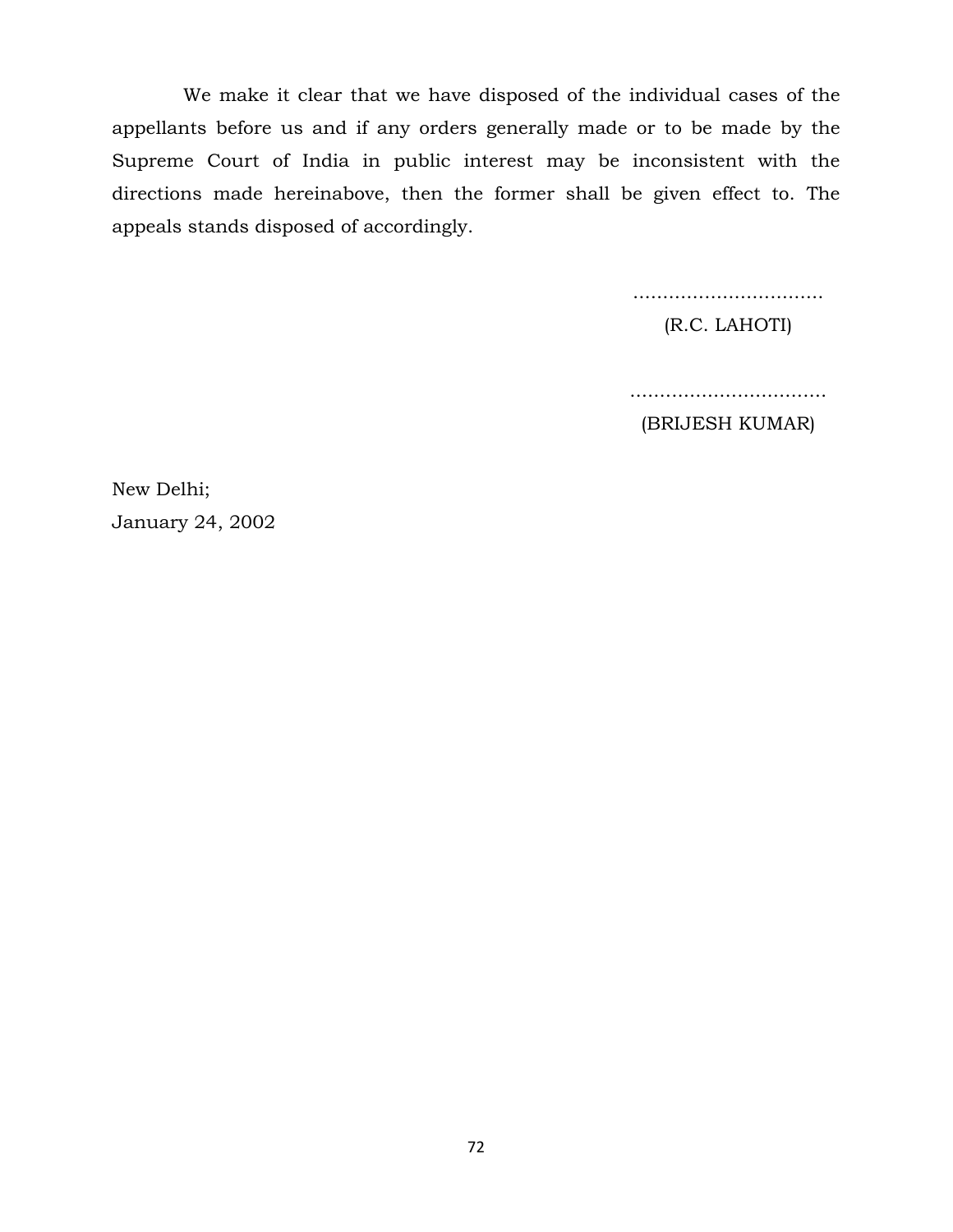We make it clear that we have disposed of the individual cases of the appellants before us and if any orders generally made or to be made by the Supreme Court of India in public interest may be inconsistent with the directions made hereinabove, then the former shall be given effect to. The appeals stands disposed of accordingly.

................................
(R.C. LAHOTI)

................................
(BRIJESH KUMAR)

New Delhi;
January 24, 2002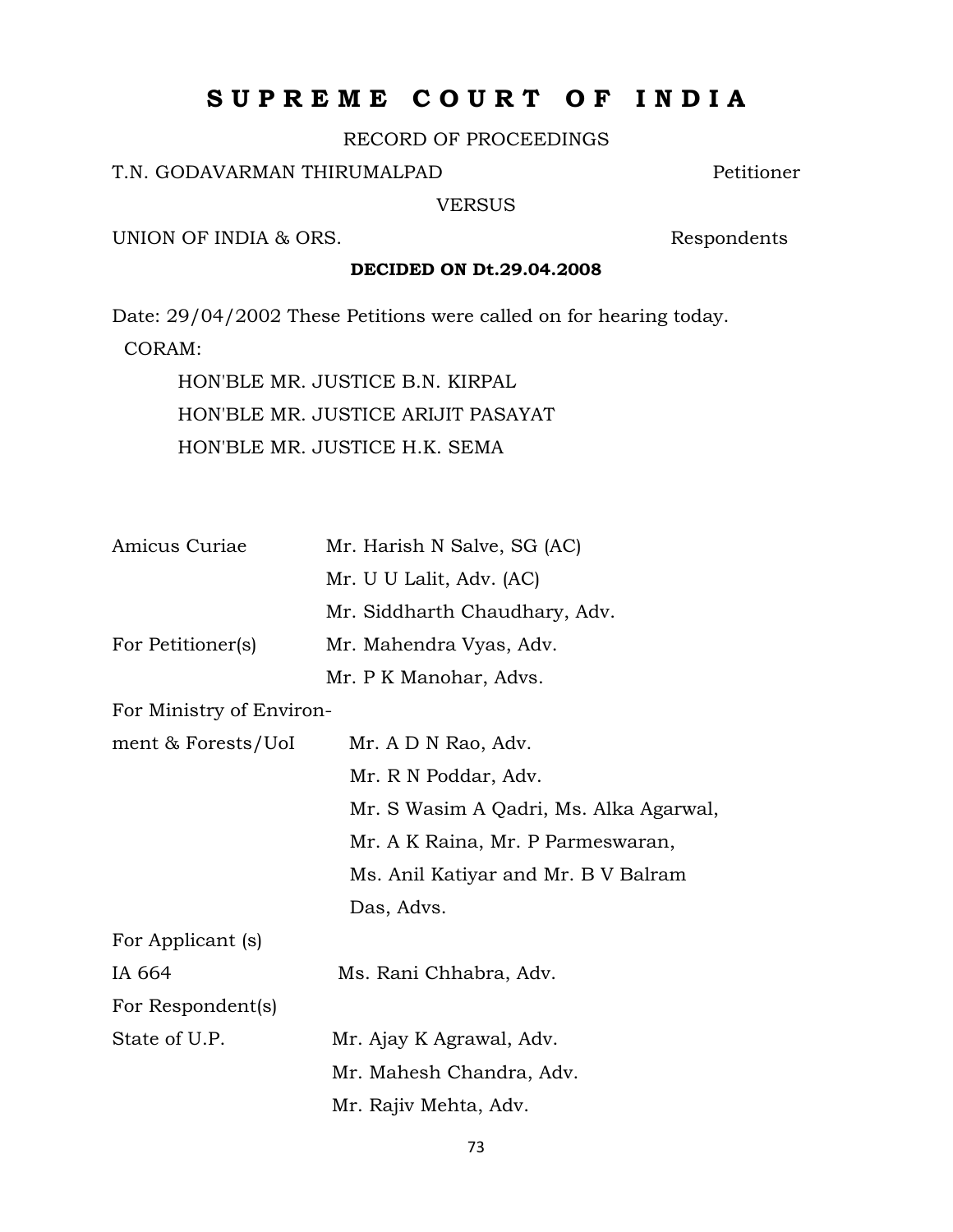# S U P R E M E C O U R T O F I N D I A

RECORD OF PROCEEDINGS

T.N. GODAVARMAN THIRUMALPAD Petitioner

VERSUS

UNION OF INDIA & ORS. Respondents

**DECIDED ON Dt.29.04.2008**

Date: 29/04/2002 These Petitions were called on for hearing today.

CORAM:

HON'BLE MR. JUSTICE B.N. KIRPAL
HON'BLE MR. JUSTICE ARIJIT PASAYAT
HON'BLE MR. JUSTICE H.K. SEMA

| | |
|---|---|
| Amicus Curiae | Mr. Harish N Salve, SG (AC) |
| | Mr. U U Lalit, Adv. (AC) |
| | Mr. Siddharth Chaudhary, Adv. |
| For Petitioner(s) | Mr. Mahendra Vyas, Adv. |
| | Mr. P K Manohar, Advs. |
| For Ministry of Environ-ment & Forests/UoI | Mr. A D N Rao, Adv. |
| | Mr. R N Poddar, Adv. |
| | Mr. S Wasim A Qadri, Ms. Alka Agarwal, |
| | Mr. A K Raina, Mr. P Parmeswaran, |
| | Ms. Anil Katiyar and Mr. B V Balram Das, Advs. |
| For Applicant (s) | |
| IA 664 | Ms. Rani Chhabra, Adv. |
| For Respondent(s) | |
| State of U.P. | Mr. Ajay K Agrawal, Adv. |
| | Mr. Mahesh Chandra, Adv. |
| | Mr. Rajiv Mehta, Adv. |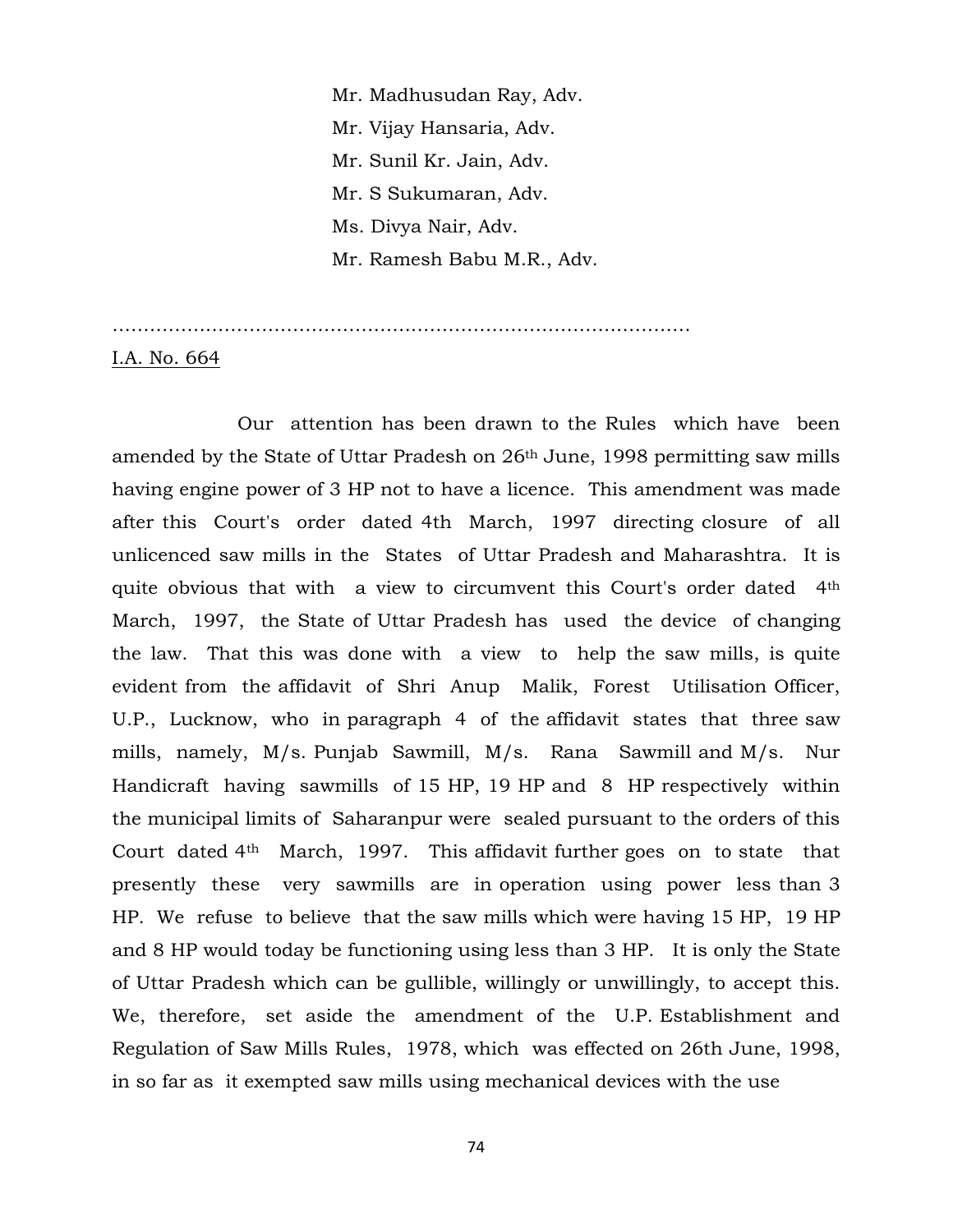Mr. Madhusudan Ray, Adv.
Mr. Vijay Hansaria, Adv.
Mr. Sunil Kr. Jain, Adv.
Mr. S Sukumaran, Adv.
Ms. Divya Nair, Adv.
Mr. Ramesh Babu M.R., Adv.

……………………………………………………………………………………

I.A. No. 664

Our attention has been drawn to the Rules which have been amended by the State of Uttar Pradesh on 26th June, 1998 permitting saw mills having engine power of 3 HP not to have a licence. This amendment was made after this Court's order dated 4th March, 1997 directing closure of all unlicenced saw mills in the States of Uttar Pradesh and Maharashtra. It is quite obvious that with a view to circumvent this Court's order dated 4th March, 1997, the State of Uttar Pradesh has used the device of changing the law. That this was done with a view to help the saw mills, is quite evident from the affidavit of Shri Anup Malik, Forest Utilisation Officer, U.P., Lucknow, who in paragraph 4 of the affidavit states that three saw mills, namely, M/s. Punjab Sawmill, M/s. Rana Sawmill and M/s. Nur Handicraft having sawmills of 15 HP, 19 HP and 8 HP respectively within the municipal limits of Saharanpur were sealed pursuant to the orders of this Court dated 4th March, 1997. This affidavit further goes on to state that presently these very sawmills are in operation using power less than 3 HP. We refuse to believe that the saw mills which were having 15 HP, 19 HP and 8 HP would today be functioning using less than 3 HP. It is only the State of Uttar Pradesh which can be gullible, willingly or unwillingly, to accept this. We, therefore, set aside the amendment of the U.P. Establishment and Regulation of Saw Mills Rules, 1978, which was effected on 26th June, 1998, in so far as it exempted saw mills using mechanical devices with the use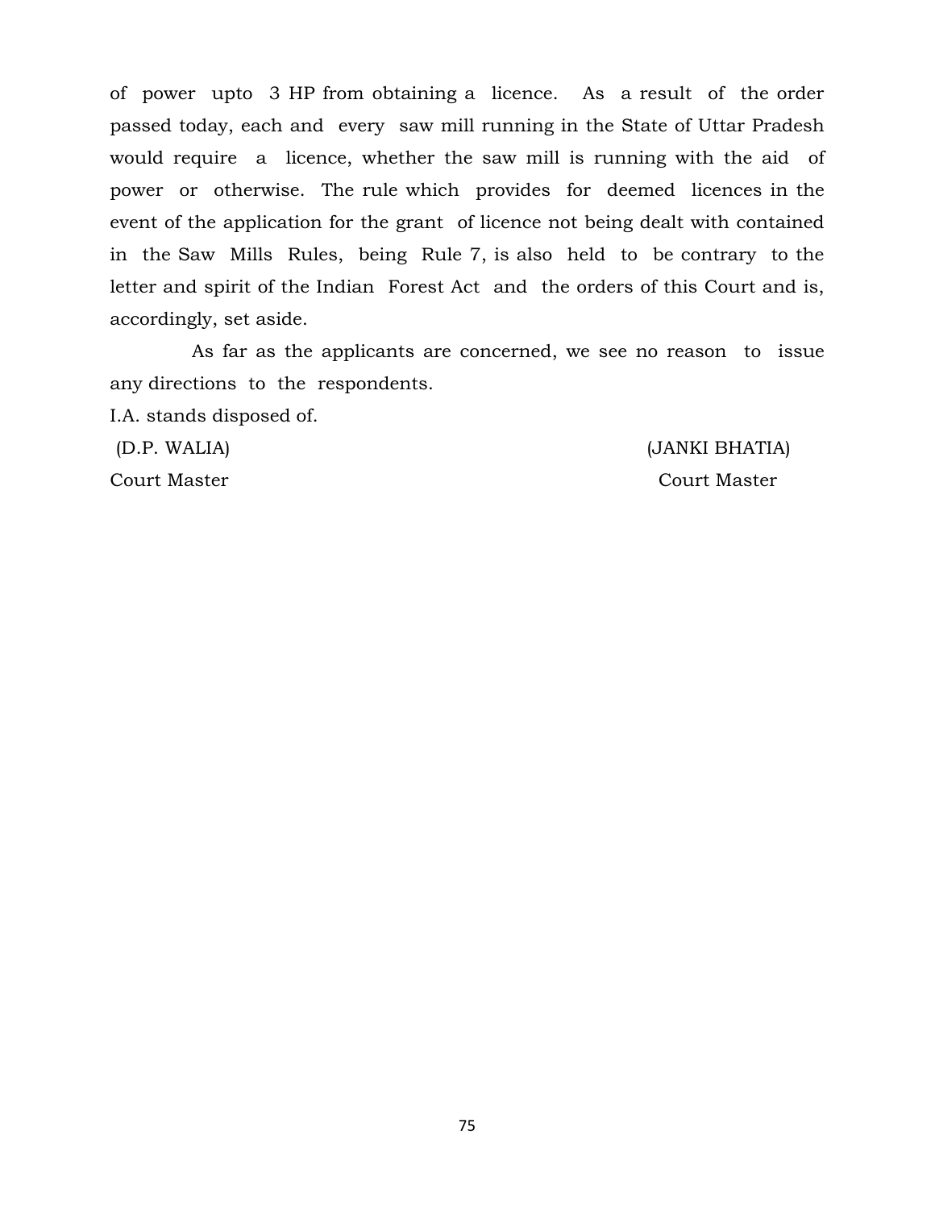of power upto 3 HP from obtaining a licence. As a result of the order passed today, each and every saw mill running in the State of Uttar Pradesh would require a licence, whether the saw mill is running with the aid of power or otherwise. The rule which provides for deemed licences in the event of the application for the grant of licence not being dealt with contained in the Saw Mills Rules, being Rule 7, is also held to be contrary to the letter and spirit of the Indian Forest Act and the orders of this Court and is, accordingly, set aside.

As far as the applicants are concerned, we see no reason to issue any directions to the respondents.

I.A. stands disposed of.

| (D.P. WALIA) | (JANKI BHATIA) |
|---|---|
| Court Master | Court Master |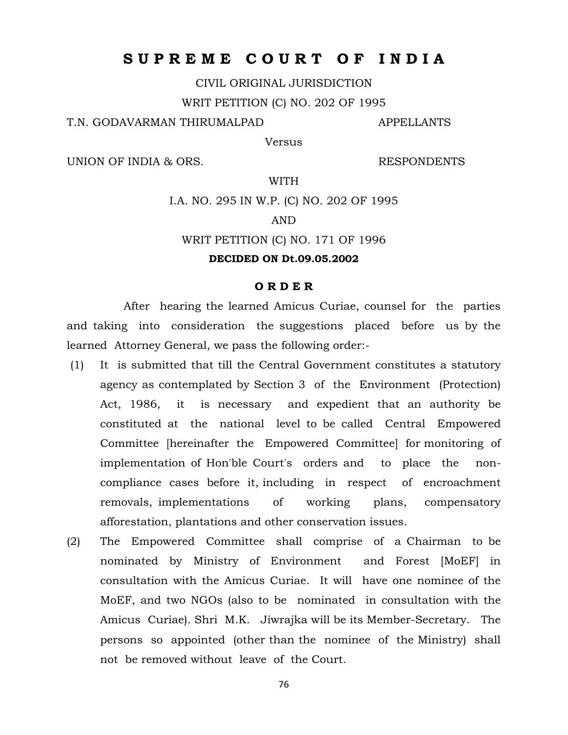# SUPREME COURT OF INDIA

CIVIL ORIGINAL JURISDICTION

WRIT PETITION (C) NO. 202 OF 1995

T.N. GODAVARMAN THIRUMALPAD APPELLANTS

Versus

UNION OF INDIA & ORS. RESPONDENTS

WITH

I.A. NO. 295 IN W.P. (C) NO. 202 OF 1995

AND

WRIT PETITION (C) NO. 171 OF 1996

**DECIDED ON Dt.09.05.2002**

**O R D E R**

After hearing the learned Amicus Curiae, counsel for the parties and taking into consideration the suggestions placed before us by the learned Attorney General, we pass the following order:-

(1) It is submitted that till the Central Government constitutes a statutory agency as contemplated by Section 3 of the Environment (Protection) Act, 1986, it is necessary and expedient that an authority be constituted at the national level to be called Central Empowered Committee [hereinafter the Empowered Committee] for monitoring of implementation of Hon'ble Court's orders and to place the non-compliance cases before it, including in respect of encroachment removals, implementations of working plans, compensatory afforestation, plantations and other conservation issues.

(2) The Empowered Committee shall comprise of a Chairman to be nominated by Ministry of Environment and Forest [MoEF] in consultation with the Amicus Curiae. It will have one nominee of the MoEF, and two NGOs (also to be nominated in consultation with the Amicus Curiae). Shri M.K. Jiwrajka will be its Member-Secretary. The persons so appointed (other than the nominee of the Ministry) shall not be removed without leave of the Court.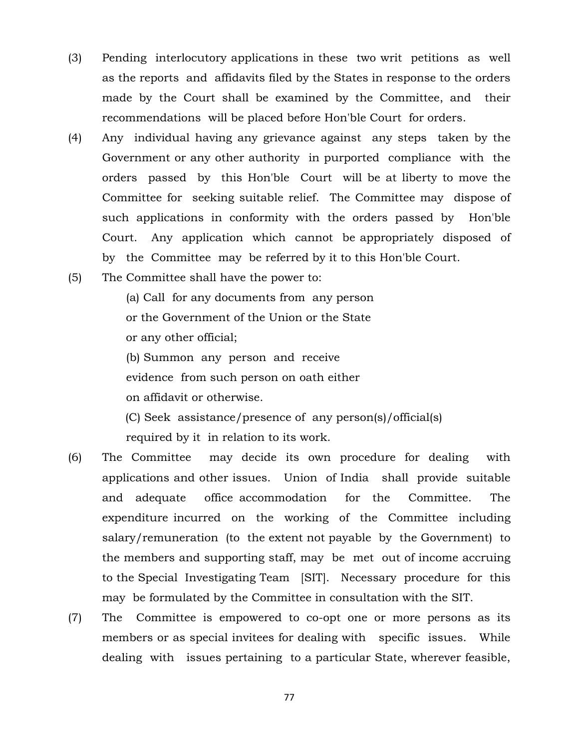(3) Pending interlocutory applications in these two writ petitions as well as the reports and affidavits filed by the States in response to the orders made by the Court shall be examined by the Committee, and their recommendations will be placed before Hon'ble Court for orders.

(4) Any individual having any grievance against any steps taken by the Government or any other authority in purported compliance with the orders passed by this Hon'ble Court will be at liberty to move the Committee for seeking suitable relief. The Committee may dispose of such applications in conformity with the orders passed by Hon'ble Court. Any application which cannot be appropriately disposed of by the Committee may be referred by it to this Hon'ble Court.

(5) The Committee shall have the power to:

(a) Call for any documents from any person or the Government of the Union or the State or any other official;

(b) Summon any person and receive evidence from such person on oath either on affidavit or otherwise.

(C) Seek assistance/presence of any person(s)/official(s) required by it in relation to its work.

(6) The Committee may decide its own procedure for dealing with applications and other issues. Union of India shall provide suitable and adequate office accommodation for the Committee. The expenditure incurred on the working of the Committee including salary/remuneration (to the extent not payable by the Government) to the members and supporting staff, may be met out of income accruing to the Special Investigating Team [SIT]. Necessary procedure for this may be formulated by the Committee in consultation with the SIT.

(7) The Committee is empowered to co-opt one or more persons as its members or as special invitees for dealing with specific issues. While dealing with issues pertaining to a particular State, wherever feasible,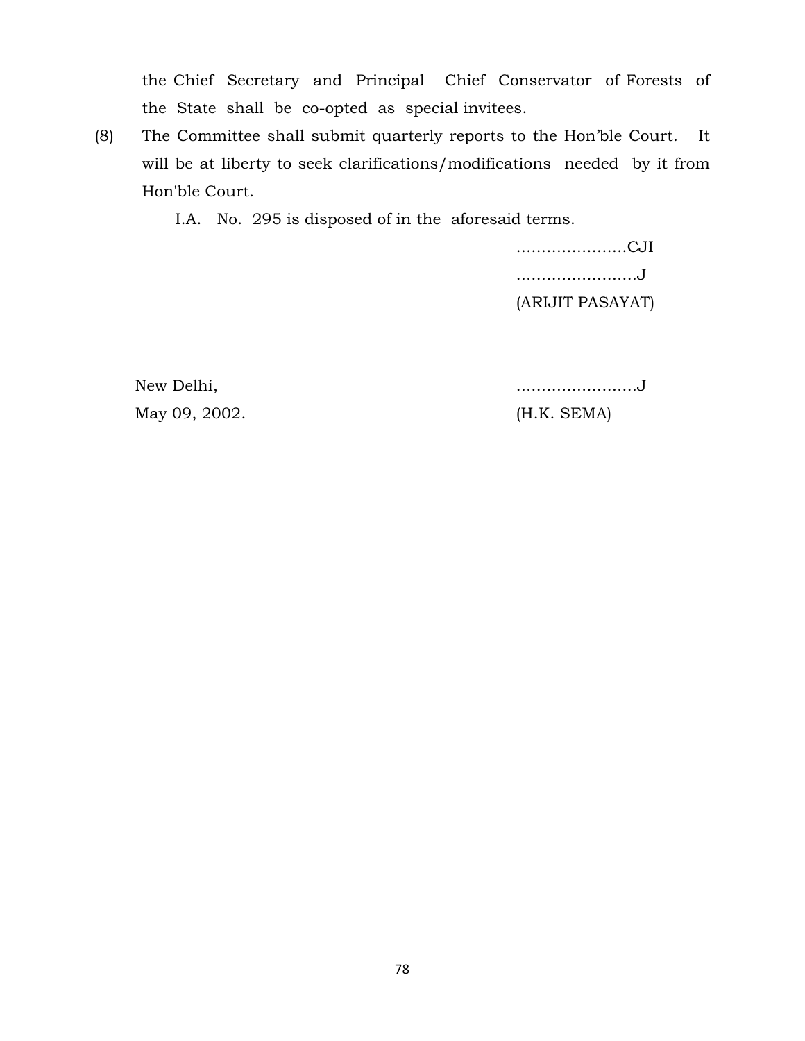the Chief Secretary and Principal Chief Conservator of Forests of the State shall be co-opted as special invitees.

(8) The Committee shall submit quarterly reports to the Hon'ble Court. It will be at liberty to seek clarifications/modifications needed by it from Hon'ble Court.

I.A. No. 295 is disposed of in the aforesaid terms.

………………….CJI

……………………J
(ARIJIT PASAYAT)

New Delhi,
May 09, 2002.

……………………J
(H.K. SEMA)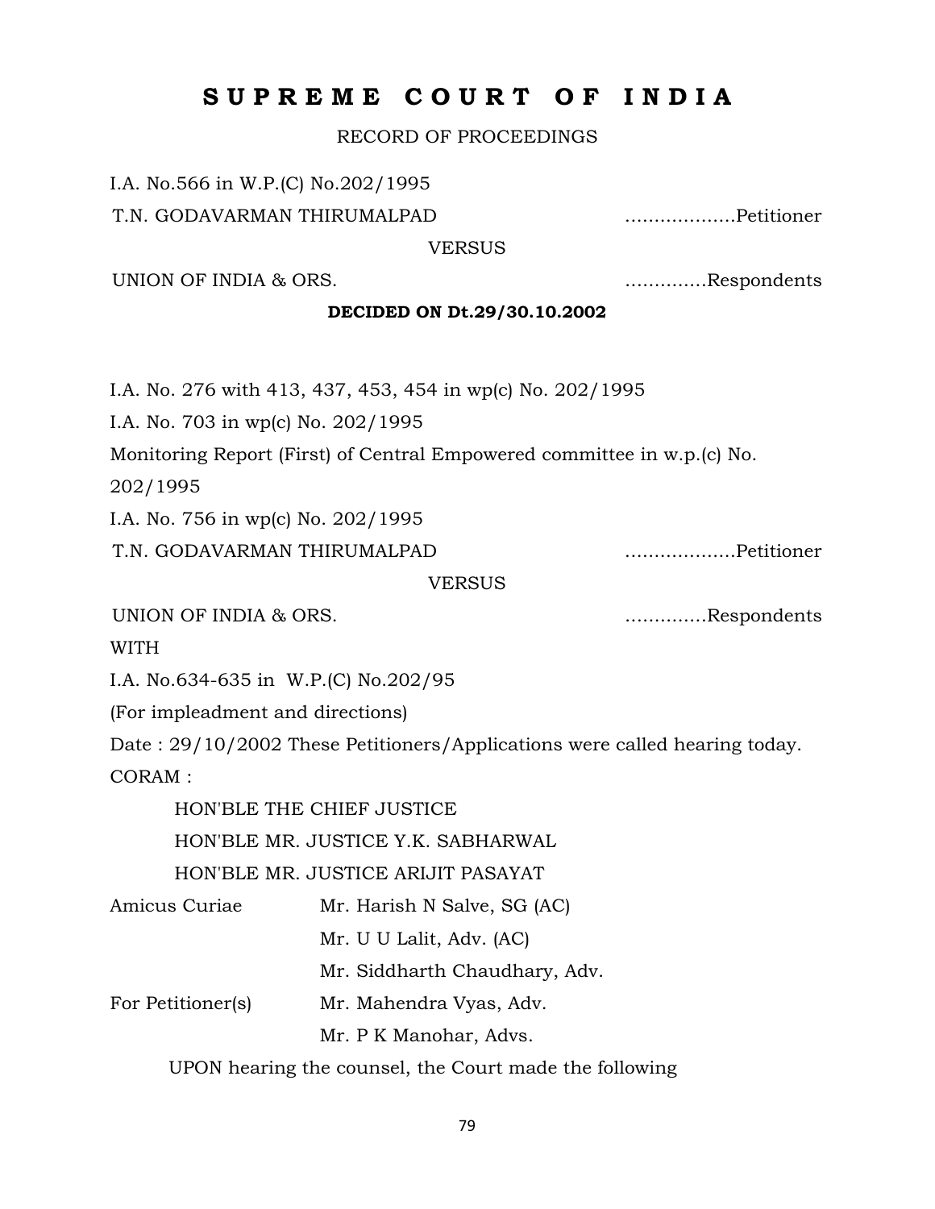# S U P R E M E C O U R T O F I N D I A

RECORD OF PROCEEDINGS

I.A. No.566 in W.P.(C) No.202/1995

T.N. GODAVARMAN THIRUMALPAD ...................Petitioner

VERSUS

UNION OF INDIA & ORS. ..............Respondents

**DECIDED ON Dt.29/30.10.2002**

I.A. No. 276 with 413, 437, 453, 454 in wp(c) No. 202/1995

I.A. No. 703 in wp(c) No. 202/1995

Monitoring Report (First) of Central Empowered committee in w.p.(c) No. 202/1995

I.A. No. 756 in wp(c) No. 202/1995

T.N. GODAVARMAN THIRUMALPAD ...................Petitioner

VERSUS

UNION OF INDIA & ORS. ..............Respondents

WITH

I.A. No.634-635 in W.P.(C) No.202/95

(For impleadment and directions)

Date : 29/10/2002 These Petitioners/Applications were called hearing today.

CORAM :

HON'BLE THE CHIEF JUSTICE

HON'BLE MR. JUSTICE Y.K. SABHARWAL

HON'BLE MR. JUSTICE ARIJIT PASAYAT

| | |
|---|---|
| Amicus Curiae | Mr. Harish N Salve, SG (AC) |
| | Mr. U U Lalit, Adv. (AC) |
| | Mr. Siddharth Chaudhary, Adv. |
| For Petitioner(s) | Mr. Mahendra Vyas, Adv. |
| | Mr. P K Manohar, Advs. |

UPON hearing the counsel, the Court made the following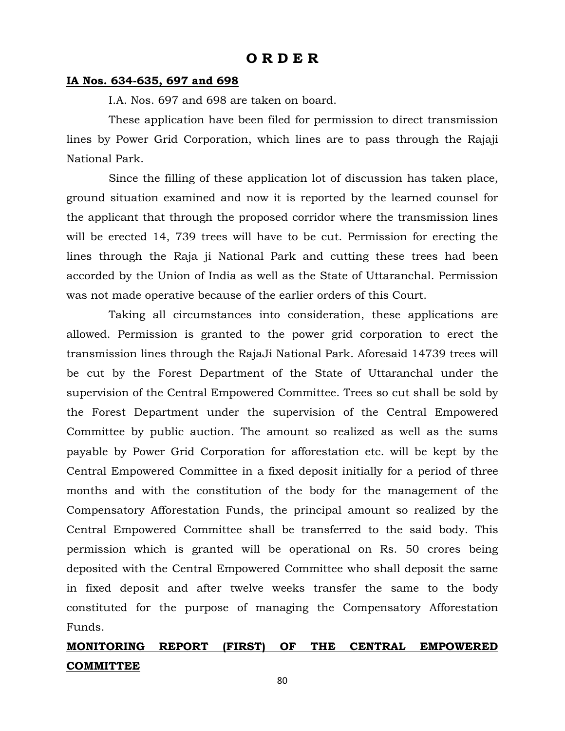# O R D E R

**IA Nos. 634-635, 697 and 698**

I.A. Nos. 697 and 698 are taken on board.

These application have been filed for permission to direct transmission lines by Power Grid Corporation, which lines are to pass through the Rajaji National Park.

Since the filling of these application lot of discussion has taken place, ground situation examined and now it is reported by the learned counsel for the applicant that through the proposed corridor where the transmission lines will be erected 14, 739 trees will have to be cut. Permission for erecting the lines through the Raja ji National Park and cutting these trees had been accorded by the Union of India as well as the State of Uttaranchal. Permission was not made operative because of the earlier orders of this Court.

Taking all circumstances into consideration, these applications are allowed. Permission is granted to the power grid corporation to erect the transmission lines through the RajaJi National Park. Aforesaid 14739 trees will be cut by the Forest Department of the State of Uttaranchal under the supervision of the Central Empowered Committee. Trees so cut shall be sold by the Forest Department under the supervision of the Central Empowered Committee by public auction. The amount so realized as well as the sums payable by Power Grid Corporation for afforestation etc. will be kept by the Central Empowered Committee in a fixed deposit initially for a period of three months and with the constitution of the body for the management of the Compensatory Afforestation Funds, the principal amount so realized by the Central Empowered Committee shall be transferred to the said body. This permission which is granted will be operational on Rs. 50 crores being deposited with the Central Empowered Committee who shall deposit the same in fixed deposit and after twelve weeks transfer the same to the body constituted for the purpose of managing the Compensatory Afforestation Funds.

**MONITORING REPORT (FIRST) OF THE CENTRAL EMPOWERED COMMITTEE**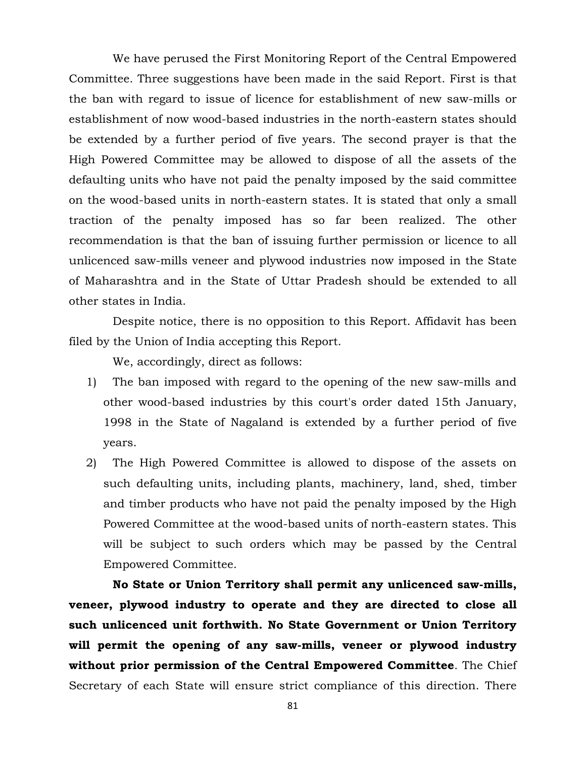We have perused the First Monitoring Report of the Central Empowered Committee. Three suggestions have been made in the said Report. First is that the ban with regard to issue of licence for establishment of new saw-mills or establishment of now wood-based industries in the north-eastern states should be extended by a further period of five years. The second prayer is that the High Powered Committee may be allowed to dispose of all the assets of the defaulting units who have not paid the penalty imposed by the said committee on the wood-based units in north-eastern states. It is stated that only a small traction of the penalty imposed has so far been realized. The other recommendation is that the ban of issuing further permission or licence to all unlicenced saw-mills veneer and plywood industries now imposed in the State of Maharashtra and in the State of Uttar Pradesh should be extended to all other states in India.

Despite notice, there is no opposition to this Report. Affidavit has been filed by the Union of India accepting this Report.

We, accordingly, direct as follows:

1) The ban imposed with regard to the opening of the new saw-mills and other wood-based industries by this court's order dated 15th January, 1998 in the State of Nagaland is extended by a further period of five years.
2) The High Powered Committee is allowed to dispose of the assets on such defaulting units, including plants, machinery, land, shed, timber and timber products who have not paid the penalty imposed by the High Powered Committee at the wood-based units of north-eastern states. This will be subject to such orders which may be passed by the Central Empowered Committee.

**No State or Union Territory shall permit any unlicenced saw-mills, veneer, plywood industry to operate and they are directed to close all such unlicenced unit forthwith. No State Government or Union Territory will permit the opening of any saw-mills, veneer or plywood industry without prior permission of the Central Empowered Committee**. The Chief Secretary of each State will ensure strict compliance of this direction. There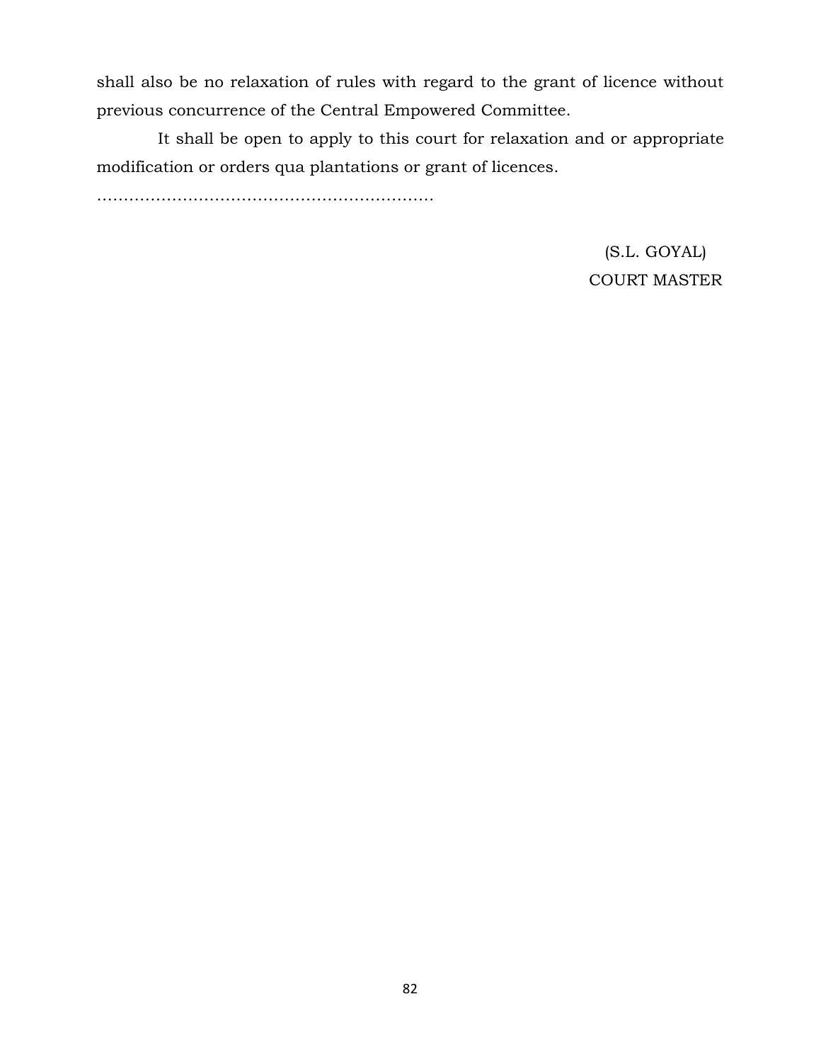shall also be no relaxation of rules with regard to the grant of licence without previous concurrence of the Central Empowered Committee.

It shall be open to apply to this court for relaxation and or appropriate modification or orders qua plantations or grant of licences.

…………………………………………………………

(S.L. GOYAL)
COURT MASTER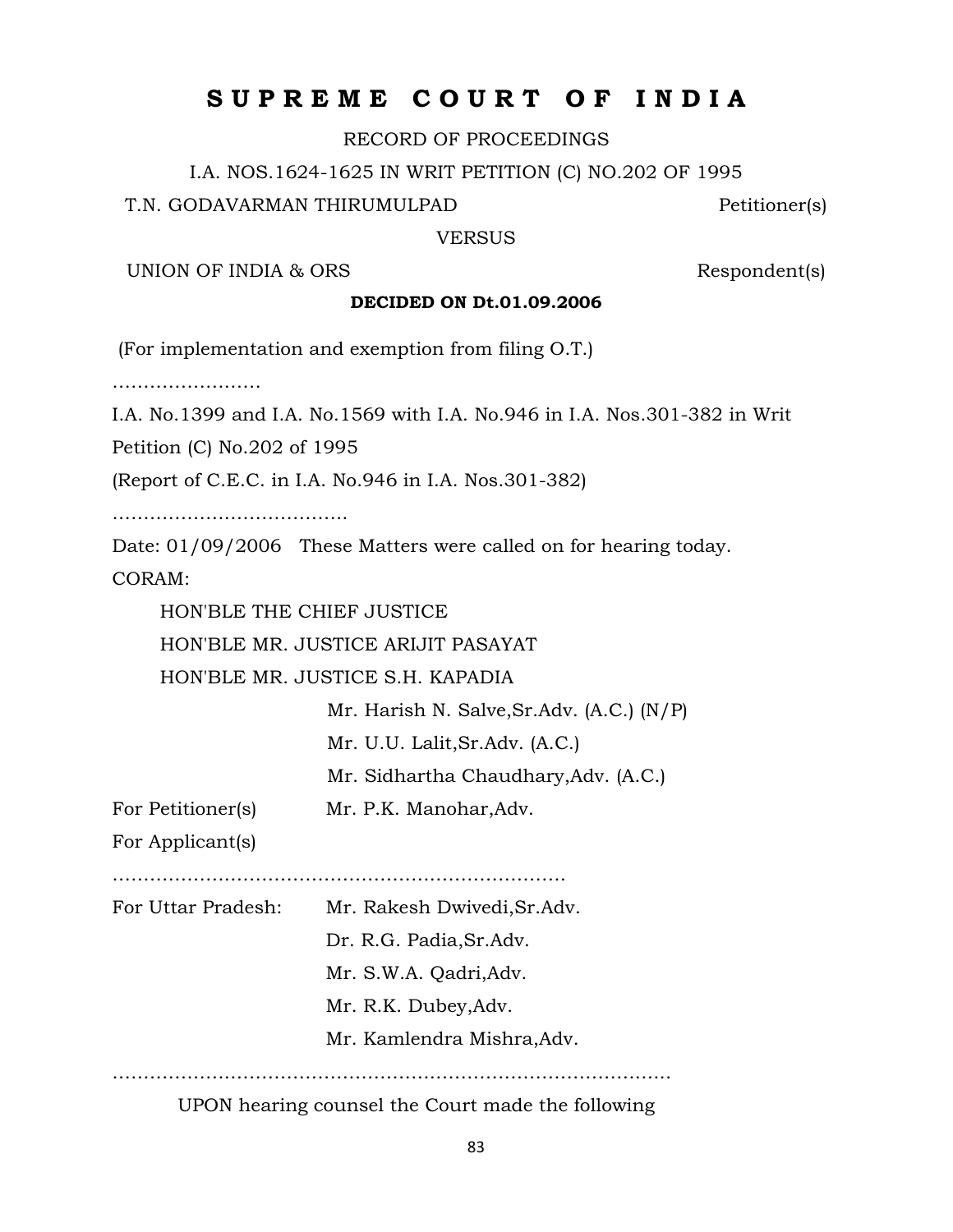# S U P R E M E C O U R T O F I N D I A

RECORD OF PROCEEDINGS

I.A. NOS.1624-1625 IN WRIT PETITION (C) NO.202 OF 1995

T.N. GODAVARMAN THIRUMULPAD Petitioner(s)

VERSUS

UNION OF INDIA & ORS Respondent(s)

**DECIDED ON Dt.01.09.2006**

(For implementation and exemption from filing O.T.)

……………………

I.A. No.1399 and I.A. No.1569 with I.A. No.946 in I.A. Nos.301-382 in Writ Petition (C) No.202 of 1995

(Report of C.E.C. in I.A. No.946 in I.A. Nos.301-382)

……………………………….

Date: 01/09/2006 These Matters were called on for hearing today.

CORAM:

HON'BLE THE CHIEF JUSTICE

HON'BLE MR. JUSTICE ARIJIT PASAYAT

HON'BLE MR. JUSTICE S.H. KAPADIA

Mr. Harish N. Salve,Sr.Adv. (A.C.) (N/P)

Mr. U.U. Lalit,Sr.Adv. (A.C.)

Mr. Sidhartha Chaudhary,Adv. (A.C.)

For Petitioner(s) Mr. P.K. Manohar,Adv.

For Applicant(s)

……………………………………………………………….

For Uttar Pradesh: Mr. Rakesh Dwivedi,Sr.Adv.

Dr. R.G. Padia,Sr.Adv.

Mr. S.W.A. Qadri,Adv.

Mr. R.K. Dubey,Adv.

Mr. Kamlendra Mishra,Adv.

……………………………………………………………………………….

UPON hearing counsel the Court made the following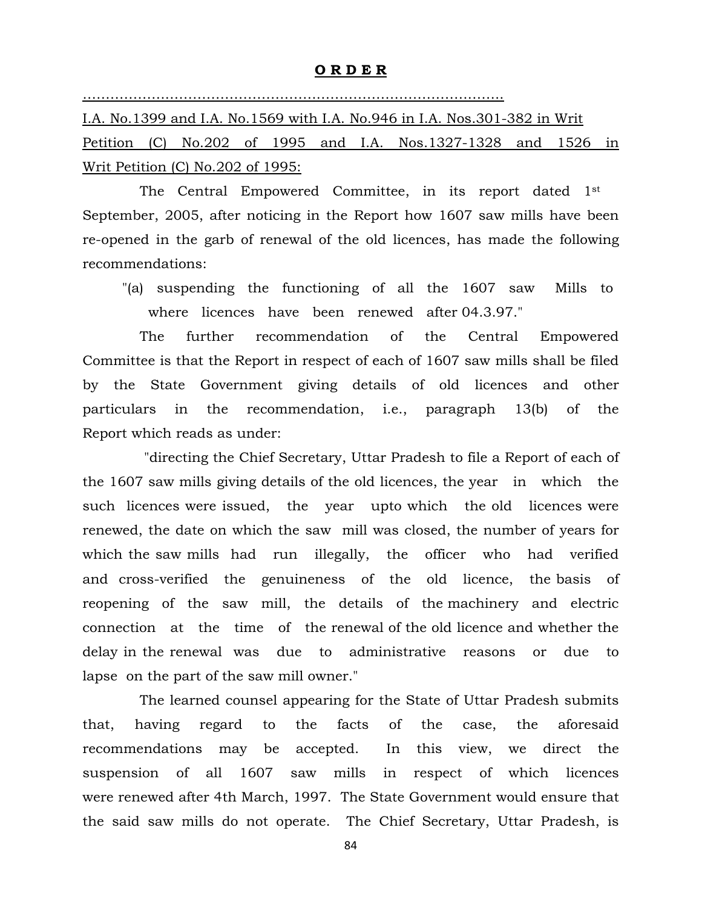**O R D E R**

……………………………………………………………………………………

I.A. No.1399 and I.A. No.1569 with I.A. No.946 in I.A. Nos.301-382 in Writ Petition (C) No.202 of 1995 and I.A. Nos.1327-1328 and 1526 in Writ Petition (C) No.202 of 1995:

The Central Empowered Committee, in its report dated 1st September, 2005, after noticing in the Report how 1607 saw mills have been re-opened in the garb of renewal of the old licences, has made the following recommendations:

> "(a) suspending the functioning of all the 1607 saw Mills to where licences have been renewed after 04.3.97."

The further recommendation of the Central Empowered Committee is that the Report in respect of each of 1607 saw mills shall be filed by the State Government giving details of old licences and other particulars in the recommendation, i.e., paragraph 13(b) of the Report which reads as under:

"directing the Chief Secretary, Uttar Pradesh to file a Report of each of the 1607 saw mills giving details of the old licences, the year in which the such licences were issued, the year upto which the old licences were renewed, the date on which the saw mill was closed, the number of years for which the saw mills had run illegally, the officer who had verified and cross-verified the genuineness of the old licence, the basis of reopening of the saw mill, the details of the machinery and electric connection at the time of the renewal of the old licence and whether the delay in the renewal was due to administrative reasons or due to lapse on the part of the saw mill owner."

The learned counsel appearing for the State of Uttar Pradesh submits that, having regard to the facts of the case, the aforesaid recommendations may be accepted. In this view, we direct the suspension of all 1607 saw mills in respect of which licences were renewed after 4th March, 1997. The State Government would ensure that the said saw mills do not operate. The Chief Secretary, Uttar Pradesh, is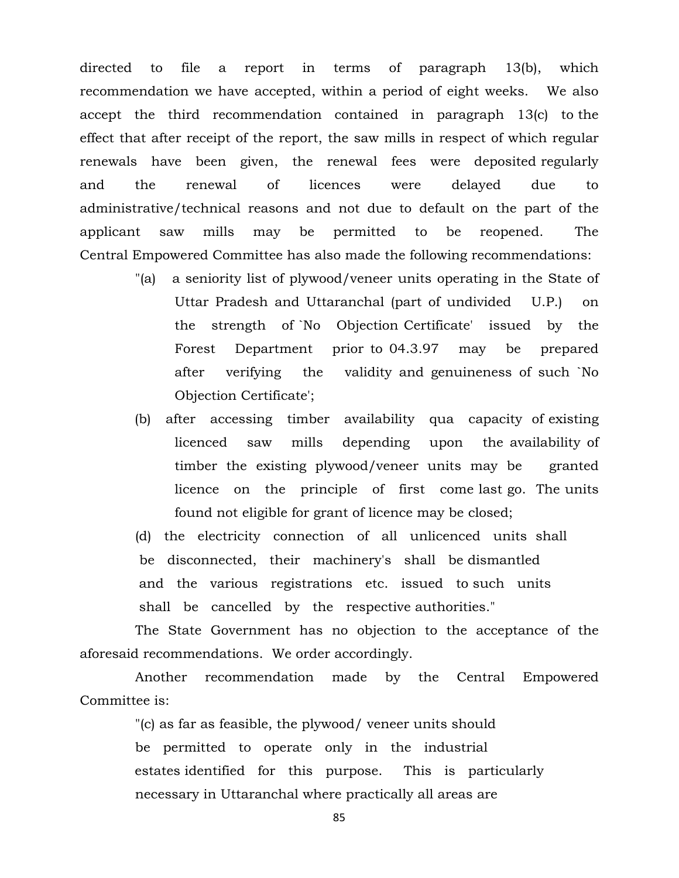directed to file a report in terms of paragraph 13(b), which recommendation we have accepted, within a period of eight weeks. We also accept the third recommendation contained in paragraph 13(c) to the effect that after receipt of the report, the saw mills in respect of which regular renewals have been given, the renewal fees were deposited regularly and the renewal of licences were delayed due to administrative/technical reasons and not due to default on the part of the applicant saw mills may be permitted to be reopened. The Central Empowered Committee has also made the following recommendations:

> "(a) a seniority list of plywood/veneer units operating in the State of Uttar Pradesh and Uttaranchal (part of undivided U.P.) on the strength of `No Objection Certificate' issued by the Forest Department prior to 04.3.97 may be prepared after verifying the validity and genuineness of such `No Objection Certificate';
>
> (b) after accessing timber availability qua capacity of existing licenced saw mills depending upon the availability of timber the existing plywood/veneer units may be granted licence on the principle of first come last go. The units found not eligible for grant of licence may be closed;
>
> (d) the electricity connection of all unlicenced units shall be disconnected, their machinery's shall be dismantled and the various registrations etc. issued to such units shall be cancelled by the respective authorities."

The State Government has no objection to the acceptance of the aforesaid recommendations. We order accordingly.

Another recommendation made by the Central Empowered Committee is:

> "(c) as far as feasible, the plywood/ veneer units should be permitted to operate only in the industrial estates identified for this purpose. This is particularly necessary in Uttaranchal where practically all areas are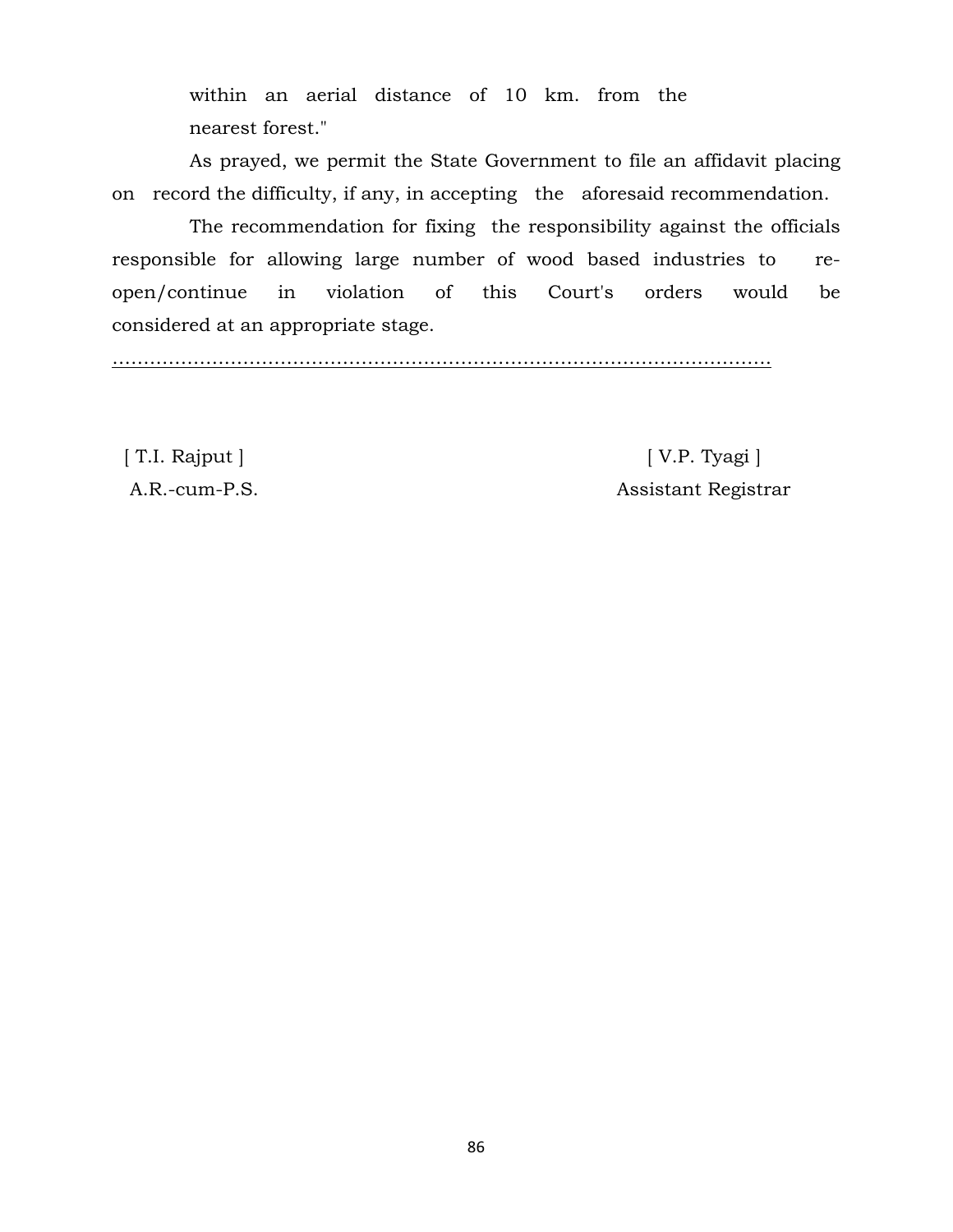within an aerial distance of 10 km. from the nearest forest."

As prayed, we permit the State Government to file an affidavit placing on record the difficulty, if any, in accepting the aforesaid recommendation.

The recommendation for fixing the responsibility against the officials responsible for allowing large number of wood based industries to re-open/continue in violation of this Court's orders would be considered at an appropriate stage.

……………………………………………………………………………………………

| [ T.I. Rajput ] | [ V.P. Tyagi ] |
|---|---|
| A.R.-cum-P.S. | Assistant Registrar |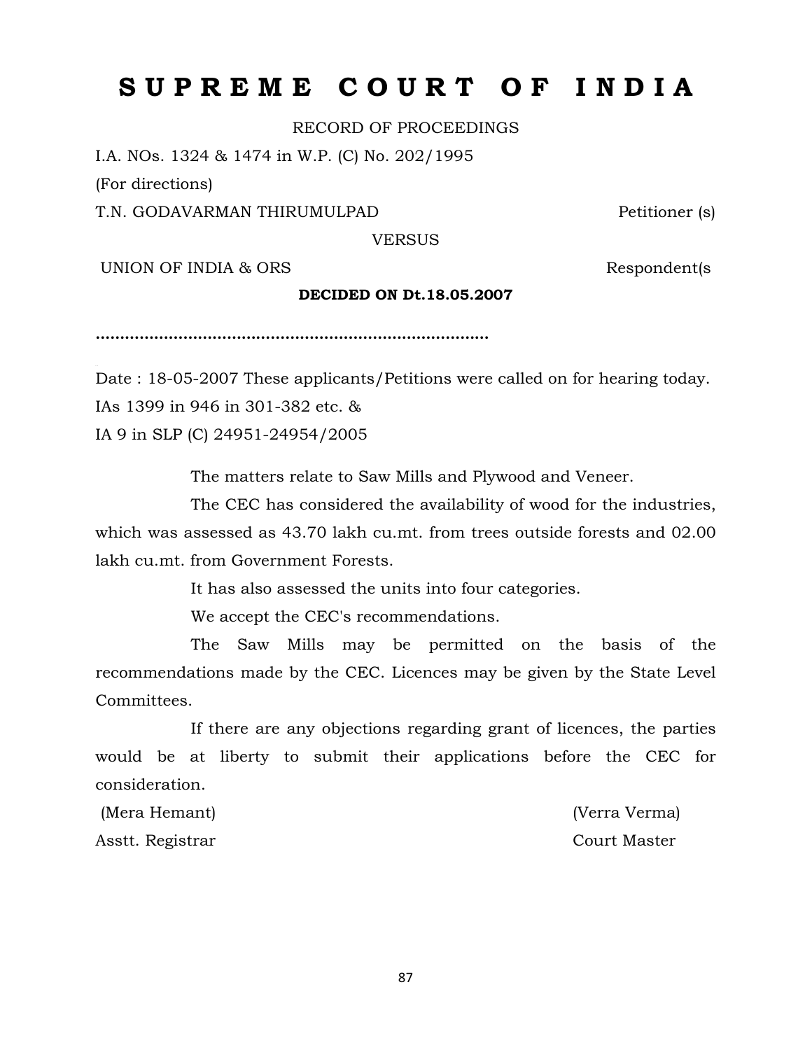# S U P R E M E C O U R T O F I N D I A

RECORD OF PROCEEDINGS

I.A. NOs. 1324 & 1474 in W.P. (C) No. 202/1995

(For directions)

T.N. GODAVARMAN THIRUMULPAD Petitioner (s)

VERSUS

UNION OF INDIA & ORS Respondent(s

**DECIDED ON Dt.18.05.2007**

................................................................................

Date : 18-05-2007 These applicants/Petitions were called on for hearing today.

IAs 1399 in 946 in 301-382 etc. &

IA 9 in SLP (C) 24951-24954/2005

The matters relate to Saw Mills and Plywood and Veneer.

The CEC has considered the availability of wood for the industries, which was assessed as 43.70 lakh cu.mt. from trees outside forests and 02.00 lakh cu.mt. from Government Forests.

It has also assessed the units into four categories.

We accept the CEC's recommendations.

The Saw Mills may be permitted on the basis of the recommendations made by the CEC. Licences may be given by the State Level Committees.

If there are any objections regarding grant of licences, the parties would be at liberty to submit their applications before the CEC for consideration.

(Mera Hemant) (Verra Verma)

Asstt. Registrar Court Master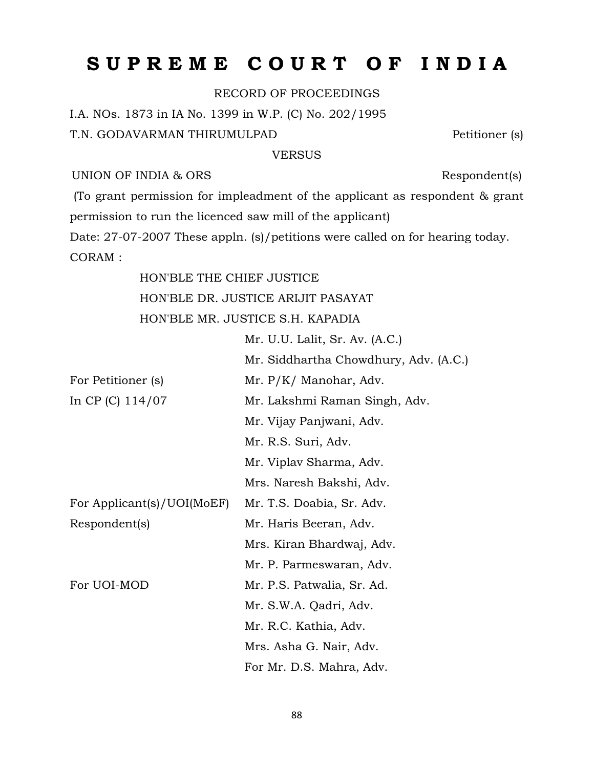# S U P R E M E C O U R T O F I N D I A

RECORD OF PROCEEDINGS

I.A. NOs. 1873 in IA No. 1399 in W.P. (C) No. 202/1995

T.N. GODAVARMAN THIRUMULPAD Petitioner (s)

VERSUS

UNION OF INDIA & ORS Respondent(s)

(To grant permission for impleadment of the applicant as respondent & grant permission to run the licenced saw mill of the applicant)

Date: 27-07-2007 These appln. (s)/petitions were called on for hearing today.

CORAM :

HON'BLE THE CHIEF JUSTICE
HON'BLE DR. JUSTICE ARIJIT PASAYAT
HON'BLE MR. JUSTICE S.H. KAPADIA

| | |
|---|---|
| | Mr. U.U. Lalit, Sr. Av. (A.C.) |
| | Mr. Siddhartha Chowdhury, Adv. (A.C.) |
| For Petitioner (s) | Mr. P/K/ Manohar, Adv. |
| In CP (C) 114/07 | Mr. Lakshmi Raman Singh, Adv. |
| | Mr. Vijay Panjwani, Adv. |
| | Mr. R.S. Suri, Adv. |
| | Mr. Viplav Sharma, Adv. |
| | Mrs. Naresh Bakshi, Adv. |
| For Applicant(s)/UOI(MoEF) | Mr. T.S. Doabia, Sr. Adv. |
| Respondent(s) | Mr. Haris Beeran, Adv. |
| | Mrs. Kiran Bhardwaj, Adv. |
| | Mr. P. Parmeswaran, Adv. |
| For UOI-MOD | Mr. P.S. Patwalia, Sr. Ad. |
| | Mr. S.W.A. Qadri, Adv. |
| | Mr. R.C. Kathia, Adv. |
| | Mrs. Asha G. Nair, Adv. |
| | For Mr. D.S. Mahra, Adv. |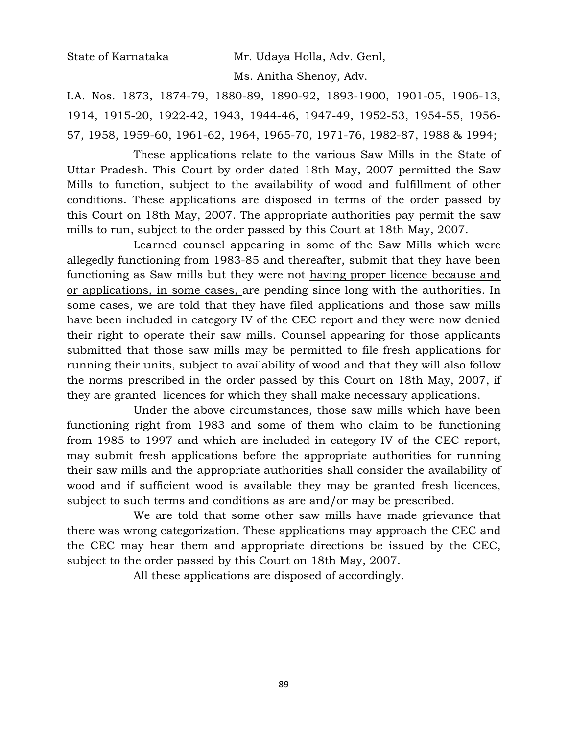State of Karnataka Mr. Udaya Holla, Adv. Genl,

Ms. Anitha Shenoy, Adv.

I.A. Nos. 1873, 1874-79, 1880-89, 1890-92, 1893-1900, 1901-05, 1906-13, 1914, 1915-20, 1922-42, 1943, 1944-46, 1947-49, 1952-53, 1954-55, 1956-57, 1958, 1959-60, 1961-62, 1964, 1965-70, 1971-76, 1982-87, 1988 & 1994;

These applications relate to the various Saw Mills in the State of Uttar Pradesh. This Court by order dated 18th May, 2007 permitted the Saw Mills to function, subject to the availability of wood and fulfillment of other conditions. These applications are disposed in terms of the order passed by this Court on 18th May, 2007. The appropriate authorities pay permit the saw mills to run, subject to the order passed by this Court at 18th May, 2007.

Learned counsel appearing in some of the Saw Mills which were allegedly functioning from 1983-85 and thereafter, submit that they have been functioning as Saw mills but they were not <u>having proper licence because and or applications, in some cases,</u> are pending since long with the authorities. In some cases, we are told that they have filed applications and those saw mills have been included in category IV of the CEC report and they were now denied their right to operate their saw mills. Counsel appearing for those applicants submitted that those saw mills may be permitted to file fresh applications for running their units, subject to availability of wood and that they will also follow the norms prescribed in the order passed by this Court on 18th May, 2007, if they are granted licences for which they shall make necessary applications.

Under the above circumstances, those saw mills which have been functioning right from 1983 and some of them who claim to be functioning from 1985 to 1997 and which are included in category IV of the CEC report, may submit fresh applications before the appropriate authorities for running their saw mills and the appropriate authorities shall consider the availability of wood and if sufficient wood is available they may be granted fresh licences, subject to such terms and conditions as are and/or may be prescribed.

We are told that some other saw mills have made grievance that there was wrong categorization. These applications may approach the CEC and the CEC may hear them and appropriate directions be issued by the CEC, subject to the order passed by this Court on 18th May, 2007.

All these applications are disposed of accordingly.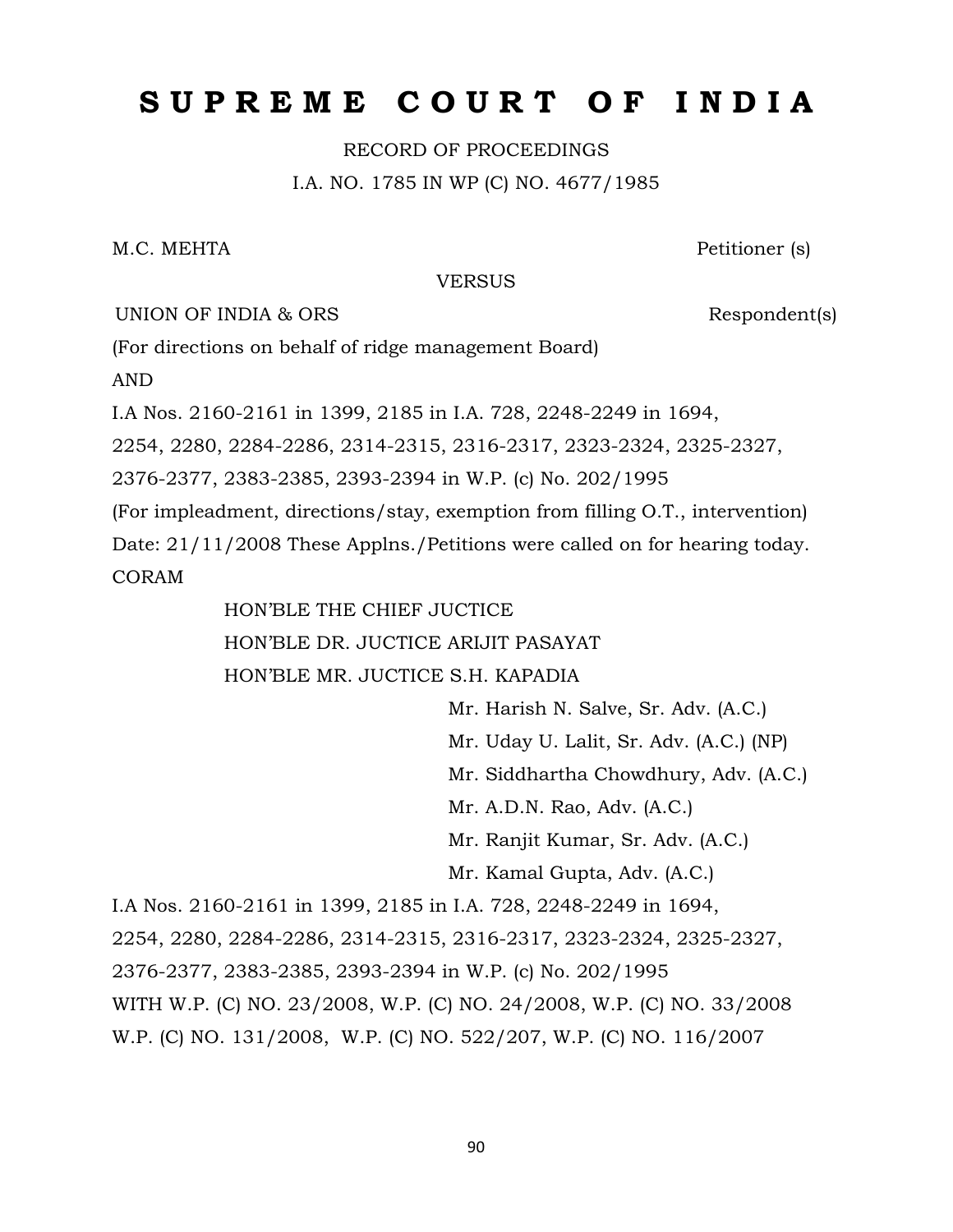# S U P R E M E  C O U R T  O F  I N D I A

RECORD OF PROCEEDINGS

I.A. NO. 1785 IN WP (C) NO. 4677/1985

M.C. MEHTA Petitioner (s)

VERSUS

UNION OF INDIA & ORS Respondent(s)

(For directions on behalf of ridge management Board)

AND

I.A Nos. 2160-2161 in 1399, 2185 in I.A. 728, 2248-2249 in 1694, 2254, 2280, 2284-2286, 2314-2315, 2316-2317, 2323-2324, 2325-2327, 2376-2377, 2383-2385, 2393-2394 in W.P. (c) No. 202/1995

(For impleadment, directions/stay, exemption from filling O.T., intervention)

Date: 21/11/2008 These Applns./Petitions were called on for hearing today.

CORAM

HON'BLE THE CHIEF JUCTICE

HON'BLE DR. JUCTICE ARIJIT PASAYAT

HON'BLE MR. JUCTICE S.H. KAPADIA

Mr. Harish N. Salve, Sr. Adv. (A.C.)

Mr. Uday U. Lalit, Sr. Adv. (A.C.) (NP)

Mr. Siddhartha Chowdhury, Adv. (A.C.)

Mr. A.D.N. Rao, Adv. (A.C.)

Mr. Ranjit Kumar, Sr. Adv. (A.C.)

Mr. Kamal Gupta, Adv. (A.C.)

I.A Nos. 2160-2161 in 1399, 2185 in I.A. 728, 2248-2249 in 1694, 2254, 2280, 2284-2286, 2314-2315, 2316-2317, 2323-2324, 2325-2327, 2376-2377, 2383-2385, 2393-2394 in W.P. (c) No. 202/1995

WITH W.P. (C) NO. 23/2008, W.P. (C) NO. 24/2008, W.P. (C) NO. 33/2008 W.P. (C) NO. 131/2008, W.P. (C) NO. 522/207, W.P. (C) NO. 116/2007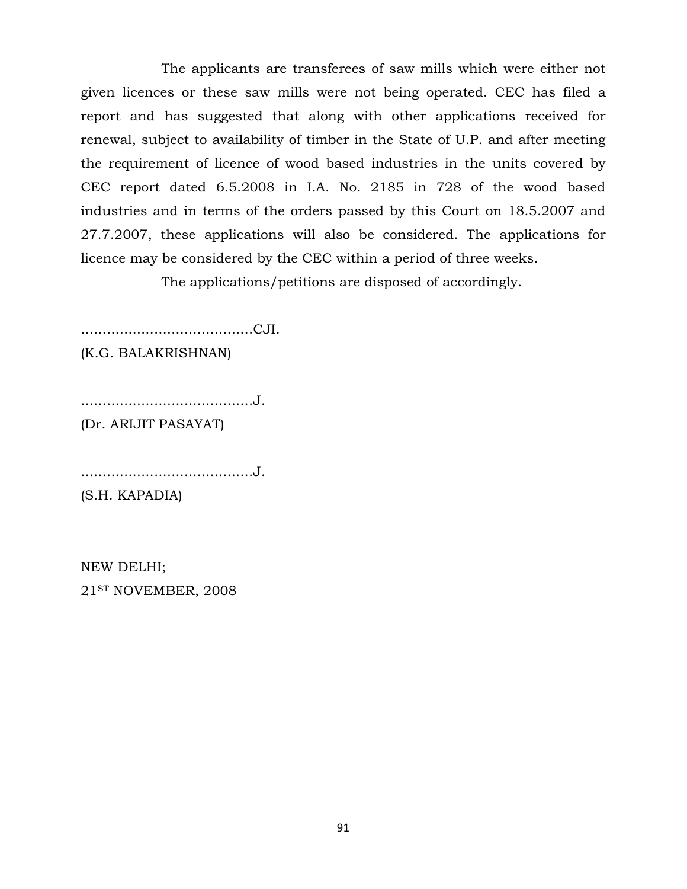The applicants are transferees of saw mills which were either not given licences or these saw mills were not being operated. CEC has filed a report and has suggested that along with other applications received for renewal, subject to availability of timber in the State of U.P. and after meeting the requirement of licence of wood based industries in the units covered by CEC report dated 6.5.2008 in I.A. No. 2185 in 728 of the wood based industries and in terms of the orders passed by this Court on 18.5.2007 and 27.7.2007, these applications will also be considered. The applications for licence may be considered by the CEC within a period of three weeks.

The applications/petitions are disposed of accordingly.

.........................................CJI.
(K.G. BALAKRISHNAN)

.........................................J.
(Dr. ARIJIT PASAYAT)

.........................................J.
(S.H. KAPADIA)

NEW DELHI;
21ST NOVEMBER, 2008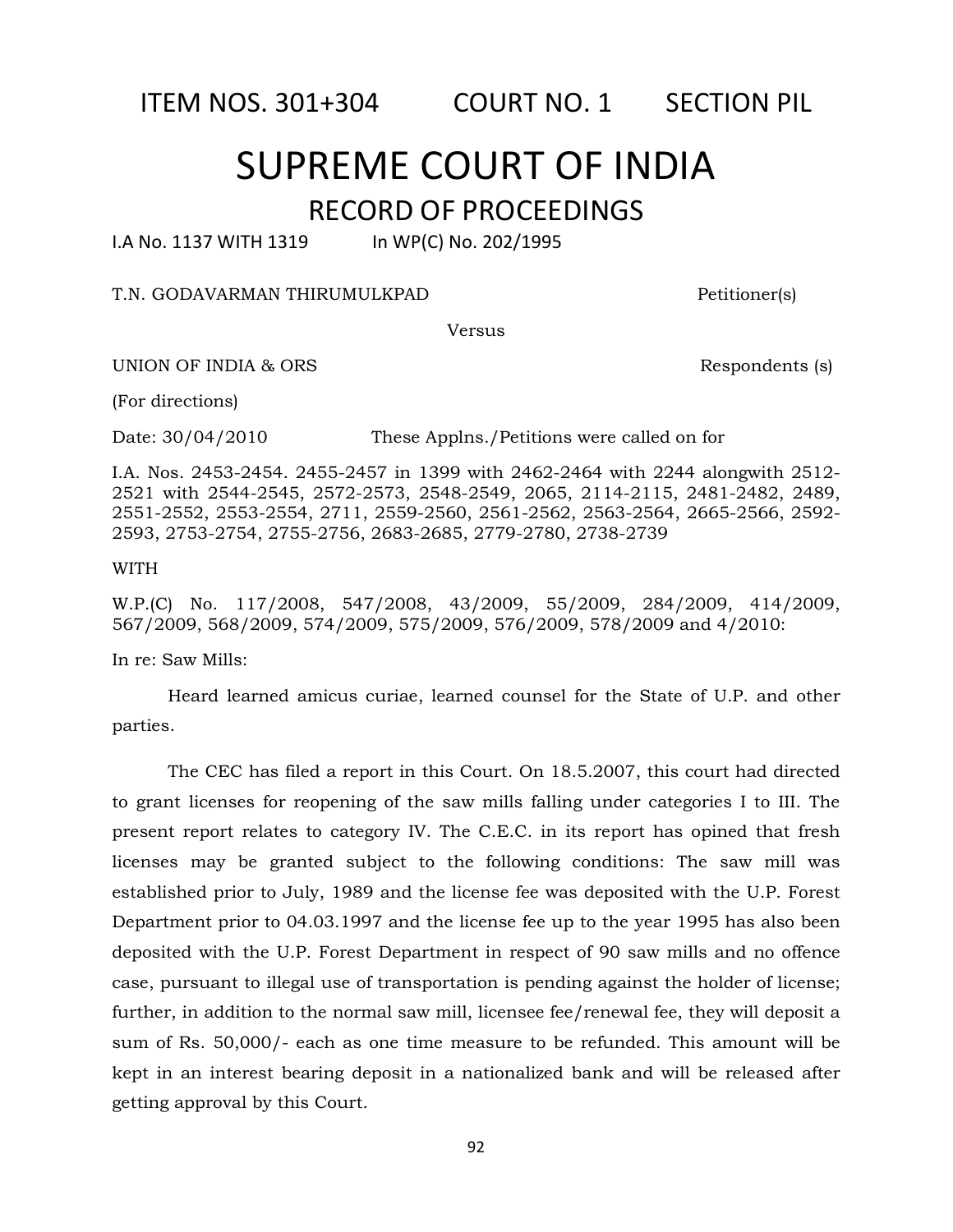ITEM NOS. 301+304 COURT NO. 1 SECTION PIL

# SUPREME COURT OF INDIA

## RECORD OF PROCEEDINGS

I.A No. 1137 WITH 1319 In WP(C) No. 202/1995

T.N. GODAVARMAN THIRUMULKPAD Petitioner(s)

Versus

UNION OF INDIA & ORS Respondents (s)

(For directions)

Date: 30/04/2010 These Applns./Petitions were called on for

I.A. Nos. 2453-2454. 2455-2457 in 1399 with 2462-2464 with 2244 alongwith 2512-2521 with 2544-2545, 2572-2573, 2548-2549, 2065, 2114-2115, 2481-2482, 2489, 2551-2552, 2553-2554, 2711, 2559-2560, 2561-2562, 2563-2564, 2665-2566, 2592-2593, 2753-2754, 2755-2756, 2683-2685, 2779-2780, 2738-2739

WITH

W.P.(C) No. 117/2008, 547/2008, 43/2009, 55/2009, 284/2009, 414/2009, 567/2009, 568/2009, 574/2009, 575/2009, 576/2009, 578/2009 and 4/2010:

In re: Saw Mills:

Heard learned amicus curiae, learned counsel for the State of U.P. and other parties.

The CEC has filed a report in this Court. On 18.5.2007, this court had directed to grant licenses for reopening of the saw mills falling under categories I to III. The present report relates to category IV. The C.E.C. in its report has opined that fresh licenses may be granted subject to the following conditions: The saw mill was established prior to July, 1989 and the license fee was deposited with the U.P. Forest Department prior to 04.03.1997 and the license fee up to the year 1995 has also been deposited with the U.P. Forest Department in respect of 90 saw mills and no offence case, pursuant to illegal use of transportation is pending against the holder of license; further, in addition to the normal saw mill, licensee fee/renewal fee, they will deposit a sum of Rs. 50,000/- each as one time measure to be refunded. This amount will be kept in an interest bearing deposit in a nationalized bank and will be released after getting approval by this Court.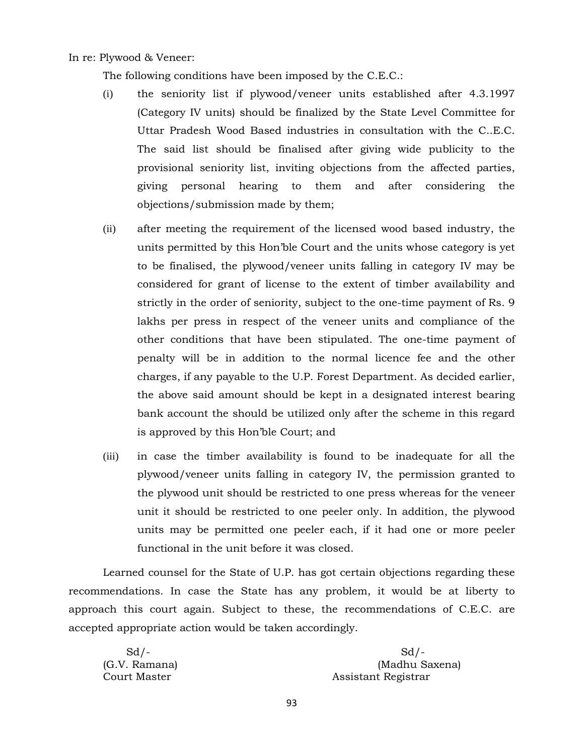In re: Plywood & Veneer:

The following conditions have been imposed by the C.E.C.:

(i) the seniority list if plywood/veneer units established after 4.3.1997 (Category IV units) should be finalized by the State Level Committee for Uttar Pradesh Wood Based industries in consultation with the C..E.C. The said list should be finalised after giving wide publicity to the provisional seniority list, inviting objections from the affected parties, giving personal hearing to them and after considering the objections/submission made by them;

(ii) after meeting the requirement of the licensed wood based industry, the units permitted by this Hon'ble Court and the units whose category is yet to be finalised, the plywood/veneer units falling in category IV may be considered for grant of license to the extent of timber availability and strictly in the order of seniority, subject to the one-time payment of Rs. 9 lakhs per press in respect of the veneer units and compliance of the other conditions that have been stipulated. The one-time payment of penalty will be in addition to the normal licence fee and the other charges, if any payable to the U.P. Forest Department. As decided earlier, the above said amount should be kept in a designated interest bearing bank account the should be utilized only after the scheme in this regard is approved by this Hon'ble Court; and

(iii) in case the timber availability is found to be inadequate for all the plywood/veneer units falling in category IV, the permission granted to the plywood unit should be restricted to one press whereas for the veneer unit it should be restricted to one peeler only. In addition, the plywood units may be permitted one peeler each, if it had one or more peeler functional in the unit before it was closed.

Learned counsel for the State of U.P. has got certain objections regarding these recommendations. In case the State has any problem, it would be at liberty to approach this court again. Subject to these, the recommendations of C.E.C. are accepted appropriate action would be taken accordingly.

| Sd/- | Sd/- |
|---|---|
| (G.V. Ramana) | (Madhu Saxena) |
| Court Master | Assistant Registrar |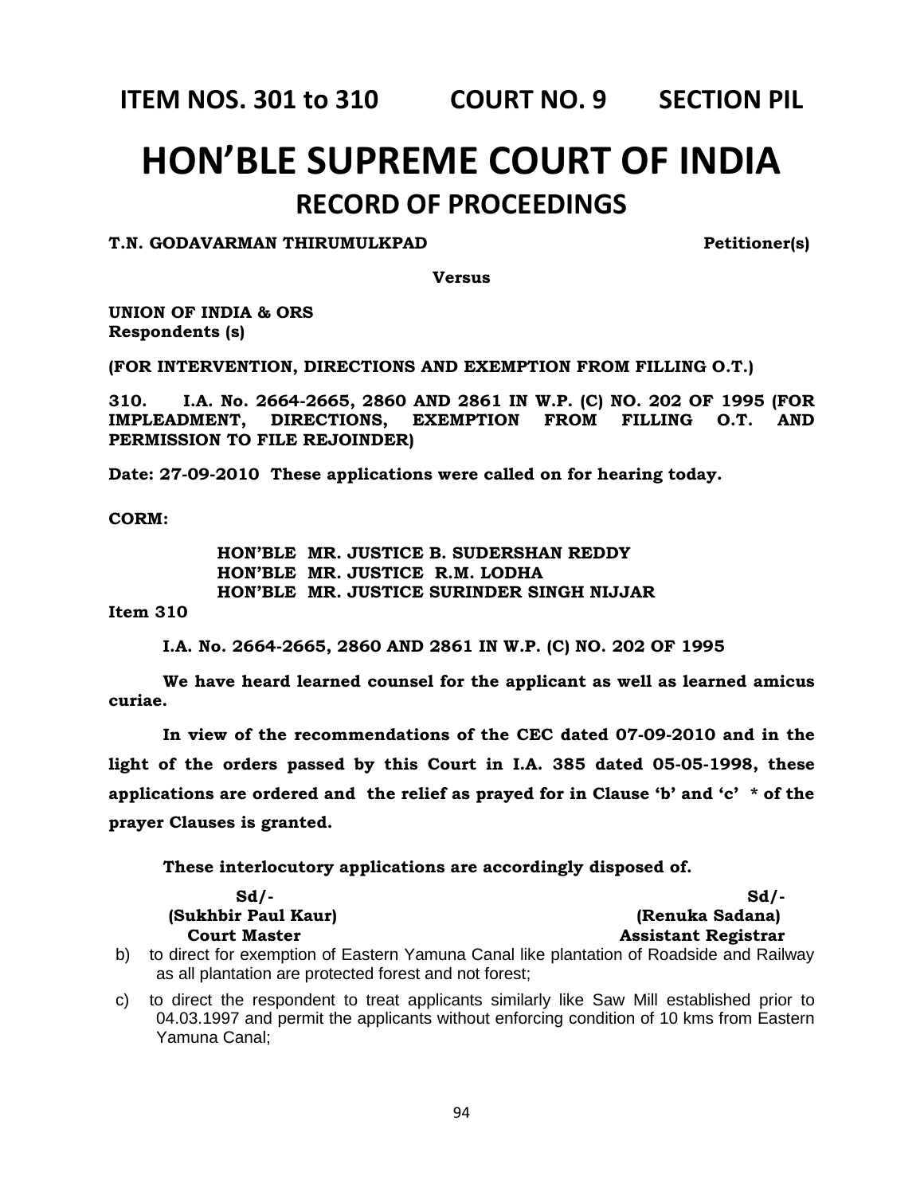**ITEM NOS. 301 to 310 COURT NO. 9 SECTION PIL**

# HON'BLE SUPREME COURT OF INDIA

## RECORD OF PROCEEDINGS

**T.N. GODAVARMAN THIRUMULKPAD Petitioner(s)**

**Versus**

**UNION OF INDIA & ORS**
**Respondents (s)**

**(FOR INTERVENTION, DIRECTIONS AND EXEMPTION FROM FILLING O.T.)**

**310. I.A. No. 2664-2665, 2860 AND 2861 IN W.P. (C) NO. 202 OF 1995 (FOR IMPLEADMENT, DIRECTIONS, EXEMPTION FROM FILLING O.T. AND PERMISSION TO FILE REJOINDER)**

**Date: 27-09-2010 These applications were called on for hearing today.**

**CORM:**

**HON'BLE MR. JUSTICE B. SUDERSHAN REDDY**
**HON'BLE MR. JUSTICE R.M. LODHA**
**HON'BLE MR. JUSTICE SURINDER SINGH NIJJAR**

**Item 310**

**I.A. No. 2664-2665, 2860 AND 2861 IN W.P. (C) NO. 202 OF 1995**

**We have heard learned counsel for the applicant as well as learned amicus curiae.**

**In view of the recommendations of the CEC dated 07-09-2010 and in the light of the orders passed by this Court in I.A. 385 dated 05-05-1998, these applications are ordered and the relief as prayed for in Clause 'b' and 'c' * of the prayer Clauses is granted.**

**These interlocutory applications are accordingly disposed of.**

| **Sd/-** | **Sd/-** |
|---|---|
| **(Sukhbir Paul Kaur)** | **(Renuka Sadana)** |
| **Court Master** | **Assistant Registrar** |

b) to direct for exemption of Eastern Yamuna Canal like plantation of Roadside and Railway as all plantation are protected forest and not forest;

c) to direct the respondent to treat applicants similarly like Saw Mill established prior to 04.03.1997 and permit the applicants without enforcing condition of 10 kms from Eastern Yamuna Canal;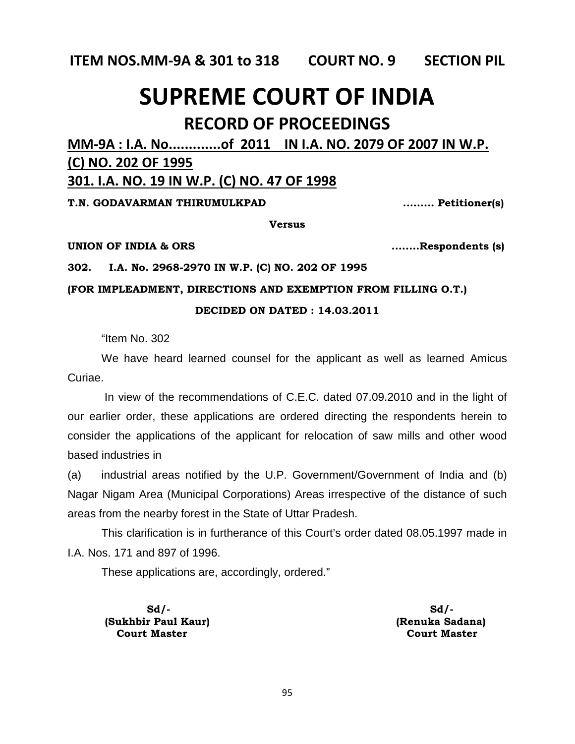**ITEM NOS.MM-9A & 301 to 318 COURT NO. 9 SECTION PIL**

# SUPREME COURT OF INDIA

## RECORD OF PROCEEDINGS

**MM-9A : I.A. No.............of 2011 IN I.A. NO. 2079 OF 2007 IN W.P. (C) NO. 202 OF 1995**

**301. I.A. NO. 19 IN W.P. (C) NO. 47 OF 1998**

**T.N. GODAVARMAN THIRUMULKPAD ......... Petitioner(s)**

**Versus**

**UNION OF INDIA & ORS ........Respondents (s)**

**302. I.A. No. 2968-2970 IN W.P. (C) NO. 202 OF 1995**

**(FOR IMPLEADMENT, DIRECTIONS AND EXEMPTION FROM FILLING O.T.)**

**DECIDED ON DATED : 14.03.2011**

"Item No. 302

We have heard learned counsel for the applicant as well as learned Amicus Curiae.

In view of the recommendations of C.E.C. dated 07.09.2010 and in the light of our earlier order, these applications are ordered directing the respondents herein to consider the applications of the applicant for relocation of saw mills and other wood based industries in

(a) industrial areas notified by the U.P. Government/Government of India and (b) Nagar Nigam Area (Municipal Corporations) Areas irrespective of the distance of such areas from the nearby forest in the State of Uttar Pradesh.

This clarification is in furtherance of this Court's order dated 08.05.1997 made in I.A. Nos. 171 and 897 of 1996.

These applications are, accordingly, ordered."

| | |
|---|---|
| **Sd/-** | **Sd/-** |
| **(Sukhbir Paul Kaur)** | **(Renuka Sadana)** |
| **Court Master** | **Court Master** |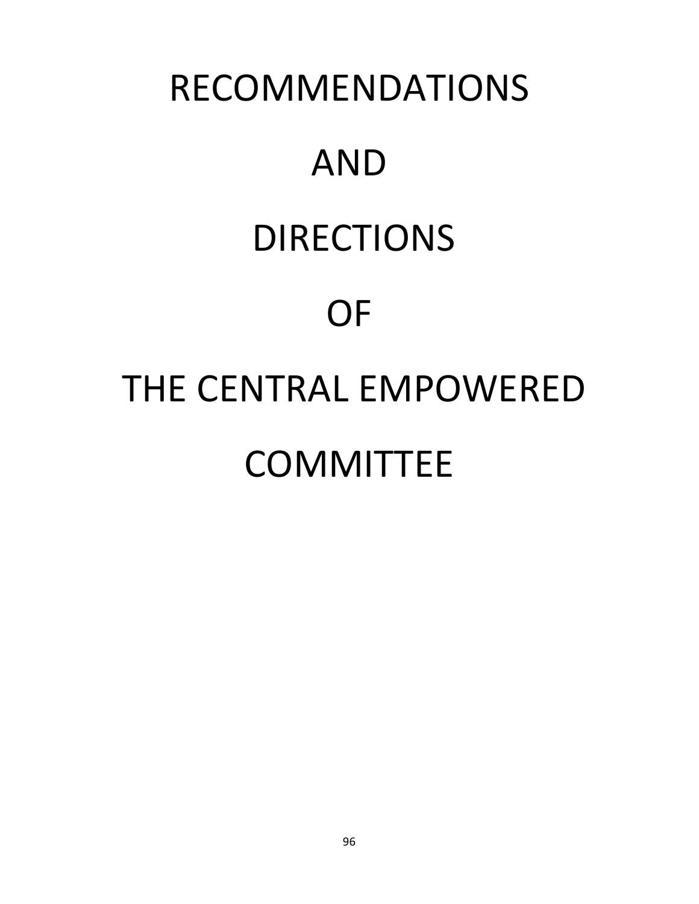# RECOMMENDATIONS

# AND

# DIRECTIONS

# OF

# THE CENTRAL EMPOWERED

# COMMITTEE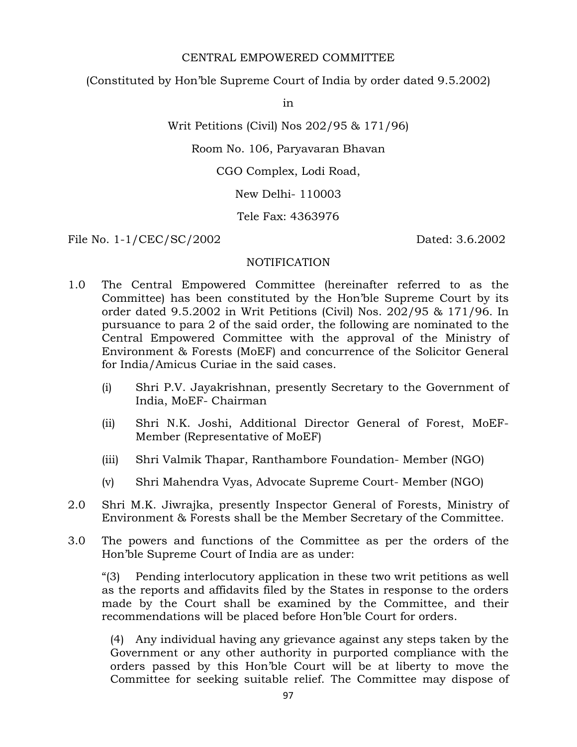CENTRAL EMPOWERED COMMITTEE

(Constituted by Hon'ble Supreme Court of India by order dated 9.5.2002)

in

Writ Petitions (Civil) Nos 202/95 & 171/96)

Room No. 106, Paryavaran Bhavan

CGO Complex, Lodi Road,

New Delhi- 110003

Tele Fax: 4363976

File No. 1-1/CEC/SC/2002 Dated: 3.6.2002

NOTIFICATION

1.0 The Central Empowered Committee (hereinafter referred to as the Committee) has been constituted by the Hon'ble Supreme Court by its order dated 9.5.2002 in Writ Petitions (Civil) Nos. 202/95 & 171/96. In pursuance to para 2 of the said order, the following are nominated to the Central Empowered Committee with the approval of the Ministry of Environment & Forests (MoEF) and concurrence of the Solicitor General for India/Amicus Curiae in the said cases.

(i) Shri P.V. Jayakrishnan, presently Secretary to the Government of India, MoEF- Chairman

(ii) Shri N.K. Joshi, Additional Director General of Forest, MoEF- Member (Representative of MoEF)

(iii) Shri Valmik Thapar, Ranthambore Foundation- Member (NGO)

(v) Shri Mahendra Vyas, Advocate Supreme Court- Member (NGO)

2.0 Shri M.K. Jiwrajka, presently Inspector General of Forests, Ministry of Environment & Forests shall be the Member Secretary of the Committee.

3.0 The powers and functions of the Committee as per the orders of the Hon'ble Supreme Court of India are as under:

"(3) Pending interlocutory application in these two writ petitions as well as the reports and affidavits filed by the States in response to the orders made by the Court shall be examined by the Committee, and their recommendations will be placed before Hon'ble Court for orders.

(4) Any individual having any grievance against any steps taken by the Government or any other authority in purported compliance with the orders passed by this Hon'ble Court will be at liberty to move the Committee for seeking suitable relief. The Committee may dispose of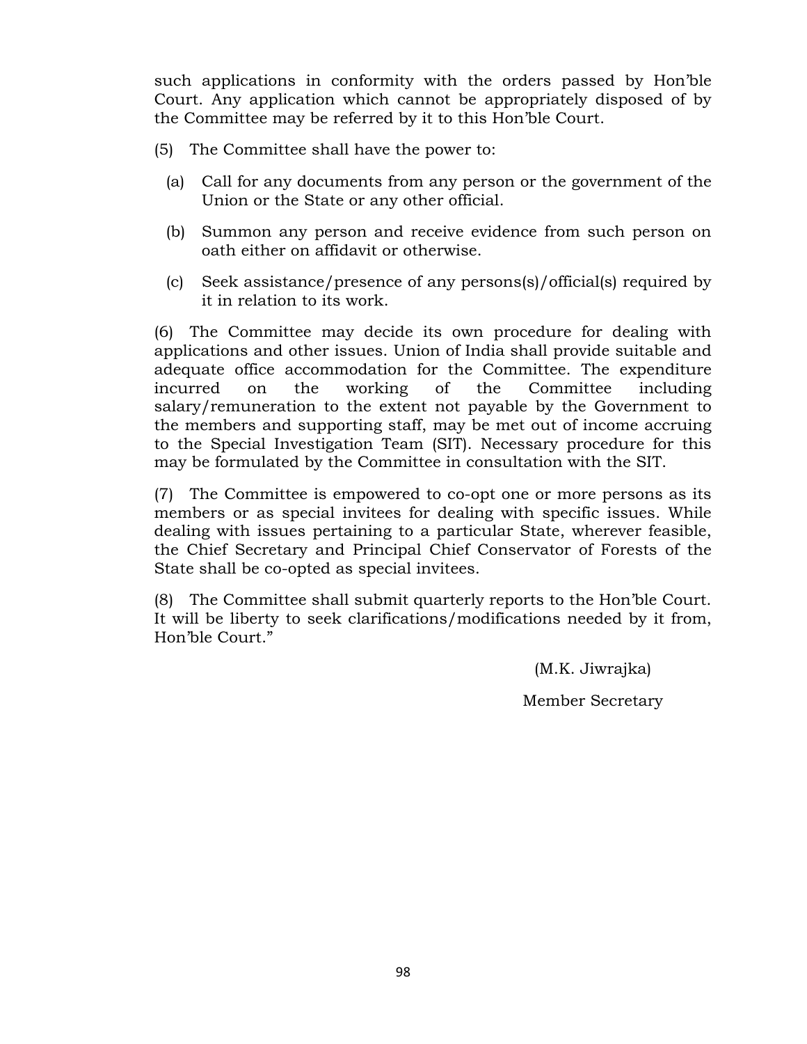such applications in conformity with the orders passed by Hon'ble Court. Any application which cannot be appropriately disposed of by the Committee may be referred by it to this Hon'ble Court.

(5) The Committee shall have the power to:

(a) Call for any documents from any person or the government of the Union or the State or any other official.

(b) Summon any person and receive evidence from such person on oath either on affidavit or otherwise.

(c) Seek assistance/presence of any persons(s)/official(s) required by it in relation to its work.

(6) The Committee may decide its own procedure for dealing with applications and other issues. Union of India shall provide suitable and adequate office accommodation for the Committee. The expenditure incurred on the working of the Committee including salary/remuneration to the extent not payable by the Government to the members and supporting staff, may be met out of income accruing to the Special Investigation Team (SIT). Necessary procedure for this may be formulated by the Committee in consultation with the SIT.

(7) The Committee is empowered to co-opt one or more persons as its members or as special invitees for dealing with specific issues. While dealing with issues pertaining to a particular State, wherever feasible, the Chief Secretary and Principal Chief Conservator of Forests of the State shall be co-opted as special invitees.

(8) The Committee shall submit quarterly reports to the Hon'ble Court. It will be liberty to seek clarifications/modifications needed by it from, Hon'ble Court."

(M.K. Jiwrajka)

Member Secretary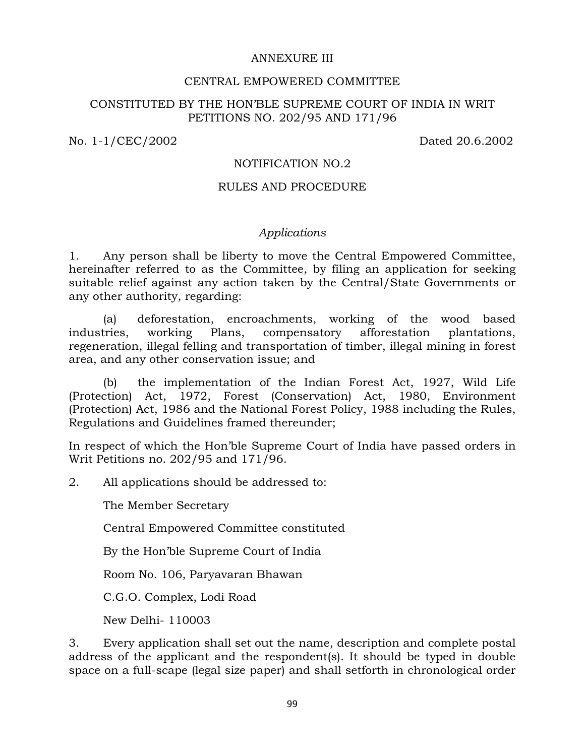ANNEXURE III

CENTRAL EMPOWERED COMMITTEE

CONSTITUTED BY THE HON'BLE SUPREME COURT OF INDIA IN WRIT PETITIONS NO. 202/95 AND 171/96

No. 1-1/CEC/2002 Dated 20.6.2002

NOTIFICATION NO.2

RULES AND PROCEDURE

*Applications*

1. Any person shall be liberty to move the Central Empowered Committee, hereinafter referred to as the Committee, by filing an application for seeking suitable relief against any action taken by the Central/State Governments or any other authority, regarding:

(a) deforestation, encroachments, working of the wood based industries, working Plans, compensatory afforestation plantations, regeneration, illegal felling and transportation of timber, illegal mining in forest area, and any other conservation issue; and

(b) the implementation of the Indian Forest Act, 1927, Wild Life (Protection) Act, 1972, Forest (Conservation) Act, 1980, Environment (Protection) Act, 1986 and the National Forest Policy, 1988 including the Rules, Regulations and Guidelines framed thereunder;

In respect of which the Hon'ble Supreme Court of India have passed orders in Writ Petitions no. 202/95 and 171/96.

2. All applications should be addressed to:

The Member Secretary

Central Empowered Committee constituted

By the Hon'ble Supreme Court of India

Room No. 106, Paryavaran Bhawan

C.G.O. Complex, Lodi Road

New Delhi- 110003

3. Every application shall set out the name, description and complete postal address of the applicant and the respondent(s). It should be typed in double space on a full-scape (legal size paper) and shall setforth in chronological order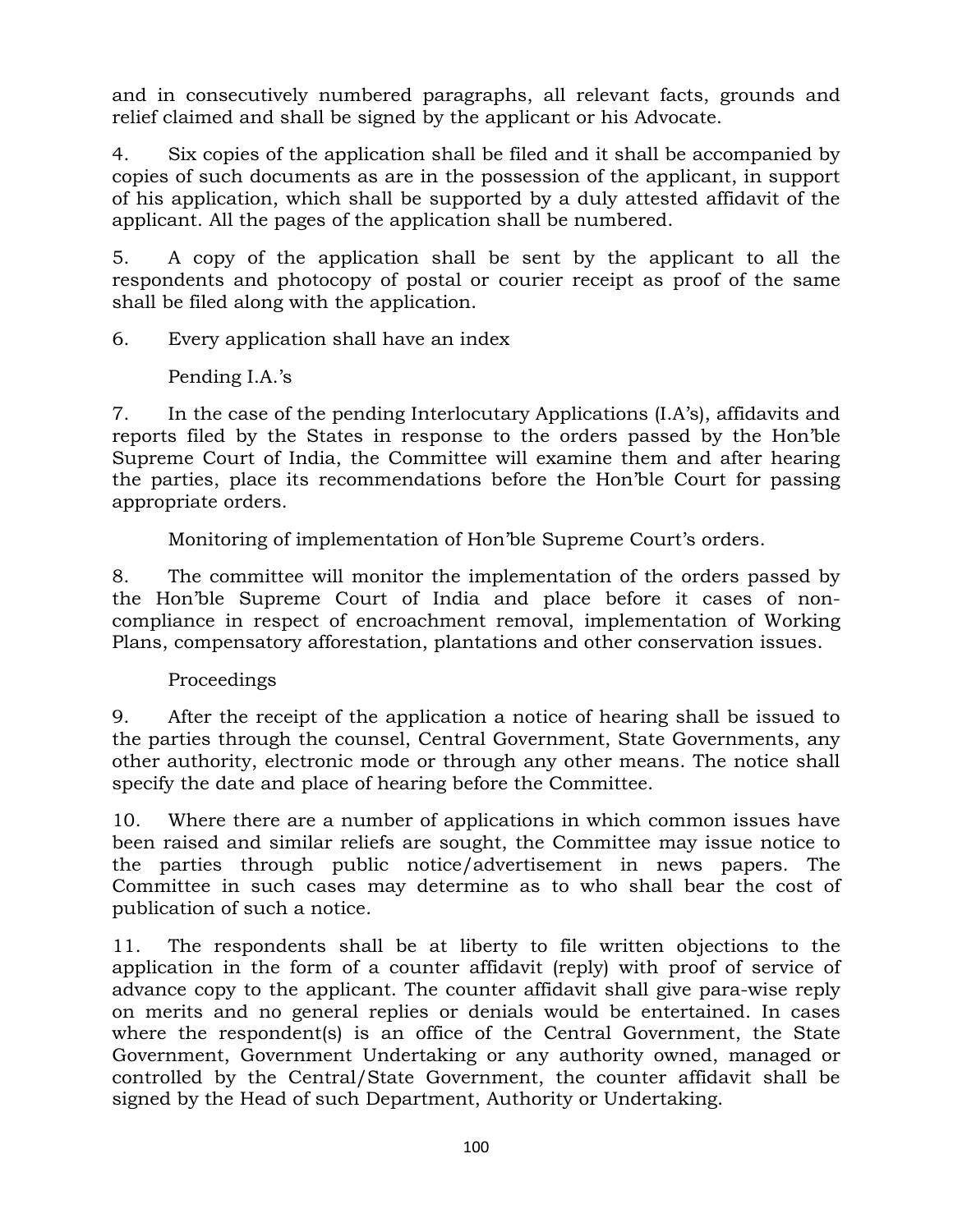and in consecutively numbered paragraphs, all relevant facts, grounds and relief claimed and shall be signed by the applicant or his Advocate.

4. Six copies of the application shall be filed and it shall be accompanied by copies of such documents as are in the possession of the applicant, in support of his application, which shall be supported by a duly attested affidavit of the applicant. All the pages of the application shall be numbered.

5. A copy of the application shall be sent by the applicant to all the respondents and photocopy of postal or courier receipt as proof of the same shall be filed along with the application.

6. Every application shall have an index

Pending I.A.'s

7. In the case of the pending Interlocutary Applications (I.A's), affidavits and reports filed by the States in response to the orders passed by the Hon'ble Supreme Court of India, the Committee will examine them and after hearing the parties, place its recommendations before the Hon'ble Court for passing appropriate orders.

Monitoring of implementation of Hon'ble Supreme Court's orders.

8. The committee will monitor the implementation of the orders passed by the Hon'ble Supreme Court of India and place before it cases of non-compliance in respect of encroachment removal, implementation of Working Plans, compensatory afforestation, plantations and other conservation issues.

Proceedings

9. After the receipt of the application a notice of hearing shall be issued to the parties through the counsel, Central Government, State Governments, any other authority, electronic mode or through any other means. The notice shall specify the date and place of hearing before the Committee.

10. Where there are a number of applications in which common issues have been raised and similar reliefs are sought, the Committee may issue notice to the parties through public notice/advertisement in news papers. The Committee in such cases may determine as to who shall bear the cost of publication of such a notice.

11. The respondents shall be at liberty to file written objections to the application in the form of a counter affidavit (reply) with proof of service of advance copy to the applicant. The counter affidavit shall give para-wise reply on merits and no general replies or denials would be entertained. In cases where the respondent(s) is an office of the Central Government, the State Government, Government Undertaking or any authority owned, managed or controlled by the Central/State Government, the counter affidavit shall be signed by the Head of such Department, Authority or Undertaking.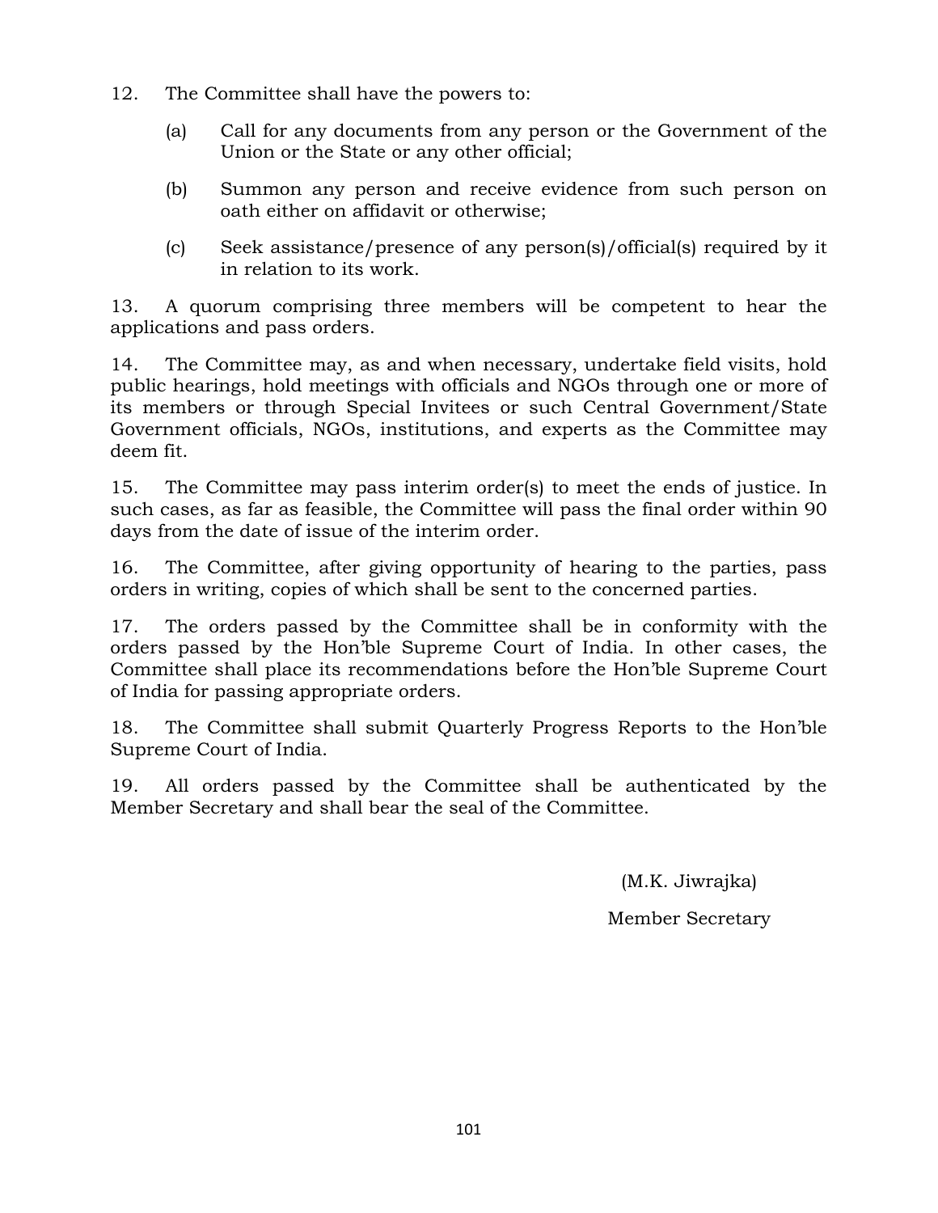12. The Committee shall have the powers to:

   (a) Call for any documents from any person or the Government of the Union or the State or any other official;

   (b) Summon any person and receive evidence from such person on oath either on affidavit or otherwise;

   (c) Seek assistance/presence of any person(s)/official(s) required by it in relation to its work.

13. A quorum comprising three members will be competent to hear the applications and pass orders.

14. The Committee may, as and when necessary, undertake field visits, hold public hearings, hold meetings with officials and NGOs through one or more of its members or through Special Invitees or such Central Government/State Government officials, NGOs, institutions, and experts as the Committee may deem fit.

15. The Committee may pass interim order(s) to meet the ends of justice. In such cases, as far as feasible, the Committee will pass the final order within 90 days from the date of issue of the interim order.

16. The Committee, after giving opportunity of hearing to the parties, pass orders in writing, copies of which shall be sent to the concerned parties.

17. The orders passed by the Committee shall be in conformity with the orders passed by the Hon'ble Supreme Court of India. In other cases, the Committee shall place its recommendations before the Hon'ble Supreme Court of India for passing appropriate orders.

18. The Committee shall submit Quarterly Progress Reports to the Hon'ble Supreme Court of India.

19. All orders passed by the Committee shall be authenticated by the Member Secretary and shall bear the seal of the Committee.

(M.K. Jiwrajka)

Member Secretary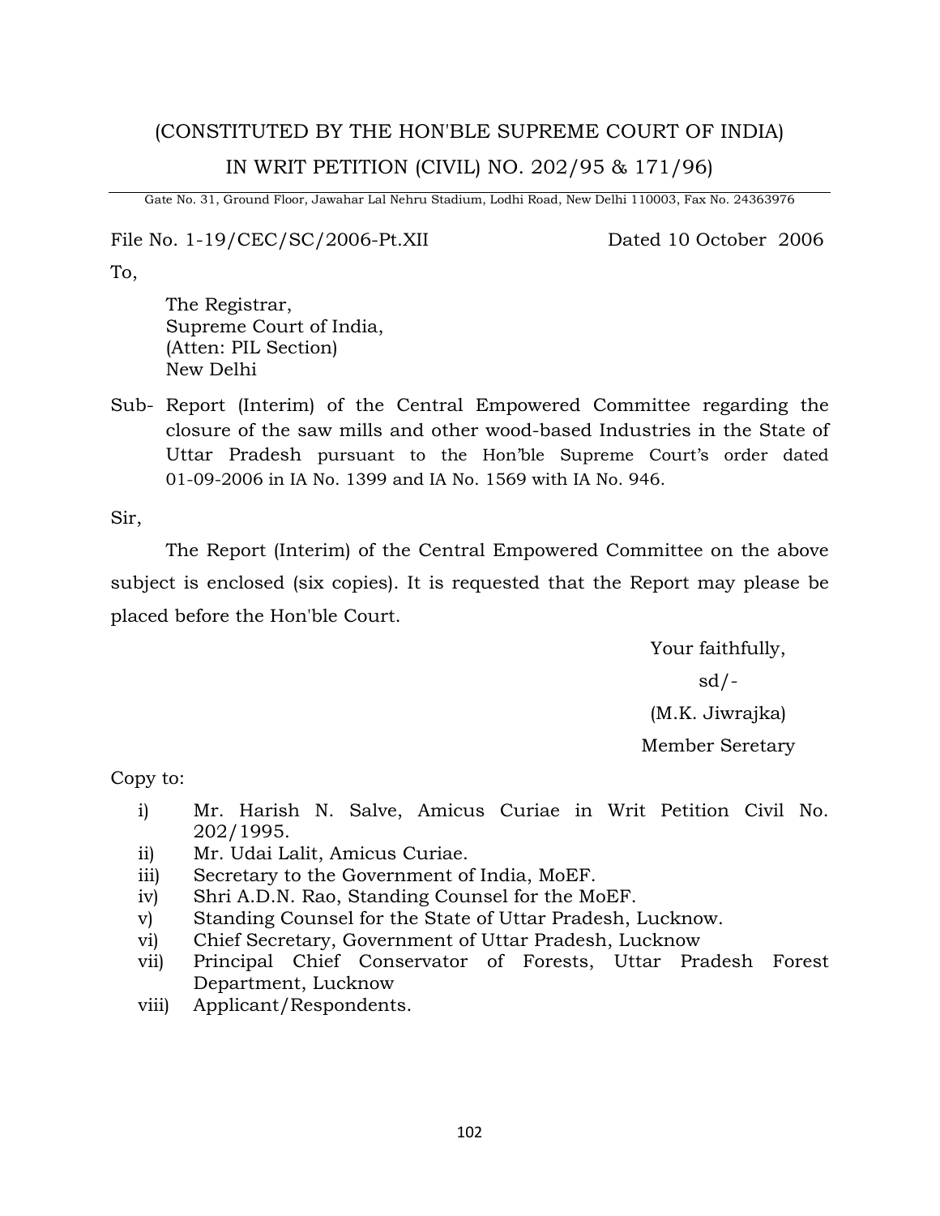(CONSTITUTED BY THE HON'BLE SUPREME COURT OF INDIA)

IN WRIT PETITION (CIVIL) NO. 202/95 & 171/96)

Gate No. 31, Ground Floor, Jawahar Lal Nehru Stadium, Lodhi Road, New Delhi 110003, Fax No. 24363976

File No. 1-19/CEC/SC/2006-Pt.XII Dated 10 October 2006

To,

The Registrar,
Supreme Court of India,
(Atten: PIL Section)
New Delhi

Sub- Report (Interim) of the Central Empowered Committee regarding the closure of the saw mills and other wood-based Industries in the State of Uttar Pradesh pursuant to the Hon'ble Supreme Court's order dated 01-09-2006 in IA No. 1399 and IA No. 1569 with IA No. 946.

Sir,

The Report (Interim) of the Central Empowered Committee on the above subject is enclosed (six copies). It is requested that the Report may please be placed before the Hon'ble Court.

Your faithfully,

sd/-

(M.K. Jiwrajka)

Member Seretary

Copy to:

i) Mr. Harish N. Salve, Amicus Curiae in Writ Petition Civil No. 202/1995.
ii) Mr. Udai Lalit, Amicus Curiae.
iii) Secretary to the Government of India, MoEF.
iv) Shri A.D.N. Rao, Standing Counsel for the MoEF.
v) Standing Counsel for the State of Uttar Pradesh, Lucknow.
vi) Chief Secretary, Government of Uttar Pradesh, Lucknow
vii) Principal Chief Conservator of Forests, Uttar Pradesh Forest Department, Lucknow
viii) Applicant/Respondents.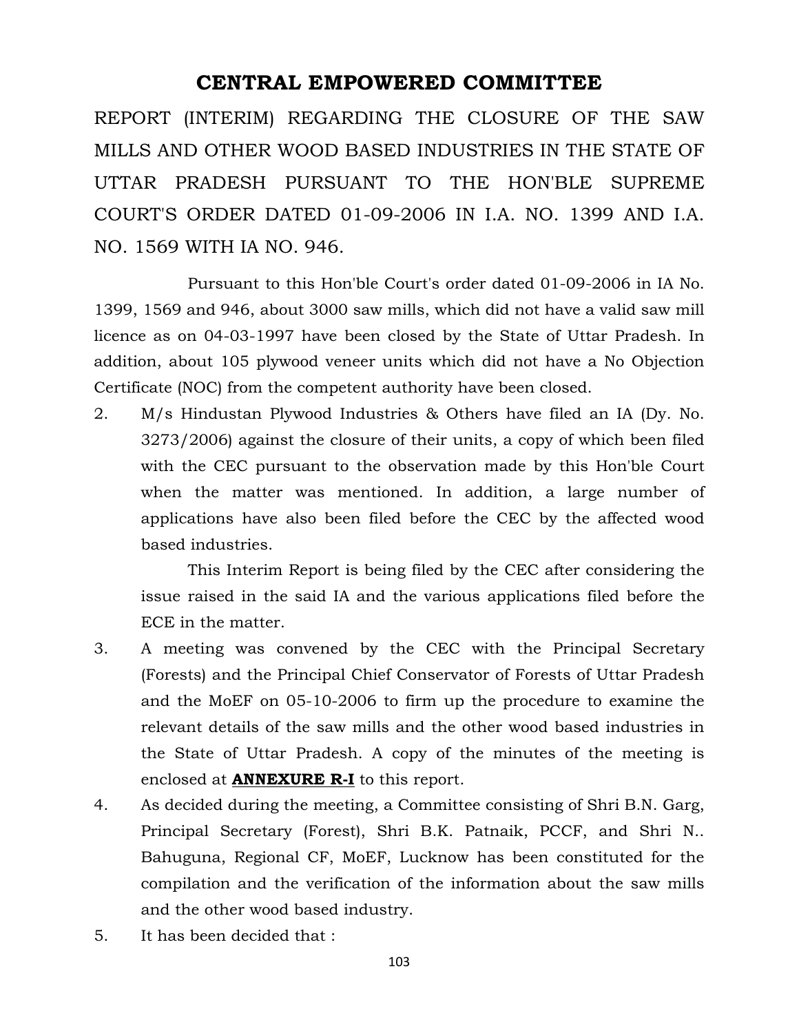# CENTRAL EMPOWERED COMMITTEE

REPORT (INTERIM) REGARDING THE CLOSURE OF THE SAW MILLS AND OTHER WOOD BASED INDUSTRIES IN THE STATE OF UTTAR PRADESH PURSUANT TO THE HON'BLE SUPREME COURT'S ORDER DATED 01-09-2006 IN I.A. NO. 1399 AND I.A. NO. 1569 WITH IA NO. 946.

Pursuant to this Hon'ble Court's order dated 01-09-2006 in IA No. 1399, 1569 and 946, about 3000 saw mills, which did not have a valid saw mill licence as on 04-03-1997 have been closed by the State of Uttar Pradesh. In addition, about 105 plywood veneer units which did not have a No Objection Certificate (NOC) from the competent authority have been closed.

2. M/s Hindustan Plywood Industries & Others have filed an IA (Dy. No. 3273/2006) against the closure of their units, a copy of which been filed with the CEC pursuant to the observation made by this Hon'ble Court when the matter was mentioned. In addition, a large number of applications have also been filed before the CEC by the affected wood based industries.

   This Interim Report is being filed by the CEC after considering the issue raised in the said IA and the various applications filed before the ECE in the matter.

3. A meeting was convened by the CEC with the Principal Secretary (Forests) and the Principal Chief Conservator of Forests of Uttar Pradesh and the MoEF on 05-10-2006 to firm up the procedure to examine the relevant details of the saw mills and the other wood based industries in the State of Uttar Pradesh. A copy of the minutes of the meeting is enclosed at **ANNEXURE R-I** to this report.

4. As decided during the meeting, a Committee consisting of Shri B.N. Garg, Principal Secretary (Forest), Shri B.K. Patnaik, PCCF, and Shri N.. Bahuguna, Regional CF, MoEF, Lucknow has been constituted for the compilation and the verification of the information about the saw mills and the other wood based industry.

5. It has been decided that :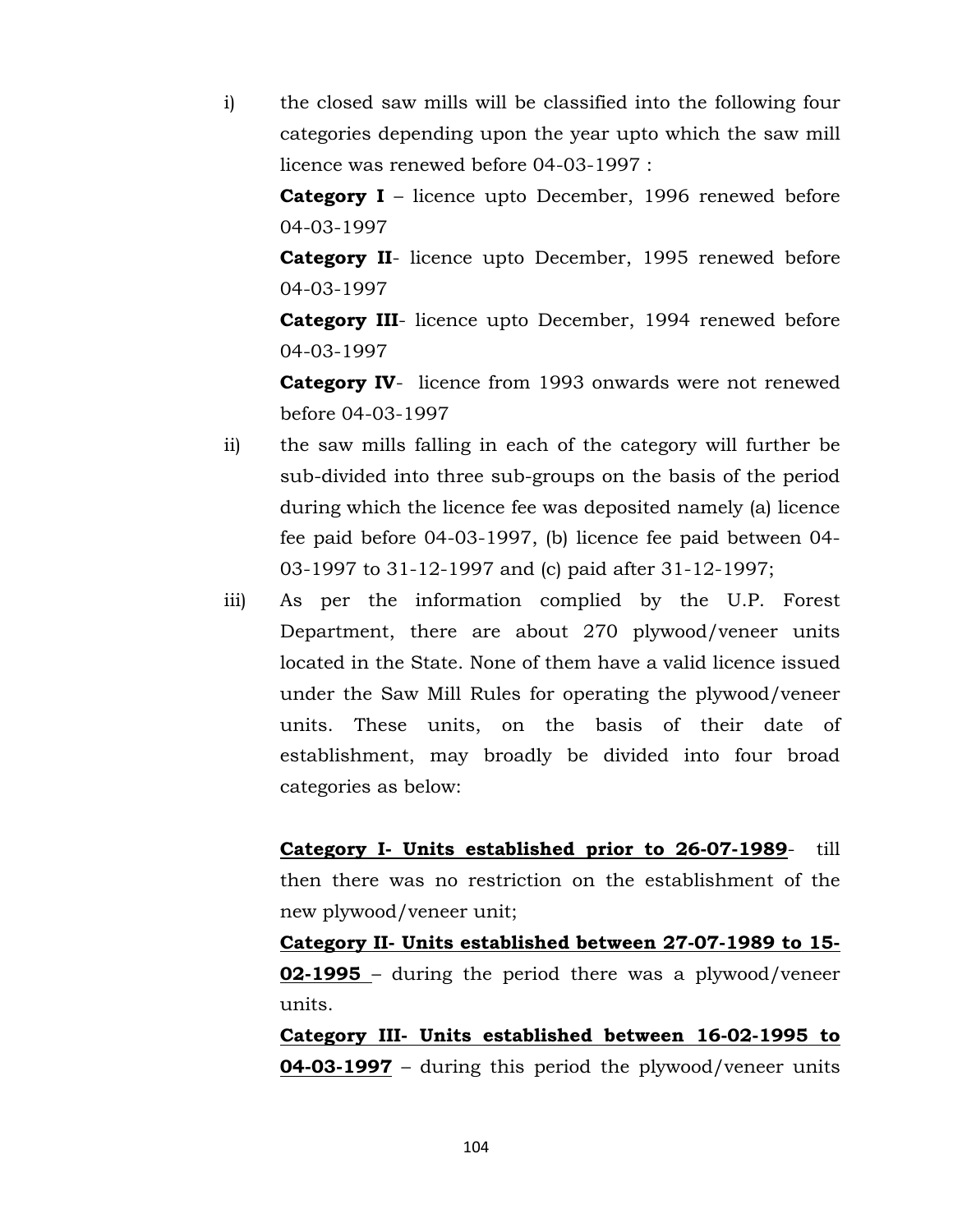i) the closed saw mills will be classified into the following four categories depending upon the year upto which the saw mill licence was renewed before 04-03-1997 :

   **Category I** – licence upto December, 1996 renewed before 04-03-1997

   **Category II**- licence upto December, 1995 renewed before 04-03-1997

   **Category III**- licence upto December, 1994 renewed before 04-03-1997

   **Category IV**- licence from 1993 onwards were not renewed before 04-03-1997

ii) the saw mills falling in each of the category will further be sub-divided into three sub-groups on the basis of the period during which the licence fee was deposited namely (a) licence fee paid before 04-03-1997, (b) licence fee paid between 04-03-1997 to 31-12-1997 and (c) paid after 31-12-1997;

iii) As per the information complied by the U.P. Forest Department, there are about 270 plywood/veneer units located in the State. None of them have a valid licence issued under the Saw Mill Rules for operating the plywood/veneer units. These units, on the basis of their date of establishment, may broadly be divided into four broad categories as below:

   **<u>Category I- Units established prior to 26-07-1989</u>**- till then there was no restriction on the establishment of the new plywood/veneer unit;

   **<u>Category II- Units established between 27-07-1989 to 15-02-1995</u>** – during the period there was a plywood/veneer units.

   **<u>Category III- Units established between 16-02-1995 to 04-03-1997</u>** – during this period the plywood/veneer units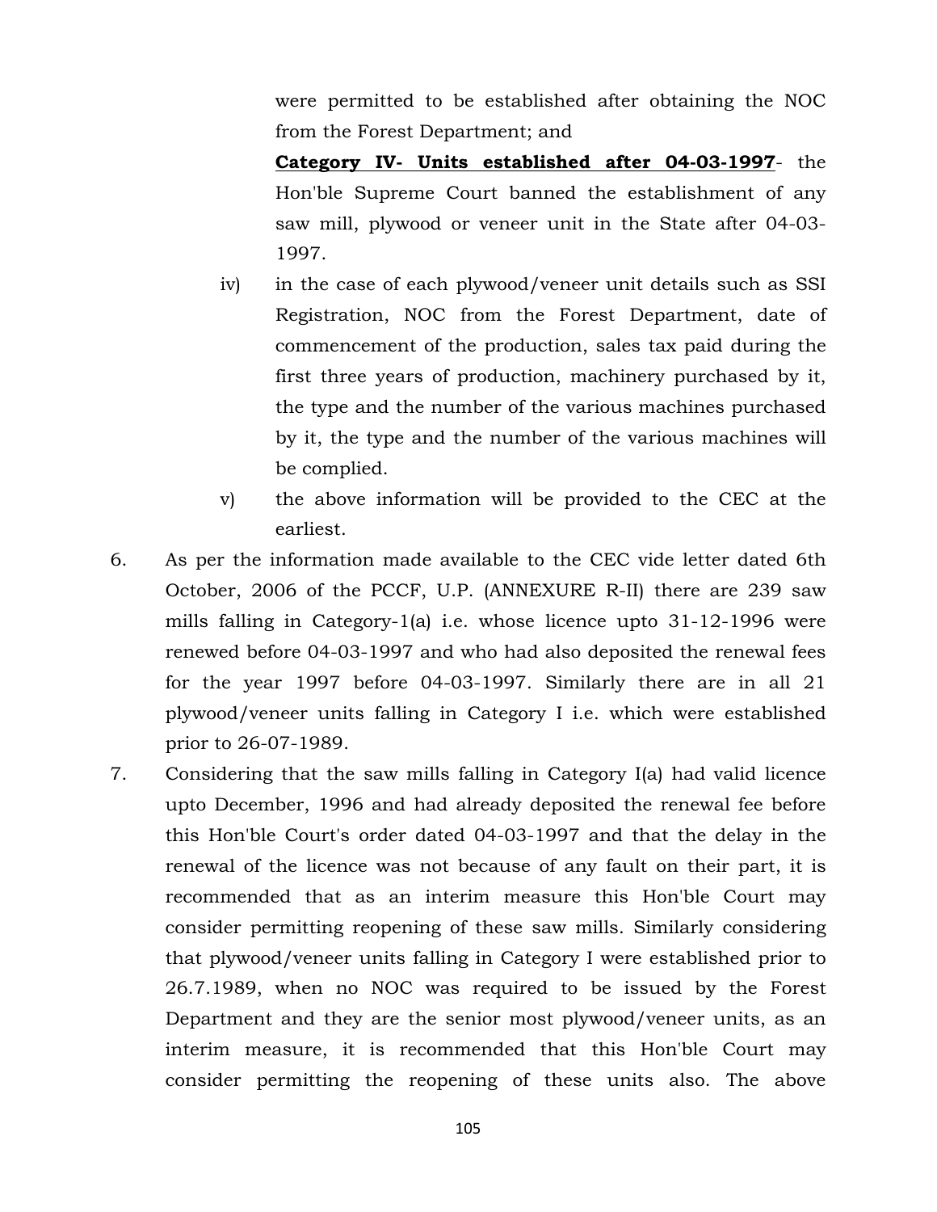were permitted to be established after obtaining the NOC from the Forest Department; and

**Category IV- Units established after 04-03-1997**- the Hon'ble Supreme Court banned the establishment of any saw mill, plywood or veneer unit in the State after 04-03-1997.

iv) in the case of each plywood/veneer unit details such as SSI Registration, NOC from the Forest Department, date of commencement of the production, sales tax paid during the first three years of production, machinery purchased by it, the type and the number of the various machines purchased by it, the type and the number of the various machines will be complied.

v) the above information will be provided to the CEC at the earliest.

6. As per the information made available to the CEC vide letter dated 6th October, 2006 of the PCCF, U.P. (ANNEXURE R-II) there are 239 saw mills falling in Category-1(a) i.e. whose licence upto 31-12-1996 were renewed before 04-03-1997 and who had also deposited the renewal fees for the year 1997 before 04-03-1997. Similarly there are in all 21 plywood/veneer units falling in Category I i.e. which were established prior to 26-07-1989.

7. Considering that the saw mills falling in Category I(a) had valid licence upto December, 1996 and had already deposited the renewal fee before this Hon'ble Court's order dated 04-03-1997 and that the delay in the renewal of the licence was not because of any fault on their part, it is recommended that as an interim measure this Hon'ble Court may consider permitting reopening of these saw mills. Similarly considering that plywood/veneer units falling in Category I were established prior to 26.7.1989, when no NOC was required to be issued by the Forest Department and they are the senior most plywood/veneer units, as an interim measure, it is recommended that this Hon'ble Court may consider permitting the reopening of these units also. The above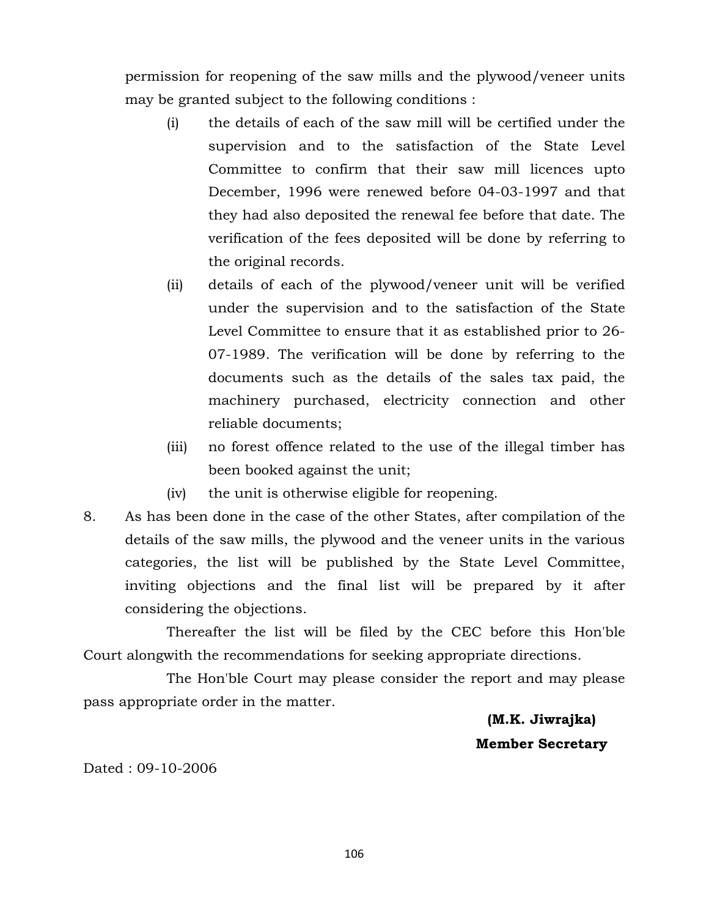permission for reopening of the saw mills and the plywood/veneer units may be granted subject to the following conditions :

(i) the details of each of the saw mill will be certified under the supervision and to the satisfaction of the State Level Committee to confirm that their saw mill licences upto December, 1996 were renewed before 04-03-1997 and that they had also deposited the renewal fee before that date. The verification of the fees deposited will be done by referring to the original records.

(ii) details of each of the plywood/veneer unit will be verified under the supervision and to the satisfaction of the State Level Committee to ensure that it as established prior to 26-07-1989. The verification will be done by referring to the documents such as the details of the sales tax paid, the machinery purchased, electricity connection and other reliable documents;

(iii) no forest offence related to the use of the illegal timber has been booked against the unit;

(iv) the unit is otherwise eligible for reopening.

8. As has been done in the case of the other States, after compilation of the details of the saw mills, the plywood and the veneer units in the various categories, the list will be published by the State Level Committee, inviting objections and the final list will be prepared by it after considering the objections.

Thereafter the list will be filed by the CEC before this Hon'ble Court alongwith the recommendations for seeking appropriate directions.

The Hon'ble Court may please consider the report and may please pass appropriate order in the matter.

**(M.K. Jiwrajka)**
**Member Secretary**

Dated : 09-10-2006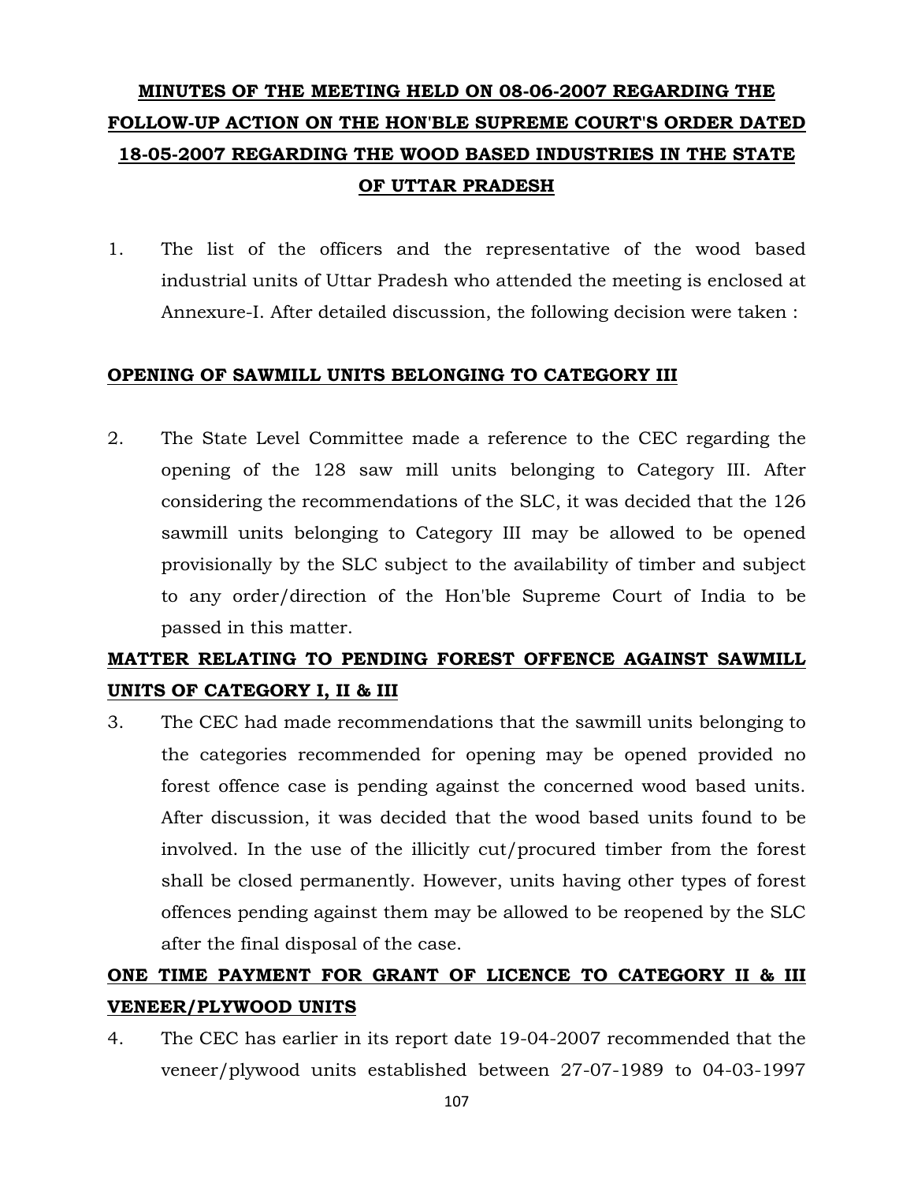# MINUTES OF THE MEETING HELD ON 08-06-2007 REGARDING THE FOLLOW-UP ACTION ON THE HON'BLE SUPREME COURT'S ORDER DATED 18-05-2007 REGARDING THE WOOD BASED INDUSTRIES IN THE STATE OF UTTAR PRADESH

1. The list of the officers and the representative of the wood based industrial units of Uttar Pradesh who attended the meeting is enclosed at Annexure-I. After detailed discussion, the following decision were taken :

## OPENING OF SAWMILL UNITS BELONGING TO CATEGORY III

2. The State Level Committee made a reference to the CEC regarding the opening of the 128 saw mill units belonging to Category III. After considering the recommendations of the SLC, it was decided that the 126 sawmill units belonging to Category III may be allowed to be opened provisionally by the SLC subject to the availability of timber and subject to any order/direction of the Hon'ble Supreme Court of India to be passed in this matter.

## MATTER RELATING TO PENDING FOREST OFFENCE AGAINST SAWMILL UNITS OF CATEGORY I, II & III

3. The CEC had made recommendations that the sawmill units belonging to the categories recommended for opening may be opened provided no forest offence case is pending against the concerned wood based units. After discussion, it was decided that the wood based units found to be involved. In the use of the illicitly cut/procured timber from the forest shall be closed permanently. However, units having other types of forest offences pending against them may be allowed to be reopened by the SLC after the final disposal of the case.

## ONE TIME PAYMENT FOR GRANT OF LICENCE TO CATEGORY II & III VENEER/PLYWOOD UNITS

4. The CEC has earlier in its report date 19-04-2007 recommended that the veneer/plywood units established between 27-07-1989 to 04-03-1997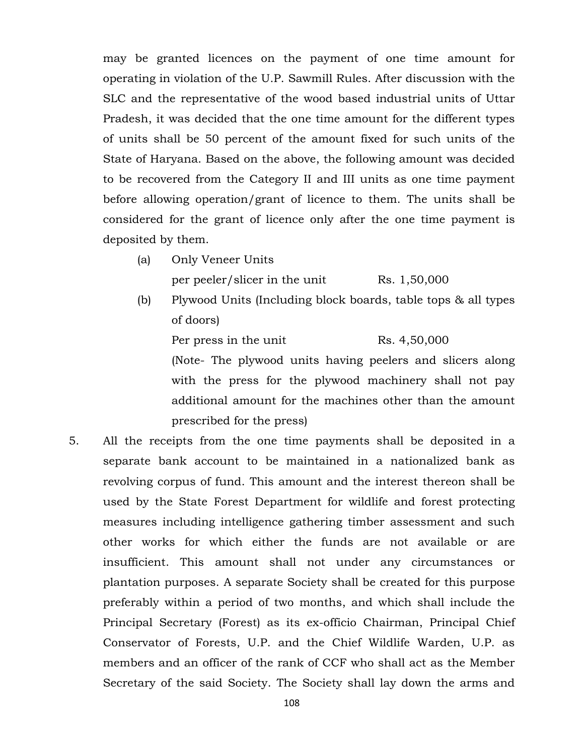may be granted licences on the payment of one time amount for operating in violation of the U.P. Sawmill Rules. After discussion with the SLC and the representative of the wood based industrial units of Uttar Pradesh, it was decided that the one time amount for the different types of units shall be 50 percent of the amount fixed for such units of the State of Haryana. Based on the above, the following amount was decided to be recovered from the Category II and III units as one time payment before allowing operation/grant of licence to them. The units shall be considered for the grant of licence only after the one time payment is deposited by them.

(a) Only Veneer Units

per peeler/slicer in the unit Rs. 1,50,000

(b) Plywood Units (Including block boards, table tops & all types of doors)

Per press in the unit Rs. 4,50,000

(Note- The plywood units having peelers and slicers along with the press for the plywood machinery shall not pay additional amount for the machines other than the amount prescribed for the press)

5. All the receipts from the one time payments shall be deposited in a separate bank account to be maintained in a nationalized bank as revolving corpus of fund. This amount and the interest thereon shall be used by the State Forest Department for wildlife and forest protecting measures including intelligence gathering timber assessment and such other works for which either the funds are not available or are insufficient. This amount shall not under any circumstances or plantation purposes. A separate Society shall be created for this purpose preferably within a period of two months, and which shall include the Principal Secretary (Forest) as its ex-officio Chairman, Principal Chief Conservator of Forests, U.P. and the Chief Wildlife Warden, U.P. as members and an officer of the rank of CCF who shall act as the Member Secretary of the said Society. The Society shall lay down the arms and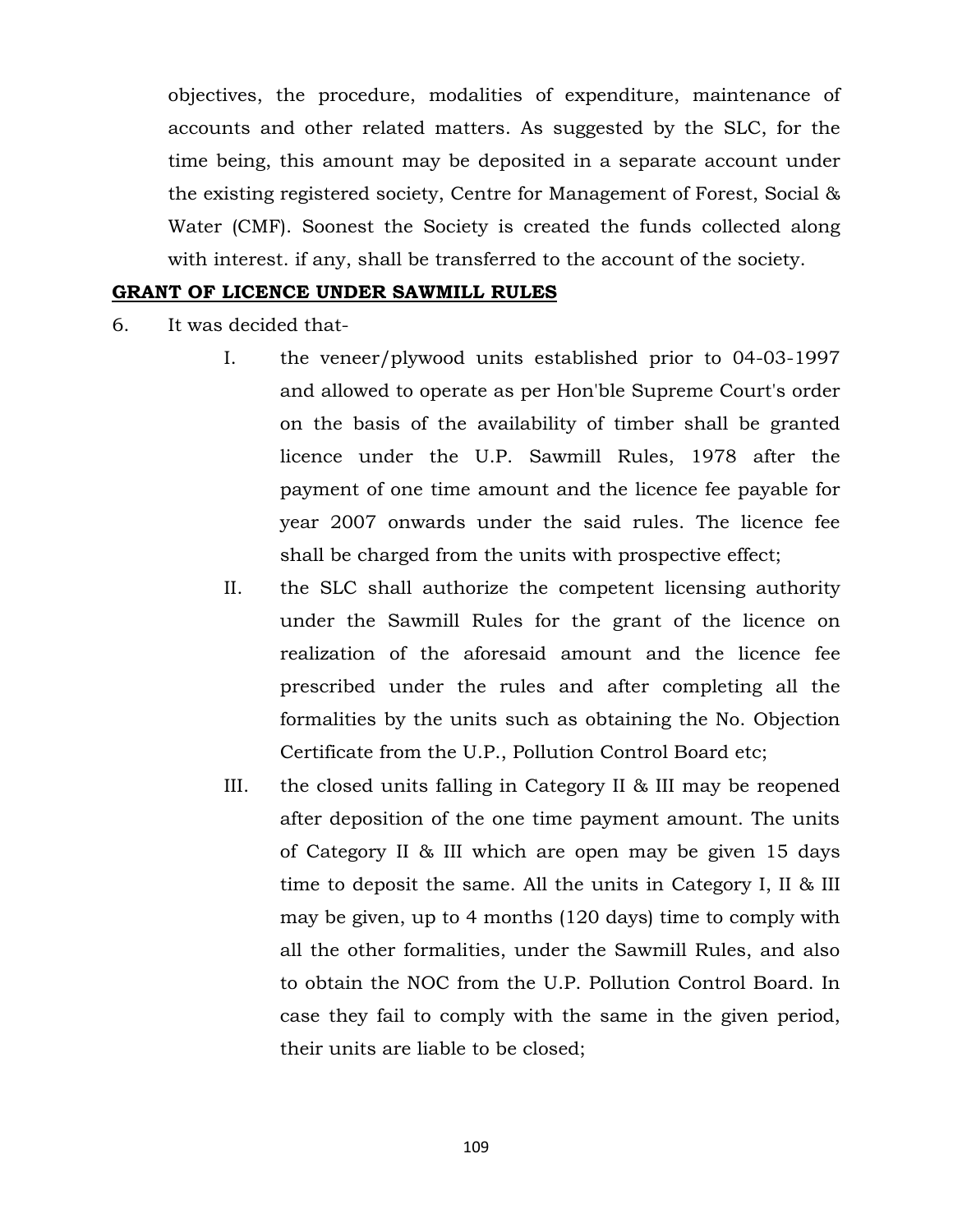objectives, the procedure, modalities of expenditure, maintenance of accounts and other related matters. As suggested by the SLC, for the time being, this amount may be deposited in a separate account under the existing registered society, Centre for Management of Forest, Social & Water (CMF). Soonest the Society is created the funds collected along with interest. if any, shall be transferred to the account of the society.

**GRANT OF LICENCE UNDER SAWMILL RULES**

6. It was decided that-

   I. the veneer/plywood units established prior to 04-03-1997 and allowed to operate as per Hon'ble Supreme Court's order on the basis of the availability of timber shall be granted licence under the U.P. Sawmill Rules, 1978 after the payment of one time amount and the licence fee payable for year 2007 onwards under the said rules. The licence fee shall be charged from the units with prospective effect;

   II. the SLC shall authorize the competent licensing authority under the Sawmill Rules for the grant of the licence on realization of the aforesaid amount and the licence fee prescribed under the rules and after completing all the formalities by the units such as obtaining the No. Objection Certificate from the U.P., Pollution Control Board etc;

   III. the closed units falling in Category II & III may be reopened after deposition of the one time payment amount. The units of Category II & III which are open may be given 15 days time to deposit the same. All the units in Category I, II & III may be given, up to 4 months (120 days) time to comply with all the other formalities, under the Sawmill Rules, and also to obtain the NOC from the U.P. Pollution Control Board. In case they fail to comply with the same in the given period, their units are liable to be closed;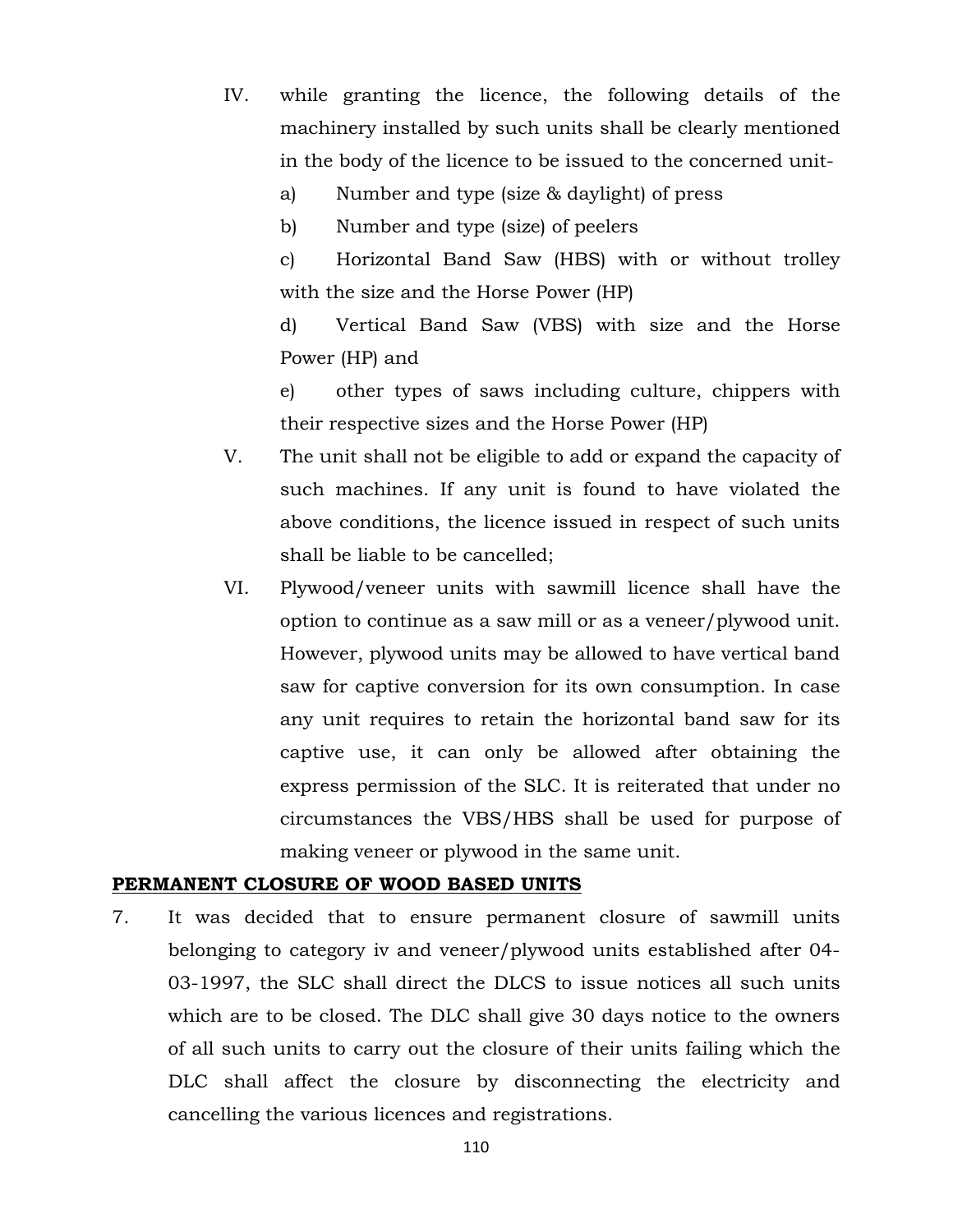IV. while granting the licence, the following details of the machinery installed by such units shall be clearly mentioned in the body of the licence to be issued to the concerned unit-

a) Number and type (size & daylight) of press

b) Number and type (size) of peelers

c) Horizontal Band Saw (HBS) with or without trolley with the size and the Horse Power (HP)

d) Vertical Band Saw (VBS) with size and the Horse Power (HP) and

e) other types of saws including culture, chippers with their respective sizes and the Horse Power (HP)

V. The unit shall not be eligible to add or expand the capacity of such machines. If any unit is found to have violated the above conditions, the licence issued in respect of such units shall be liable to be cancelled;

VI. Plywood/veneer units with sawmill licence shall have the option to continue as a saw mill or as a veneer/plywood unit. However, plywood units may be allowed to have vertical band saw for captive conversion for its own consumption. In case any unit requires to retain the horizontal band saw for its captive use, it can only be allowed after obtaining the express permission of the SLC. It is reiterated that under no circumstances the VBS/HBS shall be used for purpose of making veneer or plywood in the same unit.

**PERMANENT CLOSURE OF WOOD BASED UNITS**

7. It was decided that to ensure permanent closure of sawmill units belonging to category iv and veneer/plywood units established after 04-03-1997, the SLC shall direct the DLCS to issue notices all such units which are to be closed. The DLC shall give 30 days notice to the owners of all such units to carry out the closure of their units failing which the DLC shall affect the closure by disconnecting the electricity and cancelling the various licences and registrations.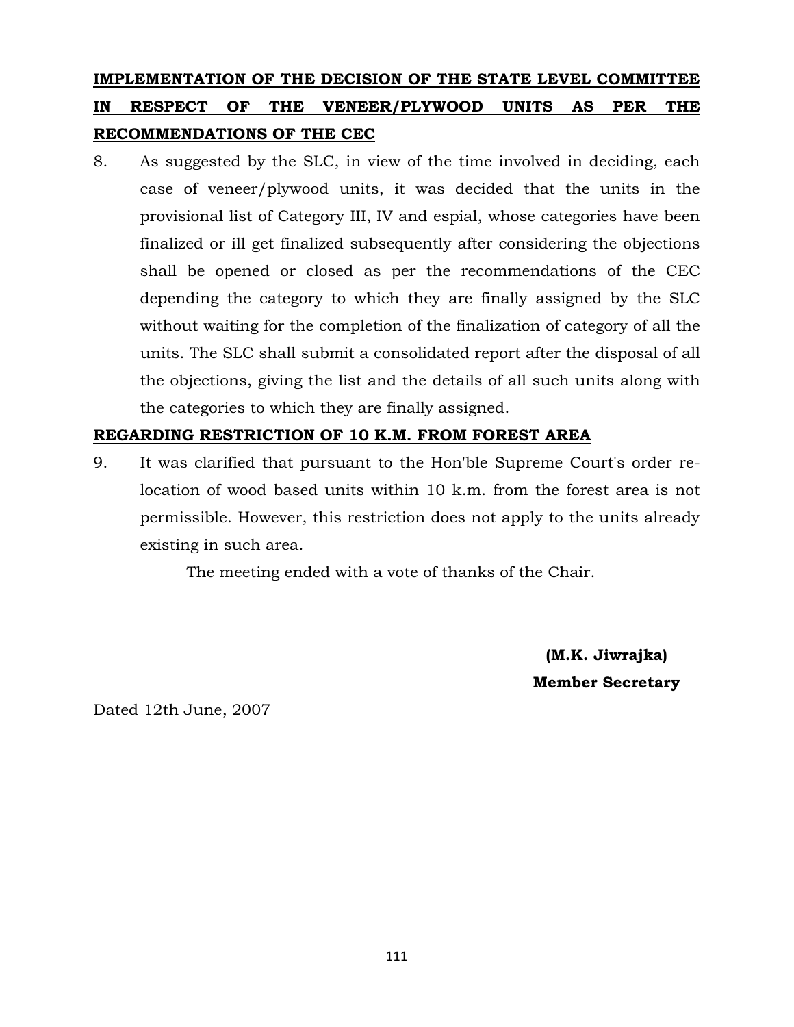## IMPLEMENTATION OF THE DECISION OF THE STATE LEVEL COMMITTEE IN RESPECT OF THE VENEER/PLYWOOD UNITS AS PER THE RECOMMENDATIONS OF THE CEC

8. As suggested by the SLC, in view of the time involved in deciding, each case of veneer/plywood units, it was decided that the units in the provisional list of Category III, IV and espial, whose categories have been finalized or ill get finalized subsequently after considering the objections shall be opened or closed as per the recommendations of the CEC depending the category to which they are finally assigned by the SLC without waiting for the completion of the finalization of category of all the units. The SLC shall submit a consolidated report after the disposal of all the objections, giving the list and the details of all such units along with the categories to which they are finally assigned.

## REGARDING RESTRICTION OF 10 K.M. FROM FOREST AREA

9. It was clarified that pursuant to the Hon'ble Supreme Court's order re-location of wood based units within 10 k.m. from the forest area is not permissible. However, this restriction does not apply to the units already existing in such area.

The meeting ended with a vote of thanks of the Chair.

**(M.K. Jiwrajka)**
**Member Secretary**

Dated 12th June, 2007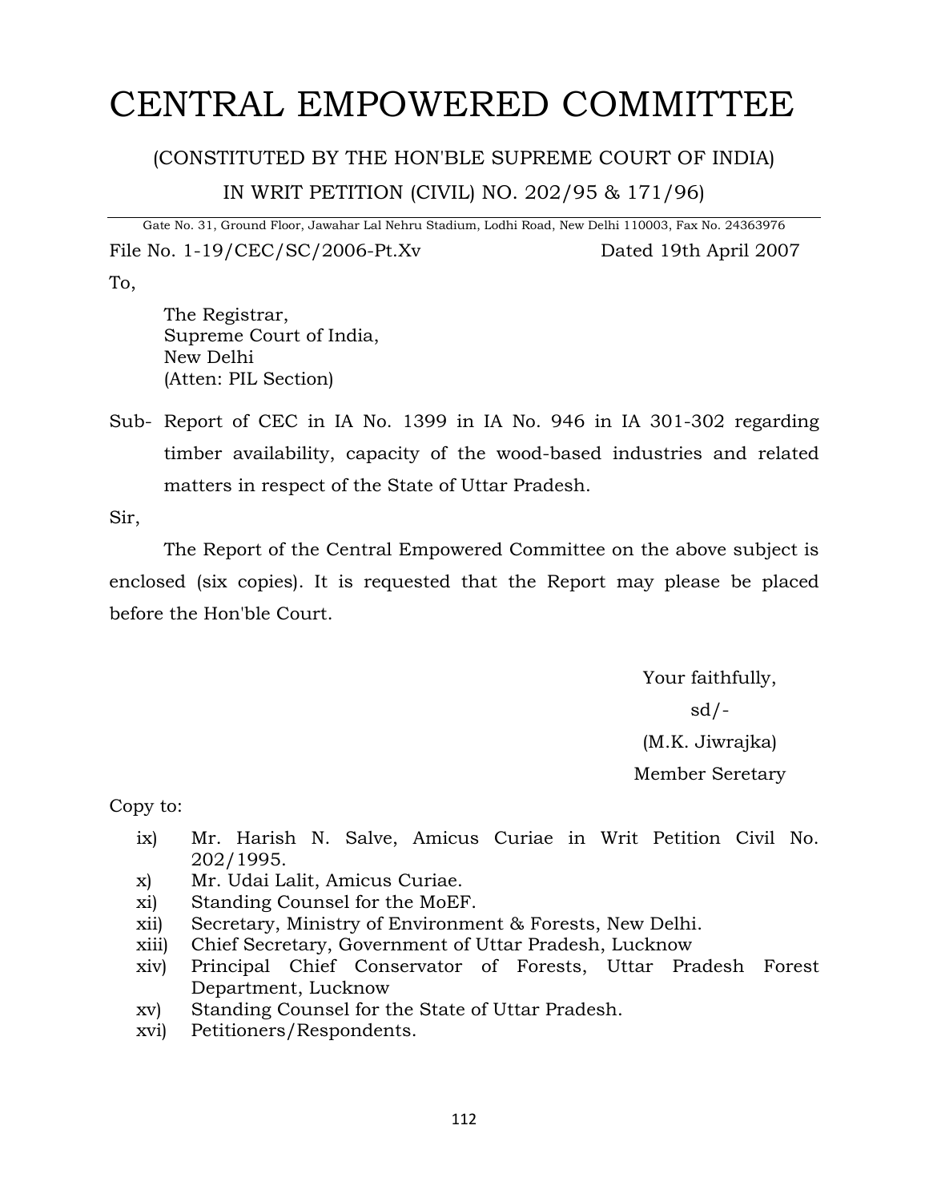# CENTRAL EMPOWERED COMMITTEE

(CONSTITUTED BY THE HON'BLE SUPREME COURT OF INDIA)

IN WRIT PETITION (CIVIL) NO. 202/95 & 171/96)

Gate No. 31, Ground Floor, Jawahar Lal Nehru Stadium, Lodhi Road, New Delhi 110003, Fax No. 24363976

File No. 1-19/CEC/SC/2006-Pt.Xv Dated 19th April 2007

To,

The Registrar,
Supreme Court of India,
New Delhi
(Atten: PIL Section)

Sub- Report of CEC in IA No. 1399 in IA No. 946 in IA 301-302 regarding timber availability, capacity of the wood-based industries and related matters in respect of the State of Uttar Pradesh.

Sir,

The Report of the Central Empowered Committee on the above subject is enclosed (six copies). It is requested that the Report may please be placed before the Hon'ble Court.

Your faithfully,

sd/-

(M.K. Jiwrajka)

Member Seretary

Copy to:

ix) Mr. Harish N. Salve, Amicus Curiae in Writ Petition Civil No. 202/1995.
x) Mr. Udai Lalit, Amicus Curiae.
xi) Standing Counsel for the MoEF.
xii) Secretary, Ministry of Environment & Forests, New Delhi.
xiii) Chief Secretary, Government of Uttar Pradesh, Lucknow
xiv) Principal Chief Conservator of Forests, Uttar Pradesh Forest Department, Lucknow
xv) Standing Counsel for the State of Uttar Pradesh.
xvi) Petitioners/Respondents.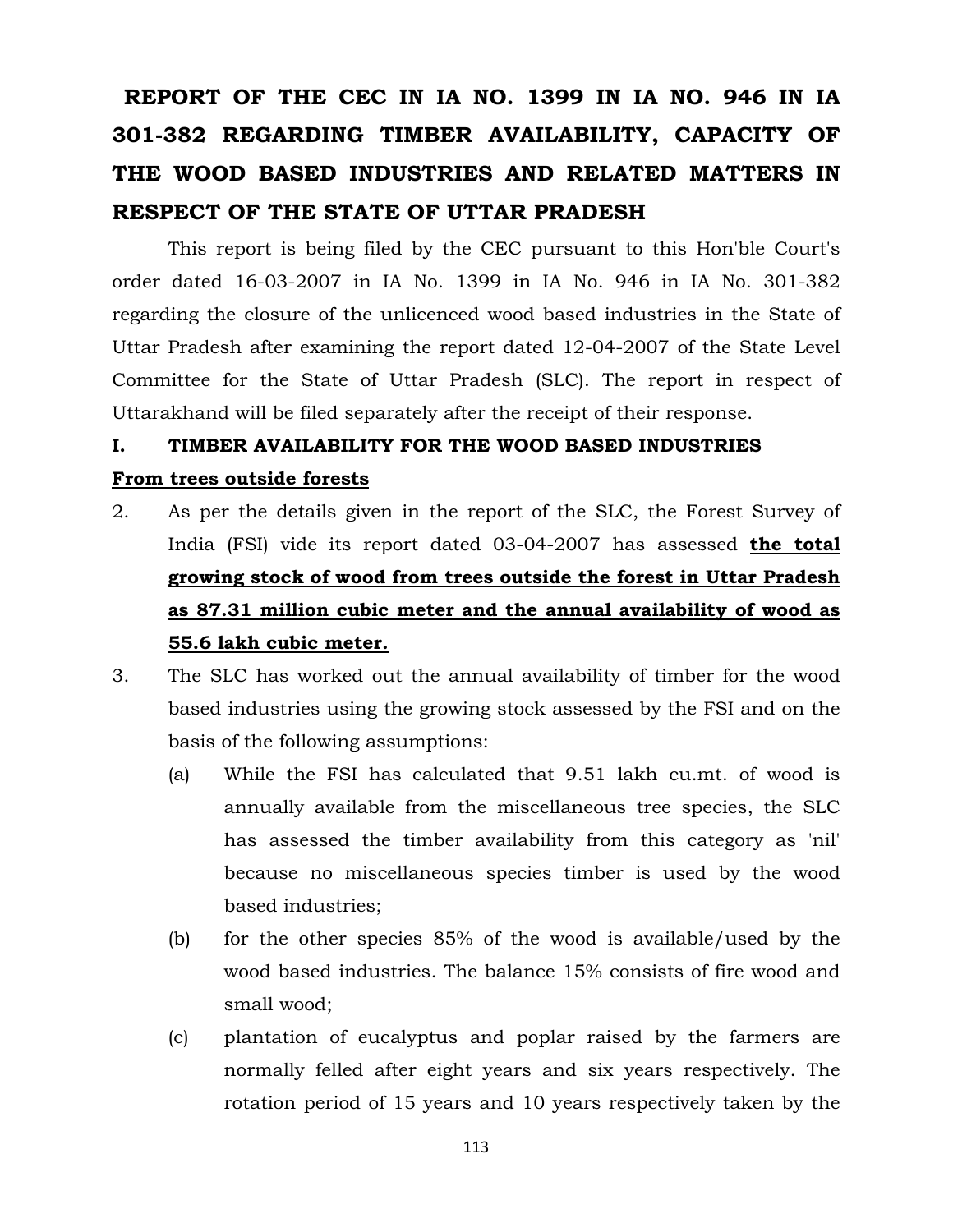# REPORT OF THE CEC IN IA NO. 1399 IN IA NO. 946 IN IA 301-382 REGARDING TIMBER AVAILABILITY, CAPACITY OF THE WOOD BASED INDUSTRIES AND RELATED MATTERS IN RESPECT OF THE STATE OF UTTAR PRADESH

This report is being filed by the CEC pursuant to this Hon'ble Court's order dated 16-03-2007 in IA No. 1399 in IA No. 946 in IA No. 301-382 regarding the closure of the unlicenced wood based industries in the State of Uttar Pradesh after examining the report dated 12-04-2007 of the State Level Committee for the State of Uttar Pradesh (SLC). The report in respect of Uttarakhand will be filed separately after the receipt of their response.

**I. TIMBER AVAILABILITY FOR THE WOOD BASED INDUSTRIES**

**<u>From trees outside forests</u>**

2. As per the details given in the report of the SLC, the Forest Survey of India (FSI) vide its report dated 03-04-2007 has assessed **<u>the total growing stock of wood from trees outside the forest in Uttar Pradesh as 87.31 million cubic meter and the annual availability of wood as 55.6 lakh cubic meter.</u>**

3. The SLC has worked out the annual availability of timber for the wood based industries using the growing stock assessed by the FSI and on the basis of the following assumptions:

    (a) While the FSI has calculated that 9.51 lakh cu.mt. of wood is annually available from the miscellaneous tree species, the SLC has assessed the timber availability from this category as 'nil' because no miscellaneous species timber is used by the wood based industries;

    (b) for the other species 85% of the wood is available/used by the wood based industries. The balance 15% consists of fire wood and small wood;

    (c) plantation of eucalyptus and poplar raised by the farmers are normally felled after eight years and six years respectively. The rotation period of 15 years and 10 years respectively taken by the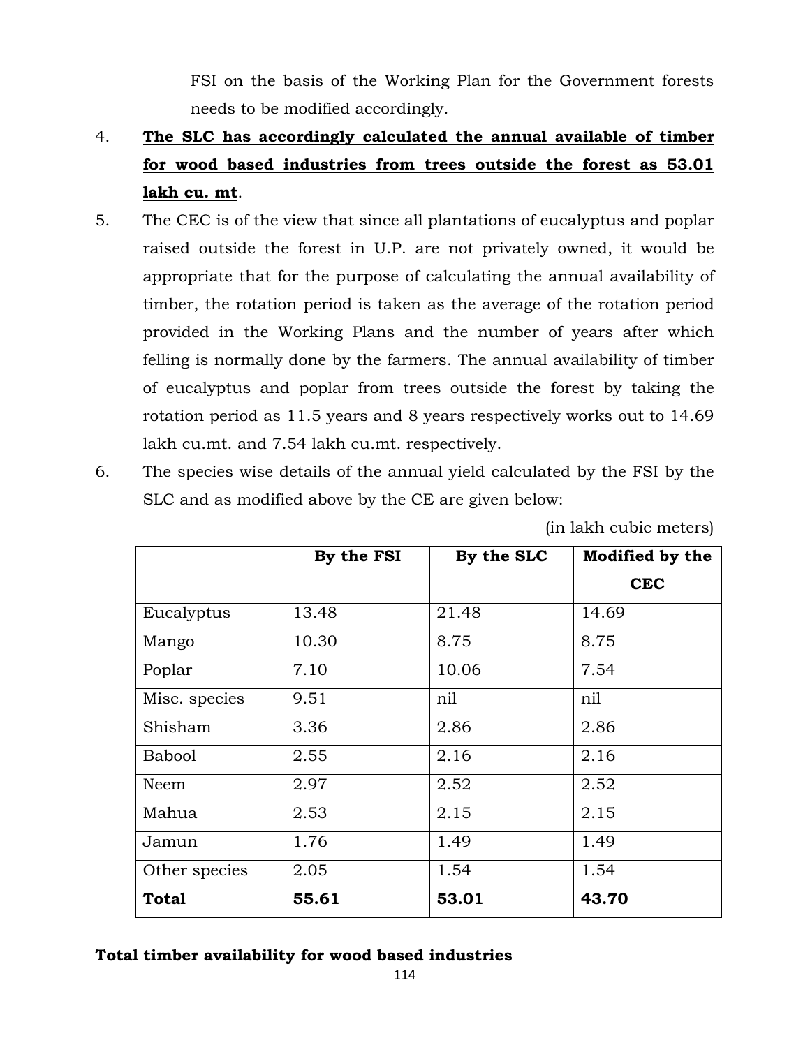FSI on the basis of the Working Plan for the Government forests needs to be modified accordingly.

4. **<u>The SLC has accordingly calculated the annual available of timber for wood based industries from trees outside the forest as 53.01 lakh cu. mt</u>**.

5. The CEC is of the view that since all plantations of eucalyptus and poplar raised outside the forest in U.P. are not privately owned, it would be appropriate that for the purpose of calculating the annual availability of timber, the rotation period is taken as the average of the rotation period provided in the Working Plans and the number of years after which felling is normally done by the farmers. The annual availability of timber of eucalyptus and poplar from trees outside the forest by taking the rotation period as 11.5 years and 8 years respectively works out to 14.69 lakh cu.mt. and 7.54 lakh cu.mt. respectively.

6. The species wise details of the annual yield calculated by the FSI by the SLC and as modified above by the CE are given below:

(in lakh cubic meters)

| | **By the FSI** | **By the SLC** | **Modified by the CEC** |
|---|---|---|---|
| Eucalyptus | 13.48 | 21.48 | 14.69 |
| Mango | 10.30 | 8.75 | 8.75 |
| Poplar | 7.10 | 10.06 | 7.54 |
| Misc. species | 9.51 | nil | nil |
| Shisham | 3.36 | 2.86 | 2.86 |
| Babool | 2.55 | 2.16 | 2.16 |
| Neem | 2.97 | 2.52 | 2.52 |
| Mahua | 2.53 | 2.15 | 2.15 |
| Jamun | 1.76 | 1.49 | 1.49 |
| Other species | 2.05 | 1.54 | 1.54 |
| **Total** | **55.61** | **53.01** | **43.70** |

**<u>Total timber availability for wood based industries</u>**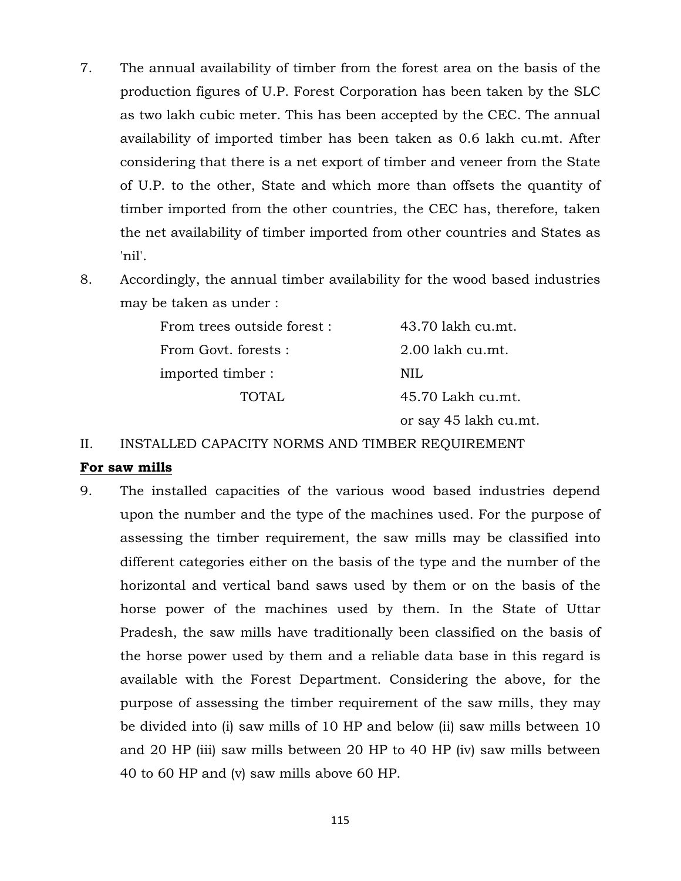7. The annual availability of timber from the forest area on the basis of the production figures of U.P. Forest Corporation has been taken by the SLC as two lakh cubic meter. This has been accepted by the CEC. The annual availability of imported timber has been taken as 0.6 lakh cu.mt. After considering that there is a net export of timber and veneer from the State of U.P. to the other, State and which more than offsets the quantity of timber imported from the other countries, the CEC has, therefore, taken the net availability of timber imported from other countries and States as 'nil'.

8. Accordingly, the annual timber availability for the wood based industries may be taken as under :

| | |
|---|---|
| From trees outside forest : | 43.70 lakh cu.mt. |
| From Govt. forests : | 2.00 lakh cu.mt. |
| imported timber : | NIL |
| TOTAL | 45.70 Lakh cu.mt. |
| | or say 45 lakh cu.mt. |

II. INSTALLED CAPACITY NORMS AND TIMBER REQUIREMENT

**For saw mills**

9. The installed capacities of the various wood based industries depend upon the number and the type of the machines used. For the purpose of assessing the timber requirement, the saw mills may be classified into different categories either on the basis of the type and the number of the horizontal and vertical band saws used by them or on the basis of the horse power of the machines used by them. In the State of Uttar Pradesh, the saw mills have traditionally been classified on the basis of the horse power used by them and a reliable data base in this regard is available with the Forest Department. Considering the above, for the purpose of assessing the timber requirement of the saw mills, they may be divided into (i) saw mills of 10 HP and below (ii) saw mills between 10 and 20 HP (iii) saw mills between 20 HP to 40 HP (iv) saw mills between 40 to 60 HP and (v) saw mills above 60 HP.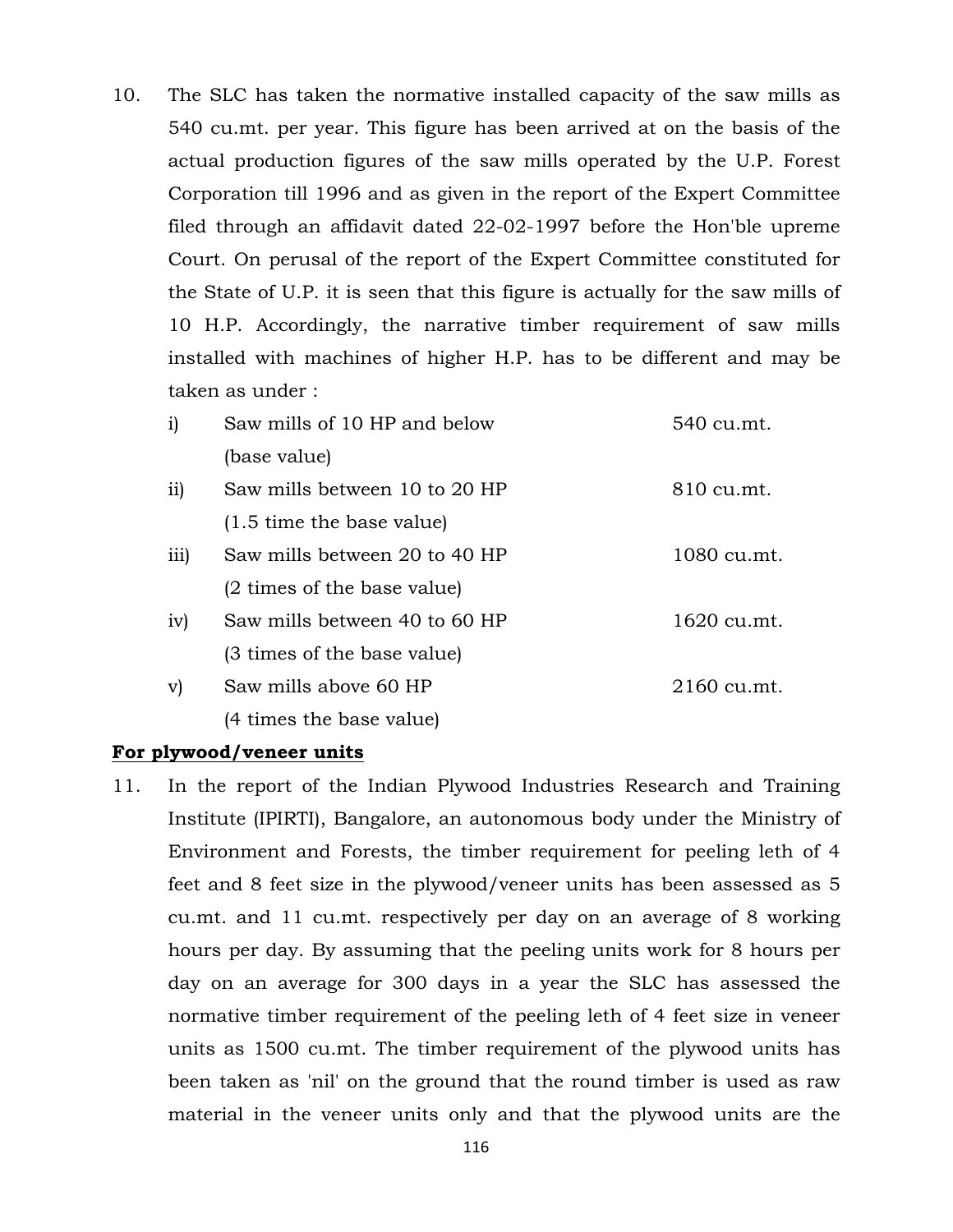10. The SLC has taken the normative installed capacity of the saw mills as 540 cu.mt. per year. This figure has been arrived at on the basis of the actual production figures of the saw mills operated by the U.P. Forest Corporation till 1996 and as given in the report of the Expert Committee filed through an affidavit dated 22-02-1997 before the Hon'ble upreme Court. On perusal of the report of the Expert Committee constituted for the State of U.P. it is seen that this figure is actually for the saw mills of 10 H.P. Accordingly, the narrative timber requirement of saw mills installed with machines of higher H.P. has to be different and may be taken as under :

| | | |
|---|---|---|
| i) | Saw mills of 10 HP and below (base value) | 540 cu.mt. |
| ii) | Saw mills between 10 to 20 HP (1.5 time the base value) | 810 cu.mt. |
| iii) | Saw mills between 20 to 40 HP (2 times of the base value) | 1080 cu.mt. |
| iv) | Saw mills between 40 to 60 HP (3 times of the base value) | 1620 cu.mt. |
| v) | Saw mills above 60 HP (4 times the base value) | 2160 cu.mt. |

**For plywood/veneer units**

11. In the report of the Indian Plywood Industries Research and Training Institute (IPIRTI), Bangalore, an autonomous body under the Ministry of Environment and Forests, the timber requirement for peeling leth of 4 feet and 8 feet size in the plywood/veneer units has been assessed as 5 cu.mt. and 11 cu.mt. respectively per day on an average of 8 working hours per day. By assuming that the peeling units work for 8 hours per day on an average for 300 days in a year the SLC has assessed the normative timber requirement of the peeling leth of 4 feet size in veneer units as 1500 cu.mt. The timber requirement of the plywood units has been taken as 'nil' on the ground that the round timber is used as raw material in the veneer units only and that the plywood units are the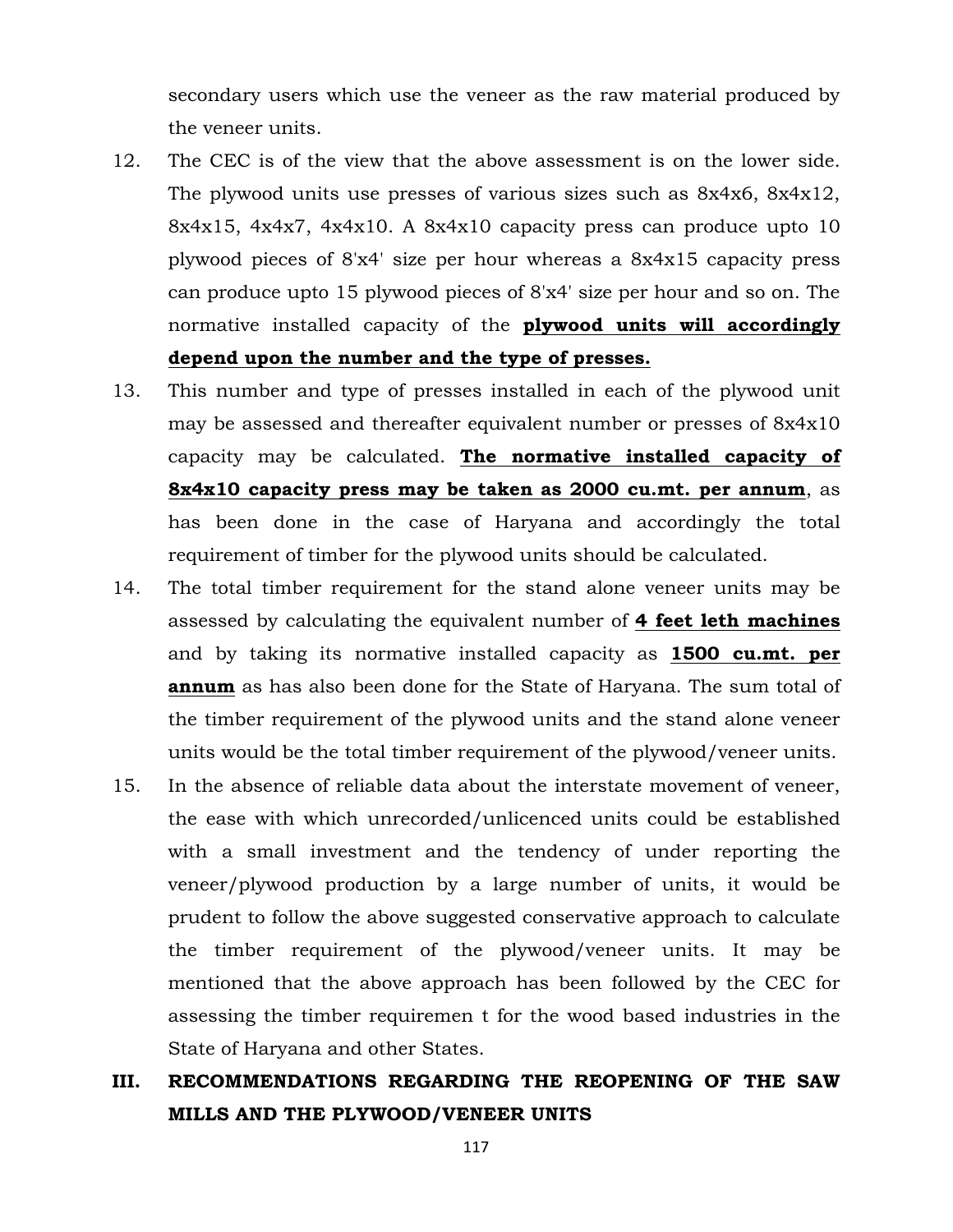secondary users which use the veneer as the raw material produced by the veneer units.

12. The CEC is of the view that the above assessment is on the lower side. The plywood units use presses of various sizes such as 8x4x6, 8x4x12, 8x4x15, 4x4x7, 4x4x10. A 8x4x10 capacity press can produce upto 10 plywood pieces of 8'x4' size per hour whereas a 8x4x15 capacity press can produce upto 15 plywood pieces of 8'x4' size per hour and so on. The normative installed capacity of the **plywood units will accordingly depend upon the number and the type of presses.**

13. This number and type of presses installed in each of the plywood unit may be assessed and thereafter equivalent number or presses of 8x4x10 capacity may be calculated. **The normative installed capacity of 8x4x10 capacity press may be taken as 2000 cu.mt. per annum**, as has been done in the case of Haryana and accordingly the total requirement of timber for the plywood units should be calculated.

14. The total timber requirement for the stand alone veneer units may be assessed by calculating the equivalent number of **4 feet leth machines** and by taking its normative installed capacity as **1500 cu.mt. per annum** as has also been done for the State of Haryana. The sum total of the timber requirement of the plywood units and the stand alone veneer units would be the total timber requirement of the plywood/veneer units.

15. In the absence of reliable data about the interstate movement of veneer, the ease with which unrecorded/unlicenced units could be established with a small investment and the tendency of under reporting the veneer/plywood production by a large number of units, it would be prudent to follow the above suggested conservative approach to calculate the timber requirement of the plywood/veneer units. It may be mentioned that the above approach has been followed by the CEC for assessing the timber requiremen t for the wood based industries in the State of Haryana and other States.

## III. RECOMMENDATIONS REGARDING THE REOPENING OF THE SAW MILLS AND THE PLYWOOD/VENEER UNITS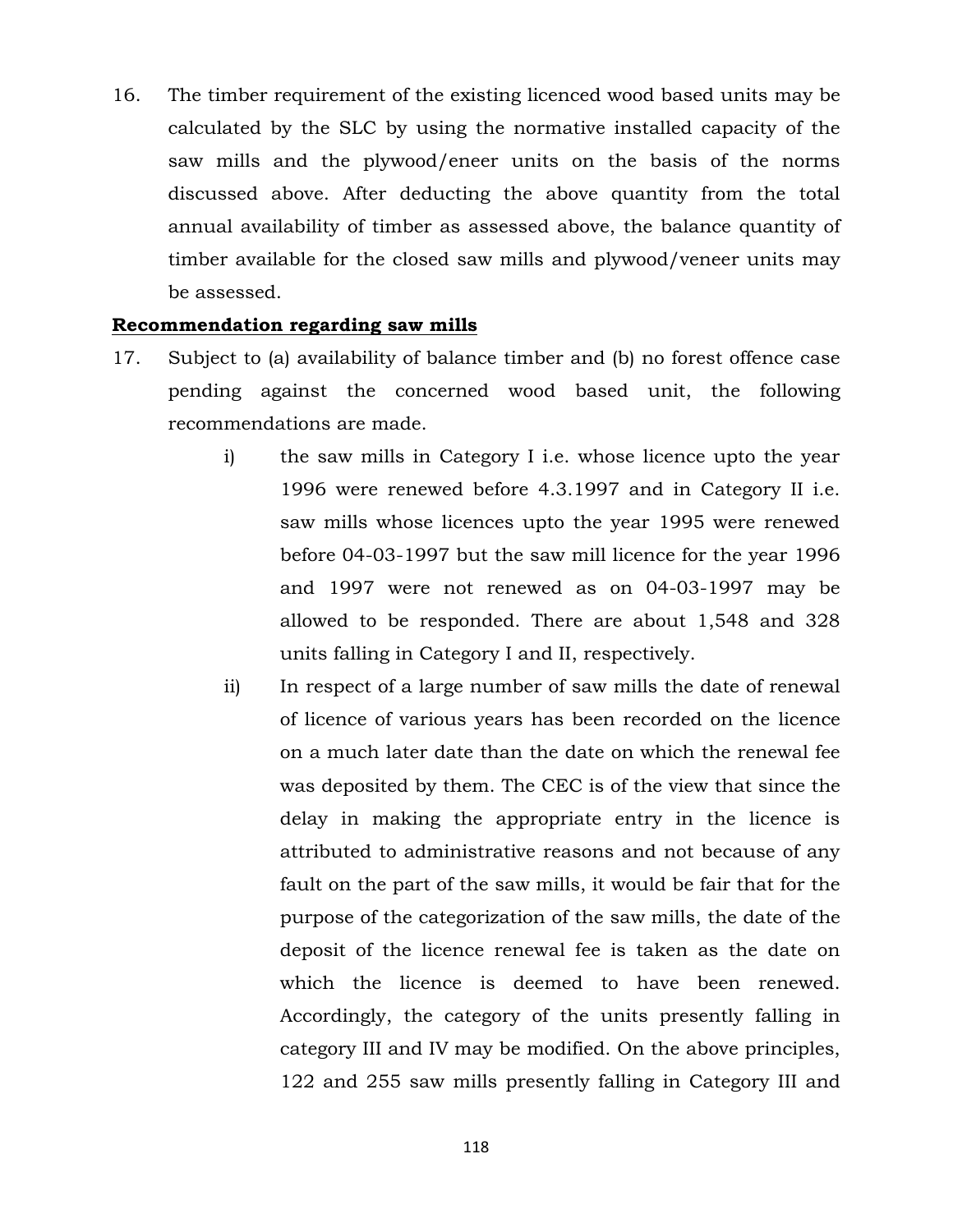16. The timber requirement of the existing licenced wood based units may be calculated by the SLC by using the normative installed capacity of the saw mills and the plywood/eneer units on the basis of the norms discussed above. After deducting the above quantity from the total annual availability of timber as assessed above, the balance quantity of timber available for the closed saw mills and plywood/veneer units may be assessed.

**Recommendation regarding saw mills**

17. Subject to (a) availability of balance timber and (b) no forest offence case pending against the concerned wood based unit, the following recommendations are made.

    i) the saw mills in Category I i.e. whose licence upto the year 1996 were renewed before 4.3.1997 and in Category II i.e. saw mills whose licences upto the year 1995 were renewed before 04-03-1997 but the saw mill licence for the year 1996 and 1997 were not renewed as on 04-03-1997 may be allowed to be responded. There are about 1,548 and 328 units falling in Category I and II, respectively.

    ii) In respect of a large number of saw mills the date of renewal of licence of various years has been recorded on the licence on a much later date than the date on which the renewal fee was deposited by them. The CEC is of the view that since the delay in making the appropriate entry in the licence is attributed to administrative reasons and not because of any fault on the part of the saw mills, it would be fair that for the purpose of the categorization of the saw mills, the date of the deposit of the licence renewal fee is taken as the date on which the licence is deemed to have been renewed. Accordingly, the category of the units presently falling in category III and IV may be modified. On the above principles, 122 and 255 saw mills presently falling in Category III and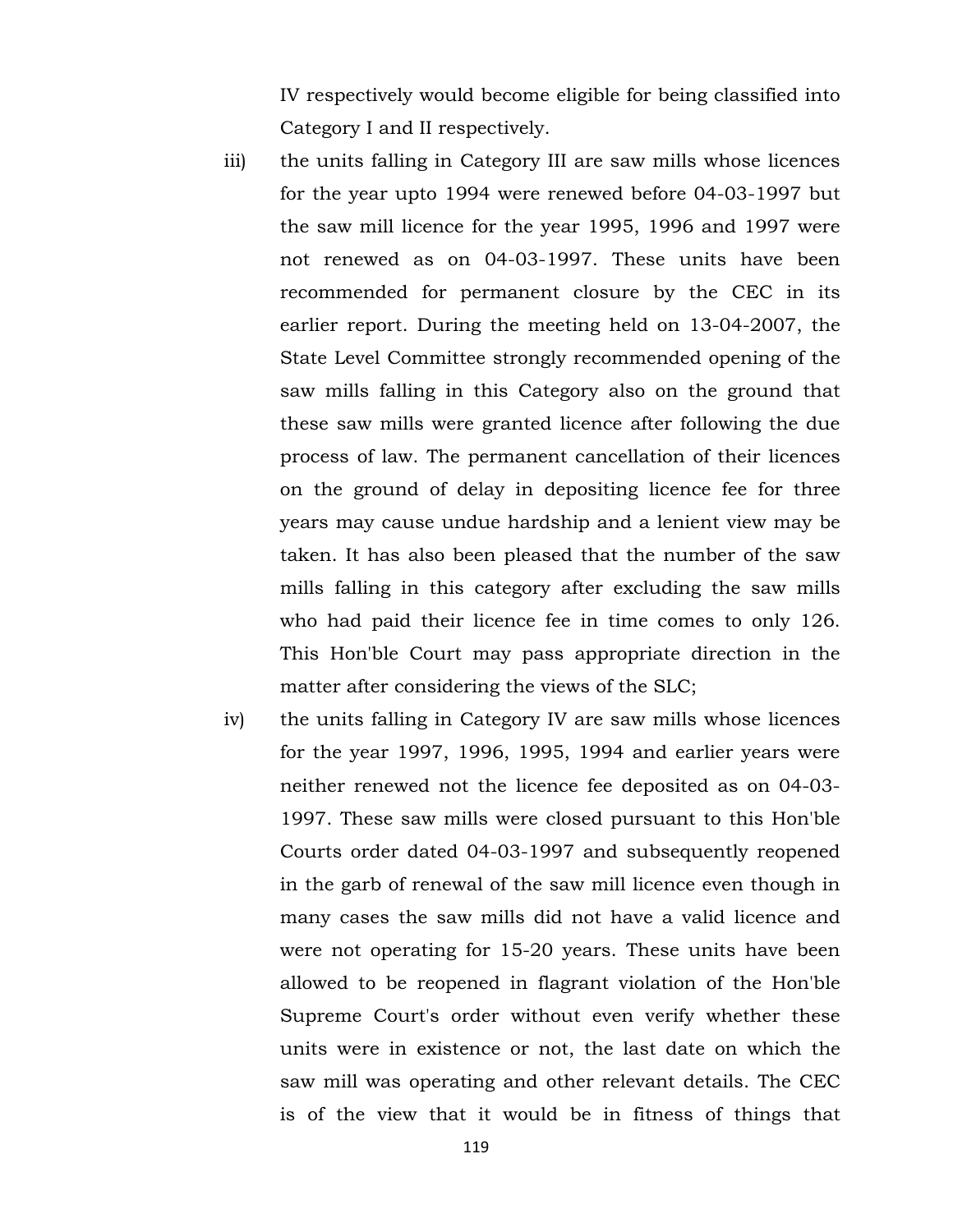IV respectively would become eligible for being classified into Category I and II respectively.

iii) the units falling in Category III are saw mills whose licences for the year upto 1994 were renewed before 04-03-1997 but the saw mill licence for the year 1995, 1996 and 1997 were not renewed as on 04-03-1997. These units have been recommended for permanent closure by the CEC in its earlier report. During the meeting held on 13-04-2007, the State Level Committee strongly recommended opening of the saw mills falling in this Category also on the ground that these saw mills were granted licence after following the due process of law. The permanent cancellation of their licences on the ground of delay in depositing licence fee for three years may cause undue hardship and a lenient view may be taken. It has also been pleased that the number of the saw mills falling in this category after excluding the saw mills who had paid their licence fee in time comes to only 126. This Hon'ble Court may pass appropriate direction in the matter after considering the views of the SLC;

iv) the units falling in Category IV are saw mills whose licences for the year 1997, 1996, 1995, 1994 and earlier years were neither renewed not the licence fee deposited as on 04-03-1997. These saw mills were closed pursuant to this Hon'ble Courts order dated 04-03-1997 and subsequently reopened in the garb of renewal of the saw mill licence even though in many cases the saw mills did not have a valid licence and were not operating for 15-20 years. These units have been allowed to be reopened in flagrant violation of the Hon'ble Supreme Court's order without even verify whether these units were in existence or not, the last date on which the saw mill was operating and other relevant details. The CEC is of the view that it would be in fitness of things that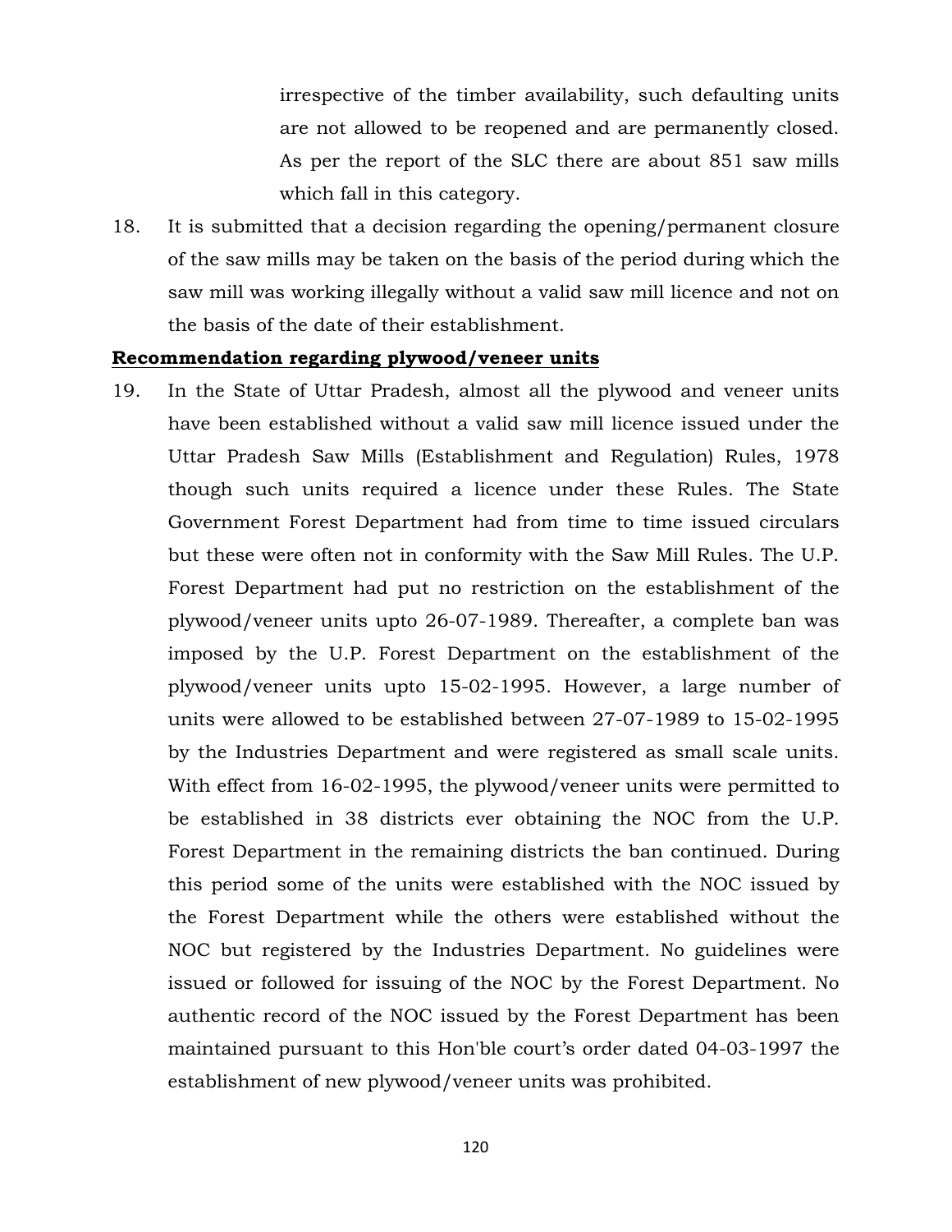irrespective of the timber availability, such defaulting units are not allowed to be reopened and are permanently closed. As per the report of the SLC there are about 851 saw mills which fall in this category.

18. It is submitted that a decision regarding the opening/permanent closure of the saw mills may be taken on the basis of the period during which the saw mill was working illegally without a valid saw mill licence and not on the basis of the date of their establishment.

**Recommendation regarding plywood/veneer units**

19. In the State of Uttar Pradesh, almost all the plywood and veneer units have been established without a valid saw mill licence issued under the Uttar Pradesh Saw Mills (Establishment and Regulation) Rules, 1978 though such units required a licence under these Rules. The State Government Forest Department had from time to time issued circulars but these were often not in conformity with the Saw Mill Rules. The U.P. Forest Department had put no restriction on the establishment of the plywood/veneer units upto 26-07-1989. Thereafter, a complete ban was imposed by the U.P. Forest Department on the establishment of the plywood/veneer units upto 15-02-1995. However, a large number of units were allowed to be established between 27-07-1989 to 15-02-1995 by the Industries Department and were registered as small scale units. With effect from 16-02-1995, the plywood/veneer units were permitted to be established in 38 districts ever obtaining the NOC from the U.P. Forest Department in the remaining districts the ban continued. During this period some of the units were established with the NOC issued by the Forest Department while the others were established without the NOC but registered by the Industries Department. No guidelines were issued or followed for issuing of the NOC by the Forest Department. No authentic record of the NOC issued by the Forest Department has been maintained pursuant to this Hon'ble court's order dated 04-03-1997 the establishment of new plywood/veneer units was prohibited.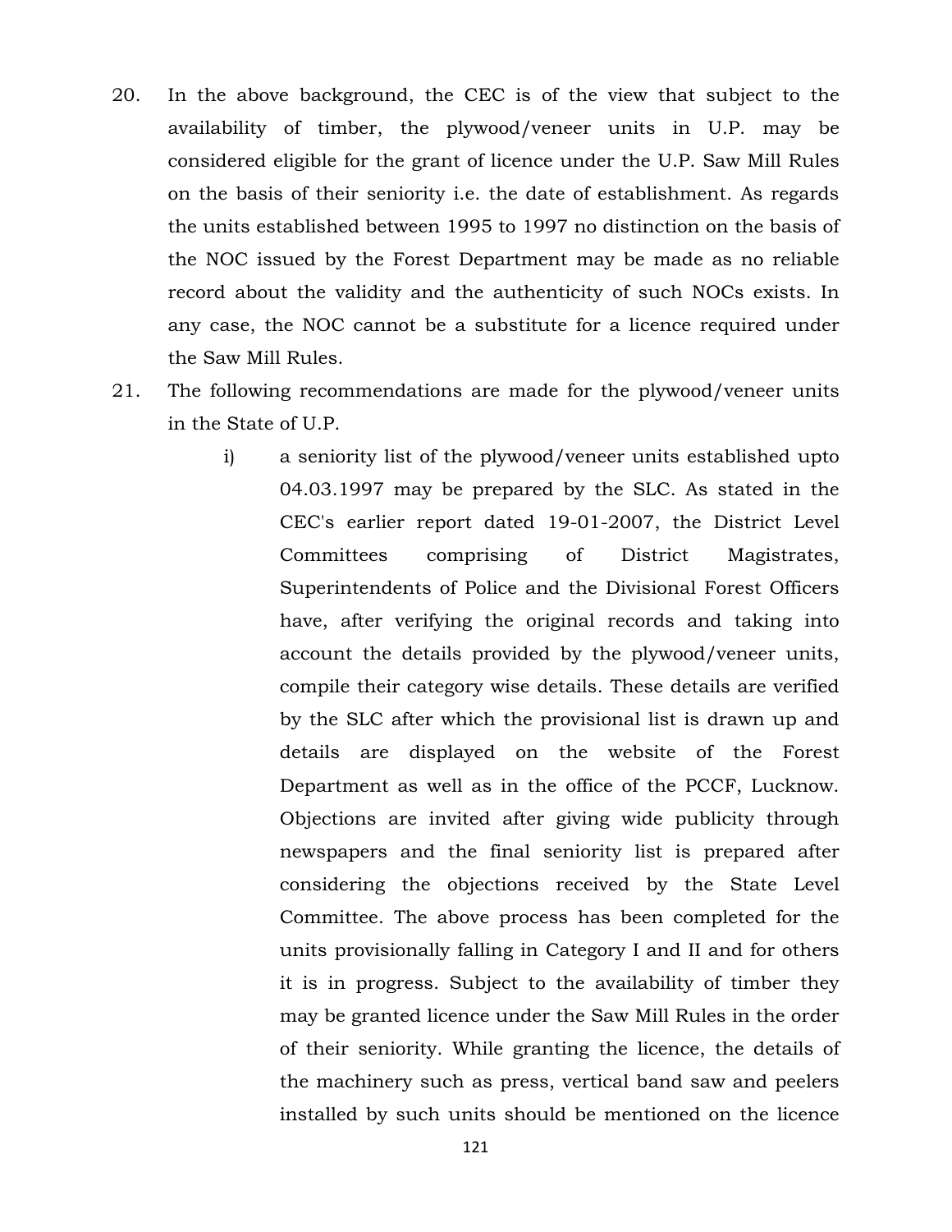20. In the above background, the CEC is of the view that subject to the availability of timber, the plywood/veneer units in U.P. may be considered eligible for the grant of licence under the U.P. Saw Mill Rules on the basis of their seniority i.e. the date of establishment. As regards the units established between 1995 to 1997 no distinction on the basis of the NOC issued by the Forest Department may be made as no reliable record about the validity and the authenticity of such NOCs exists. In any case, the NOC cannot be a substitute for a licence required under the Saw Mill Rules.

21. The following recommendations are made for the plywood/veneer units in the State of U.P.

    i) a seniority list of the plywood/veneer units established upto 04.03.1997 may be prepared by the SLC. As stated in the CEC's earlier report dated 19-01-2007, the District Level Committees comprising of District Magistrates, Superintendents of Police and the Divisional Forest Officers have, after verifying the original records and taking into account the details provided by the plywood/veneer units, compile their category wise details. These details are verified by the SLC after which the provisional list is drawn up and details are displayed on the website of the Forest Department as well as in the office of the PCCF, Lucknow. Objections are invited after giving wide publicity through newspapers and the final seniority list is prepared after considering the objections received by the State Level Committee. The above process has been completed for the units provisionally falling in Category I and II and for others it is in progress. Subject to the availability of timber they may be granted licence under the Saw Mill Rules in the order of their seniority. While granting the licence, the details of the machinery such as press, vertical band saw and peelers installed by such units should be mentioned on the licence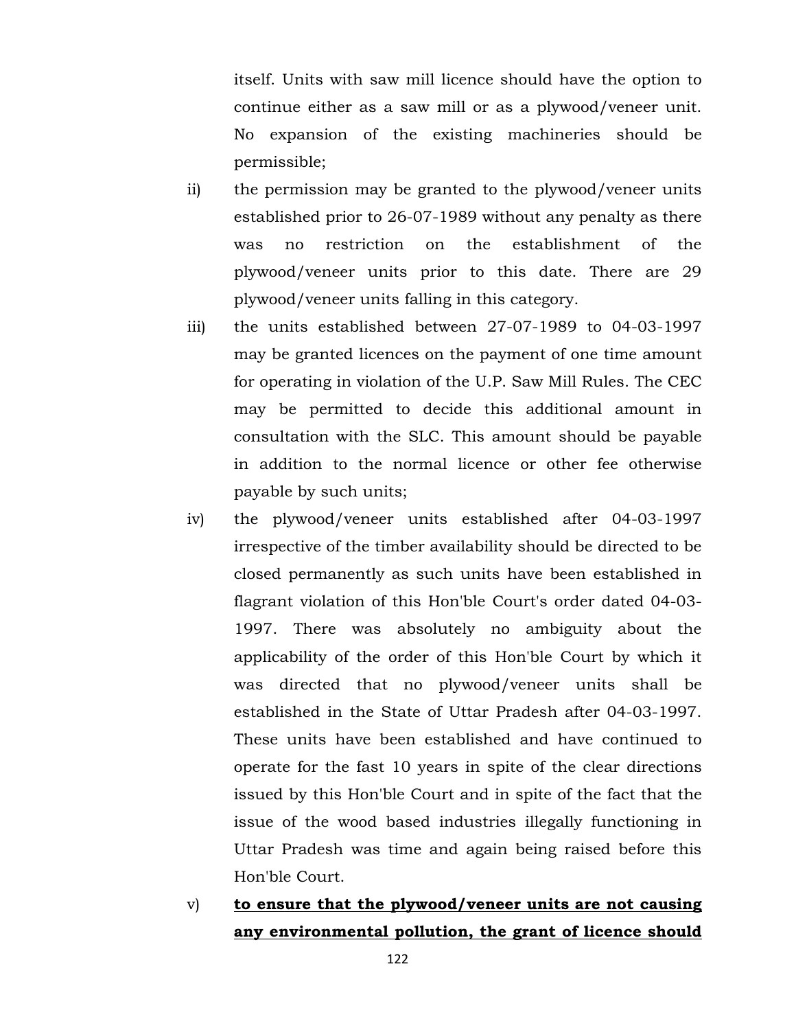itself. Units with saw mill licence should have the option to continue either as a saw mill or as a plywood/veneer unit. No expansion of the existing machineries should be permissible;

ii) the permission may be granted to the plywood/veneer units established prior to 26-07-1989 without any penalty as there was no restriction on the establishment of the plywood/veneer units prior to this date. There are 29 plywood/veneer units falling in this category.

iii) the units established between 27-07-1989 to 04-03-1997 may be granted licences on the payment of one time amount for operating in violation of the U.P. Saw Mill Rules. The CEC may be permitted to decide this additional amount in consultation with the SLC. This amount should be payable in addition to the normal licence or other fee otherwise payable by such units;

iv) the plywood/veneer units established after 04-03-1997 irrespective of the timber availability should be directed to be closed permanently as such units have been established in flagrant violation of this Hon'ble Court's order dated 04-03-1997. There was absolutely no ambiguity about the applicability of the order of this Hon'ble Court by which it was directed that no plywood/veneer units shall be established in the State of Uttar Pradesh after 04-03-1997. These units have been established and have continued to operate for the fast 10 years in spite of the clear directions issued by this Hon'ble Court and in spite of the fact that the issue of the wood based industries illegally functioning in Uttar Pradesh was time and again being raised before this Hon'ble Court.

v) **<u>to ensure that the plywood/veneer units are not causing any environmental pollution, the grant of licence should</u>**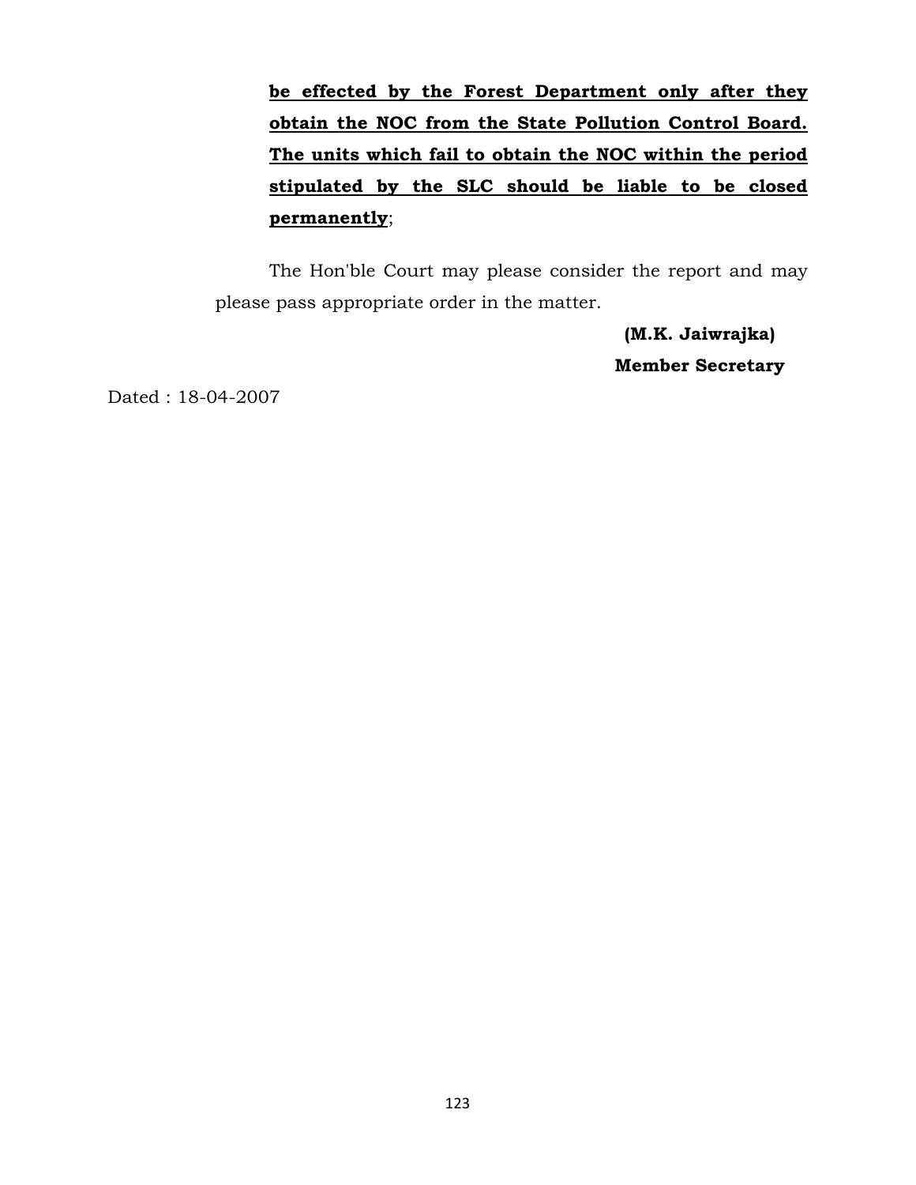**<u>be effected by the Forest Department only after they obtain the NOC from the State Pollution Control Board. The units which fail to obtain the NOC within the period stipulated by the SLC should be liable to be closed permanently</u>**;

The Hon'ble Court may please consider the report and may please pass appropriate order in the matter.

**(M.K. Jaiwrajka)**

**Member Secretary**

Dated : 18-04-2007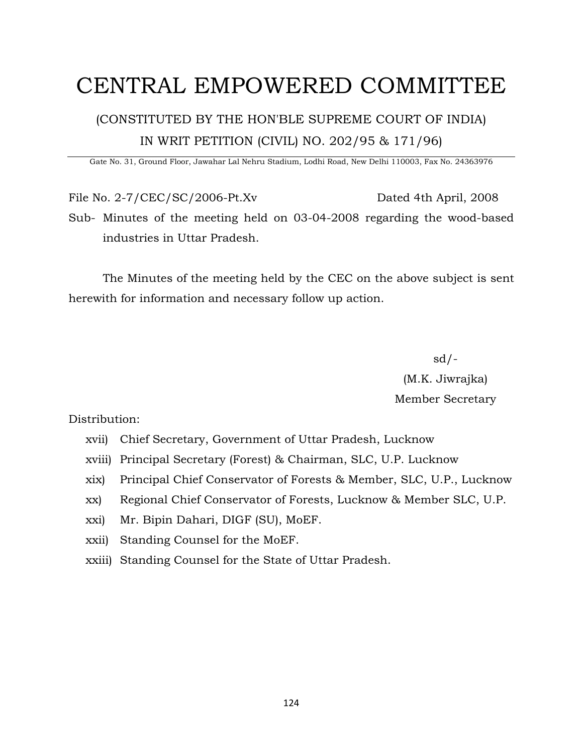# CENTRAL EMPOWERED COMMITTEE

(CONSTITUTED BY THE HON'BLE SUPREME COURT OF INDIA)

IN WRIT PETITION (CIVIL) NO. 202/95 & 171/96)

Gate No. 31, Ground Floor, Jawahar Lal Nehru Stadium, Lodhi Road, New Delhi 110003, Fax No. 24363976

File No. 2-7/CEC/SC/2006-Pt.Xv Dated 4th April, 2008

Sub- Minutes of the meeting held on 03-04-2008 regarding the wood-based industries in Uttar Pradesh.

The Minutes of the meeting held by the CEC on the above subject is sent herewith for information and necessary follow up action.

sd/-

(M.K. Jiwrajka)

Member Secretary

Distribution:

xvii) Chief Secretary, Government of Uttar Pradesh, Lucknow

xviii) Principal Secretary (Forest) & Chairman, SLC, U.P. Lucknow

xix) Principal Chief Conservator of Forests & Member, SLC, U.P., Lucknow

xx) Regional Chief Conservator of Forests, Lucknow & Member SLC, U.P.

xxi) Mr. Bipin Dahari, DIGF (SU), MoEF.

xxii) Standing Counsel for the MoEF.

xxiii) Standing Counsel for the State of Uttar Pradesh.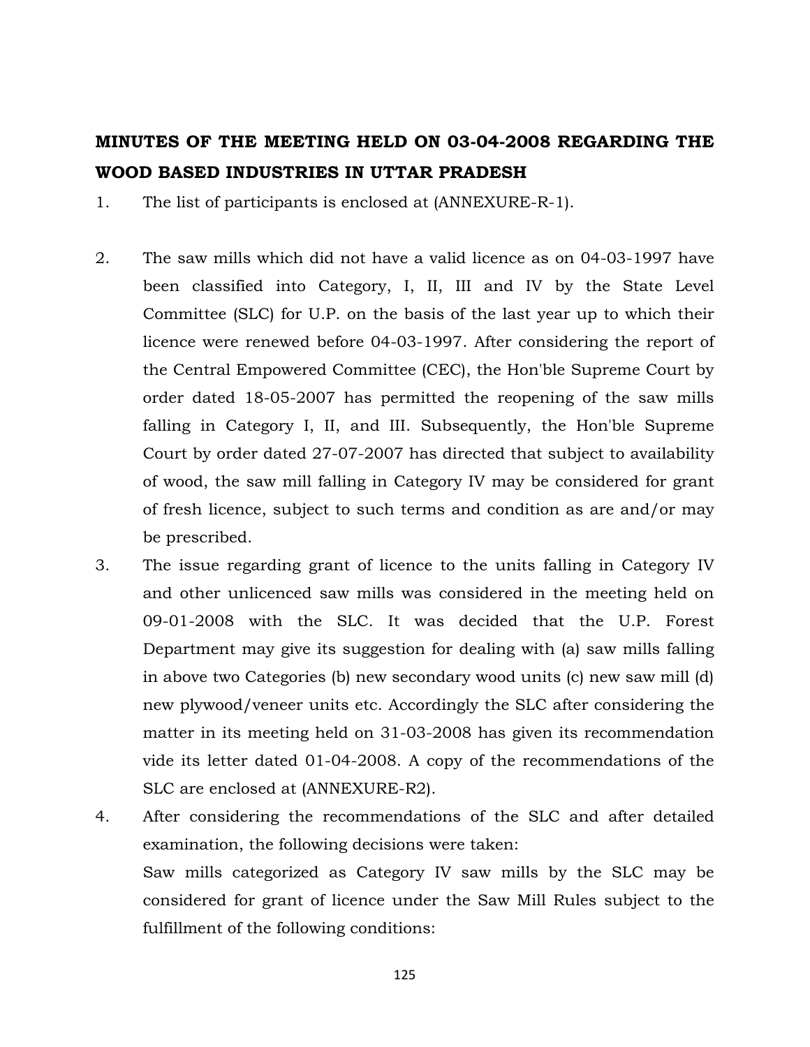**MINUTES OF THE MEETING HELD ON 03-04-2008 REGARDING THE WOOD BASED INDUSTRIES IN UTTAR PRADESH**

1. The list of participants is enclosed at (ANNEXURE-R-1).

2. The saw mills which did not have a valid licence as on 04-03-1997 have been classified into Category, I, II, III and IV by the State Level Committee (SLC) for U.P. on the basis of the last year up to which their licence were renewed before 04-03-1997. After considering the report of the Central Empowered Committee (CEC), the Hon'ble Supreme Court by order dated 18-05-2007 has permitted the reopening of the saw mills falling in Category I, II, and III. Subsequently, the Hon'ble Supreme Court by order dated 27-07-2007 has directed that subject to availability of wood, the saw mill falling in Category IV may be considered for grant of fresh licence, subject to such terms and condition as are and/or may be prescribed.

3. The issue regarding grant of licence to the units falling in Category IV and other unlicenced saw mills was considered in the meeting held on 09-01-2008 with the SLC. It was decided that the U.P. Forest Department may give its suggestion for dealing with (a) saw mills falling in above two Categories (b) new secondary wood units (c) new saw mill (d) new plywood/veneer units etc. Accordingly the SLC after considering the matter in its meeting held on 31-03-2008 has given its recommendation vide its letter dated 01-04-2008. A copy of the recommendations of the SLC are enclosed at (ANNEXURE-R2).

4. After considering the recommendations of the SLC and after detailed examination, the following decisions were taken:

   Saw mills categorized as Category IV saw mills by the SLC may be considered for grant of licence under the Saw Mill Rules subject to the fulfillment of the following conditions: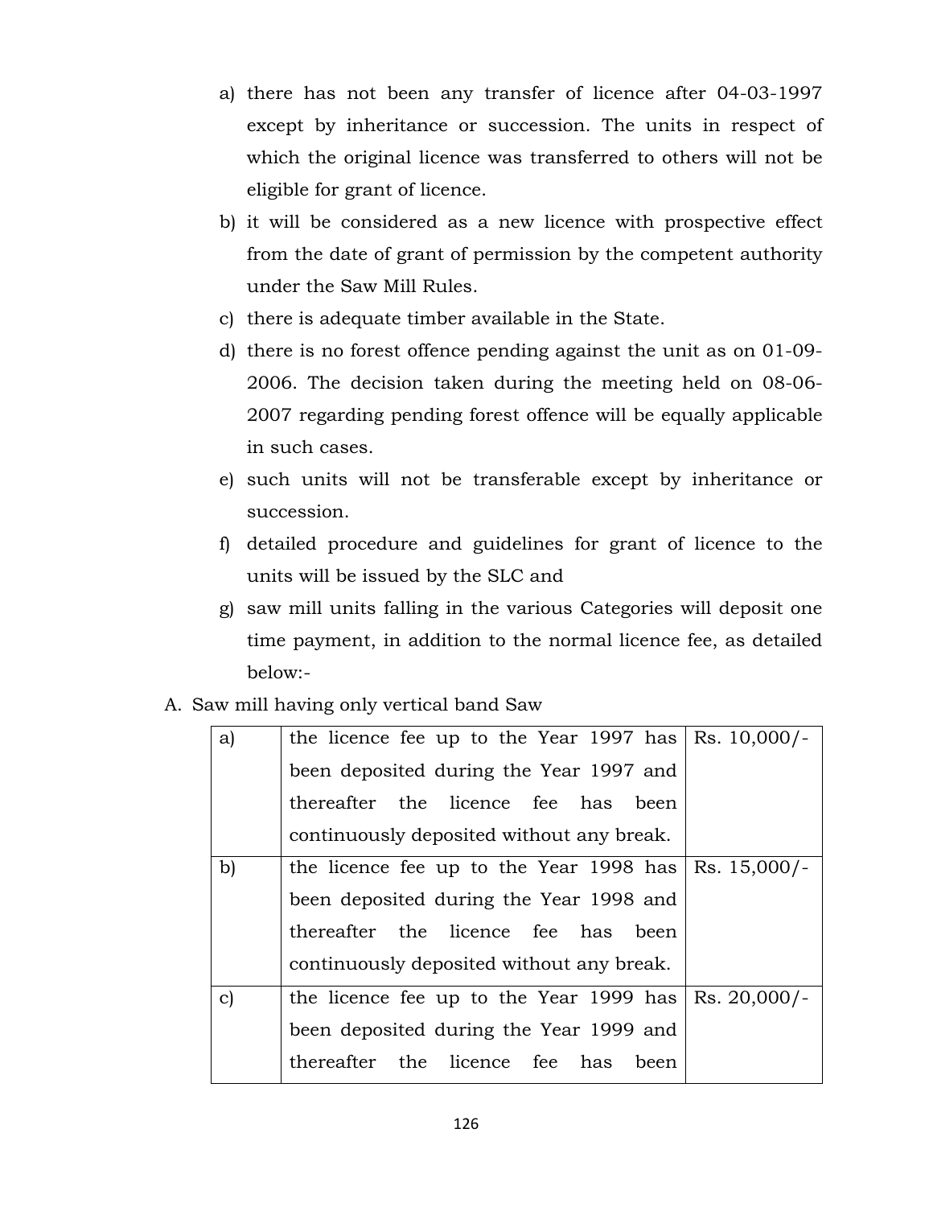a) there has not been any transfer of licence after 04-03-1997 except by inheritance or succession. The units in respect of which the original licence was transferred to others will not be eligible for grant of licence.

b) it will be considered as a new licence with prospective effect from the date of grant of permission by the competent authority under the Saw Mill Rules.

c) there is adequate timber available in the State.

d) there is no forest offence pending against the unit as on 01-09-2006. The decision taken during the meeting held on 08-06-2007 regarding pending forest offence will be equally applicable in such cases.

e) such units will not be transferable except by inheritance or succession.

f) detailed procedure and guidelines for grant of licence to the units will be issued by the SLC and

g) saw mill units falling in the various Categories will deposit one time payment, in addition to the normal licence fee, as detailed below:-

A. Saw mill having only vertical band Saw

| | | |
|---|---|---|
| a) | the licence fee up to the Year 1997 has been deposited during the Year 1997 and thereafter the licence fee has been continuously deposited without any break. | Rs. 10,000/- |
| b) | the licence fee up to the Year 1998 has been deposited during the Year 1998 and thereafter the licence fee has been continuously deposited without any break. | Rs. 15,000/- |
| c) | the licence fee up to the Year 1999 has been deposited during the Year 1999 and thereafter the licence fee has been | Rs. 20,000/- |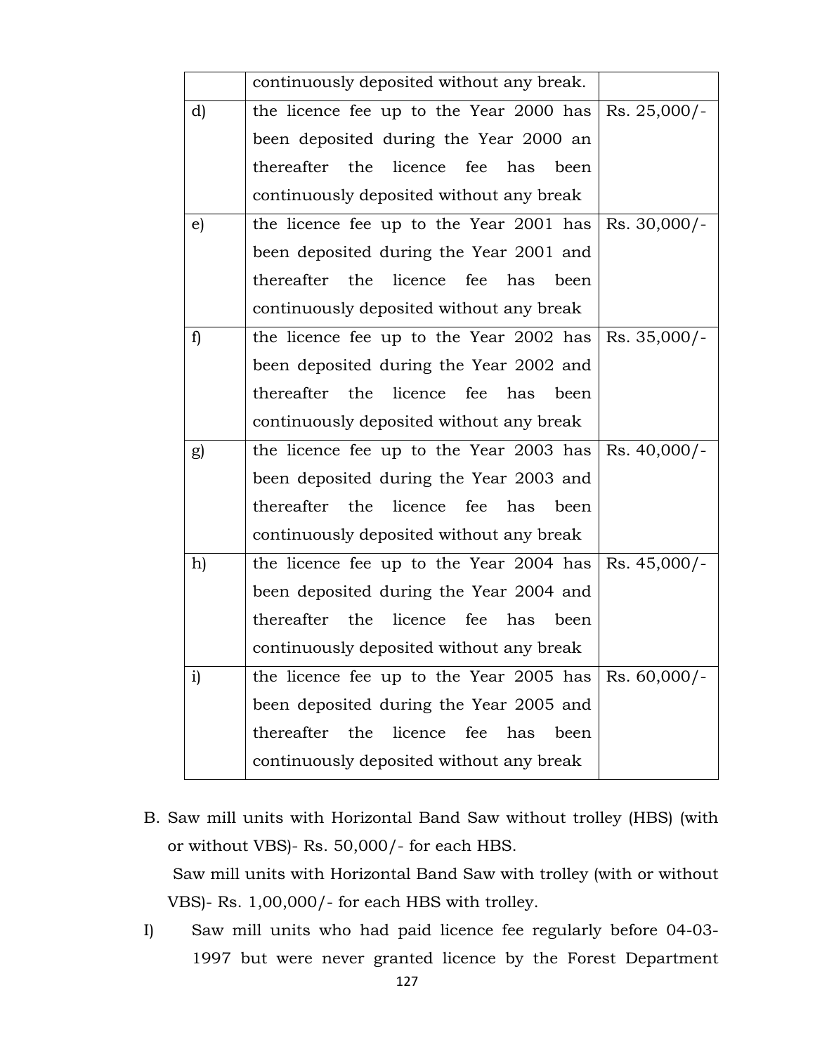| | | |
|---|---|---|
| | continuously deposited without any break. | |
| d) | the licence fee up to the Year 2000 has been deposited during the Year 2000 an thereafter the licence fee has been continuously deposited without any break | Rs. 25,000/- |
| e) | the licence fee up to the Year 2001 has been deposited during the Year 2001 and thereafter the licence fee has been continuously deposited without any break | Rs. 30,000/- |
| f) | the licence fee up to the Year 2002 has been deposited during the Year 2002 and thereafter the licence fee has been continuously deposited without any break | Rs. 35,000/- |
| g) | the licence fee up to the Year 2003 has been deposited during the Year 2003 and thereafter the licence fee has been continuously deposited without any break | Rs. 40,000/- |
| h) | the licence fee up to the Year 2004 has been deposited during the Year 2004 and thereafter the licence fee has been continuously deposited without any break | Rs. 45,000/- |
| i) | the licence fee up to the Year 2005 has been deposited during the Year 2005 and thereafter the licence fee has been continuously deposited without any break | Rs. 60,000/- |

B. Saw mill units with Horizontal Band Saw without trolley (HBS) (with or without VBS)- Rs. 50,000/- for each HBS.

Saw mill units with Horizontal Band Saw with trolley (with or without VBS)- Rs. 1,00,000/- for each HBS with trolley.

I) Saw mill units who had paid licence fee regularly before 04-03-1997 but were never granted licence by the Forest Department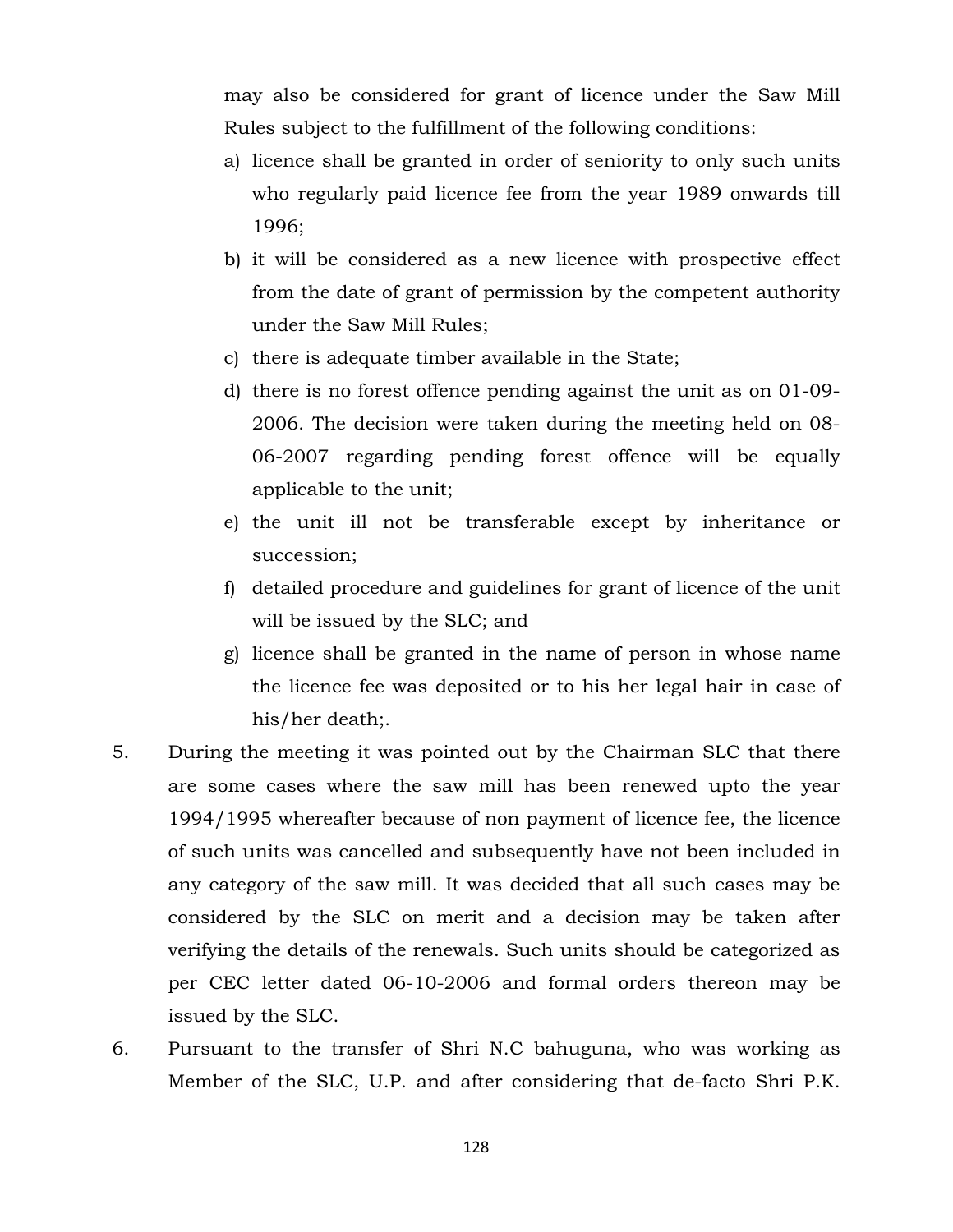may also be considered for grant of licence under the Saw Mill Rules subject to the fulfillment of the following conditions:

a) licence shall be granted in order of seniority to only such units who regularly paid licence fee from the year 1989 onwards till 1996;
b) it will be considered as a new licence with prospective effect from the date of grant of permission by the competent authority under the Saw Mill Rules;
c) there is adequate timber available in the State;
d) there is no forest offence pending against the unit as on 01-09-2006. The decision were taken during the meeting held on 08-06-2007 regarding pending forest offence will be equally applicable to the unit;
e) the unit ill not be transferable except by inheritance or succession;
f) detailed procedure and guidelines for grant of licence of the unit will be issued by the SLC; and
g) licence shall be granted in the name of person in whose name the licence fee was deposited or to his her legal hair in case of his/her death;.

5. During the meeting it was pointed out by the Chairman SLC that there are some cases where the saw mill has been renewed upto the year 1994/1995 whereafter because of non payment of licence fee, the licence of such units was cancelled and subsequently have not been included in any category of the saw mill. It was decided that all such cases may be considered by the SLC on merit and a decision may be taken after verifying the details of the renewals. Such units should be categorized as per CEC letter dated 06-10-2006 and formal orders thereon may be issued by the SLC.

6. Pursuant to the transfer of Shri N.C bahuguna, who was working as Member of the SLC, U.P. and after considering that de-facto Shri P.K.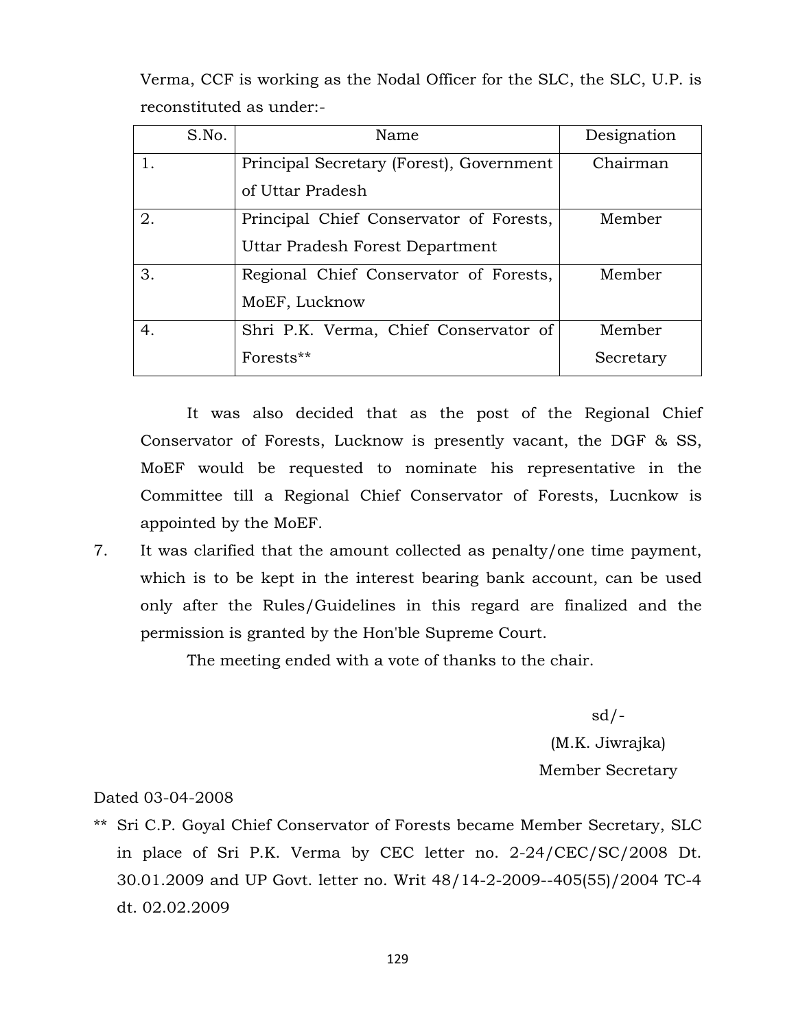Verma, CCF is working as the Nodal Officer for the SLC, the SLC, U.P. is reconstituted as under:-

| S.No. | Name | Designation |
| --- | --- | --- |
| 1. | Principal Secretary (Forest), Government of Uttar Pradesh | Chairman |
| 2. | Principal Chief Conservator of Forests, Uttar Pradesh Forest Department | Member |
| 3. | Regional Chief Conservator of Forests, MoEF, Lucknow | Member |
| 4. | Shri P.K. Verma, Chief Conservator of Forests** | Member Secretary |

It was also decided that as the post of the Regional Chief Conservator of Forests, Lucknow is presently vacant, the DGF & SS, MoEF would be requested to nominate his representative in the Committee till a Regional Chief Conservator of Forests, Lucnkow is appointed by the MoEF.

7. It was clarified that the amount collected as penalty/one time payment, which is to be kept in the interest bearing bank account, can be used only after the Rules/Guidelines in this regard are finalized and the permission is granted by the Hon'ble Supreme Court.

The meeting ended with a vote of thanks to the chair.

sd/-
(M.K. Jiwrajka)
Member Secretary

Dated 03-04-2008

** Sri C.P. Goyal Chief Conservator of Forests became Member Secretary, SLC in place of Sri P.K. Verma by CEC letter no. 2-24/CEC/SC/2008 Dt. 30.01.2009 and UP Govt. letter no. Writ 48/14-2-2009--405(55)/2004 TC-4 dt. 02.02.2009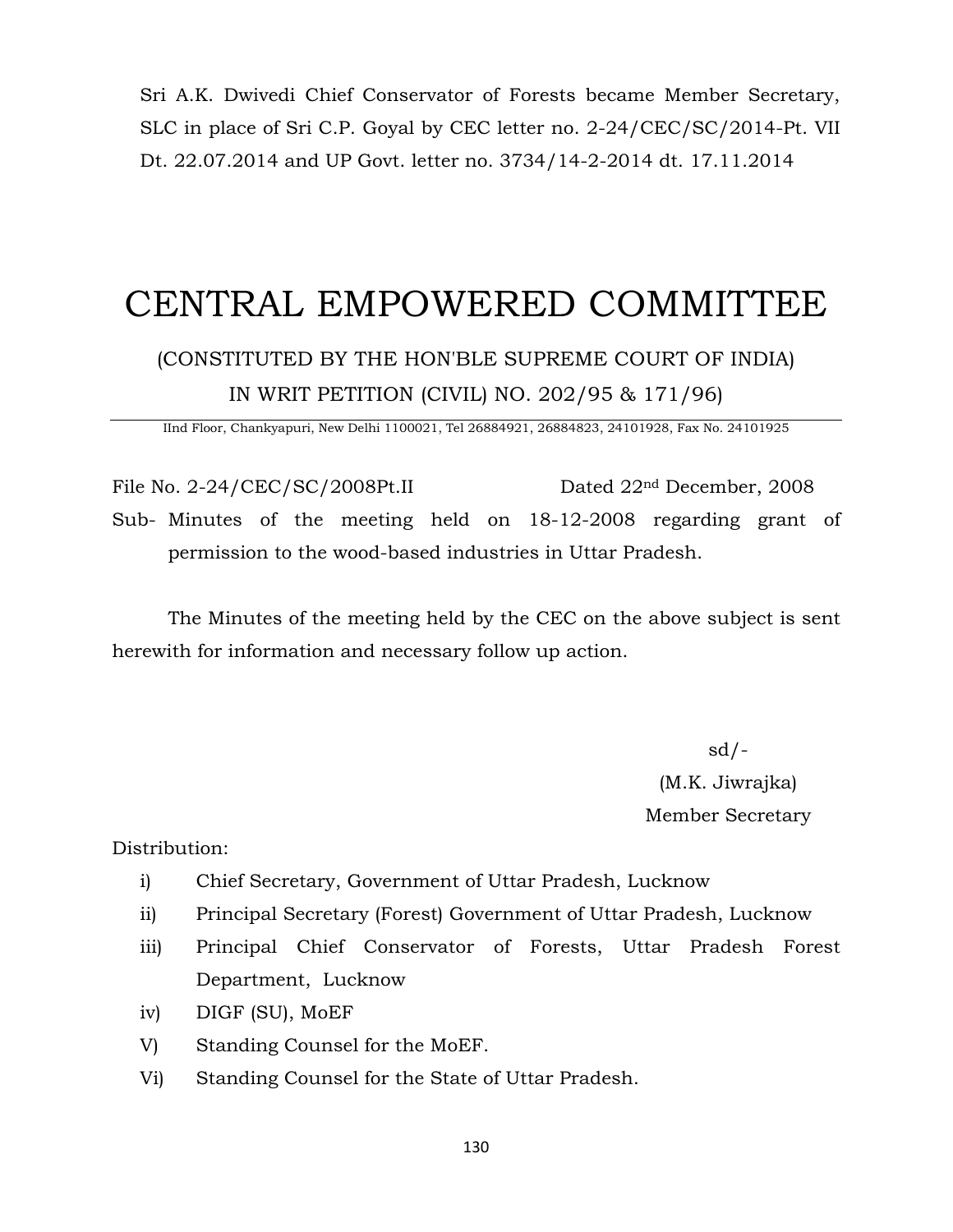Sri A.K. Dwivedi Chief Conservator of Forests became Member Secretary, SLC in place of Sri C.P. Goyal by CEC letter no. 2-24/CEC/SC/2014-Pt. VII Dt. 22.07.2014 and UP Govt. letter no. 3734/14-2-2014 dt. 17.11.2014

# CENTRAL EMPOWERED COMMITTEE

(CONSTITUTED BY THE HON'BLE SUPREME COURT OF INDIA)

IN WRIT PETITION (CIVIL) NO. 202/95 & 171/96)

IInd Floor, Chankyapuri, New Delhi 1100021, Tel 26884921, 26884823, 24101928, Fax No. 24101925

---

File No. 2-24/CEC/SC/2008Pt.II Dated 22nd December, 2008

Sub- Minutes of the meeting held on 18-12-2008 regarding grant of permission to the wood-based industries in Uttar Pradesh.

The Minutes of the meeting held by the CEC on the above subject is sent herewith for information and necessary follow up action.

sd/-

(M.K. Jiwrajka)

Member Secretary

Distribution:

- i) Chief Secretary, Government of Uttar Pradesh, Lucknow
- ii) Principal Secretary (Forest) Government of Uttar Pradesh, Lucknow
- iii) Principal Chief Conservator of Forests, Uttar Pradesh Forest Department, Lucknow
- iv) DIGF (SU), MoEF
- V) Standing Counsel for the MoEF.
- Vi) Standing Counsel for the State of Uttar Pradesh.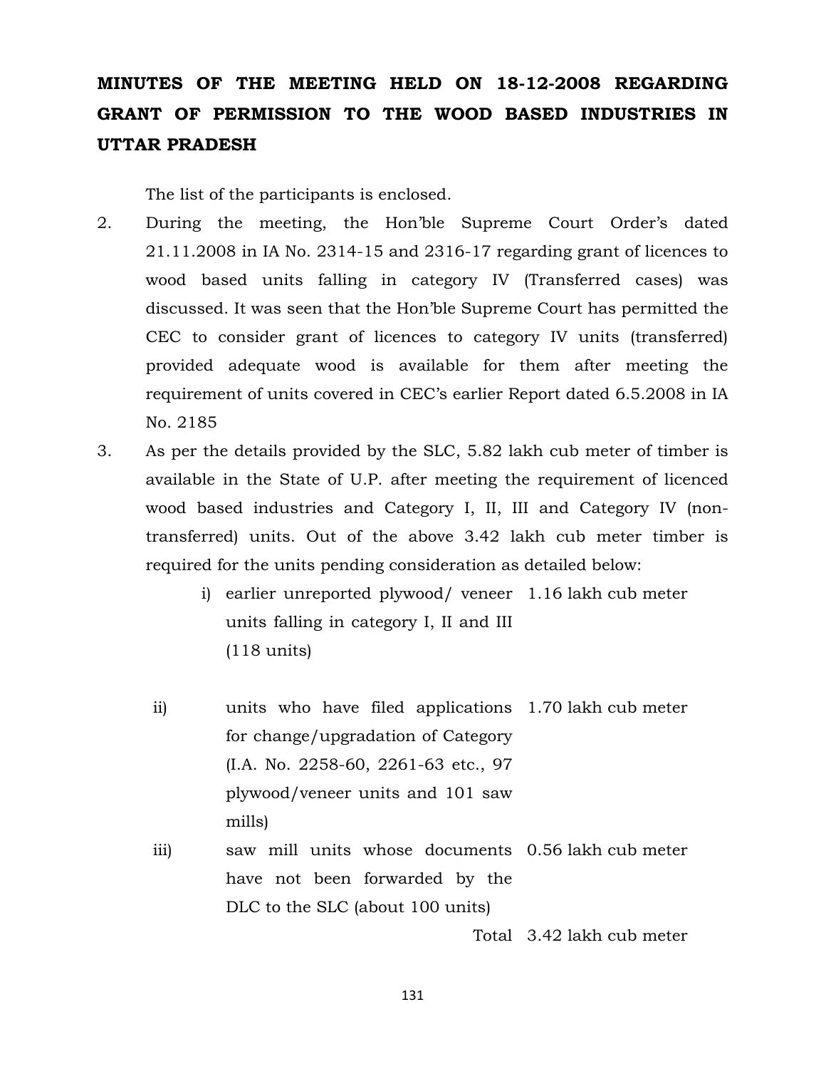# MINUTES OF THE MEETING HELD ON 18-12-2008 REGARDING GRANT OF PERMISSION TO THE WOOD BASED INDUSTRIES IN UTTAR PRADESH

The list of the participants is enclosed.

2. During the meeting, the Hon'ble Supreme Court Order's dated 21.11.2008 in IA No. 2314-15 and 2316-17 regarding grant of licences to wood based units falling in category IV (Transferred cases) was discussed. It was seen that the Hon'ble Supreme Court has permitted the CEC to consider grant of licences to category IV units (transferred) provided adequate wood is available for them after meeting the requirement of units covered in CEC's earlier Report dated 6.5.2008 in IA No. 2185

3. As per the details provided by the SLC, 5.82 lakh cub meter of timber is available in the State of U.P. after meeting the requirement of licenced wood based industries and Category I, II, III and Category IV (non-transferred) units. Out of the above 3.42 lakh cub meter timber is required for the units pending consideration as detailed below:

| | | |
|---|---|---|
| i) | earlier unreported plywood/ veneer units falling in category I, II and III (118 units) | 1.16 lakh cub meter |
| ii) | units who have filed applications for change/upgradation of Category (I.A. No. 2258-60, 2261-63 etc., 97 plywood/veneer units and 101 saw mills) | 1.70 lakh cub meter |
| iii) | saw mill units whose documents have not been forwarded by the DLC to the SLC (about 100 units) | 0.56 lakh cub meter |
| | Total | 3.42 lakh cub meter |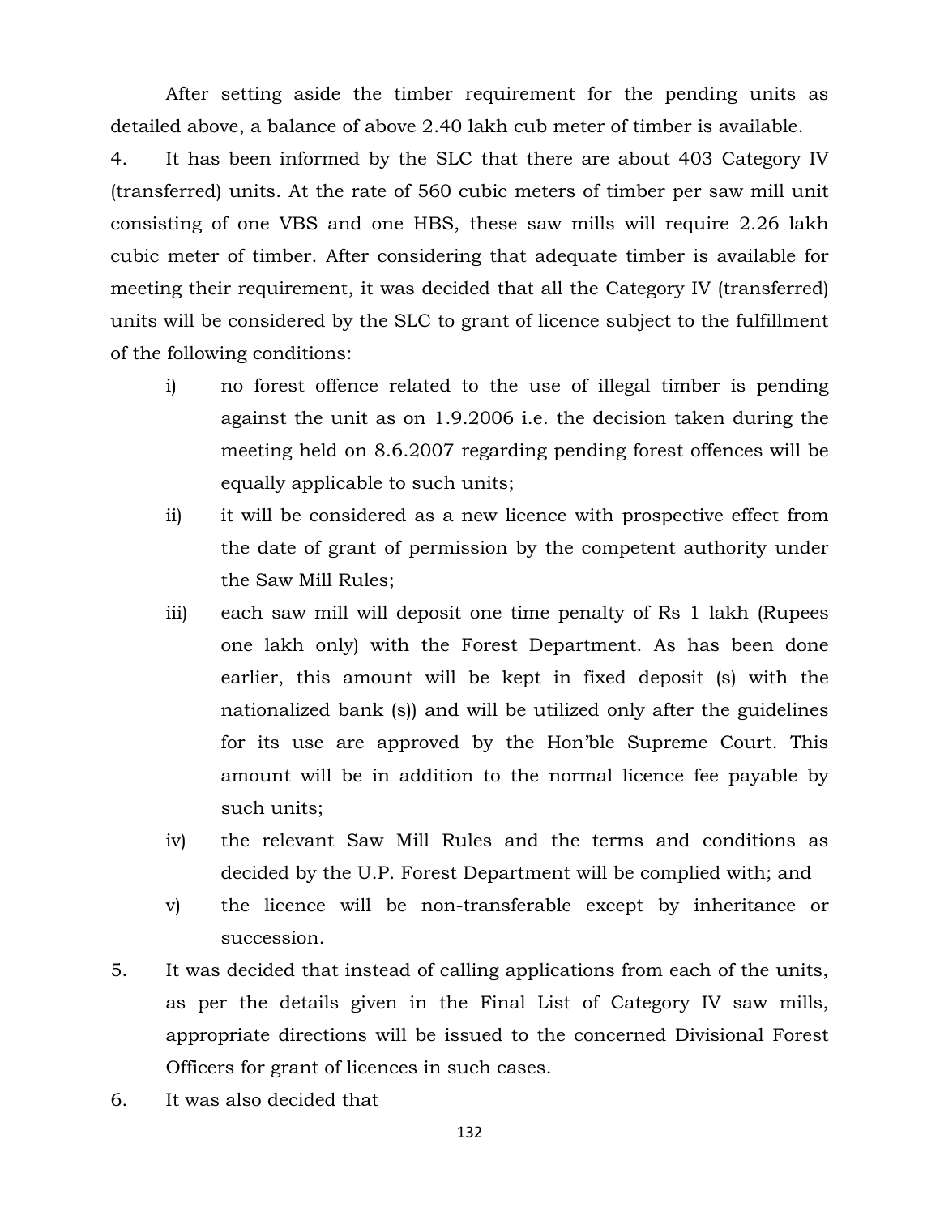After setting aside the timber requirement for the pending units as detailed above, a balance of above 2.40 lakh cub meter of timber is available.

4. It has been informed by the SLC that there are about 403 Category IV (transferred) units. At the rate of 560 cubic meters of timber per saw mill unit consisting of one VBS and one HBS, these saw mills will require 2.26 lakh cubic meter of timber. After considering that adequate timber is available for meeting their requirement, it was decided that all the Category IV (transferred) units will be considered by the SLC to grant of licence subject to the fulfillment of the following conditions:

   i) no forest offence related to the use of illegal timber is pending against the unit as on 1.9.2006 i.e. the decision taken during the meeting held on 8.6.2007 regarding pending forest offences will be equally applicable to such units;

   ii) it will be considered as a new licence with prospective effect from the date of grant of permission by the competent authority under the Saw Mill Rules;

   iii) each saw mill will deposit one time penalty of Rs 1 lakh (Rupees one lakh only) with the Forest Department. As has been done earlier, this amount will be kept in fixed deposit (s) with the nationalized bank (s)) and will be utilized only after the guidelines for its use are approved by the Hon'ble Supreme Court. This amount will be in addition to the normal licence fee payable by such units;

   iv) the relevant Saw Mill Rules and the terms and conditions as decided by the U.P. Forest Department will be complied with; and

   v) the licence will be non-transferable except by inheritance or succession.

5. It was decided that instead of calling applications from each of the units, as per the details given in the Final List of Category IV saw mills, appropriate directions will be issued to the concerned Divisional Forest Officers for grant of licences in such cases.

6. It was also decided that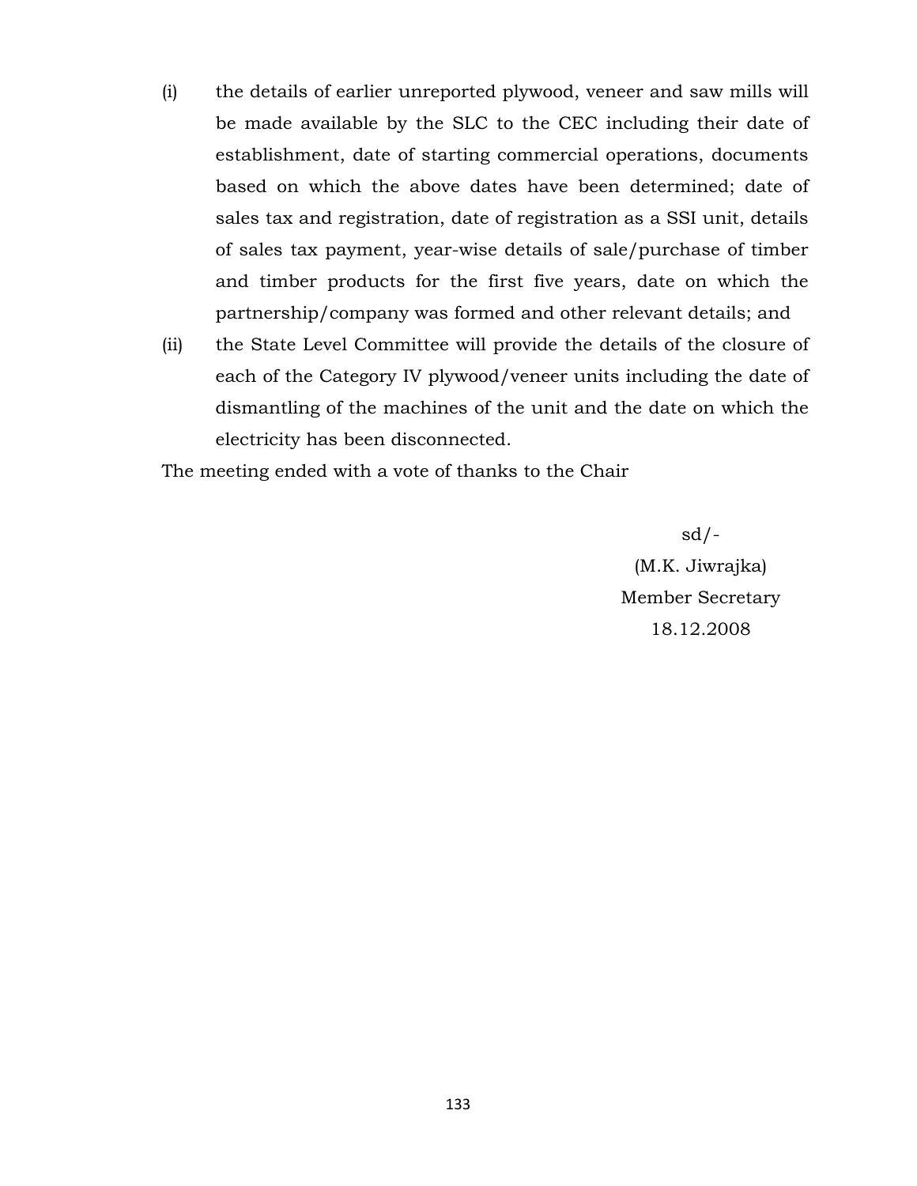(i) the details of earlier unreported plywood, veneer and saw mills will be made available by the SLC to the CEC including their date of establishment, date of starting commercial operations, documents based on which the above dates have been determined; date of sales tax and registration, date of registration as a SSI unit, details of sales tax payment, year-wise details of sale/purchase of timber and timber products for the first five years, date on which the partnership/company was formed and other relevant details; and

(ii) the State Level Committee will provide the details of the closure of each of the Category IV plywood/veneer units including the date of dismantling of the machines of the unit and the date on which the electricity has been disconnected.

The meeting ended with a vote of thanks to the Chair

sd/-
(M.K. Jiwrajka)
Member Secretary
18.12.2008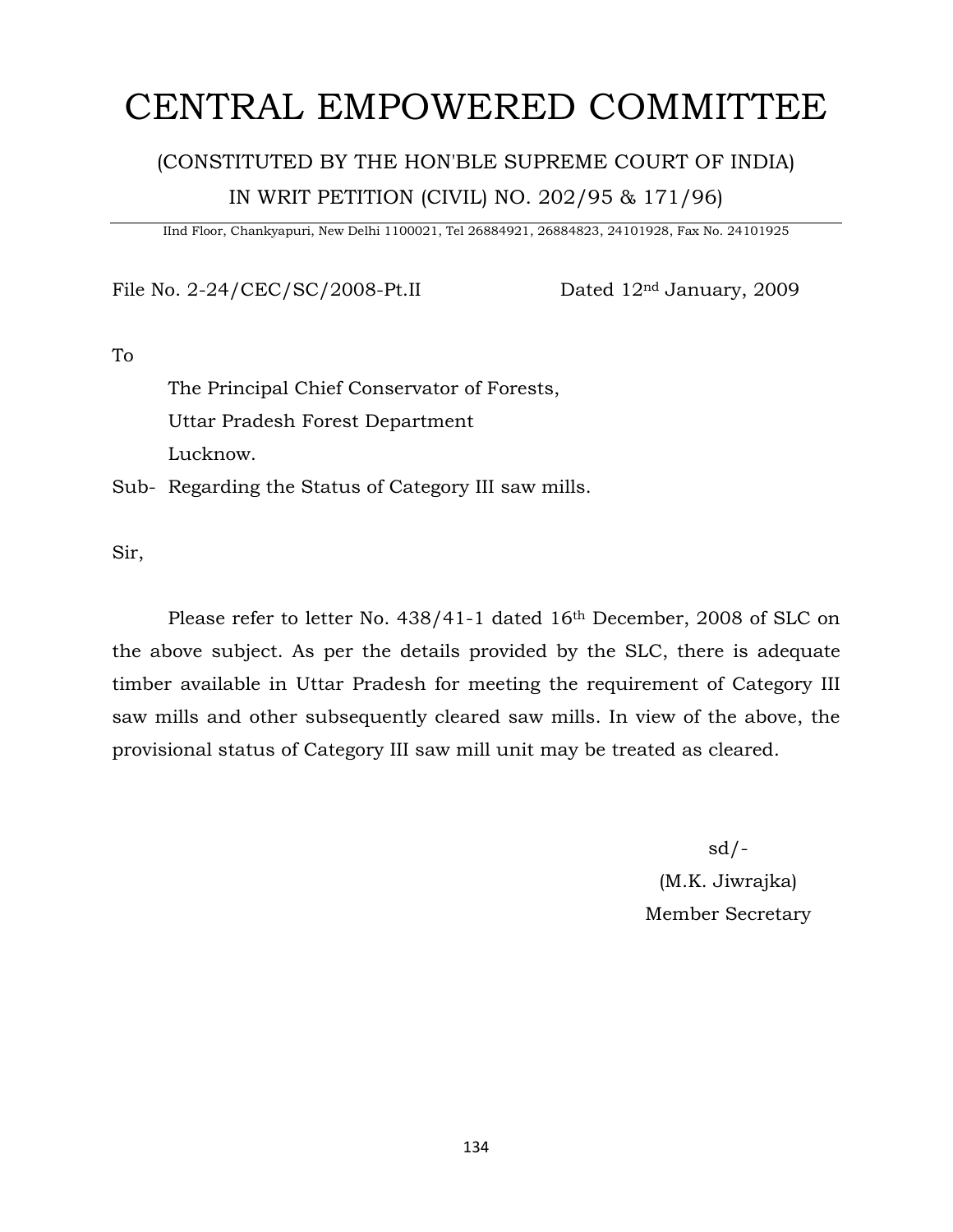# CENTRAL EMPOWERED COMMITTEE

(CONSTITUTED BY THE HON'BLE SUPREME COURT OF INDIA)

IN WRIT PETITION (CIVIL) NO. 202/95 & 171/96)

IInd Floor, Chankyapuri, New Delhi 1100021, Tel 26884921, 26884823, 24101928, Fax No. 24101925

---

File No. 2-24/CEC/SC/2008-Pt.II Dated 12nd January, 2009

To

The Principal Chief Conservator of Forests,
Uttar Pradesh Forest Department
Lucknow.

Sub- Regarding the Status of Category III saw mills.

Sir,

Please refer to letter No. 438/41-1 dated 16th December, 2008 of SLC on the above subject. As per the details provided by the SLC, there is adequate timber available in Uttar Pradesh for meeting the requirement of Category III saw mills and other subsequently cleared saw mills. In view of the above, the provisional status of Category III saw mill unit may be treated as cleared.

sd/-
(M.K. Jiwrajka)
Member Secretary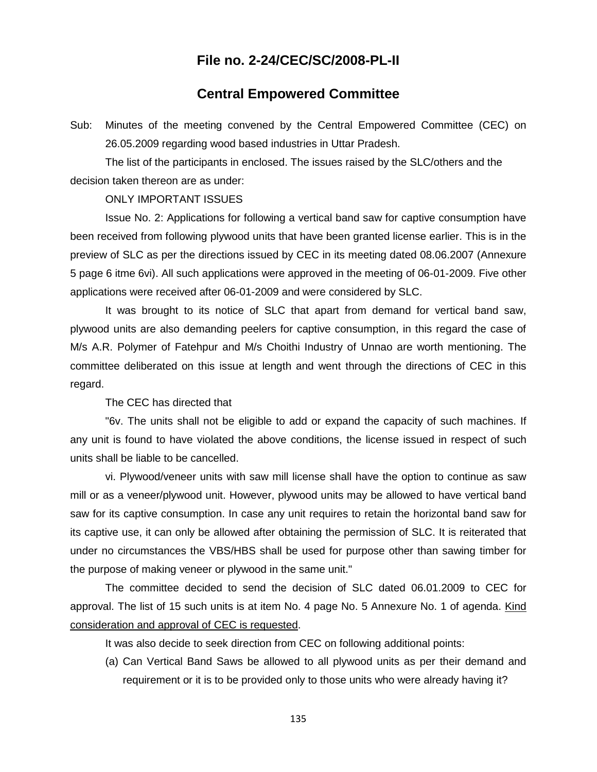## File no. 2-24/CEC/SC/2008-PL-II

## Central Empowered Committee

Sub: Minutes of the meeting convened by the Central Empowered Committee (CEC) on 26.05.2009 regarding wood based industries in Uttar Pradesh.

The list of the participants in enclosed. The issues raised by the SLC/others and the decision taken thereon are as under:

ONLY IMPORTANT ISSUES

Issue No. 2: Applications for following a vertical band saw for captive consumption have been received from following plywood units that have been granted license earlier. This is in the preview of SLC as per the directions issued by CEC in its meeting dated 08.06.2007 (Annexure 5 page 6 itme 6vi). All such applications were approved in the meeting of 06-01-2009. Five other applications were received after 06-01-2009 and were considered by SLC.

It was brought to its notice of SLC that apart from demand for vertical band saw, plywood units are also demanding peelers for captive consumption, in this regard the case of M/s A.R. Polymer of Fatehpur and M/s Choithi Industry of Unnao are worth mentioning. The committee deliberated on this issue at length and went through the directions of CEC in this regard.

The CEC has directed that

"6v. The units shall not be eligible to add or expand the capacity of such machines. If any unit is found to have violated the above conditions, the license issued in respect of such units shall be liable to be cancelled.

vi. Plywood/veneer units with saw mill license shall have the option to continue as saw mill or as a veneer/plywood unit. However, plywood units may be allowed to have vertical band saw for its captive consumption. In case any unit requires to retain the horizontal band saw for its captive use, it can only be allowed after obtaining the permission of SLC. It is reiterated that under no circumstances the VBS/HBS shall be used for purpose other than sawing timber for the purpose of making veneer or plywood in the same unit."

The committee decided to send the decision of SLC dated 06.01.2009 to CEC for approval. The list of 15 such units is at item No. 4 page No. 5 Annexure No. 1 of agenda. Kind consideration and approval of CEC is requested.

It was also decide to seek direction from CEC on following additional points:

(a) Can Vertical Band Saws be allowed to all plywood units as per their demand and requirement or it is to be provided only to those units who were already having it?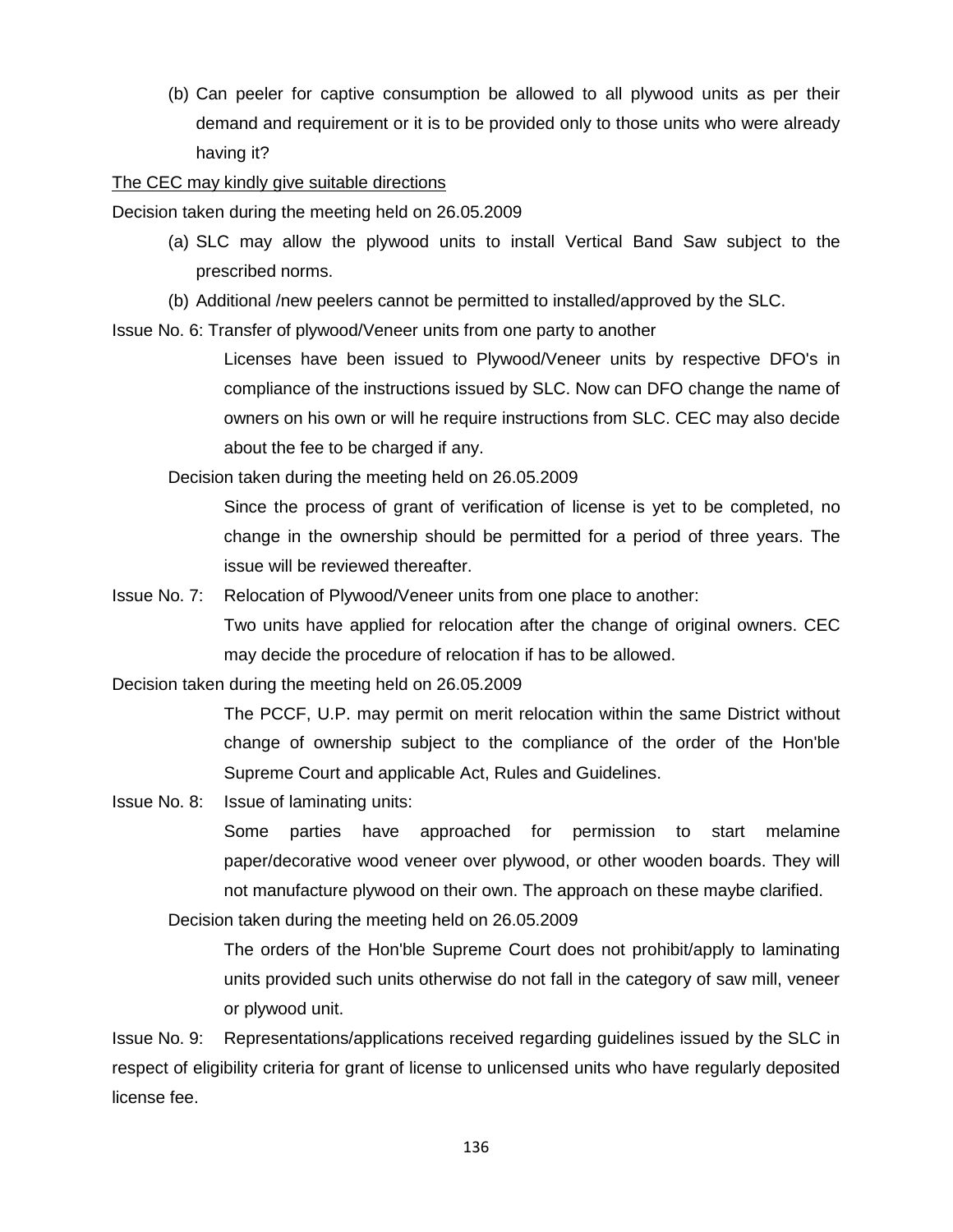(b) Can peeler for captive consumption be allowed to all plywood units as per their demand and requirement or it is to be provided only to those units who were already having it?

The CEC may kindly give suitable directions

Decision taken during the meeting held on 26.05.2009

(a) SLC may allow the plywood units to install Vertical Band Saw subject to the prescribed norms.

(b) Additional /new peelers cannot be permitted to installed/approved by the SLC.

Issue No. 6: Transfer of plywood/Veneer units from one party to another

Licenses have been issued to Plywood/Veneer units by respective DFO's in compliance of the instructions issued by SLC. Now can DFO change the name of owners on his own or will he require instructions from SLC. CEC may also decide about the fee to be charged if any.

Decision taken during the meeting held on 26.05.2009

Since the process of grant of verification of license is yet to be completed, no change in the ownership should be permitted for a period of three years. The issue will be reviewed thereafter.

Issue No. 7: Relocation of Plywood/Veneer units from one place to another:

Two units have applied for relocation after the change of original owners. CEC may decide the procedure of relocation if has to be allowed.

Decision taken during the meeting held on 26.05.2009

The PCCF, U.P. may permit on merit relocation within the same District without change of ownership subject to the compliance of the order of the Hon'ble Supreme Court and applicable Act, Rules and Guidelines.

Issue No. 8: Issue of laminating units:

Some parties have approached for permission to start melamine paper/decorative wood veneer over plywood, or other wooden boards. They will not manufacture plywood on their own. The approach on these maybe clarified.

Decision taken during the meeting held on 26.05.2009

The orders of the Hon'ble Supreme Court does not prohibit/apply to laminating units provided such units otherwise do not fall in the category of saw mill, veneer or plywood unit.

Issue No. 9: Representations/applications received regarding guidelines issued by the SLC in respect of eligibility criteria for grant of license to unlicensed units who have regularly deposited license fee.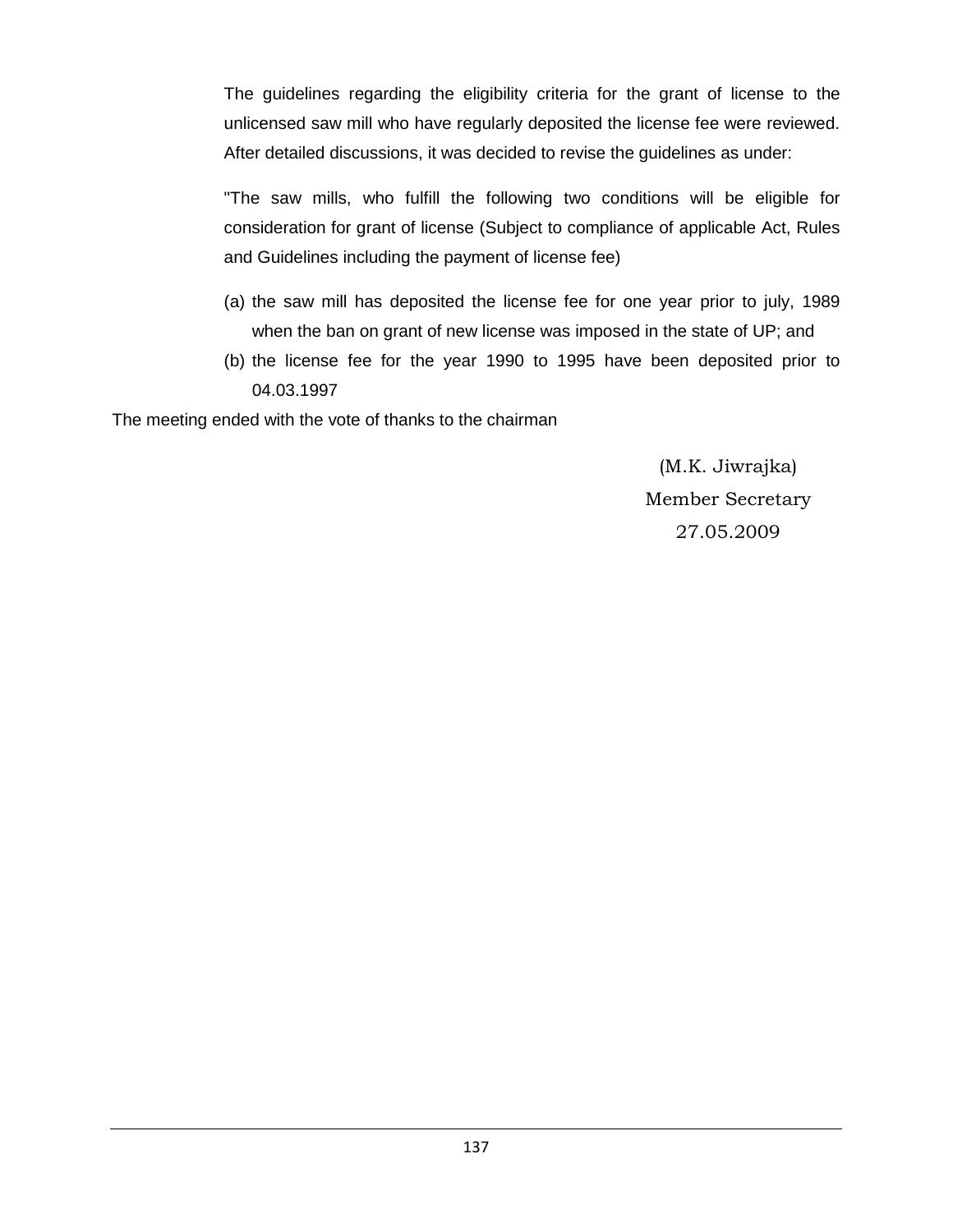The guidelines regarding the eligibility criteria for the grant of license to the unlicensed saw mill who have regularly deposited the license fee were reviewed. After detailed discussions, it was decided to revise the guidelines as under:

"The saw mills, who fulfill the following two conditions will be eligible for consideration for grant of license (Subject to compliance of applicable Act, Rules and Guidelines including the payment of license fee)

(a) the saw mill has deposited the license fee for one year prior to july, 1989 when the ban on grant of new license was imposed in the state of UP; and
(b) the license fee for the year 1990 to 1995 have been deposited prior to 04.03.1997

The meeting ended with the vote of thanks to the chairman

(M.K. Jiwrajka)
Member Secretary
27.05.2009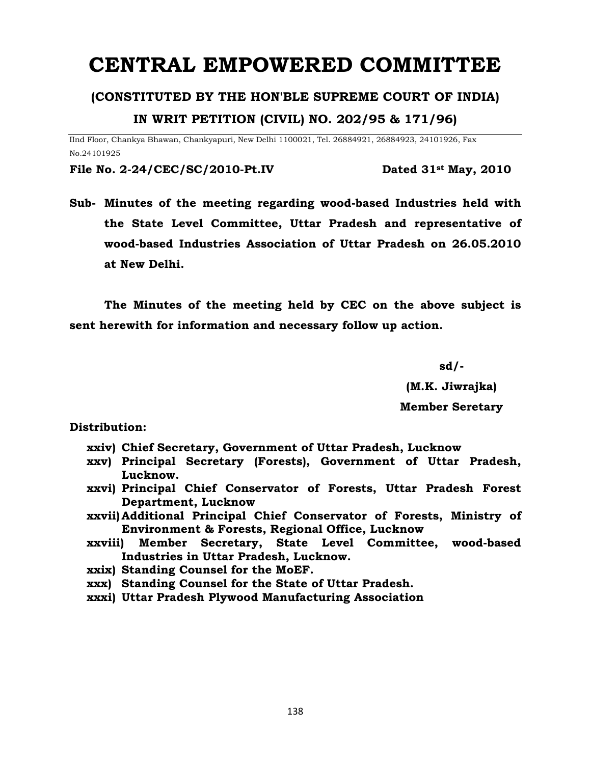# CENTRAL EMPOWERED COMMITTEE

## (CONSTITUTED BY THE HON'BLE SUPREME COURT OF INDIA)

## IN WRIT PETITION (CIVIL) NO. 202/95 & 171/96)

IInd Floor, Chankya Bhawan, Chankyapuri, New Delhi 1100021, Tel. 26884921, 26884923, 24101926, Fax No.24101925

**File No. 2-24/CEC/SC/2010-Pt.IV** **Dated 31st May, 2010**

**Sub- Minutes of the meeting regarding wood-based Industries held with the State Level Committee, Uttar Pradesh and representative of wood-based Industries Association of Uttar Pradesh on 26.05.2010 at New Delhi.**

**The Minutes of the meeting held by CEC on the above subject is sent herewith for information and necessary follow up action.**

**sd/-**

**(M.K. Jiwrajka)**

**Member Seretary**

**Distribution:**

- **xxiv) Chief Secretary, Government of Uttar Pradesh, Lucknow**
- **xxv) Principal Secretary (Forests), Government of Uttar Pradesh, Lucknow.**
- **xxvi) Principal Chief Conservator of Forests, Uttar Pradesh Forest Department, Lucknow**
- **xxvii) Additional Principal Chief Conservator of Forests, Ministry of Environment & Forests, Regional Office, Lucknow**
- **xxviii) Member Secretary, State Level Committee, wood-based Industries in Uttar Pradesh, Lucknow.**
- **xxix) Standing Counsel for the MoEF.**
- **xxx) Standing Counsel for the State of Uttar Pradesh.**
- **xxxi) Uttar Pradesh Plywood Manufacturing Association**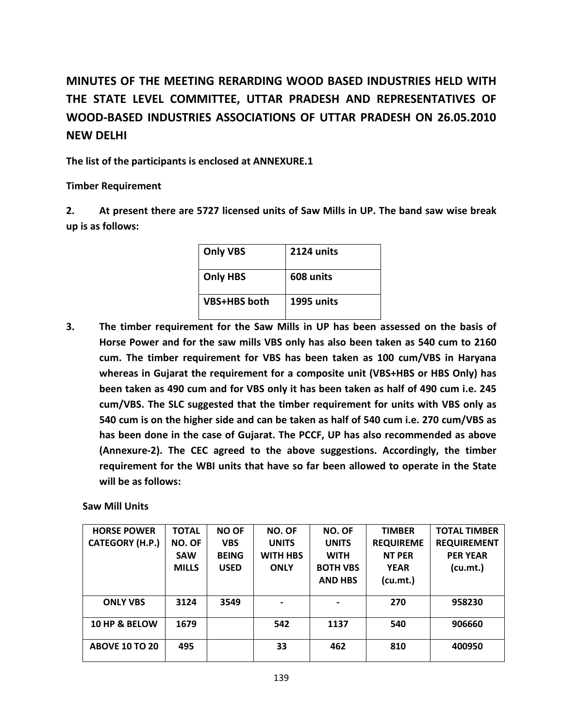# MINUTES OF THE MEETING RERARDING WOOD BASED INDUSTRIES HELD WITH THE STATE LEVEL COMMITTEE, UTTAR PRADESH AND REPRESENTATIVES OF WOOD-BASED INDUSTRIES ASSOCIATIONS OF UTTAR PRADESH ON 26.05.2010 NEW DELHI

**The list of the participants is enclosed at ANNEXURE.1**

**Timber Requirement**

**2. At present there are 5727 licensed units of Saw Mills in UP. The band saw wise break up is as follows:**

| | |
|---|---|
| **Only VBS** | **2124 units** |
| **Only HBS** | **608 units** |
| **VBS+HBS both** | **1995 units** |

**3. The timber requirement for the Saw Mills in UP has been assessed on the basis of Horse Power and for the saw mills VBS only has also been taken as 540 cum to 2160 cum. The timber requirement for VBS has been taken as 100 cum/VBS in Haryana whereas in Gujarat the requirement for a composite unit (VBS+HBS or HBS Only) has been taken as 490 cum and for VBS only it has been taken as half of 490 cum i.e. 245 cum/VBS. The SLC suggested that the timber requirement for units with VBS only as 540 cum is on the higher side and can be taken as half of 540 cum i.e. 270 cum/VBS as has been done in the case of Gujarat. The PCCF, UP has also recommended as above (Annexure-2). The CEC agreed to the above suggestions. Accordingly, the timber requirement for the WBI units that have so far been allowed to operate in the State will be as follows:**

**Saw Mill Units**

| HORSE POWER CATEGORY (H.P.) | TOTAL NO. OF SAW MILLS | NO OF VBS BEING USED | NO. OF UNITS WITH HBS ONLY | NO. OF UNITS WITH BOTH VBS AND HBS | TIMBER REQUIREMENT PER YEAR (cu.mt.) | TOTAL TIMBER REQUIREMENT PER YEAR (cu.mt.) |
|---|---|---|---|---|---|---|
| **ONLY VBS** | **3124** | **3549** | **-** | **-** | **270** | **958230** |
| **10 HP & BELOW** | **1679** | | **542** | **1137** | **540** | **906660** |
| **ABOVE 10 TO 20** | **495** | | **33** | **462** | **810** | **400950** |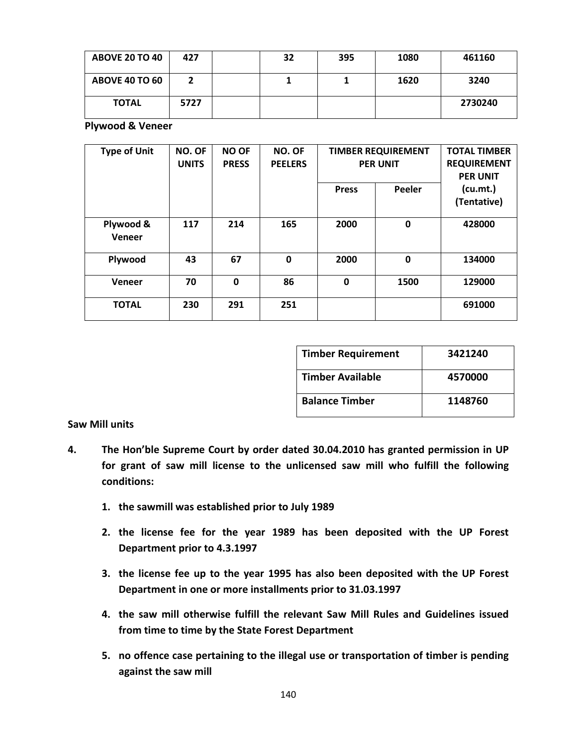| ABOVE 20 TO 40 | 427 | | 32 | 395 | 1080 | 461160 |
|---|---|---|---|---|---|---|
| ABOVE 40 TO 60 | 2 | | 1 | 1 | 1620 | 3240 |
| TOTAL | 5727 | | | | | 2730240 |

**Plywood & Veneer**

| Type of Unit | NO. OF UNITS | NO OF PRESS | NO. OF PEELERS | TIMBER REQUIREMENT PER UNIT | | TOTAL TIMBER REQUIREMENT PER UNIT (cu.mt.) (Tentative) |
|---|---|---|---|---|---|---|
| | | | | Press | Peeler | |
| Plywood & Veneer | 117 | 214 | 165 | 2000 | 0 | 428000 |
| Plywood | 43 | 67 | 0 | 2000 | 0 | 134000 |
| Veneer | 70 | 0 | 86 | 0 | 1500 | 129000 |
| TOTAL | 230 | 291 | 251 | | | 691000 |

| Timber Requirement | 3421240 |
|---|---|
| Timber Available | 4570000 |
| Balance Timber | 1148760 |

**Saw Mill units**

4. **The Hon'ble Supreme Court by order dated 30.04.2010 has granted permission in UP for grant of saw mill license to the unlicensed saw mill who fulfill the following conditions:**

    1. **the sawmill was established prior to July 1989**
    2. **the license fee for the year 1989 has been deposited with the UP Forest Department prior to 4.3.1997**
    3. **the license fee up to the year 1995 has also been deposited with the UP Forest Department in one or more installments prior to 31.03.1997**
    4. **the saw mill otherwise fulfill the relevant Saw Mill Rules and Guidelines issued from time to time by the State Forest Department**
    5. **no offence case pertaining to the illegal use or transportation of timber is pending against the saw mill**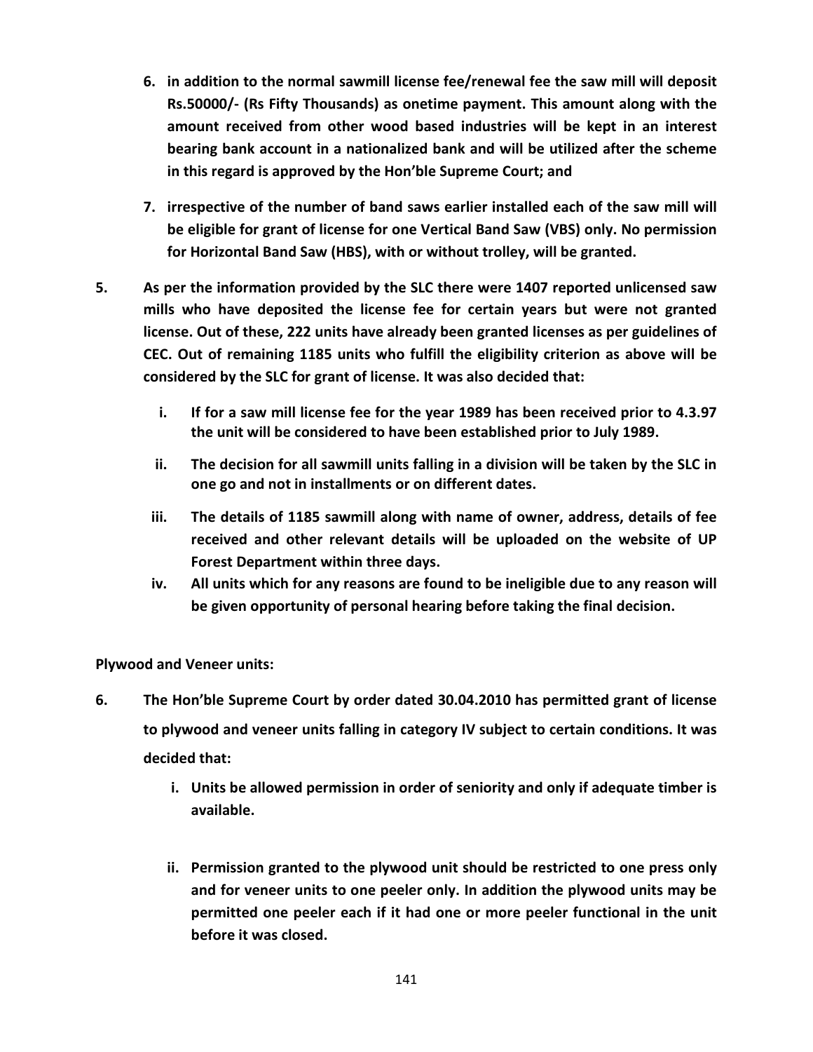6. **in addition to the normal sawmill license fee/renewal fee the saw mill will deposit Rs.50000/- (Rs Fifty Thousands) as onetime payment. This amount along with the amount received from other wood based industries will be kept in an interest bearing bank account in a nationalized bank and will be utilized after the scheme in this regard is approved by the Hon'ble Supreme Court; and**

7. **irrespective of the number of band saws earlier installed each of the saw mill will be eligible for grant of license for one Vertical Band Saw (VBS) only. No permission for Horizontal Band Saw (HBS), with or without trolley, will be granted.**

**5. As per the information provided by the SLC there were 1407 reported unlicensed saw mills who have deposited the license fee for certain years but were not granted license. Out of these, 222 units have already been granted licenses as per guidelines of CEC. Out of remaining 1185 units who fulfill the eligibility criterion as above will be considered by the SLC for grant of license. It was also decided that:**

   i. **If for a saw mill license fee for the year 1989 has been received prior to 4.3.97 the unit will be considered to have been established prior to July 1989.**

   ii. **The decision for all sawmill units falling in a division will be taken by the SLC in one go and not in installments or on different dates.**

   iii. **The details of 1185 sawmill along with name of owner, address, details of fee received and other relevant details will be uploaded on the website of UP Forest Department within three days.**

   iv. **All units which for any reasons are found to be ineligible due to any reason will be given opportunity of personal hearing before taking the final decision.**

**Plywood and Veneer units:**

**6. The Hon'ble Supreme Court by order dated 30.04.2010 has permitted grant of license to plywood and veneer units falling in category IV subject to certain conditions. It was decided that:**

   i. **Units be allowed permission in order of seniority and only if adequate timber is available.**

   ii. **Permission granted to the plywood unit should be restricted to one press only and for veneer units to one peeler only. In addition the plywood units may be permitted one peeler each if it had one or more peeler functional in the unit before it was closed.**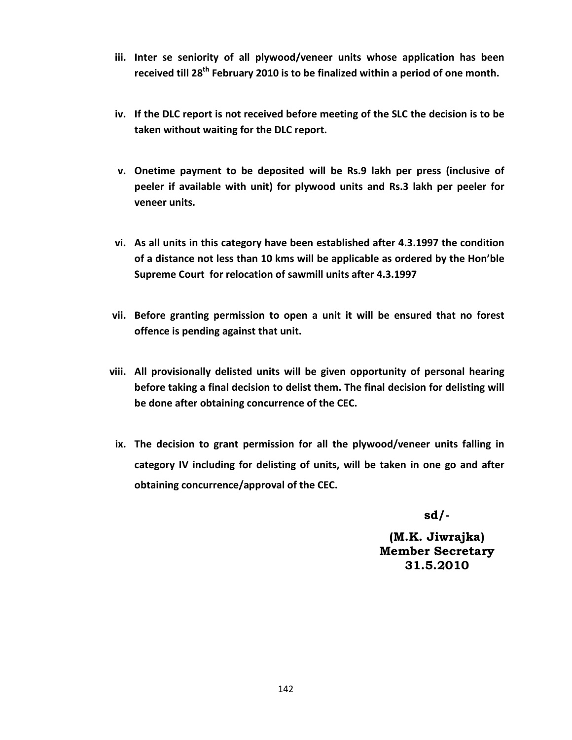iii. **Inter se seniority of all plywood/veneer units whose application has been received till 28th February 2010 is to be finalized within a period of one month.**

iv. **If the DLC report is not received before meeting of the SLC the decision is to be taken without waiting for the DLC report.**

v. **Onetime payment to be deposited will be Rs.9 lakh per press (inclusive of peeler if available with unit) for plywood units and Rs.3 lakh per peeler for veneer units.**

vi. **As all units in this category have been established after 4.3.1997 the condition of a distance not less than 10 kms will be applicable as ordered by the Hon'ble Supreme Court for relocation of sawmill units after 4.3.1997**

vii. **Before granting permission to open a unit it will be ensured that no forest offence is pending against that unit.**

viii. **All provisionally delisted units will be given opportunity of personal hearing before taking a final decision to delist them. The final decision for delisting will be done after obtaining concurrence of the CEC.**

ix. **The decision to grant permission for all the plywood/veneer units falling in category IV including for delisting of units, will be taken in one go and after obtaining concurrence/approval of the CEC.**

**sd/-**

**(M.K. Jiwrajka)**
**Member Secretary**
**31.5.2010**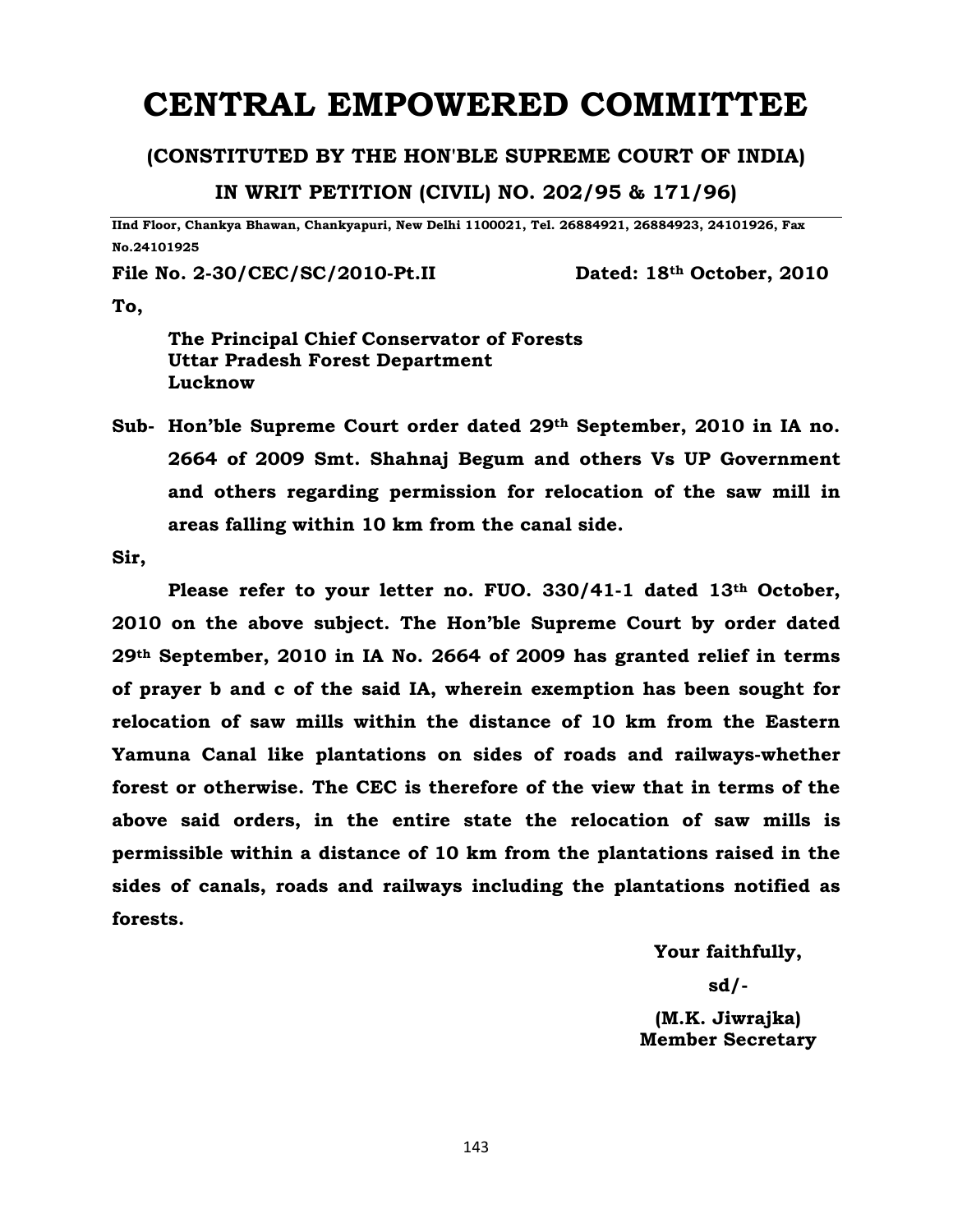# CENTRAL EMPOWERED COMMITTEE

## (CONSTITUTED BY THE HON'BLE SUPREME COURT OF INDIA)

## IN WRIT PETITION (CIVIL) NO. 202/95 & 171/96)

**IInd Floor, Chankya Bhawan, Chankyapuri, New Delhi 1100021, Tel. 26884921, 26884923, 24101926, Fax No.24101925**

**File No. 2-30/CEC/SC/2010-Pt.II** **Dated: 18th October, 2010**

**To,**

**The Principal Chief Conservator of Forests**
**Uttar Pradesh Forest Department**
**Lucknow**

**Sub- Hon'ble Supreme Court order dated 29th September, 2010 in IA no. 2664 of 2009 Smt. Shahnaj Begum and others Vs UP Government and others regarding permission for relocation of the saw mill in areas falling within 10 km from the canal side.**

**Sir,**

**Please refer to your letter no. FUO. 330/41-1 dated 13th October, 2010 on the above subject. The Hon'ble Supreme Court by order dated 29th September, 2010 in IA No. 2664 of 2009 has granted relief in terms of prayer b and c of the said IA, wherein exemption has been sought for relocation of saw mills within the distance of 10 km from the Eastern Yamuna Canal like plantations on sides of roads and railways-whether forest or otherwise. The CEC is therefore of the view that in terms of the above said orders, in the entire state the relocation of saw mills is permissible within a distance of 10 km from the plantations raised in the sides of canals, roads and railways including the plantations notified as forests.**

**Your faithfully,**

**sd/-**

**(M.K. Jiwrajka)**
**Member Secretary**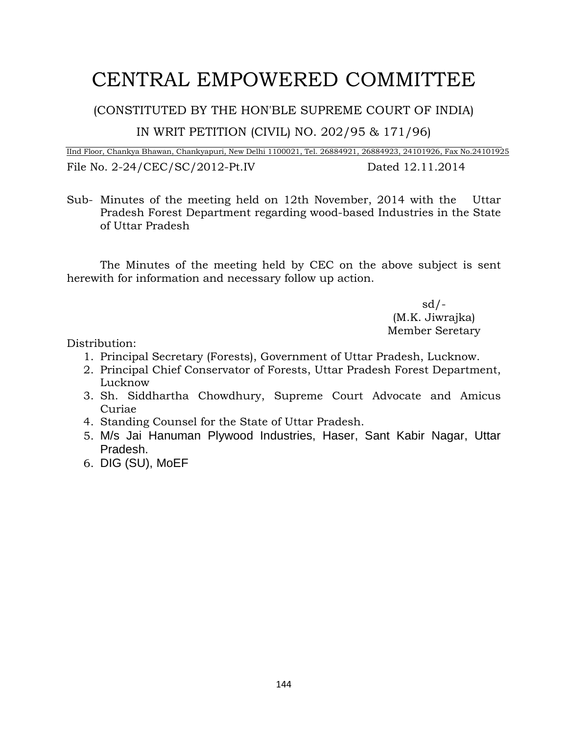# CENTRAL EMPOWERED COMMITTEE

(CONSTITUTED BY THE HON'BLE SUPREME COURT OF INDIA)

IN WRIT PETITION (CIVIL) NO. 202/95 & 171/96)

IInd Floor, Chankya Bhawan, Chankyapuri, New Delhi 1100021, Tel. 26884921, 26884923, 24101926, Fax No.24101925

File No. 2-24/CEC/SC/2012-Pt.IV Dated 12.11.2014

Sub- Minutes of the meeting held on 12th November, 2014 with the Uttar Pradesh Forest Department regarding wood-based Industries in the State of Uttar Pradesh

The Minutes of the meeting held by CEC on the above subject is sent herewith for information and necessary follow up action.

sd/-
(M.K. Jiwrajka)
Member Seretary

Distribution:

1. Principal Secretary (Forests), Government of Uttar Pradesh, Lucknow.
2. Principal Chief Conservator of Forests, Uttar Pradesh Forest Department, Lucknow
3. Sh. Siddhartha Chowdhury, Supreme Court Advocate and Amicus Curiae
4. Standing Counsel for the State of Uttar Pradesh.
5. M/s Jai Hanuman Plywood Industries, Haser, Sant Kabir Nagar, Uttar Pradesh.
6. DIG (SU), MoEF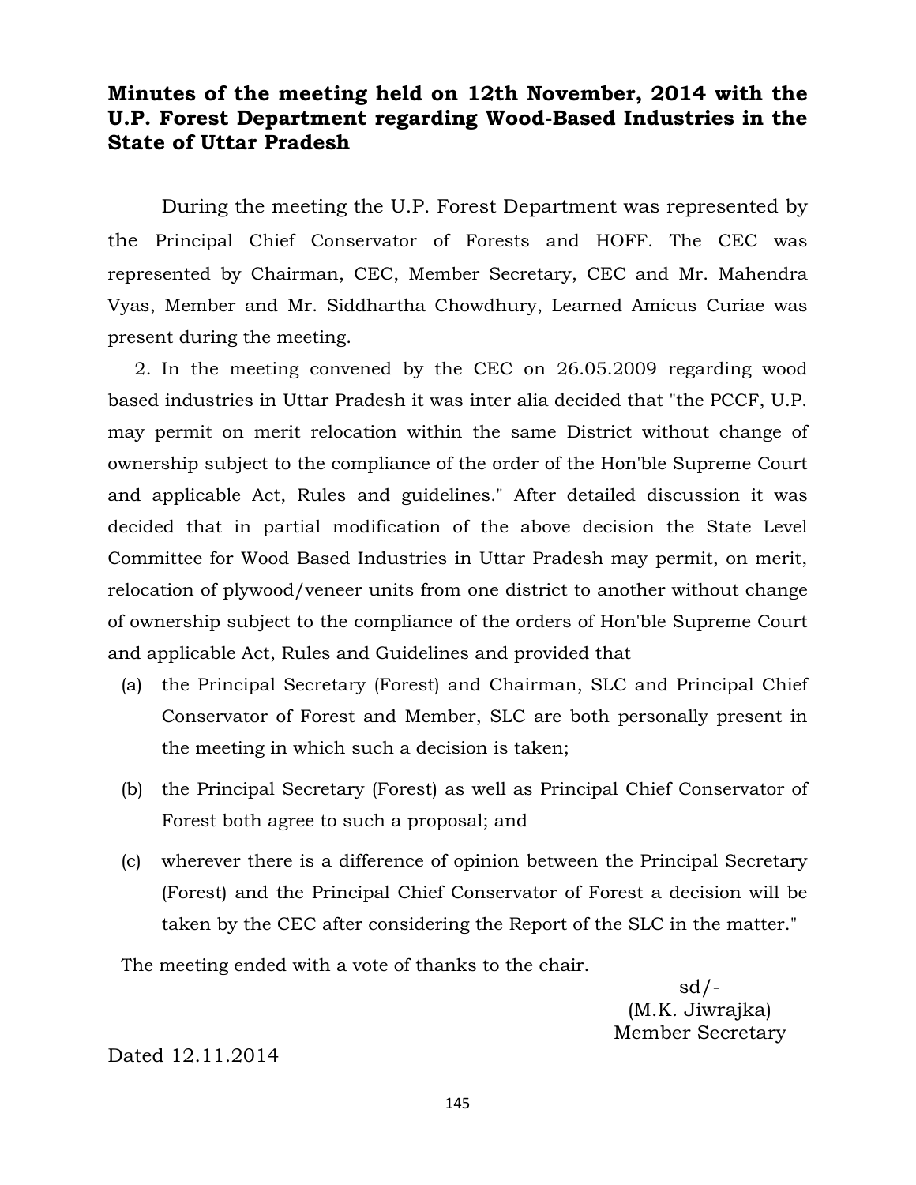**Minutes of the meeting held on 12th November, 2014 with the U.P. Forest Department regarding Wood-Based Industries in the State of Uttar Pradesh**

During the meeting the U.P. Forest Department was represented by the Principal Chief Conservator of Forests and HOFF. The CEC was represented by Chairman, CEC, Member Secretary, CEC and Mr. Mahendra Vyas, Member and Mr. Siddhartha Chowdhury, Learned Amicus Curiae was present during the meeting.

2. In the meeting convened by the CEC on 26.05.2009 regarding wood based industries in Uttar Pradesh it was inter alia decided that "the PCCF, U.P. may permit on merit relocation within the same District without change of ownership subject to the compliance of the order of the Hon'ble Supreme Court and applicable Act, Rules and guidelines." After detailed discussion it was decided that in partial modification of the above decision the State Level Committee for Wood Based Industries in Uttar Pradesh may permit, on merit, relocation of plywood/veneer units from one district to another without change of ownership subject to the compliance of the orders of Hon'ble Supreme Court and applicable Act, Rules and Guidelines and provided that

(a) the Principal Secretary (Forest) and Chairman, SLC and Principal Chief Conservator of Forest and Member, SLC are both personally present in the meeting in which such a decision is taken;

(b) the Principal Secretary (Forest) as well as Principal Chief Conservator of Forest both agree to such a proposal; and

(c) wherever there is a difference of opinion between the Principal Secretary (Forest) and the Principal Chief Conservator of Forest a decision will be taken by the CEC after considering the Report of the SLC in the matter."

The meeting ended with a vote of thanks to the chair.

sd/-
(M.K. Jiwrajka)
Member Secretary

Dated 12.11.2014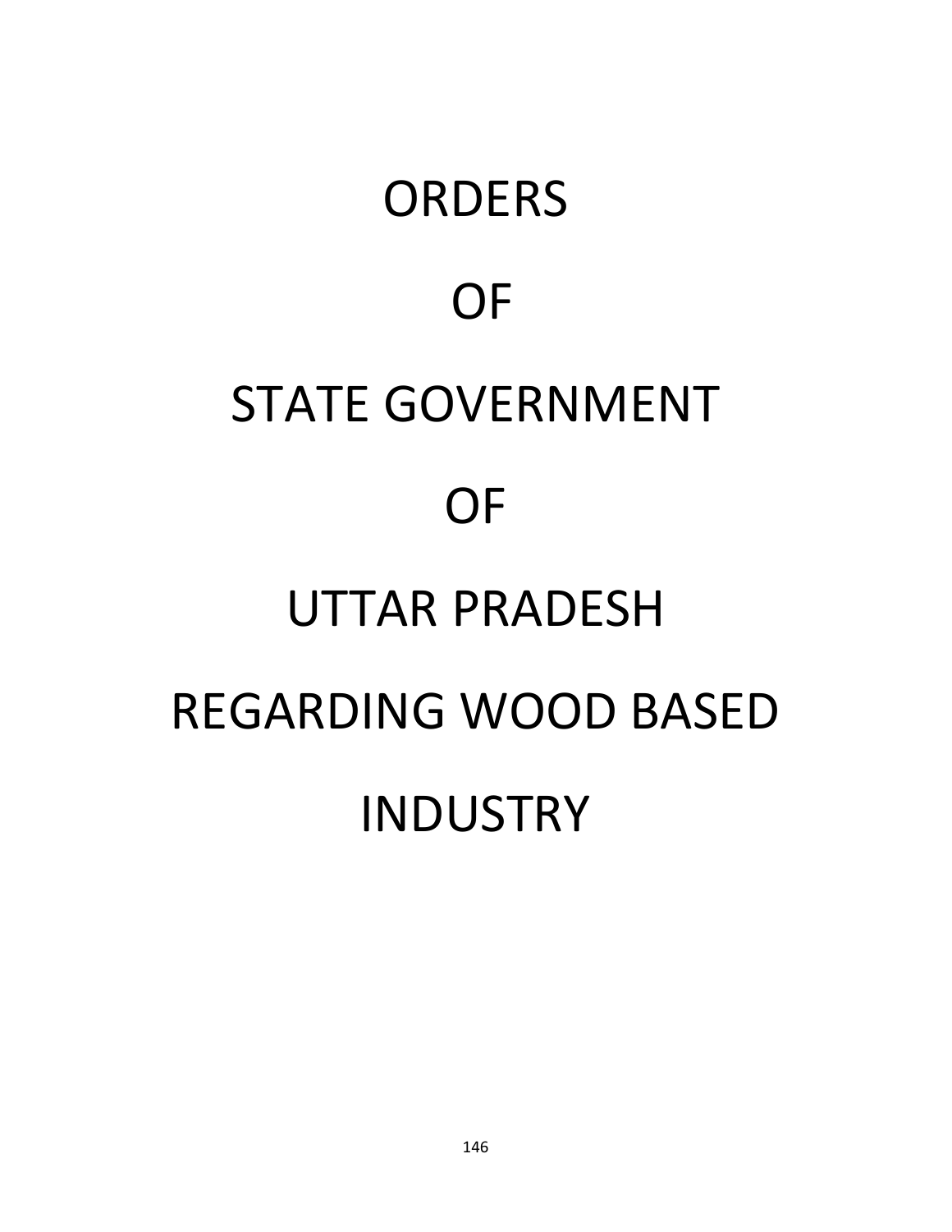# ORDERS

# OF

# STATE GOVERNMENT

# OF

# UTTAR PRADESH

# REGARDING WOOD BASED

# INDUSTRY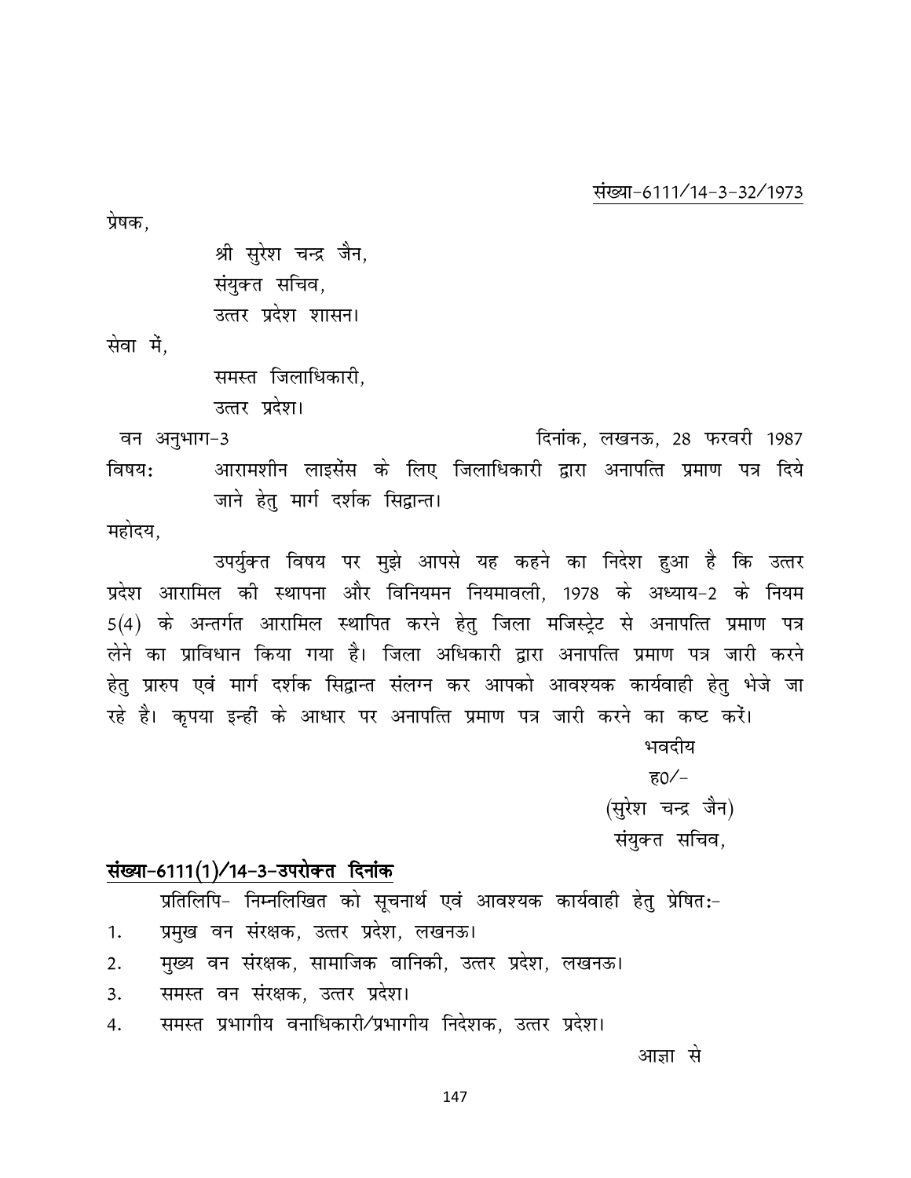संख्या-6111/14-3-32/1973

प्रेषक,

श्री सुरेश चन्द्र जैन,  
संयुक्त सचिव,  
उत्तर प्रदेश शासन।

सेवा में,

समस्त जिलाधिकारी,  
उत्तर प्रदेश।

वन अनुभाग-3 दिनांक, लखनऊ, 28 फरवरी 1987

विषयः आरामशीन लाइसेंस के लिए जिलाधिकारी द्वारा अनापत्ति प्रमाण पत्र दिये जाने हेतु मार्ग दर्शक सिद्वान्त।

महोदय,

उपर्युक्त विषय पर मुझे आपसे यह कहने का निदेश हुआ है कि उत्तर प्रदेश आरामिल की स्थापना और विनियमन नियमावली, 1978 के अध्याय-2 के नियम 5(4) के अन्तर्गत आरामिल स्थापित करने हेतु जिला मजिस्ट्रेट से अनापत्ति प्रमाण पत्र लेने का प्राविधान किया गया है। जिला अधिकारी द्वारा अनापत्ति प्रमाण पत्र जारी करने हेतु प्रारुप एवं मार्ग दर्शक सिद्वान्त संलग्न कर आपको आवश्यक कार्यवाही हेतु भेजे जा रहे है। कृपया इन्हीं के आधार पर अनापत्ति प्रमाण पत्र जारी करने का कष्ट करें।

भवदीय  
ह0/-  
(सुरेश चन्द्र जैन)  
संयुक्त सचिव,

**संख्या-6111(1)/14-3-उपरोक्त दिनांक**

प्रतिलिपि- निम्नलिखित को सूचनार्थ एवं आवश्यक कार्यवाही हेतु प्रेषितः-

1. प्रमुख वन संरक्षक, उत्तर प्रदेश, लखनऊ।
2. मुख्य वन संरक्षक, सामाजिक वानिकी, उत्तर प्रदेश, लखनऊ।
3. समस्त वन संरक्षक, उत्तर प्रदेश।
4. समस्त प्रभागीय वनाधिकारी/प्रभागीय निदेशक, उत्तर प्रदेश।

आज्ञा से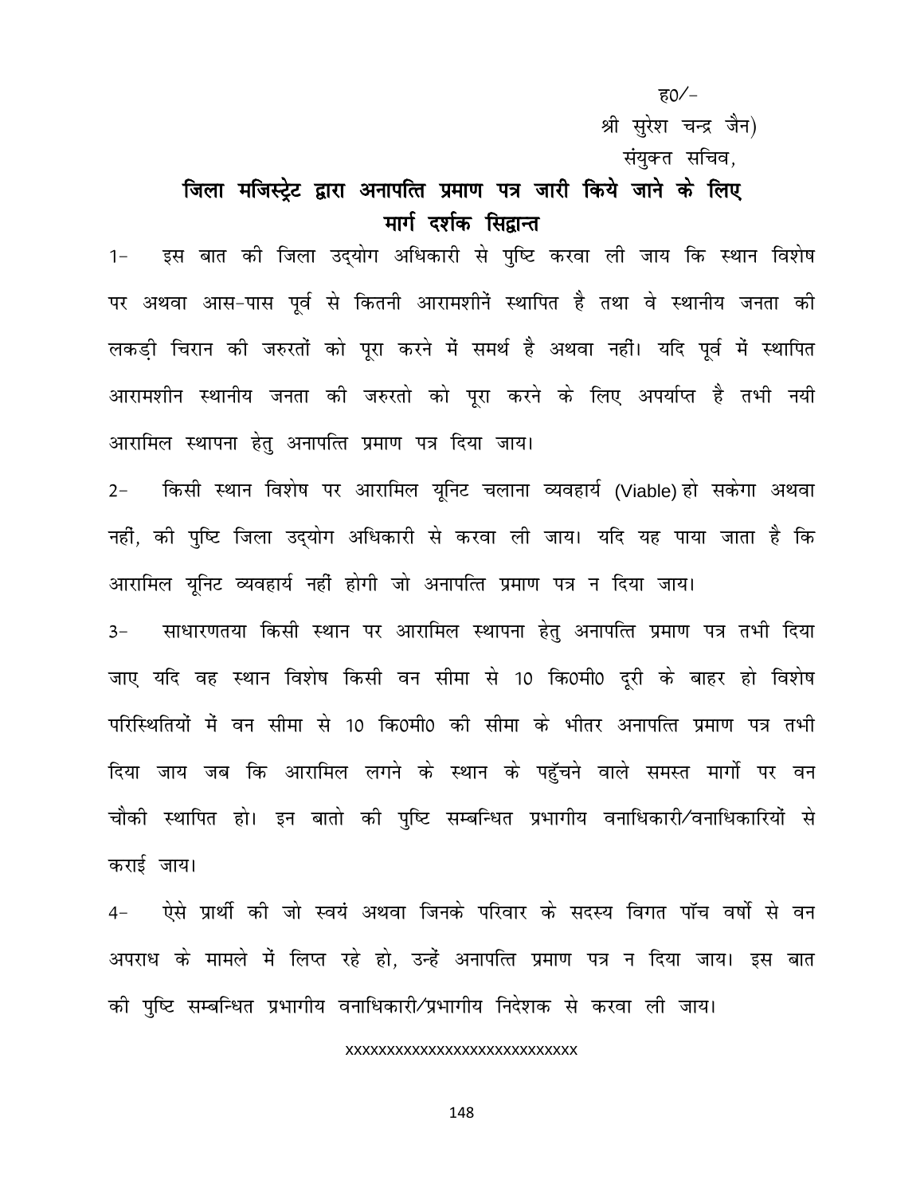ह0/-

श्री सुरेश चन्द्र जैन)

संयुक्त सचिव,

## जिला मजिस्ट्रेट द्वारा अनापत्ति प्रमाण पत्र जारी किये जाने के लिए मार्ग दर्शक सिद्वान्त

1- इस बात की जिला उद्योग अधिकारी से पुष्टि करवा ली जाय कि स्थान विशेष पर अथवा आस-पास पूर्व से कितनी आरामशीनें स्थापित है तथा वे स्थानीय जनता की लकड़ी चिरान की जरुरतों को पूरा करने में समर्थ है अथवा नहीं। यदि पूर्व में स्थापित आरामशीन स्थानीय जनता की जरुरतो को पूरा करने के लिए अपर्याप्त है तभी नयी आरामिल स्थापना हेतु अनापत्ति प्रमाण पत्र दिया जाय।

2- किसी स्थान विशेष पर आरामिल यूनिट चलाना व्यवहार्य (Viable) हो सकेगा अथवा नहीं, की पुष्टि जिला उद्योग अधिकारी से करवा ली जाय। यदि यह पाया जाता है कि आरामिल यूनिट व्यवहार्य नहीं होगी जो अनापत्ति प्रमाण पत्र न दिया जाय।

3- साधारणतया किसी स्थान पर आरामिल स्थापना हेतु अनापत्ति प्रमाण पत्र तभी दिया जाए यदि वह स्थान विशेष किसी वन सीमा से 10 कि0मी0 दूरी के बाहर हो विशेष परिस्थितियों में वन सीमा से 10 कि0मी0 की सीमा के भीतर अनापत्ति प्रमाण पत्र तभी दिया जाय जब कि आरामिल लगने के स्थान के पहुॅचने वाले समस्त मार्गो पर वन चौकी स्थापित हो। इन बातो की पुष्टि सम्बन्धित प्रभागीय वनाधिकारी/वनाधिकारियों से कराई जाय।

4- ऐसे प्रार्थी की जो स्वयं अथवा जिनके परिवार के सदस्य विगत पॉच वर्षो से वन अपराध के मामले में लिप्त रहे हो, उन्हें अनापत्ति प्रमाण पत्र न दिया जाय। इस बात की पुष्टि सम्बन्धित प्रभागीय वनाधिकारी/प्रभागीय निदेशक से करवा ली जाय।

xxxxxxxxxxxxxxxxxxxxxxxxxxxx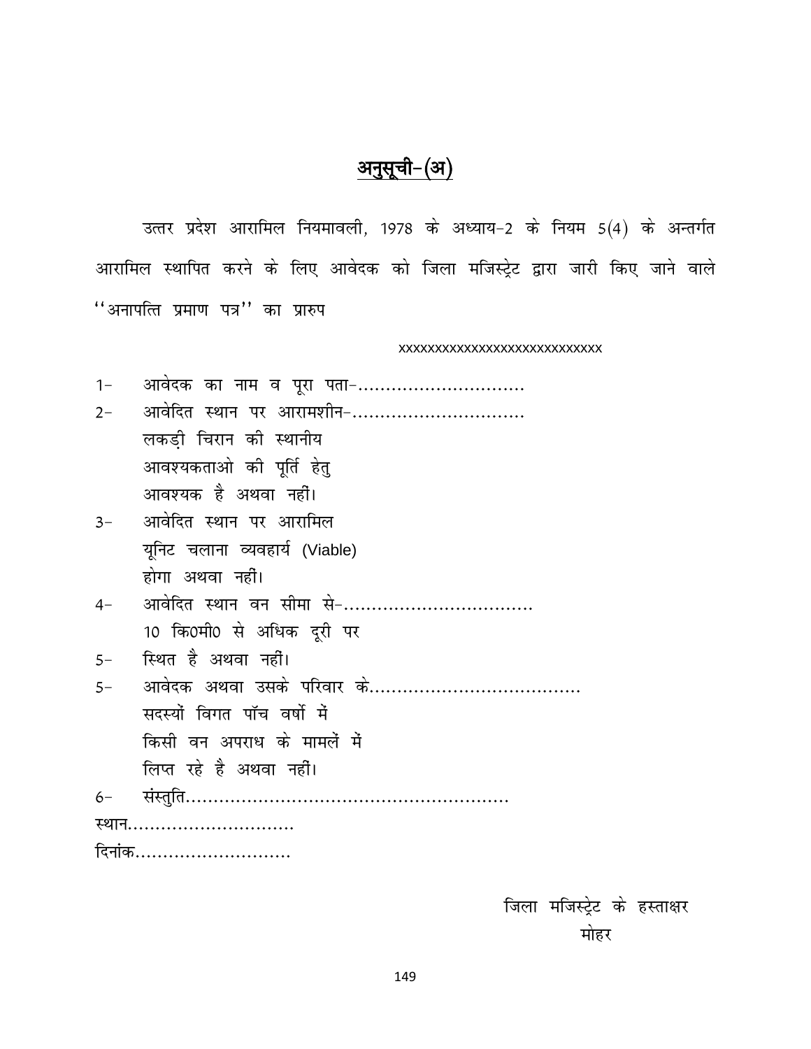# अनुसूची-(अ)

उत्तर प्रदेश आरामिल नियमावली, 1978 के अध्याय-2 के नियम 5(4) के अन्तर्गत आरामिल स्थापित करने के लिए आवेदक को जिला मजिस्ट्रेट द्वारा जारी किए जाने वाले ''अनापत्ति प्रमाण पत्र'' का प्रारुप

xxxxxxxxxxxxxxxxxxxxxxxxxxxxx

1- आवेदक का नाम व पूरा पता-...............................

2- आवेदित स्थान पर आरामशीन-................................
   लकड़ी चिरान की स्थानीय
   आवश्यकताओ की पूर्ति हेतु
   आवश्यक है अथवा नहीं।

3- आवेदित स्थान पर आरामिल
   यूनिट चलाना व्यवहार्य (Viable)
   होगा अथवा नहीं।

4- आवेदित स्थान वन सीमा से-...................................
   10 कि0मी0 से अधिक दूरी पर

5- स्थित है अथवा नहीं।

5- आवेदक अथवा उसके परिवार के......................................
   सदस्यों विगत पॉच वर्षो में
   किसी वन अपराध के मामलें में
   लिप्त रहे है अथवा नहीं।

6- संस्तुति...........................................................

स्थान..............................

दिनांक............................

जिला मजिस्ट्रेट के हस्ताक्षर

मोहर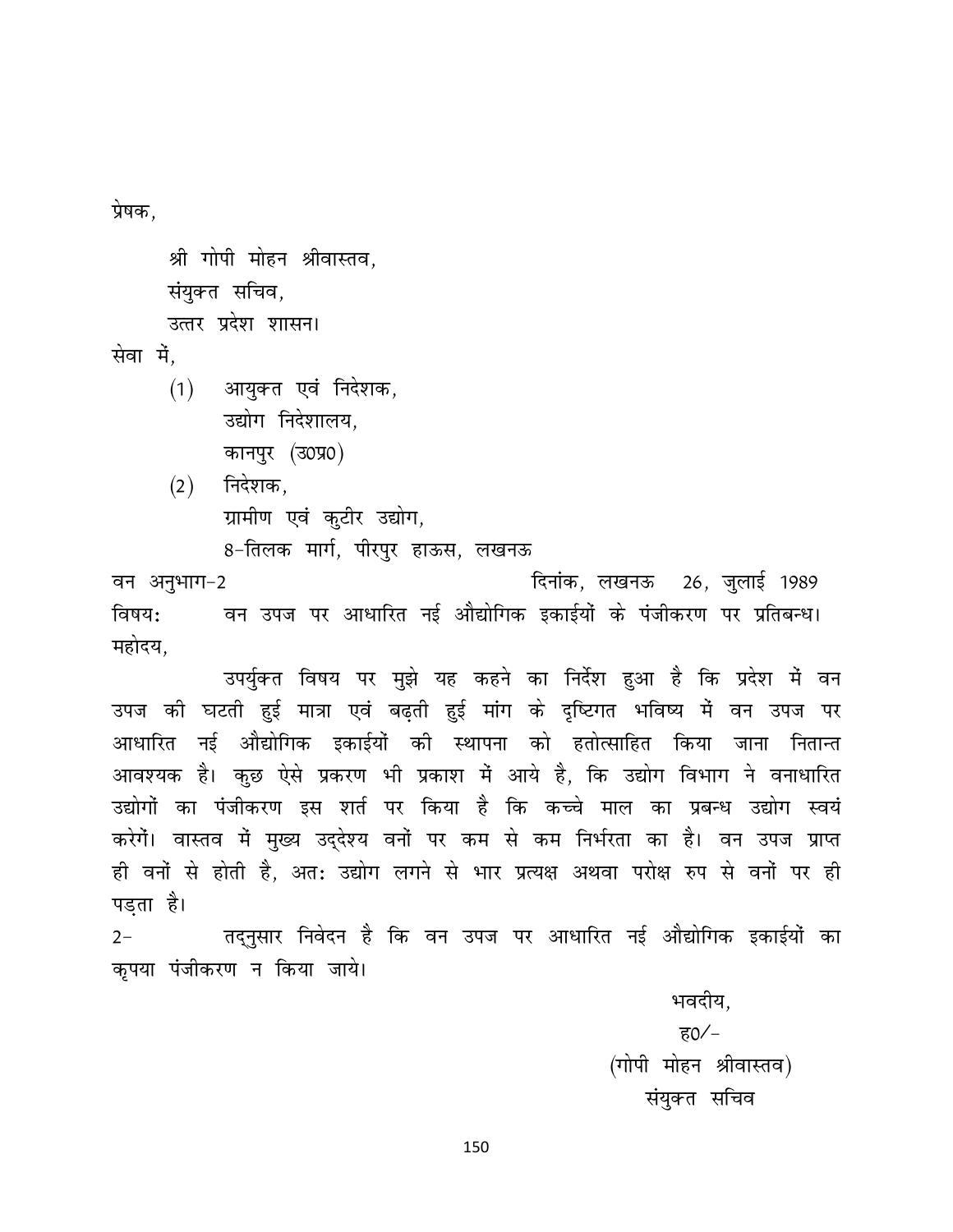प्रेषक,

श्री गोपी मोहन श्रीवास्तव,
संयुक्त सचिव,
उत्तर प्रदेश शासन।

सेवा में,

(1) आयुक्त एवं निदेशक,
उद्योग निदेशालय,
कानपुर (उ0प्र0)

(2) निदेशक,
ग्रामीण एवं कुटीर उद्योग,
8-तिलक मार्ग, पीरपुर हाऊस, लखनऊ

वन अनुभाग-2 दिनांक, लखनऊ 26, जुलाई 1989

विषयः वन उपज पर आधारित नई औद्योगिक इकाईयों के पंजीकरण पर प्रतिबन्ध।

महोदय,

उपर्युक्त विषय पर मुझे यह कहने का निर्देश हुआ है कि प्रदेश में वन उपज की घटती हुई मात्रा एवं बढ़ती हुई मांग के दृष्टिगत भविष्य में वन उपज पर आधारित नई औद्योगिक इकाईयों की स्थापना को हतोत्साहित किया जाना नितान्त आवश्यक है। कुछ ऐसे प्रकरण भी प्रकाश में आये है, कि उद्योग विभाग ने वनाधारित उद्योगों का पंजीकरण इस शर्त पर किया है कि कच्चे माल का प्रबन्ध उद्योग स्वयं करेगें। वास्तव में मुख्य उद्देश्य वनों पर कम से कम निर्भरता का है। वन उपज प्राप्त ही वनों से होती है, अतः उद्योग लगने से भार प्रत्यक्ष अथवा परोक्ष रुप से वनों पर ही पड़ता है।

2- तद्नुसार निवेदन है कि वन उपज पर आधारित नई औद्योगिक इकाईयों का कृपया पंजीकरण न किया जाये।

भवदीय,
ह0/-
(गोपी मोहन श्रीवास्तव)
संयुक्त सचिव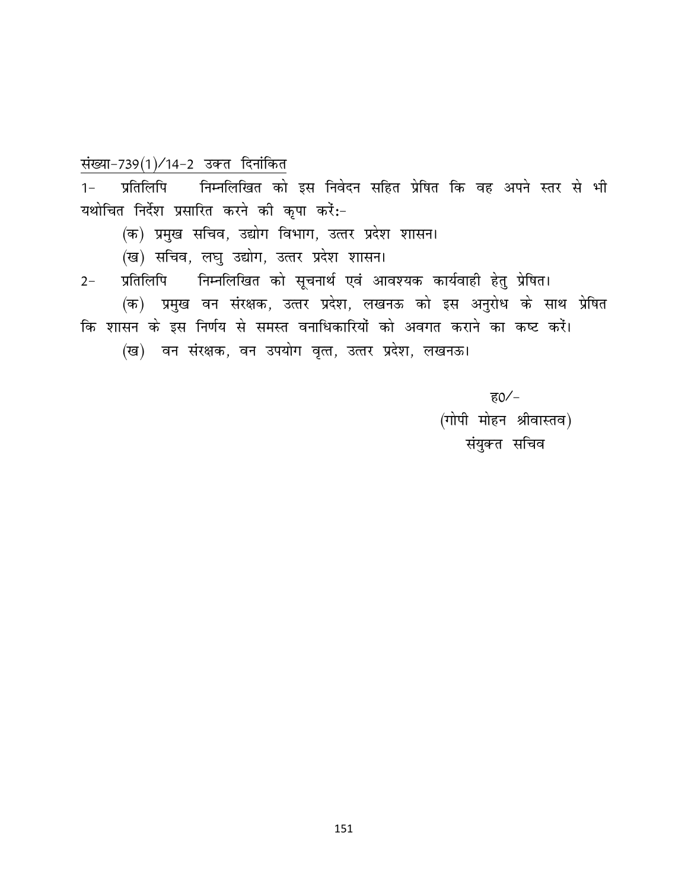<u>संख्या-739(1)/14-2 उक्त दिनांकित</u>

1- प्रतिलिपि निम्नलिखित को इस निवेदन सहित प्रेषित कि वह अपने स्तर से भी यथोचित निर्देश प्रसारित करने की कृपा करें:-

(क) प्रमुख सचिव, उद्योग विभाग, उत्तर प्रदेश शासन।

(ख) सचिव, लघु उद्योग, उत्तर प्रदेश शासन।

2- प्रतिलिपि निम्नलिखित को सूचनार्थ एवं आवश्यक कार्यवाही हेतु प्रेषित।

(क) प्रमुख वन संरक्षक, उत्तर प्रदेश, लखनऊ को इस अनुरोध के साथ प्रेषित कि शासन के इस निर्णय से समस्त वनाधिकारियों को अवगत कराने का कष्ट करें।

(ख) वन संरक्षक, वन उपयोग वृत्त, उत्तर प्रदेश, लखनऊ।

ह0/-

(गोपी मोहन श्रीवास्तव)

संयुक्त सचिव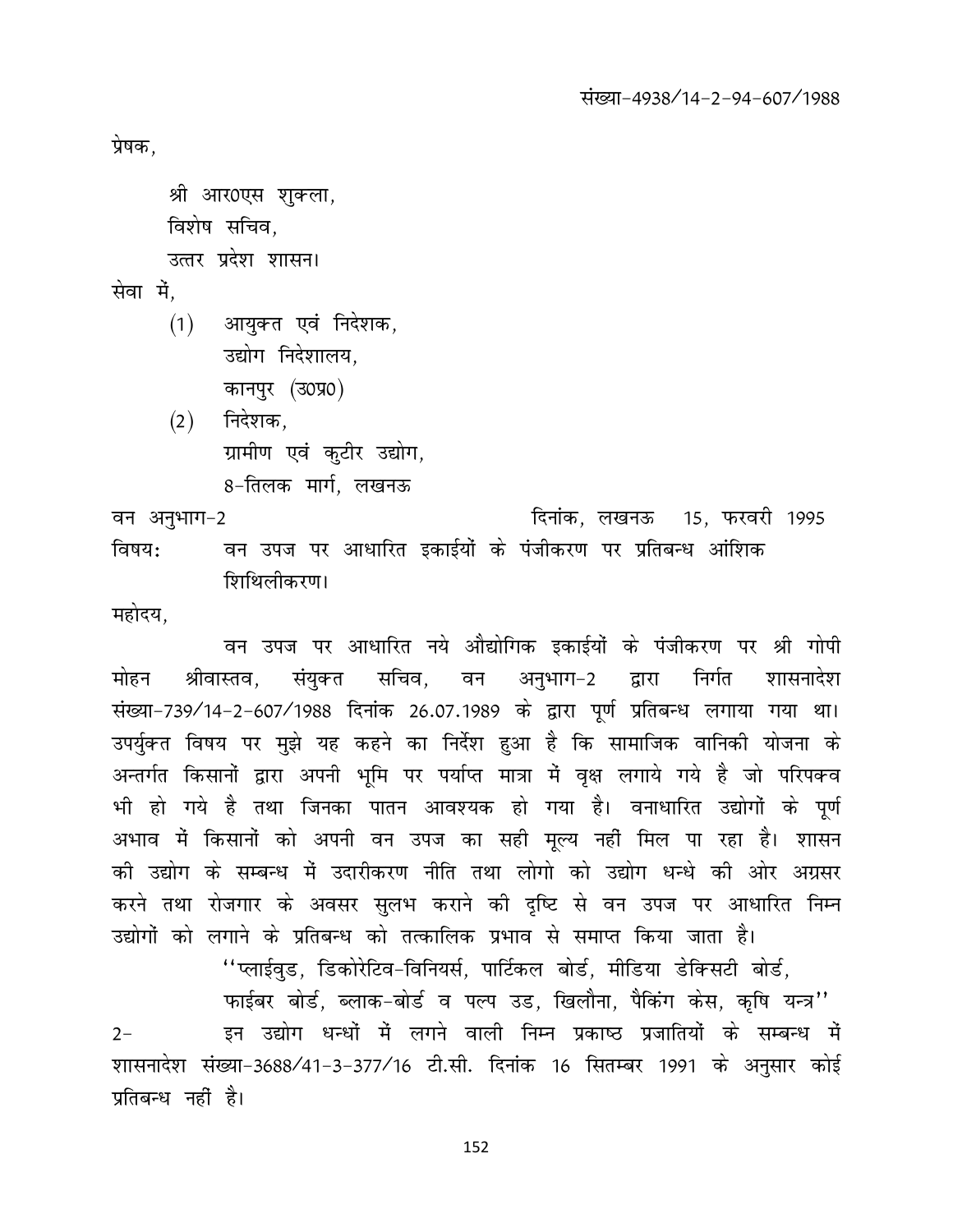संख्या-4938/14-2-94-607/1988

प्रेषक,

श्री आर0एस शुक्ला,
विशेष सचिव,
उत्तर प्रदेश शासन।

सेवा में,

(1) आयुक्त एवं निदेशक,
उद्योग निदेशालय,
कानपुर (उ0प्र0)

(2) निदेशक,
ग्रामीण एवं कुटीर उद्योग,
8-तिलक मार्ग, लखनऊ

वन अनुभाग-2 दिनांक, लखनऊ 15, फरवरी 1995

विषयः वन उपज पर आधारित इकाईयों के पंजीकरण पर प्रतिबन्ध आंशिक शिथिलीकरण।

महोदय,

वन उपज पर आधारित नये औद्योगिक इकाईयों के पंजीकरण पर श्री गोपी मोहन श्रीवास्तव, संयुक्त सचिव, वन अनुभाग-2 द्वारा निर्गत शासनादेश संख्या-739/14-2-607/1988 दिनांक 26.07.1989 के द्वारा पूर्ण प्रतिबन्ध लगाया गया था। उपर्युक्त विषय पर मुझे यह कहने का निर्देश हुआ है कि सामाजिक वानिकी योजना के अन्तर्गत किसानों द्वारा अपनी भूमि पर पर्याप्त मात्रा में वृक्ष लगाये गये है जो परिपक्व भी हो गये है तथा जिनका पातन आवश्यक हो गया है। वनाधारित उद्योगों के पूर्ण अभाव में किसानों को अपनी वन उपज का सही मूल्य नहीं मिल पा रहा है। शासन की उद्योग के सम्बन्ध में उदारीकरण नीति तथा लोगो को उद्योग धन्धे की ओर अग्रसर करने तथा रोजगार के अवसर सुलभ कराने की दृष्टि से वन उपज पर आधारित निम्न उद्योगों को लगाने के प्रतिबन्ध को तत्कालिक प्रभाव से समाप्त किया जाता है।

''प्लाईवुड, डिकोरेटिव-विनियर्स, पार्टिकल बोर्ड, मीडिया डेक्सिटी बोर्ड, फाईबर बोर्ड, ब्लाक-बोर्ड व पल्प उड, खिलौना, पैकिंग केस, कृषि यन्त्र''

2- इन उद्योग धन्धों में लगने वाली निम्न प्रकाष्ठ प्रजातियों के सम्बन्ध में शासनादेश संख्या-3688/41-3-377/16 टी.सी. दिनांक 16 सितम्बर 1991 के अनुसार कोई प्रतिबन्ध नहीं है।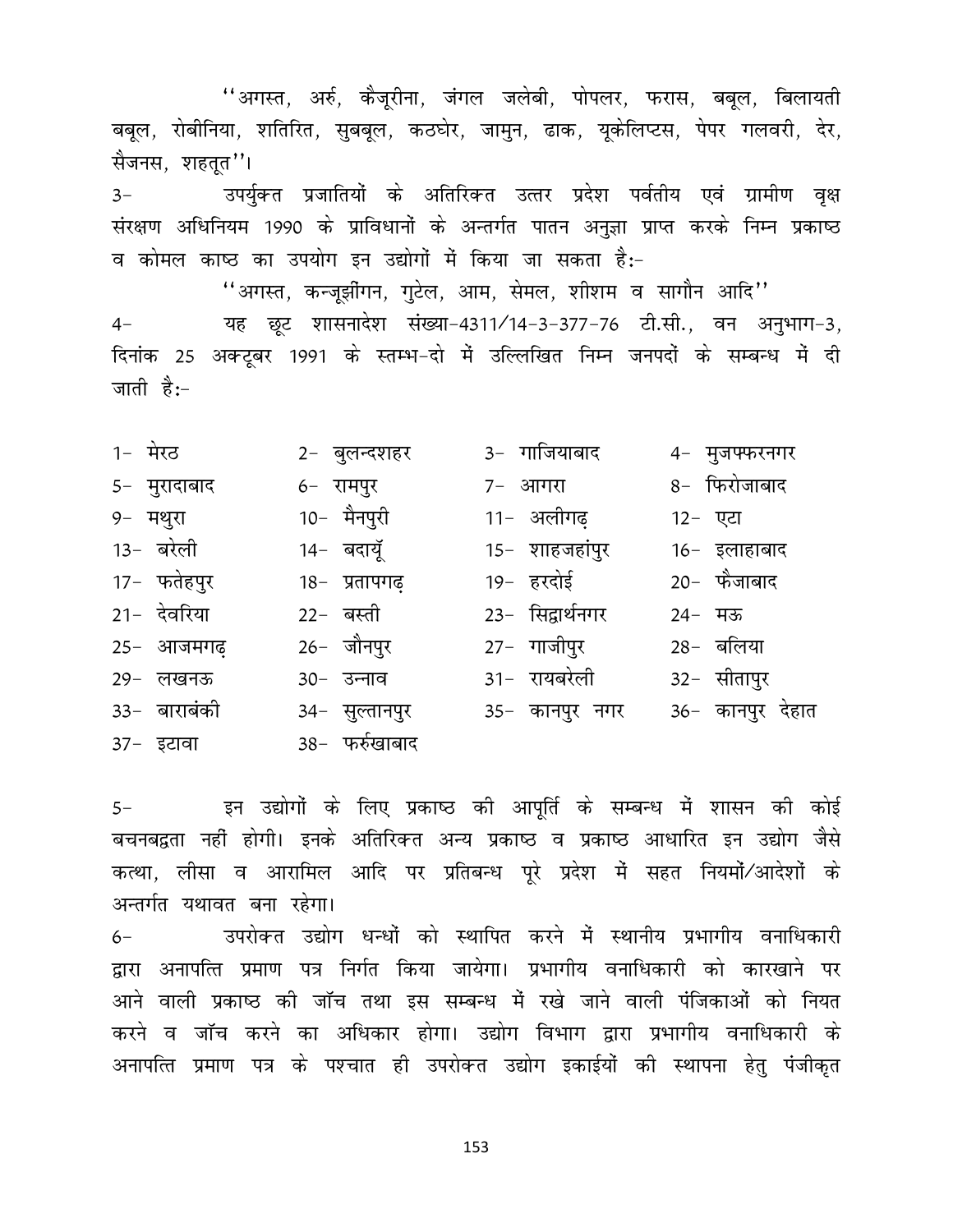''अगस्त, अर्रु, कैजूरीना, जंगल जलेबी, पोपलर, फरास, बबूल, बिलायती बबूल, रोबीनिया, शतिरित, सुबबूल, कठघेर, जामुन, ढाक, यूकेलिप्टस, पेपर गलवरी, देर, सैजनस, शहतूत''।

3- उपर्युक्त प्रजातियों के अतिरिक्त उत्तर प्रदेश पर्वतीय एवं ग्रामीण वृक्ष संरक्षण अधिनियम 1990 के प्राविधानों के अन्तर्गत पातन अनुज्ञा प्राप्त करके निम्न प्रकाष्ठ व कोमल काष्ठ का उपयोग इन उद्योगों में किया जा सकता है:-

''अगस्त, कन्जूझींगन, गुटेल, आम, सेमल, शीशम व सागौन आदि''

4- यह छूट शासनादेश संख्या-4311/14-3-377-76 टी.सी., वन अनुभाग-3, दिनांक 25 अक्टूबर 1991 के स्तम्भ-दो में उल्लिखित निम्न जनपदों के सम्बन्ध में दी जाती है:-

| | | | |
|---|---|---|---|
| 1- मेरठ | 2- बुलन्दशहर | 3- गाजियाबाद | 4- मुजफ्फरनगर |
| 5- मुरादाबाद | 6- रामपुर | 7- आगरा | 8- फिरोजाबाद |
| 9- मथुरा | 10- मैनपुरी | 11- अलीगढ़ | 12- एटा |
| 13- बरेली | 14- बदायूँ | 15- शाहजहांपुर | 16- इलाहाबाद |
| 17- फतेहपुर | 18- प्रतापगढ़ | 19- हरदोई | 20- फैजाबाद |
| 21- देवरिया | 22- बस्ती | 23- सिद्वार्थनगर | 24- मऊ |
| 25- आजमगढ़ | 26- जौनपुर | 27- गाजीपुर | 28- बलिया |
| 29- लखनऊ | 30- उन्नाव | 31- रायबरेली | 32- सीतापुर |
| 33- बाराबंकी | 34- सुल्तानपुर | 35- कानपुर नगर | 36- कानपुर देहात |
| 37- इटावा | 38- फर्रुखाबाद | | |

5- इन उद्योगों के लिए प्रकाष्ठ की आपूर्ति के सम्बन्ध में शासन की कोई बचनबद्वता नहीं होगी। इनके अतिरिक्त अन्य प्रकाष्ठ व प्रकाष्ठ आधारित इन उद्योग जैसे कत्था, लीसा व आरामिल आदि पर प्रतिबन्ध पूरे प्रदेश में सहत नियमों/आदेशों के अन्तर्गत यथावत बना रहेगा।

6- उपरोक्त उद्योग धन्धों को स्थापित करने में स्थानीय प्रभागीय वनाधिकारी द्वारा अनापत्ति प्रमाण पत्र निर्गत किया जायेगा। प्रभागीय वनाधिकारी को कारखाने पर आने वाली प्रकाष्ठ की जॉच तथा इस सम्बन्ध में रखे जाने वाली पंजिकाओं को नियत करने व जॉच करने का अधिकार होगा। उद्योग विभाग द्वारा प्रभागीय वनाधिकारी के अनापत्ति प्रमाण पत्र के पश्चात ही उपरोक्त उद्योग इकाईयों की स्थापना हेतु पंजीकृत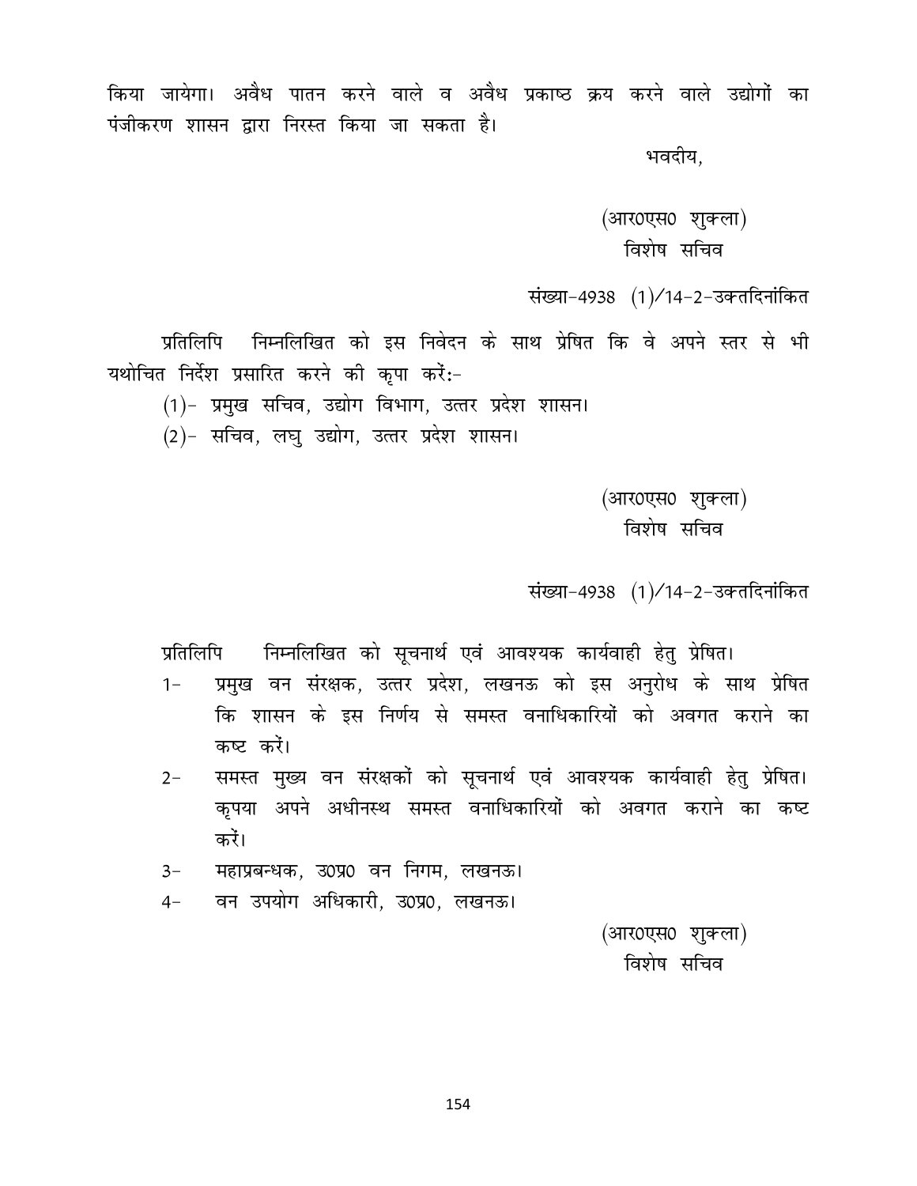किया जायेगा। अवैध पातन करने वाले व अवैध प्रकाष्ठ क्रय करने वाले उद्योगों का पंजीकरण शासन द्वारा निरस्त किया जा सकता है।

भवदीय,

(आर0एस0 शुक्ला)
विशेष सचिव

संख्या-4938 (1)/14-2-उक्तदिनांकित

प्रतिलिपि निम्नलिखित को इस निवेदन के साथ प्रेषित कि वे अपने स्तर से भी यथोचित निर्देश प्रसारित करने की कृपा करें:-

(1)- प्रमुख सचिव, उद्योग विभाग, उत्तर प्रदेश शासन।
(2)- सचिव, लघु उद्योग, उत्तर प्रदेश शासन।

(आर0एस0 शुक्ला)
विशेष सचिव

संख्या-4938 (1)/14-2-उक्तदिनांकित

प्रतिलिपि निम्नलिखित को सूचनार्थ एवं आवश्यक कार्यवाही हेतु प्रेषित।

1- प्रमुख वन संरक्षक, उत्तर प्रदेश, लखनऊ को इस अनुरोध के साथ प्रेषित कि शासन के इस निर्णय से समस्त वनाधिकारियों को अवगत कराने का कष्ट करें।
2- समस्त मुख्य वन संरक्षकों को सूचनार्थ एवं आवश्यक कार्यवाही हेतु प्रेषित। कृपया अपने अधीनस्थ समस्त वनाधिकारियों को अवगत कराने का कष्ट करें।
3- महाप्रबन्धक, उ0प्र0 वन निगम, लखनऊ।
4- वन उपयोग अधिकारी, उ0प्र0, लखनऊ।

(आर0एस0 शुक्ला)
विशेष सचिव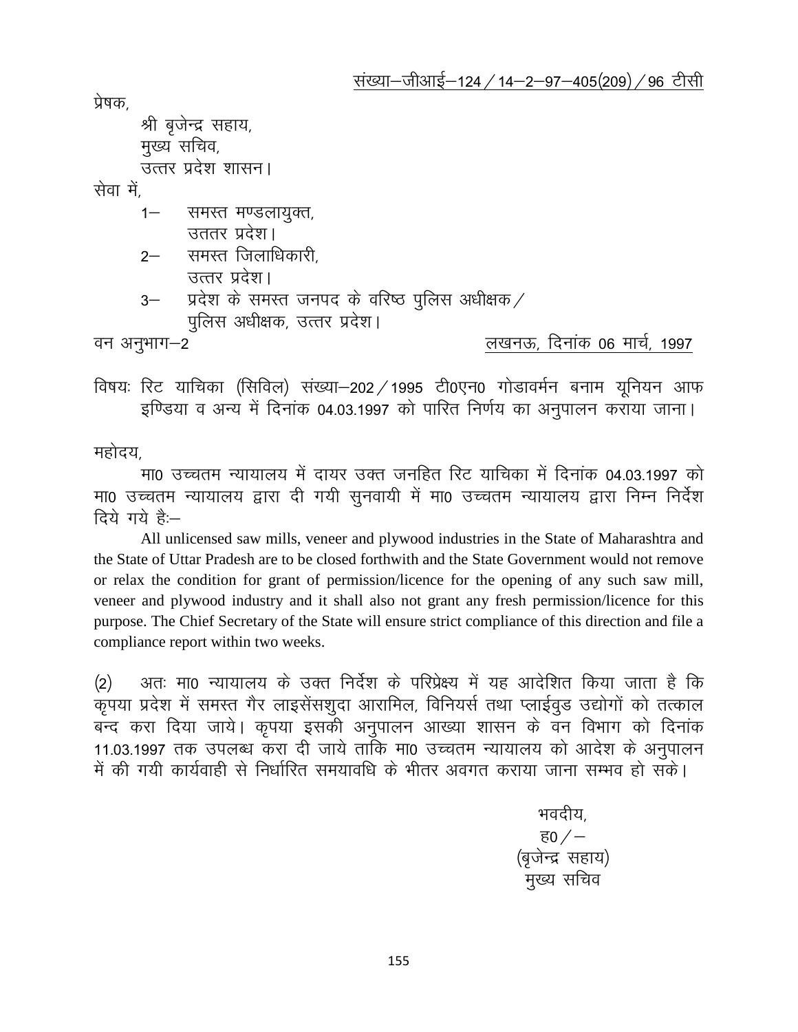<u>संख्या–जीआई–124 / 14–2–97–405(209) / 96 टीसी</u>

प्रेषक,

श्री बृजेन्द्र सहाय,
मुख्य सचिव,
उत्तर प्रदेश शासन।

सेवा में,

1– समस्त मण्डलायुक्त,
उततर प्रदेश।

2– समस्त जिलाधिकारी,
उत्तर प्रदेश।

3– प्रदेश के समस्त जनपद के वरिष्ठ पुलिस अधीक्षक /
पुलिस अधीक्षक, उत्तर प्रदेश।

वन अनुभाग–2 <u>लखनऊ, दिनांक 06 मार्च, 1997</u>

विषयः रिट याचिका (सिविल) संख्या–202 / 1995 टी0एन0 गोडावर्मन बनाम यूनियन आफ इण्डिया व अन्य में दिनांक 04.03.1997 को पारित निर्णय का अनुपालन कराया जाना।

महोदय,

मा0 उच्चतम न्यायालय में दायर उक्त जनहित रिट याचिका में दिनांक 04.03.1997 को मा0 उच्चतम न्यायालय द्वारा दी गयी सुनवायी में मा0 उच्चतम न्यायालय द्वारा निम्न निर्देश दिये गये हैः–

All unlicensed saw mills, veneer and plywood industries in the State of Maharashtra and the State of Uttar Pradesh are to be closed forthwith and the State Government would not remove or relax the condition for grant of permission/licence for the opening of any such saw mill, veneer and plywood industry and it shall also not grant any fresh permission/licence for this purpose. The Chief Secretary of the State will ensure strict compliance of this direction and file a compliance report within two weeks.

(2) अतः मा0 न्यायालय के उक्त निर्देश के परिप्रेक्ष्य में यह आदेशित किया जाता है कि कृपया प्रदेश में समस्त गैर लाइसेंसशुदा आरामिल, विनियर्स तथा प्लाईवुड उद्योगों को तत्काल बन्द करा दिया जाये। कृपया इसकी अनुपालन आख्या शासन के वन विभाग को दिनांक 11.03.1997 तक उपलब्ध करा दी जाये ताकि मा0 उच्चतम न्यायालय को आदेश के अनुपालन में की गयी कार्यवाही से निर्धारित समयावधि के भीतर अवगत कराया जाना सम्भव हो सके।

भवदीय,
ह0 / –
(बृजेन्द्र सहाय)
मुख्य सचिव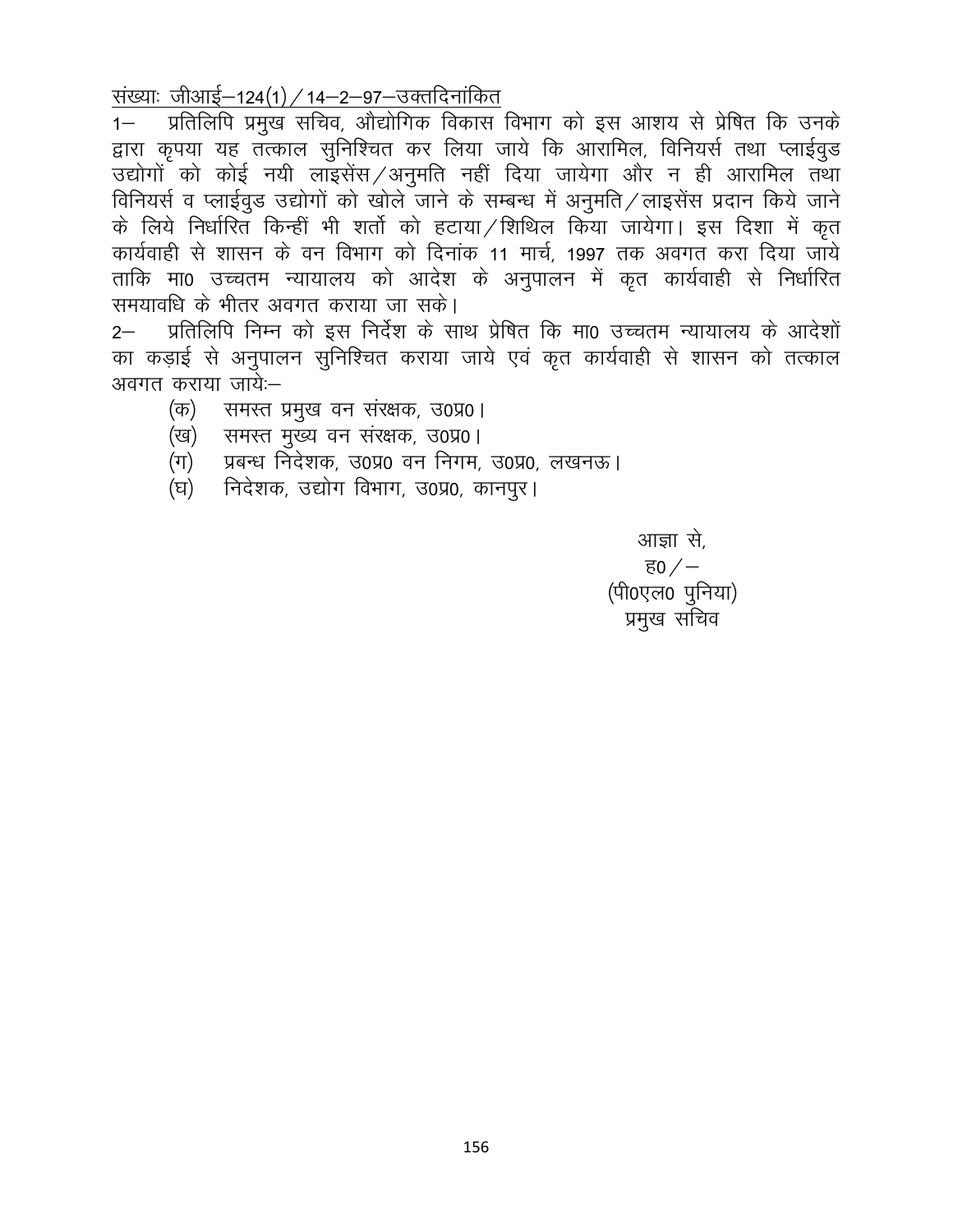संख्याः जीआई–124(1)/14–2–97–उक्तदिनांकित

1– प्रतिलिपि प्रमुख सचिव, औद्योगिक विकास विभाग को इस आशय से प्रेषित कि उनके द्वारा कृपया यह तत्काल सुनिश्चित कर लिया जाये कि आरामिल, विनियर्स तथा प्लाईवुड उद्योगों को कोई नयी लाइसेंस/अनुमति नहीं दिया जायेगा और न ही आरामिल तथा विनियर्स व प्लाईवुड उद्योगों को खोले जाने के सम्बन्ध में अनुमति/लाइसेंस प्रदान किये जाने के लिये निर्धारित किन्हीं भी शर्तो को हटाया/शिथिल किया जायेगा। इस दिशा में कृत कार्यवाही से शासन के वन विभाग को दिनांक 11 मार्च, 1997 तक अवगत करा दिया जाये ताकि मा0 उच्चतम न्यायालय को आदेश के अनुपालन में कृत कार्यवाही से निर्धारित समयावधि के भीतर अवगत कराया जा सके।

2– प्रतिलिपि निम्न को इस निर्देश के साथ प्रेषित कि मा0 उच्चतम न्यायालय के आदेशों का कड़ाई से अनुपालन सुनिश्चित कराया जाये एवं कृत कार्यवाही से शासन को तत्काल अवगत कराया जायेः–

(क) समस्त प्रमुख वन संरक्षक, उ0प्र0।
(ख) समस्त मुख्य वन संरक्षक, उ0प्र0।
(ग) प्रबन्ध निदेशक, उ0प्र0 वन निगम, उ0प्र0, लखनऊ।
(घ) निदेशक, उद्योग विभाग, उ0प्र0, कानपुर।

आज्ञा से,
ह0/–
(पी0एल0 पुनिया)
प्रमुख सचिव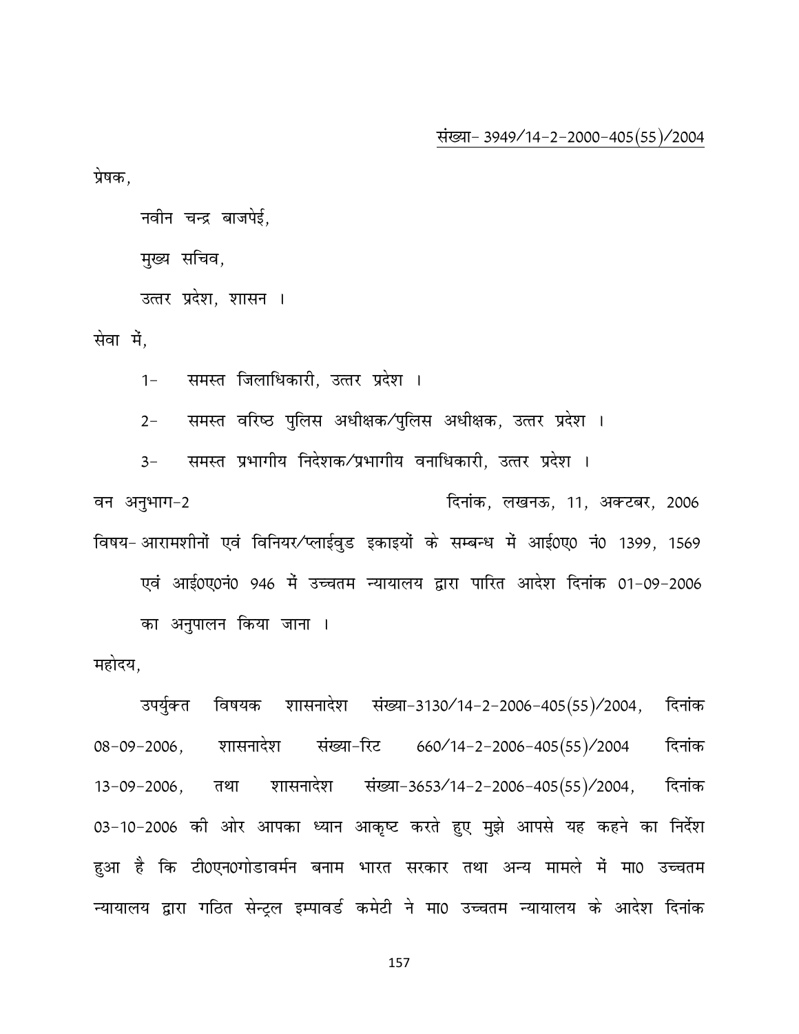<u>संख्या- 3949/14-2-2000-405(55)/2004</u>

प्रेषक,

नवीन चन्द्र बाजपेई,

मुख्य सचिव,

उत्तर प्रदेश, शासन ।

सेवा में,

1- समस्त जिलाधिकारी, उत्तर प्रदेश ।

2- समस्त वरिष्ठ पुलिस अधीक्षक/पुलिस अधीक्षक, उत्तर प्रदेश ।

3- समस्त प्रभागीय निदेशक/प्रभागीय वनाधिकारी, उत्तर प्रदेश ।

वन अनुभाग-2 दिनांक, लखनऊ, 11, अक्टबर, 2006

विषय- आरामशीनों एवं विनियर/प्लाईवुड इकाइयों के सम्बन्ध में आई0ए0 नं0 1399, 1569 एवं आई0ए0नं0 946 में उच्चतम न्यायालय द्वारा पारित आदेश दिनांक 01-09-2006 का अनुपालन किया जाना ।

महोदय,

उपर्युक्त विषयक शासनादेश संख्या-3130/14-2-2006-405(55)/2004, दिनांक 08-09-2006, शासनादेश संख्या-रिट 660/14-2-2006-405(55)/2004 दिनांक 13-09-2006, तथा शासनादेश संख्या-3653/14-2-2006-405(55)/2004, दिनांक 03-10-2006 की ओर आपका ध्यान आकृष्ट करते हुए मुझे आपसे यह कहने का निर्देश हुआ है कि टी0एन0गोडावर्मन बनाम भारत सरकार तथा अन्य मामले में मा0 उच्चतम न्यायालय द्वारा गठित सेन्ट्रल इम्पावर्ड कमेटी ने मा0 उच्चतम न्यायालय के आदेश दिनांक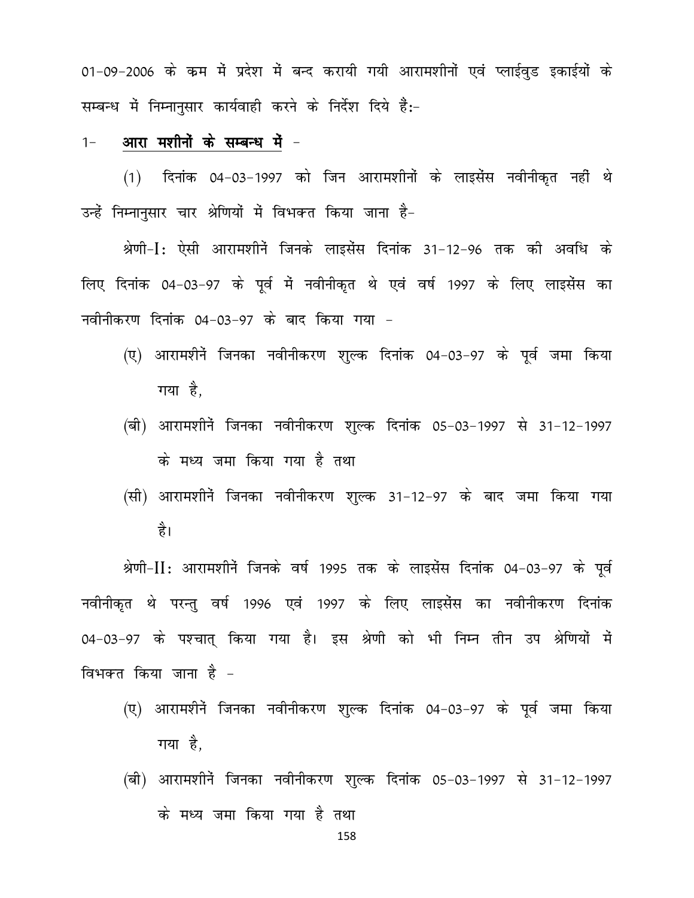01-09-2006 के कम में प्रदेश में बन्द करायी गयी आरामशीनों एवं प्लाईवुड इकाईयों के सम्बन्ध में निम्नानुसार कार्यवाही करने के निर्देश दिये हैं:-

1- **<u>आरा मशीनों के सम्बन्ध में</u>** -

(1) दिनांक 04-03-1997 को जिन आरामशीनों के लाइसेंस नवीनीकृत नहीं थे उन्हें निम्नानुसार चार श्रेणियों में विभक्त किया जाना है-

श्रेणी-I: ऐसी आरामशीनें जिनके लाइसेंस दिनांक 31-12-96 तक की अवधि के लिए दिनांक 04-03-97 के पूर्व में नवीनीकृत थे एवं वर्ष 1997 के लिए लाइसेंस का नवीनीकरण दिनांक 04-03-97 के बाद किया गया -

- (ए) आरामशीनें जिनका नवीनीकरण शुल्क दिनांक 04-03-97 के पूर्व जमा किया गया है,
- (बी) आरामशीनें जिनका नवीनीकरण शुल्क दिनांक 05-03-1997 से 31-12-1997 के मध्य जमा किया गया है तथा
- (सी) आरामशीनें जिनका नवीनीकरण शुल्क 31-12-97 के बाद जमा किया गया है।

श्रेणी-II: आरामशीनें जिनके वर्ष 1995 तक के लाइसेंस दिनांक 04-03-97 के पूर्व नवीनीकृत थे परन्तु वर्ष 1996 एवं 1997 के लिए लाइसेंस का नवीनीकरण दिनांक 04-03-97 के पश्चात् किया गया है। इस श्रेणी को भी निम्न तीन उप श्रेणियों में विभक्त किया जाना है -

- (ए) आरामशीनें जिनका नवीनीकरण शुल्क दिनांक 04-03-97 के पूर्व जमा किया गया है,
- (बी) आरामशीनें जिनका नवीनीकरण शुल्क दिनांक 05-03-1997 से 31-12-1997 के मध्य जमा किया गया है तथा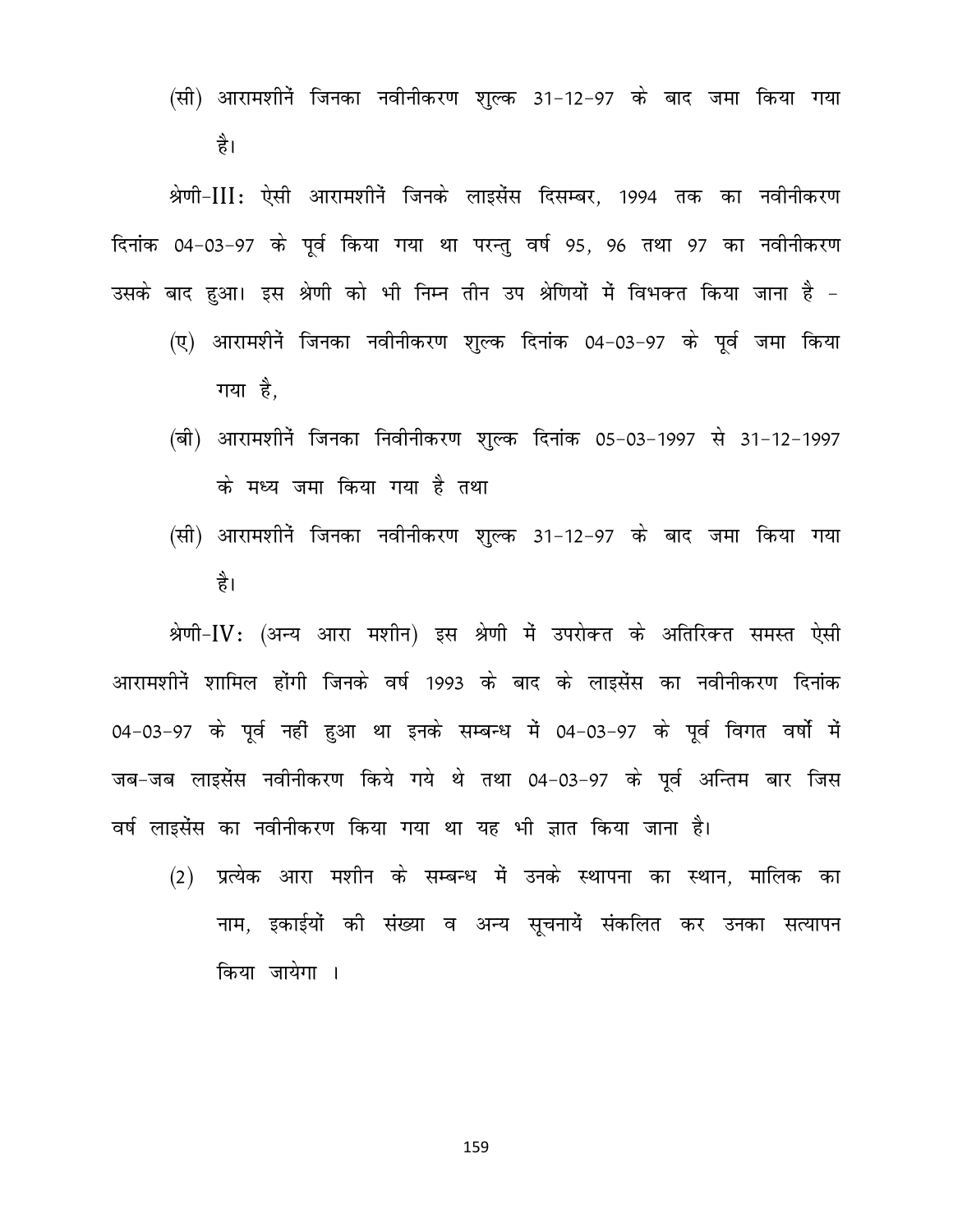(सी) आरामशीनें जिनका नवीनीकरण शुल्क 31-12-97 के बाद जमा किया गया है।

श्रेणी-III: ऐसी आरामशीनें जिनके लाइसेंस दिसम्बर, 1994 तक का नवीनीकरण दिनांक 04-03-97 के पूर्व किया गया था परन्तु वर्ष 95, 96 तथा 97 का नवीनीकरण उसके बाद हुआ। इस श्रेणी को भी निम्न तीन उप श्रेणियों में विभक्त किया जाना है -

(ए) आरामशीनें जिनका नवीनीकरण शुल्क दिनांक 04-03-97 के पूर्व जमा किया गया है,

(बी) आरामशीनें जिनका निवीनीकरण शुल्क दिनांक 05-03-1997 से 31-12-1997 के मध्य जमा किया गया है तथा

(सी) आरामशीनें जिनका नवीनीकरण शुल्क 31-12-97 के बाद जमा किया गया है।

श्रेणी-IV: (अन्य आरा मशीन) इस श्रेणी में उपरोक्त के अतिरिक्त समस्त ऐसी आरामशीनें शामिल होंगी जिनके वर्ष 1993 के बाद के लाइसेंस का नवीनीकरण दिनांक 04-03-97 के पूर्व नहीं हुआ था इनके सम्बन्ध में 04-03-97 के पूर्व विगत वर्षो में जब-जब लाइसेंस नवीनीकरण किये गये थे तथा 04-03-97 के पूर्व अन्तिम बार जिस वर्ष लाइसेंस का नवीनीकरण किया गया था यह भी ज्ञात किया जाना है।

(2) प्रत्येक आरा मशीन के सम्बन्ध में उनके स्थापना का स्थान, मालिक का नाम, इकाईयों की संख्या व अन्य सूचनायें संकलित कर उनका सत्यापन किया जायेगा ।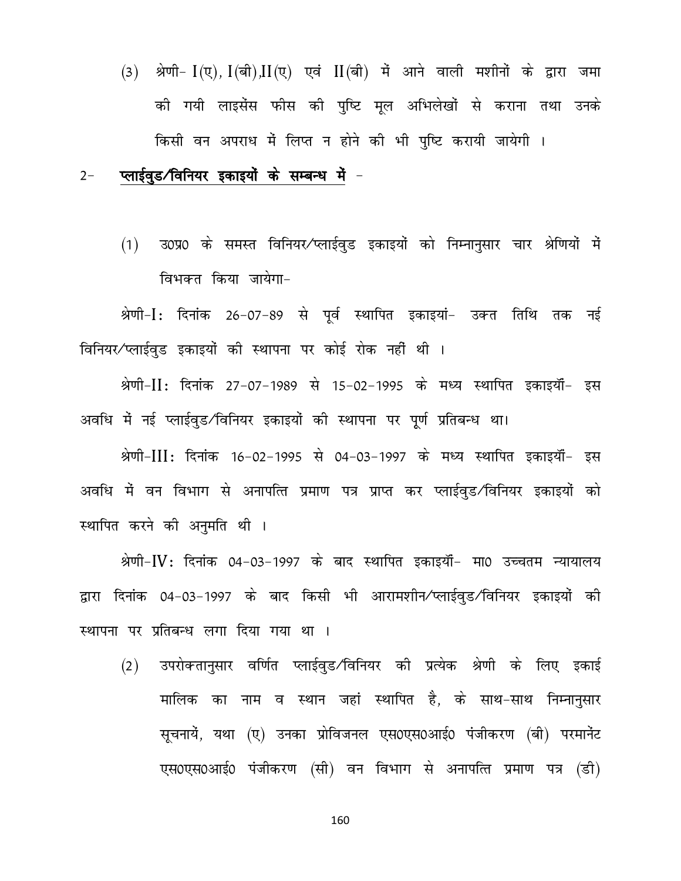(3) श्रेणी- I(ए), I(बी),II(ए) एवं II(बी) में आने वाली मशीनों के द्वारा जमा की गयी लाइसेंस फीस की पुष्टि मूल अभिलेखों से कराना तथा उनके किसी वन अपराध में लिप्त न होने की भी पुष्टि करायी जायेगी ।

2- **<u>प्लाईवुड/विनियर इकाइयों के सम्बन्ध में</u>** -

(1) उ0प्र0 के समस्त विनियर/प्लाईवुड इकाइयों को निम्नानुसार चार श्रेणियों में विभक्त किया जायेगा-

श्रेणी-I: दिनांक 26-07-89 से पूर्व स्थापित इकाइयां- उक्त तिथि तक नई विनियर/प्लाईवुड इकाइयों की स्थापना पर कोई रोक नहीं थी ।

श्रेणी-II: दिनांक 27-07-1989 से 15-02-1995 के मध्य स्थापित इकाइयाँ- इस अवधि में नई प्लाईवुड/विनियर इकाइयों की स्थापना पर पूर्ण प्रतिबन्ध था।

श्रेणी-III: दिनांक 16-02-1995 से 04-03-1997 के मध्य स्थापित इकाइयाँ- इस अवधि में वन विभाग से अनापत्ति प्रमाण पत्र प्राप्त कर प्लाईवुड/विनियर इकाइयों को स्थापित करने की अनुमति थी ।

श्रेणी-IV: दिनांक 04-03-1997 के बाद स्थापित इकाइयाँ- मा0 उच्चतम न्यायालय द्वारा दिनांक 04-03-1997 के बाद किसी भी आरामशीन/प्लाईवुड/विनियर इकाइयों की स्थापना पर प्रतिबन्ध लगा दिया गया था ।

(2) उपरोक्तानुसार वर्णित प्लाईवुड/विनियर की प्रत्येक श्रेणी के लिए इकाई मालिक का नाम व स्थान जहां स्थापित है, के साथ-साथ निम्नानुसार सूचनायें, यथा (ए) उनका प्रोविजनल एस0एस0आई0 पंजीकरण (बी) परमानेंट एस0एस0आई0 पंजीकरण (सी) वन विभाग से अनापत्ति प्रमाण पत्र (डी)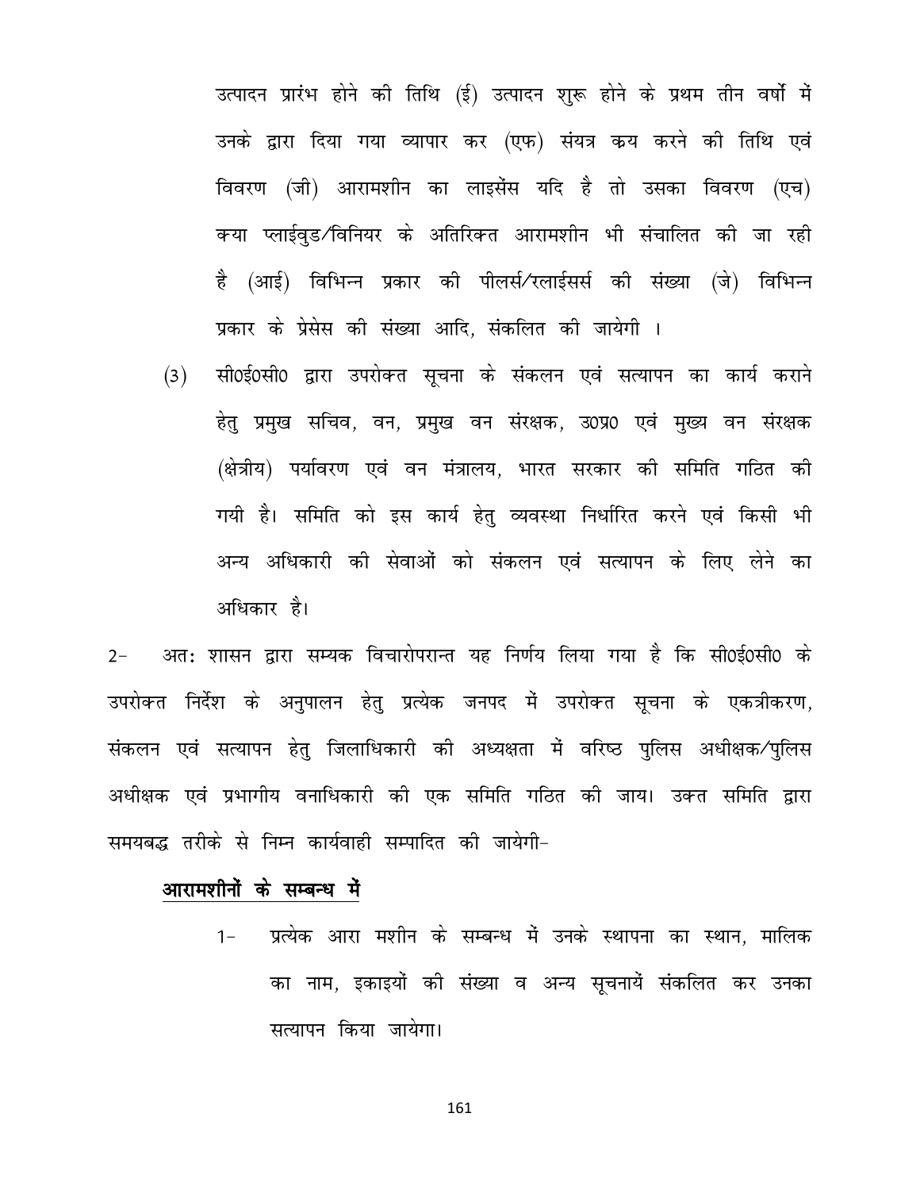उत्पादन प्रारंभ होने की तिथि (ई) उत्पादन शुरू होने के प्रथम तीन वर्षों में उनके द्वारा दिया गया व्यापार कर (एफ) संयत्र कय करने की तिथि एवं विवरण (जी) आरामशीन का लाइसेंस यदि है तो उसका विवरण (एच) क्या प्लाईवुड/विनियर के अतिरिक्त आरामशीन भी संचालित की जा रही है (आई) विभिन्न प्रकार की पीलर्स/रलाईसर्स की संख्या (जे) विभिन्न प्रकार के प्रेसेस की संख्या आदि, संकलित की जायेगी ।

(3) सी0ई0सी0 द्वारा उपरोक्त सूचना के संकलन एवं सत्यापन का कार्य कराने हेतु प्रमुख सचिव, वन, प्रमुख वन संरक्षक, उ0प्र0 एवं मुख्य वन संरक्षक (क्षेत्रीय) पर्यावरण एवं वन मंत्रालय, भारत सरकार की समिति गठित की गयी है। समिति को इस कार्य हेतु व्यवस्था निर्धारित करने एवं किसी भी अन्य अधिकारी की सेवाओं को संकलन एवं सत्यापन के लिए लेने का अधिकार है।

2- अतः शासन द्वारा सम्यक विचारोपरान्त यह निर्णय लिया गया है कि सी0ई0सी0 के उपरोक्त निर्देश के अनुपालन हेतु प्रत्येक जनपद में उपरोक्त सूचना के एकत्रीकरण, संकलन एवं सत्यापन हेतु जिलाधिकारी की अध्यक्षता में वरिष्ठ पुलिस अधीक्षक/पुलिस अधीक्षक एवं प्रभागीय वनाधिकारी की एक समिति गठित की जाय। उक्त समिति द्वारा समयबद्ध तरीके से निम्न कार्यवाही सम्पादित की जायेगी-

**<u>आरामशीनों के सम्बन्ध में</u>**

1- प्रत्येक आरा मशीन के सम्बन्ध में उनके स्थापना का स्थान, मालिक का नाम, इकाइयों की संख्या व अन्य सूचनायें संकलित कर उनका सत्यापन किया जायेगा।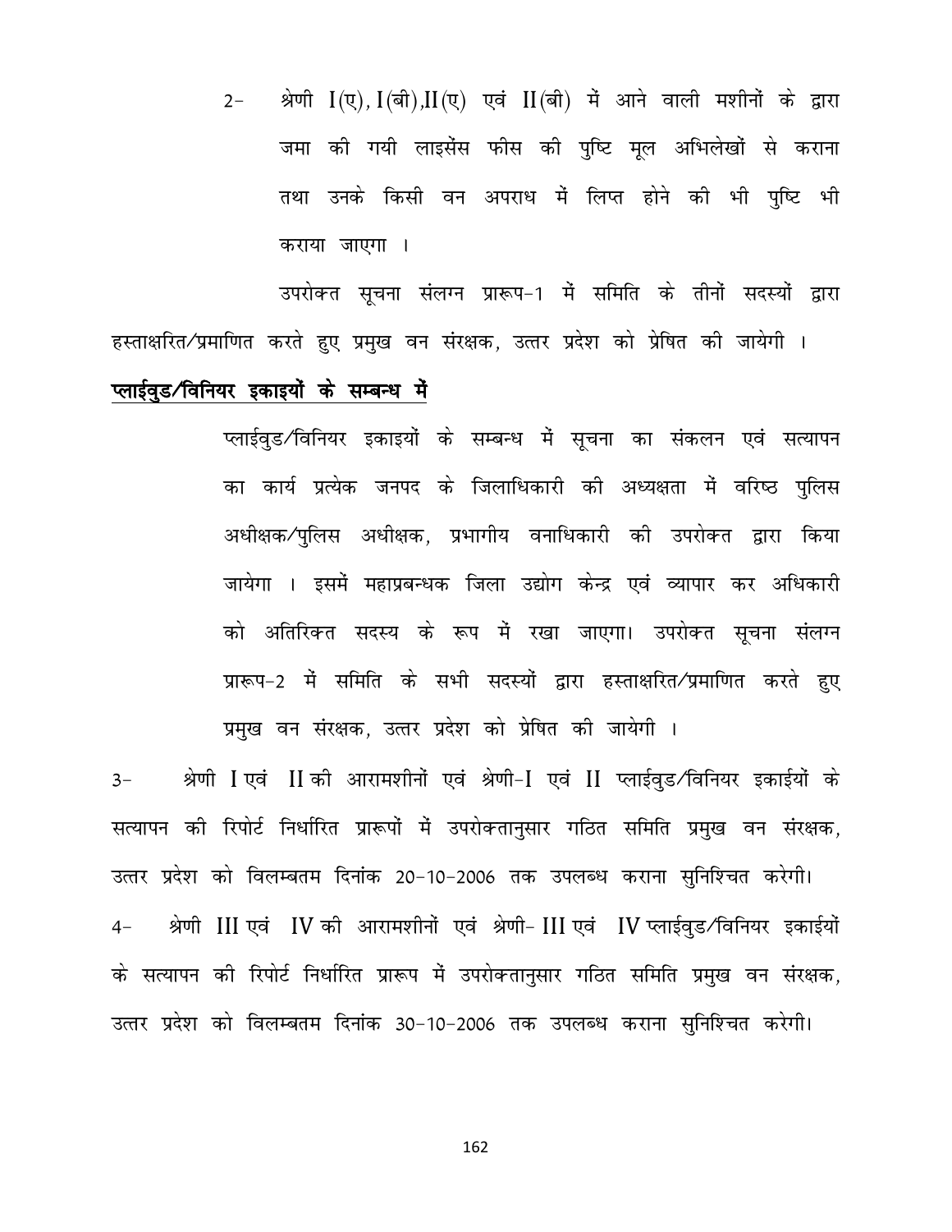2- श्रेणी I(ए), I(बी),II(ए) एवं II(बी) में आने वाली मशीनों के द्वारा जमा की गयी लाइसेंस फीस की पुष्टि मूल अभिलेखों से कराना तथा उनके किसी वन अपराध में लिप्त होने की भी पुष्टि भी कराया जाएगा ।

उपरोक्त सूचना संलग्न प्रारूप-1 में समिति के तीनों सदस्यों द्वारा हस्ताक्षरित/प्रमाणित करते हुए प्रमुख वन संरक्षक, उत्तर प्रदेश को प्रेषित की जायेगी ।

**<u>प्लाईवुड/विनियर इकाइयों के सम्बन्ध में</u>**

प्लाईवुड/विनियर इकाइयों के सम्बन्ध में सूचना का संकलन एवं सत्यापन का कार्य प्रत्येक जनपद के जिलाधिकारी की अध्यक्षता में वरिष्ठ पुलिस अधीक्षक/पुलिस अधीक्षक, प्रभागीय वनाधिकारी की उपरोक्त द्वारा किया जायेगा । इसमें महाप्रबन्धक जिला उद्योग केन्द्र एवं व्यापार कर अधिकारी को अतिरिक्त सदस्य के रूप में रखा जाएगा। उपरोक्त सूचना संलग्न प्रारूप-2 में समिति के सभी सदस्यों द्वारा हस्ताक्षरित/प्रमाणित करते हुए प्रमुख वन संरक्षक, उत्तर प्रदेश को प्रेषित की जायेगी ।

3- श्रेणी I एवं II की आरामशीनों एवं श्रेणी-I एवं II प्लाईवुड/विनियर इकाईयों के सत्यापन की रिपोर्ट निर्धारित प्रारूपों में उपरोक्तानुसार गठित समिति प्रमुख वन संरक्षक, उत्तर प्रदेश को विलम्बतम दिनांक 20-10-2006 तक उपलब्ध कराना सुनिश्चित करेगी।

4- श्रेणी III एवं IV की आरामशीनों एवं श्रेणी- III एवं IV प्लाईवुड/विनियर इकाईयों के सत्यापन की रिपोर्ट निर्धारित प्रारूप में उपरोक्तानुसार गठित समिति प्रमुख वन संरक्षक, उत्तर प्रदेश को विलम्बतम दिनांक 30-10-2006 तक उपलब्ध कराना सुनिश्चित करेगी।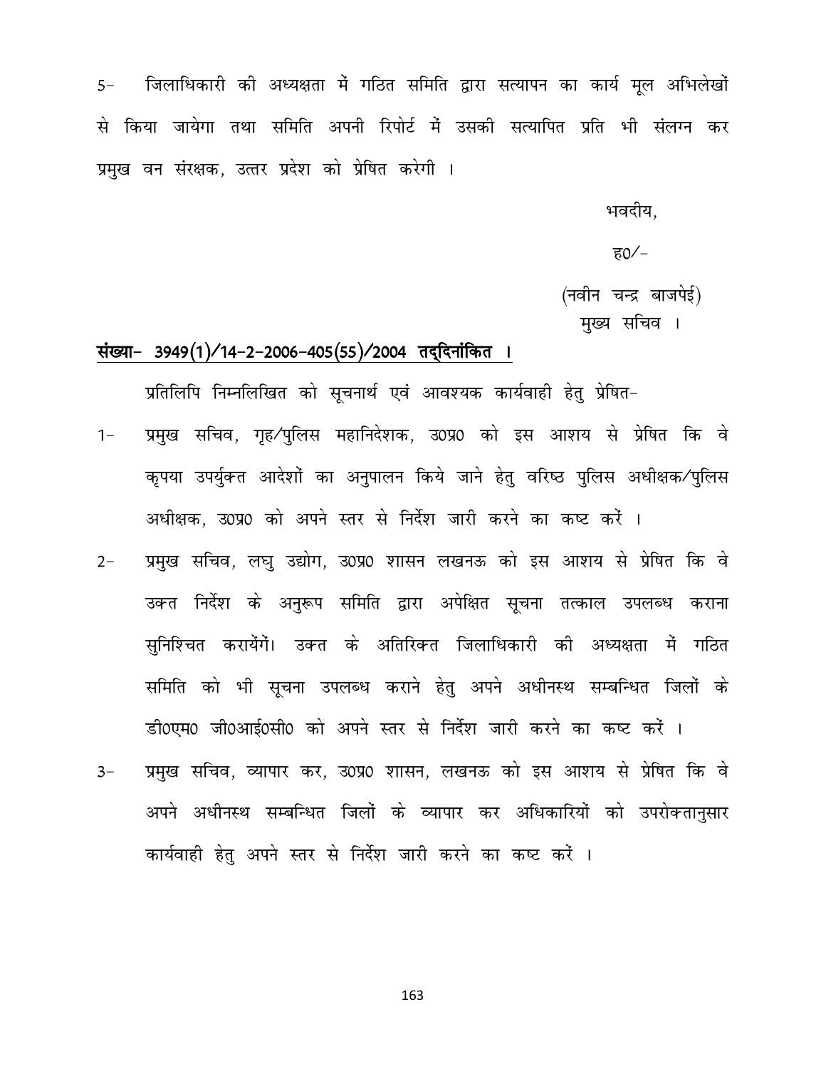5- जिलाधिकारी की अध्यक्षता में गठित समिति द्वारा सत्यापन का कार्य मूल अभिलेखों से किया जायेगा तथा समिति अपनी रिपोर्ट में उसकी सत्यापित प्रति भी संलग्न कर प्रमुख वन संरक्षक, उत्तर प्रदेश को प्रेषित करेगी ।

भवदीय,

ह0/-

(नवीन चन्द्र बाजपेई)
मुख्य सचिव ।

**संख्या- 3949(1)/14-2-2006-405(55)/2004 तद्दिनांकित ।**

प्रतिलिपि निम्नलिखित को सूचनार्थ एवं आवश्यक कार्यवाही हेतु प्रेषित-

1- प्रमुख सचिव, गृह/पुलिस महानिदेशक, उ0प्र0 को इस आशय से प्रेषित कि वे कृपया उपर्युक्त आदेशों का अनुपालन किये जाने हेतु वरिष्ठ पुलिस अधीक्षक/पुलिस अधीक्षक, उ0प्र0 को अपने स्तर से निर्देश जारी करने का कष्ट करें ।

2- प्रमुख सचिव, लघु उद्योग, उ0प्र0 शासन लखनऊ को इस आशय से प्रेषित कि वे उक्त निर्देश के अनुरूप समिति द्वारा अपेक्षित सूचना तत्काल उपलब्ध कराना सुनिश्चित करायेंगें। उक्त के अतिरिक्त जिलाधिकारी की अध्यक्षता में गठित समिति को भी सूचना उपलब्ध कराने हेतु अपने अधीनस्थ सम्बन्धित जिलों के डी0एम0 जी0आई0सी0 को अपने स्तर से निर्देश जारी करने का कष्ट करें ।

3- प्रमुख सचिव, व्यापार कर, उ0प्र0 शासन, लखनऊ को इस आशय से प्रेषित कि वे अपने अधीनस्थ सम्बन्धित जिलों के व्यापार कर अधिकारियों को उपरोक्तानुसार कार्यवाही हेतु अपने स्तर से निर्देश जारी करने का कष्ट करें ।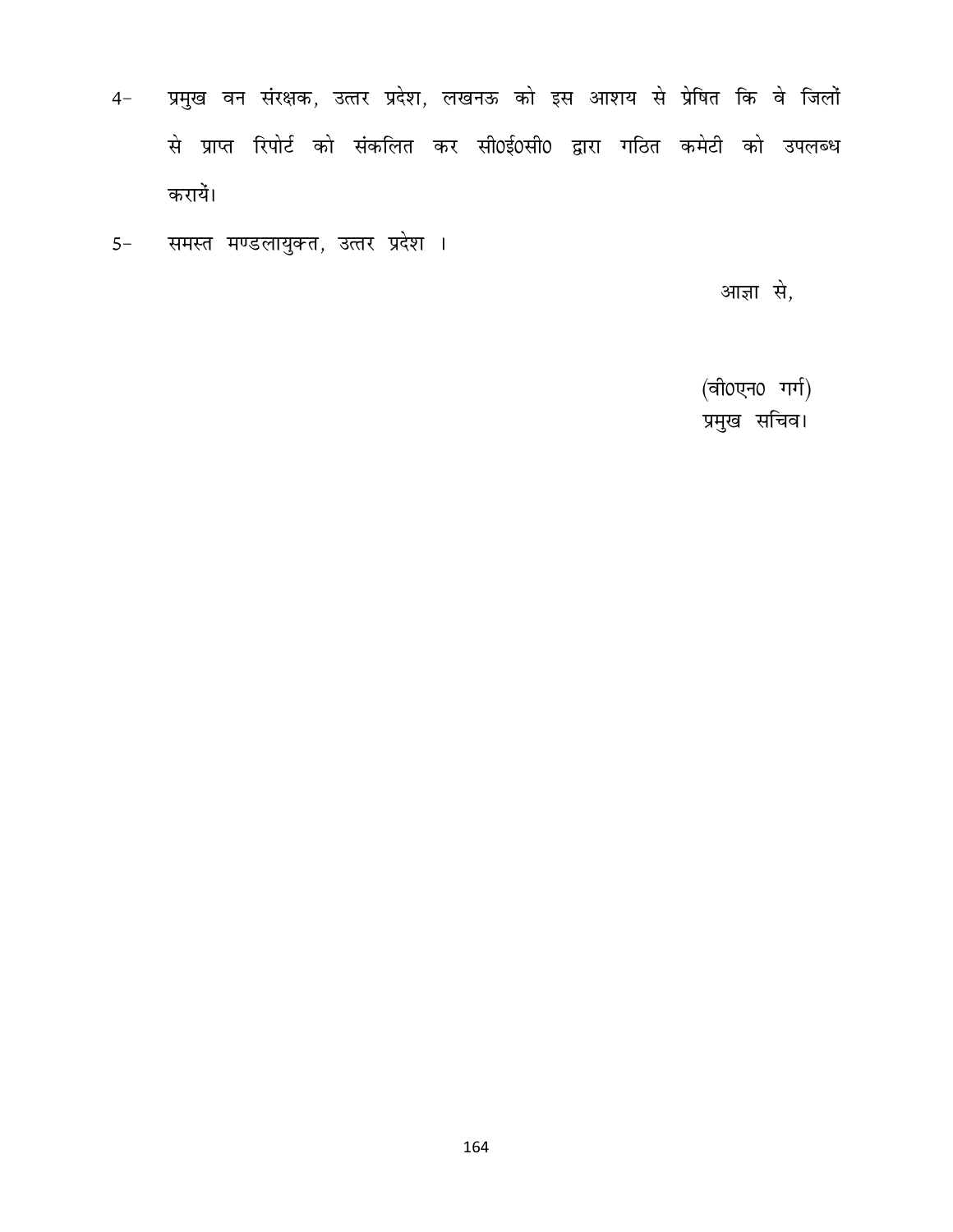4- प्रमुख वन संरक्षक, उत्तर प्रदेश, लखनऊ को इस आशय से प्रेषित कि वे जिलों से प्राप्त रिपोर्ट को संकलित कर सी0ई0सी0 द्वारा गठित कमेटी को उपलब्ध करायें।

5- समस्त मण्डलायुक्त, उत्तर प्रदेश ।

आज्ञा से,

(वी0एन0 गर्ग)
प्रमुख सचिव।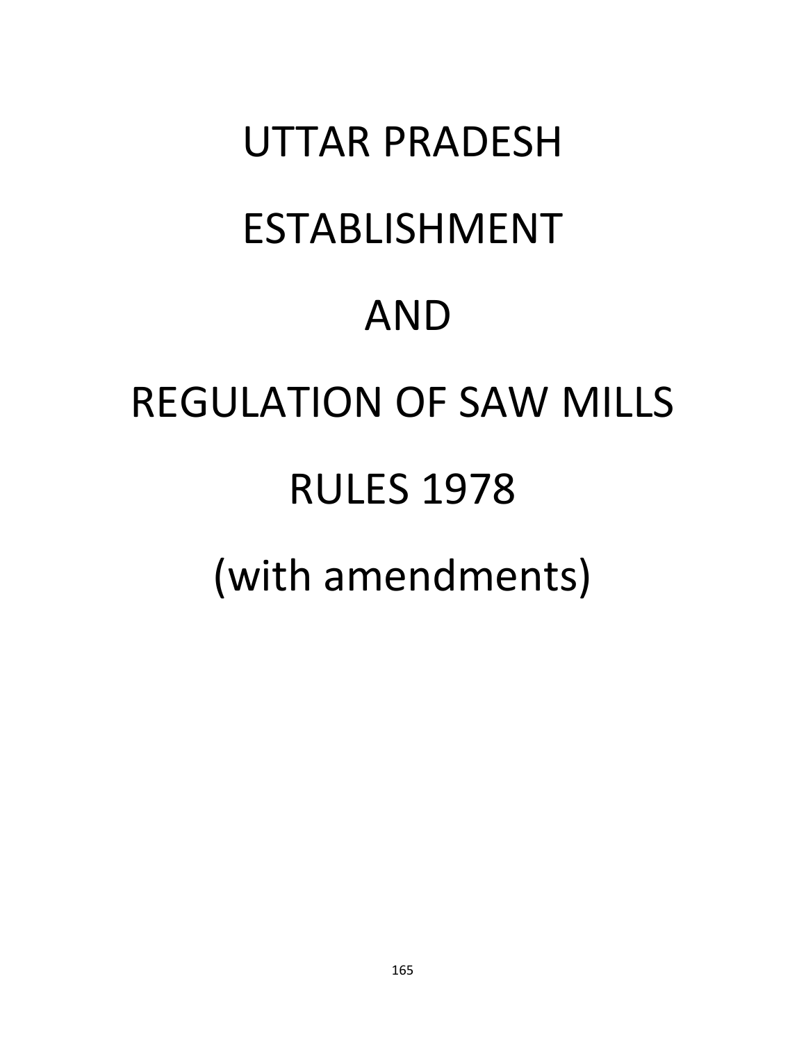# UTTAR PRADESH

# ESTABLISHMENT

# AND

# REGULATION OF SAW MILLS

# RULES 1978

# (with amendments)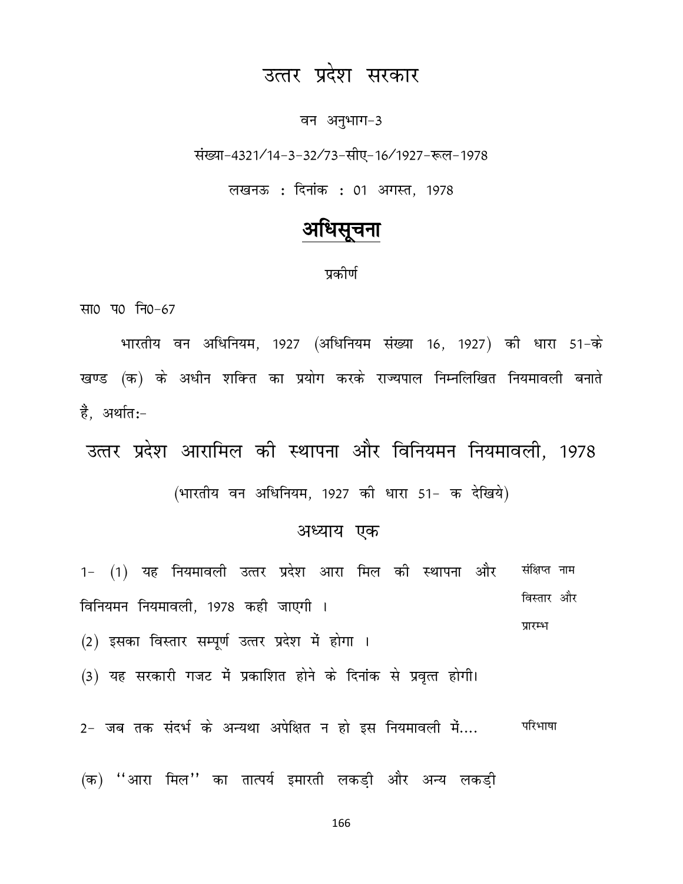# उत्तर प्रदेश सरकार

वन अनुभाग-3

संख्या-4321/14-3-32/73-सीए-16/1927-रूल-1978

लखनऊ : दिनांक : 01 अगस्त, 1978

## अधिसूचना

प्रकीर्ण

सा0 प0 नि0-67

भारतीय वन अधिनियम, 1927 (अधिनियम संख्या 16, 1927) की धारा 51-के खण्ड (क) के अधीन शक्ति का प्रयोग करके राज्यपाल निम्नलिखित नियमावली बनाते हैं, अर्थात:-

## उत्तर प्रदेश आरामिल की स्थापना और विनियमन नियमावली, 1978

(भारतीय वन अधिनियम, 1927 की धारा 51- क देखिये)

### अध्याय एक

1- (1) यह नियमावली उत्तर प्रदेश आरा मिल की स्थापना और विनियमन नियमावली, 1978 कही जाएगी ।

*संक्षिप्त नाम विस्तार और प्रारम्भ*

(2) इसका विस्तार सम्पूर्ण उत्तर प्रदेश में होगा ।

(3) यह सरकारी गजट में प्रकाशित होने के दिनांक से प्रवृत्त होगी।

2- जब तक संदर्भ के अन्यथा अपेक्षित न हो इस नियमावली में....

*परिभाषा*

(क) ''आरा मिल'' का तात्पर्य इमारती लकड़ी और अन्य लकड़ी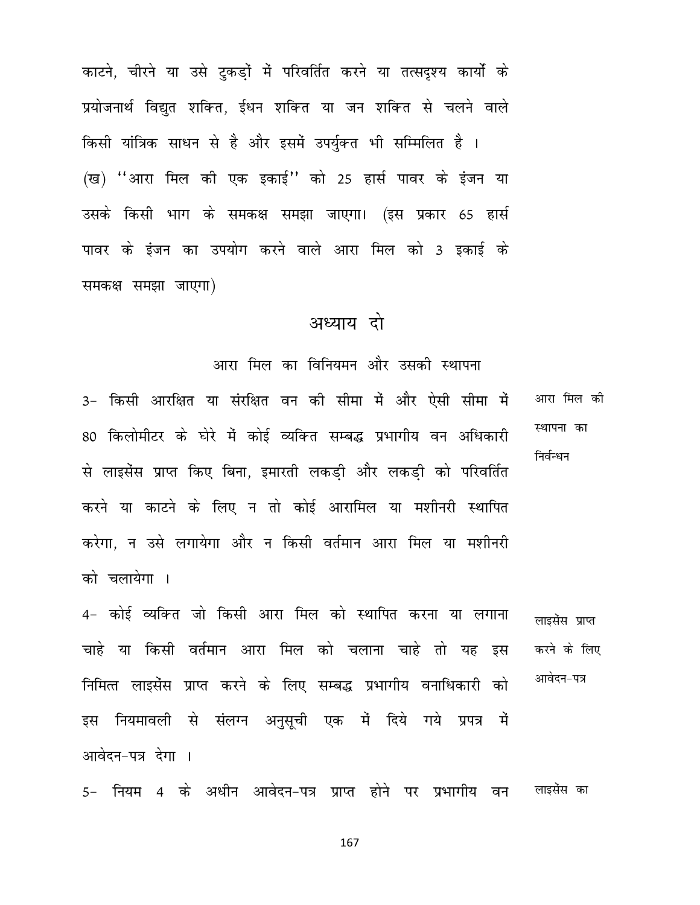काटने, चीरने या उसे टुकड़ों में परिवर्तित करने या तत्सदृश्य कार्यों के प्रयोजनार्थ विद्युत शक्ति, ईधन शक्ति या जन शक्ति से चलने वाले किसी यांत्रिक साधन से है और इसमें उपर्युक्त भी सम्मिलित है ।

(ख) ''आरा मिल की एक इकाई'' को 25 हार्स पावर के इंजन या उसके किसी भाग के समकक्ष समझा जाएगा। (इस प्रकार 65 हार्स पावर के इंजन का उपयोग करने वाले आरा मिल को 3 इकाई के समकक्ष समझा जाएगा)

## अध्याय दो

### आरा मिल का विनियमन और उसकी स्थापना

**आरा मिल की स्थापना का निर्वन्धन**

3- किसी आरक्षित या संरक्षित वन की सीमा में और ऐसी सीमा में 80 किलोमीटर के घेरे में कोई व्यक्ति सम्बद्ध प्रभागीय वन अधिकारी से लाइसेंस प्राप्त किए बिना, इमारती लकड़ी और लकड़ी को परिवर्तित करने या काटने के लिए न तो कोई आरामिल या मशीनरी स्थापित करेगा, न उसे लगायेगा और न किसी वर्तमान आरा मिल या मशीनरी को चलायेगा ।

**लाइसेंस प्राप्त करने के लिए आवेदन-पत्र**

4- कोई व्यक्ति जो किसी आरा मिल को स्थापित करना या लगाना चाहे या किसी वर्तमान आरा मिल को चलाना चाहे तो यह इस निमित्त लाइसेंस प्राप्त करने के लिए सम्बद्ध प्रभागीय वनाधिकारी को इस नियमावली से संलग्न अनुसूची एक में दिये गये प्रपत्र में आवेदन-पत्र देगा ।

**लाइसेंस का**

5- नियम 4 के अधीन आवेदन-पत्र प्राप्त होने पर प्रभागीय वन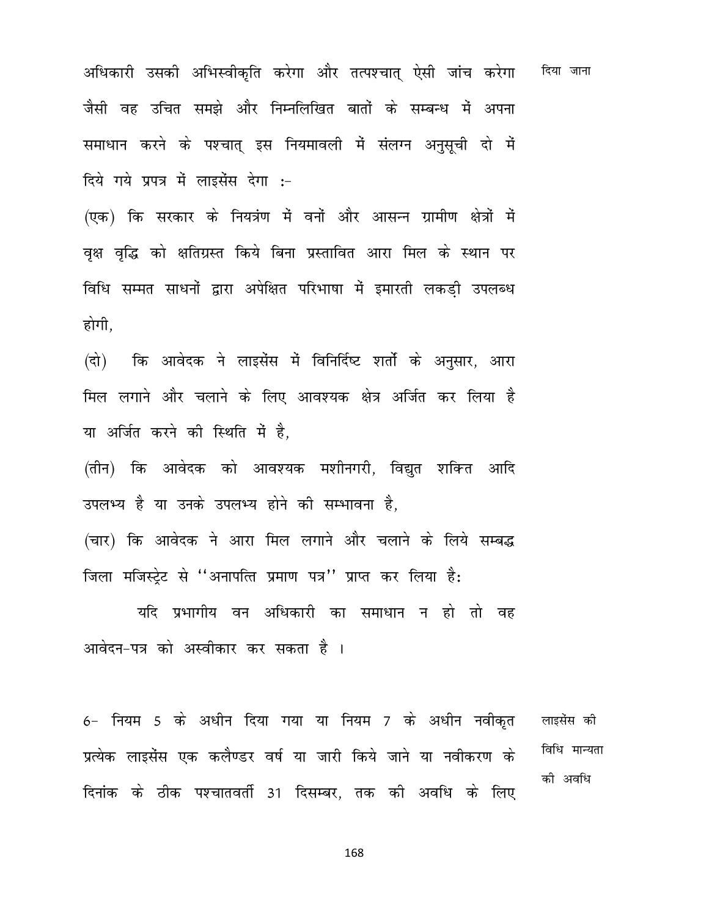अधिकारी उसकी अभिस्वीकृति करेगा और तत्पश्चात् ऐसी जांच करेगा जैसी वह उचित समझे और निम्नलिखित बातों के सम्बन्ध में अपना समाधान करने के पश्चात् इस नियमावली में संलग्न अनुसूची दो में दिये गये प्रपत्र में लाइसेंस देगा :- दिया जाना

(एक) कि सरकार के नियत्रंण में वनों और आसन्न ग्रामीण क्षेत्रों में वृक्ष वृद्धि को क्षतिग्रस्त किये बिना प्रस्तावित आरा मिल के स्थान पर विधि सम्मत साधनों द्वारा अपेक्षित परिभाषा में इमारती लकड़ी उपलब्ध होगी,

(दो) कि आवेदक ने लाइसेंस में विनिर्दिष्ट शर्तो के अनुसार, आरा मिल लगाने और चलाने के लिए आवश्यक क्षेत्र अर्जित कर लिया है या अर्जित करने की स्थिति में है,

(तीन) कि आवेदक को आवश्यक मशीनगरी, विद्युत शक्ति आदि उपलभ्य है या उनके उपलभ्य होने की सम्भावना है,

(चार) कि आवेदक ने आरा मिल लगाने और चलाने के लिये सम्बद्ध जिला मजिस्ट्रेट से ''अनापत्ति प्रमाण पत्र'' प्राप्त कर लिया है:

यदि प्रभागीय वन अधिकारी का समाधान न हो तो वह आवेदन-पत्र को अस्वीकार कर सकता है ।

6- नियम 5 के अधीन दिया गया या नियम 7 के अधीन नवीकृत प्रत्येक लाइसेंस एक कलैण्डर वर्ष या जारी किये जाने या नवीकरण के दिनांक के ठीक पश्चातवर्ती 31 दिसम्बर, तक की अवधि के लिए लाइसेंस की विधि मान्यता की अवधि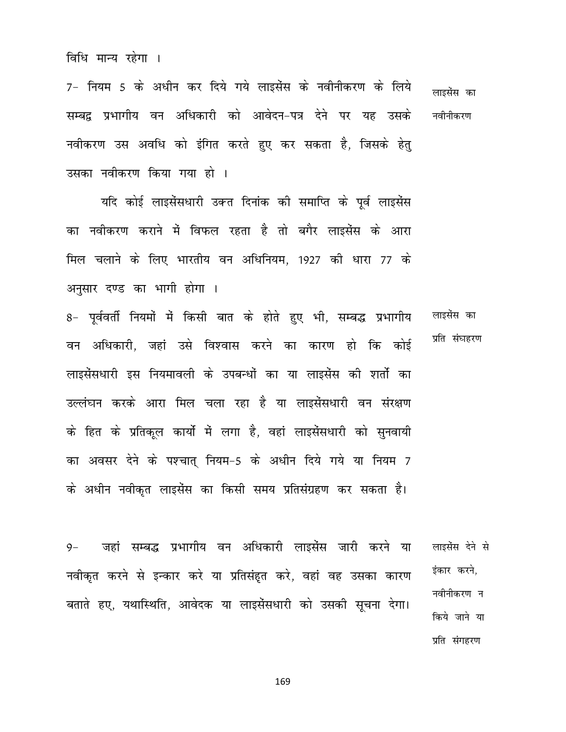विधि मान्य रहेगा ।

7- नियम 5 के अधीन कर दिये गये लाइसेंस के नवीनीकरण के लिये सम्बद्व प्रभागीय वन अधिकारी को आवेदन-पत्र देने पर यह उसके नवीकरण उस अवधि को इंगित करते हुए कर सकता है, जिसके हेतु उसका नवीकरण किया गया हो । — लाइसेंस का नवीनीकरण

यदि कोई लाइसेंसधारी उक्त दिनांक की समाप्ति के पूर्व लाइसेंस का नवीकरण कराने में विफल रहता है तो बगैर लाइसेंस के आरा मिल चलाने के लिए भारतीय वन अधिनियम, 1927 की धारा 77 के अनुसार दण्ड का भागी होगा ।

8- पूर्ववर्ती नियमों में किसी बात के होते हुए भी, सम्बद्ध प्रभागीय वन अधिकारी, जहां उसे विश्वास करने का कारण हो कि कोई लाइसेंसधारी इस नियमावली के उपबन्धों का या लाइसेंस की शर्तो का उल्लंघन करके आरा मिल चला रहा है या लाइसेंसधारी वन संरक्षण के हित के प्रतिकूल कार्यो में लगा है, वहां लाइसेंसधारी को सुनवायी का अवसर देने के पश्चात् नियम-5 के अधीन दिये गये या नियम 7 के अधीन नवीकृत लाइसेंस का किसी समय प्रतिसंग्रहण कर सकता है। — लाइसेंस का प्रति संघहरण

9- जहां सम्बद्ध प्रभागीय वन अधिकारी लाइसेंस जारी करने या नवीकृत करने से इन्कार करे या प्रतिसंहृत करे, वहां वह उसका कारण बताते हए, यथास्थिति, आवेदक या लाइसेंसधारी को उसकी सूचना देगा। — लाइसेंस देने से इंकार करने, नवीनीकरण न किये जाने या प्रति संगहरण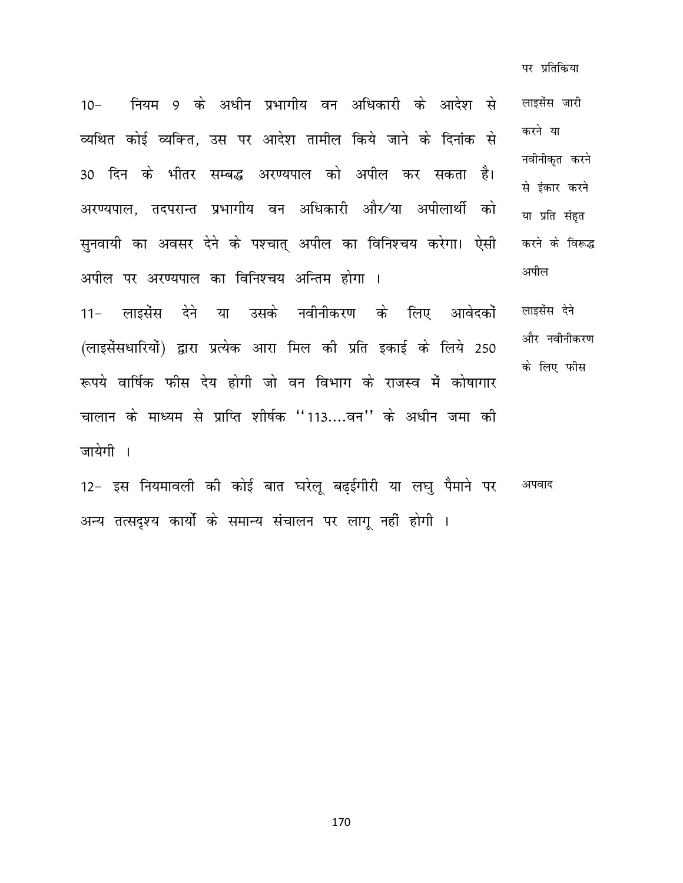पर प्रतिक्रिया

10- नियम 9 के अधीन प्रभागीय वन अधिकारी के आदेश से व्यथित कोई व्यक्ति, उस पर आदेश तामील किये जाने के दिनांक से 30 दिन के भीतर सम्बद्ध अरण्यपाल को अपील कर सकता है। अरण्यपाल, तदपरान्त प्रभागीय वन अधिकारी और/या अपीलार्थी को सुनवायी का अवसर देने के पश्चात् अपील का विनिश्चय करेगा। ऐसी अपील पर अरण्यपाल का विनिश्चय अन्तिम होगा ।

लाइसेंस जारी करने या नवीनीकृत करने से इंकार करने या प्रति संहृत करने के विरूद्ध अपील

11- लाइसेंस देने या उसके नवीनीकरण के लिए आवेदकों (लाइसेंसधारियों) द्वारा प्रत्येक आरा मिल की प्रति इकाई के लिये 250 रूपये वार्षिक फीस देय होगी जो वन विभाग के राजस्व में कोषागार चालान के माध्यम से प्राप्ति शीर्षक ''113....वन'' के अधीन जमा की जायेगी ।

लाइसेंस देने और नवीनीकरण के लिए फीस

12- इस नियमावली की कोई बात घरेलू बढ़ईगीरी या लघु पैमाने पर अन्य तत्सदृश्य कार्यों के समान्य संचालन पर लागू नहीं होगी ।

अपवाद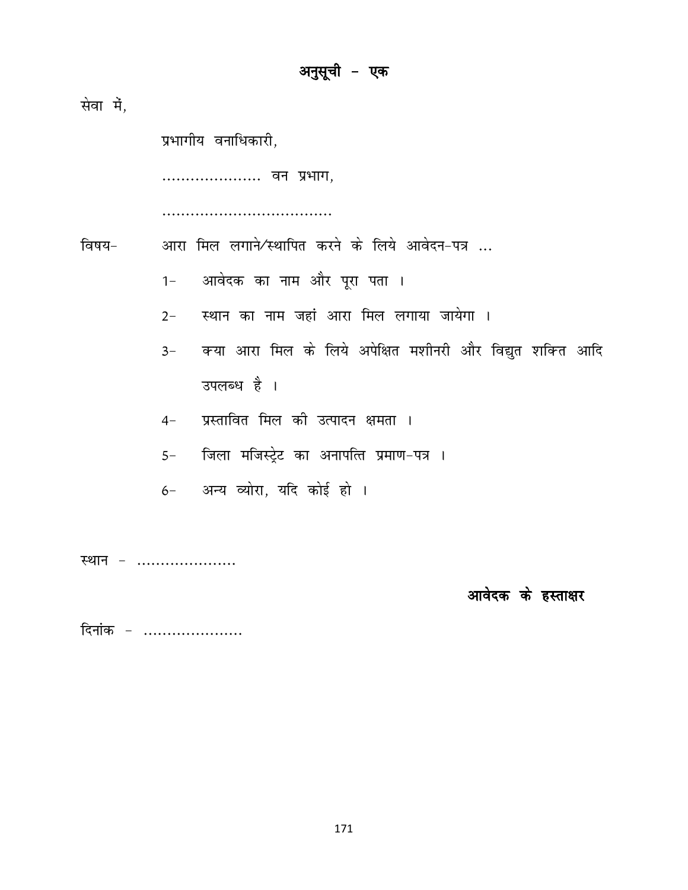# अनुसूची - एक

सेवा में,

प्रभागीय वनाधिकारी,

………………… वन प्रभाग,

………………………………

विषय- आरा मिल लगाने/स्थापित करने के लिये आवेदन-पत्र …

1- आवेदक का नाम और पूरा पता ।

2- स्थान का नाम जहां आरा मिल लगाया जायेगा ।

3- क्या आरा मिल के लिये अपेक्षित मशीनरी और विद्युत शक्ति आदि उपलब्ध है ।

4- प्रस्तावित मिल की उत्पादन क्षमता ।

5- जिला मजिस्ट्रेट का अनापत्ति प्रमाण-पत्र ।

6- अन्य व्योरा, यदि कोई हो ।

स्थान - …………………

**आवेदक के हस्ताक्षर**

दिनांक - …………………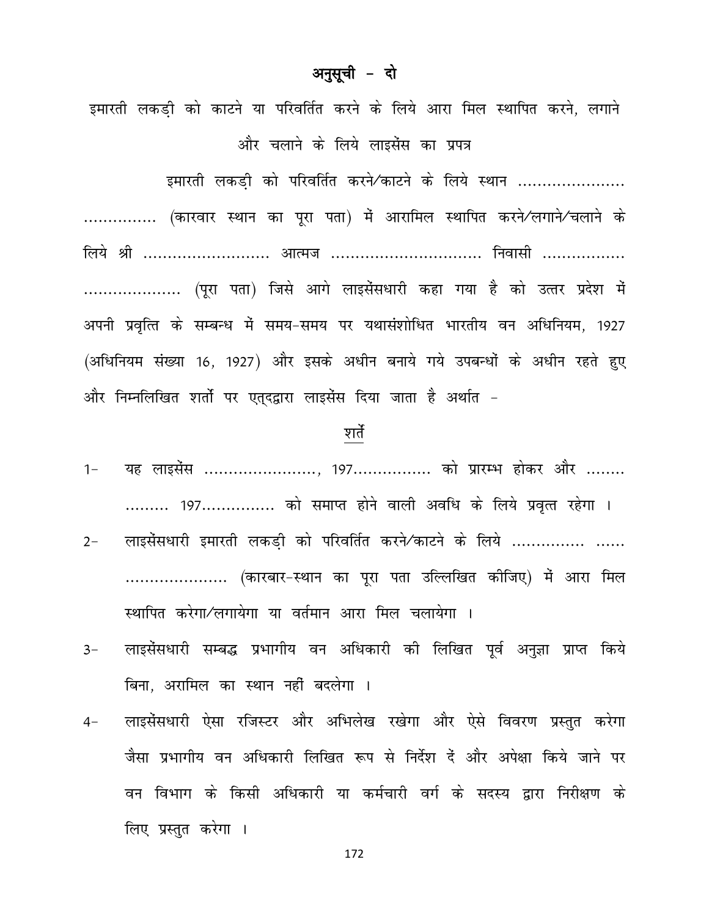## अनुसूची - दो

इमारती लकड़ी को काटने या परिवर्तित करने के लिये आरा मिल स्थापित करने, लगाने और चलाने के लिये लाइसेंस का प्रपत्र

इमारती लकड़ी को परिवर्तित करने/काटने के लिये स्थान .................... ............... (कारवार स्थान का पूरा पता) में आरामिल स्थापित करने/लगाने/चलाने के लिये श्री ......................... आत्मज .............................. निवासी ................ ................... (पूरा पता) जिसे आगे लाइसेंसधारी कहा गया है को उत्तर प्रदेश में अपनी प्रवृत्ति के सम्बन्ध में समय-समय पर यथासंशोधित भारतीय वन अधिनियम, 1927 (अधिनियम संख्या 16, 1927) और इसके अधीन बनाये गये उपबन्धों के अधीन रहते हुए और निम्नलिखित शर्तो पर एतद्द्वारा लाइसेंस दिया जाता है अर्थात -

### शर्ते

1- यह लाइसेंस ......................, 197............... को प्रारम्भ होकर और ........ ......... 197.............. को समाप्त होने वाली अवधि के लिये प्रवृत्त रहेगा ।

2- लाइसेंसधारी इमारती लकड़ी को परिवर्तित करने/काटने के लिये ............... ...... .................... (कारबार-स्थान का पूरा पता उल्लिखित कीजिए) में आरा मिल स्थापित करेगा/लगायेगा या वर्तमान आरा मिल चलायेगा ।

3- लाइसेंसधारी सम्बद्ध प्रभागीय वन अधिकारी की लिखित पूर्व अनुज्ञा प्राप्त किये बिना, अरामिल का स्थान नहीं बदलेगा ।

4- लाइसेंसधारी ऐसा रजिस्टर और अभिलेख रखेगा और ऐसे विवरण प्रस्तुत करेगा जैसा प्रभागीय वन अधिकारी लिखित रूप से निर्देश दें और अपेक्षा किये जाने पर वन विभाग के किसी अधिकारी या कर्मचारी वर्ग के सदस्य द्वारा निरीक्षण के लिए प्रस्तुत करेगा ।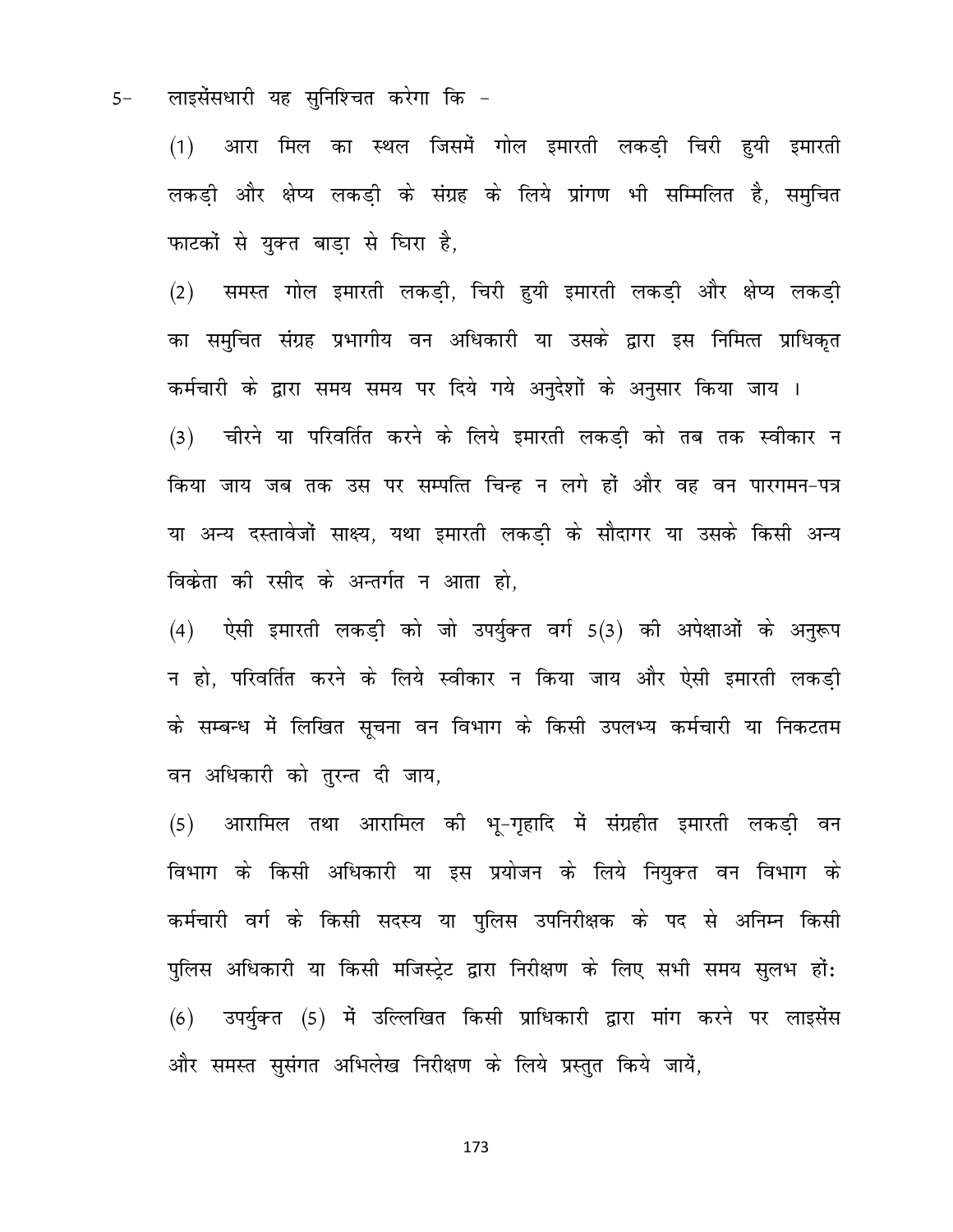5- लाइसेंसधारी यह सुनिश्चित करेगा कि -

(1) आरा मिल का स्थल जिसमें गोल इमारती लकड़ी चिरी हुयी इमारती लकड़ी और क्षेप्य लकड़ी के संग्रह के लिये प्रांगण भी सम्मिलित है, समुचित फाटकों से युक्त बाड़ा से घिरा है,

(2) समस्त गोल इमारती लकड़ी, चिरी हुयी इमारती लकड़ी और क्षेप्य लकड़ी का समुचित संग्रह प्रभागीय वन अधिकारी या उसके द्वारा इस निमित्त प्राधिकृत कर्मचारी के द्वारा समय समय पर दिये गये अनुदेशों के अनुसार किया जाय ।

(3) चीरने या परिवर्तित करने के लिये इमारती लकड़ी को तब तक स्वीकार न किया जाय जब तक उस पर सम्पत्ति चिन्ह न लगे हों और वह वन पारगमन-पत्र या अन्य दस्तावेजों साक्ष्य, यथा इमारती लकड़ी के सौदागर या उसके किसी अन्य विक्रेता की रसीद के अन्तर्गत न आता हो,

(4) ऐसी इमारती लकड़ी को जो उपर्युक्त वर्ग 5(3) की अपेक्षाओं के अनुरूप न हो, परिवर्तित करने के लिये स्वीकार न किया जाय और ऐसी इमारती लकड़ी के सम्बन्ध में लिखित सूचना वन विभाग के किसी उपलभ्य कर्मचारी या निकटतम वन अधिकारी को तुरन्त दी जाय,

(5) आरामिल तथा आरामिल की भू-गृहादि में संग्रहीत इमारती लकड़ी वन विभाग के किसी अधिकारी या इस प्रयोजन के लिये नियुक्त वन विभाग के कर्मचारी वर्ग के किसी सदस्य या पुलिस उपनिरीक्षक के पद से अनिम्न किसी पुलिस अधिकारी या किसी मजिस्ट्रेट द्वारा निरीक्षण के लिए सभी समय सुलभ हों:

(6) उपर्युक्त (5) में उल्लिखित किसी प्राधिकारी द्वारा मांग करने पर लाइसेंस और समस्त सुसंगत अभिलेख निरीक्षण के लिये प्रस्तुत किये जायें,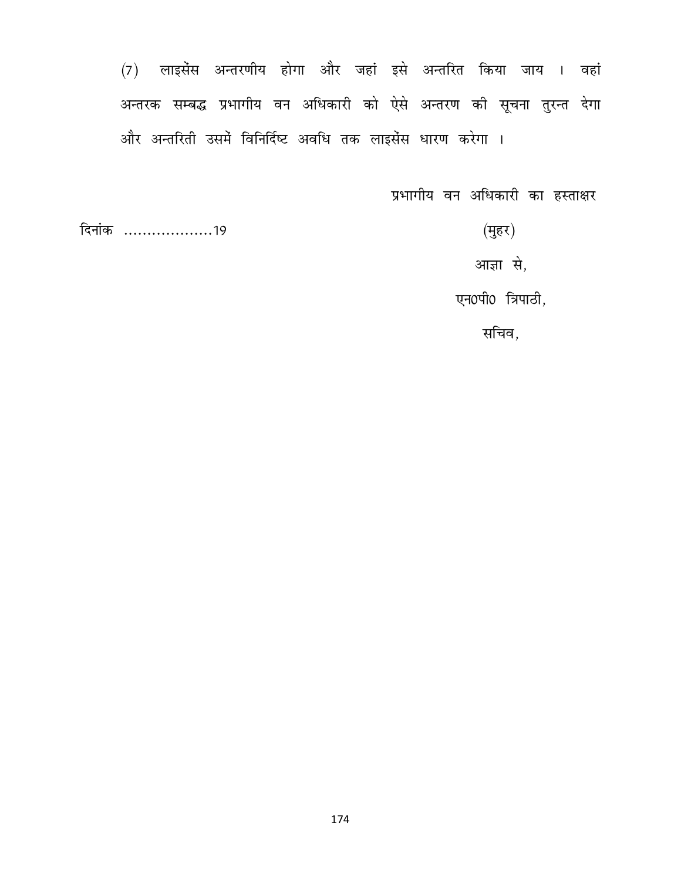(7) लाइसेंस अन्तरणीय होगा और जहां इसे अन्तरित किया जाय । वहां अन्तरक सम्बद्ध प्रभागीय वन अधिकारी को ऐसे अन्तरण की सूचना तुरन्त देगा और अन्तरिती उसमें विनिर्दिष्ट अवधि तक लाइसेंस धारण करेगा ।

प्रभागीय वन अधिकारी का हस्ताक्षर

दिनांक ..................19

(मुहर)

आज्ञा से,

एन0पी0 त्रिपाठी,

सचिव,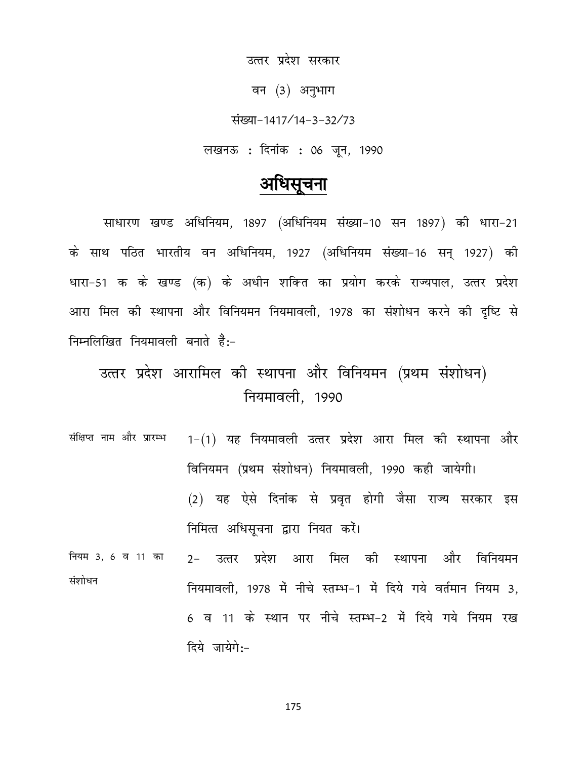उत्तर प्रदेश सरकार

वन (3) अनुभाग

संख्या-1417/14-3-32/73

लखनऊ : दिनांक : 06 जून, 1990

# अधिसूचना

साधारण खण्ड अधिनियम, 1897 (अधिनियम संख्या-10 सन 1897) की धारा-21 के साथ पठित भारतीय वन अधिनियम, 1927 (अधिनियम संख्या-16 सन् 1927) की धारा-51 क के खण्ड (क) के अधीन शक्ति का प्रयोग करके राज्यपाल, उत्तर प्रदेश आरा मिल की स्थापना और विनियमन नियमावली, 1978 का संशोधन करने की दृष्टि से निम्नलिखित नियमावली बनाते हैं:-

## उत्तर प्रदेश आरामिल की स्थापना और विनियमन (प्रथम संशोधन) नियमावली, 1990

संक्षिप्त नाम और प्रारम्भ

1-(1) यह नियमावली उत्तर प्रदेश आरा मिल की स्थापना और विनियमन (प्रथम संशोधन) नियमावली, 1990 कही जायेगी।

(2) यह ऐसे दिनांक से प्रवृत होगी जैसा राज्य सरकार इस निमित्त अधिसूचना द्वारा नियत करें।

नियम 3, 6 व 11 का संशोधन

2- उत्तर प्रदेश आरा मिल की स्थापना और विनियमन नियमावली, 1978 में नीचे स्तम्भ-1 में दिये गये वर्तमान नियम 3, 6 व 11 के स्थान पर नीचे स्तम्भ-2 में दिये गये नियम रख दिये जायेगे:-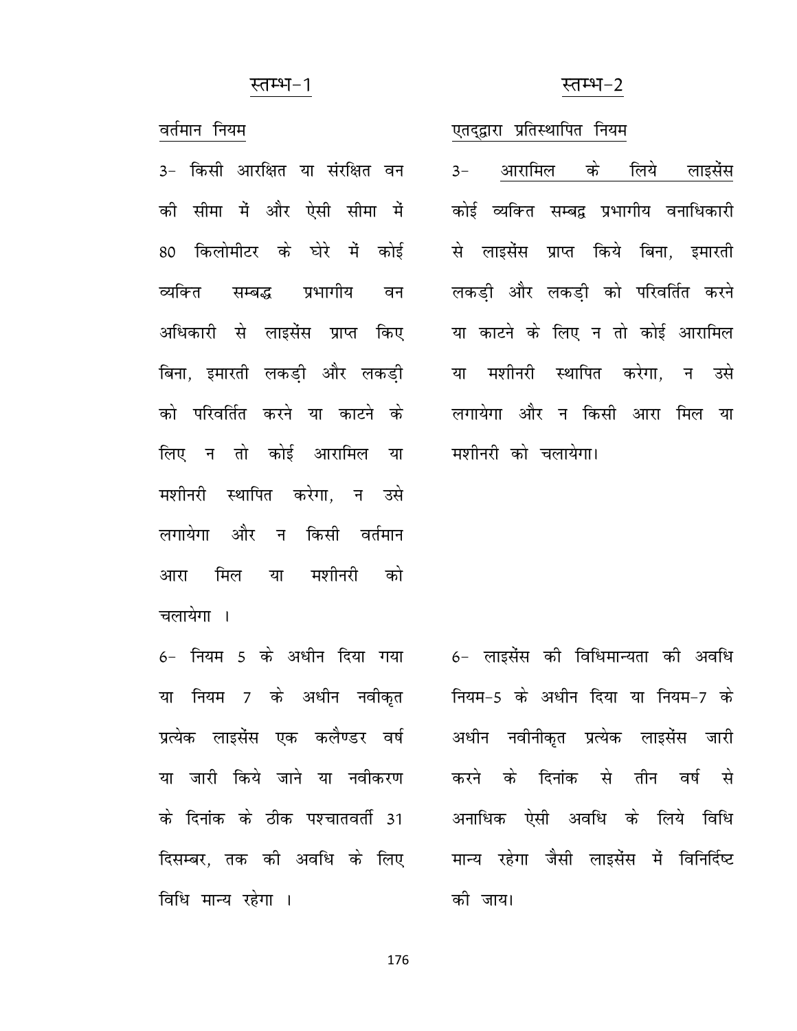| स्तम्भ-1 | स्तम्भ-2 |
| --- | --- |
| वर्तमान नियम | एतद्द्वारा प्रतिस्थापित नियम |
| 3- किसी आरक्षित या संरक्षित वन की सीमा में और ऐसी सीमा में 80 किलोमीटर के घेरे में कोई व्यक्ति सम्बद्ध प्रभागीय वन अधिकारी से लाइसेंस प्राप्त किए बिना, इमारती लकड़ी और लकड़ी को परिवर्तित करने या काटने के लिए न तो कोई आरामिल या मशीनरी स्थापित करेगा, न उसे लगायेगा और न किसी वर्तमान आरा मिल या मशीनरी को चलायेगा । | 3- आरामिल के लिये लाइसेंस कोई व्यक्ति सम्बद्ध प्रभागीय वनाधिकारी से लाइसेंस प्राप्त किये बिना, इमारती लकड़ी और लकड़ी को परिवर्तित करने या काटने के लिए न तो कोई आरामिल या मशीनरी स्थापित करेगा, न उसे लगायेगा और न किसी आरा मिल या मशीनरी को चलायेगा। |
| 6- नियम 5 के अधीन दिया गया या नियम 7 के अधीन नवीकृत प्रत्येक लाइसेंस एक कलैण्डर वर्ष या जारी किये जाने या नवीकरण के दिनांक के ठीक पश्चातवर्ती 31 दिसम्बर, तक की अवधि के लिए विधि मान्य रहेगा । | 6- लाइसेंस की विधिमान्यता की अवधि नियम-5 के अधीन दिया या नियम-7 के अधीन नवीनीकृत प्रत्येक लाइसेंस जारी करने के दिनांक से तीन वर्ष से अनाधिक ऐसी अवधि के लिये विधि मान्य रहेगा जैसी लाइसेंस में विनिर्दिष्ट की जाय। |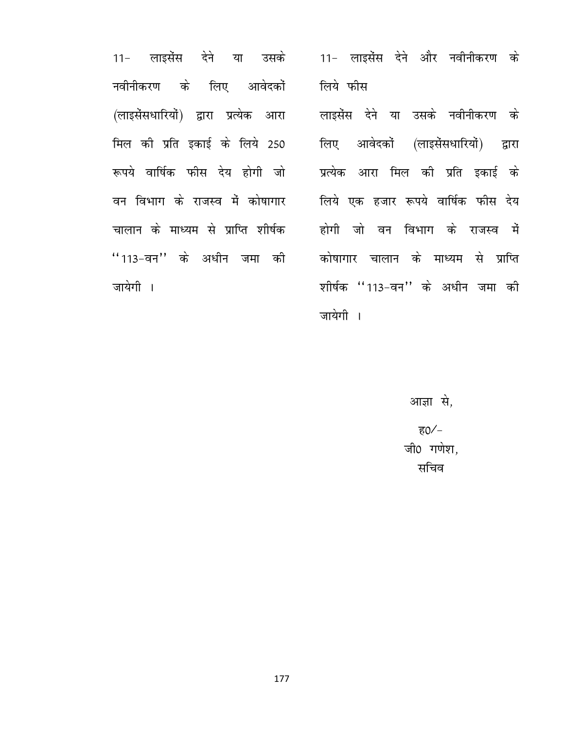| | |
|---|---|
| 11- लाइसेंस देने या उसके नवीनीकरण के लिए आवेदकों (लाइसेंसधारियों) द्वारा प्रत्येक आरा मिल की प्रति इकाई के लिये 250 रूपये वार्षिक फीस देय होगी जो वन विभाग के राजस्व में कोषागार चालान के माध्यम से प्राप्ति शीर्षक ''113-वन'' के अधीन जमा की जायेगी । | 11- लाइसेंस देने और नवीनीकरण के लिये फीस<br>लाइसेंस देने या उसके नवीनीकरण के लिए आवेदकों (लाइसेंसधारियों) द्वारा प्रत्येक आरा मिल की प्रति इकाई के लिये एक हजार रूपये वार्षिक फीस देय होगी जो वन विभाग के राजस्व में कोषागार चालान के माध्यम से प्राप्ति शीर्षक ''113-वन'' के अधीन जमा की जायेगी । |

आज्ञा से,

ह0/-

जी0 गणेश,

सचिव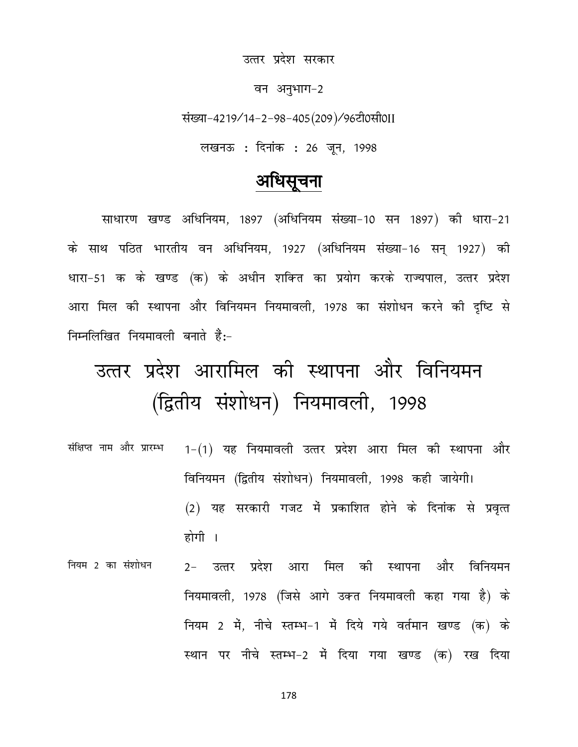उत्तर प्रदेश सरकार

वन अनुभाग-2

संख्या-4219/14-2-98-405(209)/96टी0सी0II

लखनऊ : दिनांक : 26 जून, 1998

## अधिसूचना

साधारण खण्ड अधिनियम, 1897 (अधिनियम संख्या-10 सन 1897) की धारा-21 के साथ पठित भारतीय वन अधिनियम, 1927 (अधिनियम संख्या-16 सन् 1927) की धारा-51 क के खण्ड (क) के अधीन शक्ति का प्रयोग करके राज्यपाल, उत्तर प्रदेश आरा मिल की स्थापना और विनियमन नियमावली, 1978 का संशोधन करने की दृष्टि से निम्नलिखित नियमावली बनाते हैं:-

# उत्तर प्रदेश आरामिल की स्थापना और विनियमन (द्वितीय संशोधन) नियमावली, 1998

संक्षिप्त नाम और प्रारम्भ

1-(1) यह नियमावली उत्तर प्रदेश आरा मिल की स्थापना और विनियमन (द्वितीय संशोधन) नियमावली, 1998 कही जायेगी।

(2) यह सरकारी गजट में प्रकाशित होने के दिनांक से प्रवृत्त होगी ।

नियम 2 का संशोधन

2- उत्तर प्रदेश आरा मिल की स्थापना और विनियमन नियमावली, 1978 (जिसे आगे उक्त नियमावली कहा गया है) के नियम 2 में, नीचे स्तम्भ-1 में दिये गये वर्तमान खण्ड (क) के स्थान पर नीचे स्तम्भ-2 में दिया गया खण्ड (क) रख दिया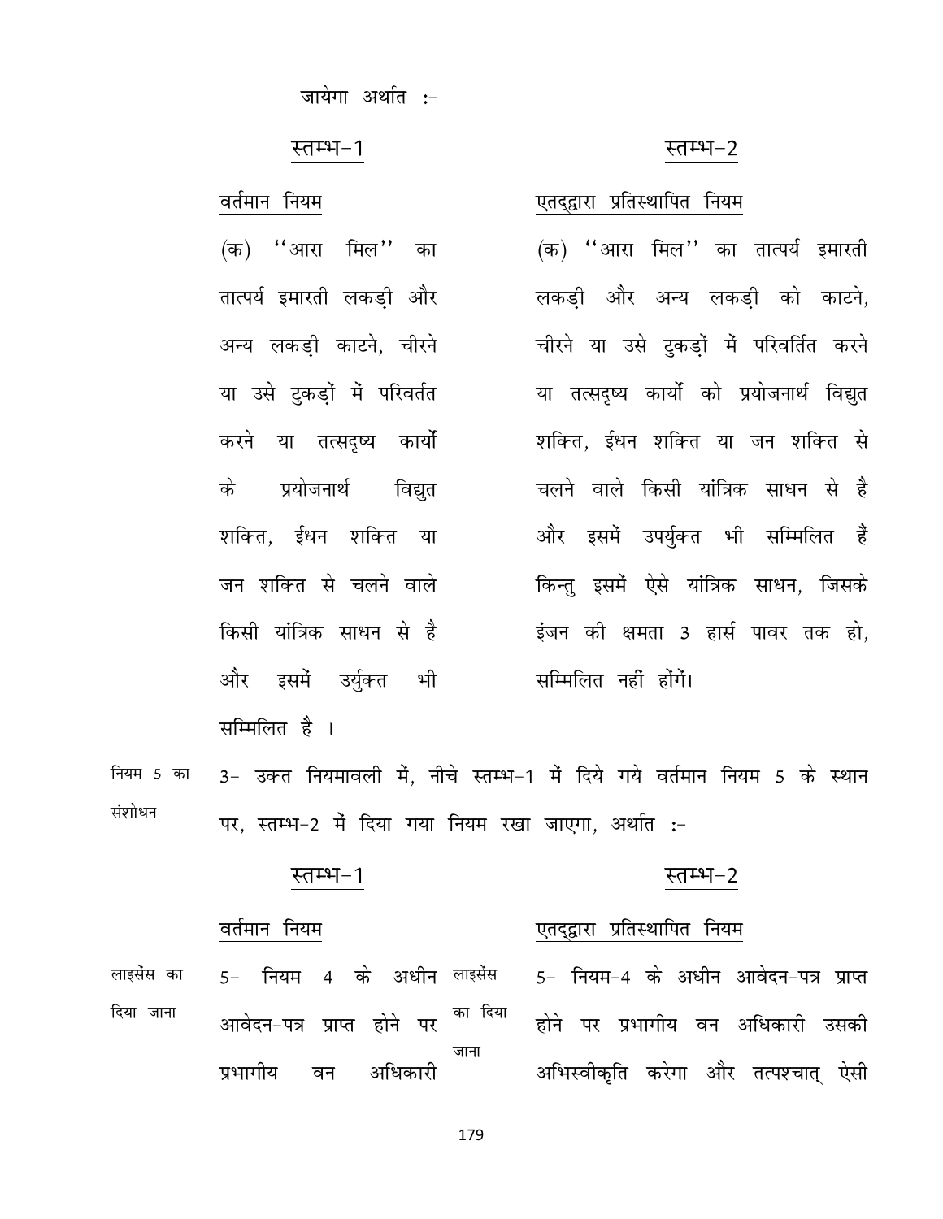जायेगा अर्थात :-

| स्तम्भ-1 | स्तम्भ-2 |
|---|---|
| वर्तमान नियम | एतद्द्वारा प्रतिस्थापित नियम |
| (क) ''आरा मिल'' का तात्पर्य इमारती लकड़ी और अन्य लकड़ी काटने, चीरने या उसे टुकड़ों में परिवर्तत करने या तत्सदृष्य कार्यो के प्रयोजनार्थ विद्युत शक्ति, ईधन शक्ति या जन शक्ति से चलने वाले किसी यांत्रिक साधन से है और इसमें उर्युक्त भी सम्मिलित है । | (क) ''आरा मिल'' का तात्पर्य इमारती लकड़ी और अन्य लकड़ी को काटने, चीरने या उसे टुकड़ों में परिवर्तित करने या तत्सदृष्य कार्यो को प्रयोजनार्थ विद्युत शक्ति, ईधन शक्ति या जन शक्ति से चलने वाले किसी यांत्रिक साधन से है और इसमें उपर्युक्त भी सम्मिलित हैं किन्तु इसमें ऐसे यांत्रिक साधन, जिसके इंजन की क्षमता 3 हार्स पावर तक हो, सम्मिलित नहीं होंगें। |

नियम 5 का संशोधन

3- उक्त नियमावली में, नीचे स्तम्भ-1 में दिये गये वर्तमान नियम 5 के स्थान पर, स्तम्भ-2 में दिया गया नियम रखा जाएगा, अर्थात :-

| स्तम्भ-1 | स्तम्भ-2 |
|---|---|
| वर्तमान नियम | एतद्द्वारा प्रतिस्थापित नियम |
| लाइसेंस का दिया जाना<br>5- नियम 4 के अधीन आवेदन-पत्र प्राप्त होने पर प्रभागीय वन अधिकारी | लाइसेंस का दिया जाना<br>5- नियम-4 के अधीन आवेदन-पत्र प्राप्त होने पर प्रभागीय वन अधिकारी उसकी अभिस्वीकृति करेगा और तत्पश्चात् ऐसी |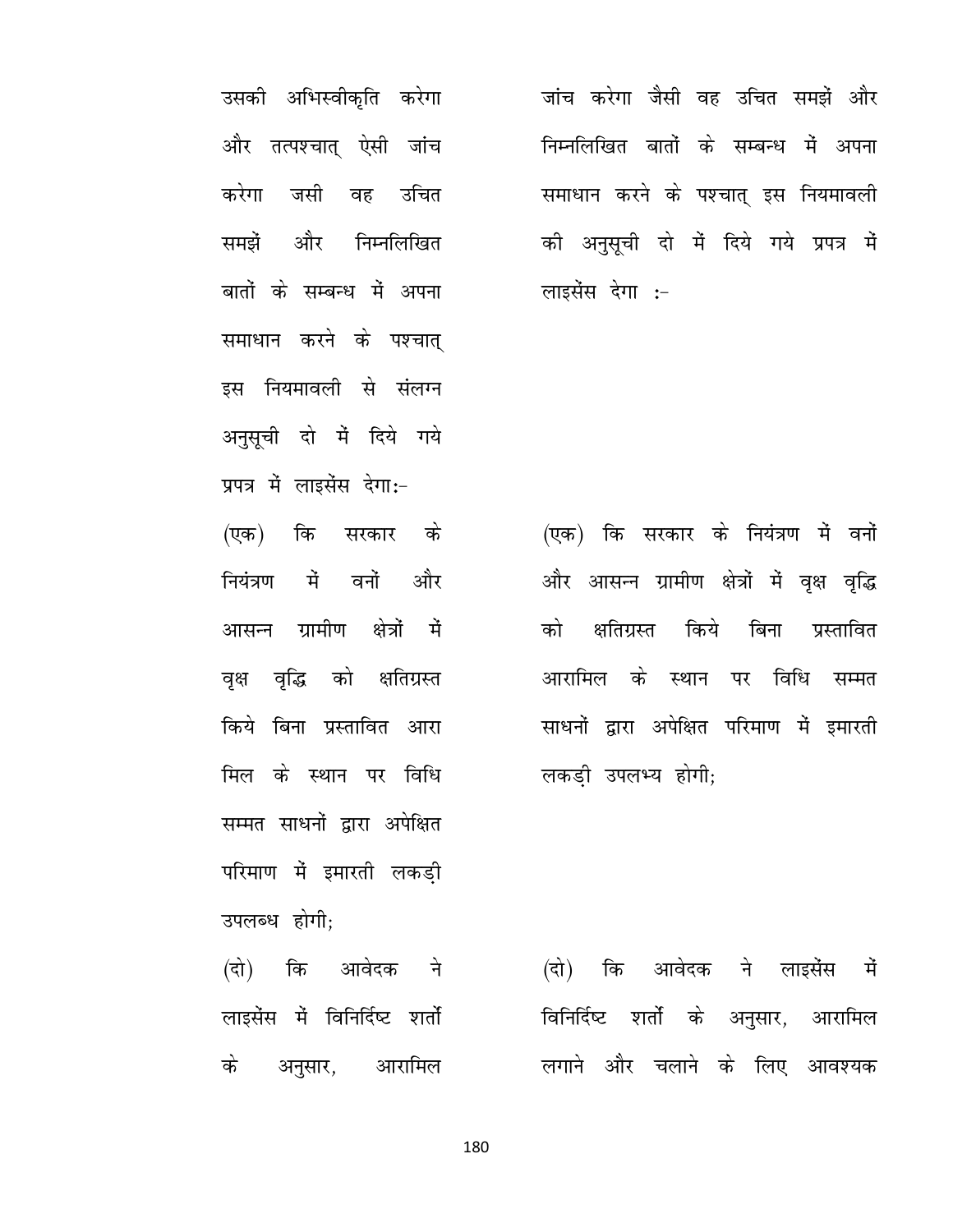| | |
|---|---|
| उसकी अभिस्वीकृति करेगा और तत्पश्चात् ऐसी जांच करेगा जसी वह उचित समझें और निम्नलिखित बातों के सम्बन्ध में अपना समाधान करने के पश्चात् इस नियमावली से संलग्न अनुसूची दो में दिये गये प्रपत्र में लाइसेंस देगा:- | जांच करेगा जैसी वह उचित समझें और निम्नलिखित बातों के सम्बन्ध में अपना समाधान करने के पश्चात् इस नियमावली की अनुसूची दो में दिये गये प्रपत्र में लाइसेंस देगा :- |
| (एक) कि सरकार के नियंत्रण में वनों और आसन्न ग्रामीण क्षेत्रों में वृक्ष वृद्धि को क्षतिग्रस्त किये बिना प्रस्तावित आरा मिल के स्थान पर विधि सम्मत साधनों द्वारा अपेक्षित परिमाण में इमारती लकड़ी उपलब्ध होगी; | (एक) कि सरकार के नियंत्रण में वनों और आसन्न ग्रामीण क्षेत्रों में वृक्ष वृद्धि को क्षतिग्रस्त किये बिना प्रस्तावित आरामिल के स्थान पर विधि सम्मत साधनों द्वारा अपेक्षित परिमाण में इमारती लकड़ी उपलभ्य होगी; |
| (दो) कि आवेदक ने लाइसेंस में विनिर्दिष्ट शर्तो के अनुसार, आरामिल | (दो) कि आवेदक ने लाइसेंस में विनिर्दिष्ट शर्तो के अनुसार, आरामिल लगाने और चलाने के लिए आवश्यक |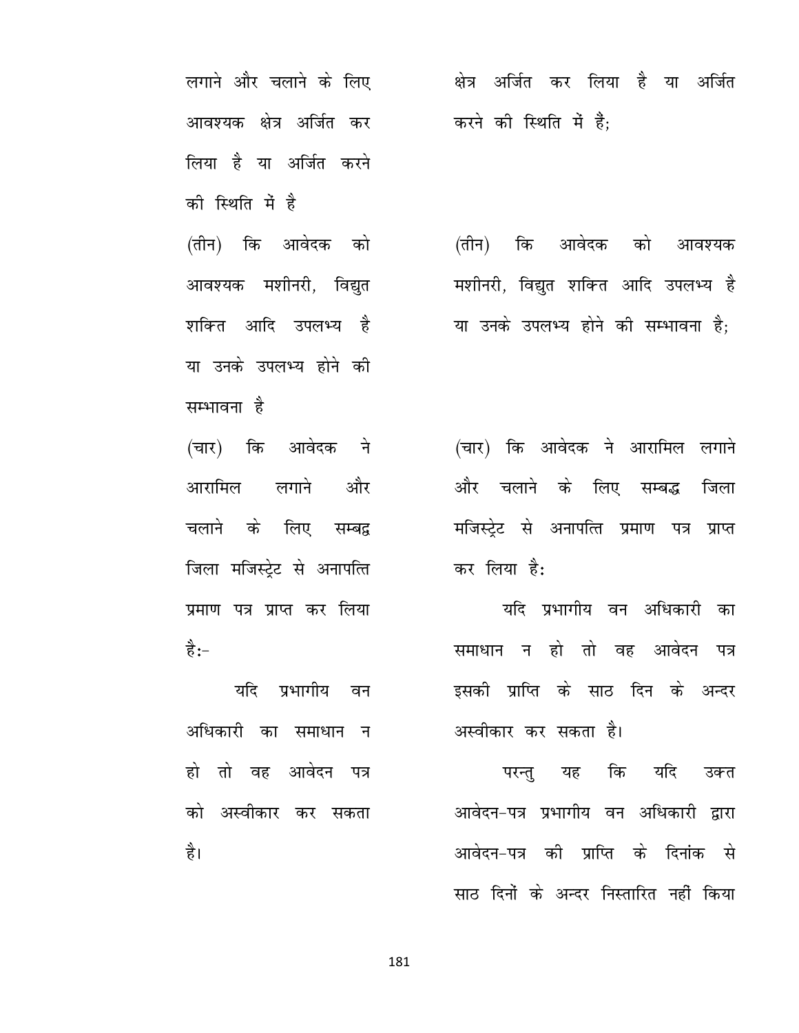| | |
|---|---|
| लगाने और चलाने के लिए आवश्यक क्षेत्र अर्जित कर लिया है या अर्जित करने की स्थिति में है | क्षेत्र अर्जित कर लिया है या अर्जित करने की स्थिति में हैं; |
| (तीन) कि आवेदक को आवश्यक मशीनरी, विद्युत शक्ति आदि उपलभ्य है या उनके उपलभ्य होने की सम्भावना है | (तीन) कि आवेदक को आवश्यक मशीनरी, विद्युत शक्ति आदि उपलभ्य है या उनके उपलभ्य होने की सम्भावना है; |
| (चार) कि आवेदक ने आरामिल लगाने और चलाने के लिए सम्बद्व जिला मजिस्ट्रेट से अनापत्ति प्रमाण पत्र प्राप्त कर लिया है:- | (चार) कि आवेदक ने आरामिल लगाने और चलाने के लिए सम्बद्ध जिला मजिस्ट्रेट से अनापत्ति प्रमाण पत्र प्राप्त कर लिया है: |
| यदि प्रभागीय वन अधिकारी का समाधान न हो तो वह आवेदन पत्र को अस्वीकार कर सकता है। | यदि प्रभागीय वन अधिकारी का समाधान न हो तो वह आवेदन पत्र इसकी प्राप्ति के साठ दिन के अन्दर अस्वीकार कर सकता है। |
| | परन्तु यह कि यदि उक्त आवेदन-पत्र प्रभागीय वन अधिकारी द्वारा आवेदन-पत्र की प्राप्ति के दिनांक से साठ दिनों के अन्दर निस्तारित नहीं किया |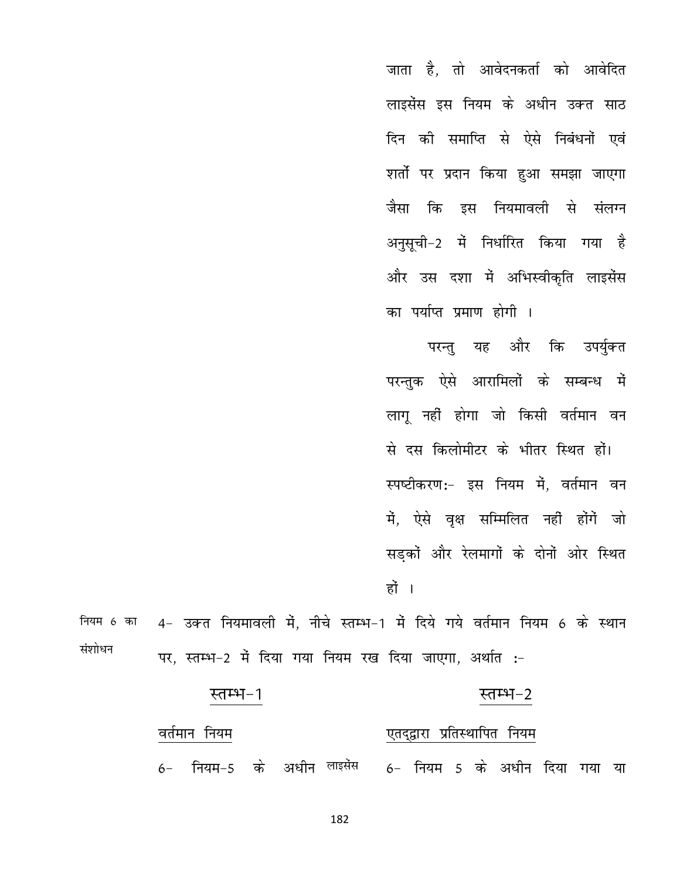जाता है, तो आवेदनकर्ता को आवेदित लाइसेंस इस नियम के अधीन उक्त साठ दिन की समाप्ति से ऐसे निबंधनों एवं शर्तों पर प्रदान किया हुआ समझा जाएगा जैसा कि इस नियमावली से संलग्न अनुसूची-2 में निर्धारित किया गया है और उस दशा में अभिस्वीकृति लाइसेंस का पर्याप्त प्रमाण होगी ।

परन्तु यह और कि उपर्युक्त परन्तुक ऐसे आरामिलों के सम्बन्ध में लागू नहीं होगा जो किसी वर्तमान वन से दस किलोमीटर के भीतर स्थित हों।

स्पष्टीकरण:- इस नियम में, वर्तमान वन में, ऐसे वृक्ष सम्मिलित नहीं होंगे जो सड़कों और रेलमार्गों के दोनों ओर स्थित हों ।

नियम 6 का संशोधन

4- उक्त नियमावली में, नीचे स्तम्भ-1 में दिये गये वर्तमान नियम 6 के स्थान पर, स्तम्भ-2 में दिया गया नियम रख दिया जाएगा, अर्थात :-

| स्तम्भ-1 | स्तम्भ-2 |
|---|---|
| वर्तमान नियम | एतद्द्वारा प्रतिस्थापित नियम |
| 6- नियम-5 के अधीन लाइसेंस | 6- नियम 5 के अधीन दिया गया या |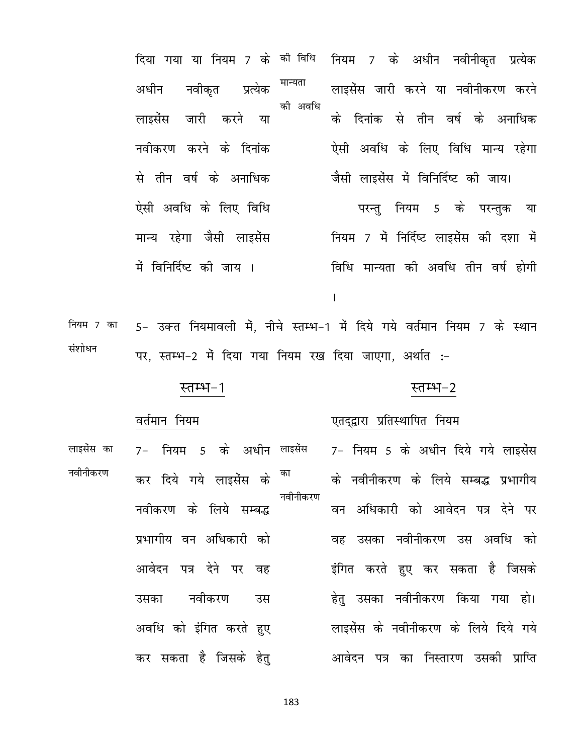| | स्तम्भ-1 | | स्तम्भ-2 |
|---|---|---|---|
| | दिया गया या नियम 7 के अधीन नवीकृत प्रत्येक लाइसेंस जारी करने या नवीकरण करने के दिनांक से तीन वर्ष के अनाधिक ऐसी अवधि के लिए विधि मान्य रहेगा जैसी लाइसेंस में विनिर्दिष्ट की जाय । | की विधि मान्यता की अवधि | नियम 7 के अधीन नवीनीकृत प्रत्येक लाइसेंस जारी करने या नवीनीकरण करने के दिनांक से तीन वर्ष के अनाधिक ऐसी अवधि के लिए विधि मान्य रहेगा जैसी लाइसेंस में विनिर्दिष्ट की जाय।<br><br>परन्तु नियम 5 के परन्तुक या नियम 7 में निर्दिष्ट लाइसेंस की दशा में विधि मान्यता की अवधि तीन वर्ष होगी । |

नियम 7 का संशोधन

5- उक्त नियमावली में, नीचे स्तम्भ-1 में दिये गये वर्तमान नियम 7 के स्थान पर, स्तम्भ-2 में दिया गया नियम रख दिया जाएगा, अर्थात :-

| | स्तम्भ-1 | | स्तम्भ-2 |
|---|---|---|---|
| | वर्तमान नियम | | एतद्द्वारा प्रतिस्थापित नियम |
| लाइसेंस का नवीनीकरण | 7- नियम 5 के अधीन कर दिये गये लाइसेंस के नवीकरण के लिये सम्बद्ध प्रभागीय वन अधिकारी को आवेदन पत्र देने पर वह उसका नवीकरण उस अवधि को इंगित करते हुए कर सकता है जिसके हेतु | लाइसेंस का नवीनीकरण | 7- नियम 5 के अधीन दिये गये लाइसेंस के नवीनीकरण के लिये सम्बद्ध प्रभागीय वन अधिकारी को आवेदन पत्र देने पर वह उसका नवीनीकरण उस अवधि को इंगित करते हुए कर सकता है जिसके हेतु उसका नवीनीकरण किया गया हो। लाइसेंस के नवीनीकरण के लिये दिये गये आवेदन पत्र का निस्तारण उसकी प्राप्ति |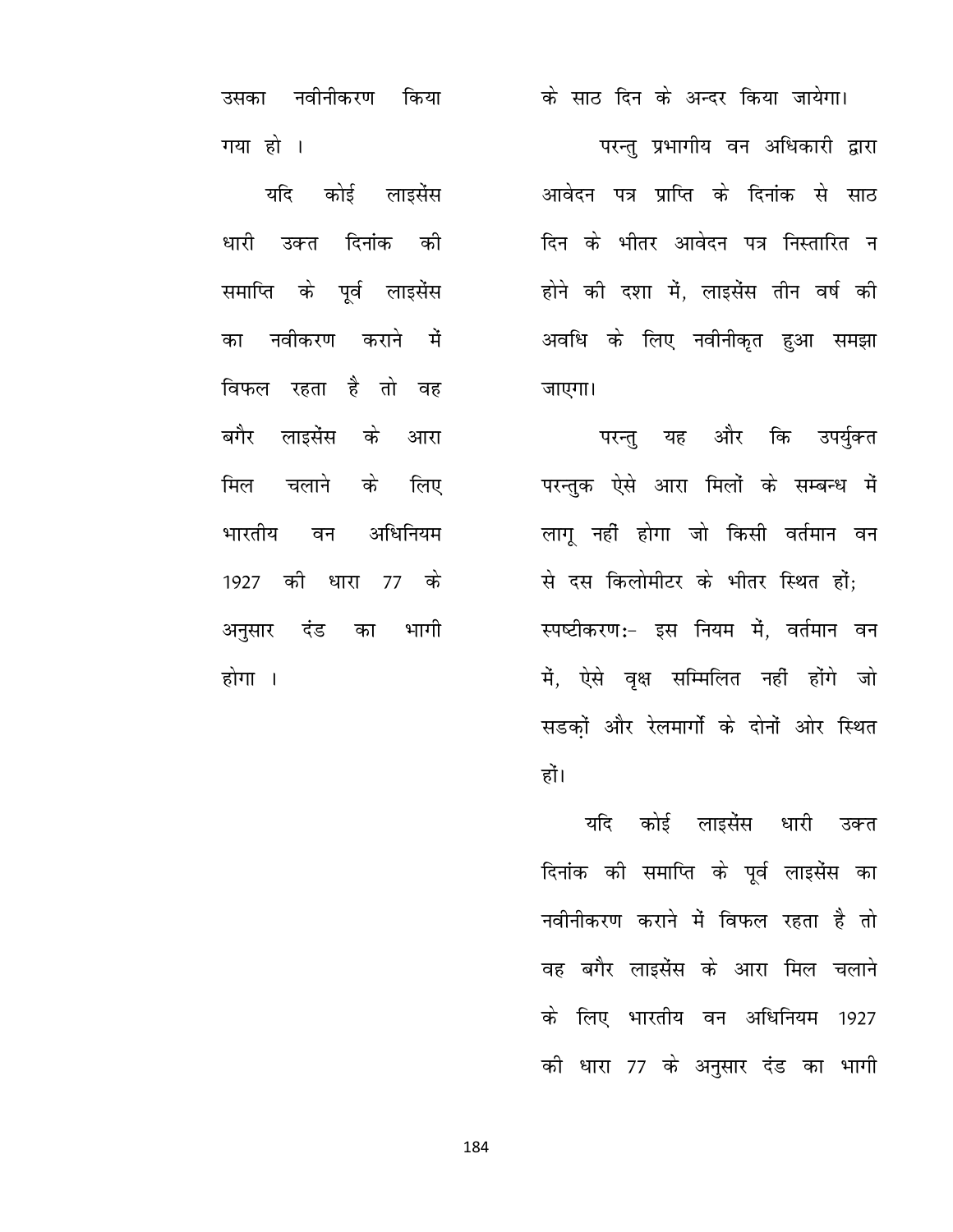उसका नवीनीकरण किया गया हो ।

यदि कोई लाइसेंस धारी उक्त दिनांक की समाप्ति के पूर्व लाइसेंस का नवीकरण कराने में विफल रहता है तो वह बगैर लाइसेंस के आरा मिल चलाने के लिए भारतीय वन अधिनियम 1927 की धारा 77 के अनुसार दंड का भागी होगा ।

के साठ दिन के अन्दर किया जायेगा।

परन्तु प्रभागीय वन अधिकारी द्वारा आवेदन पत्र प्राप्ति के दिनांक से साठ दिन के भीतर आवेदन पत्र निस्तारित न होने की दशा में, लाइसेंस तीन वर्ष की अवधि के लिए नवीनीकृत हुआ समझा जाएगा।

परन्तु यह और कि उपर्युक्त परन्तुक ऐसे आरा मिलों के सम्बन्ध में लागू नहीं होगा जो किसी वर्तमान वन से दस किलोमीटर के भीतर स्थित हों;
स्पष्टीकरण:- इस नियम में, वर्तमान वन में, ऐसे वृक्ष सम्मिलित नहीं होंगे जो सडकों और रेलमार्गो के दोनों ओर स्थित हों।

यदि कोई लाइसेंस धारी उक्त दिनांक की समाप्ति के पूर्व लाइसेंस का नवीनीकरण कराने में विफल रहता है तो वह बगैर लाइसेंस के आरा मिल चलाने के लिए भारतीय वन अधिनियम 1927 की धारा 77 के अनुसार दंड का भागी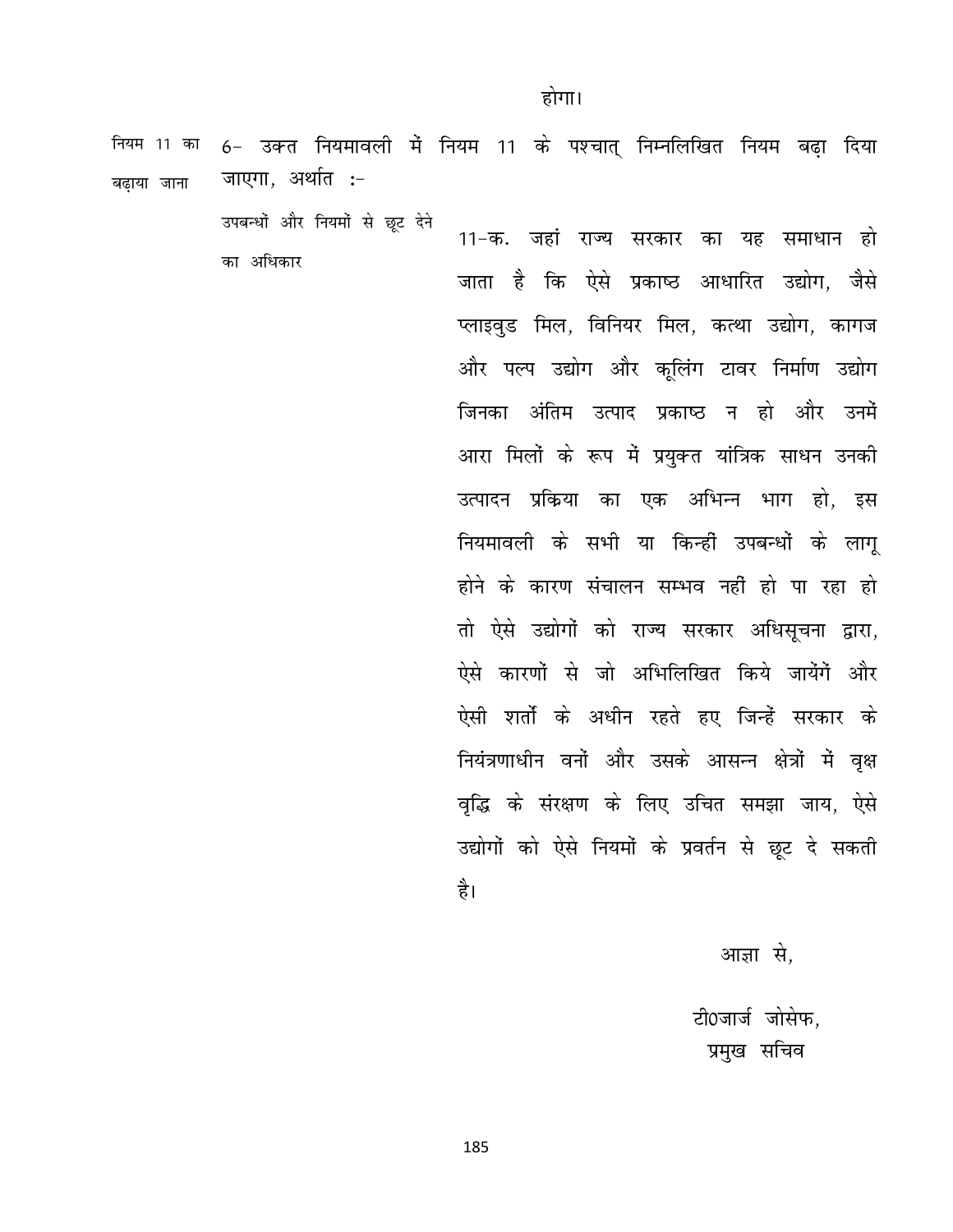होगा।

नियम 11 का बढ़ाया जाना

6- उक्त नियमावली में नियम 11 के पश्चात् निम्नलिखित नियम बढ़ा दिया जाएगा, अर्थात :-

उपबन्धों और नियमों से छूट देने का अधिकार

11-क. जहां राज्य सरकार का यह समाधान हो जाता है कि ऐसे प्रकाष्ठ आधारित उद्योग, जैसे प्लाइवुड मिल, विनियर मिल, कत्था उद्योग, कागज और पल्प उद्योग और कूलिंग टावर निर्माण उद्योग जिनका अंतिम उत्पाद प्रकाष्ठ न हो और उनमें आरा मिलों के रूप में प्रयुक्त यांत्रिक साधन उनकी उत्पादन प्रक्रिया का एक अभिन्न भाग हो, इस नियमावली के सभी या किन्हीं उपबन्धों के लागू होने के कारण संचालन सम्भव नहीं हो पा रहा हो तो ऐसे उद्योगों को राज्य सरकार अधिसूचना द्वारा, ऐसे कारणों से जो अभिलिखित किये जायेंगें और ऐसी शर्तो के अधीन रहते हुए जिन्हें सरकार के नियंत्रणाधीन वनों और उसके आसन्न क्षेत्रों में वृक्ष वृद्धि के संरक्षण के लिए उचित समझा जाय, ऐसे उद्योगों को ऐसे नियमों के प्रवर्तन से छूट दे सकती है।

आज्ञा से,

टी0जार्ज जोसेफ,
प्रमुख सचिव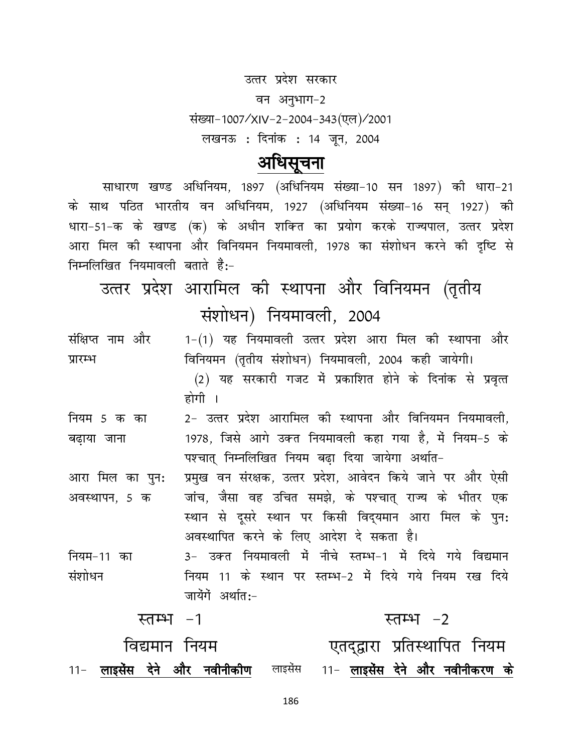उत्तर प्रदेश सरकार

वन अनुभाग-2

संख्या-1007/XIV-2-2004-343(एल)/2001

लखनऊ : दिनांक : 14 जून, 2004

# अधिसूचना

साधारण खण्ड अधिनियम, 1897 (अधिनियम संख्या-10 सन 1897) की धारा-21 के साथ पठित भारतीय वन अधिनियम, 1927 (अधिनियम संख्या-16 सन् 1927) की धारा-51-क के खण्ड (क) के अधीन शक्ति का प्रयोग करके राज्यपाल, उत्तर प्रदेश आरा मिल की स्थापना और विनियमन नियमावली, 1978 का संशोधन करने की दृष्टि से निम्नलिखित नियमावली बताते हैं:-

## उत्तर प्रदेश आरामिल की स्थापना और विनियमन (तृतीय संशोधन) नियमावली, 2004

संक्षिप्त नाम और प्रारम्भ — 1-(1) यह नियमावली उत्तर प्रदेश आरा मिल की स्थापना और विनियमन (तृतीय संशोधन) नियमावली, 2004 कही जायेगी।

(2) यह सरकारी गजट में प्रकाशित होने के दिनांक से प्रवृत्त होगी ।

नियम 5 क का बढ़ाया जाना — 2- उत्तर प्रदेश आरामिल की स्थापना और विनियमन नियमावली, 1978, जिसे आगे उक्त नियमावली कहा गया है, में नियम-5 के पश्चात् निम्नलिखित नियम बढ़ा दिया जायेगा अर्थात-

आरा मिल का पुनः अवस्थापन, 5 क — प्रमुख वन संरक्षक, उत्तर प्रदेश, आवेदन किये जाने पर और ऐसी जांच, जैसा वह उचित समझे, के पश्चात् राज्य के भीतर एक स्थान से दूसरे स्थान पर किसी विद्यमान आरा मिल के पुनः अवस्थापित करने के लिए आदेश दे सकता है।

नियम-11 का संशोधन — 3- उक्त नियमावली में नीचे स्तम्भ-1 में दिये गये विद्यमान नियम 11 के स्थान पर स्तम्भ-2 में दिये गये नियम रख दिये जायेंगें अर्थात:-

| स्तम्भ -1 | स्तम्भ -2 |
|---|---|
| विद्यमान नियम | एतद्द्वारा प्रतिस्थापित नियम |
| 11- **लाइसेंस देने और नवीनीकीण** लाइसेंस | 11- **लाइसेंस देने और नवीनीकरण के** |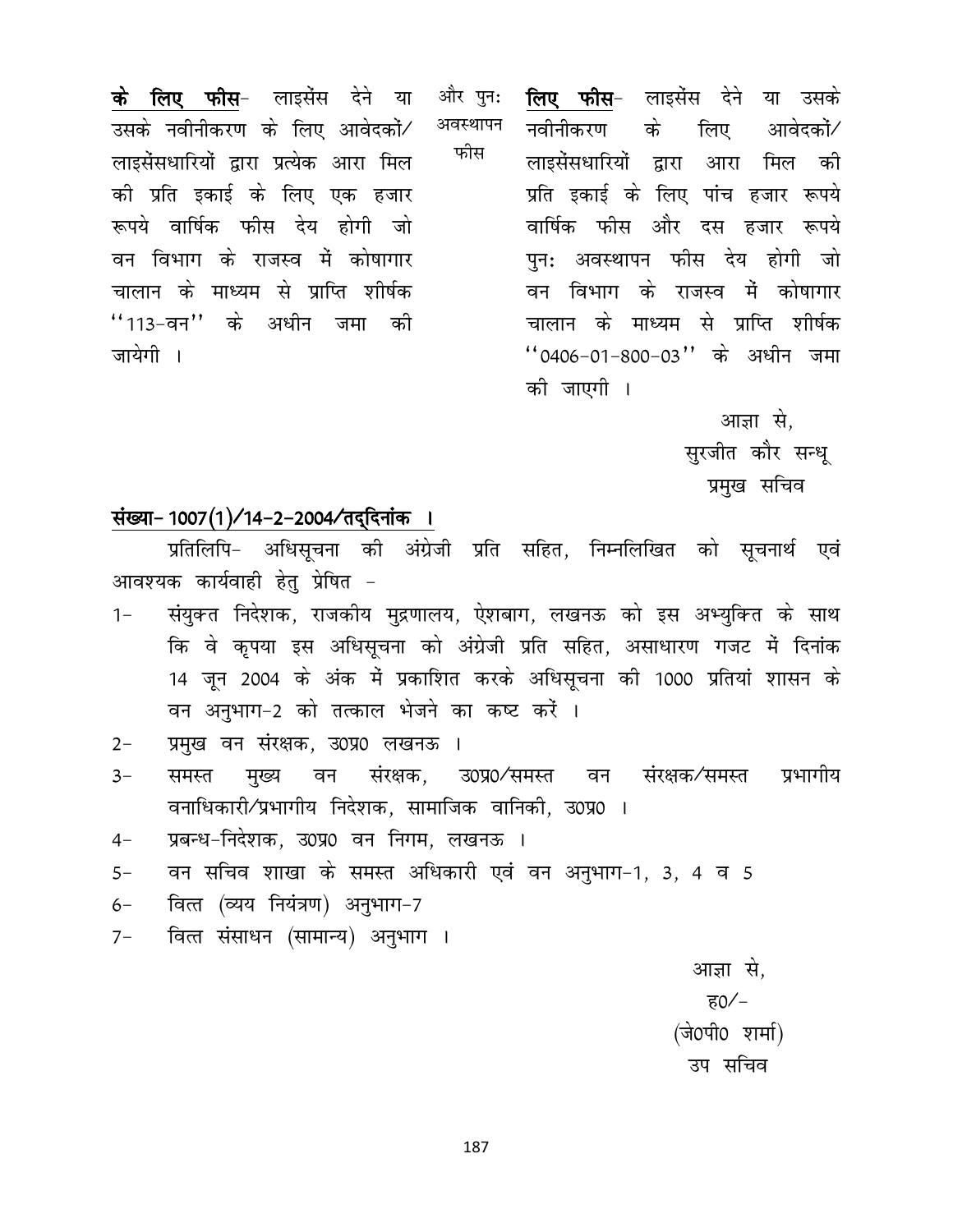| | | |
|---|---|---|
| **के लिए फीस**- लाइसेंस देने या उसके नवीनीकरण के लिए आवेदकों/ लाइसेंसधारियों द्वारा प्रत्येक आरा मिल की प्रति इकाई के लिए एक हजार रूपये वार्षिक फीस देय होगी जो वन विभाग के राजस्व में कोषागार चालान के माध्यम से प्राप्ति शीर्षक ''113-वन'' के अधीन जमा की जायेगी । | और पुनः अवस्थापन फीस | **लिए फीस**- लाइसेंस देने या उसके नवीनीकरण के लिए आवेदकों/ लाइसेंसधारियों द्वारा आरा मिल की प्रति इकाई के लिए पांच हजार रूपये वार्षिक फीस और दस हजार रूपये पुनः अवस्थापन फीस देय होगी जो वन विभाग के राजस्व में कोषागार चालान के माध्यम से प्राप्ति शीर्षक ''0406-01-800-03'' के अधीन जमा की जाएगी । |

आज्ञा से,
सुरजीत कौर सन्धू
प्रमुख सचिव

**संख्या- 1007(1)/14-2-2004/तद्‌दिनांक ।**

प्रतिलिपि- अधिसूचना की अंग्रेजी प्रति सहित, निम्नलिखित को सूचनार्थ एवं आवश्यक कार्यवाही हेतु प्रेषित -

1- संयुक्त निदेशक, राजकीय मुद्रणालय, ऐशबाग, लखनऊ को इस अभ्युक्ति के साथ कि वे कृपया इस अधिसूचना को अंग्रेजी प्रति सहित, असाधारण गजट में दिनांक 14 जून 2004 के अंक में प्रकाशित करके अधिसूचना की 1000 प्रतियां शासन के वन अनुभाग-2 को तत्काल भेजने का कष्ट करें ।
2- प्रमुख वन संरक्षक, उ0प्र0 लखनऊ ।
3- समस्त मुख्य वन संरक्षक, उ0प्र0/समस्त वन संरक्षक/समस्त प्रभागीय वनाधिकारी/प्रभागीय निदेशक, सामाजिक वानिकी, उ0प्र0 ।
4- प्रबन्ध-निदेशक, उ0प्र0 वन निगम, लखनऊ ।
5- वन सचिव शाखा के समस्त अधिकारी एवं वन अनुभाग-1, 3, 4 व 5
6- वित्त (व्यय नियंत्रण) अनुभाग-7
7- वित्त संसाधन (सामान्य) अनुभाग ।

आज्ञा से,
ह0/-
(जे0पी0 शर्मा)
उप सचिव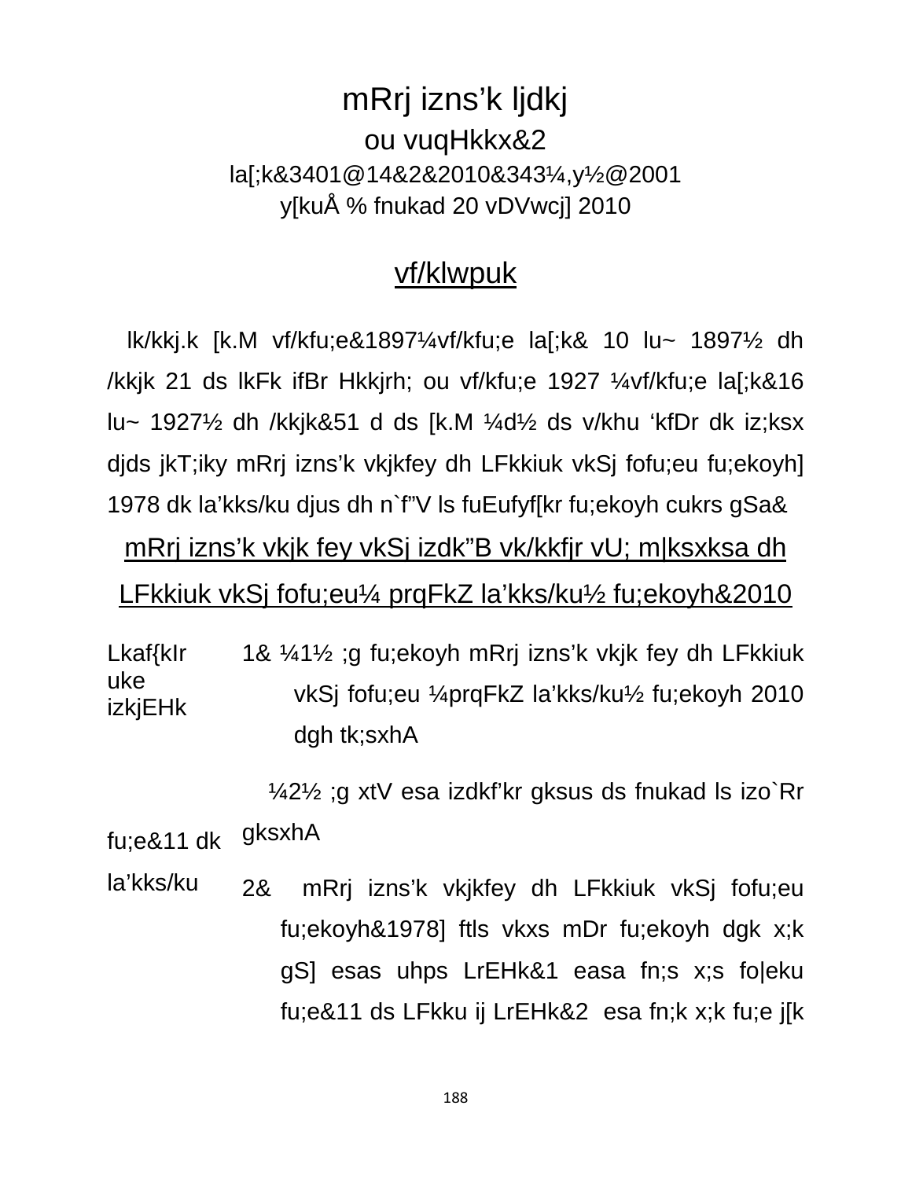# mRrj izns'k ljdkj

## ou vuqHkkx&2

la[;k&3401@14&2&2010&343¼,y½@2001

y[kuÅ % fnukad 20 vDVwcj] 2010

## vf/klwpuk

lk/kkj.k [k.M vf/kfu;e&1897¼vf/kfu;e la[;k& 10 lu~ 1897½ dh /kkjk 21 ds lkFk ifBr Hkkjrh; ou vf/kfu;e 1927 ¼vf/kfu;e la[;k&16 lu~ 1927½ dh /kkjk&51 d ds [k.M ¼d½ ds v/khu 'kfDr dk iz;ksx djds jkT;iky mRrj izns'k vkjkfey dh LFkkiuk vkSj fofu;eu fu;ekoyh] 1978 dk la'kks/ku djus dh n`f"V ls fuEufyf[kr fu;ekoyh cukrs gSa&

mRrj izns'k vkjk fey vkSj izdk"B vk/kkfjr vU; m|ksxksa dh LFkkiuk vkSj fofu;eu¼ prqFkZ la'kks/ku½ fu;ekoyh&2010

Lkaf{kIr uke izkjEHk

1& ¼1½ ;g fu;ekoyh mRrj izns'k vkjk fey dh LFkkiuk vkSj fofu;eu ¼prqFkZ la'kks/ku½ fu;ekoyh 2010 dgh tk;sxhA

¼2½ ;g xtV esa izdkf'kr gksus ds fnukad ls izo`Rr gksxhA

fu;e&11 dk la'kks/ku

2& mRrj izns'k vkjkfey dh LFkkiuk vkSj fofu;eu fu;ekoyh&1978] ftls vkxs mDr fu;ekoyh dgk x;k gS] esas uhps LrEHk&1 easa fn;s x;s fo|eku fu;e&11 ds LFkku ij LrEHk&2 esa fn;k x;k fu;e j[k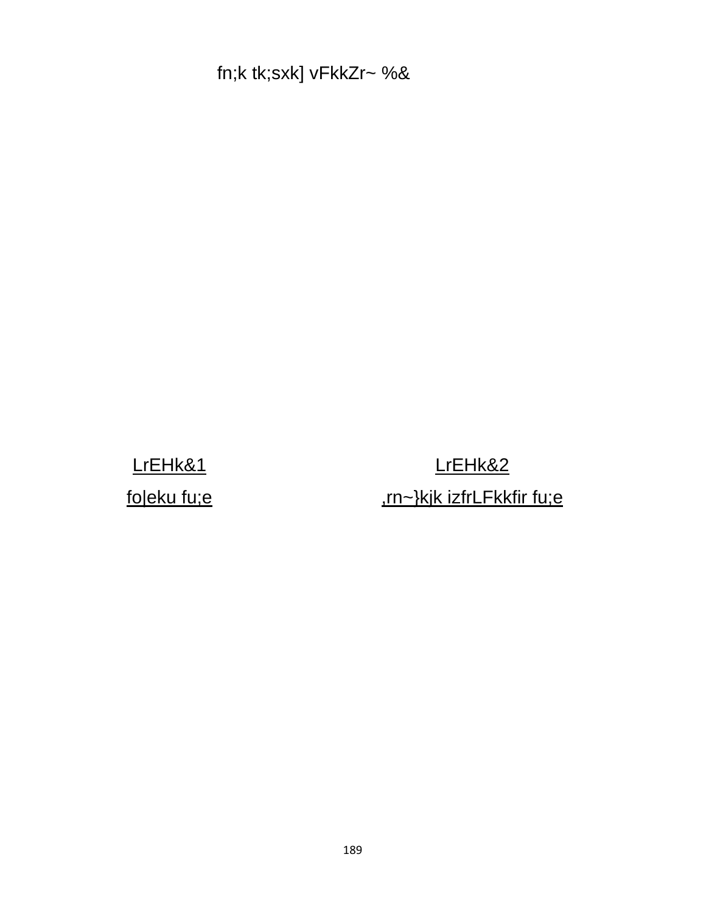fn;k tk;sxk] vFkkZr~ %&

<u>LrEHk&1</u>

<u>foJeku fu;e</u>

<u>LrEHk&2</u>

<u>,rn~}kjk izfrLFkkfir fu;e</u>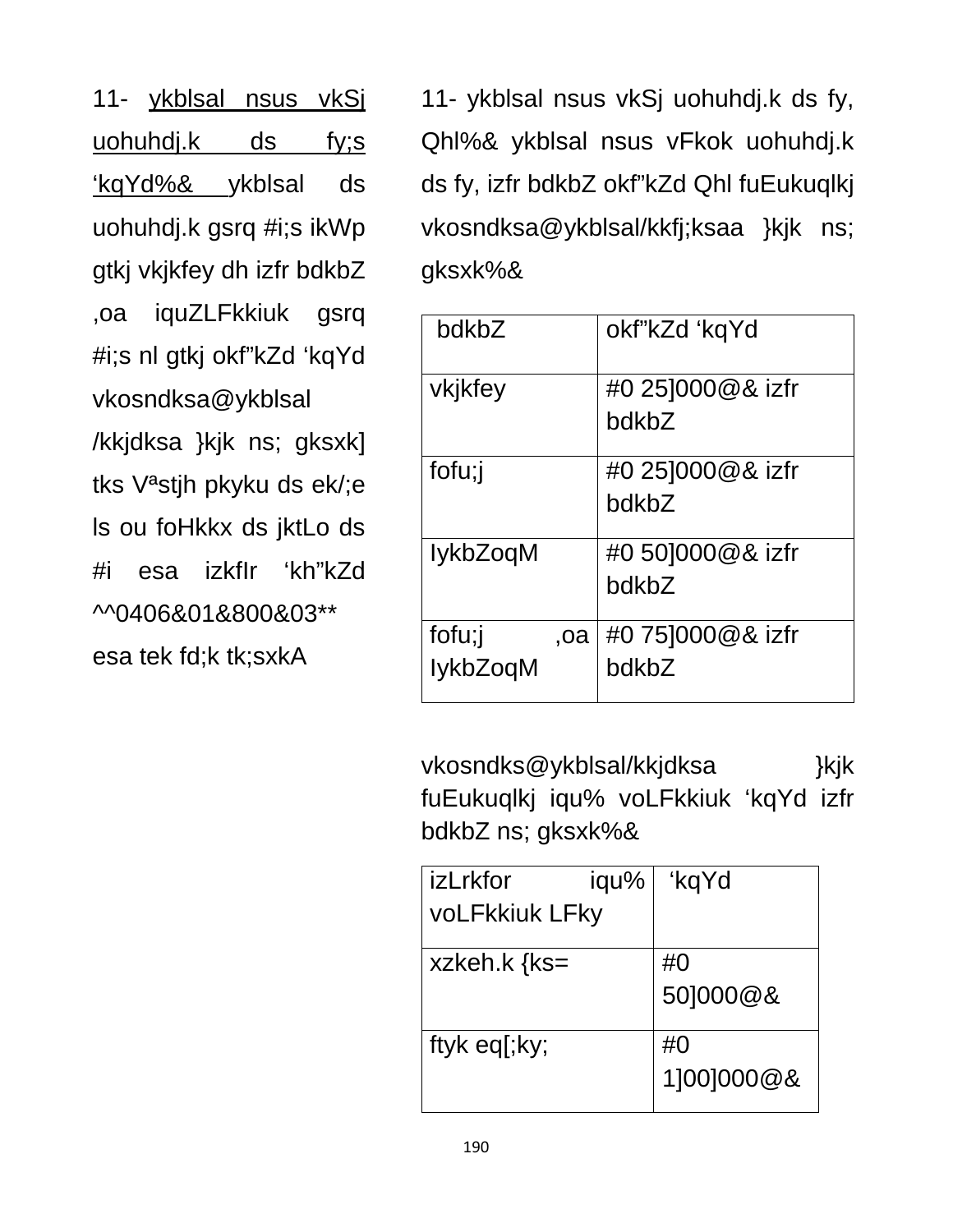11- <u>ykblsal nsus vkSj uohuhdj.k ds fy;s ‘kqYd%& </u>ykblsal ds uohuhdj.k gsrq #i;s ikWp gtkj vkjkfey dh izfr bdkbZ ,oa iquZLFkkiuk gsrq #i;s nl gtkj okf"kZd ‘kqYd vkosndksa@ykblsal /kkjdksa }kjk ns; gksxk] tks Vªstjh pkyku ds ek/;e ls ou foHkkx ds jktLo ds #i esa izkfIr ‘kh"kZd ^^0406&01&800&03** esa tek fd;k tk;sxkA

11- ykblsal nsus vkSj uohuhdj.k ds fy, Qhl%& ykblsal nsus vFkok uohuhdj.k ds fy, izfr bdkbZ okf"kZd Qhl fuEukuqlkj vkosndksa@ykblsal/kkfj;ksaa }kjk ns; gksxk%&

| bdkbZ | okf"kZd ‘kqYd |
|---|---|
| vkjkfey | #0 25]000@& izfr bdkbZ |
| fofu;j | #0 25]000@& izfr bdkbZ |
| IykbZoqM | #0 50]000@& izfr bdkbZ |
| fofu;j ,oa IykbZoqM | #0 75]000@& izfr bdkbZ |

vkosndks@ykblsal/kkjdksa }kjk fuEukuqlkj iqu% voLFkkiuk ‘kqYd izfr bdkbZ ns; gksxk%&

| izLrkfor iqu% voLFkkiuk LFky | ‘kqYd |
|---|---|
| xzkeh.k {ks= | #0 50]000@& |
| ftyk eq[;ky; | #0 1]00]000@& |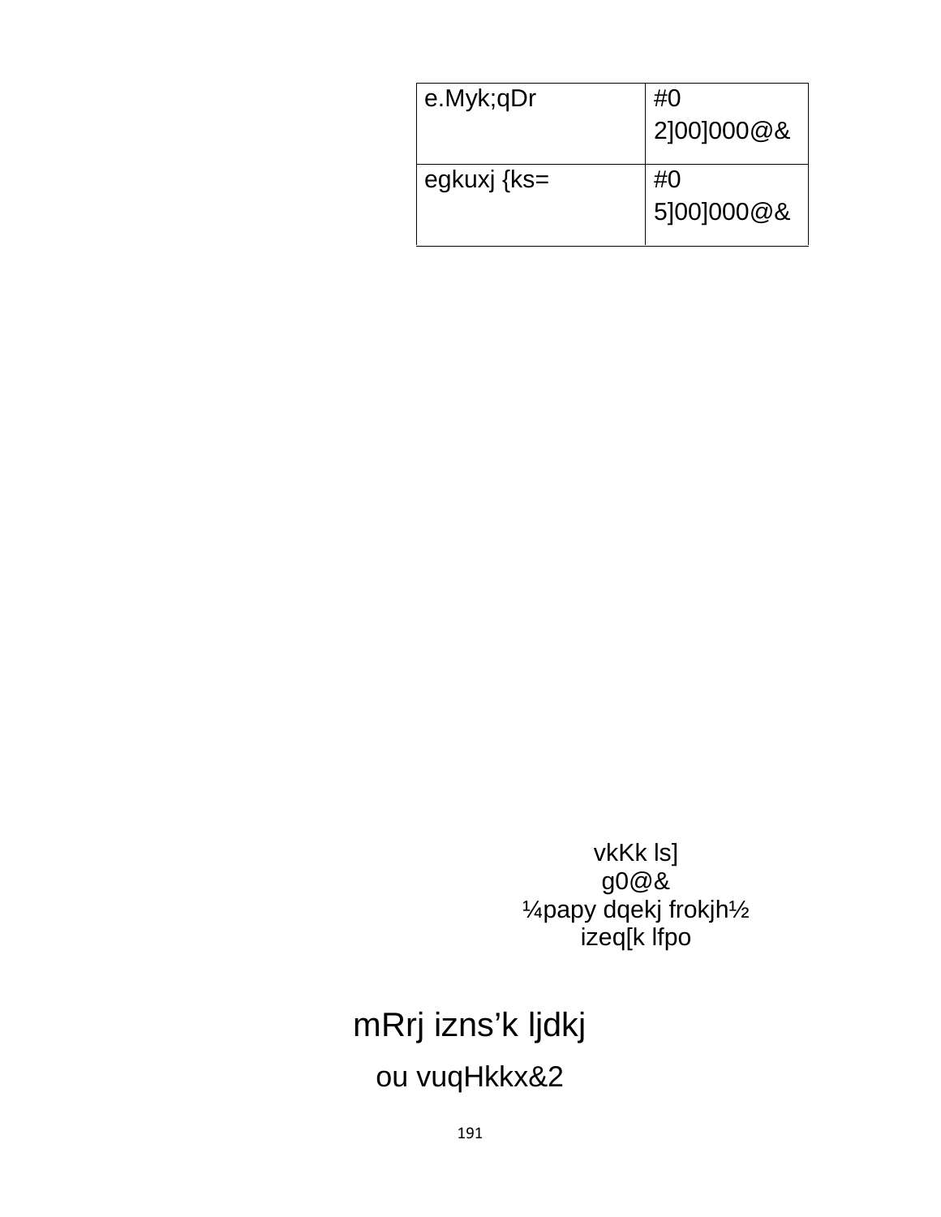| e.Myk;qDr | #0 2]00]000@& |
|---|---|
| egkuxj {ks= | #0 5]00]000@& |

vkKk ls]
g0@&
¼papy dqekj frokjh½
izeq[k lfpo

mRrj izns'k ljdkj
ou vuqHkkx&2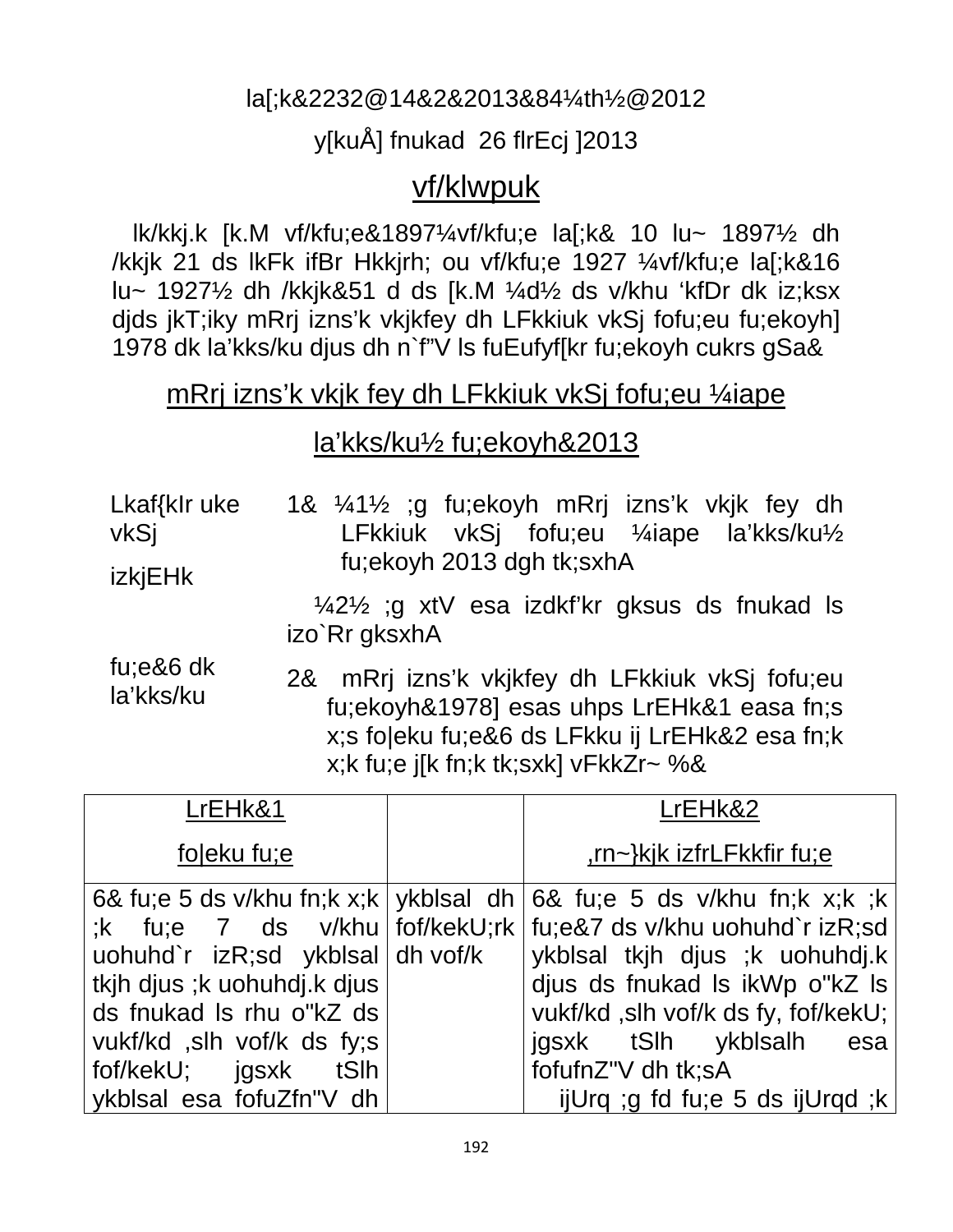la[;k&2232@14&2&2013&84¼th½@2012

y[kuÅ] fnukad 26 flrEcj ]2013

## vf/klwpuk

lk/kkj.k [k.M vf/kfu;e&1897¼vf/kfu;e la[;k& 10 lu~ 1897½ dh /kkjk 21 ds lkFk ifBr Hkkjrh; ou vf/kfu;e 1927 ¼vf/kfu;e la[;k&16 lu~ 1927½ dh /kkjk&51 d ds [k.M ¼d½ ds v/khu 'kfDr dk iz;ksx djds jkT;iky mRrj izns'k vkjkfey dh LFkkiuk vkSj fofu;eu fu;ekoyh] 1978 dk la'kks/ku djus dh n`f"V ls fuEufyf[kr fu;ekoyh cukrs gSa&

## mRrj izns'k vkjk fey dh LFkkiuk vkSj fofu;eu ¼iape la'kks/ku½ fu;ekoyh&2013

**Lkaf{kIr uke vkSj izkjEHk**

1& ¼1½ ;g fu;ekoyh mRrj izns'k vkjk fey dh LFkkiuk vkSj fofu;eu ¼iape la'kks/ku½ fu;ekoyh 2013 dgh tk;sxhA

¼2½ ;g xtV esa izdkf'kr gksus ds fnukad ls izo`Rr gksxhA

**fu;e&6 dk la'kks/ku**

2& mRrj izns'k vkjkfey dh LFkkiuk vkSj fofu;eu fu;ekoyh&1978] esas uhps LrEHk&1 easa fn;s x;s fo|eku fu;e&6 ds LFkku ij LrEHk&2 esa fn;k x;k fu;e j[k fn;k tk;sxk] vFkkZr~ %&

| LrEHk&1<br>fo\|eku fu;e | | LrEHk&2<br>,rn~}kjk izfrLFkkfir fu;e |
|---|---|---|
| 6& fu;e 5 ds v/khu fn;k x;k ;k fu;e 7 ds v/khu uohuhd`r izR;sd ykblsal tkjh djus ;k uohuhdj.k djus ds fnukad ls rhu o"kZ ds vukf/kd ,slh vof/k ds fy;s fof/kekU; jgsxk tSlh ykblsal esa fofuZfn"V dh | ykblsal dh fof/kekU;rk dh vof/k | 6& fu;e 5 ds v/khu fn;k x;k ;k fu;e&7 ds v/khu uohuhd`r izR;sd ykblsal tkjh djus ;k uohuhdj.k djus ds fnukad ls ikWp o"kZ ls vukf/kd ,slh vof/k ds fy, fof/kekU; jgsxk tSlh ykblsalh esa fofufnZ"V dh tk;sA<br>ijUrq ;g fd fu;e 5 ds ijUrqd ;k |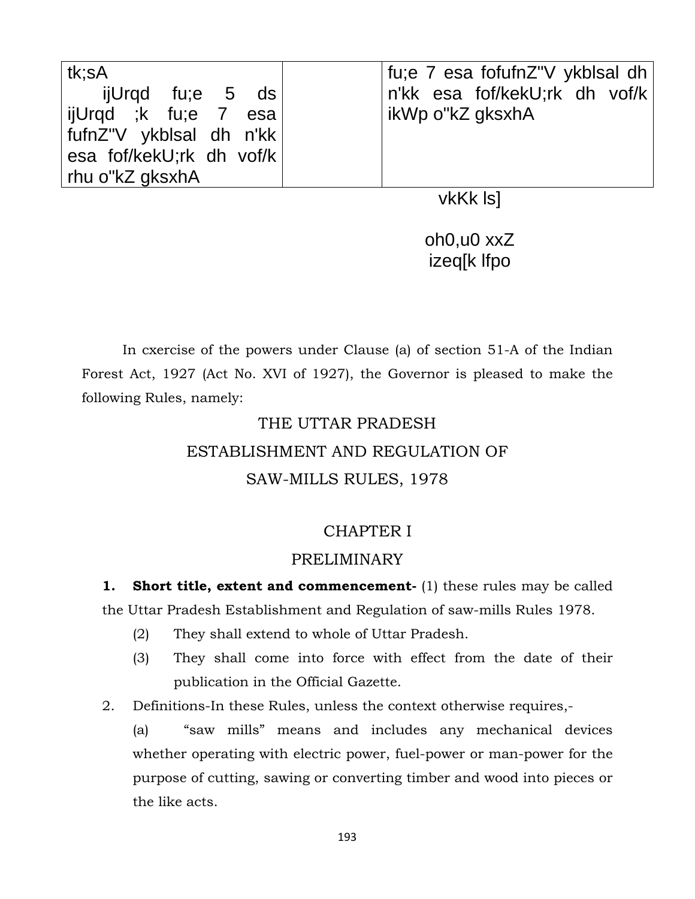| tk;sA<br>ijUrqd fu;e 5 ds ijUrqd ;k fu;e 7 esa fufnZ"V ykblsal dh n'kk esa fof/kekU;rk dh vof/k rhu o"kZ gksxhA | | fu;e 7 esa fofufnZ"V ykblsal dh n'kk esa fof/kekU;rk dh vof/k ikWp o"kZ gksxhA |
|---|---|---|

vkKk ls]

oh0,u0 xxZ
izeq[k lfpo

In cxercise of the powers under Clause (a) of section 51-A of the Indian Forest Act, 1927 (Act No. XVI of 1927), the Governor is pleased to make the following Rules, namely:

# THE UTTAR PRADESH ESTABLISHMENT AND REGULATION OF SAW-MILLS RULES, 1978

## CHAPTER I

## PRELIMINARY

**1. Short title, extent and commencement-** (1) these rules may be called the Uttar Pradesh Establishment and Regulation of saw-mills Rules 1978.

(2) They shall extend to whole of Uttar Pradesh.

(3) They shall come into force with effect from the date of their publication in the Official Gazette.

2. Definitions-In these Rules, unless the context otherwise requires,-

(a) "saw mills" means and includes any mechanical devices whether operating with electric power, fuel-power or man-power for the purpose of cutting, sawing or converting timber and wood into pieces or the like acts.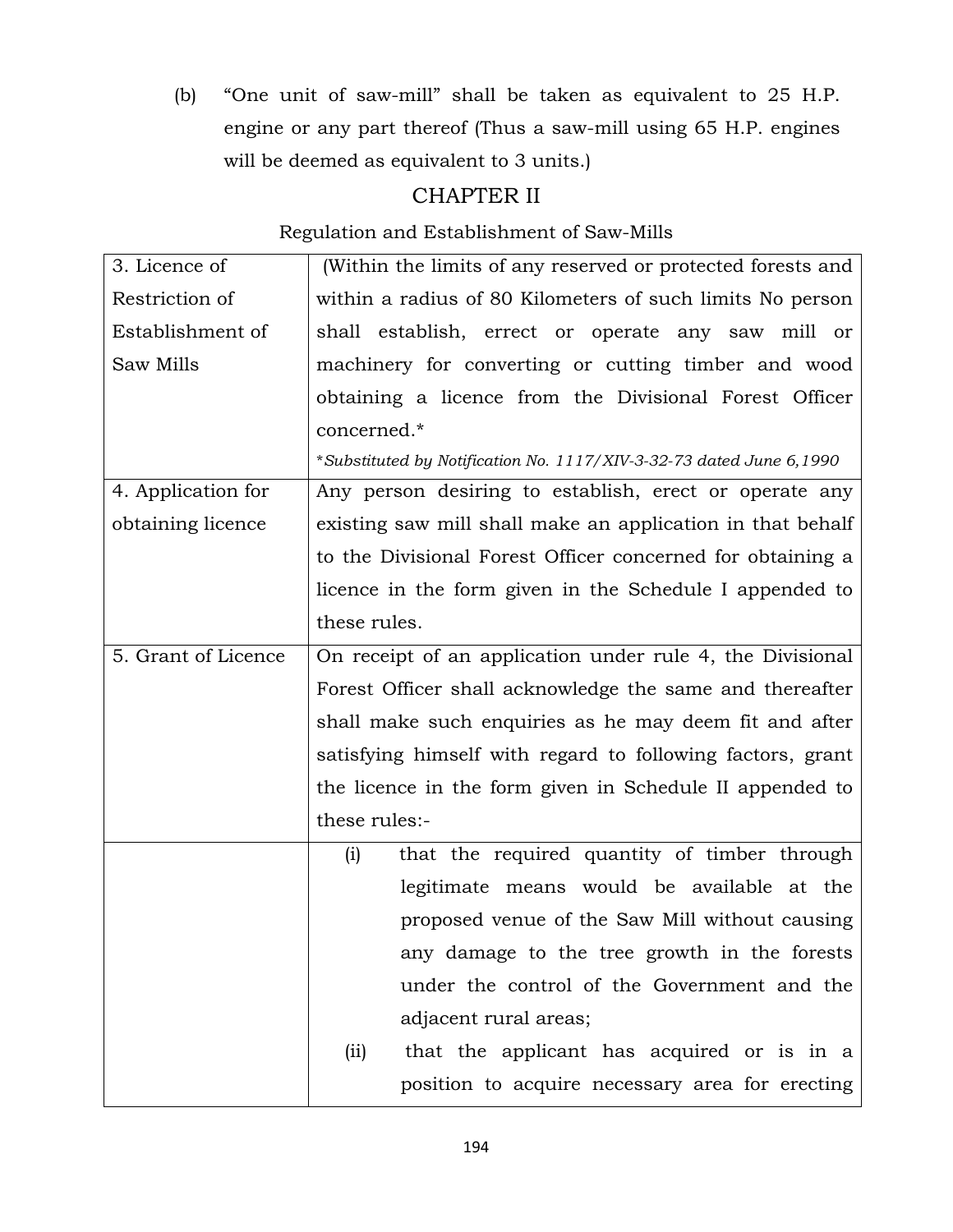(b) "One unit of saw-mill" shall be taken as equivalent to 25 H.P. engine or any part thereof (Thus a saw-mill using 65 H.P. engines will be deemed as equivalent to 3 units.)

## CHAPTER II

Regulation and Establishment of Saw-Mills

| | |
|---|---|
| 3. Licence of Restriction of Establishment of Saw Mills | (Within the limits of any reserved or protected forests and within a radius of 80 Kilometers of such limits No person shall establish, erect or operate any saw mill or machinery for converting or cutting timber and wood obtaining a licence from the Divisional Forest Officer concerned.*<br>**Substituted by Notification No. 1117/XIV-3-32-73 dated June 6,1990* |
| 4. Application for obtaining licence | Any person desiring to establish, erect or operate any existing saw mill shall make an application in that behalf to the Divisional Forest Officer concerned for obtaining a licence in the form given in the Schedule I appended to these rules. |
| 5. Grant of Licence | On receipt of an application under rule 4, the Divisional Forest Officer shall acknowledge the same and thereafter shall make such enquiries as he may deem fit and after satisfying himself with regard to following factors, grant the licence in the form given in Schedule II appended to these rules:- |
| | (i) that the required quantity of timber through legitimate means would be available at the proposed venue of the Saw Mill without causing any damage to the tree growth in the forests under the control of the Government and the adjacent rural areas;<br>(ii) that the applicant has acquired or is in a position to acquire necessary area for erecting |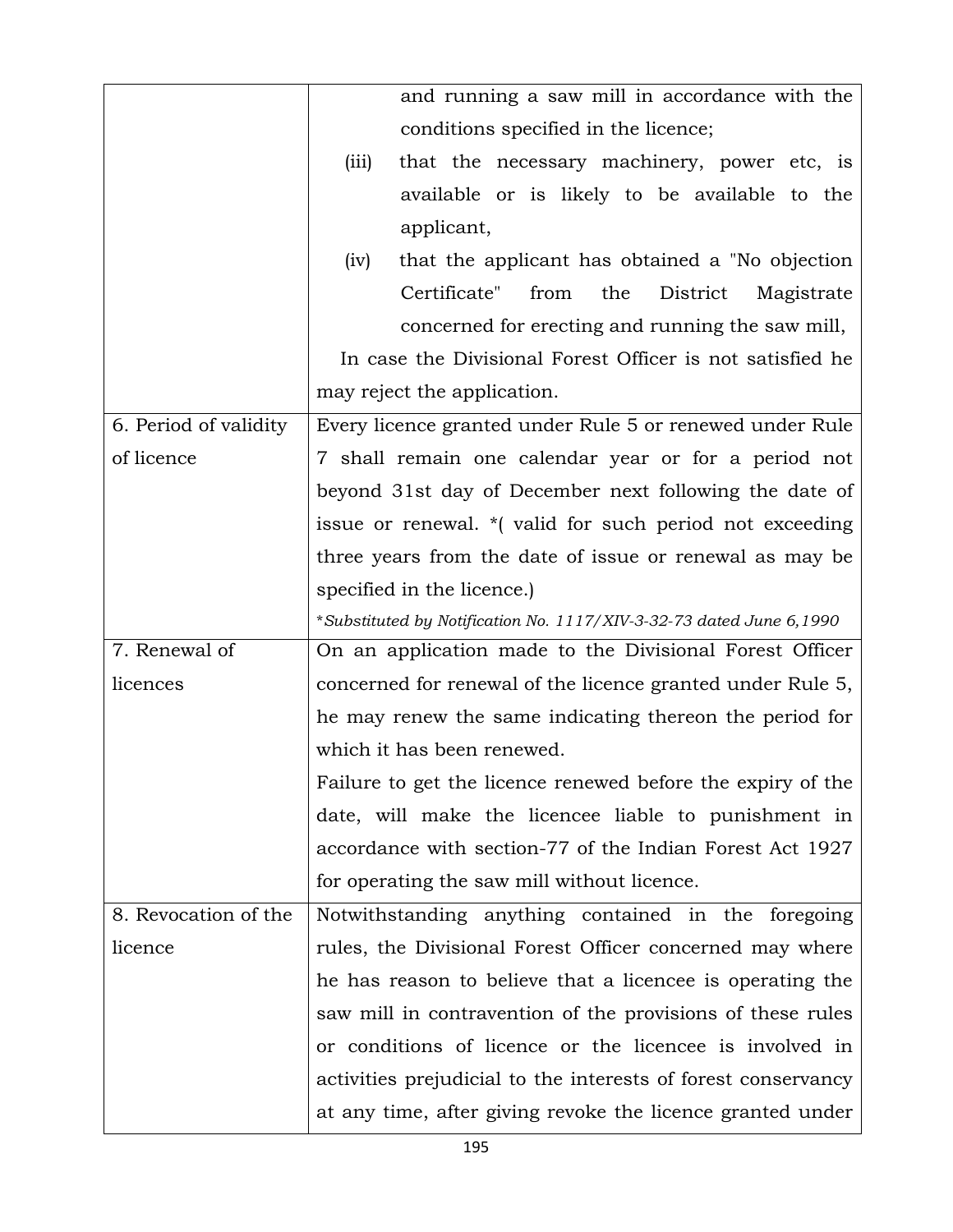| | |
|---|---|
| | and running a saw mill in accordance with the conditions specified in the licence;<br>(iii) that the necessary machinery, power etc, is available or is likely to be available to the applicant,<br>(iv) that the applicant has obtained a "No objection Certificate" from the District Magistrate concerned for erecting and running the saw mill,<br>In case the Divisional Forest Officer is not satisfied he may reject the application. |
| 6. Period of validity of licence | Every licence granted under Rule 5 or renewed under Rule 7 shall remain one calendar year or for a period not beyond 31st day of December next following the date of issue or renewal. *( valid for such period not exceeding three years from the date of issue or renewal as may be specified in the licence.)<br>**Substituted by Notification No. 1117/XIV-3-32-73 dated June 6,1990* |
| 7. Renewal of licences | On an application made to the Divisional Forest Officer concerned for renewal of the licence granted under Rule 5, he may renew the same indicating thereon the period for which it has been renewed.<br>Failure to get the licence renewed before the expiry of the date, will make the licencee liable to punishment in accordance with section-77 of the Indian Forest Act 1927 for operating the saw mill without licence. |
| 8. Revocation of the licence | Notwithstanding anything contained in the foregoing rules, the Divisional Forest Officer concerned may where he has reason to believe that a licencee is operating the saw mill in contravention of the provisions of these rules or conditions of licence or the licencee is involved in activities prejudicial to the interests of forest conservancy at any time, after giving revoke the licence granted under |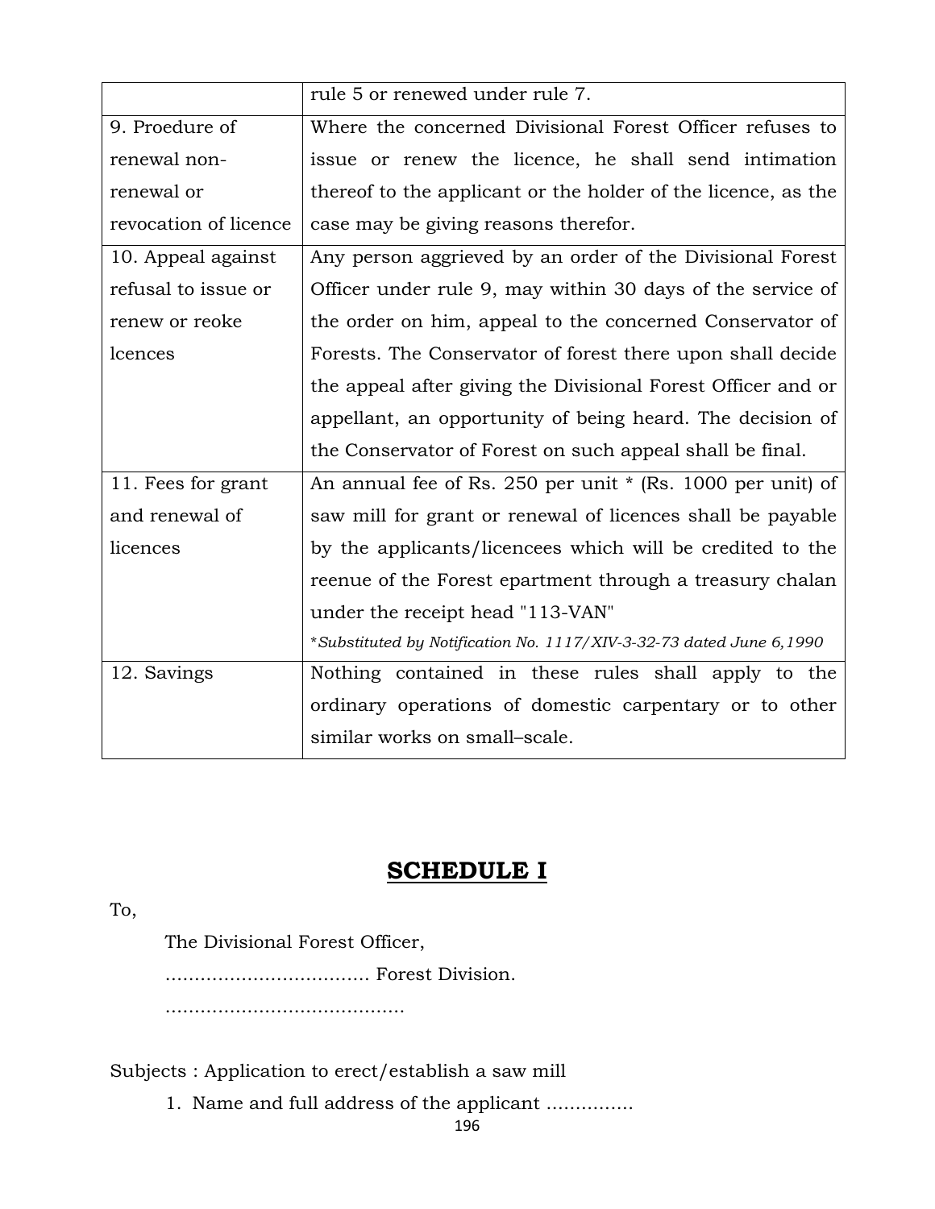| | |
|---|---|
| | rule 5 or renewed under rule 7. |
| 9. Proedure of renewal non-renewal or revocation of licence | Where the concerned Divisional Forest Officer refuses to issue or renew the licence, he shall send intimation thereof to the applicant or the holder of the licence, as the case may be giving reasons therefor. |
| 10. Appeal against refusal to issue or renew or reoke lcences | Any person aggrieved by an order of the Divisional Forest Officer under rule 9, may within 30 days of the service of the order on him, appeal to the concerned Conservator of Forests. The Conservator of forest there upon shall decide the appeal after giving the Divisional Forest Officer and or appellant, an opportunity of being heard. The decision of the Conservator of Forest on such appeal shall be final. |
| 11. Fees for grant and renewal of licences | An annual fee of Rs. 250 per unit * (Rs. 1000 per unit) of saw mill for grant or renewal of licences shall be payable by the applicants/licencees which will be credited to the reenue of the Forest epartment through a treasury chalan under the receipt head "113-VAN"<br>**Substituted by Notification No. 1117/XIV-3-32-73 dated June 6,1990* |
| 12. Savings | Nothing contained in these rules shall apply to the ordinary operations of domestic carpentary or to other similar works on small–scale. |

# SCHEDULE I

To,

The Divisional Forest Officer,

................................... Forest Division.

.........................................

Subjects : Application to erect/establish a saw mill

1. Name and full address of the applicant ...............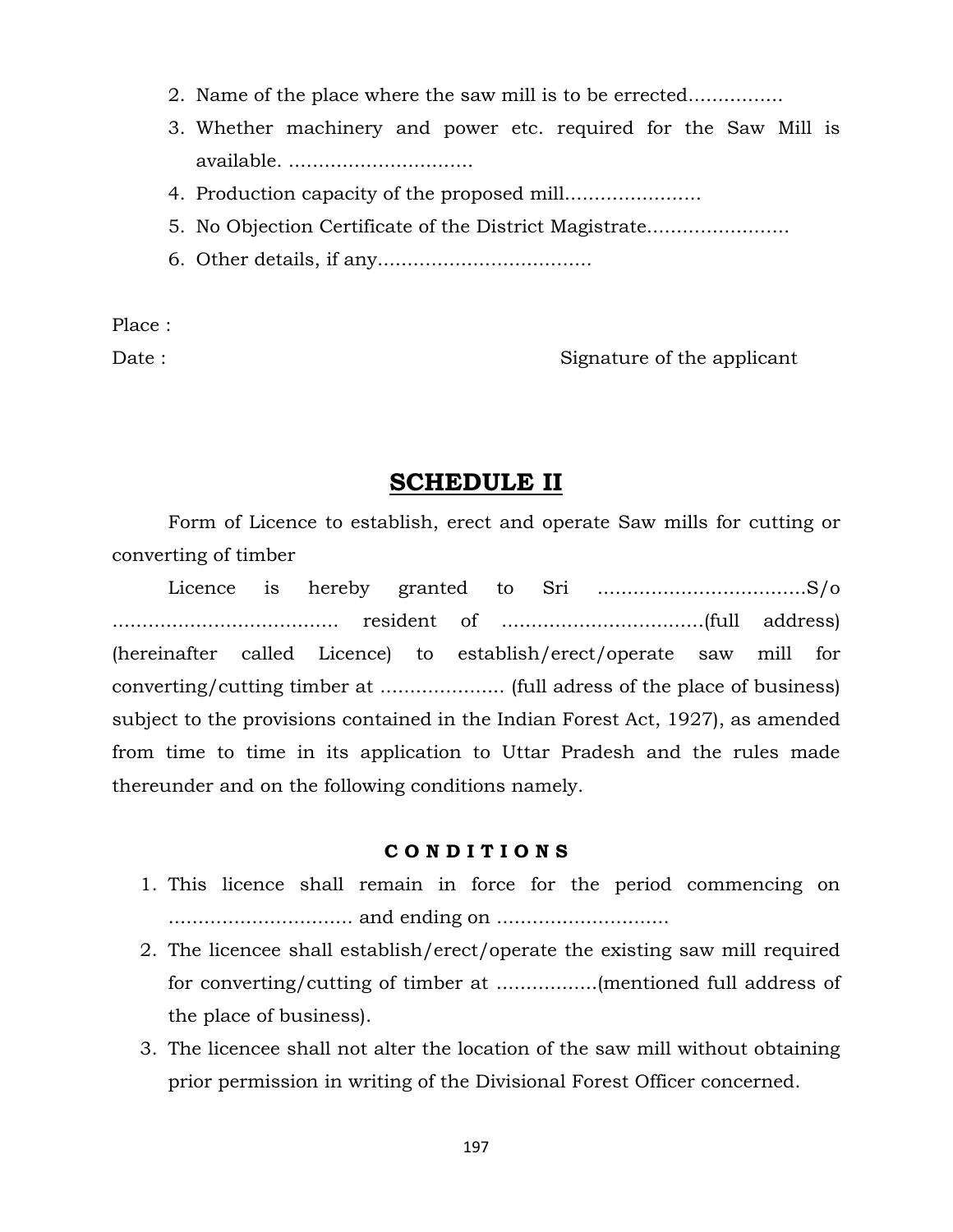2. Name of the place where the saw mill is to be errected................
3. Whether machinery and power etc. required for the Saw Mill is available. ...............................
4. Production capacity of the proposed mill.......................
5. No Objection Certificate of the District Magistrate........................
6. Other details, if any....................................

Place :

Date : Signature of the applicant

## SCHEDULE II

Form of Licence to establish, erect and operate Saw mills for cutting or converting of timber

Licence is hereby granted to Sri ..................................S/o ...................................... resident of .................................(full address) (hereinafter called Licence) to establish/erect/operate saw mill for converting/cutting timber at ..................... (full adress of the place of business) subject to the provisions contained in the Indian Forest Act, 1927), as amended from time to time in its application to Uttar Pradesh and the rules made thereunder and on the following conditions namely.

**C O N D I T I O N S**

1. This licence shall remain in force for the period commencing on ............................... and ending on ............................
2. The licencee shall establish/erect/operate the existing saw mill required for converting/cutting of timber at .................(mentioned full address of the place of business).
3. The licencee shall not alter the location of the saw mill without obtaining prior permission in writing of the Divisional Forest Officer concerned.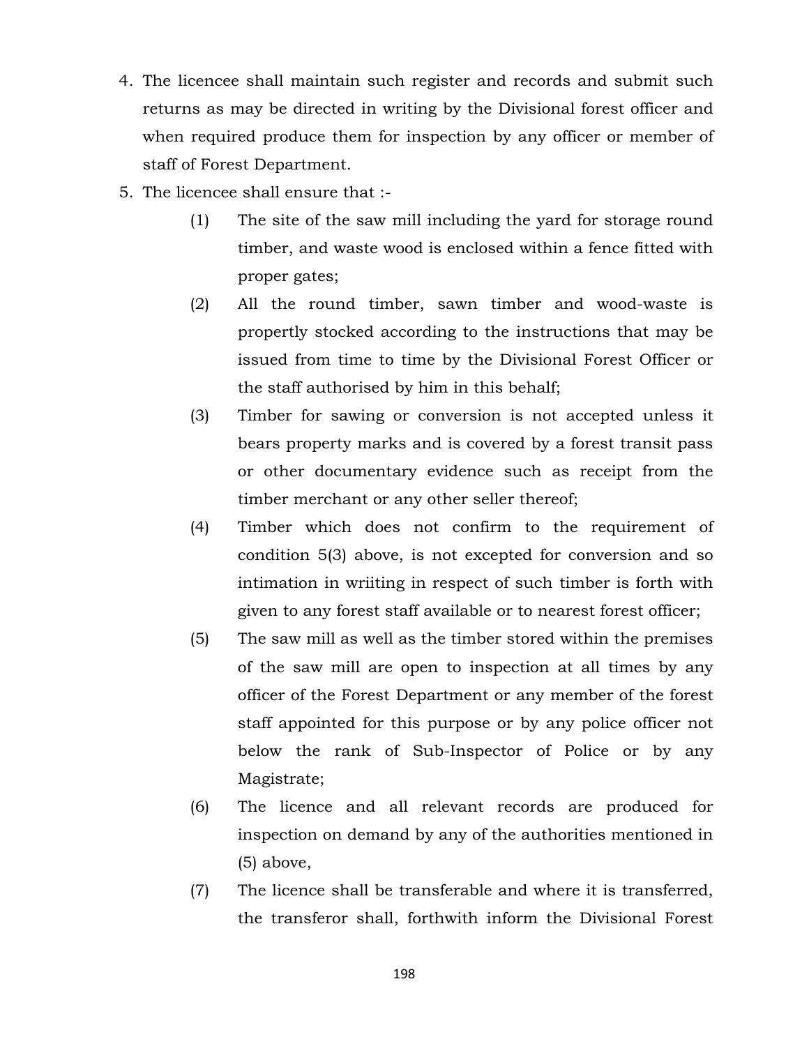4. The licencee shall maintain such register and records and submit such returns as may be directed in writing by the Divisional forest officer and when required produce them for inspection by any officer or member of staff of Forest Department.
5. The licencee shall ensure that :-
   - (1) The site of the saw mill including the yard for storage round timber, and waste wood is enclosed within a fence fitted with proper gates;
   - (2) All the round timber, sawn timber and wood-waste is propertly stocked according to the instructions that may be issued from time to time by the Divisional Forest Officer or the staff authorised by him in this behalf;
   - (3) Timber for sawing or conversion is not accepted unless it bears property marks and is covered by a forest transit pass or other documentary evidence such as receipt from the timber merchant or any other seller thereof;
   - (4) Timber which does not confirm to the requirement of condition 5(3) above, is not excepted for conversion and so intimation in wriiting in respect of such timber is forth with given to any forest staff available or to nearest forest officer;
   - (5) The saw mill as well as the timber stored within the premises of the saw mill are open to inspection at all times by any officer of the Forest Department or any member of the forest staff appointed for this purpose or by any police officer not below the rank of Sub-Inspector of Police or by any Magistrate;
   - (6) The licence and all relevant records are produced for inspection on demand by any of the authorities mentioned in (5) above,
   - (7) The licence shall be transferable and where it is transferred, the transferor shall, forthwith inform the Divisional Forest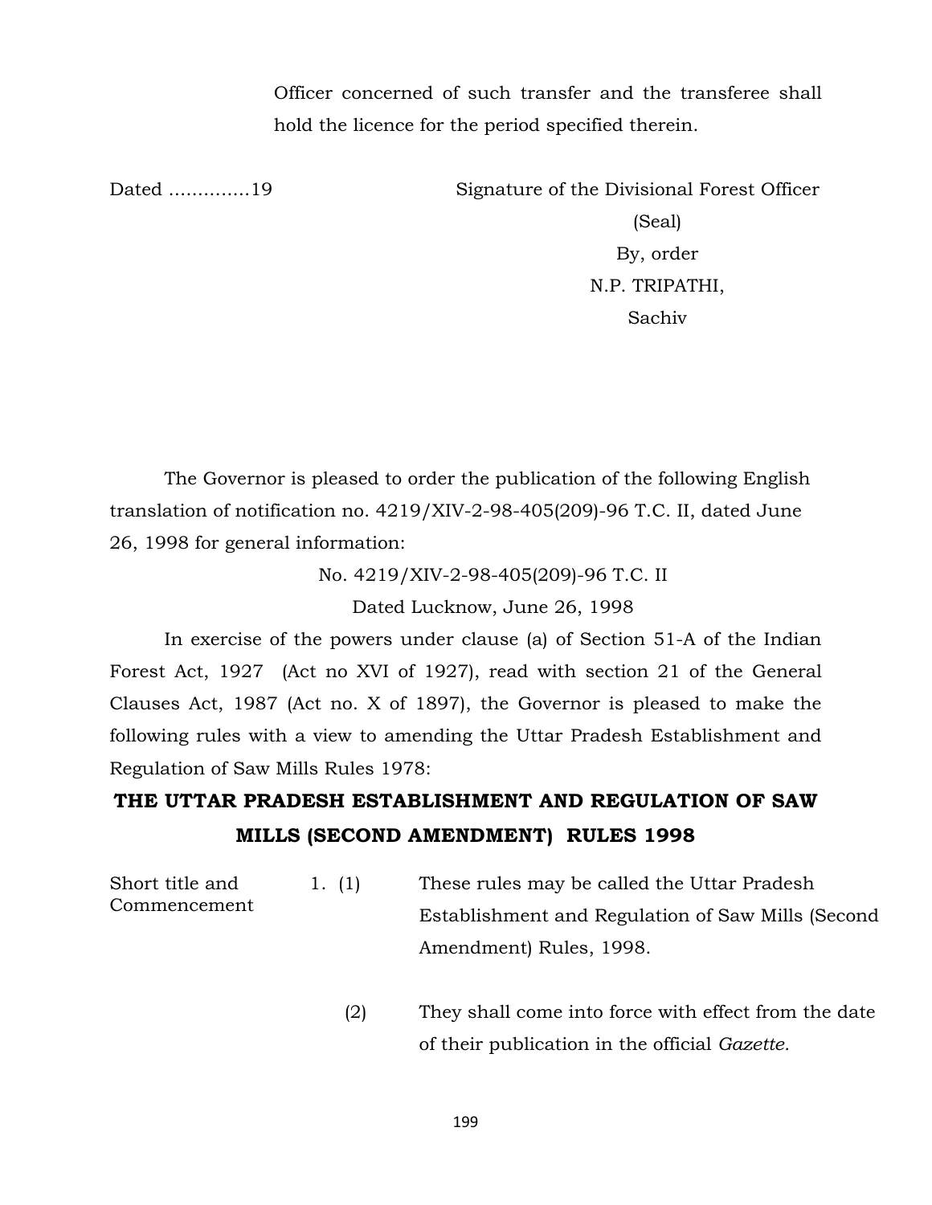Officer concerned of such transfer and the transferee shall hold the licence for the period specified therein.

Dated .............19 Signature of the Divisional Forest Officer

(Seal)

By, order

N.P. TRIPATHI,

Sachiv

The Governor is pleased to order the publication of the following English translation of notification no. 4219/XIV-2-98-405(209)-96 T.C. II, dated June 26, 1998 for general information:

No. 4219/XIV-2-98-405(209)-96 T.C. II

Dated Lucknow, June 26, 1998

In exercise of the powers under clause (a) of Section 51-A of the Indian Forest Act, 1927 (Act no XVI of 1927), read with section 21 of the General Clauses Act, 1987 (Act no. X of 1897), the Governor is pleased to make the following rules with a view to amending the Uttar Pradesh Establishment and Regulation of Saw Mills Rules 1978:

**THE UTTAR PRADESH ESTABLISHMENT AND REGULATION OF SAW MILLS (SECOND AMENDMENT) RULES 1998**

Short title and Commencement

1. (1) These rules may be called the Uttar Pradesh Establishment and Regulation of Saw Mills (Second Amendment) Rules, 1998.

(2) They shall come into force with effect from the date of their publication in the official *Gazette.*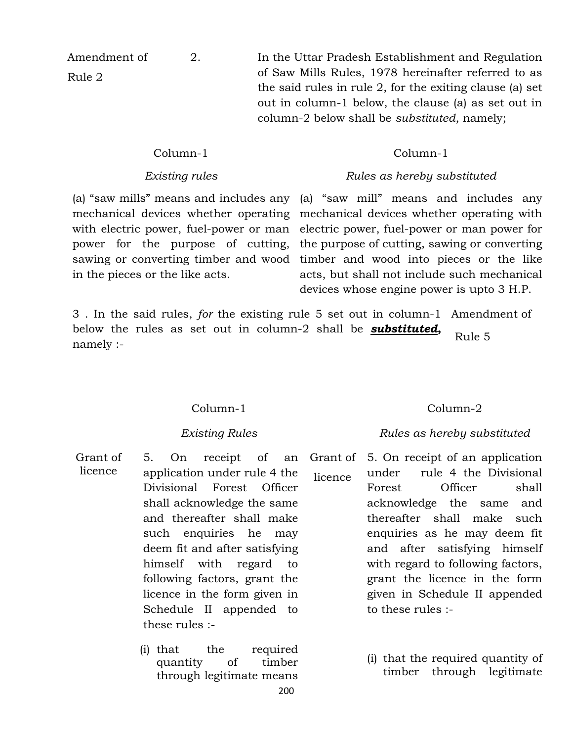Amendment of Rule 2

2. In the Uttar Pradesh Establishment and Regulation of Saw Mills Rules, 1978 hereinafter referred to as the said rules in rule 2, for the exiting clause (a) set out in column-1 below, the clause (a) as set out in column-2 below shall be *substituted*, namely;

| Column-1 | Column-1 |
|---|---|
| *Existing rules* | *Rules as hereby substituted* |
| (a) "saw mills" means and includes any mechanical devices whether operating with electric power, fuel-power or man power for the purpose of cutting, sawing or converting timber and wood in the pieces or the like acts. | (a) "saw mill" means and includes any mechanical devices whether operating with electric power, fuel-power or man power for the purpose of cutting, sawing or converting timber and wood into pieces or the like acts, but shall not include such mechanical devices whose engine power is upto 3 H.P. |

Amendment of Rule 5

3 . In the said rules, *for* the existing rule 5 set out in column-1 below the rules as set out in column-2 shall be ***substituted*,** namely :-

| Column-1 | | Column-2 | |
|---|---|---|---|
| | *Existing Rules* | | *Rules as hereby substituted* |
| Grant of licence | 5. On receipt of an application under rule 4 the Divisional Forest Officer shall acknowledge the same and thereafter shall make such enquiries he may deem fit and after satisfying himself with regard to following factors, grant the licence in the form given in Schedule II appended to these rules :- | Grant of licence | 5. On receipt of an application under rule 4 the Divisional Forest Officer shall acknowledge the same and thereafter shall make such enquiries as he may deem fit and after satisfying himself with regard to following factors, grant the licence in the form given in Schedule II appended to these rules :- |
| | (i) that the required quantity of timber through legitimate means | | (i) that the required quantity of timber through legitimate |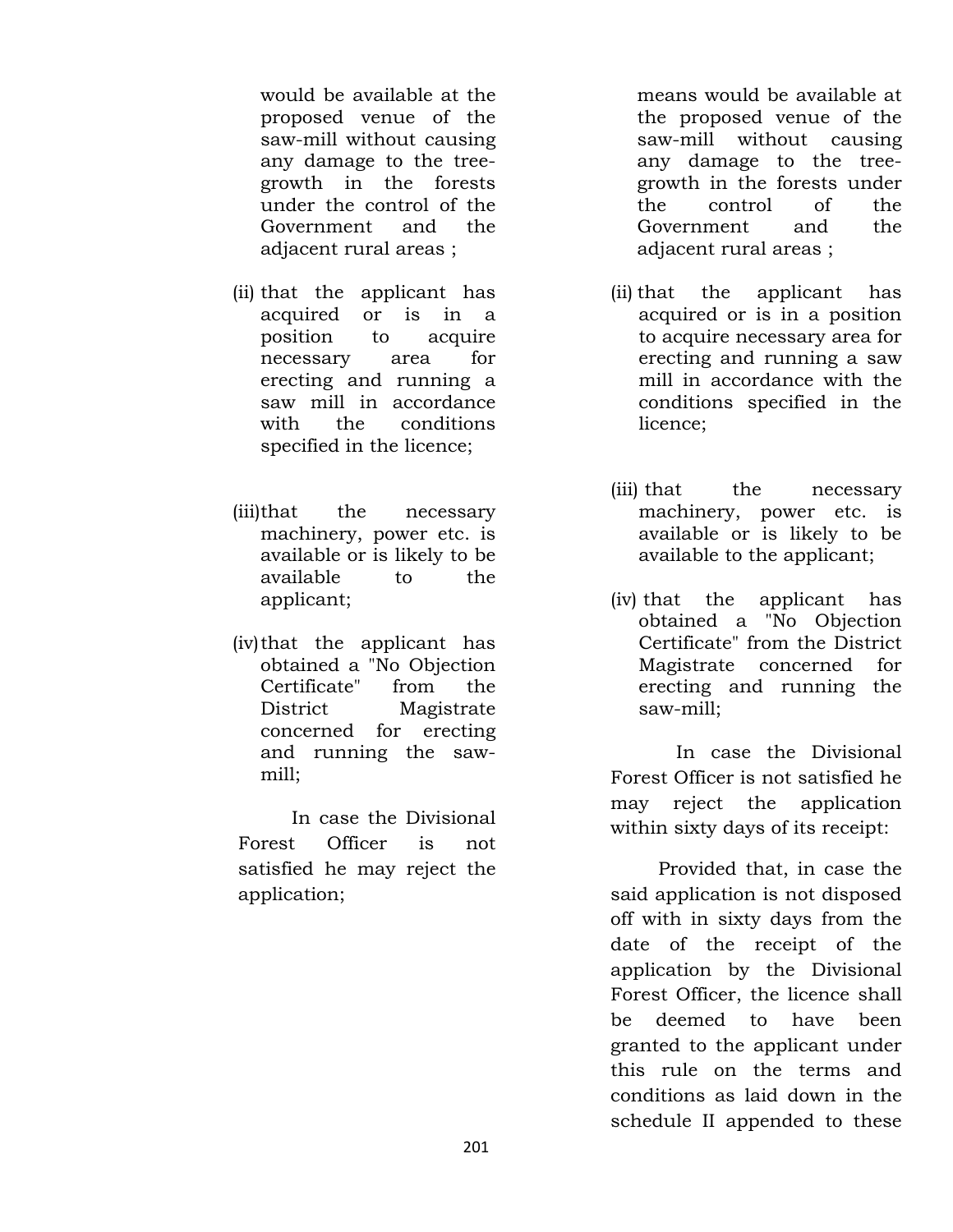would be available at the proposed venue of the saw-mill without causing any damage to the tree-growth in the forests under the control of the Government and the adjacent rural areas ;

(ii) that the applicant has acquired or is in a position to acquire necessary area for erecting and running a saw mill in accordance with the conditions specified in the licence;

(iii) that the necessary machinery, power etc. is available or is likely to be available to the applicant;

(iv) that the applicant has obtained a "No Objection Certificate" from the District Magistrate concerned for erecting and running the saw-mill;

In case the Divisional Forest Officer is not satisfied he may reject the application;

means would be available at the proposed venue of the saw-mill without causing any damage to the tree-growth in the forests under the control of the Government and the adjacent rural areas ;

(ii) that the applicant has acquired or is in a position to acquire necessary area for erecting and running a saw mill in accordance with the conditions specified in the licence;

(iii) that the necessary machinery, power etc. is available or is likely to be available to the applicant;

(iv) that the applicant has obtained a "No Objection Certificate" from the District Magistrate concerned for erecting and running the saw-mill;

In case the Divisional Forest Officer is not satisfied he may reject the application within sixty days of its receipt:

Provided that, in case the said application is not disposed off with in sixty days from the date of the receipt of the application by the Divisional Forest Officer, the licence shall be deemed to have been granted to the applicant under this rule on the terms and conditions as laid down in the schedule II appended to these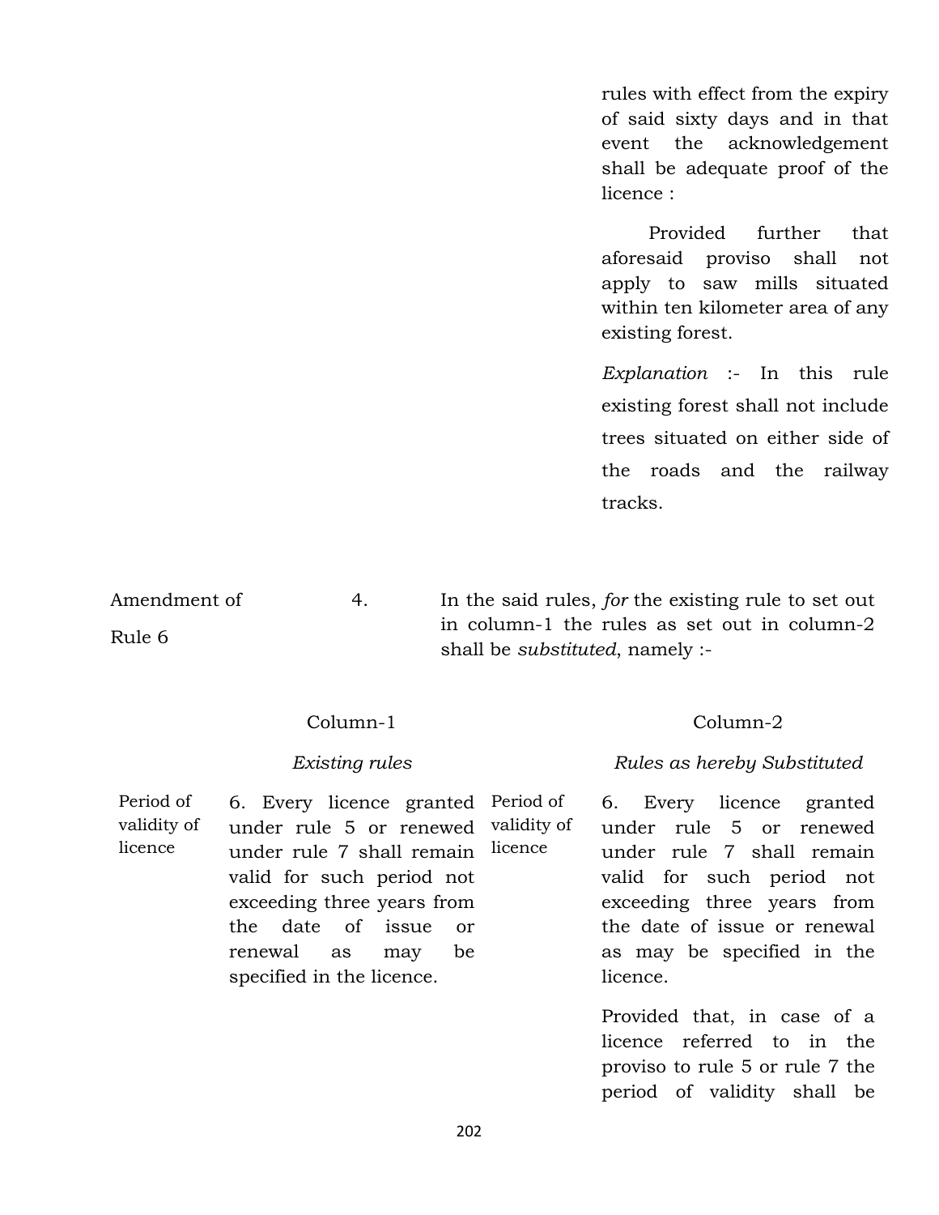rules with effect from the expiry of said sixty days and in that event the acknowledgement shall be adequate proof of the licence :

Provided further that aforesaid proviso shall not apply to saw mills situated within ten kilometer area of any existing forest.

*Explanation* :- In this rule existing forest shall not include trees situated on either side of the roads and the railway tracks.

| | | |
|---|---|---|
| Amendment of Rule 6 | 4. | In the said rules, *for* the existing rule to set out in column-1 the rules as set out in column-2 shall be *substituted*, namely :- |

| | Column-1 | | Column-2 |
|---|---|---|---|
| | *Existing rules* | | *Rules as hereby Substituted* |
| Period of validity of licence | 6. Every licence granted under rule 5 or renewed under rule 7 shall remain valid for such period not exceeding three years from the date of issue or renewal as may be specified in the licence. | Period of validity of licence | 6. Every licence granted under rule 5 or renewed under rule 7 shall remain valid for such period not exceeding three years from the date of issue or renewal as may be specified in the licence.<br><br>Provided that, in case of a licence referred to in the proviso to rule 5 or rule 7 the period of validity shall be |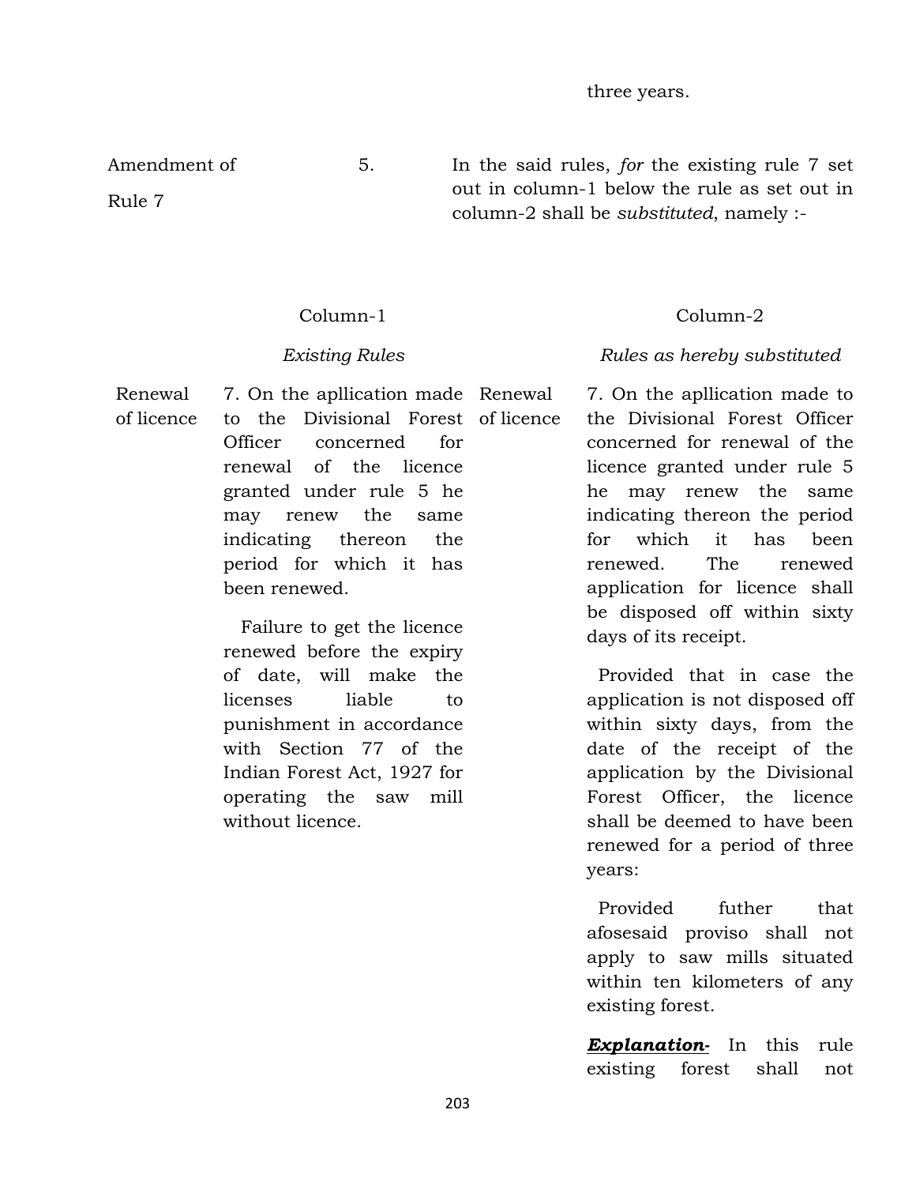three years.

| | | |
|---|---|---|
| Amendment of Rule 7 | 5. | In the said rules, *for* the existing rule 7 set out in column-1 below the rule as set out in column-2 shall be *substituted*, namely :- |

| | Column-1<br>*Existing Rules* | | Column-2<br>*Rules as hereby substituted* |
|---|---|---|---|
| Renewal of licence | 7. On the apllication made to the Divisional Forest Officer concerned for renewal of the licence granted under rule 5 he may renew the same indicating thereon the period for which it has been renewed.<br><br>Failure to get the licence renewed before the expiry of date, will make the licenses liable to punishment in accordance with Section 77 of the Indian Forest Act, 1927 for operating the saw mill without licence. | Renewal of licence | 7. On the apllication made to the Divisional Forest Officer concerned for renewal of the licence granted under rule 5 he may renew the same indicating thereon the period for which it has been renewed. The renewed application for licence shall be disposed off within sixty days of its receipt.<br><br>Provided that in case the application is not disposed off within sixty days, from the date of the receipt of the application by the Divisional Forest Officer, the licence shall be deemed to have been renewed for a period of three years:<br><br>Provided futher that afosesaid proviso shall not apply to saw mills situated within ten kilometers of any existing forest.<br><br>***Explanation-*** In this rule existing forest shall not |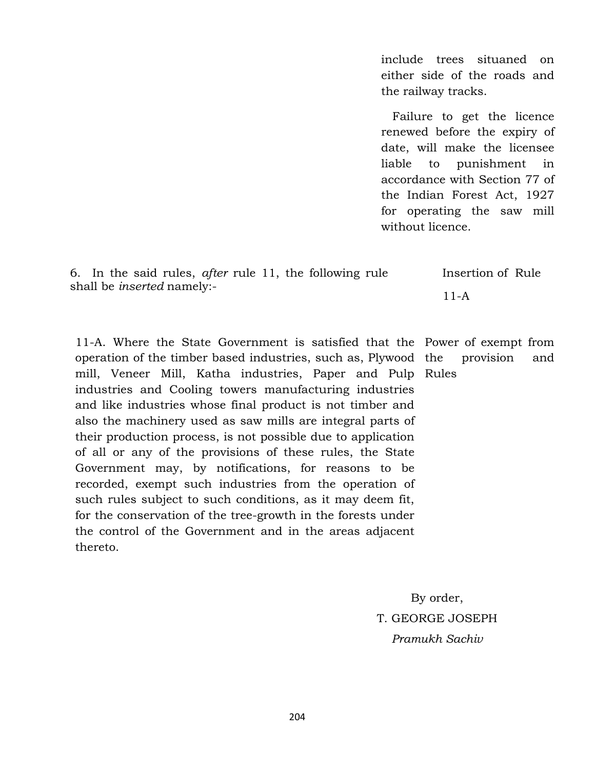include trees situaned on either side of the roads and the railway tracks.

Failure to get the licence renewed before the expiry of date, will make the licensee liable to punishment in accordance with Section 77 of the Indian Forest Act, 1927 for operating the saw mill without licence.

6. In the said rules, *after* rule 11, the following rule shall be *inserted* namely:- — Insertion of Rule 11-A

11-A. Where the State Government is satisfied that the operation of the timber based industries, such as, Plywood mill, Veneer Mill, Katha industries, Paper and Pulp industries and Cooling towers manufacturing industries and like industries whose final product is not timber and also the machinery used as saw mills are integral parts of their production process, is not possible due to application of all or any of the provisions of these rules, the State Government may, by notifications, for reasons to be recorded, exempt such industries from the operation of such rules subject to such conditions, as it may deem fit, for the conservation of the tree-growth in the forests under the control of the Government and in the areas adjacent thereto. — Power of exempt from the provision and Rules

By order,

T. GEORGE JOSEPH

*Pramukh Sachiv*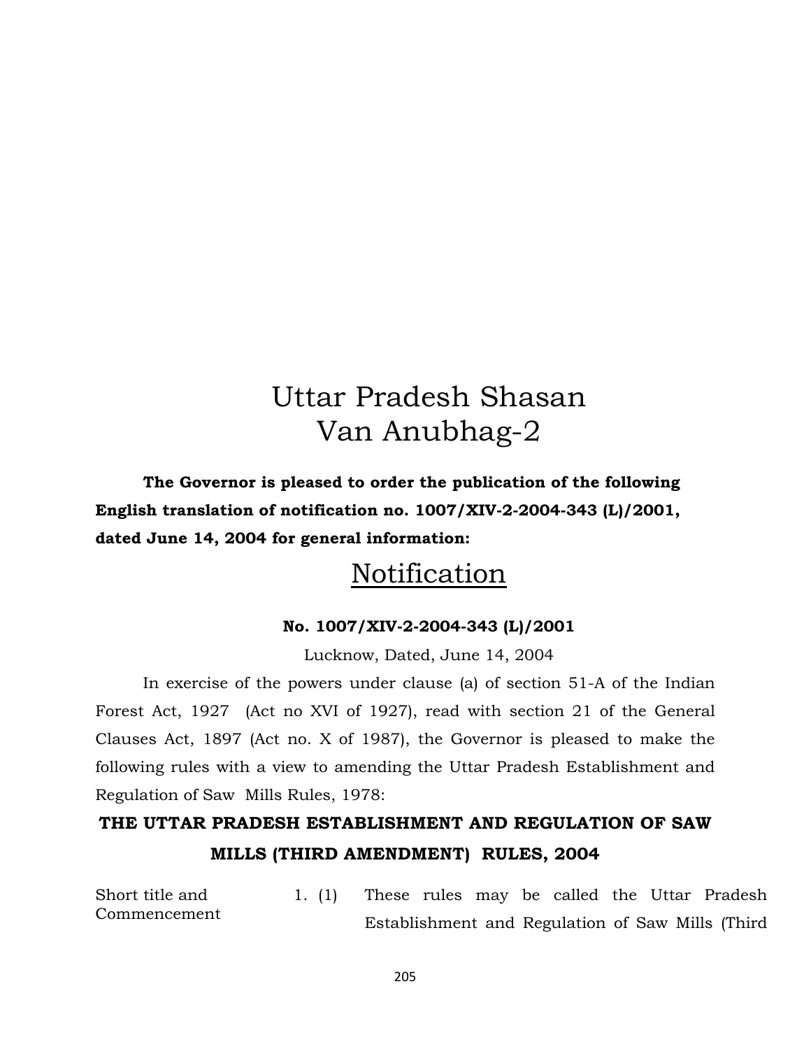# Uttar Pradesh Shasan
# Van Anubhag-2

**The Governor is pleased to order the publication of the following English translation of notification no. 1007/XIV-2-2004-343 (L)/2001, dated June 14, 2004 for general information:**

## Notification

**No. 1007/XIV-2-2004-343 (L)/2001**

Lucknow, Dated, June 14, 2004

In exercise of the powers under clause (a) of section 51-A of the Indian Forest Act, 1927 (Act no XVI of 1927), read with section 21 of the General Clauses Act, 1897 (Act no. X of 1987), the Governor is pleased to make the following rules with a view to amending the Uttar Pradesh Establishment and Regulation of Saw Mills Rules, 1978:

### THE UTTAR PRADESH ESTABLISHMENT AND REGULATION OF SAW MILLS (THIRD AMENDMENT) RULES, 2004

Short title and Commencement

1. (1) These rules may be called the Uttar Pradesh Establishment and Regulation of Saw Mills (Third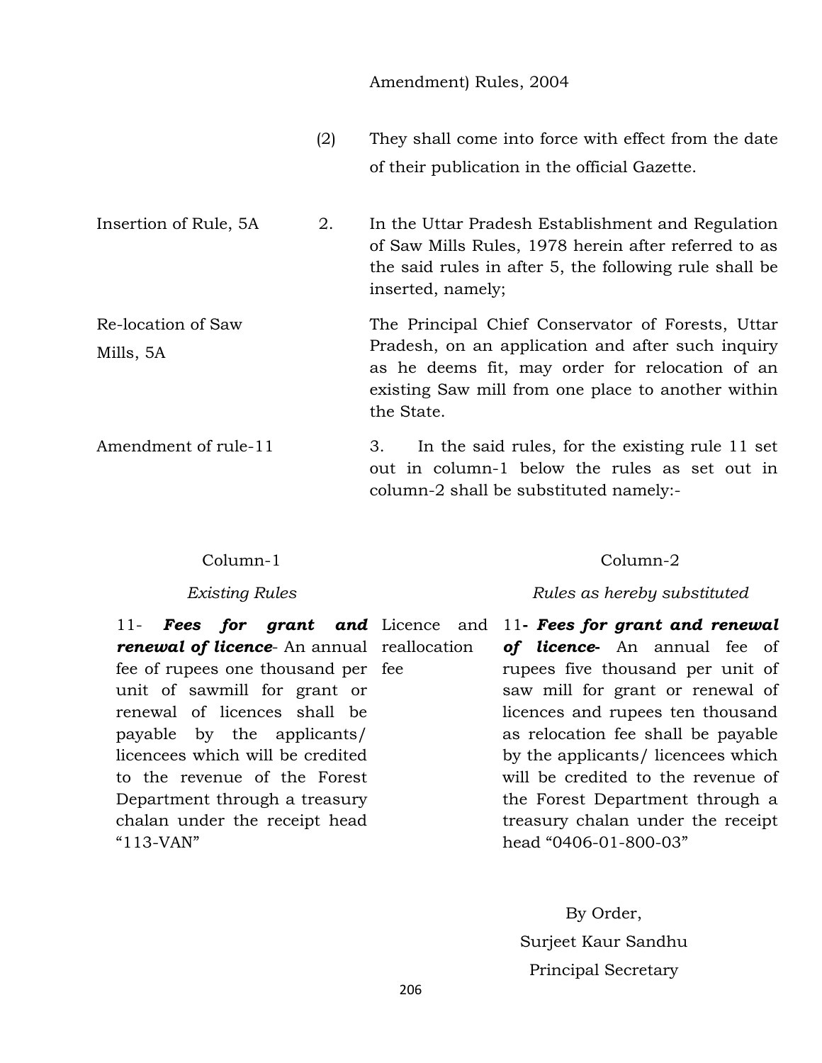Amendment) Rules, 2004

(2) They shall come into force with effect from the date of their publication in the official Gazette.

Insertion of Rule, 5A

2. In the Uttar Pradesh Establishment and Regulation of Saw Mills Rules, 1978 herein after referred to as the said rules in after 5, the following rule shall be inserted, namely;

Re-location of Saw Mills, 5A

The Principal Chief Conservator of Forests, Uttar Pradesh, on an application and after such inquiry as he deems fit, may order for relocation of an existing Saw mill from one place to another within the State.

Amendment of rule-11

3. In the said rules, for the existing rule 11 set out in column-1 below the rules as set out in column-2 shall be substituted namely:-

| Column-1 | | Column-2 |
|---|---|---|
| *Existing Rules* | | *Rules as hereby substituted* |
| 11- ***Fees for grant and renewal of licence***- An annual fee of rupees one thousand per unit of sawmill for grant or renewal of licences shall be payable by the applicants/ licencees which will be credited to the revenue of the Forest Department through a treasury chalan under the receipt head "113-VAN" | Licence and reallocation fee | 11**-** ***Fees for grant and renewal of licence-*** An annual fee of rupees five thousand per unit of saw mill for grant or renewal of licences and rupees ten thousand as relocation fee shall be payable by the applicants/ licencees which will be credited to the revenue of the Forest Department through a treasury chalan under the receipt head "0406-01-800-03" |

By Order,

Surjeet Kaur Sandhu

Principal Secretary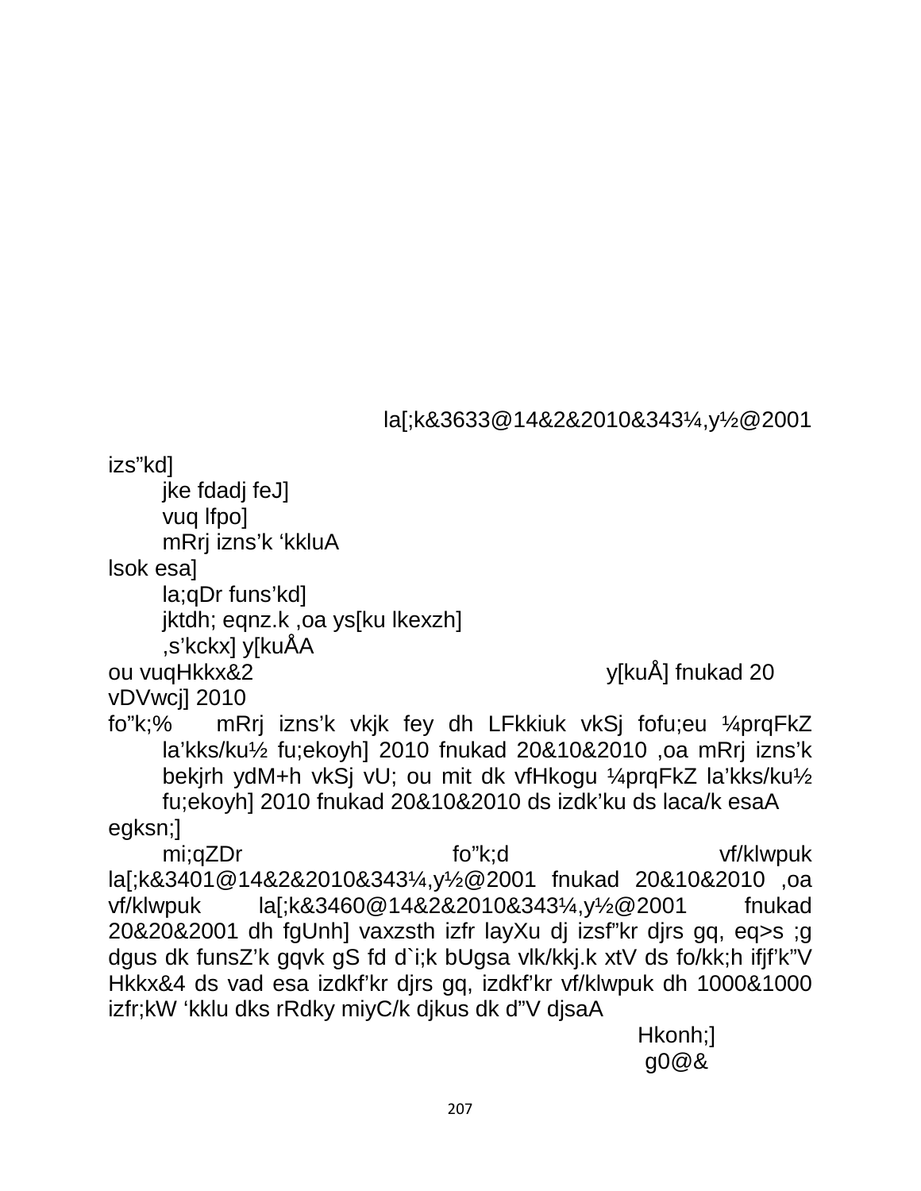la[;k&3633@14&2&2010&343¼,y½@2001

izs"kd]

jke fdadj feJ]

vuq lfpo]

mRrj izns'k 'kkluA

lsok esa]

la;qDr funs'kd]

jktdh; eqnz.k ,oa ys[ku lkexzh]

,s'kckx] y[kuÅA

ou vuqHkkx&2 y[kuÅ] fnukad 20 vDVwcj] 2010

fo"k;% mRrj izns'k vkjk fey dh LFkkiuk vkSj fofu;eu ¼prqFkZ la'kks/ku½ fu;ekoyh] 2010 fnukad 20&10&2010 ,oa mRrj izns'k bekjrh ydM+h vkSj vU; ou mit dk vfHkogu ¼prqFkZ la'kks/ku½ fu;ekoyh] 2010 fnukad 20&10&2010 ds izdk'ku ds laca/k esaA

egksn;]

mi;qZDr fo"k;d vf/klwpuk la[;k&3401@14&2&2010&343¼,y½@2001 fnukad 20&10&2010 ,oa vf/klwpuk la[;k&3460@14&2&2010&343¼,y½@2001 fnukad 20&20&2001 dh fgUnh] vaxzsth izfr layXu dj izsf"kr djrs gq, eq>s ;g dgus dk funsZ'k gqvk gS fd d`i;k bUgsa vlk/kkj.k xtV ds fo/kk;h ifjf'k"V Hkkx&4 ds vad esa izdkf'kr djrs gq, izdkf'kr vf/klwpuk dh 1000&1000 izfr;kW 'kklu dks rRdky miyC/k djkus dk d"V djsaA

Hkonh;]

g0@&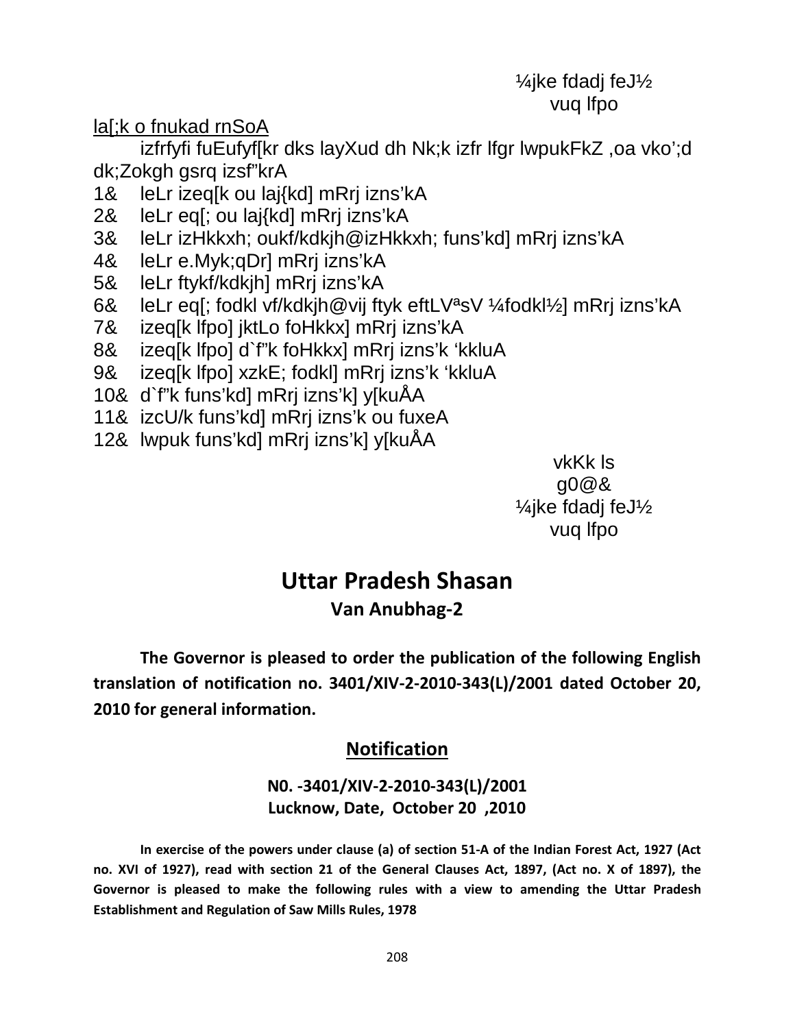¼jke fdadj feJ½
vuq lfpo

la[;k o fnukad rnSoA

izfrfyfi fuEufyf[kr dks layXud dh Nk;k izfr lfgr lwpukFkZ ,oa vko';d dk;Zokgh gsrq izsf"krA

1& leLr izeq[k ou laj{kd] mRrj izns'kA
2& leLr eq[; ou laj{kd] mRrj izns'kA
3& leLr izHkkxh; oukf/kdkjh@izHkkxh; funs'kd] mRrj izns'kA
4& leLr e.Myk;qDr] mRrj izns'kA
5& leLr ftykf/kdkjh] mRrj izns'kA
6& leLr eq[; fodkl vf/kdkjh@vij ftyk eftLVªsV ¼fodkl½] mRrj izns'kA
7& izeq[k lfpo] jktLo foHkkx] mRrj izns'kA
8& izeq[k lfpo] d`f"k foHkkx] mRrj izns'k 'kkluA
9& izeq[k lfpo] xzkE; fodkl] mRrj izns'k 'kkluA
10& d`f"k funs'kd] mRrj izns'k] y[kuÅA
11& izcU/k funs'kd] mRrj izns'k ou fuxeA
12& lwpuk funs'kd] mRrj izns'k] y[kuÅA

vkKk ls
g0@&
¼jke fdadj feJ½
vuq lfpo

# Uttar Pradesh Shasan

## Van Anubhag-2

**The Governor is pleased to order the publication of the following English translation of notification no. 3401/XIV-2-2010-343(L)/2001 dated October 20, 2010 for general information.**

## Notification

**N0. -3401/XIV-2-2010-343(L)/2001**
**Lucknow, Date, October 20 ,2010**

**In exercise of the powers under clause (a) of section 51-A of the Indian Forest Act, 1927 (Act no. XVI of 1927), read with section 21 of the General Clauses Act, 1897, (Act no. X of 1897), the Governor is pleased to make the following rules with a view to amending the Uttar Pradesh Establishment and Regulation of Saw Mills Rules, 1978**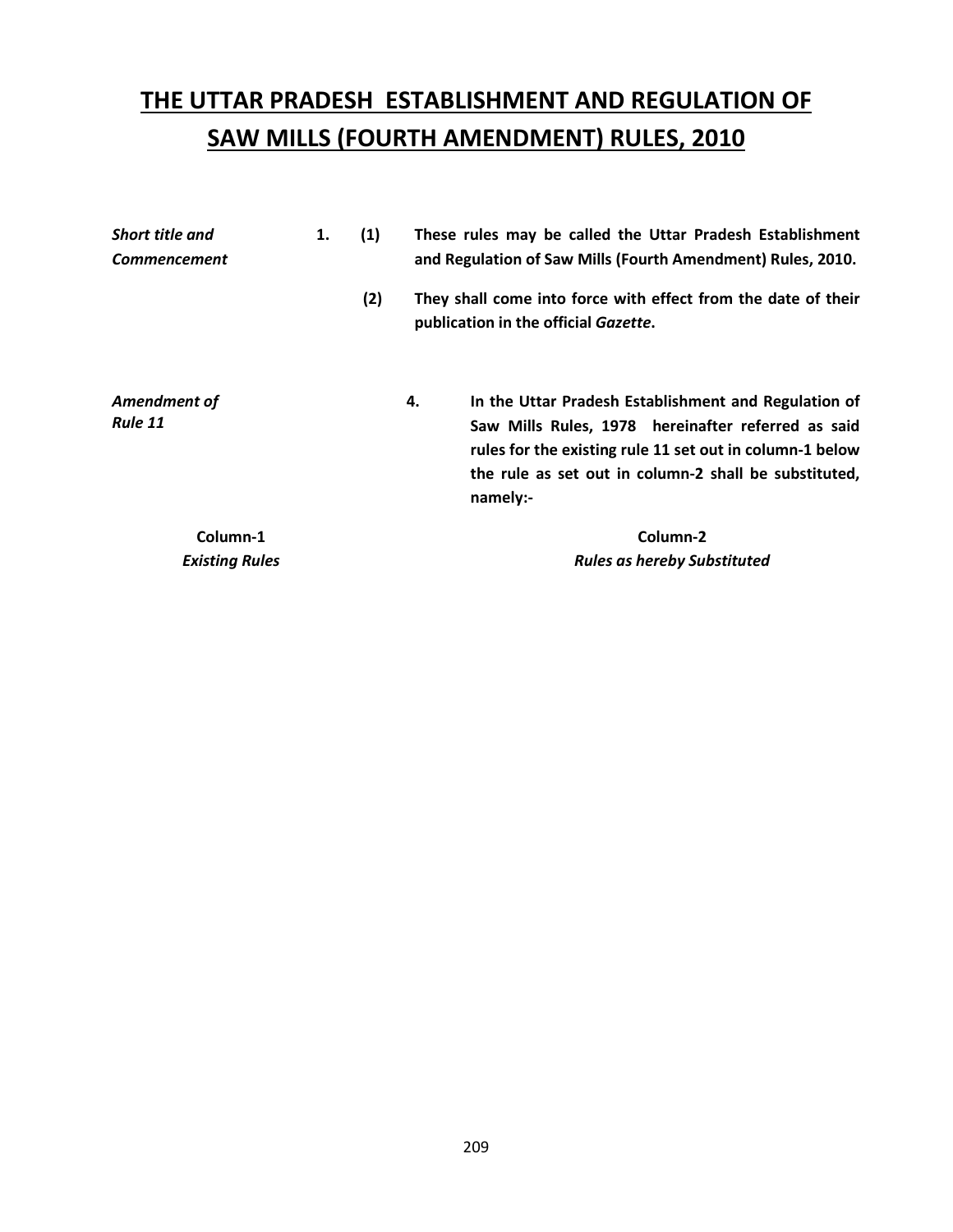# THE UTTAR PRADESH ESTABLISHMENT AND REGULATION OF SAW MILLS (FOURTH AMENDMENT) RULES, 2010

*Short title and Commencement*

**1. (1)** **These rules may be called the Uttar Pradesh Establishment and Regulation of Saw Mills (Fourth Amendment) Rules, 2010.**

**(2)** **They shall come into force with effect from the date of their publication in the official *Gazette*.**

*Amendment of Rule 11*

**4.** **In the Uttar Pradesh Establishment and Regulation of Saw Mills Rules, 1978 hereinafter referred as said rules for the existing rule 11 set out in column-1 below the rule as set out in column-2 shall be substituted, namely:-**

| **Column-1** *Existing Rules* | **Column-2** *Rules as hereby Substituted* |
| --- | --- |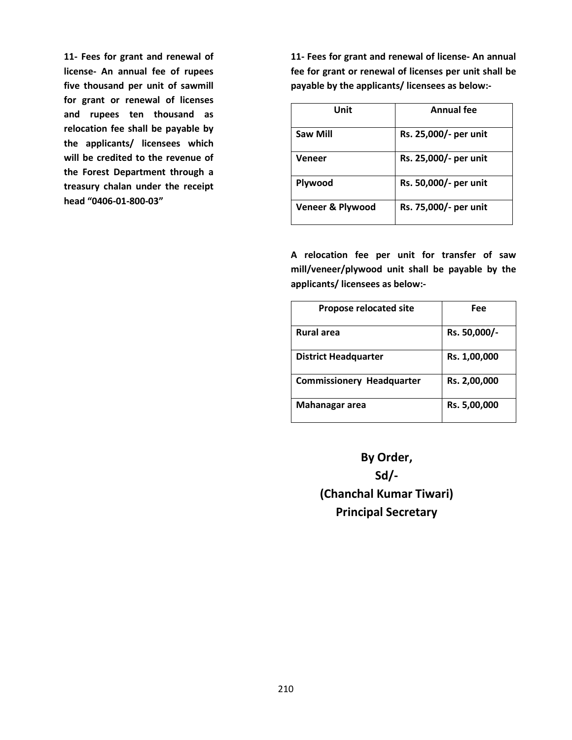**11- Fees for grant and renewal of license- An annual fee of rupees five thousand per unit of sawmill for grant or renewal of licenses and rupees ten thousand as relocation fee shall be payable by the applicants/ licensees which will be credited to the revenue of the Forest Department through a treasury chalan under the receipt head "0406-01-800-03"**

**11- Fees for grant and renewal of license- An annual fee for grant or renewal of licenses per unit shall be payable by the applicants/ licensees as below:-**

| Unit | Annual fee |
|---|---|
| **Saw Mill** | **Rs. 25,000/- per unit** |
| **Veneer** | **Rs. 25,000/- per unit** |
| **Plywood** | **Rs. 50,000/- per unit** |
| **Veneer & Plywood** | **Rs. 75,000/- per unit** |

**A relocation fee per unit for transfer of saw mill/veneer/plywood unit shall be payable by the applicants/ licensees as below:-**

| Propose relocated site | Fee |
|---|---|
| **Rural area** | **Rs. 50,000/-** |
| **District Headquarter** | **Rs. 1,00,000** |
| **Commissionery Headquarter** | **Rs. 2,00,000** |
| **Mahanagar area** | **Rs. 5,00,000** |

**By Order,**

**Sd/-**

**(Chanchal Kumar Tiwari)**

**Principal Secretary**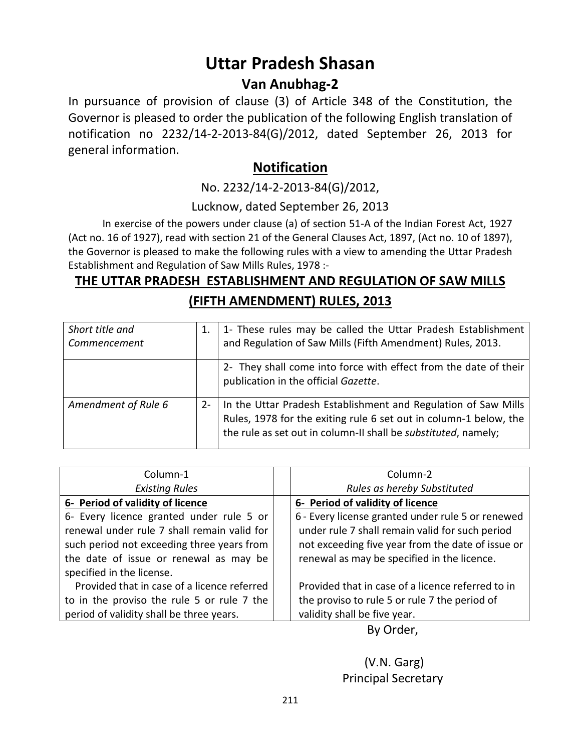# Uttar Pradesh Shasan

## Van Anubhag-2

In pursuance of provision of clause (3) of Article 348 of the Constitution, the Governor is pleased to order the publication of the following English translation of notification no 2232/14-2-2013-84(G)/2012, dated September 26, 2013 for general information.

## Notification

No. 2232/14-2-2013-84(G)/2012,

Lucknow, dated September 26, 2013

In exercise of the powers under clause (a) of section 51-A of the Indian Forest Act, 1927 (Act no. 16 of 1927), read with section 21 of the General Clauses Act, 1897, (Act no. 10 of 1897), the Governor is pleased to make the following rules with a view to amending the Uttar Pradesh Establishment and Regulation of Saw Mills Rules, 1978 :-

## THE UTTAR PRADESH ESTABLISHMENT AND REGULATION OF SAW MILLS (FIFTH AMENDMENT) RULES, 2013

| | | |
|---|---|---|
| *Short title and Commencement* | 1. | 1- These rules may be called the Uttar Pradesh Establishment and Regulation of Saw Mills (Fifth Amendment) Rules, 2013. |
| | | 2- They shall come into force with effect from the date of their publication in the official *Gazette*. |
| *Amendment of Rule 6* | 2- | In the Uttar Pradesh Establishment and Regulation of Saw Mills Rules, 1978 for the exiting rule 6 set out in column-1 below, the rule as set out in column-II shall be *substituted*, namely; |

| Column-1<br>*Existing Rules* | Column-2<br>*Rules as hereby Substituted* |
|---|---|
| **6- Period of validity of licence**<br>6- Every licence granted under rule 5 or renewal under rule 7 shall remain valid for such period not exceeding three years from the date of issue or renewal as may be specified in the license.<br>Provided that in case of a licence referred to in the proviso the rule 5 or rule 7 the period of validity shall be three years. | **6- Period of validity of licence**<br>6 - Every license granted under rule 5 or renewed under rule 7 shall remain valid for such period not exceeding five year from the date of issue or renewal as may be specified in the licence.<br>Provided that in case of a licence referred to in the proviso to rule 5 or rule 7 the period of validity shall be five year. |

By Order,

(V.N. Garg)
Principal Secretary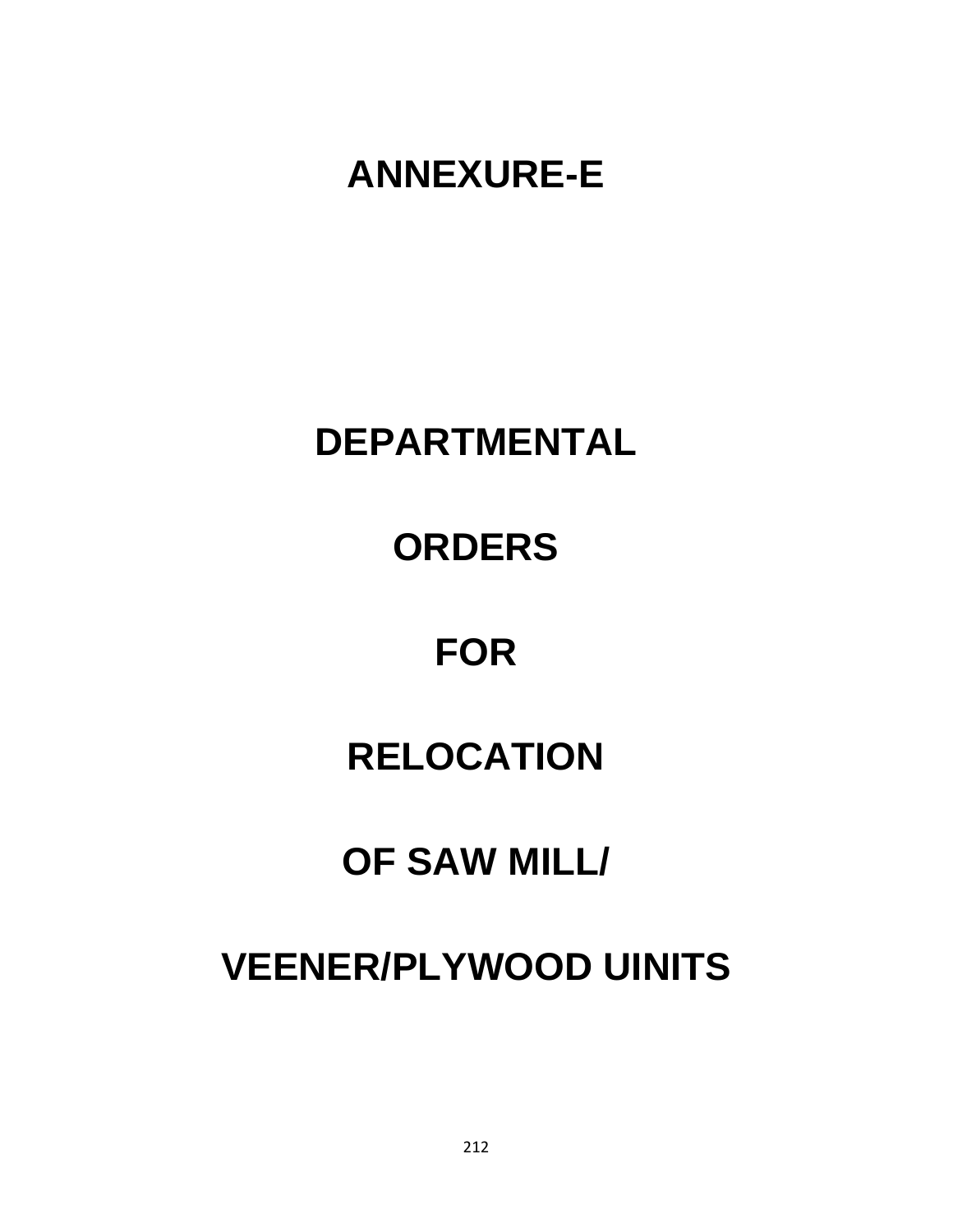# ANNEXURE-E

# DEPARTMENTAL

# ORDERS

# FOR

# RELOCATION

# OF SAW MILL/

# VEENER/PLYWOOD UINITS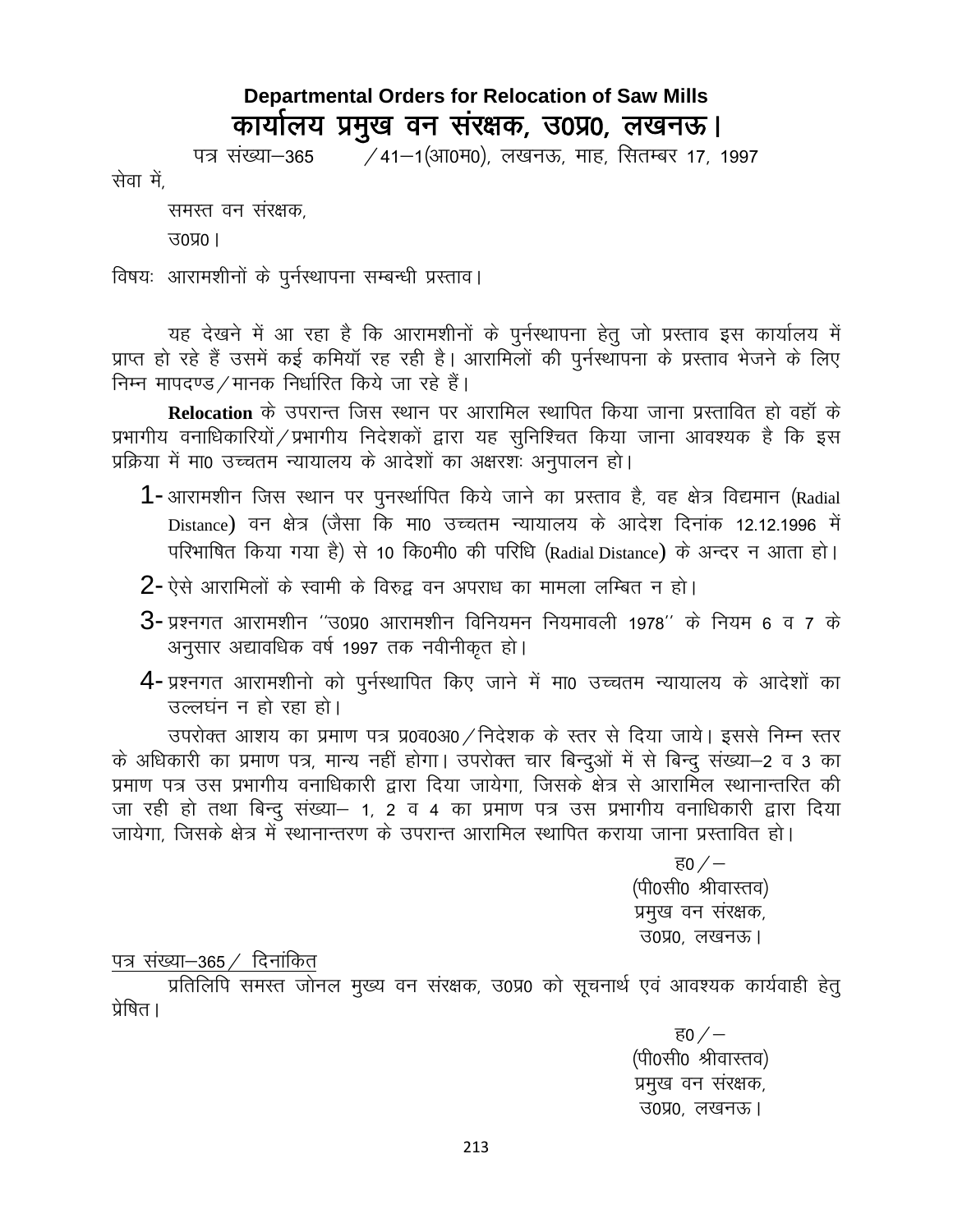# Departmental Orders for Relocation of Saw Mills

## कार्यालय प्रमुख वन संरक्षक, उ0प्र0, लखनऊ।

पत्र संख्या–365 /41–1(आ0म0), लखनऊ, माह, सितम्बर 17, 1997

सेवा में,

समस्त वन संरक्षक,

उ0प्र0।

विषयः आरामशीनों के पुर्नस्थापना सम्बन्धी प्रस्ताव।

यह देखने में आ रहा है कि आरामशीनों के पुर्नस्थापना हेतु जो प्रस्ताव इस कार्यालय में प्राप्त हो रहे हैं उसमें कई कमियॉ रह रही है। आरामिलों की पुर्नस्थापना के प्रस्ताव भेजने के लिए निम्न मापदण्ड/मानक निर्धारित किये जा रहे हैं।

**Relocation** के उपरान्त जिस स्थान पर आरामिल स्थापित किया जाना प्रस्तावित हो वहॉ के प्रभागीय वनाधिकारियों/प्रभागीय निदेशकों द्वारा यह सुनिश्चित किया जाना आवश्यक है कि इस प्रक्रिया में मा0 उच्चतम न्यायालय के आदेशों का अक्षरशः अनुपालन हो।

1- आरामशीन जिस स्थान पर पुनर्स्थापित किये जाने का प्रस्ताव है, वह क्षेत्र विद्यमान (Radial Distance) वन क्षेत्र (जैसा कि मा0 उच्चतम न्यायालय के आदेश दिनांक 12.12.1996 में परिभाषित किया गया है) से 10 कि0मी0 की परिधि (Radial Distance) के अन्दर न आता हो।

2- ऐसे आरामिलों के स्वामी के विरुद्व वन अपराध का मामला लम्बित न हो।

3- प्रश्नगत आरामशीन ''उ0प्र0 आरामशीन विनियमन नियमावली 1978'' के नियम 6 व 7 के अनुसार अद्यावधिक वर्ष 1997 तक नवीनीकृत हो।

4- प्रश्नगत आरामशीनो को पुर्नस्थापित किए जाने में मा0 उच्चतम न्यायालय के आदेशों का उल्लघंन न हो रहा हो।

उपरोक्त आशय का प्रमाण पत्र प्र0व0अ0/निदेशक के स्तर से दिया जाये। इससे निम्न स्तर के अधिकारी का प्रमाण पत्र, मान्य नहीं होगा। उपरोक्त चार बिन्दुओं में से बिन्दु संख्या–2 व 3 का प्रमाण पत्र उस प्रभागीय वनाधिकारी द्वारा दिया जायेगा, जिसके क्षेत्र से आरामिल स्थानान्तरित की जा रही हो तथा बिन्दु संख्या– 1, 2 व 4 का प्रमाण पत्र उस प्रभागीय वनाधिकारी द्वारा दिया जायेगा, जिसके क्षेत्र में स्थानान्तरण के उपरान्त आरामिल स्थापित कराया जाना प्रस्तावित हो।

ह0/–
(पी0सी0 श्रीवास्तव)
प्रमुख वन संरक्षक,
उ0प्र0, लखनऊ।

पत्र संख्या–365/ दिनांकित

प्रतिलिपि समस्त जोनल मुख्य वन संरक्षक, उ0प्र0 को सूचनार्थ एवं आवश्यक कार्यवाही हेतु प्रेषित।

ह0/–
(पी0सी0 श्रीवास्तव)
प्रमुख वन संरक्षक,
उ0प्र0, लखनऊ।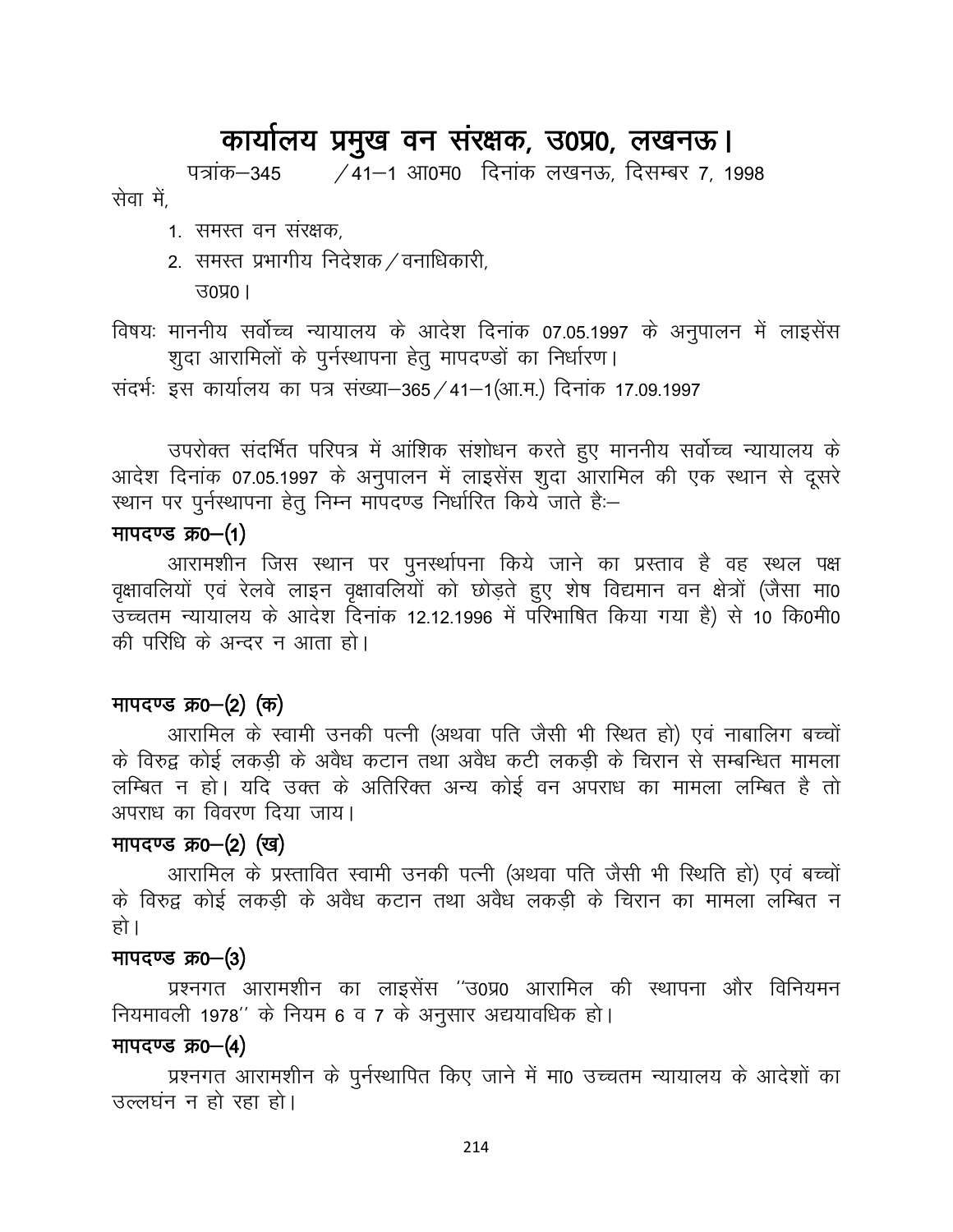# कार्यालय प्रमुख वन संरक्षक, उ0प्र0, लखनऊ।

पत्रांक–345 /41–1 आ0म0 दिनांक लखनऊ, दिसम्बर 7, 1998

सेवा में,

1. समस्त वन संरक्षक,
2. समस्त प्रभागीय निदेशक/वनाधिकारी, उ0प्र0।

विषयः माननीय सर्वोच्च न्यायालय के आदेश दिनांक 07.05.1997 के अनुपालन में लाइसेंस शुदा आरामिलों के पुर्नस्थापना हेतु मापदण्डों का निर्धारण।

संदर्भः इस कार्यालय का पत्र संख्या–365/41–1(आ.म.) दिनांक 17.09.1997

उपरोक्त संदर्भित परिपत्र में आंशिक संशोधन करते हुए माननीय सर्वोच्च न्यायालय के आदेश दिनांक 07.05.1997 के अनुपालन में लाइसेंस शुदा आरामिल की एक स्थान से दूसरे स्थान पर पुर्नस्थापना हेतु निम्न मापदण्ड निर्धारित किये जाते हैः–

**मापदण्ड क्र0–(1)**

आरामशीन जिस स्थान पर पुनर्स्थापना किये जाने का प्रस्ताव है वह स्थल पक्ष वृक्षावलियों एवं रेलवे लाइन वृक्षावलियों को छोड़ते हुए शेष विद्यमान वन क्षेत्रों (जैसा मा0 उच्चतम न्यायालय के आदेश दिनांक 12.12.1996 में परिभाषित किया गया है) से 10 कि0मी0 की परिधि के अन्दर न आता हो।

**मापदण्ड क्र0–(2) (क)**

आरामिल के स्वामी उनकी पत्नी (अथवा पति जैसी भी स्थित हो) एवं नाबालिग बच्चों के विरुद्व कोई लकड़ी के अवैध कटान तथा अवैध कटी लकड़ी के चिरान से सम्बन्धित मामला लम्बित न हो। यदि उक्त के अतिरिक्त अन्य कोई वन अपराध का मामला लम्बित है तो अपराध का विवरण दिया जाय।

**मापदण्ड क्र0–(2) (ख)**

आरामिल के प्रस्तावित स्वामी उनकी पत्नी (अथवा पति जैसी भी स्थिति हो) एवं बच्चों के विरुद्व कोई लकड़ी के अवैध कटान तथा अवैध लकड़ी के चिरान का मामला लम्बित न हो।

**मापदण्ड क्र0–(3)**

प्रश्नगत आरामशीन का लाइसेंस "उ0प्र0 आरामिल की स्थापना और विनियमन नियमावली 1978" के नियम 6 व 7 के अनुसार अद्ययावधिक हो।

**मापदण्ड क्र0–(4)**

प्रश्नगत आरामशीन के पुर्नस्थापित किए जाने में मा0 उच्चतम न्यायालय के आदेशों का उल्लघंन न हो रहा हो।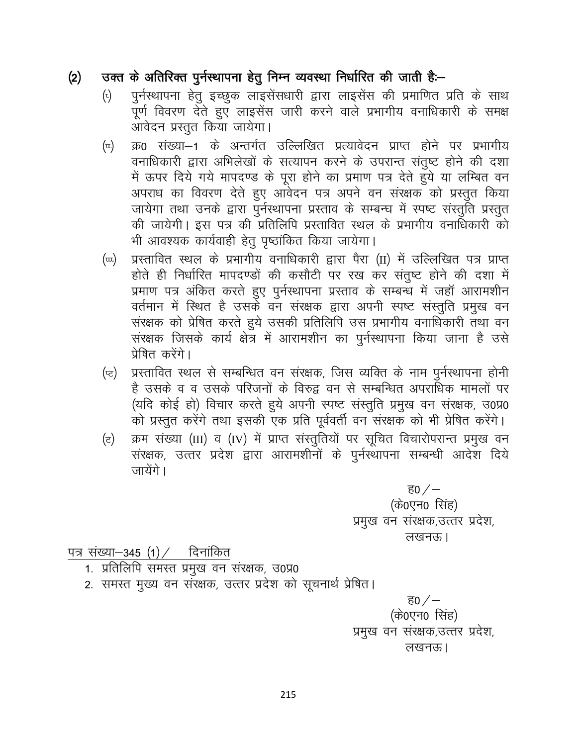(2) **उक्त के अतिरिक्त पुर्नस्थापना हेतु निम्न व्यवस्था निर्धारित की जाती हैः–**

(i) पुर्नस्थापना हेतु इच्छुक लाइसेंसधारी द्वारा लाइसेंस की प्रमाणित प्रति के साथ पूर्ण विवरण देते हुए लाइसेंस जारी करने वाले प्रभागीय वनाधिकारी के समक्ष आवेदन प्रस्तुत किया जायेगा।

(ii) क्र0 संख्या–1 के अन्तर्गत उल्लिखित प्रत्यावेदन प्राप्त होने पर प्रभागीय वनाधिकारी द्वारा अभिलेखों के सत्यापन करने के उपरान्त संतुष्ट होने की दशा में ऊपर दिये गये मापदण्ड के पूरा होने का प्रमाण पत्र देते हुये या लम्बित वन अपराध का विवरण देते हुए आवेदन पत्र अपने वन संरक्षक को प्रस्तुत किया जायेगा तथा उनके द्वारा पुर्नस्थापना प्रस्ताव के सम्बन्ध में स्पष्ट संस्तुति प्रस्तुत की जायेगी। इस पत्र की प्रतिलिपि प्रस्तावित स्थल के प्रभागीय वनाधिकारी को भी आवश्यक कार्यवाही हेतु पृष्ठांकित किया जायेगा।

(iii) प्रस्तावित स्थल के प्रभागीय वनाधिकारी द्वारा पैरा (II) में उल्लिखित पत्र प्राप्त होते ही निर्धारित मापदण्डों की कसौटी पर रख कर संतुष्ट होने की दशा में प्रमाण पत्र अंकित करते हुए पुर्नस्थापना प्रस्ताव के सम्बन्ध में जहाँ आरामशीन वर्तमान में स्थित है उसके वन संरक्षक द्वारा अपनी स्पष्ट संस्तुति प्रमुख वन संरक्षक को प्रेषित करते हुये उसकी प्रतिलिपि उस प्रभागीय वनाधिकारी तथा वन संरक्षक जिसके कार्य क्षेत्र में आरामशीन का पुर्नस्थापना किया जाना है उसे प्रेषित करेंगे।

(iv) प्रस्तावित स्थल से सम्बन्धित वन संरक्षक, जिस व्यक्ति के नाम पुर्नस्थापना होनी है उसके व व उसके परिजनों के विरुद्व वन से सम्बन्धित अपराधिक मामलों पर (यदि कोई हो) विचार करते हुये अपनी स्पष्ट संस्तुति प्रमुख वन संरक्षक, उ0प्र0 को प्रस्तुत करेंगे तथा इसकी एक प्रति पूर्ववर्ती वन संरक्षक को भी प्रेषित करेंगे।

(v) क्रम संख्या (III) व (IV) में प्राप्त संस्तुतियों पर सूचित विचारोपरान्त प्रमुख वन संरक्षक, उत्तर प्रदेश द्वारा आरामशीनों के पुर्नस्थापना सम्बन्धी आदेश दिये जायेंगे।

ह0 /–
(के0एन0 सिंह)
प्रमुख वन संरक्षक,उत्तर प्रदेश,
लखनऊ।

पत्र संख्या–345 (1) / दिनांकित

1. प्रतिलिपि समस्त प्रमुख वन संरक्षक, उ0प्र0
2. समस्त मुख्य वन संरक्षक, उत्तर प्रदेश को सूचनार्थ प्रेषित।

ह0 /–
(के0एन0 सिंह)
प्रमुख वन संरक्षक,उत्तर प्रदेश,
लखनऊ।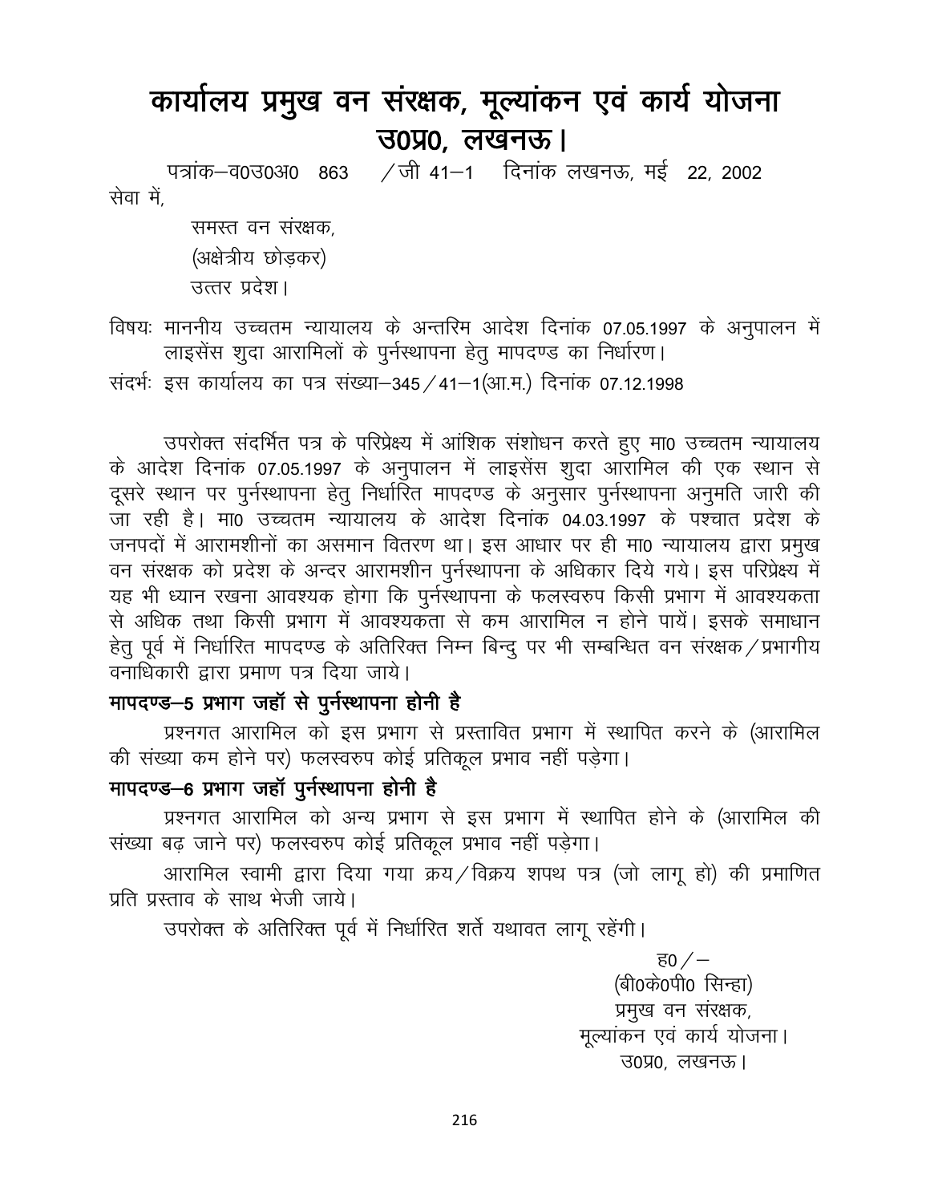# कार्यालय प्रमुख वन संरक्षक, मूल्यांकन एवं कार्य योजना उ0प्र0, लखनऊ।

पत्रांक–व0उ0अ0 863 /जी 41–1 दिनांक लखनऊ, मई 22, 2002

सेवा में,

समस्त वन संरक्षक,
(अक्षेत्रीय छोड़कर)
उत्तर प्रदेश।

विषयः माननीय उच्चतम न्यायालय के अन्तरिम आदेश दिनांक 07.05.1997 के अनुपालन में लाइसेंस शुदा आरामिलों के पुर्नस्थापना हेतु मापदण्ड का निर्धारण।

संदर्भः इस कार्यालय का पत्र संख्या–345/41–1(आ.म.) दिनांक 07.12.1998

उपरोक्त संदर्भित पत्र के परिप्रेक्ष्य में आंशिक संशोधन करते हुए मा0 उच्चतम न्यायालय के आदेश दिनांक 07.05.1997 के अनुपालन में लाइसेंस शुदा आरामिल की एक स्थान से दूसरे स्थान पर पुर्नस्थापना हेतु निर्धारित मापदण्ड के अनुसार पुर्नस्थापना अनुमति जारी की जा रही है। मा0 उच्चतम न्यायालय के आदेश दिनांक 04.03.1997 के पश्चात प्रदेश के जनपदों में आरामशीनों का असमान वितरण था। इस आधार पर ही मा0 न्यायालय द्वारा प्रमुख वन संरक्षक को प्रदेश के अन्दर आरामशीन पुर्नस्थापना के अधिकार दिये गये। इस परिप्रेक्ष्य में यह भी ध्यान रखना आवश्यक होगा कि पुर्नस्थापना के फलस्वरुप किसी प्रभाग में आवश्यकता से अधिक तथा किसी प्रभाग में आवश्यकता से कम आरामिल न होने पायें। इसके समाधान हेतु पूर्व में निर्धारित मापदण्ड के अतिरिक्त निम्न बिन्दु पर भी सम्बन्धित वन संरक्षक/प्रभागीय वनाधिकारी द्वारा प्रमाण पत्र दिया जाये।

**मापदण्ड–5 प्रभाग जहॉ से पुर्नस्थापना होनी है**

प्रश्नगत आरामिल को इस प्रभाग से प्रस्तावित प्रभाग में स्थापित करने के (आरामिल की संख्या कम होने पर) फलस्वरुप कोई प्रतिकूल प्रभाव नहीं पड़ेगा।

**मापदण्ड–6 प्रभाग जहॉ पुर्नस्थापना होनी है**

प्रश्नगत आरामिल को अन्य प्रभाग से इस प्रभाग में स्थापित होने के (आरामिल की संख्या बढ़ जाने पर) फलस्वरुप कोई प्रतिकूल प्रभाव नहीं पड़ेगा।

आरामिल स्वामी द्वारा दिया गया क्रय/विक्रय शपथ पत्र (जो लागू हो) की प्रमाणित प्रति प्रस्ताव के साथ भेजी जाये।

उपरोक्त के अतिरिक्त पूर्व में निर्धारित शर्ते यथावत लागू रहेंगी।

ह0/–
(बी0के0पी0 सिन्हा)
प्रमुख वन संरक्षक,
मूल्यांकन एवं कार्य योजना।
उ0प्र0, लखनऊ।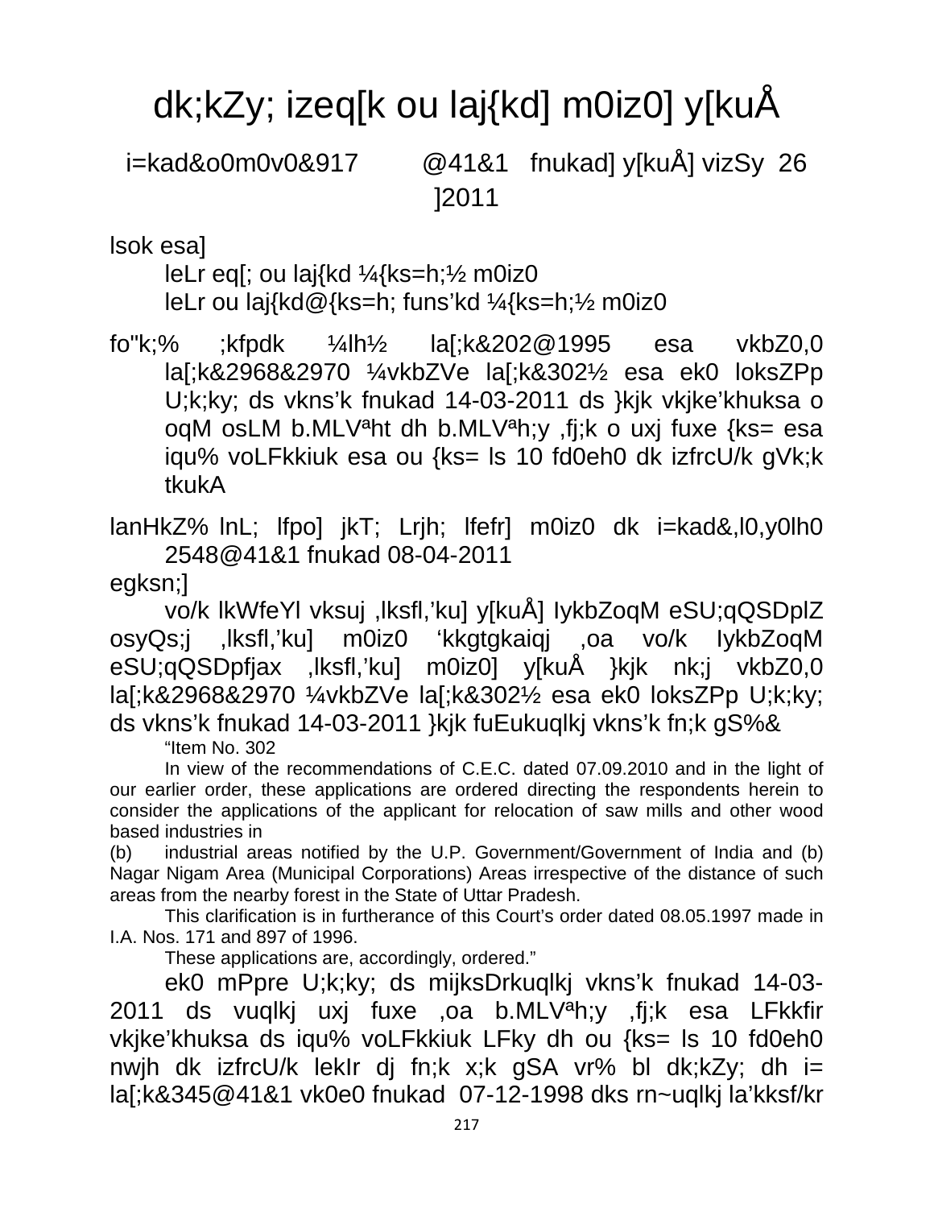# dk;kZy; izeq[k ou laj{kd] m0iz0] y[kuÅ

i=kad&o0m0v0&917 @41&1 fnukad] y[kuÅ] vizSy 26 ]2011

lsok esa]

leLr eq[; ou laj{kd ¼{ks=h;½ m0iz0

leLr ou laj{kd@{ks=h; funs'kd ¼{ks=h;½ m0iz0

fo"k;% ;kfpdk ¼lh½ la[;k&202@1995 esa vkbZ0,0 la[;k&2968&2970 ¼vkbZVe la[;k&302½ esa ek0 loksZPp U;k;ky; ds vkns'k fnukad 14-03-2011 ds }kjk vkjke'khuksa o oqM osLM b.MLVªht dh b.MLVªh;y ,fj;k o uxj fuxe {ks= esa iqu% voLFkkiuk esa ou {ks= ls 10 fd0eh0 dk izfrcU/k gVk;k tkukA

lanHkZ% lnL; lfpo] jkT; Lrjh; lfefr] m0iz0 dk i=kad&,l0,y0lh0 2548@41&1 fnukad 08-04-2011

egksn;]

vo/k lkWfeYl vksuj ,lksfl,'ku] y[kuÅ] IykbZoqM eSU;qQSDplZ osyQs;j ,lksfl,'ku] m0iz0 'kkgtgkaiqj ,oa vo/k IykbZoqM eSU;qQSDpfjax ,lksfl,'ku] m0iz0] y[kuÅ }kjk nk;j vkbZ0,0 la[;k&2968&2970 ¼vkbZVe la[;k&302½ esa ek0 loksZPp U;k;ky; ds vkns'k fnukad 14-03-2011 }kjk fuEukuqlkj vkns'k fn;k gS%&

"Item No. 302

In view of the recommendations of C.E.C. dated 07.09.2010 and in the light of our earlier order, these applications are ordered directing the respondents herein to consider the applications of the applicant for relocation of saw mills and other wood based industries in

(b) industrial areas notified by the U.P. Government/Government of India and (b) Nagar Nigam Area (Municipal Corporations) Areas irrespective of the distance of such areas from the nearby forest in the State of Uttar Pradesh.

This clarification is in furtherance of this Court's order dated 08.05.1997 made in I.A. Nos. 171 and 897 of 1996.

These applications are, accordingly, ordered."

ek0 mPPre U;k;ky; ds mijksDrkuqlkj vkns'k fnukad 14-03-2011 ds vuqlkj uxj fuxe ,oa b.MLVªh;y ,fj;k esa LFkkfir vkjke'khuksa ds iqu% voLFkkiuk LFky dh ou {ks= ls 10 fd0eh0 nwjh dk izfrcU/k lekIr dj fn;k x;k gSA vr% bl dk;kZy; dh i= la[;k&345@41&1 vk0e0 fnukad 07-12-1998 dks rn~uqlkj la'kksf/kr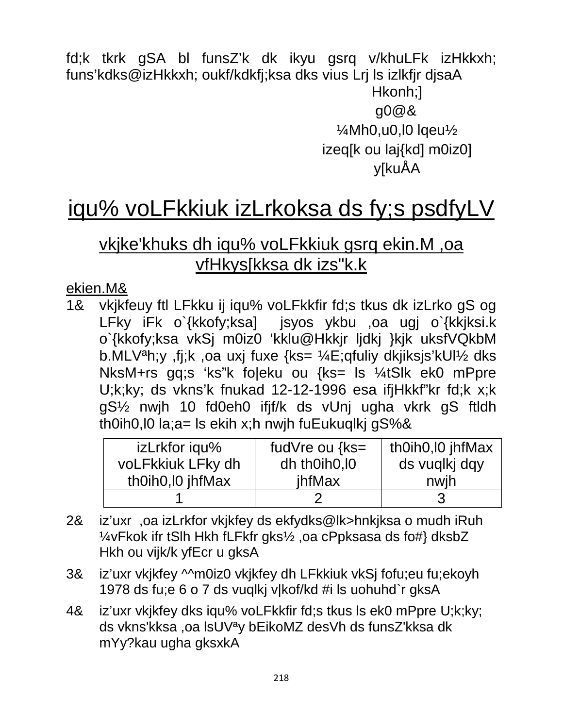fd;k tkrk gSA bl funsZ'k dk ikyu gsrq v/khuLFk izHkkxh; funs'kdks@izHkkxh; oukf/kdkfj;ksa dks vius Lrj ls izlkfjr djsaA

Hkonh;]

g0@&

¼Mh0,u0,l0 lqeu½

izeq[k ou laj{kd] m0iz0]

y[kuÅA

# iqu% voLFkkiuk izLrkoksa ds fy;s psdfyLV

## vkjke'khuks dh iqu% voLFkkiuk gsrq ekin.M ,oa vfHkys[kksa dk izs"k.k

ekien.M&

1& vkjkfeuy ftl LFkku ij iqu% voLFkkfir fd;s tkus dk izLrko gS og LFky iFk o`{kkofy;ksa] jsyos ykbu ,oa ugj o`{kkjksi.k o`{kkofy;ksa vkSj m0iz0 'kklu@Hkkjr ljdkj }kjk uksfVQkbM b.MLVªh;y ,fj;k ,oa uxj fuxe {ks= ¼E;qfuliy dkjiksjs'kUl½ dks NksM+rs gq;s 'ks"k fo|eku ou {ks= ls ¼tSlk ek0 mPpre U;k;ky; ds vkns'k fnukad 12-12-1996 esa ifjHkkf"kr fd;k x;k gS½ nwjh 10 fd0eh0 ifjf/k ds vUnj ugha vkrk gS ftldh th0ih0,l0 la;a= ls ekih x;h nwjh fuEukuqlkj gS%&

| izLrkfor iqu% voLFkkiuk LFky dh th0ih0,l0 jhfMax | fudVre ou {ks= dh th0ih0,l0 jhfMax | th0ih0,l0 jhfMax ds vuqlkj dqy nwjh |
|---|---|---|
| 1 | 2 | 3 |

2& iz'uxr ,oa izLrkfor vkjkfey ds ekfydks@lk>hnkjksa o mudh iRuh ¼vFkok ifr tSlh Hkh fLFkfr gks½ ,oa cPpksasa ds fo#} dksbZ Hkh ou vijk/k yfEcr u gksA

3& iz'uxr vkjkfey ^^m0iz0 vkjkfey dh LFkkiuk vkSj fofu;eu fu;ekoyh 1978 ds fu;e 6 o 7 ds vuqlkj v|kof/kd #i ls uohuhd`r gksA

4& iz'uxr vkjkfey dks iqu% voLFkkfir fd;s tkus ls ek0 mPpre U;k;ky; ds vkns'kksa ,oa lsUVªy bEikoMZ desVh ds funsZ'kksa dk mYy?kau ugha gksxkA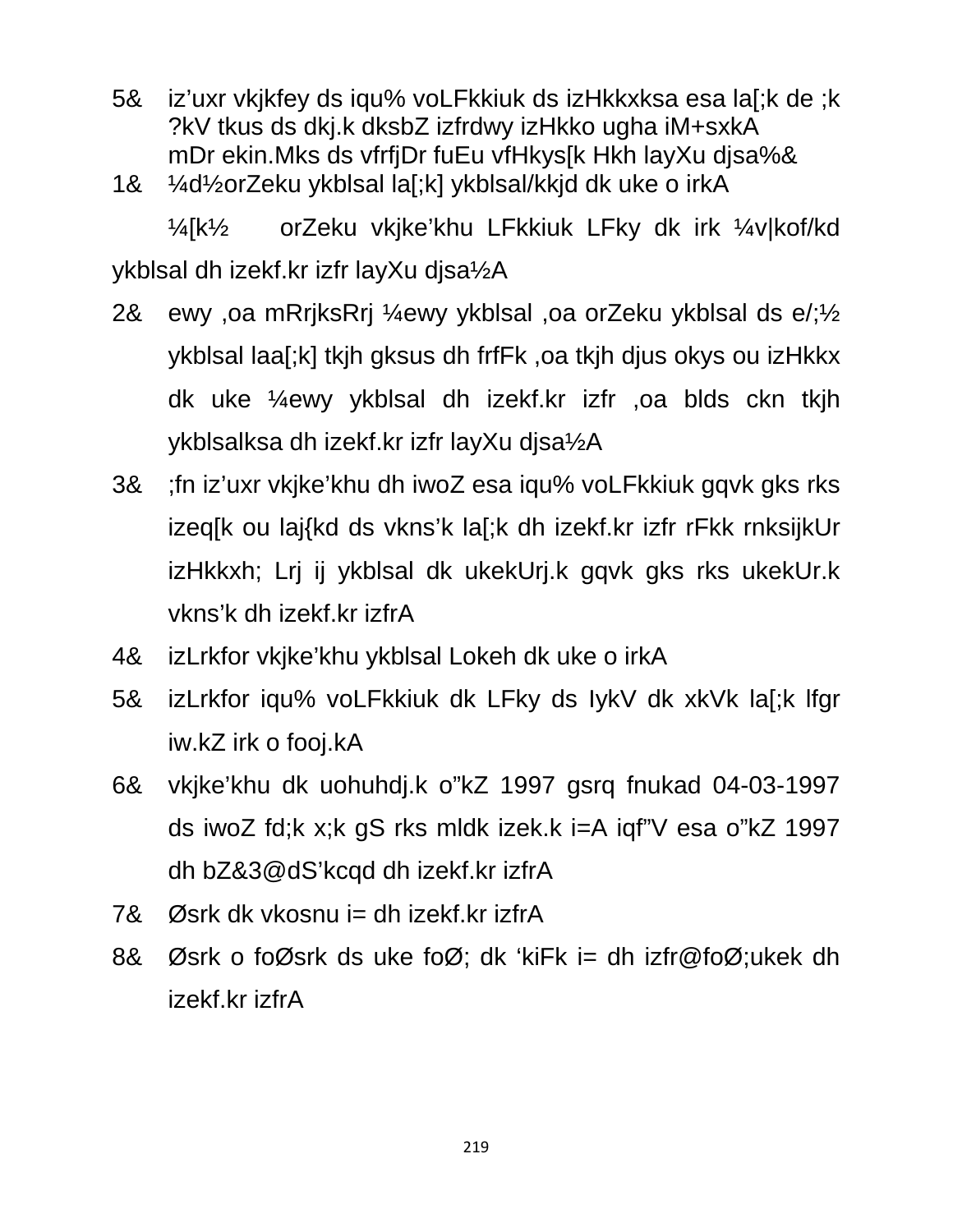5& iz'uxr vkjkfey ds iqu% voLFkkiuk ds izHkkxksa esa la[;k de ;k ?kV tkus ds dkj.k dksbZ izfrdwy izHkko ugha iM+sxkA mDr ekin.Mks ds vfrfjDr fuEu vfHkys[k Hkh layXu djsa%&

1& ¼d½orZeku ykblsal la[;k] ykblsal/kkjd dk uke o irkA

¼[k½ orZeku vkjke'khu LFkkiuk LFky dk irk ¼v|kof/kd ykblsal dh izekf.kr izfr layXu djsa½A

2& ewy ,oa mRrjksRrj ¼ewy ykblsal ,oa orZeku ykblsal ds e/;½ ykblsal laa[;k] tkjh gksus dh frfFk ,oa tkjh djus okys ou izHkkx dk uke ¼ewy ykblsal dh izekf.kr izfr ,oa blds ckn tkjh ykblsalksa dh izekf.kr izfr layXu djsa½A

3& ;fn iz'uxr vkjke'khu dh iwoZ esa iqu% voLFkkiuk gqvk gks rks izeq[k ou laj{kd ds vkns'k la[;k dh izekf.kr izfr rFkk rnksijkUr izHkkxh; Lrj ij ykblsal dk ukekUrj.k gqvk gks rks ukekUr.k vkns'k dh izekf.kr izfrA

4& izLrkfor vkjke'khu ykblsal Lokeh dk uke o irkA

5& izLrkfor iqu% voLFkkiuk dk LFky ds IykV dk xkVk la[;k lfgr iw.kZ irk o fooj.kA

6& vkjke'khu dk uohuhdj.k o"kZ 1997 gsrq fnukad 04-03-1997 ds iwoZ fd;k x;k gS rks mldk izek.k i=A iqf"V esa o"kZ 1997 dh bZ&3@dS'kcqd dh izekf.kr izfrA

7& Øsrk dk vkosnu i= dh izekf.kr izfrA

8& Øsrk o foØsrk ds uke foØ; dk 'kiFk i= dh izfr@foØ;ukek dh izekf.kr izfrA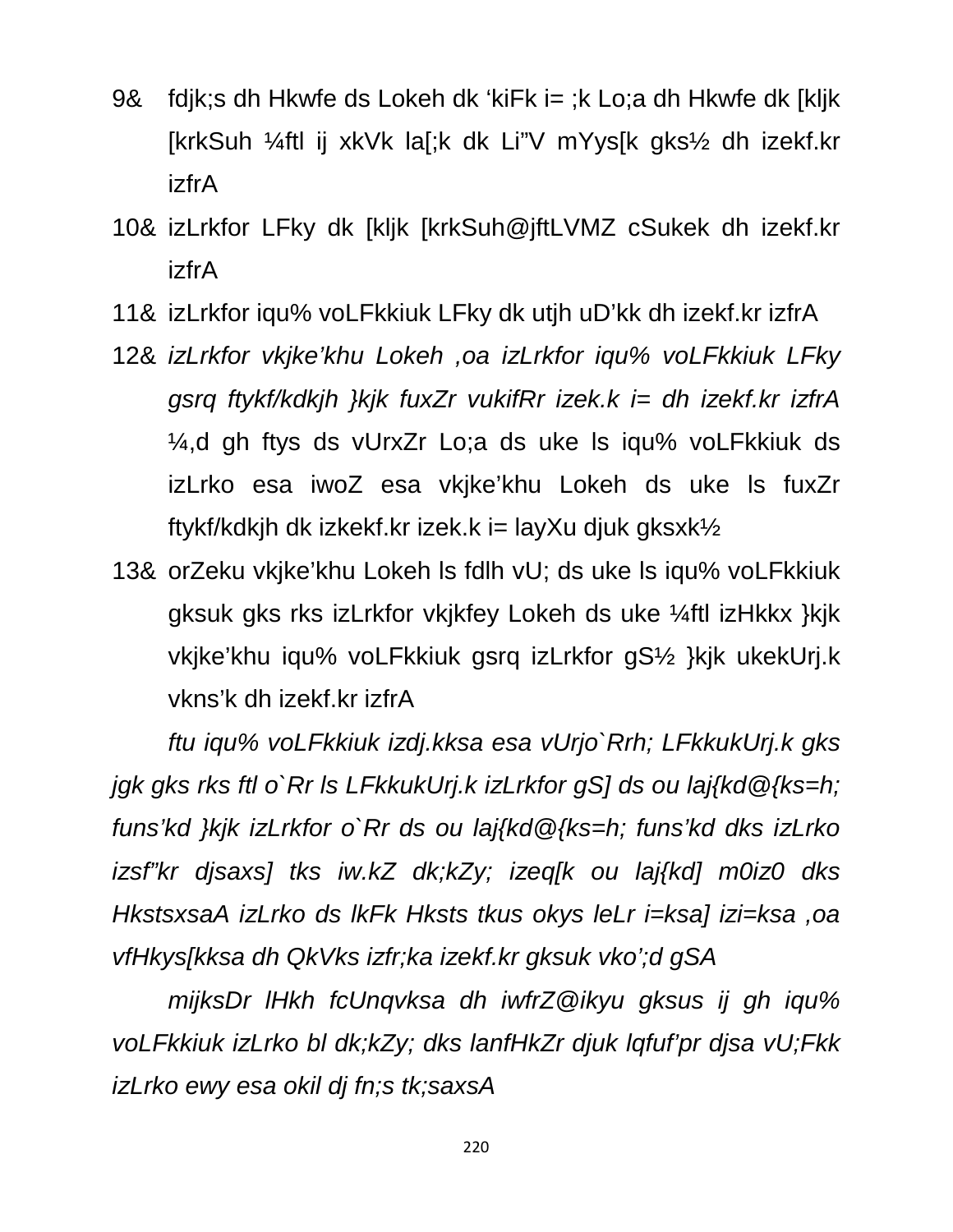9& fdjk;s dh Hkwfe ds Lokeh dk ‘kiFk i= ;k Lo;a dh Hkwfe dk [kljk [krkSuh ¼ftl ij xkVk la[;k dk Li”V mYys[k gks½ dh izekf.kr izfrA

10& izLrkfor LFky dk [kljk [krkSuh@jftLVMZ cSukek dh izekf.kr izfrA

11& izLrkfor iqu% voLFkkiuk LFky dk utjh uD’kk dh izekf.kr izfrA

12& *izLrkfor vkjke’khu Lokeh ,oa izLrkfor iqu% voLFkkiuk LFky gsrq ftykf/kdkjh }kjk fuxZr vukifRr izek.k i= dh izekf.kr izfrA* ¼,d gh ftys ds vUrxZr Lo;a ds uke ls iqu% voLFkkiuk ds izLrko esa iwoZ esa vkjke’khu Lokeh ds uke ls fuxZr ftykf/kdkjh dk izkekf.kr izek.k i= layXu djuk gksxk½

13& orZeku vkjke’khu Lokeh ls fdlh vU; ds uke ls iqu% voLFkkiuk gksuk gks rks izLrkfor vkjkfey Lokeh ds uke ¼ftl izHkkx }kjk vkjke’khu iqu% voLFkkiuk gsrq izLrkfor gS½ }kjk ukekUrj.k vkns’k dh izekf.kr izfrA

*ftu iqu% voLFkkiuk izdj.kksa esa vUrjo`Rrh; LFkkukUrj.k gks jgk gks rks ftl o`Rr ls LFkkukUrj.k izLrkfor gS] ds ou laj{kd@{ks=h; funs’kd }kjk izLrkfor o`Rr ds ou laj{kd@{ks=h; funs’kd dks izLrko izsf”kr djsaxs] tks iw.kZ dk;kZy; izeq[k ou laj{kd] m0iz0 dks HkstsxsaA izLrko ds lkFk Hksts tkus okys leLr i=ksa] izi=ksa ,oa vfHkys[kksa dh QkVks izfr;ka izekf.kr gksuk vko’;d gSA*

*mijksDr lHkh fcUnqvksa dh iwfrZ@ikyu gksus ij gh iqu% voLFkkiuk izLrko bl dk;kZy; dks lanfHkZr djuk lqfuf’pr djsa vU;Fkk izLrko ewy esa okil dj fn;s tk;saxsA*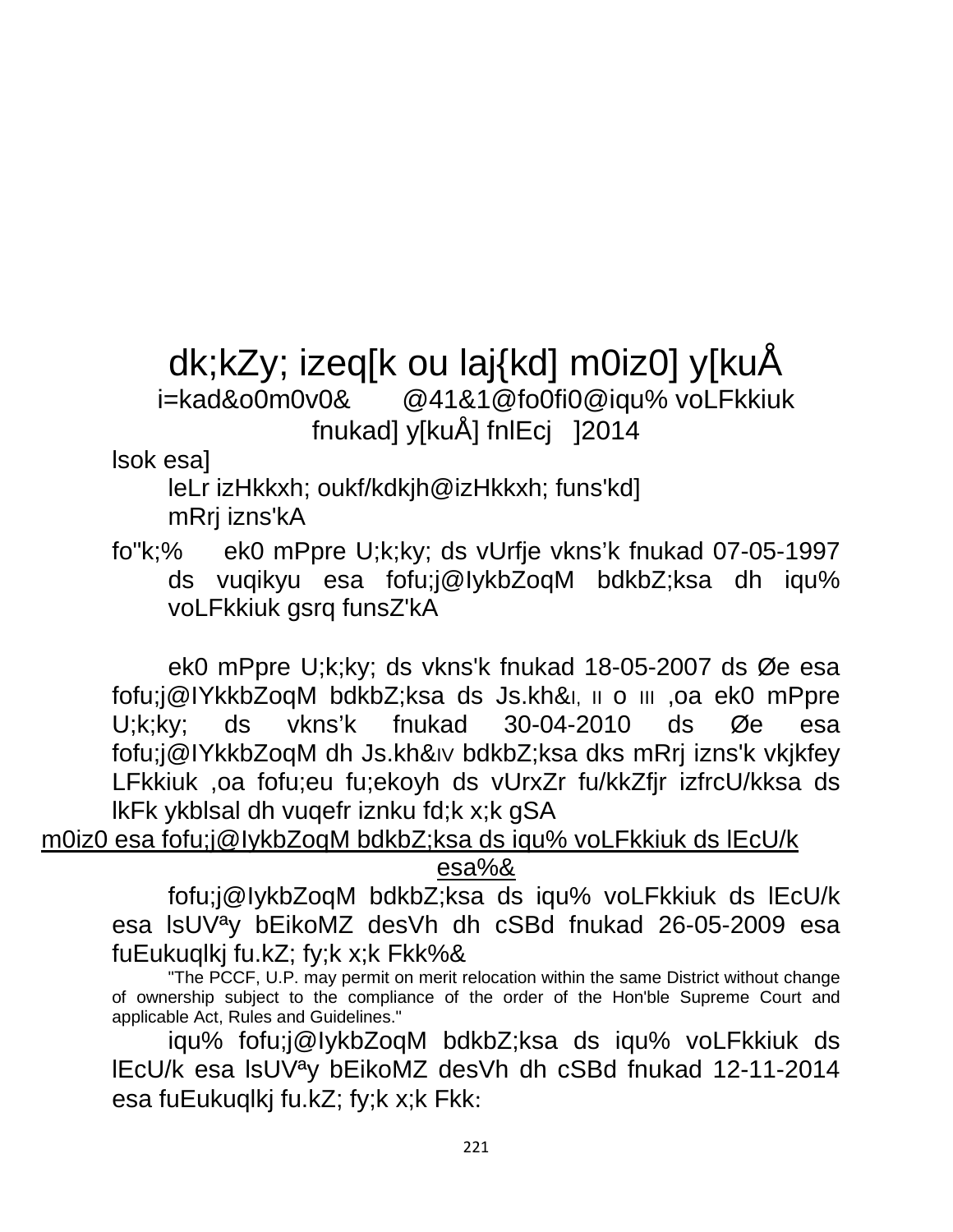# dk;kZy; izeq[k ou laj{kd] m0iz0] y[kuÅ

i=kad&o0m0v0& @41&1@fo0fi0@iqu% voLFkkiuk

fnukad] y[kuÅ] fnlEcj ]2014

lsok esa]

leLr izHkkxh; oukf/kdkjh@izHkkxh; funs'kd]

mRrj izns'kA

fo"k;% ek0 mPpre U;k;ky; ds vUrfje vkns’k fnukad 07-05-1997 ds vuqikyu esa fofu;j@IykbZoqM bdkbZ;ksa dh iqu% voLFkkiuk gsrq funsZ'kA

ek0 mPpre U;k;ky; ds vkns'k fnukad 18-05-2007 ds Øe esa fofu;j@IYkkbZoqM bdkbZ;ksa ds Js.kh&I, II o III ,oa ek0 mPpre U;k;ky; ds vkns’k fnukad 30-04-2010 ds Øe esa fofu;j@IYkkbZoqM dh Js.kh&IV bdkbZ;ksa dks mRrj izns'k vkjkfey LFkkiuk ,oa fofu;eu fu;ekoyh ds vUrxZr fu/kkZfjr izfrcU/kksa ds lkFk ykblsal dh vuqefr iznku fd;k x;k gSA

m0iz0 esa fofu;j@IykbZoqM bdkbZ;ksa ds iqu% voLFkkiuk ds lEcU/k esa%&

fofu;j@IykbZoqM bdkbZ;ksa ds iqu% voLFkkiuk ds lEcU/k esa lsUVªy bEikoMZ desVh dh cSBd fnukad 26-05-2009 esa fuEukuqlkj fu.kZ; fy;k x;k Fkk%&

"The PCCF, U.P. may permit on merit relocation within the same District without change of ownership subject to the compliance of the order of the Hon'ble Supreme Court and applicable Act, Rules and Guidelines."

iqu% fofu;j@IykbZoqM bdkbZ;ksa ds iqu% voLFkkiuk ds lEcU/k esa lsUVªy bEikoMZ desVh dh cSBd fnukad 12-11-2014 esa fuEukuqlkj fu.kZ; fy;k x;k Fkk: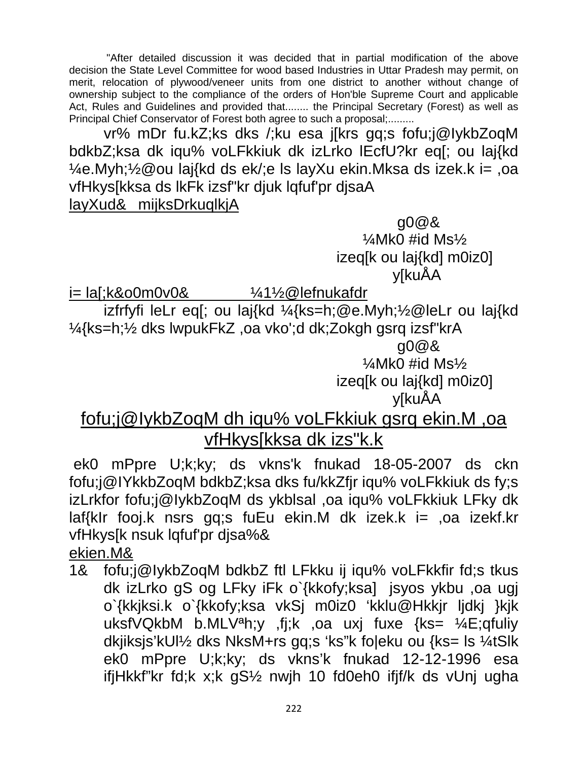"After detailed discussion it was decided that in partial modification of the above decision the State Level Committee for wood based Industries in Uttar Pradesh may permit, on merit, relocation of plywood/veneer units from one district to another without change of ownership subject to the compliance of the orders of Hon'ble Supreme Court and applicable Act, Rules and Guidelines and provided that........ the Principal Secretary (Forest) as well as Principal Chief Conservator of Forest both agree to such a proposal;.........

vr% mDr fu.kZ;ks dks /;ku esa j[krs gq;s fofu;j@IykbZoqM bdkbZ;ksa dk iqu% voLFkkiuk dk izLrko lEcfU?kr eq[; ou laj{kd ¼e.Myh;½@ou laj{kd ds ek/;e ls layXu ekin.Mksa ds izek.k i= ,oa vfHkys[kksa ds lkFk izsf"kr djuk lqfuf'pr djsaA

layXud& mijksDrkuqlkjA

g0@&
¼Mk0 #id Ms½
izeq[k ou laj{kd] m0iz0]
y[kuÅA

i= la[;k&o0m0v0& ¼1½@lefnukafdr

izfrfyfi leLr eq[; ou laj{kd ¼{ks=h;@e.Myh;½@leLr ou laj{kd ¼{ks=h;½ dks lwpukFkZ ,oa vko';d dk;Zokgh gsrq izsf"krA

g0@&
¼Mk0 #id Ms½
izeq[k ou laj{kd] m0iz0]
y[kuÅA

## fofu;j@IykbZoqM dh iqu% voLFkkiuk gsrq ekin.M ,oa vfHkys[kksa dk izs"k.k

ek0 mPpre U;k;ky; ds vkns'k fnukad 18-05-2007 ds ckn fofu;j@IYkkbZoqM bdkbZ;ksa dks fu/kkZfjr iqu% voLFkkiuk ds fy;s izLrkfor fofu;j@IykbZoqM ds ykblsal ,oa iqu% voLFkkiuk LFky dk laf{kIr fooj.k nsrs gq;s fuEu ekin.M dk izek.k i= ,oa izekf.kr vfHkys[k nsuk lqfuf'pr djsa%&

ekien.M&

1& fofu;j@IykbZoqM bdkbZ ftl LFkku ij iqu% voLFkkfir fd;s tkus dk izLrko gS og LFky iFk o`{kkofy;ksa] jsyos ykbu ,oa ugj o`{kkjksi.k o`{kkofy;ksa vkSj m0iz0 'kklu@Hkkjr ljdkj }kjk uksfVQkbM b.MLVªh;y ,fj;k ,oa uxj fuxe {ks= ¼E;qfuliy dkjiksjs'kUl½ dks NksM+rs gq;s 'ks"k fo|eku ou {ks= ls ¼tSlk ek0 mPpre U;k;ky; ds vkns'k fnukad 12-12-1996 esa ifjHkkf"kr fd;k x;k gS½ nwjh 10 fd0eh0 ifjf/k ds vUnj ugha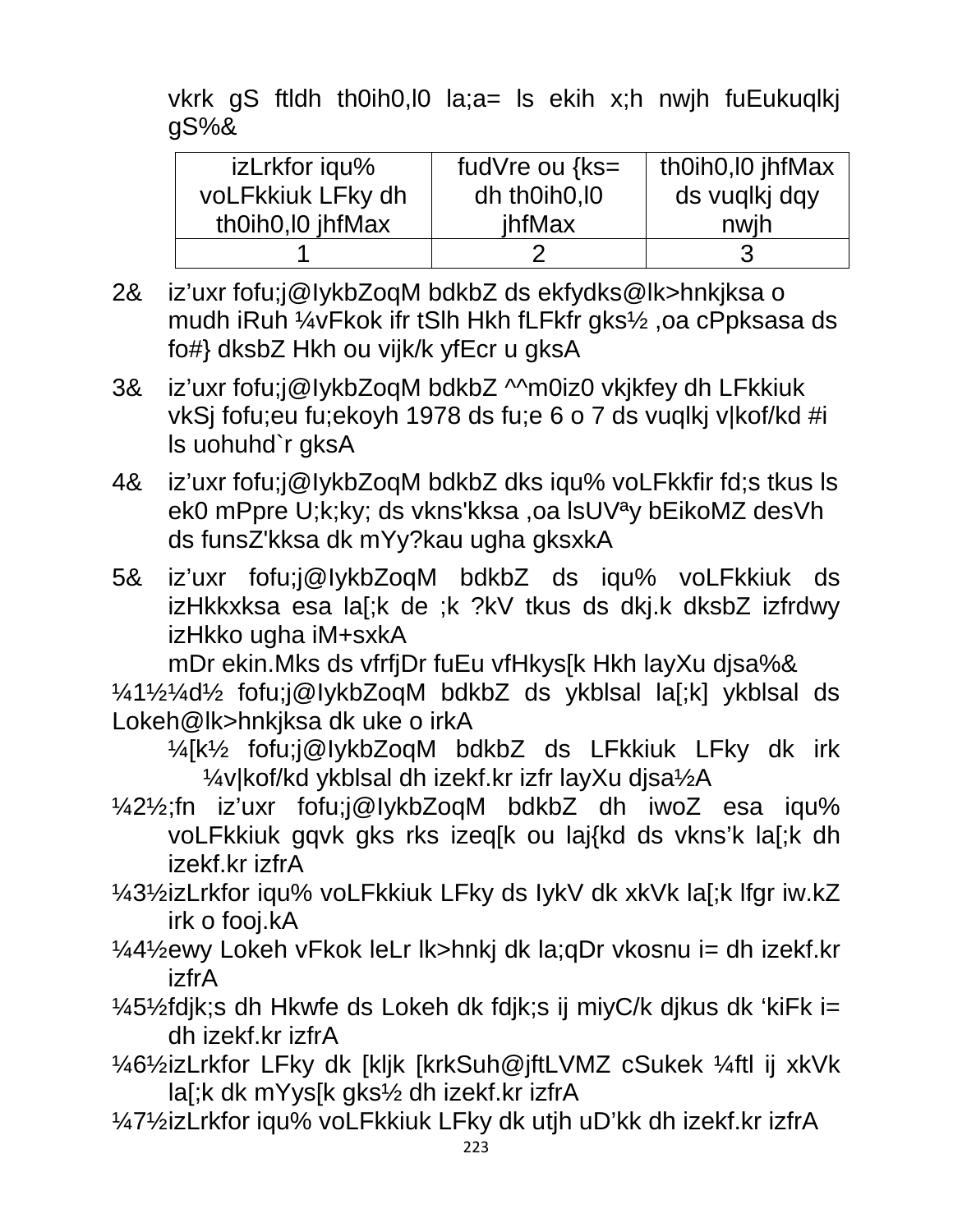vkrk gS ftldh th0ih0,l0 la;a= ls ekih x;h nwjh fuEukuqlkj gS%&

| izLrkfor iqu% voLFkkiuk LFky dh th0ih0,l0 jhfMax | fudVre ou {ks= dh th0ih0,l0 jhfMax | th0ih0,l0 jhfMax ds vuqlkj dqy nwjh |
|---|---|---|
| 1 | 2 | 3 |

2& iz'uxr fofu;j@IykbZoqM bdkbZ ds ekfydks@lk>hnkjksa o mudh iRuh ¼vFkok ifr tSlh Hkh fLFkfr gks½ ,oa cPpksasa ds fo#} dksbZ Hkh ou vijk/k yfEcr u gksA

3& iz'uxr fofu;j@IykbZoqM bdkbZ ^^m0iz0 vkjkfey dh LFkkiuk vkSj fofu;eu fu;ekoyh 1978 ds fu;e 6 o 7 ds vuqlkj v|kof/kd #i ls uohuhd`r gksA

4& iz'uxr fofu;j@IykbZoqM bdkbZ dks iqu% voLFkkfir fd;s tkus ls ek0 mPpre U;k;ky; ds vkns'kksa ,oa lsUVªy bEikoMZ desVh ds funsZ'kksa dk mYy?kau ugha gksxkA

5& iz'uxr fofu;j@IykbZoqM bdkbZ ds iqu% voLFkkiuk ds izHkkxksa esa la[;k de ;k ?kV tkus ds dkj.k dksbZ izfrdwy izHkko ugha iM+sxkA

mDr ekin.Mks ds vfrfjDr fuEu vfHkys[k Hkh layXu djsa%&

¼1½¼d½ fofu;j@IykbZoqM bdkbZ ds ykblsal la[;k] ykblsal ds Lokeh@lk>hnkjksa dk uke o irkA

¼[k½ fofu;j@IykbZoqM bdkbZ ds LFkkiuk LFky dk irk ¼v|kof/kd ykblsal dh izekf.kr izfr layXu djsa½A

¼2½;fn iz'uxr fofu;j@IykbZoqM bdkbZ dh iwoZ esa iqu% voLFkkiuk gqvk gks rks izeq[k ou laj{kd ds vkns'k la[;k dh izekf.kr izfrA

¼3½izLrkfor iqu% voLFkkiuk LFky ds IykV dk xkVk la[;k lfgr iw.kZ irk o fooj.kA

¼4½ewy Lokeh vFkok leLr lk>hnkj dk la;qDr vkosnu i= dh izekf.kr izfrA

¼5½fdjk;s dh Hkwfe ds Lokeh dk fdjk;s ij miyC/k djkus dk 'kiFk i= dh izekf.kr izfrA

¼6½izLrkfor LFky dk [kljk [krkSuh@jftLVMZ cSukek ¼ftl ij xkVk la[;k dk mYys[k gks½ dh izekf.kr izfrA

¼7½izLrkfor iqu% voLFkkiuk LFky dk utjh uD'kk dh izekf.kr izfrA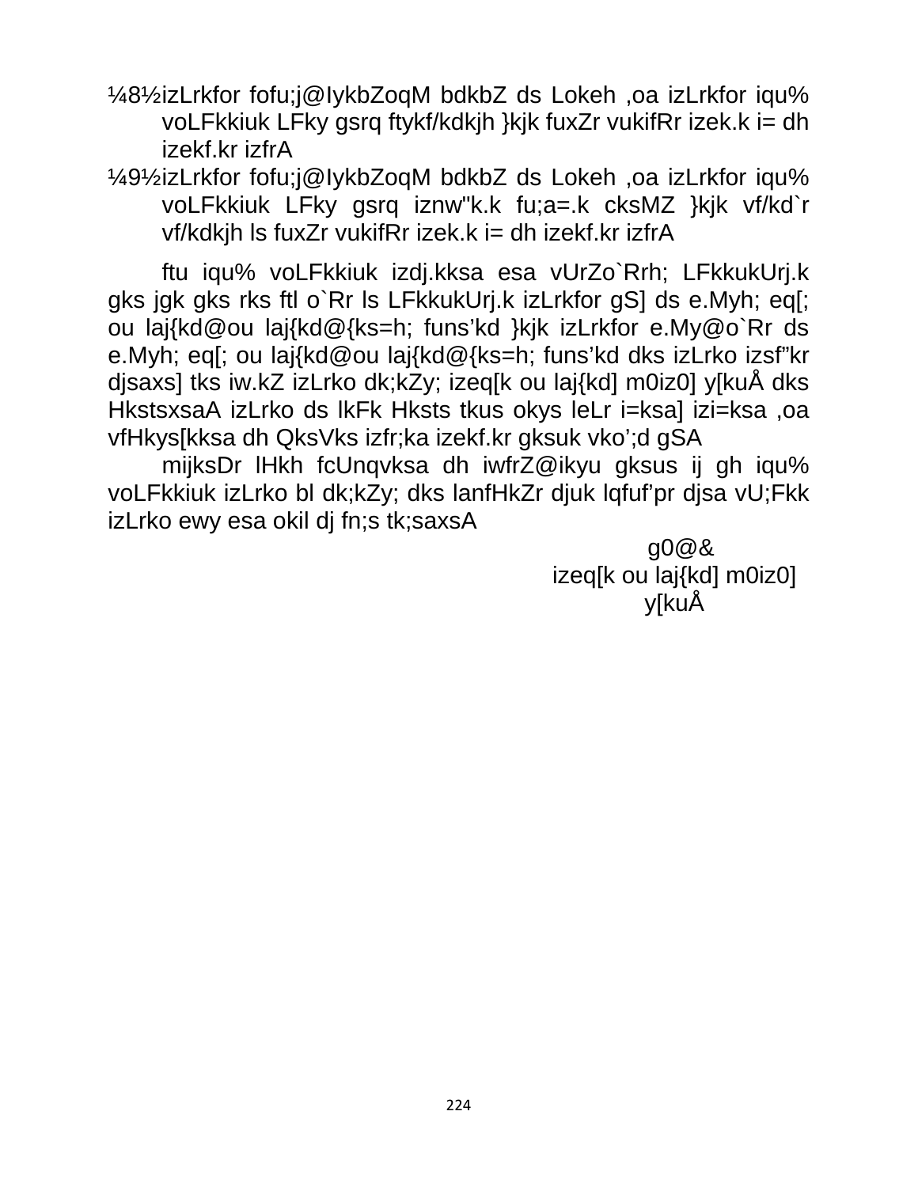¼8½izLrkfor fofu;j@IykbZoqM bdkbZ ds Lokeh ,oa izLrkfor iqu% voLFkkiuk LFky gsrq ftykf/kdkjh }kjk fuxZr vukifRr izek.k i= dh izekf.kr izfrA

¼9½izLrkfor fofu;j@IykbZoqM bdkbZ ds Lokeh ,oa izLrkfor iqu% voLFkkiuk LFky gsrq iznw"k.k fu;a=.k cksMZ }kjk vf/kd`r vf/kdkjh ls fuxZr vukifRr izek.k i= dh izekf.kr izfrA

ftu iqu% voLFkkiuk izdj.kksa esa vUrZo`Rrh; LFkkukUrj.k gks jgk gks rks ftl o`Rr ls LFkkukUrj.k izLrkfor gS] ds e.Myh; eq[; ou laj{kd@ou laj{kd@{ks=h; funs'kd }kjk izLrkfor e.My@o`Rr ds e.Myh; eq[; ou laj{kd@ou laj{kd@{ks=h; funs'kd dks izLrko izsf"kr djsaxs] tks iw.kZ izLrko dk;kZy; izeq[k ou laj{kd] m0iz0] y[kuÅ dks HkstsxsaA izLrko ds lkFk Hksts tkus okys leLr i=ksa] izi=ksa ,oa vfHkys[kksa dh QksVks izfr;ka izekf.kr gksuk vko';d gSA

mijksDr lHkh fcUnqvksa dh iwfrZ@ikyu gksus ij gh iqu% voLFkkiuk izLrko bl dk;kZy; dks lanfHkZr djuk lqfuf'pr djsa vU;Fkk izLrko ewy esa okil dj fn;s tk;saxsA

g0@&
izeq[k ou laj{kd] m0iz0]
y[kuÅ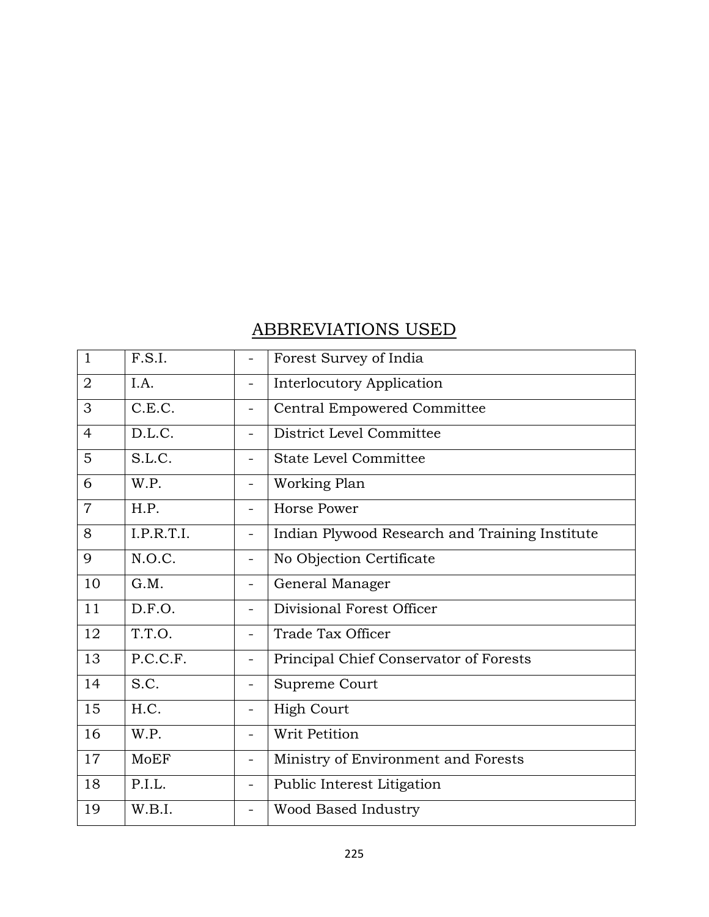## ABBREVIATIONS USED

| | | | |
|---|---|---|---|
| 1 | F.S.I. | - | Forest Survey of India |
| 2 | I.A. | - | Interlocutory Application |
| 3 | C.E.C. | - | Central Empowered Committee |
| 4 | D.L.C. | - | District Level Committee |
| 5 | S.L.C. | - | State Level Committee |
| 6 | W.P. | - | Working Plan |
| 7 | H.P. | - | Horse Power |
| 8 | I.P.R.T.I. | - | Indian Plywood Research and Training Institute |
| 9 | N.O.C. | - | No Objection Certificate |
| 10 | G.M. | - | General Manager |
| 11 | D.F.O. | - | Divisional Forest Officer |
| 12 | T.T.O. | - | Trade Tax Officer |
| 13 | P.C.C.F. | - | Principal Chief Conservator of Forests |
| 14 | S.C. | - | Supreme Court |
| 15 | H.C. | - | High Court |
| 16 | W.P. | - | Writ Petition |
| 17 | MoEF | - | Ministry of Environment and Forests |
| 18 | P.I.L. | - | Public Interest Litigation |
| 19 | W.B.I. | - | Wood Based Industry |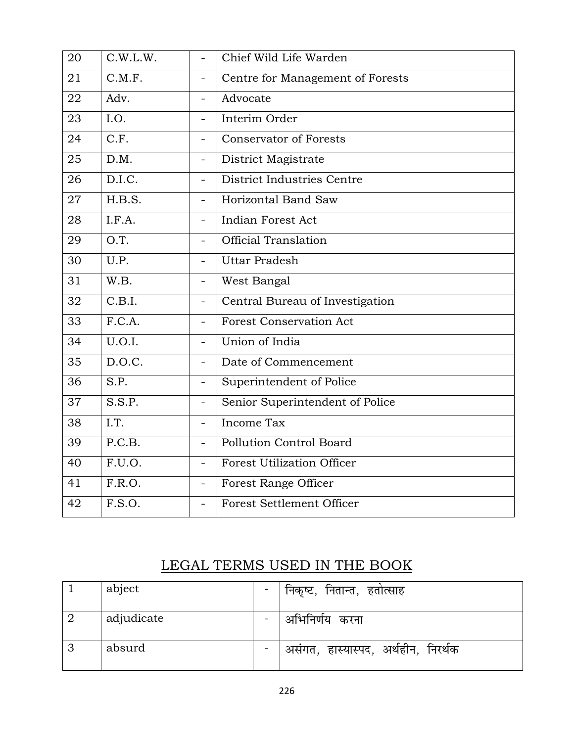| 20 | C.W.L.W. | - | Chief Wild Life Warden |
|---|---|---|---|
| 21 | C.M.F. | - | Centre for Management of Forests |
| 22 | Adv. | - | Advocate |
| 23 | I.O. | - | Interim Order |
| 24 | C.F. | - | Conservator of Forests |
| 25 | D.M. | - | District Magistrate |
| 26 | D.I.C. | - | District Industries Centre |
| 27 | H.B.S. | - | Horizontal Band Saw |
| 28 | I.F.A. | - | Indian Forest Act |
| 29 | O.T. | - | Official Translation |
| 30 | U.P. | - | Uttar Pradesh |
| 31 | W.B. | - | West Bangal |
| 32 | C.B.I. | - | Central Bureau of Investigation |
| 33 | F.C.A. | - | Forest Conservation Act |
| 34 | U.O.I. | - | Union of India |
| 35 | D.O.C. | - | Date of Commencement |
| 36 | S.P. | - | Superintendent of Police |
| 37 | S.S.P. | - | Senior Superintendent of Police |
| 38 | I.T. | - | Income Tax |
| 39 | P.C.B. | - | Pollution Control Board |
| 40 | F.U.O. | - | Forest Utilization Officer |
| 41 | F.R.O. | - | Forest Range Officer |
| 42 | F.S.O. | - | Forest Settlement Officer |

## LEGAL TERMS USED IN THE BOOK

| 1 | abject | - | निकृष्ट, नितान्त, हतोत्साह |
|---|---|---|---|
| 2 | adjudicate | - | अभिनिर्णय करना |
| 3 | absurd | - | असंगत, हास्यास्पद, अर्थहीन, निरर्थक |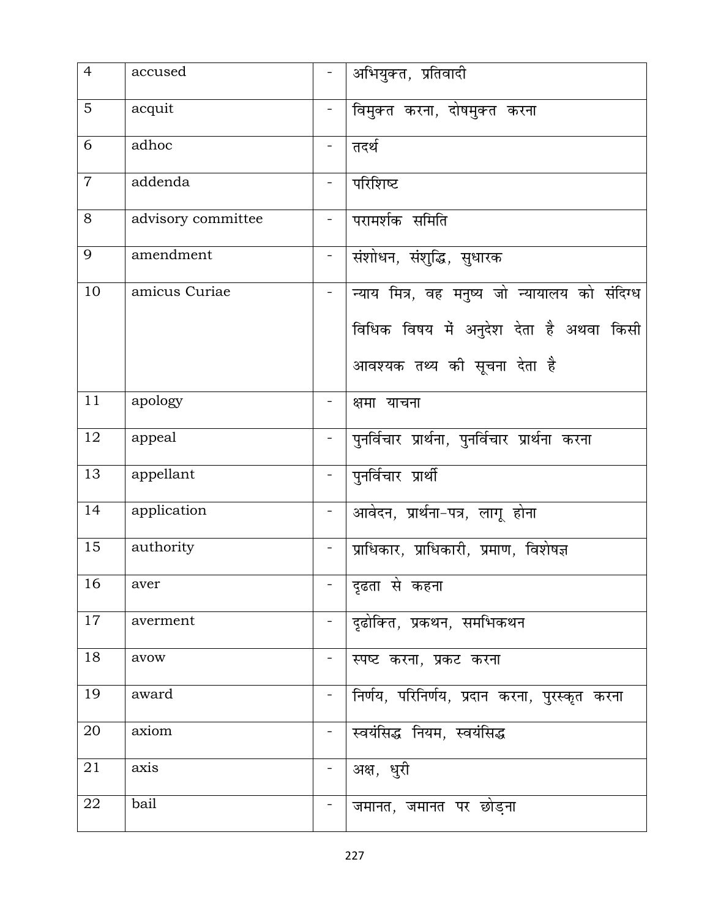| 4 | accused | - | अभियुक्त, प्रतिवादी |
|---|---|---|---|
| 5 | acquit | - | विमुक्त करना, दोषमुक्त करना |
| 6 | adhoc | - | तदर्थ |
| 7 | addenda | - | परिशिष्ट |
| 8 | advisory committee | - | परामर्शक समिति |
| 9 | amendment | - | संशोधन, संशुद्धि, सुधारक |
| 10 | amicus Curiae | - | न्याय मित्र, वह मनुष्य जो न्यायालय को संदिग्ध विधिक विषय में अनुदेश देता है अथवा किसी आवश्यक तथ्य की सूचना देता है |
| 11 | apology | - | क्षमा याचना |
| 12 | appeal | - | पुनर्विचार प्रार्थना, पुनर्विचार प्रार्थना करना |
| 13 | appellant | - | पुनर्विचार प्रार्थी |
| 14 | application | - | आवेदन, प्रार्थना-पत्र, लागू होना |
| 15 | authority | - | प्राधिकार, प्राधिकारी, प्रमाण, विशेषज्ञ |
| 16 | aver | - | दृढता से कहना |
| 17 | averment | - | दृढोक्ति, प्रकथन, समभिकथन |
| 18 | avow | - | स्पष्ट करना, प्रकट करना |
| 19 | award | - | निर्णय, परिनिर्णय, प्रदान करना, पुरस्कृत करना |
| 20 | axiom | - | स्वयंसिद्ध नियम, स्वयंसिद्ध |
| 21 | axis | - | अक्ष, धुरी |
| 22 | bail | - | जमानत, जमानत पर छोड़ना |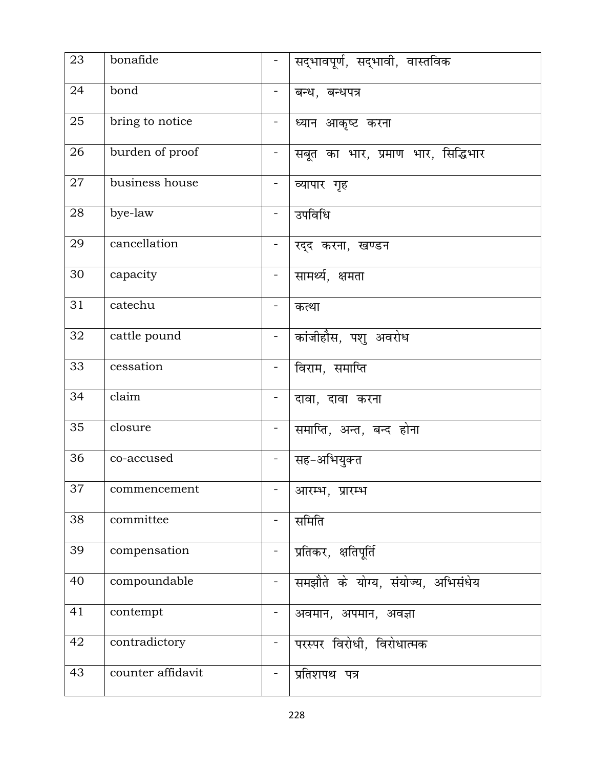| 23 | bonafide | - | सद्भावपूर्ण, सद्भावी, वास्तविक |
|---|---|---|---|
| 24 | bond | - | बन्ध, बन्धपत्र |
| 25 | bring to notice | - | ध्यान आकृष्ट करना |
| 26 | burden of proof | - | सबूत का भार, प्रमाण भार, सिद्धिभार |
| 27 | business house | - | व्यापार गृह |
| 28 | bye-law | - | उपविधि |
| 29 | cancellation | - | रद्द करना, खण्डन |
| 30 | capacity | - | सामर्थ्य, क्षमता |
| 31 | catechu | - | कत्था |
| 32 | cattle pound | - | कांजीहौस, पशु अवरोध |
| 33 | cessation | - | विराम, समाप्ति |
| 34 | claim | - | दावा, दावा करना |
| 35 | closure | - | समाप्ति, अन्त, बन्द होना |
| 36 | co-accused | - | सह-अभियुक्त |
| 37 | commencement | - | आरम्भ, प्रारम्भ |
| 38 | committee | - | समिति |
| 39 | compensation | - | प्रतिकर, क्षतिपूर्ति |
| 40 | compoundable | - | समझौते के योग्य, संयोज्य, अभिसंधेय |
| 41 | contempt | - | अवमान, अपमान, अवज्ञा |
| 42 | contradictory | - | परस्पर विरोधी, विरोधात्मक |
| 43 | counter affidavit | - | प्रतिशपथ पत्र |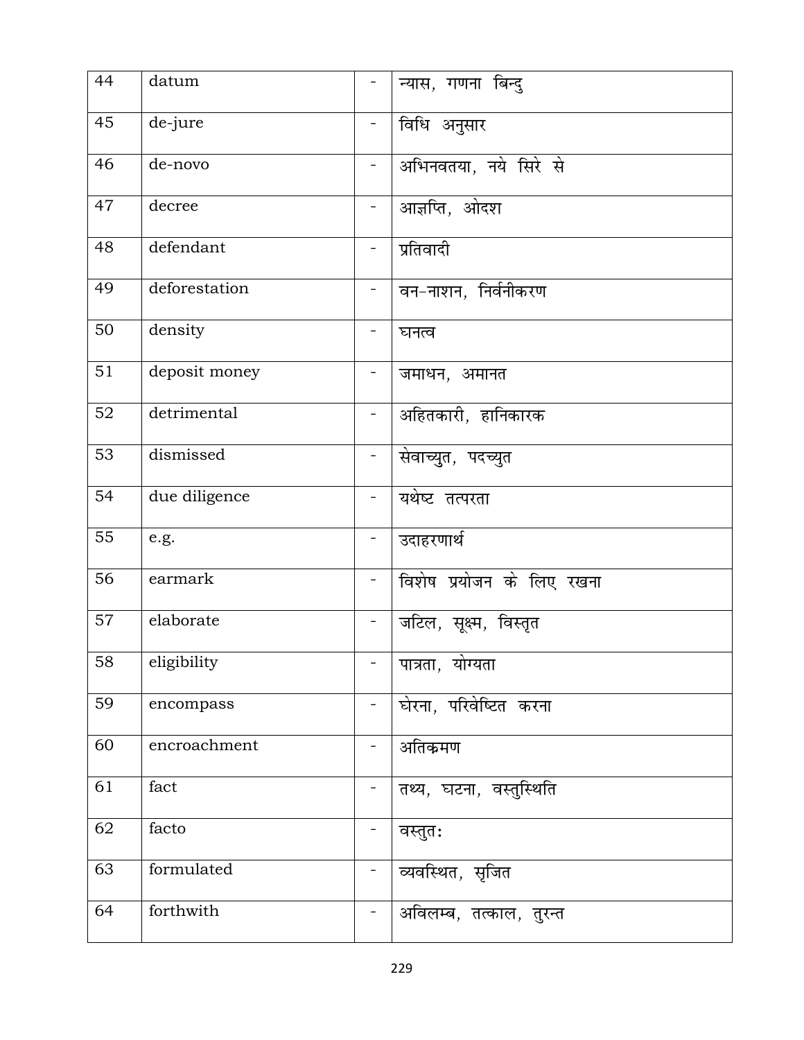| 44 | datum | - | न्यास, गणना बिन्दु |
|---|---|---|---|
| 45 | de-jure | - | विधि अनुसार |
| 46 | de-novo | - | अभिनवतया, नये सिरे से |
| 47 | decree | - | आज्ञप्ति, ओदश |
| 48 | defendant | - | प्रतिवादी |
| 49 | deforestation | - | वन–नाशन, निर्वनीकरण |
| 50 | density | - | घनत्व |
| 51 | deposit money | - | जमाधन, अमानत |
| 52 | detrimental | - | अहितकारी, हानिकारक |
| 53 | dismissed | - | सेवाच्युत, पदच्युत |
| 54 | due diligence | - | यथेष्ट तत्परता |
| 55 | e.g. | - | उदाहरणार्थ |
| 56 | earmark | - | विशेष प्रयोजन के लिए रखना |
| 57 | elaborate | - | जटिल, सूक्ष्म, विस्तृत |
| 58 | eligibility | - | पात्रता, योग्यता |
| 59 | encompass | - | घेरना, परिवेष्टित करना |
| 60 | encroachment | - | अतिक्रमण |
| 61 | fact | - | तथ्य, घटना, वस्तुस्थिति |
| 62 | facto | - | वस्तुतः |
| 63 | formulated | - | व्यवस्थित, सृजित |
| 64 | forthwith | - | अविलम्ब, तत्काल, तुरन्त |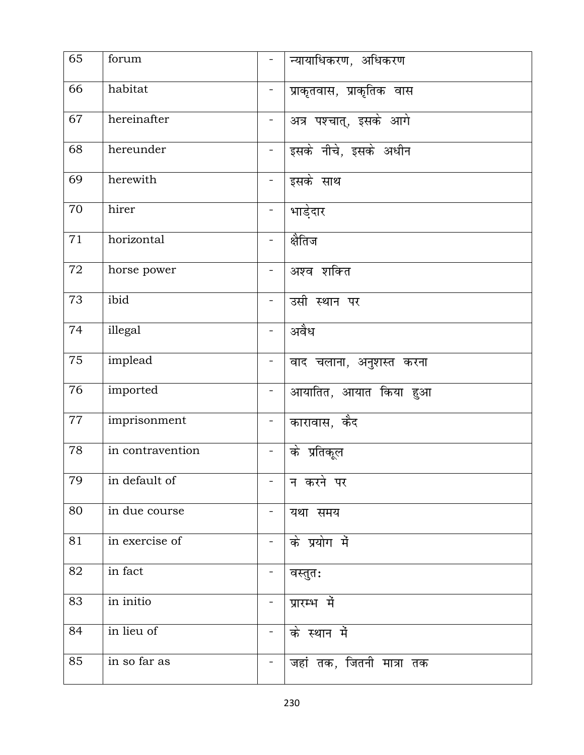| 65 | forum | - | न्यायाधिकरण, अधिकरण |
|---|---|---|---|
| 66 | habitat | - | प्राकृतवास, प्राकृतिक वास |
| 67 | hereinafter | - | अत्र पश्चात्, इसके आगे |
| 68 | hereunder | - | इसके नीचे, इसके अधीन |
| 69 | herewith | - | इसके साथ |
| 70 | hirer | - | भाड़ेदार |
| 71 | horizontal | - | क्षैतिज |
| 72 | horse power | - | अश्व शक्ति |
| 73 | ibid | - | उसी स्थान पर |
| 74 | illegal | - | अवैध |
| 75 | implead | - | वाद चलाना, अनुशस्त करना |
| 76 | imported | - | आयातित, आयात किया हुआ |
| 77 | imprisonment | - | कारावास, कैद |
| 78 | in contravention | - | के प्रतिकूल |
| 79 | in default of | - | न करने पर |
| 80 | in due course | - | यथा समय |
| 81 | in exercise of | - | के प्रयोग में |
| 82 | in fact | - | वस्तुतः |
| 83 | in initio | - | प्रारम्भ में |
| 84 | in lieu of | - | के स्थान में |
| 85 | in so far as | - | जहां तक, जितनी मात्रा तक |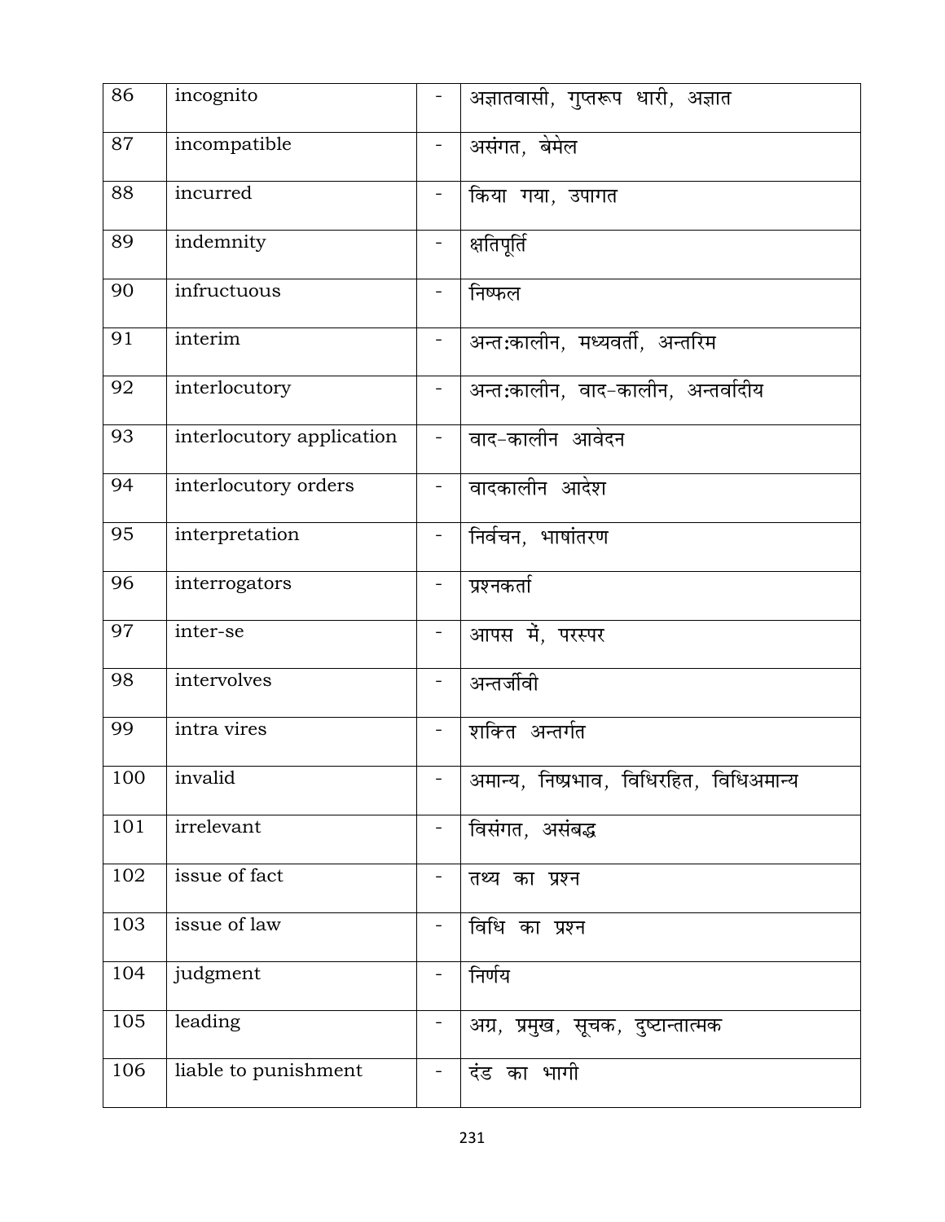| 86 | incognito | - | अज्ञातवासी, गुप्तरूप धारी, अज्ञात |
|---|---|---|---|
| 87 | incompatible | - | असंगत, बेमेल |
| 88 | incurred | - | किया गया, उपागत |
| 89 | indemnity | - | क्षतिपूर्ति |
| 90 | infructuous | - | निष्फल |
| 91 | interim | - | अन्तःकालीन, मध्यवर्ती, अन्तरिम |
| 92 | interlocutory | - | अन्तःकालीन, वाद-कालीन, अन्तर्वादीय |
| 93 | interlocutory application | - | वाद-कालीन आवेदन |
| 94 | interlocutory orders | - | वादकालीन आदेश |
| 95 | interpretation | - | निर्वचन, भाषांतरण |
| 96 | interrogators | - | प्रश्नकर्ता |
| 97 | inter-se | - | आपस में, परस्पर |
| 98 | intervolves | - | अन्तर्जीवी |
| 99 | intra vires | - | शक्ति अन्तर्गत |
| 100 | invalid | - | अमान्य, निष्प्रभाव, विधिरहित, विधिअमान्य |
| 101 | irrelevant | - | विसंगत, असंबद्ध |
| 102 | issue of fact | - | तथ्य का प्रश्न |
| 103 | issue of law | - | विधि का प्रश्न |
| 104 | judgment | - | निर्णय |
| 105 | leading | - | अग्र, प्रमुख, सूचक, दुष्टान्तात्मक |
| 106 | liable to punishment | - | दंड का भागी |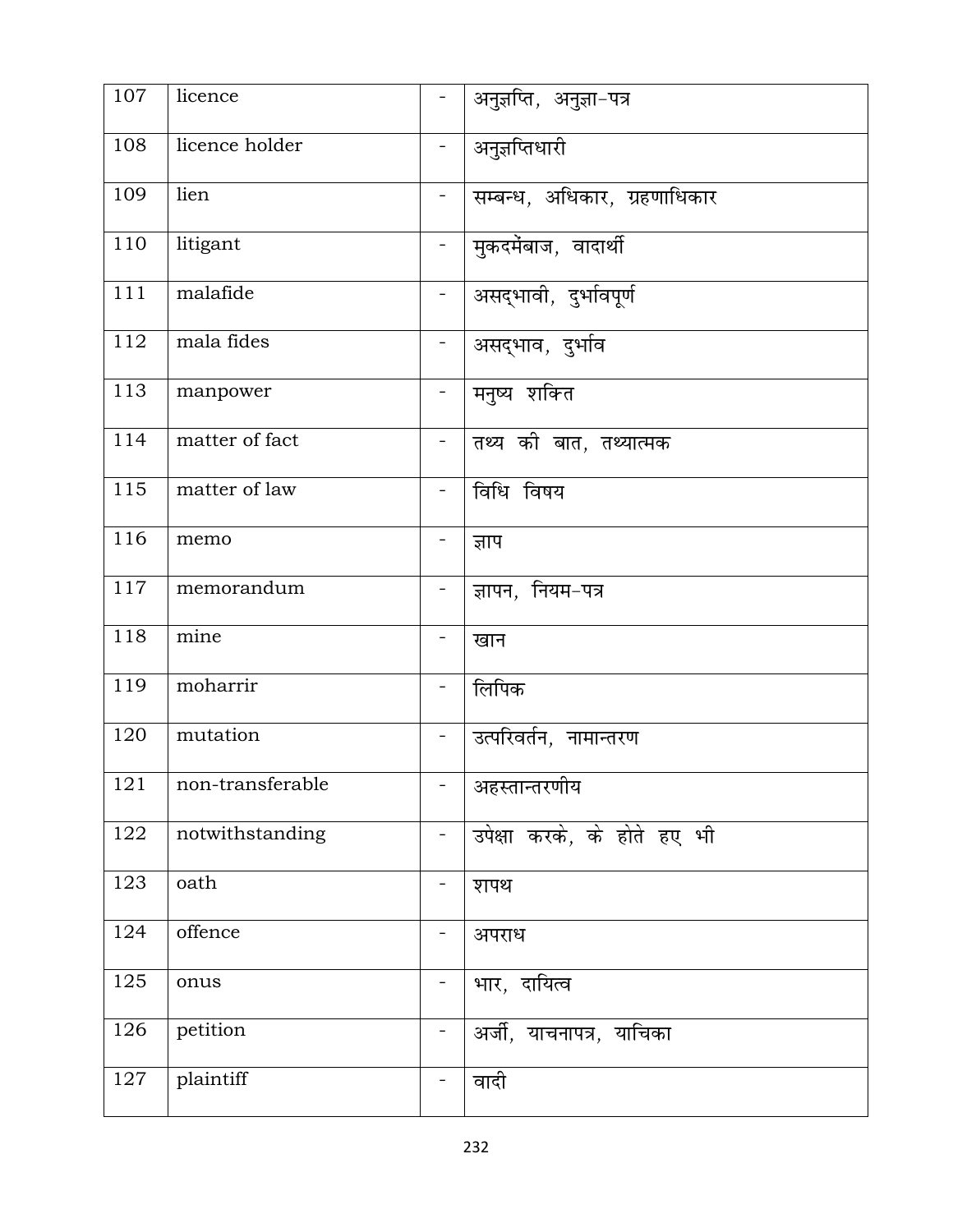| 107 | licence | - | अनुज्ञप्ति, अनुज्ञा–पत्र |
|---|---|---|---|
| 108 | licence holder | - | अनुज्ञप्तिधारी |
| 109 | lien | - | सम्बन्ध, अधिकार, ग्रहणाधिकार |
| 110 | litigant | - | मुकदमेंबाज, वादार्थी |
| 111 | malafide | - | असद्भावी, दुर्भावपूर्ण |
| 112 | mala fides | - | असद्भाव, दुर्भाव |
| 113 | manpower | - | मनुष्य शक्ति |
| 114 | matter of fact | - | तथ्य की बात, तथ्यात्मक |
| 115 | matter of law | - | विधि विषय |
| 116 | memo | - | ज्ञाप |
| 117 | memorandum | - | ज्ञापन, नियम–पत्र |
| 118 | mine | - | खान |
| 119 | moharrir | - | लिपिक |
| 120 | mutation | - | उत्परिवर्तन, नामान्तरण |
| 121 | non-transferable | - | अहस्तान्तरणीय |
| 122 | notwithstanding | - | उपेक्षा करके, के होते हए भी |
| 123 | oath | - | शपथ |
| 124 | offence | - | अपराध |
| 125 | onus | - | भार, दायित्व |
| 126 | petition | - | अर्जी, याचनापत्र, याचिका |
| 127 | plaintiff | - | वादी |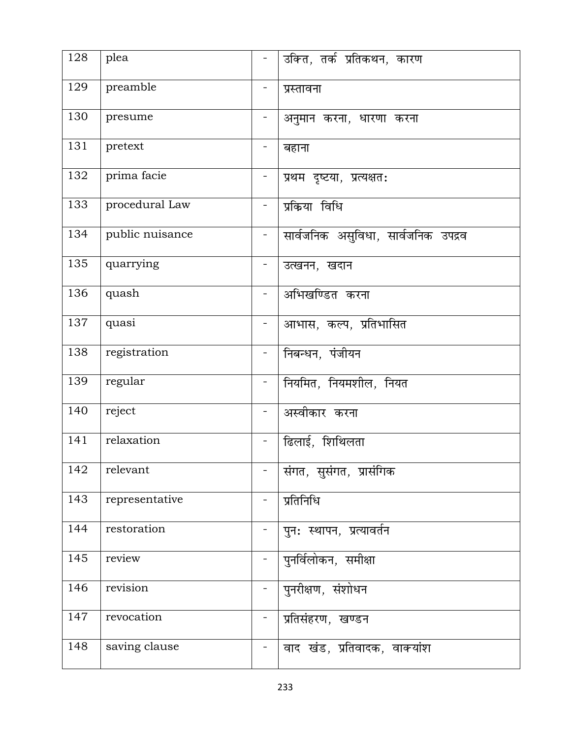| 128 | plea | - | उक्ति, तर्क प्रतिकथन, कारण |
|---|---|---|---|
| 129 | preamble | - | प्रस्तावना |
| 130 | presume | - | अनुमान करना, धारणा करना |
| 131 | pretext | - | बहाना |
| 132 | prima facie | - | प्रथम दृष्टया, प्रत्यक्षतः |
| 133 | procedural Law | - | प्रक्रिया विधि |
| 134 | public nuisance | - | सार्वजनिक असुविधा, सार्वजनिक उपद्रव |
| 135 | quarrying | - | उत्खनन, खदान |
| 136 | quash | - | अभिखण्डित करना |
| 137 | quasi | - | आभास, कल्प, प्रतिभासित |
| 138 | registration | - | निबन्धन, पंजीयन |
| 139 | regular | - | नियमित, नियमशील, नियत |
| 140 | reject | - | अस्वीकार करना |
| 141 | relaxation | - | ढिलाई, शिथिलता |
| 142 | relevant | - | संगत, सुसंगत, प्रासंगिक |
| 143 | representative | - | प्रतिनिधि |
| 144 | restoration | - | पुनः स्थापन, प्रत्यावर्तन |
| 145 | review | - | पुनर्विलोकन, समीक्षा |
| 146 | revision | - | पुनरीक्षण, संशोधन |
| 147 | revocation | - | प्रतिसंहरण, खण्डन |
| 148 | saving clause | - | वाद खंड, प्रतिवादक, वाक्यांश |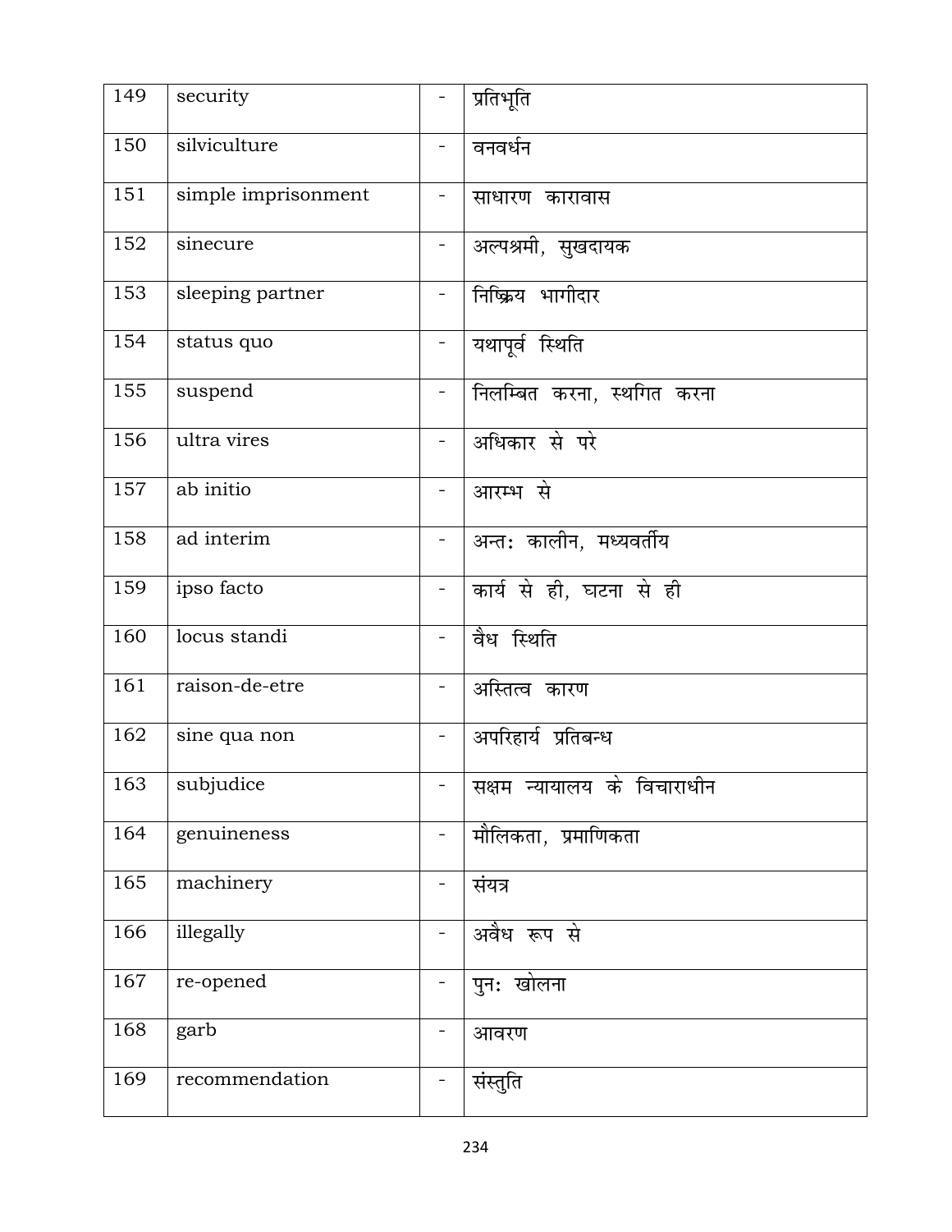| 149 | security | - | प्रतिभूति |
|---|---|---|---|
| 150 | silviculture | - | वनवर्धन |
| 151 | simple imprisonment | - | साधारण कारावास |
| 152 | sinecure | - | अल्पश्रमी, सुखदायक |
| 153 | sleeping partner | - | निष्क्रिय भागीदार |
| 154 | status quo | - | यथापूर्व स्थिति |
| 155 | suspend | - | निलम्बित करना, स्थगित करना |
| 156 | ultra vires | - | अधिकार से परे |
| 157 | ab initio | - | आरम्भ से |
| 158 | ad interim | - | अन्तः कालीन, मध्यवर्तीय |
| 159 | ipso facto | - | कार्य से ही, घटना से ही |
| 160 | locus standi | - | वैध स्थिति |
| 161 | raison-de-etre | - | अस्तित्व कारण |
| 162 | sine qua non | - | अपरिहार्य प्रतिबन्ध |
| 163 | subjudice | - | सक्षम न्यायालय के विचाराधीन |
| 164 | genuineness | - | मौलिकता, प्रमाणिकता |
| 165 | machinery | - | संयत्र |
| 166 | illegally | - | अवैध रूप से |
| 167 | re-opened | - | पुनः खोलना |
| 168 | garb | - | आवरण |
| 169 | recommendation | - | संस्तुति |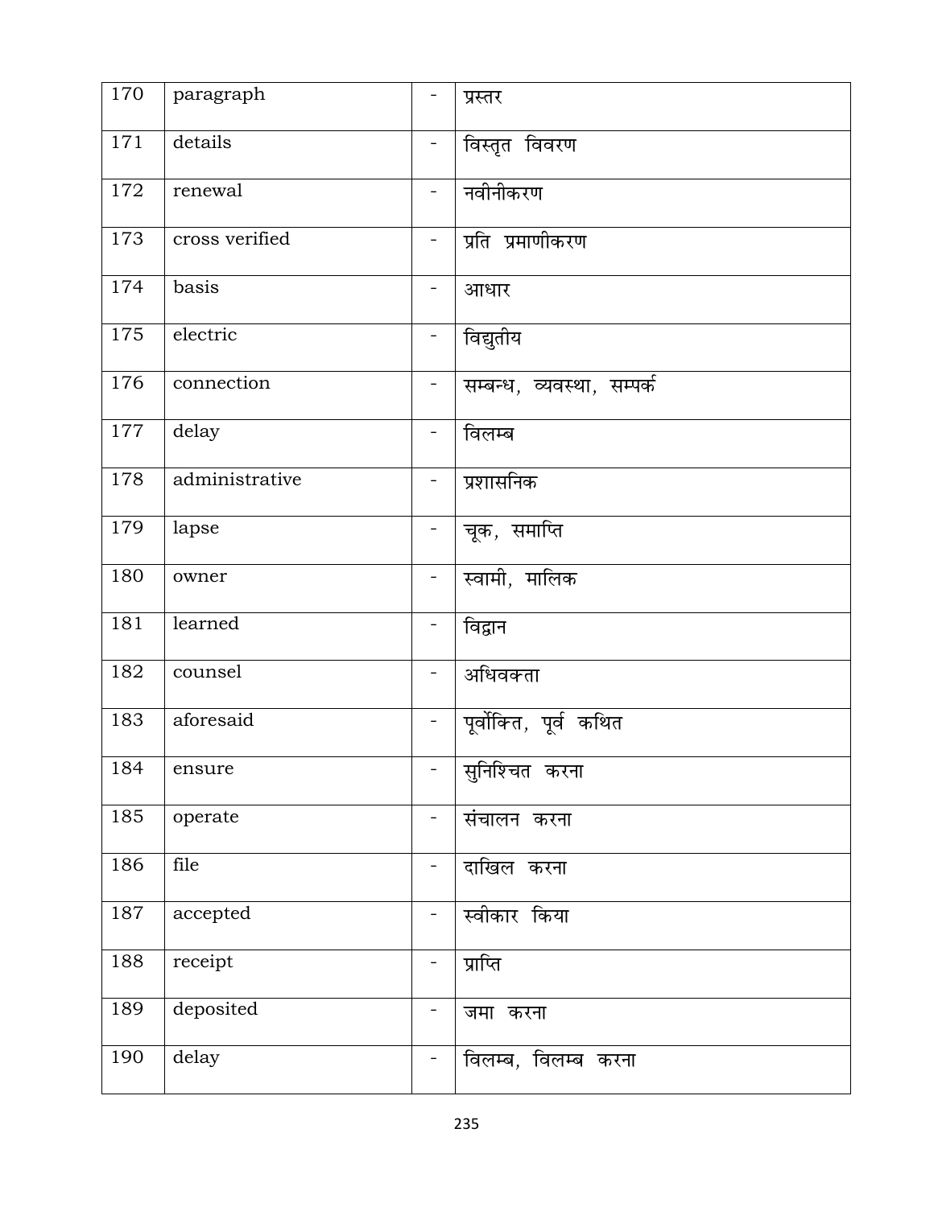| 170 | paragraph | - | प्रस्तर |
|---|---|---|---|
| 171 | details | - | विस्तृत विवरण |
| 172 | renewal | - | नवीनीकरण |
| 173 | cross verified | - | प्रति प्रमाणीकरण |
| 174 | basis | - | आधार |
| 175 | electric | - | विद्युतीय |
| 176 | connection | - | सम्बन्ध, व्यवस्था, सम्पर्क |
| 177 | delay | - | विलम्ब |
| 178 | administrative | - | प्रशासनिक |
| 179 | lapse | - | चूक, समाप्ति |
| 180 | owner | - | स्वामी, मालिक |
| 181 | learned | - | विद्वान |
| 182 | counsel | - | अधिवक्ता |
| 183 | aforesaid | - | पूर्वोक्ति, पूर्व कथित |
| 184 | ensure | - | सुनिश्चित करना |
| 185 | operate | - | संचालन करना |
| 186 | file | - | दाखिल करना |
| 187 | accepted | - | स्वीकार किया |
| 188 | receipt | - | प्राप्ति |
| 189 | deposited | - | जमा करना |
| 190 | delay | - | विलम्ब, विलम्ब करना |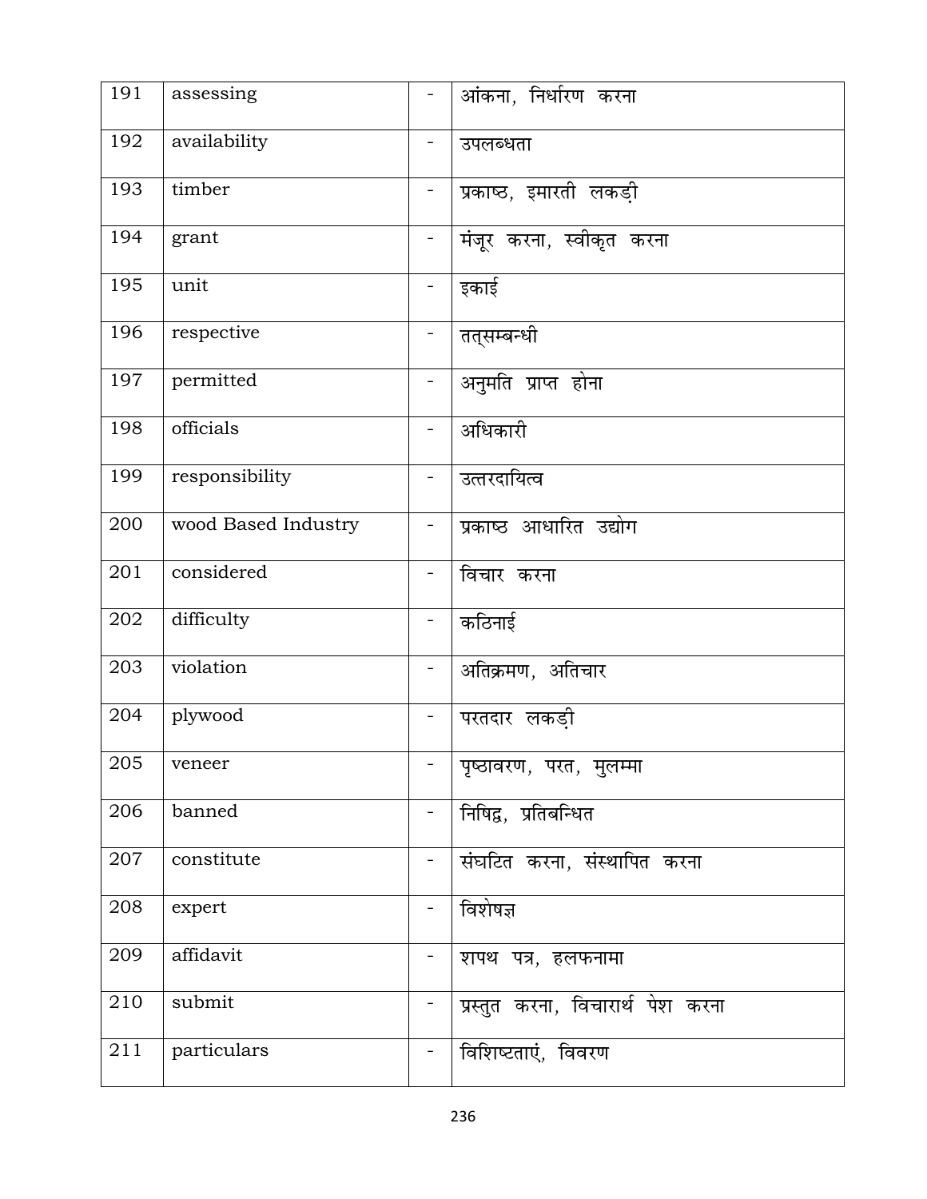| | | | |
|---|---|---|---|
| 191 | assessing | - | आंकना, निर्धारण करना |
| 192 | availability | - | उपलब्धता |
| 193 | timber | - | प्रकाष्ठ, इमारती लकड़ी |
| 194 | grant | - | मंजूर करना, स्वीकृत करना |
| 195 | unit | - | इकाई |
| 196 | respective | - | तत्सम्बन्धी |
| 197 | permitted | - | अनुमति प्राप्त होना |
| 198 | officials | - | अधिकारी |
| 199 | responsibility | - | उत्तरदायित्व |
| 200 | wood Based Industry | - | प्रकाष्ठ आधारित उद्योग |
| 201 | considered | - | विचार करना |
| 202 | difficulty | - | कठिनाई |
| 203 | violation | - | अतिक्रमण, अतिचार |
| 204 | plywood | - | परतदार लकड़ी |
| 205 | veneer | - | पृष्ठावरण, परत, मुलम्मा |
| 206 | banned | - | निषिद्व, प्रतिबन्धित |
| 207 | constitute | - | संघटित करना, संस्थापित करना |
| 208 | expert | - | विशेषज्ञ |
| 209 | affidavit | - | शपथ पत्र, हलफनामा |
| 210 | submit | - | प्रस्तुत करना, विचारार्थ पेश करना |
| 211 | particulars | - | विशिष्टताएं, विवरण |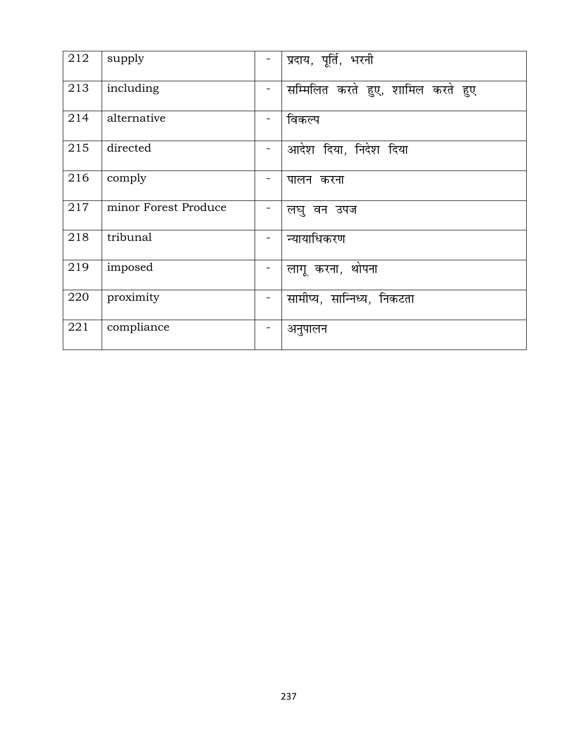| | | | |
|---|---|---|---|
| 212 | supply | - | प्रदाय, पूर्ति, भरनी |
| 213 | including | - | सम्मिलित करते हुए, शामिल करते हुए |
| 214 | alternative | - | विकल्प |
| 215 | directed | - | आदेश दिया, निदेश दिया |
| 216 | comply | - | पालन करना |
| 217 | minor Forest Produce | - | लघु वन उपज |
| 218 | tribunal | - | न्यायाधिकरण |
| 219 | imposed | - | लागू करना, थोपना |
| 220 | proximity | - | सामीप्य, सान्निध्य, निकटता |
| 221 | compliance | - | अनुपालन |